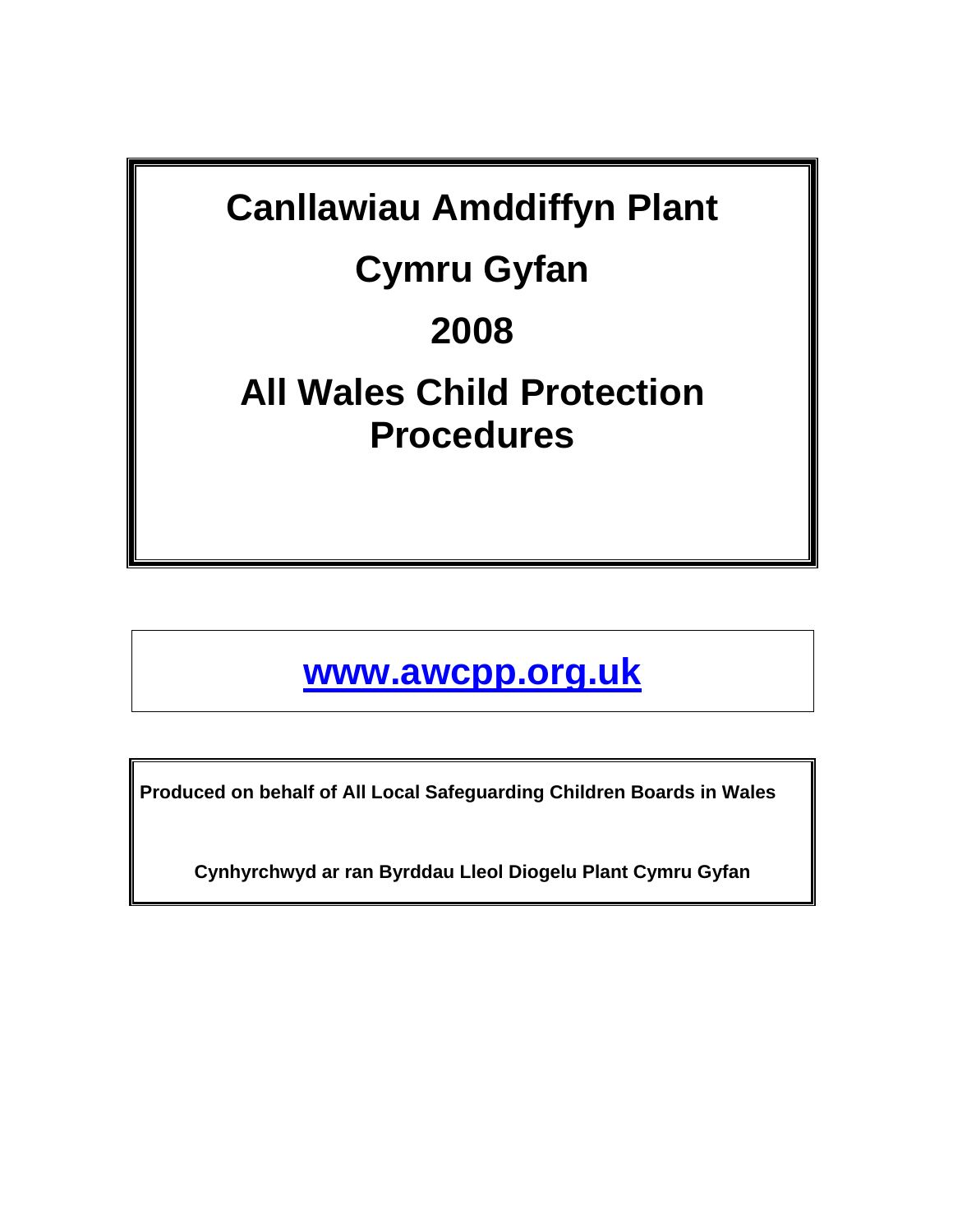# Canllawiau Amddiffyn Plant

# Cymru Gyfan

# 2008

# All Wales Child Protection Procedures

**www.awcpp.org.uk**

**Produced on behalf of All Local Safeguarding Children Boards in Wales**

**Cynhyrchwyd ar ran Byrddau Lleol Diogelu Plant Cymru Gyfan**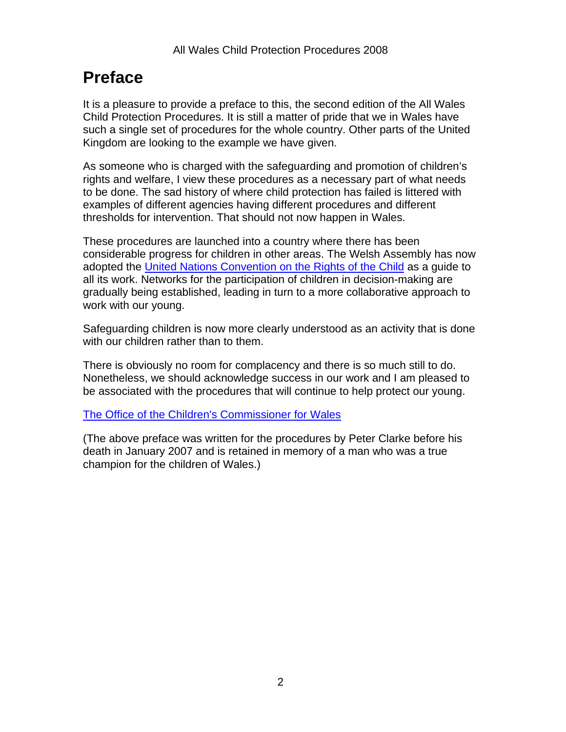# Preface

It is a pleasure to provide a preface to this, the second edition of the All Wales Child Protection Procedures. It is still a matter of pride that we in Wales have such a single set of procedures for the whole country. Other parts of the United Kingdom are looking to the example we have given.

As someone who is charged with the safeguarding and promotion of children's rights and welfare, I view these procedures as a necessary part of what needs to be done. The sad history of where child protection has failed is littered with examples of different agencies having different procedures and different thresholds for intervention. That should not now happen in Wales.

These procedures are launched into a country where there has been considerable progress for children in other areas. The Welsh Assembly has now adopted the United Nations Convention on the Rights of the Child as a guide to all its work. Networks for the participation of children in decision-making are gradually being established, leading in turn to a more collaborative approach to work with our young.

Safeguarding children is now more clearly understood as an activity that is done with our children rather than to them.

There is obviously no room for complacency and there is so much still to do. Nonetheless, we should acknowledge success in our work and I am pleased to be associated with the procedures that will continue to help protect our young.

The Office of the Children's Commissioner for Wales

(The above preface was written for the procedures by Peter Clarke before his death in January 2007 and is retained in memory of a man who was a true champion for the children of Wales.)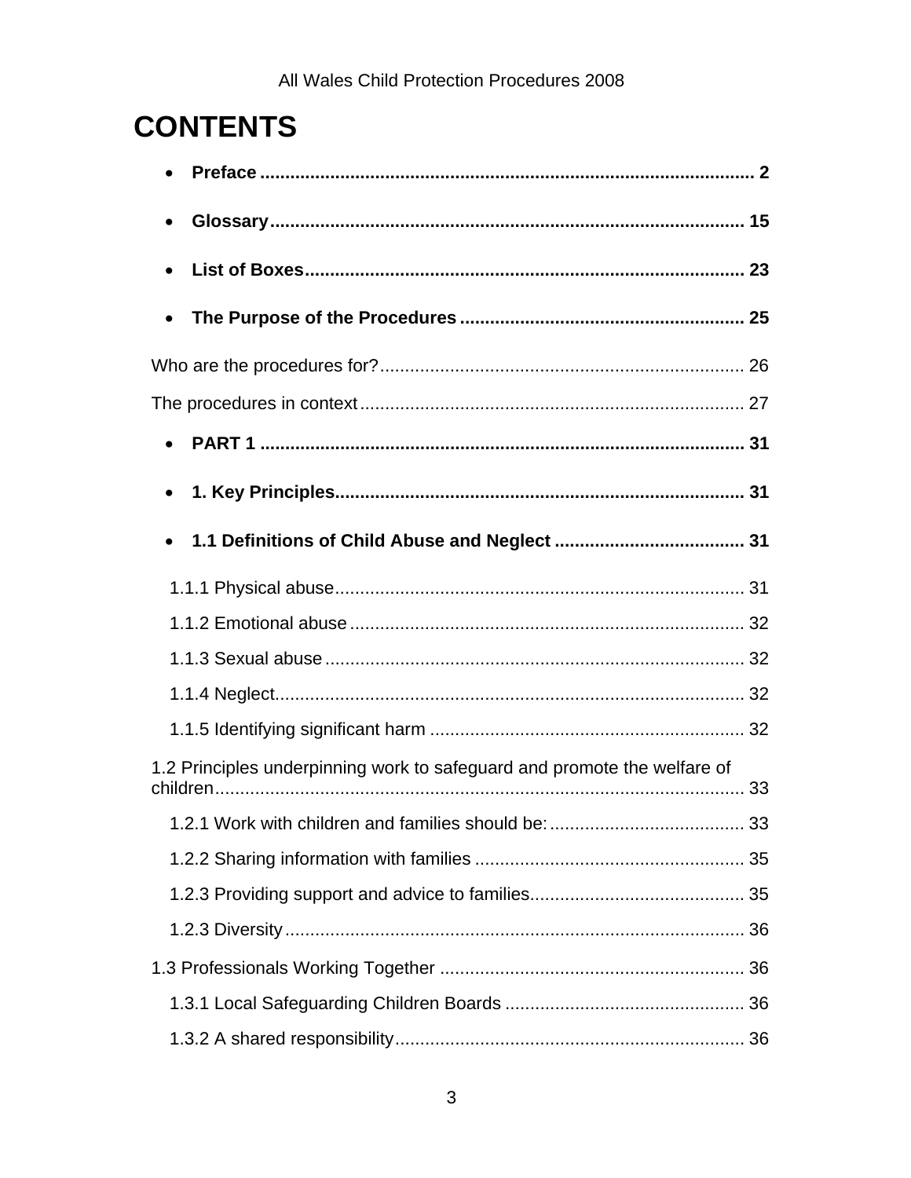# CONTENTS

- **Preface .................................................................................................. 2**
- **Glossary............................................................................................... 15**
- **List of Boxes........................................................................................ 23**
- **The Purpose of the Procedures ......................................................... 25**

Who are the procedures for?......................................................................... 26

The procedures in context............................................................................. 27

- **PART 1 ................................................................................................. 31**
- **1. Key Principles.................................................................................. 31**
- **1.1 Definitions of Child Abuse and Neglect ....................................... 31**

  1.1.1 Physical abuse.................................................................................. 31

  1.1.2 Emotional abuse ............................................................................... 32

  1.1.3 Sexual abuse .................................................................................... 32

  1.1.4 Neglect.............................................................................................. 32

  1.1.5 Identifying significant harm ............................................................... 32

1.2 Principles underpinning work to safeguard and promote the welfare of children.......................................................................................................... 33

  1.2.1 Work with children and families should be:....................................... 33

  1.2.2 Sharing information with families ...................................................... 35

  1.2.3 Providing support and advice to families........................................... 35

  1.2.3 Diversity............................................................................................. 36

1.3 Professionals Working Together ............................................................. 36

  1.3.1 Local Safeguarding Children Boards ................................................ 36

  1.3.2 A shared responsibility....................................................................... 36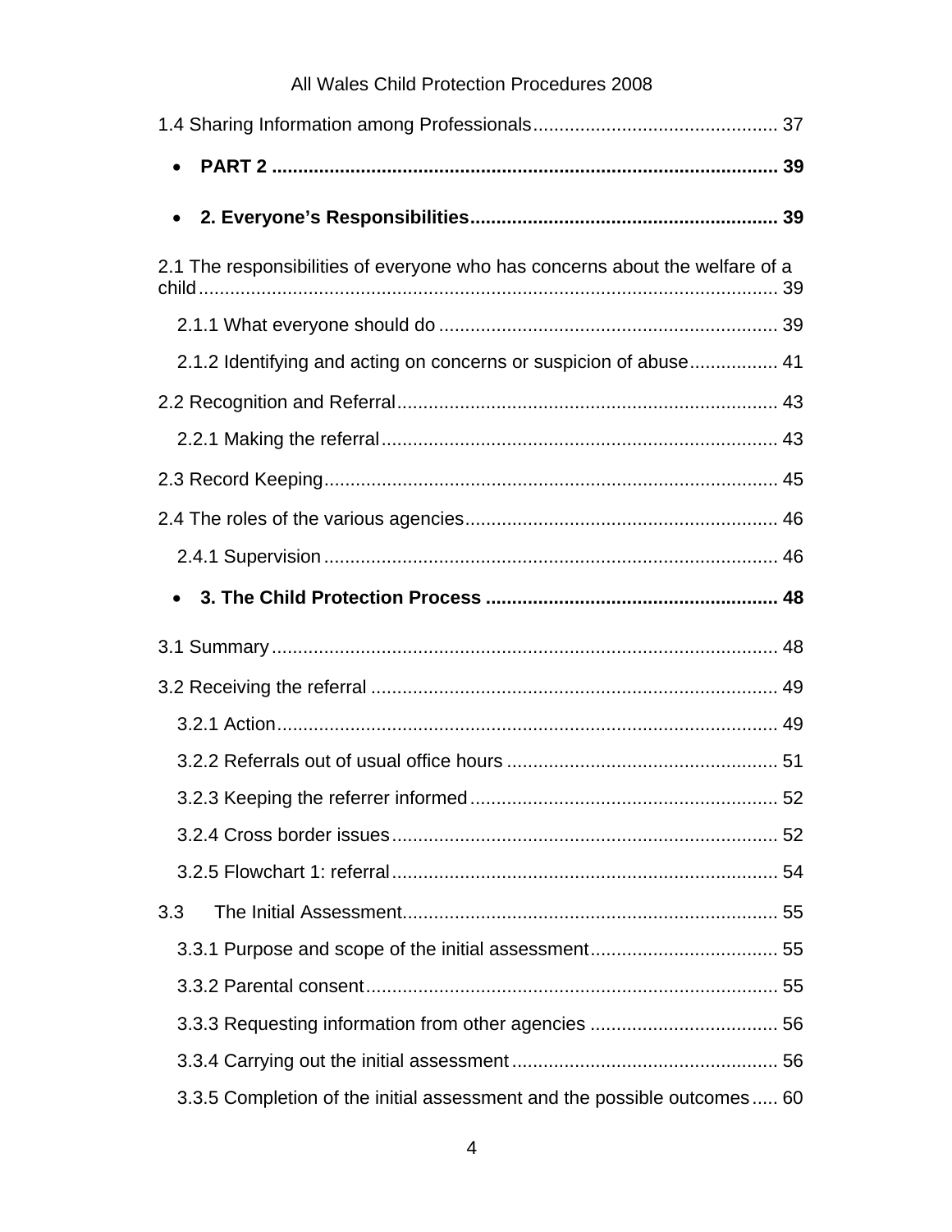1.4 Sharing Information among Professionals ............................................... 37

- **PART 2 ................................................................................................ 39**

- **2. Everyone's Responsibilities .......................................................... 39**

2.1 The responsibilities of everyone who has concerns about the welfare of a child ................................................................................................................ 39

    2.1.1 What everyone should do ................................................................ 39

    2.1.2 Identifying and acting on concerns or suspicion of abuse ................. 41

2.2 Recognition and Referral ........................................................................ 43

    2.2.1 Making the referral ........................................................................... 43

2.3 Record Keeping ....................................................................................... 45

2.4 The roles of the various agencies ........................................................... 46

    2.4.1 Supervision ...................................................................................... 46

- **3. The Child Protection Process ....................................................... 48**

3.1 Summary ................................................................................................. 48

3.2 Receiving the referral ............................................................................. 49

    3.2.1 Action ............................................................................................... 49

    3.2.2 Referrals out of usual office hours ................................................... 51

    3.2.3 Keeping the referrer informed .......................................................... 52

    3.2.4 Cross border issues ......................................................................... 52

    3.2.5 Flowchart 1: referral ......................................................................... 54

3.3 The Initial Assessment ........................................................................ 55

    3.3.1 Purpose and scope of the initial assessment .................................... 55

    3.3.2 Parental consent ............................................................................... 55

    3.3.3 Requesting information from other agencies .................................... 56

    3.3.4 Carrying out the initial assessment ................................................... 56

    3.3.5 Completion of the initial assessment and the possible outcomes ..... 60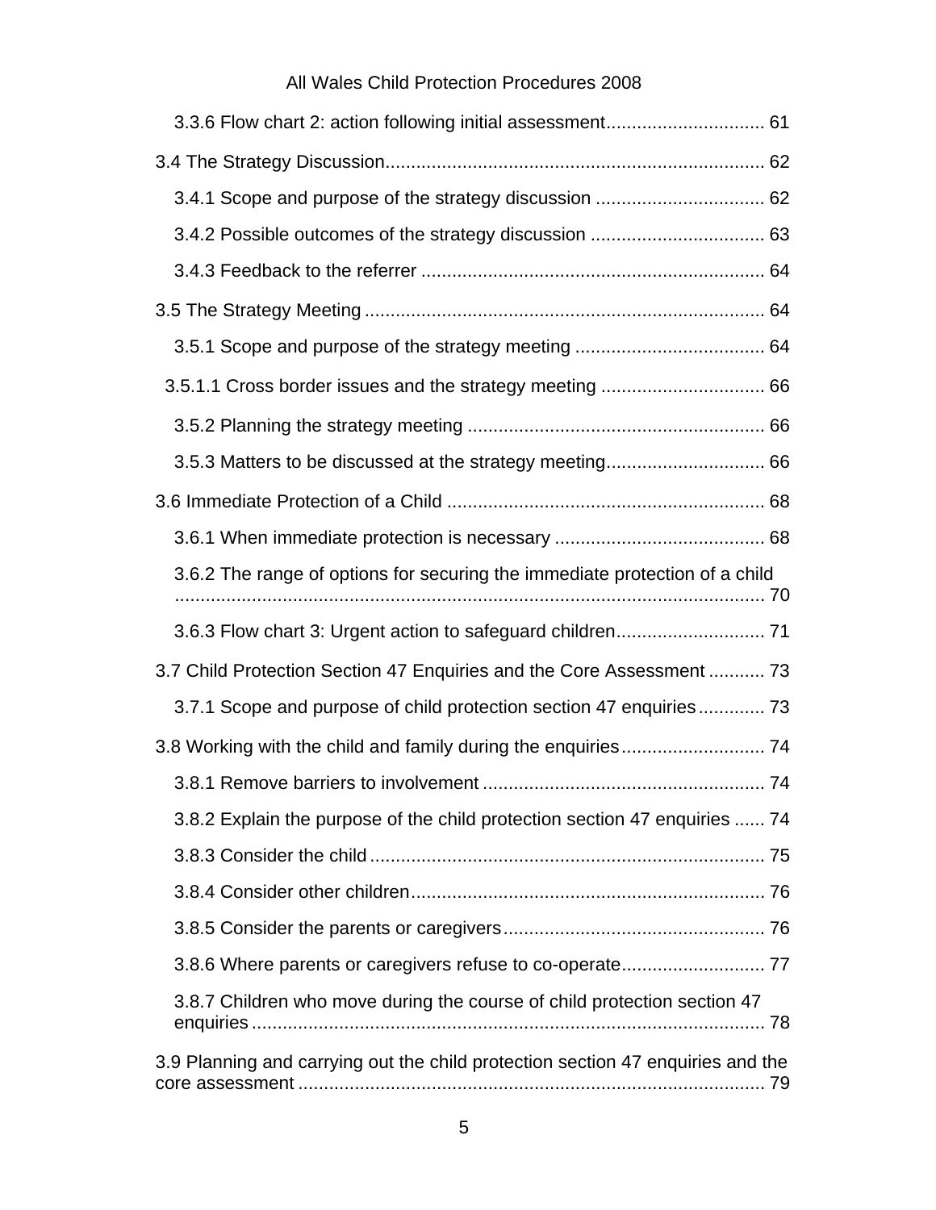3.3.6 Flow chart 2: action following initial assessment ............................... 61

3.4 The Strategy Discussion ......................................................................... 62

3.4.1 Scope and purpose of the strategy discussion ................................. 62

3.4.2 Possible outcomes of the strategy discussion .................................. 63

3.4.3 Feedback to the referrer ................................................................... 64

3.5 The Strategy Meeting ............................................................................. 64

3.5.1 Scope and purpose of the strategy meeting ..................................... 64

3.5.1.1 Cross border issues and the strategy meeting ................................ 66

3.5.2 Planning the strategy meeting .......................................................... 66

3.5.3 Matters to be discussed at the strategy meeting............................... 66

3.6 Immediate Protection of a Child .............................................................. 68

3.6.1 When immediate protection is necessary ......................................... 68

3.6.2 The range of options for securing the immediate protection of a child .................................................................................................................. 70

3.6.3 Flow chart 3: Urgent action to safeguard children............................. 71

3.7 Child Protection Section 47 Enquiries and the Core Assessment ........... 73

3.7.1 Scope and purpose of child protection section 47 enquiries ............. 73

3.8 Working with the child and family during the enquiries ............................ 74

3.8.1 Remove barriers to involvement ....................................................... 74

3.8.2 Explain the purpose of the child protection section 47 enquiries ...... 74

3.8.3 Consider the child ............................................................................. 75

3.8.4 Consider other children..................................................................... 76

3.8.5 Consider the parents or caregivers ................................................... 76

3.8.6 Where parents or caregivers refuse to co-operate............................ 77

3.8.7 Children who move during the course of child protection section 47 enquiries ..................................................................................................... 78

3.9 Planning and carrying out the child protection section 47 enquiries and the core assessment ........................................................................................... 79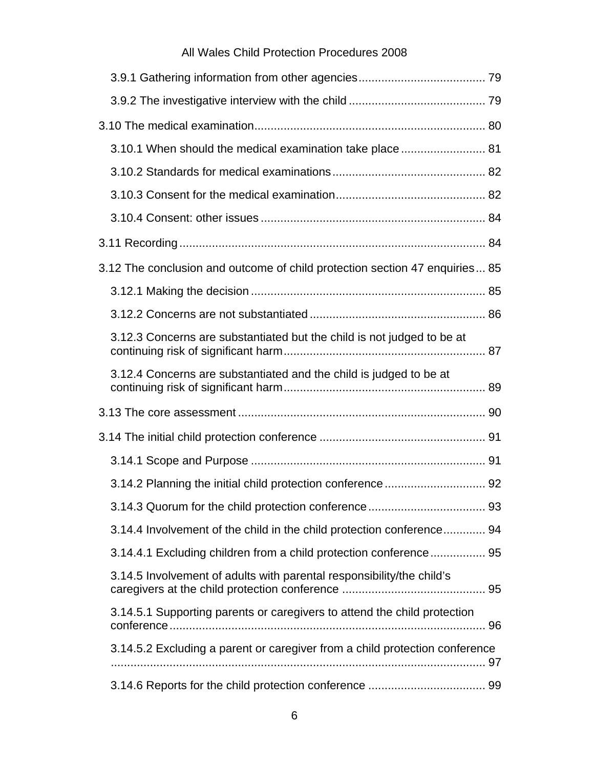3.9.1 Gathering information from other agencies ....................................... 79

3.9.2 The investigative interview with the child .......................................... 79

3.10 The medical examination ....................................................................... 80

3.10.1 When should the medical examination take place .......................... 81

3.10.2 Standards for medical examinations ............................................... 82

3.10.3 Consent for the medical examination .............................................. 82

3.10.4 Consent: other issues ..................................................................... 84

3.11 Recording ............................................................................................. 84

3.12 The conclusion and outcome of child protection section 47 enquiries ... 85

3.12.1 Making the decision ........................................................................ 85

3.12.2 Concerns are not substantiated ...................................................... 86

3.12.3 Concerns are substantiated but the child is not judged to be at continuing risk of significant harm ............................................................. 87

3.12.4 Concerns are substantiated and the child is judged to be at continuing risk of significant harm ............................................................. 89

3.13 The core assessment ............................................................................ 90

3.14 The initial child protection conference ................................................... 91

3.14.1 Scope and Purpose ........................................................................ 91

3.14.2 Planning the initial child protection conference ............................... 92

3.14.3 Quorum for the child protection conference .................................... 93

3.14.4 Involvement of the child in the child protection conference ............. 94

3.14.4.1 Excluding children from a child protection conference ................. 95

3.14.5 Involvement of adults with parental responsibility/the child's caregivers at the child protection conference ............................................ 95

3.14.5.1 Supporting parents or caregivers to attend the child protection conference ................................................................................................. 96

3.14.5.2 Excluding a parent or caregiver from a child protection conference ................................................................................................................... 97

3.14.6 Reports for the child protection conference .................................... 99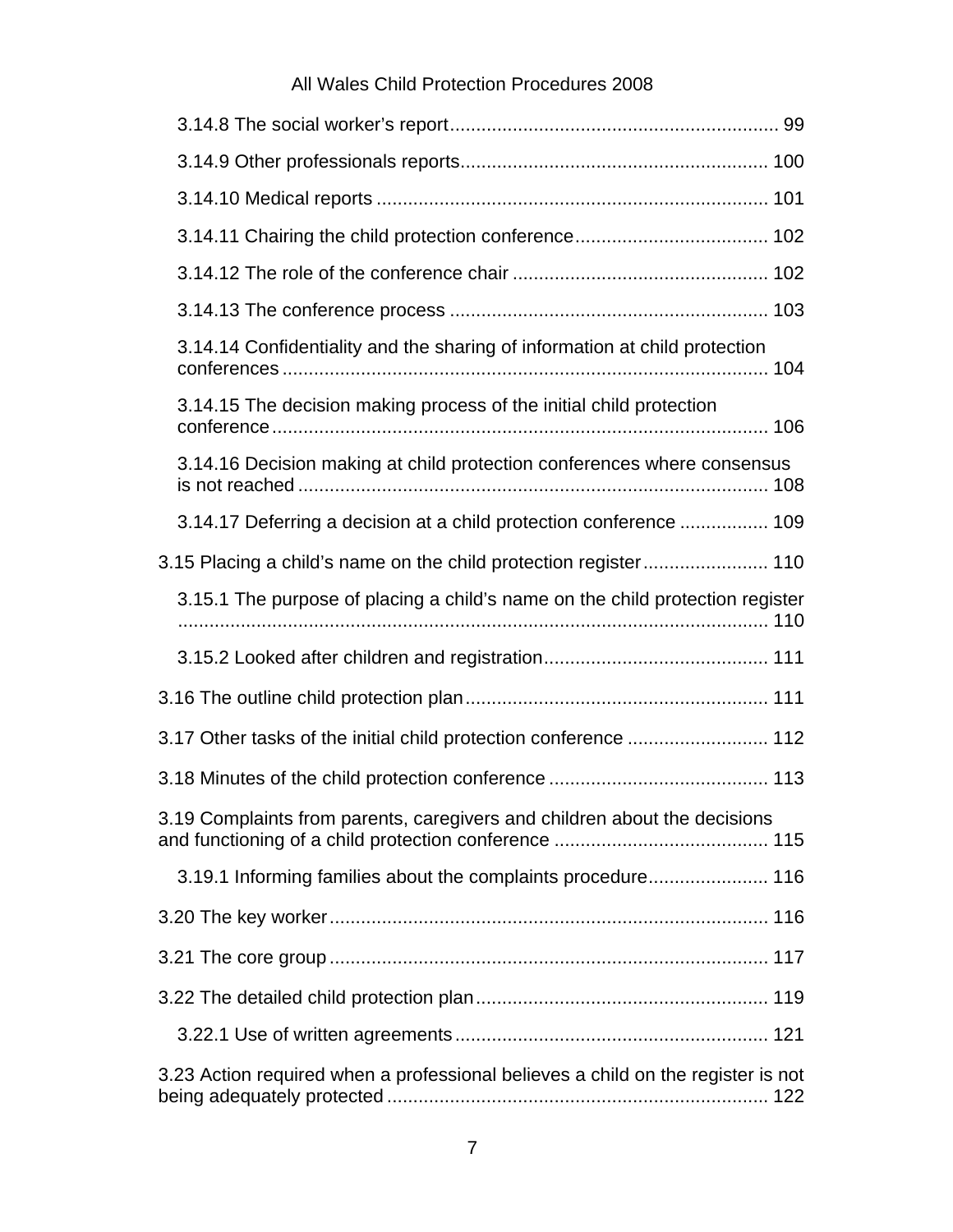3.14.8 The social worker's report ............................................................. 99

3.14.9 Other professionals reports .......................................................... 100

3.14.10 Medical reports .......................................................................... 101

3.14.11 Chairing the child protection conference ..................................... 102

3.14.12 The role of the conference chair ................................................ 102

3.14.13 The conference process ............................................................ 103

3.14.14 Confidentiality and the sharing of information at child protection conferences ............................................................................................ 104

3.14.15 The decision making process of the initial child protection conference ............................................................................................... 106

3.14.16 Decision making at child protection conferences where consensus is not reached .......................................................................................... 108

3.14.17 Deferring a decision at a child protection conference ................. 109

3.15 Placing a child's name on the child protection register ........................ 110

3.15.1 The purpose of placing a child's name on the child protection register ................................................................................................................ 110

3.15.2 Looked after children and registration ........................................... 111

3.16 The outline child protection plan .......................................................... 111

3.17 Other tasks of the initial child protection conference ........................... 112

3.18 Minutes of the child protection conference .......................................... 113

3.19 Complaints from parents, caregivers and children about the decisions and functioning of a child protection conference ......................................... 115

3.19.1 Informing families about the complaints procedure ....................... 116

3.20 The key worker .................................................................................... 116

3.21 The core group .................................................................................... 117

3.22 The detailed child protection plan ........................................................ 119

3.22.1 Use of written agreements ............................................................ 121

3.23 Action required when a professional believes a child on the register is not being adequately protected ......................................................................... 122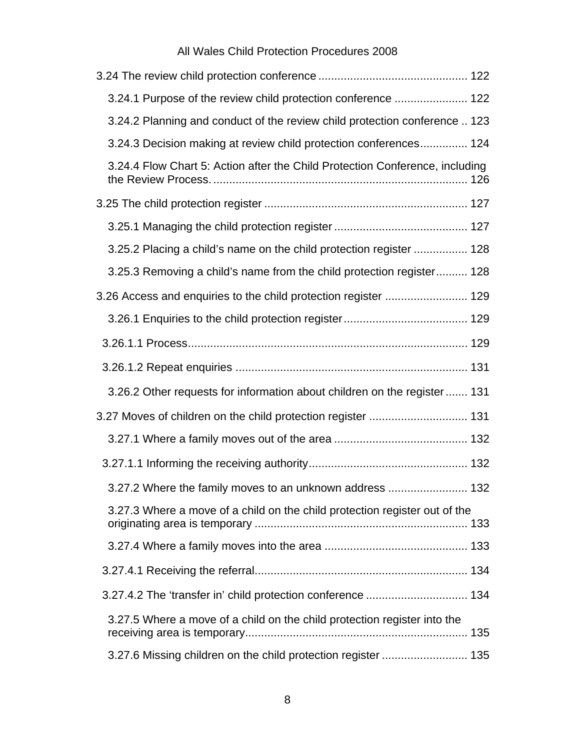3.24 The review child protection conference .............................................. 122

3.24.1 Purpose of the review child protection conference ....................... 122

3.24.2 Planning and conduct of the review child protection conference .. 123

3.24.3 Decision making at review child protection conferences............... 124

3.24.4 Flow Chart 5: Action after the Child Protection Conference, including the Review Process. ............................................................................... 126

3.25 The child protection register ............................................................... 127

3.25.1 Managing the child protection register .......................................... 127

3.25.2 Placing a child's name on the child protection register ................. 128

3.25.3 Removing a child's name from the child protection register.......... 128

3.26 Access and enquiries to the child protection register .......................... 129

3.26.1 Enquiries to the child protection register....................................... 129

3.26.1.1 Process....................................................................................... 129

3.26.1.2 Repeat enquiries ......................................................................... 131

3.26.2 Other requests for information about children on the register....... 131

3.27 Moves of children on the child protection register ............................... 131

3.27.1 Where a family moves out of the area .......................................... 132

3.27.1.1 Informing the receiving authority................................................. 132

3.27.2 Where the family moves to an unknown address ......................... 132

3.27.3 Where a move of a child on the child protection register out of the originating area is temporary .................................................................. 133

3.27.4 Where a family moves into the area ............................................. 133

3.27.4.1 Receiving the referral.................................................................. 134

3.27.4.2 The 'transfer in' child protection conference ................................ 134

3.27.5 Where a move of a child on the child protection register into the receiving area is temporary...................................................................... 135

3.27.6 Missing children on the child protection register ........................... 135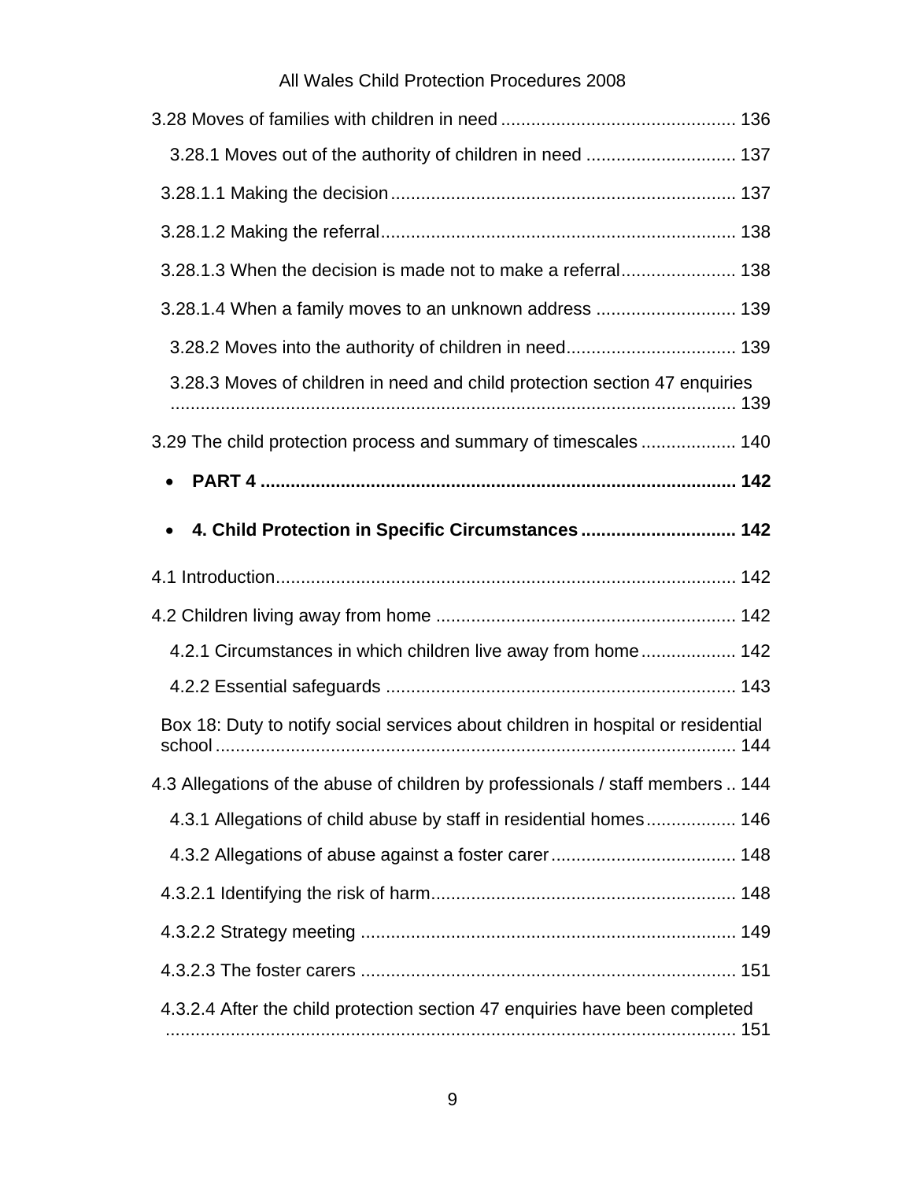3.28 Moves of families with children in need .............................................. 136

3.28.1 Moves out of the authority of children in need .............................. 137

3.28.1.1 Making the decision ..................................................................... 137

3.28.1.2 Making the referral ....................................................................... 138

3.28.1.3 When the decision is made not to make a referral ....................... 138

3.28.1.4 When a family moves to an unknown address ............................ 139

3.28.2 Moves into the authority of children in need .................................. 139

3.28.3 Moves of children in need and child protection section 47 enquiries ................................................................................................. 139

3.29 The child protection process and summary of timescales ................... 140

- **PART 4 ............................................................................................. 142**
- **4. Child Protection in Specific Circumstances ............................... 142**

4.1 Introduction ........................................................................................... 142

4.2 Children living away from home ............................................................ 142

4.2.1 Circumstances in which children live away from home ................... 142

4.2.2 Essential safeguards ...................................................................... 143

Box 18: Duty to notify social services about children in hospital or residential school ........................................................................................................ 144

4.3 Allegations of the abuse of children by professionals / staff members .. 144

4.3.1 Allegations of child abuse by staff in residential homes .................. 146

4.3.2 Allegations of abuse against a foster carer ..................................... 148

4.3.2.1 Identifying the risk of harm ............................................................ 148

4.3.2.2 Strategy meeting ........................................................................... 149

4.3.2.3 The foster carers ........................................................................... 151

4.3.2.4 After the child protection section 47 enquiries have been completed ................................................................................................. 151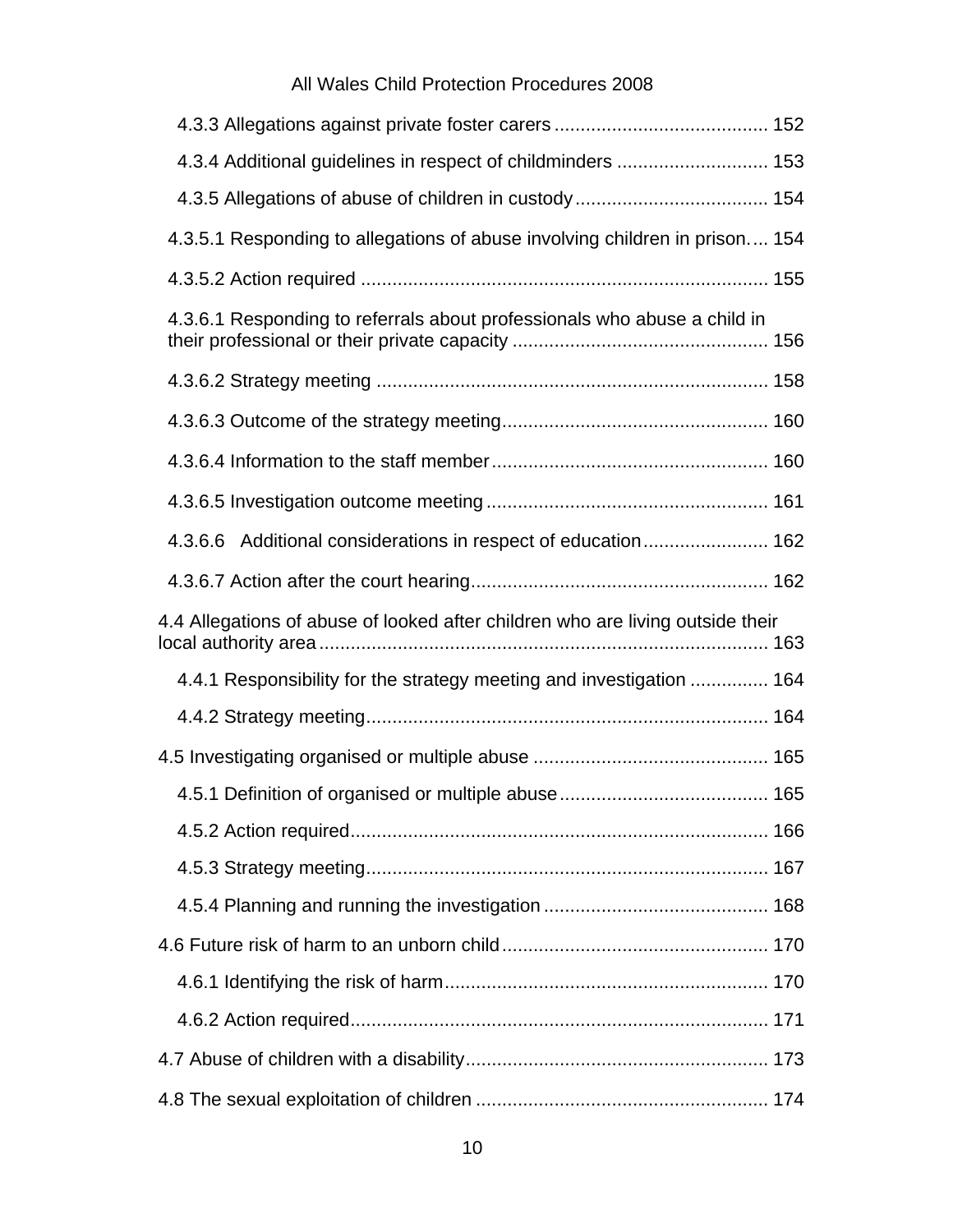4.3.3 Allegations against private foster carers ........................................ 152

4.3.4 Additional guidelines in respect of childminders ............................ 153

4.3.5 Allegations of abuse of children in custody.................................... 154

4.3.5.1 Responding to allegations of abuse involving children in prison.... 154

4.3.5.2 Action required ............................................................................. 155

4.3.6.1 Responding to referrals about professionals who abuse a child in their professional or their private capacity ................................................ 156

4.3.6.2 Strategy meeting .......................................................................... 158

4.3.6.3 Outcome of the strategy meeting.................................................. 160

4.3.6.4 Information to the staff member.................................................... 160

4.3.6.5 Investigation outcome meeting ..................................................... 161

4.3.6.6 Additional considerations in respect of education........................ 162

4.3.6.7 Action after the court hearing........................................................ 162

4.4 Allegations of abuse of looked after children who are living outside their local authority area ..................................................................................... 163

4.4.1 Responsibility for the strategy meeting and investigation ............... 164

4.4.2 Strategy meeting............................................................................ 164

4.5 Investigating organised or multiple abuse ............................................ 165

4.5.1 Definition of organised or multiple abuse....................................... 165

4.5.2 Action required............................................................................... 166

4.5.3 Strategy meeting............................................................................ 167

4.5.4 Planning and running the investigation .......................................... 168

4.6 Future risk of harm to an unborn child.................................................. 170

4.6.1 Identifying the risk of harm............................................................. 170

4.6.2 Action required............................................................................... 171

4.7 Abuse of children with a disability......................................................... 173

4.8 The sexual exploitation of children ....................................................... 174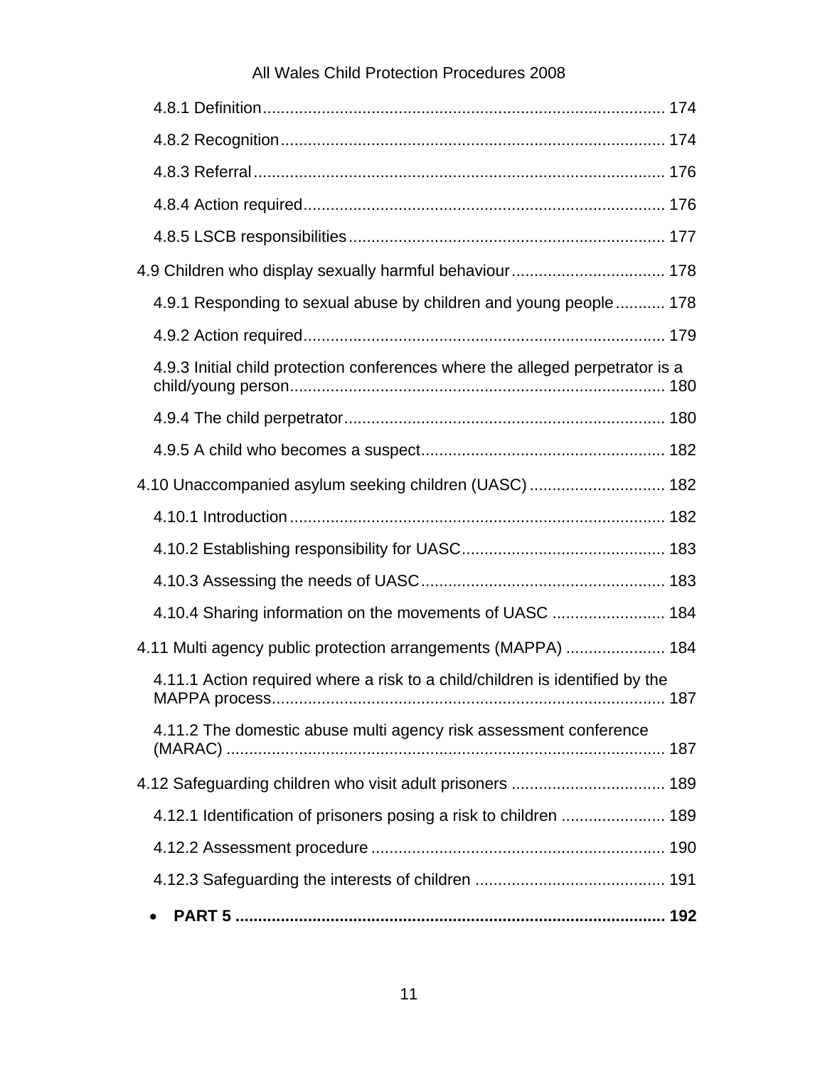4.8.1 Definition ........................................................................................ 174

4.8.2 Recognition .................................................................................... 174

4.8.3 Referral .......................................................................................... 176

4.8.4 Action required ............................................................................... 176

4.8.5 LSCB responsibilities ..................................................................... 177

4.9 Children who display sexually harmful behaviour .................................. 178

4.9.1 Responding to sexual abuse by children and young people ........... 178

4.9.2 Action required ............................................................................... 179

4.9.3 Initial child protection conferences where the alleged perpetrator is a child/young person .................................................................................. 180

4.9.4 The child perpetrator ...................................................................... 180

4.9.5 A child who becomes a suspect ...................................................... 182

4.10 Unaccompanied asylum seeking children (UASC) .............................. 182

4.10.1 Introduction .................................................................................. 182

4.10.2 Establishing responsibility for UASC ............................................ 183

4.10.3 Assessing the needs of UASC ...................................................... 183

4.10.4 Sharing information on the movements of UASC ......................... 184

4.11 Multi agency public protection arrangements (MAPPA) ...................... 184

4.11.1 Action required where a risk to a child/children is identified by the MAPPA process ...................................................................................... 187

4.11.2 The domestic abuse multi agency risk assessment conference (MARAC) ................................................................................................. 187

4.12 Safeguarding children who visit adult prisoners .................................. 189

4.12.1 Identification of prisoners posing a risk to children ....................... 189

4.12.2 Assessment procedure ................................................................. 190

4.12.3 Safeguarding the interests of children .......................................... 191

- **PART 5 ............................................................................................. 192**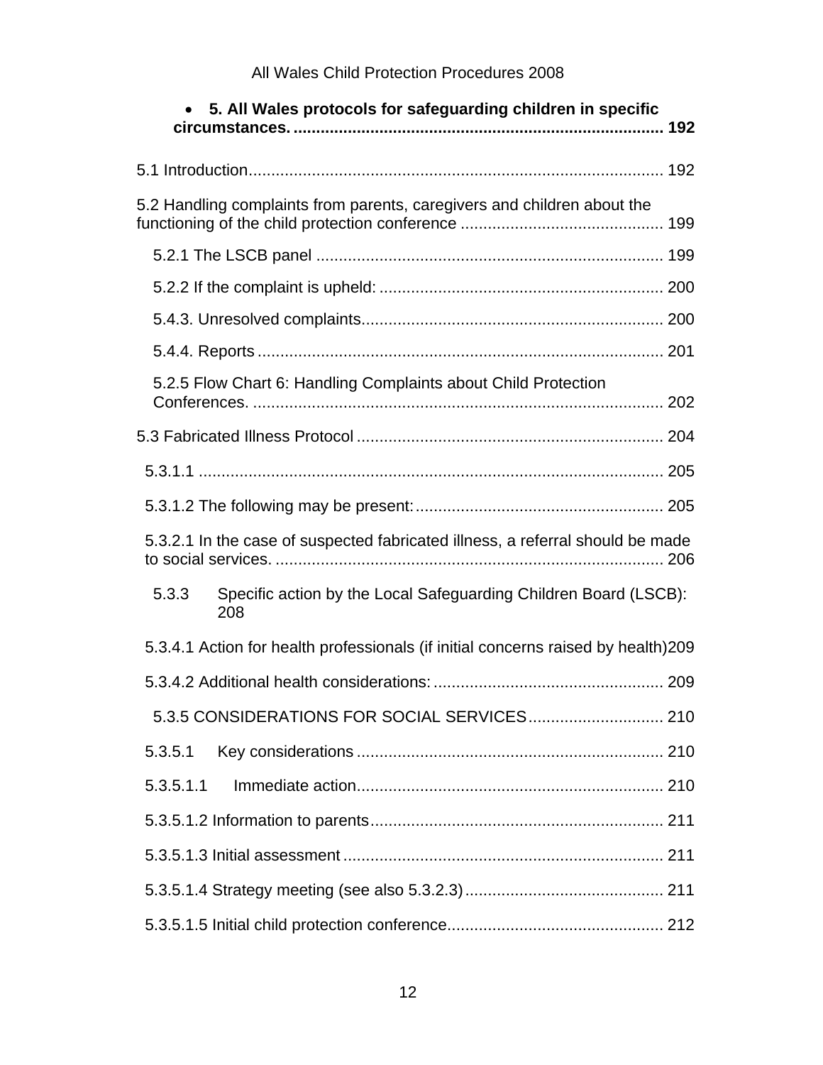- **5. All Wales protocols for safeguarding children in specific circumstances. .................................................................................. 192**

5.1 Introduction........................................................................................... 192

5.2 Handling complaints from parents, caregivers and children about the functioning of the child protection conference ............................................. 199

5.2.1 The LSCB panel ............................................................................. 199

5.2.2 If the complaint is upheld: ............................................................... 200

5.4.3. Unresolved complaints.................................................................. 200

5.4.4. Reports .......................................................................................... 201

5.2.5 Flow Chart 6: Handling Complaints about Child Protection Conferences. ........................................................................................... 202

5.3 Fabricated Illness Protocol .................................................................... 204

5.3.1.1 ....................................................................................................... 205

5.3.1.2 The following may be present:....................................................... 205

5.3.2.1 In the case of suspected fabricated illness, a referral should be made to social services. ...................................................................................... 206

5.3.3 Specific action by the Local Safeguarding Children Board (LSCB): 208

5.3.4.1 Action for health professionals (if initial concerns raised by health)209

5.3.4.2 Additional health considerations: ................................................... 209

5.3.5 CONSIDERATIONS FOR SOCIAL SERVICES.............................. 210

5.3.5.1 Key considerations ................................................................... 210

5.3.5.1.1 Immediate action................................................................... 210

5.3.5.1.2 Information to parents................................................................. 211

5.3.5.1.3 Initial assessment ....................................................................... 211

5.3.5.1.4 Strategy meeting (see also 5.3.2.3)............................................ 211

5.3.5.1.5 Initial child protection conference................................................ 212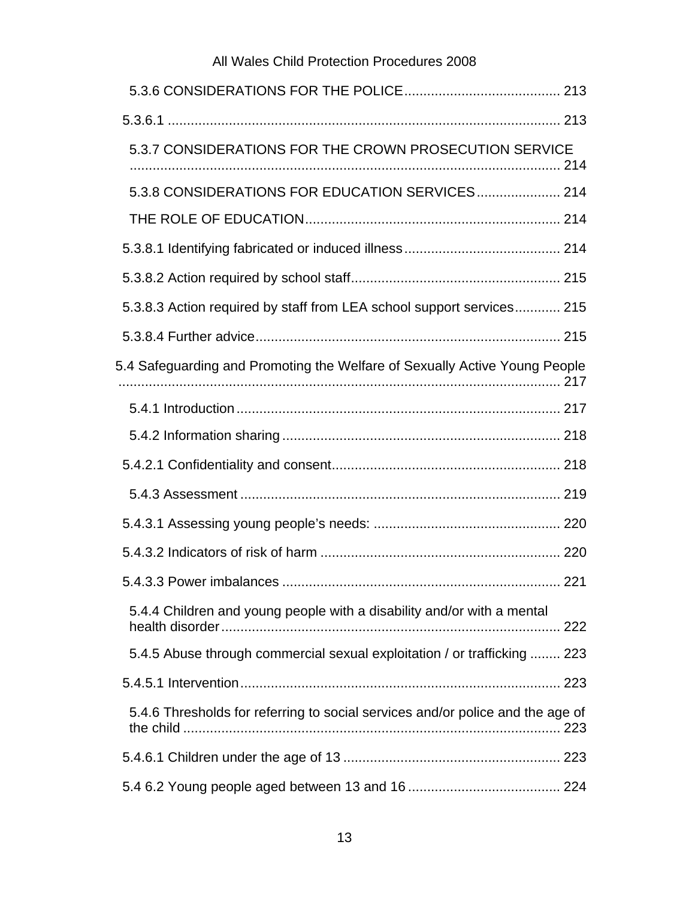5.3.6 CONSIDERATIONS FOR THE POLICE ........................................ 213

5.3.6.1 ...................................................................................................... 213

5.3.7 CONSIDERATIONS FOR THE CROWN PROSECUTION SERVICE ................................................................................................................. 214

5.3.8 CONSIDERATIONS FOR EDUCATION SERVICES ...................... 214

THE ROLE OF EDUCATION .................................................................. 214

5.3.8.1 Identifying fabricated or induced illness ........................................ 214

5.3.8.2 Action required by school staff ...................................................... 215

5.3.8.3 Action required by staff from LEA school support services ............ 215

5.3.8.4 Further advice ................................................................................ 215

5.4 Safeguarding and Promoting the Welfare of Sexually Active Young People ................................................................................................................... 217

5.4.1 Introduction ..................................................................................... 217

5.4.2 Information sharing ......................................................................... 218

5.4.2.1 Confidentiality and consent ............................................................ 218

5.4.3 Assessment ..................................................................................... 219

5.4.3.1 Assessing young people's needs: ................................................. 220

5.4.3.2 Indicators of risk of harm ............................................................... 220

5.4.3.3 Power imbalances .......................................................................... 221

5.4.4 Children and young people with a disability and/or with a mental health disorder ......................................................................................... 222

5.4.5 Abuse through commercial sexual exploitation / or trafficking ........ 223

5.4.5.1 Intervention ..................................................................................... 223

5.4.6 Thresholds for referring to social services and/or police and the age of the child ................................................................................................... 223

5.4.6.1 Children under the age of 13 ......................................................... 223

5.4 6.2 Young people aged between 13 and 16 ........................................ 224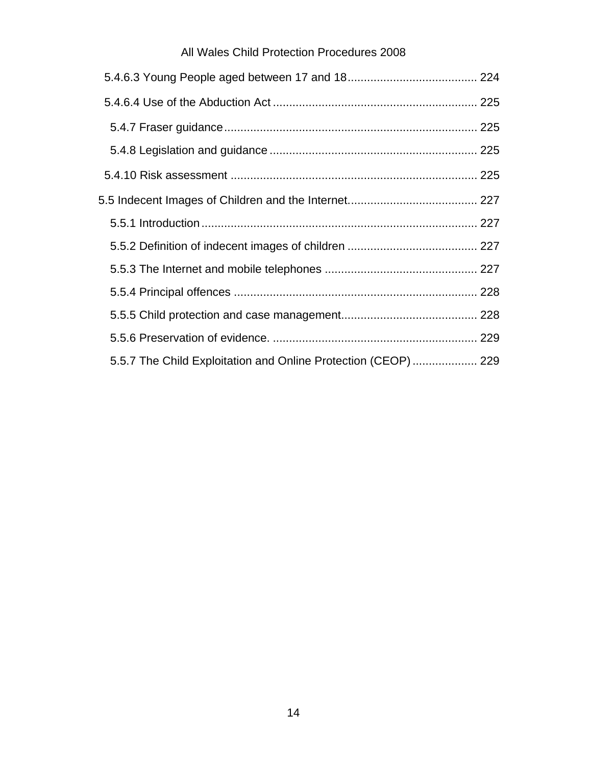5.4.6.3 Young People aged between 17 and 18 ........................................ 224

5.4.6.4 Use of the Abduction Act .............................................................. 225

5.4.7 Fraser guidance ............................................................................. 225

5.4.8 Legislation and guidance ............................................................... 225

5.4.10 Risk assessment ........................................................................... 225

5.5 Indecent Images of Children and the Internet........................................ 227

5.5.1 Introduction ..................................................................................... 227

5.5.2 Definition of indecent images of children ........................................ 227

5.5.3 The Internet and mobile telephones ............................................... 227

5.5.4 Principal offences ........................................................................... 228

5.5.5 Child protection and case management.......................................... 228

5.5.6 Preservation of evidence. ............................................................... 229

5.5.7 The Child Exploitation and Online Protection (CEOP) .................... 229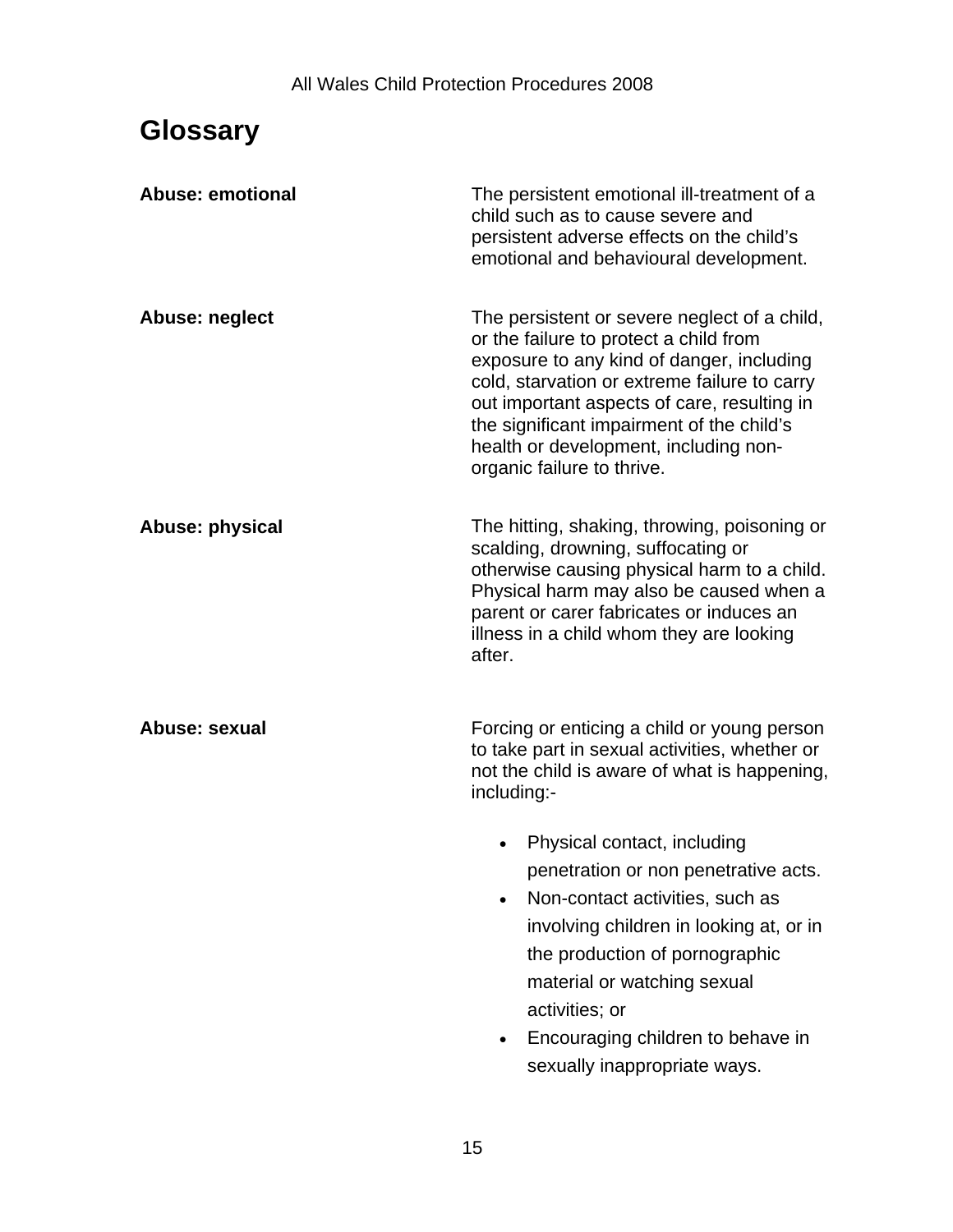# Glossary

**Abuse: emotional**

The persistent emotional ill-treatment of a child such as to cause severe and persistent adverse effects on the child's emotional and behavioural development.

**Abuse: neglect**

The persistent or severe neglect of a child, or the failure to protect a child from exposure to any kind of danger, including cold, starvation or extreme failure to carry out important aspects of care, resulting in the significant impairment of the child's health or development, including non-organic failure to thrive.

**Abuse: physical**

The hitting, shaking, throwing, poisoning or scalding, drowning, suffocating or otherwise causing physical harm to a child. Physical harm may also be caused when a parent or carer fabricates or induces an illness in a child whom they are looking after.

**Abuse: sexual**

Forcing or enticing a child or young person to take part in sexual activities, whether or not the child is aware of what is happening, including:-

- Physical contact, including penetration or non penetrative acts.
- Non-contact activities, such as involving children in looking at, or in the production of pornographic material or watching sexual activities; or
- Encouraging children to behave in sexually inappropriate ways.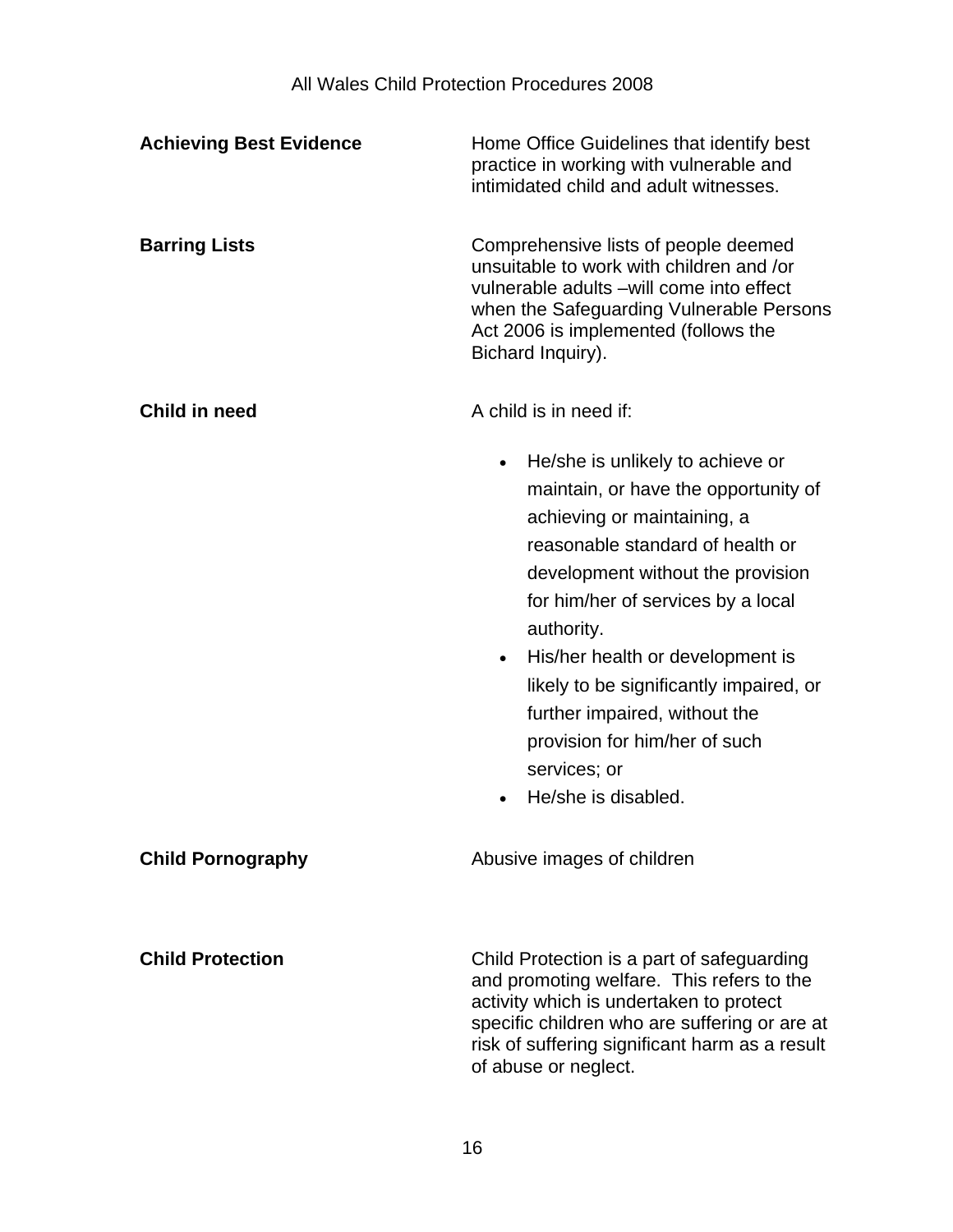**Achieving Best Evidence**

Home Office Guidelines that identify best practice in working with vulnerable and intimidated child and adult witnesses.

**Barring Lists**

Comprehensive lists of people deemed unsuitable to work with children and /or vulnerable adults –will come into effect when the Safeguarding Vulnerable Persons Act 2006 is implemented (follows the Bichard Inquiry).

**Child in need**

A child is in need if:

- He/she is unlikely to achieve or maintain, or have the opportunity of achieving or maintaining, a reasonable standard of health or development without the provision for him/her of services by a local authority.
- His/her health or development is likely to be significantly impaired, or further impaired, without the provision for him/her of such services; or
- He/she is disabled.

**Child Pornography**

Abusive images of children

**Child Protection**

Child Protection is a part of safeguarding and promoting welfare. This refers to the activity which is undertaken to protect specific children who are suffering or are at risk of suffering significant harm as a result of abuse or neglect.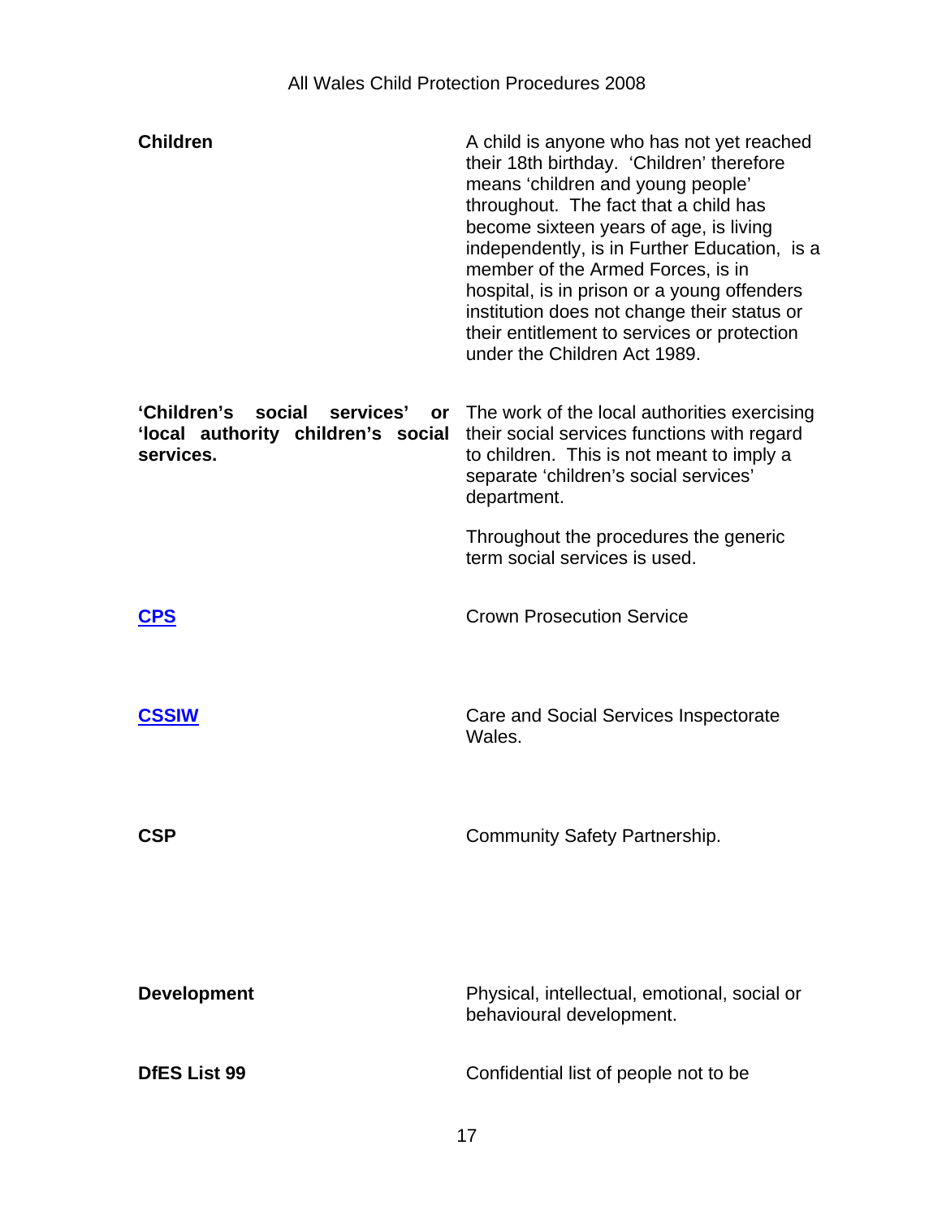| | |
|---|---|
| **Children** | A child is anyone who has not yet reached their 18th birthday. 'Children' therefore means 'children and young people' throughout. The fact that a child has become sixteen years of age, is living independently, is in Further Education, is a member of the Armed Forces, is in hospital, is in prison or a young offenders institution does not change their status or their entitlement to services or protection under the Children Act 1989. |
| **'Children's social services' or 'local authority children's social services.** | The work of the local authorities exercising their social services functions with regard to children. This is not meant to imply a separate 'children's social services' department.<br><br>Throughout the procedures the generic term social services is used. |
| **CPS** | Crown Prosecution Service |
| **CSSIW** | Care and Social Services Inspectorate Wales. |
| **CSP** | Community Safety Partnership. |
| **Development** | Physical, intellectual, emotional, social or behavioural development. |
| **DfES List 99** | Confidential list of people not to be |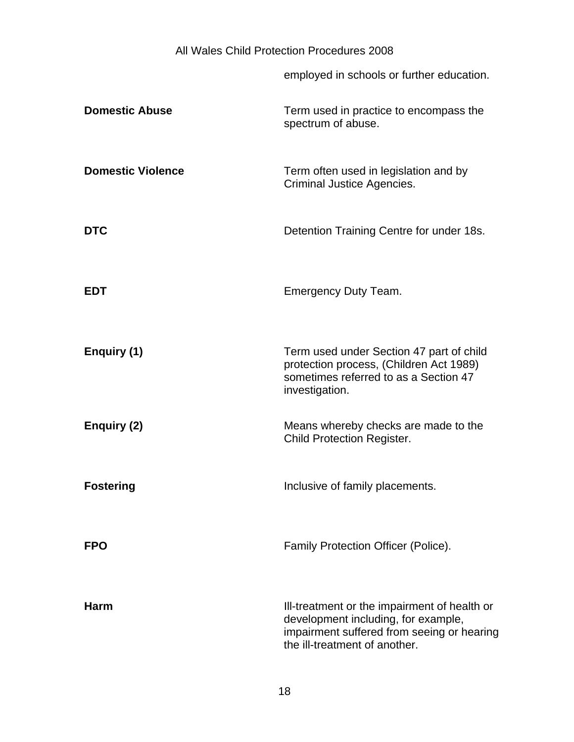| | |
|---|---|
| | employed in schools or further education. |
| **Domestic Abuse** | Term used in practice to encompass the spectrum of abuse. |
| **Domestic Violence** | Term often used in legislation and by Criminal Justice Agencies. |
| **DTC** | Detention Training Centre for under 18s. |
| **EDT** | Emergency Duty Team. |
| **Enquiry (1)** | Term used under Section 47 part of child protection process, (Children Act 1989) sometimes referred to as a Section 47 investigation. |
| **Enquiry (2)** | Means whereby checks are made to the Child Protection Register. |
| **Fostering** | Inclusive of family placements. |
| **FPO** | Family Protection Officer (Police). |
| **Harm** | Ill-treatment or the impairment of health or development including, for example, impairment suffered from seeing or hearing the ill-treatment of another. |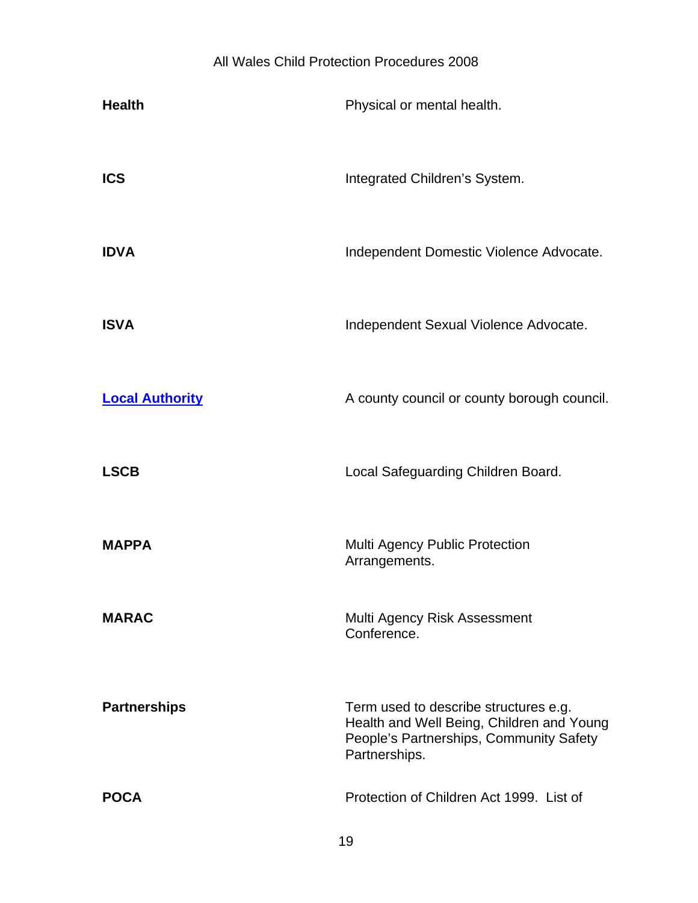| | |
|---|---|
| **Health** | Physical or mental health. |
| **ICS** | Integrated Children's System. |
| **IDVA** | Independent Domestic Violence Advocate. |
| **ISVA** | Independent Sexual Violence Advocate. |
| **Local Authority** | A county council or county borough council. |
| **LSCB** | Local Safeguarding Children Board. |
| **MAPPA** | Multi Agency Public Protection Arrangements. |
| **MARAC** | Multi Agency Risk Assessment Conference. |
| **Partnerships** | Term used to describe structures e.g. Health and Well Being, Children and Young People's Partnerships, Community Safety Partnerships. |
| **POCA** | Protection of Children Act 1999. List of |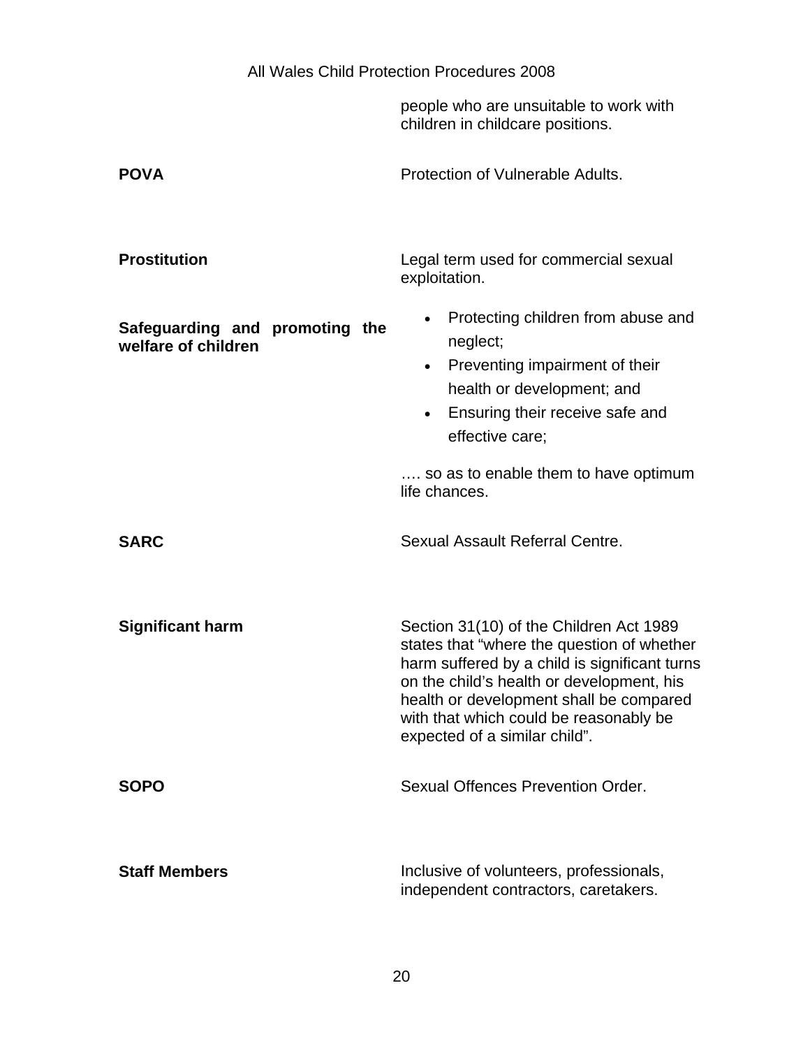| | |
|---|---|
| | people who are unsuitable to work with children in childcare positions. |
| **POVA** | Protection of Vulnerable Adults. |
| **Prostitution** | Legal term used for commercial sexual exploitation. |
| **Safeguarding and promoting the welfare of children** | • Protecting children from abuse and neglect;<br>• Preventing impairment of their health or development; and<br>• Ensuring their receive safe and effective care;<br><br>…. so as to enable them to have optimum life chances. |
| **SARC** | Sexual Assault Referral Centre. |
| **Significant harm** | Section 31(10) of the Children Act 1989 states that "where the question of whether harm suffered by a child is significant turns on the child's health or development, his health or development shall be compared with that which could be reasonably be expected of a similar child". |
| **SOPO** | Sexual Offences Prevention Order. |
| **Staff Members** | Inclusive of volunteers, professionals, independent contractors, caretakers. |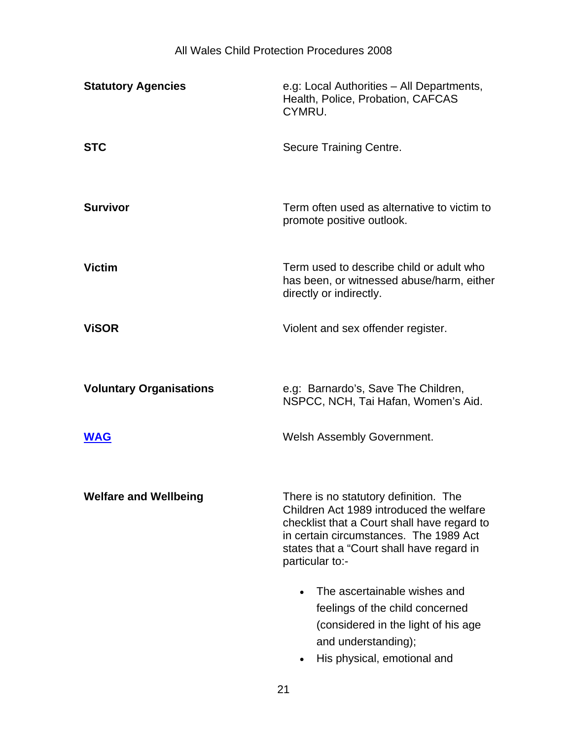| | |
|---|---|
| **Statutory Agencies** | e.g: Local Authorities – All Departments, Health, Police, Probation, CAFCAS CYMRU. |
| **STC** | Secure Training Centre. |
| **Survivor** | Term often used as alternative to victim to promote positive outlook. |
| **Victim** | Term used to describe child or adult who has been, or witnessed abuse/harm, either directly or indirectly. |
| **ViSOR** | Violent and sex offender register. |
| **Voluntary Organisations** | e.g: Barnardo's, Save The Children, NSPCC, NCH, Tai Hafan, Women's Aid. |
| **WAG** | Welsh Assembly Government. |
| **Welfare and Wellbeing** | There is no statutory definition. The Children Act 1989 introduced the welfare checklist that a Court shall have regard to in certain circumstances. The 1989 Act states that a "Court shall have regard in particular to:-<br>• The ascertainable wishes and feelings of the child concerned (considered in the light of his age and understanding);<br>• His physical, emotional and |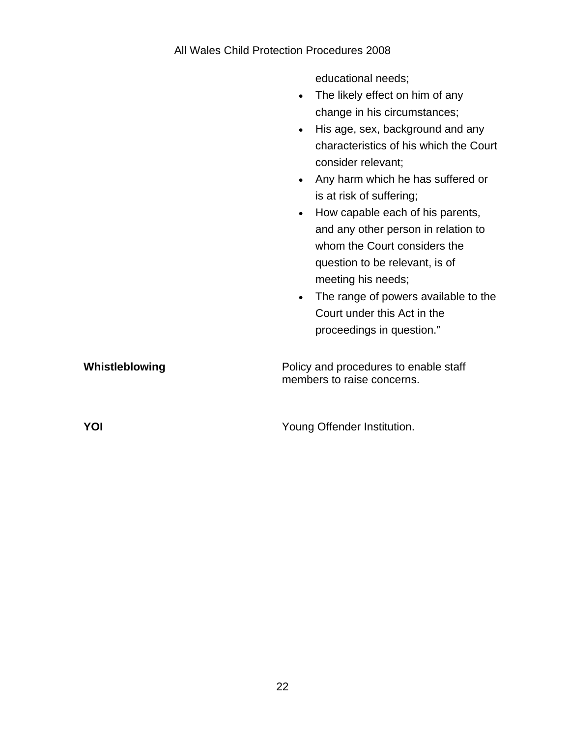| | |
|---|---|
| | educational needs;<br>• The likely effect on him of any change in his circumstances;<br>• His age, sex, background and any characteristics of his which the Court consider relevant;<br>• Any harm which he has suffered or is at risk of suffering;<br>• How capable each of his parents, and any other person in relation to whom the Court considers the question to be relevant, is of meeting his needs;<br>• The range of powers available to the Court under this Act in the proceedings in question." |
| **Whistleblowing** | Policy and procedures to enable staff members to raise concerns. |
| **YOI** | Young Offender Institution. |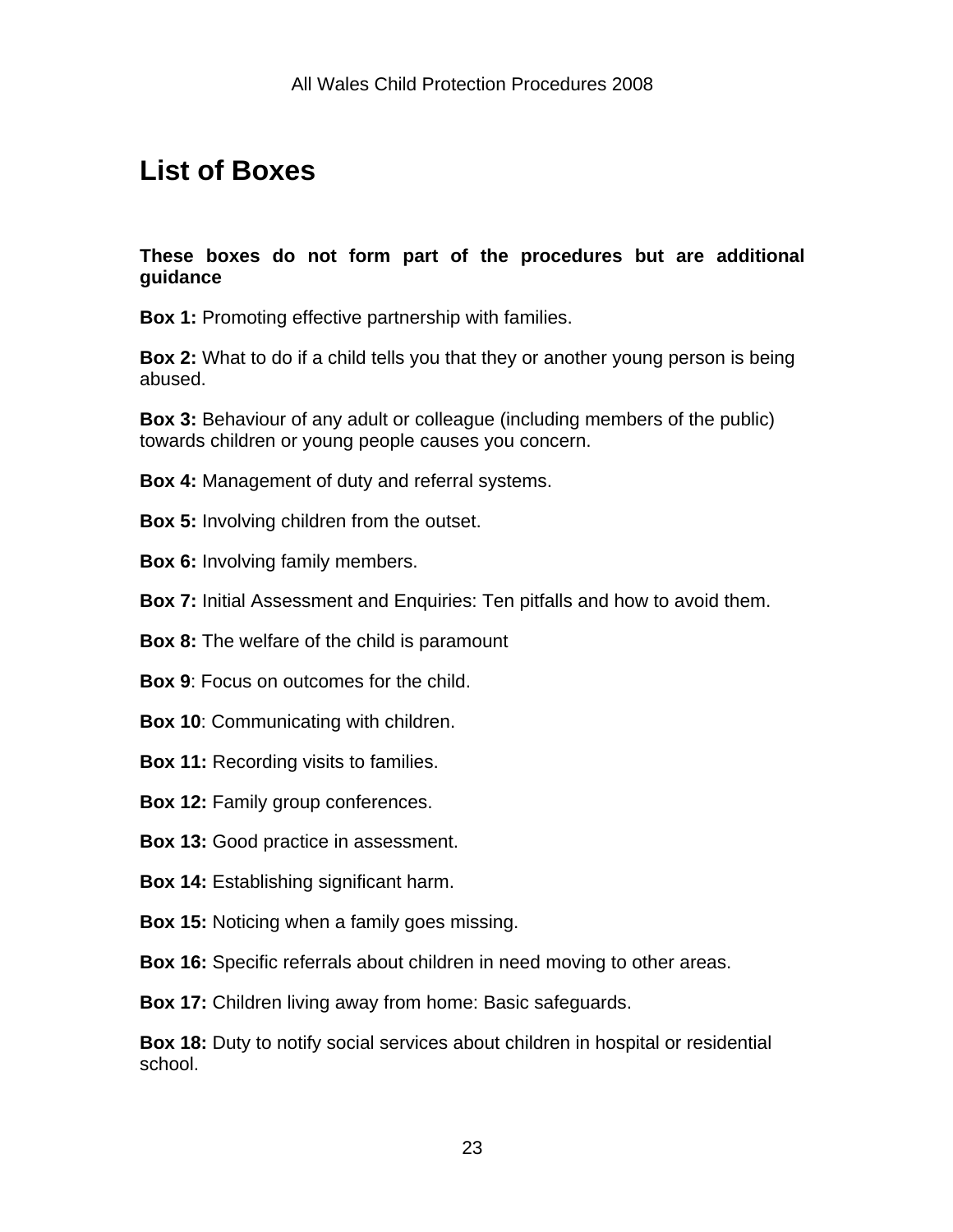# List of Boxes

**These boxes do not form part of the procedures but are additional guidance**

**Box 1:** Promoting effective partnership with families.

**Box 2:** What to do if a child tells you that they or another young person is being abused.

**Box 3:** Behaviour of any adult or colleague (including members of the public) towards children or young people causes you concern.

**Box 4:** Management of duty and referral systems.

**Box 5:** Involving children from the outset.

**Box 6:** Involving family members.

**Box 7:** Initial Assessment and Enquiries: Ten pitfalls and how to avoid them.

**Box 8:** The welfare of the child is paramount

**Box 9**: Focus on outcomes for the child.

**Box 10**: Communicating with children.

**Box 11:** Recording visits to families.

**Box 12:** Family group conferences.

**Box 13:** Good practice in assessment.

**Box 14:** Establishing significant harm.

**Box 15:** Noticing when a family goes missing.

**Box 16:** Specific referrals about children in need moving to other areas.

**Box 17:** Children living away from home: Basic safeguards.

**Box 18:** Duty to notify social services about children in hospital or residential school.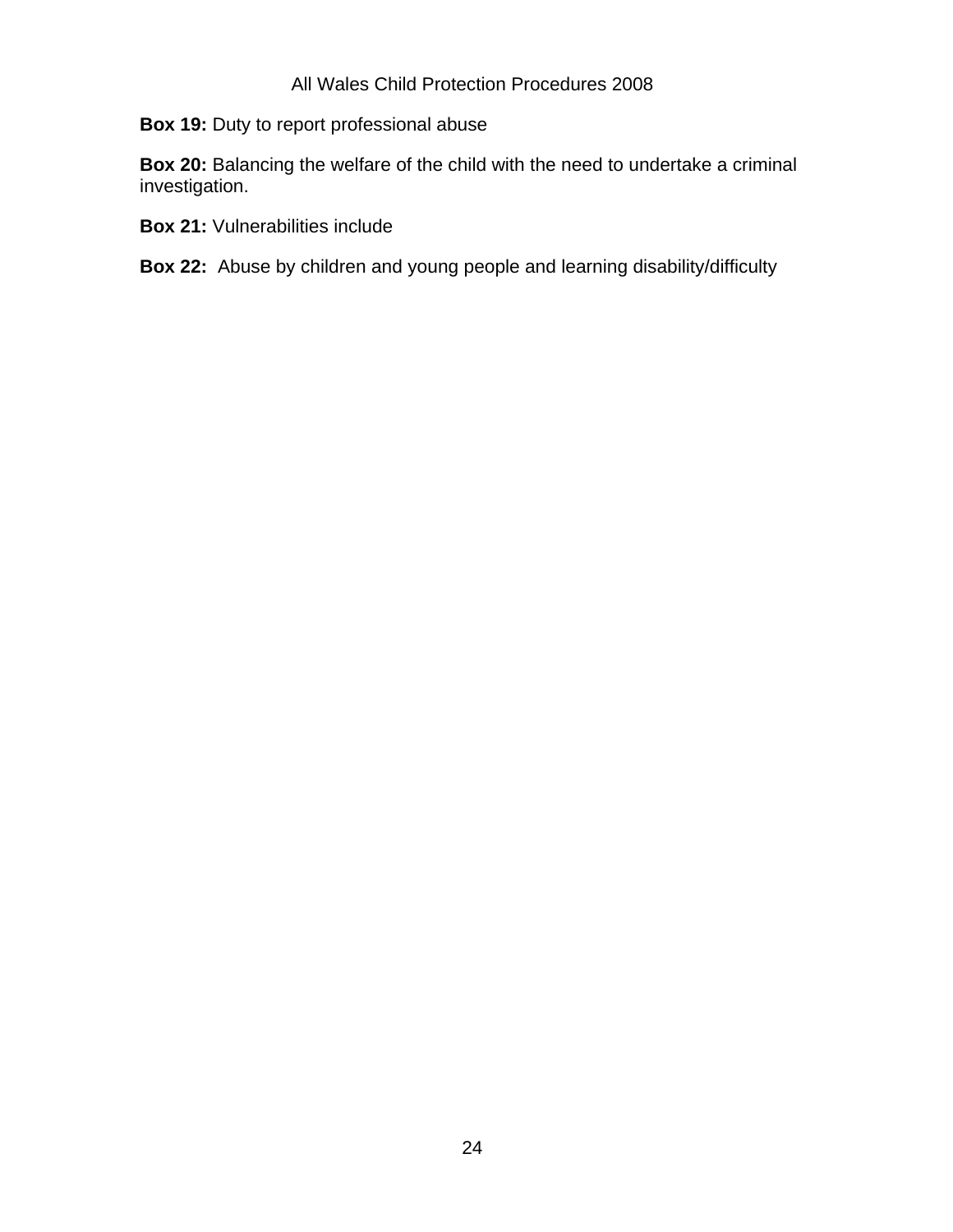**Box 19:** Duty to report professional abuse

**Box 20:** Balancing the welfare of the child with the need to undertake a criminal investigation.

**Box 21:** Vulnerabilities include

**Box 22:** Abuse by children and young people and learning disability/difficulty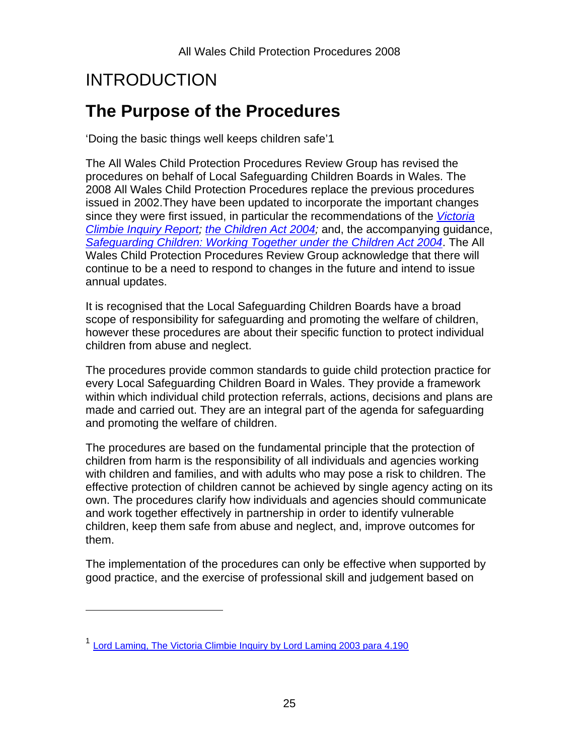# INTRODUCTION

## The Purpose of the Procedures

'Doing the basic things well keeps children safe'[1]

The All Wales Child Protection Procedures Review Group has revised the procedures on behalf of Local Safeguarding Children Boards in Wales. The 2008 All Wales Child Protection Procedures replace the previous procedures issued in 2002.They have been updated to incorporate the important changes since they were first issued, in particular the recommendations of the *Victoria Climbie Inquiry Report; the Children Act 2004;* and, the accompanying guidance, *Safeguarding Children: Working Together under the Children Act 2004*. The All Wales Child Protection Procedures Review Group acknowledge that there will continue to be a need to respond to changes in the future and intend to issue annual updates.

It is recognised that the Local Safeguarding Children Boards have a broad scope of responsibility for safeguarding and promoting the welfare of children, however these procedures are about their specific function to protect individual children from abuse and neglect.

The procedures provide common standards to guide child protection practice for every Local Safeguarding Children Board in Wales. They provide a framework within which individual child protection referrals, actions, decisions and plans are made and carried out. They are an integral part of the agenda for safeguarding and promoting the welfare of children.

The procedures are based on the fundamental principle that the protection of children from harm is the responsibility of all individuals and agencies working with children and families, and with adults who may pose a risk to children. The effective protection of children cannot be achieved by single agency acting on its own. The procedures clarify how individuals and agencies should communicate and work together effectively in partnership in order to identify vulnerable children, keep them safe from abuse and neglect, and, improve outcomes for them.

The implementation of the procedures can only be effective when supported by good practice, and the exercise of professional skill and judgement based on

---

[1] Lord Laming, The Victoria Climbie Inquiry by Lord Laming 2003 para 4.190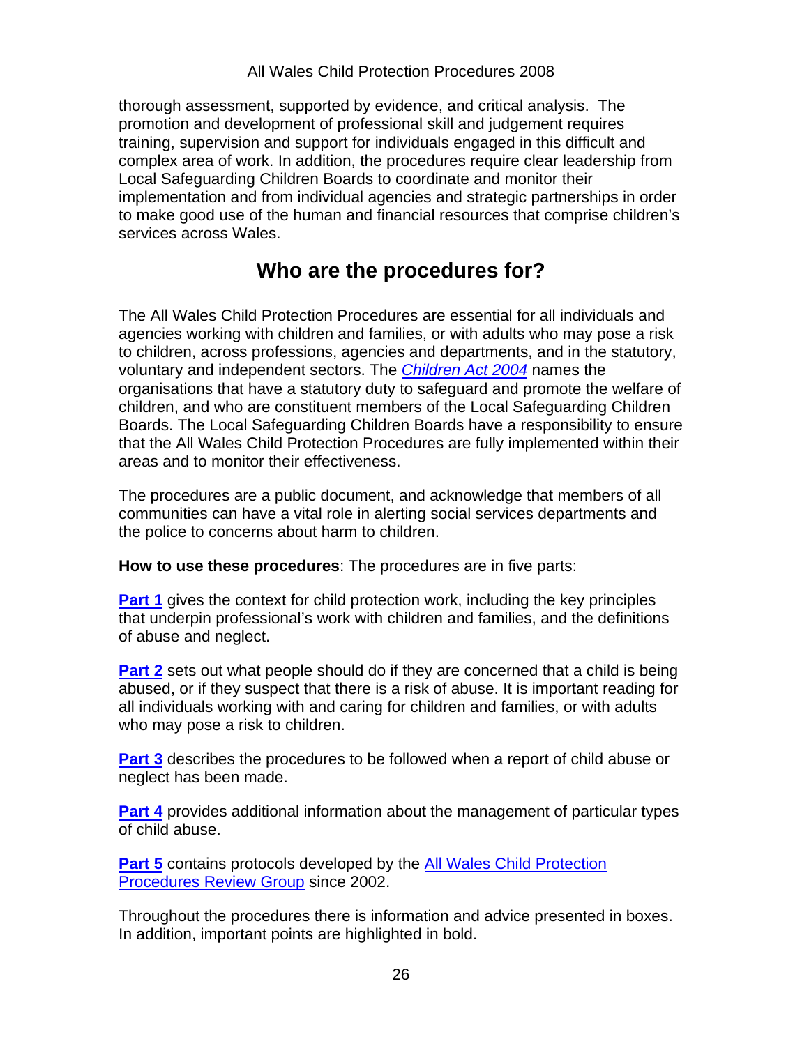thorough assessment, supported by evidence, and critical analysis. The promotion and development of professional skill and judgement requires training, supervision and support for individuals engaged in this difficult and complex area of work. In addition, the procedures require clear leadership from Local Safeguarding Children Boards to coordinate and monitor their implementation and from individual agencies and strategic partnerships in order to make good use of the human and financial resources that comprise children's services across Wales.

## Who are the procedures for?

The All Wales Child Protection Procedures are essential for all individuals and agencies working with children and families, or with adults who may pose a risk to children, across professions, agencies and departments, and in the statutory, voluntary and independent sectors. The *Children Act 2004* names the organisations that have a statutory duty to safeguard and promote the welfare of children, and who are constituent members of the Local Safeguarding Children Boards. The Local Safeguarding Children Boards have a responsibility to ensure that the All Wales Child Protection Procedures are fully implemented within their areas and to monitor their effectiveness.

The procedures are a public document, and acknowledge that members of all communities can have a vital role in alerting social services departments and the police to concerns about harm to children.

**How to use these procedures**: The procedures are in five parts:

**Part 1** gives the context for child protection work, including the key principles that underpin professional's work with children and families, and the definitions of abuse and neglect.

**Part 2** sets out what people should do if they are concerned that a child is being abused, or if they suspect that there is a risk of abuse. It is important reading for all individuals working with and caring for children and families, or with adults who may pose a risk to children.

**Part 3** describes the procedures to be followed when a report of child abuse or neglect has been made.

**Part 4** provides additional information about the management of particular types of child abuse.

**Part 5** contains protocols developed by the All Wales Child Protection Procedures Review Group since 2002.

Throughout the procedures there is information and advice presented in boxes. In addition, important points are highlighted in bold.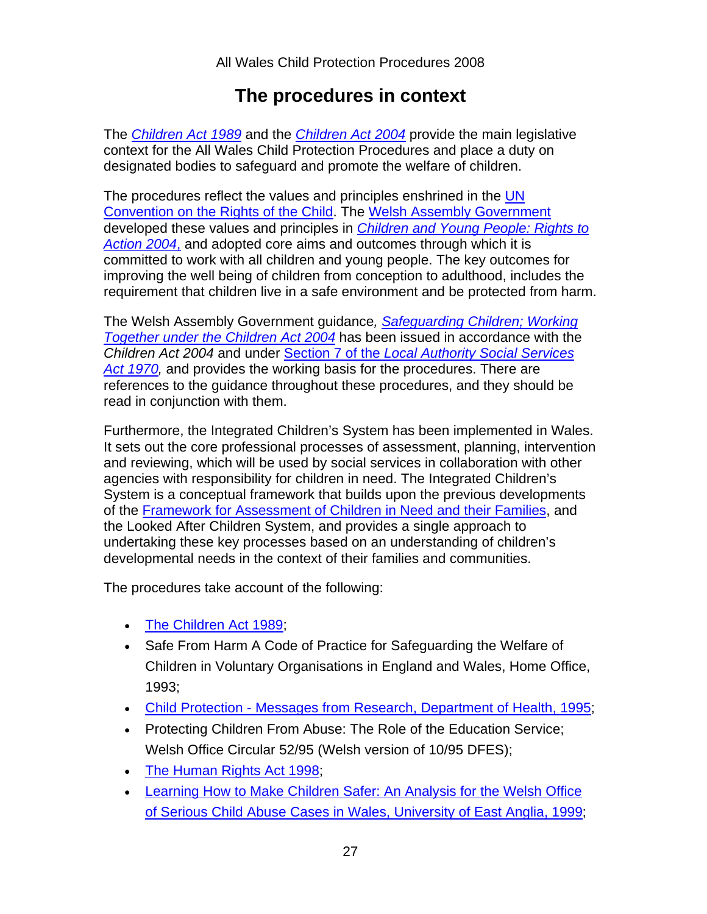# The procedures in context

The *Children Act 1989* and the *Children Act 2004* provide the main legislative context for the All Wales Child Protection Procedures and place a duty on designated bodies to safeguard and promote the welfare of children.

The procedures reflect the values and principles enshrined in the UN Convention on the Rights of the Child. The Welsh Assembly Government developed these values and principles in *Children and Young People: Rights to Action 2004,* and adopted core aims and outcomes through which it is committed to work with all children and young people. The key outcomes for improving the well being of children from conception to adulthood, includes the requirement that children live in a safe environment and be protected from harm.

The Welsh Assembly Government guidance*, Safeguarding Children; Working Together under the Children Act 2004* has been issued in accordance with the *Children Act 2004* and under Section 7 of the *Local Authority Social Services Act 1970,* and provides the working basis for the procedures. There are references to the guidance throughout these procedures, and they should be read in conjunction with them.

Furthermore, the Integrated Children's System has been implemented in Wales. It sets out the core professional processes of assessment, planning, intervention and reviewing, which will be used by social services in collaboration with other agencies with responsibility for children in need. The Integrated Children's System is a conceptual framework that builds upon the previous developments of the Framework for Assessment of Children in Need and their Families, and the Looked After Children System, and provides a single approach to undertaking these key processes based on an understanding of children's developmental needs in the context of their families and communities.

The procedures take account of the following:

- The Children Act 1989;
- Safe From Harm A Code of Practice for Safeguarding the Welfare of Children in Voluntary Organisations in England and Wales, Home Office, 1993;
- Child Protection - Messages from Research, Department of Health, 1995;
- Protecting Children From Abuse: The Role of the Education Service; Welsh Office Circular 52/95 (Welsh version of 10/95 DFES);
- The Human Rights Act 1998;
- Learning How to Make Children Safer: An Analysis for the Welsh Office of Serious Child Abuse Cases in Wales, University of East Anglia, 1999;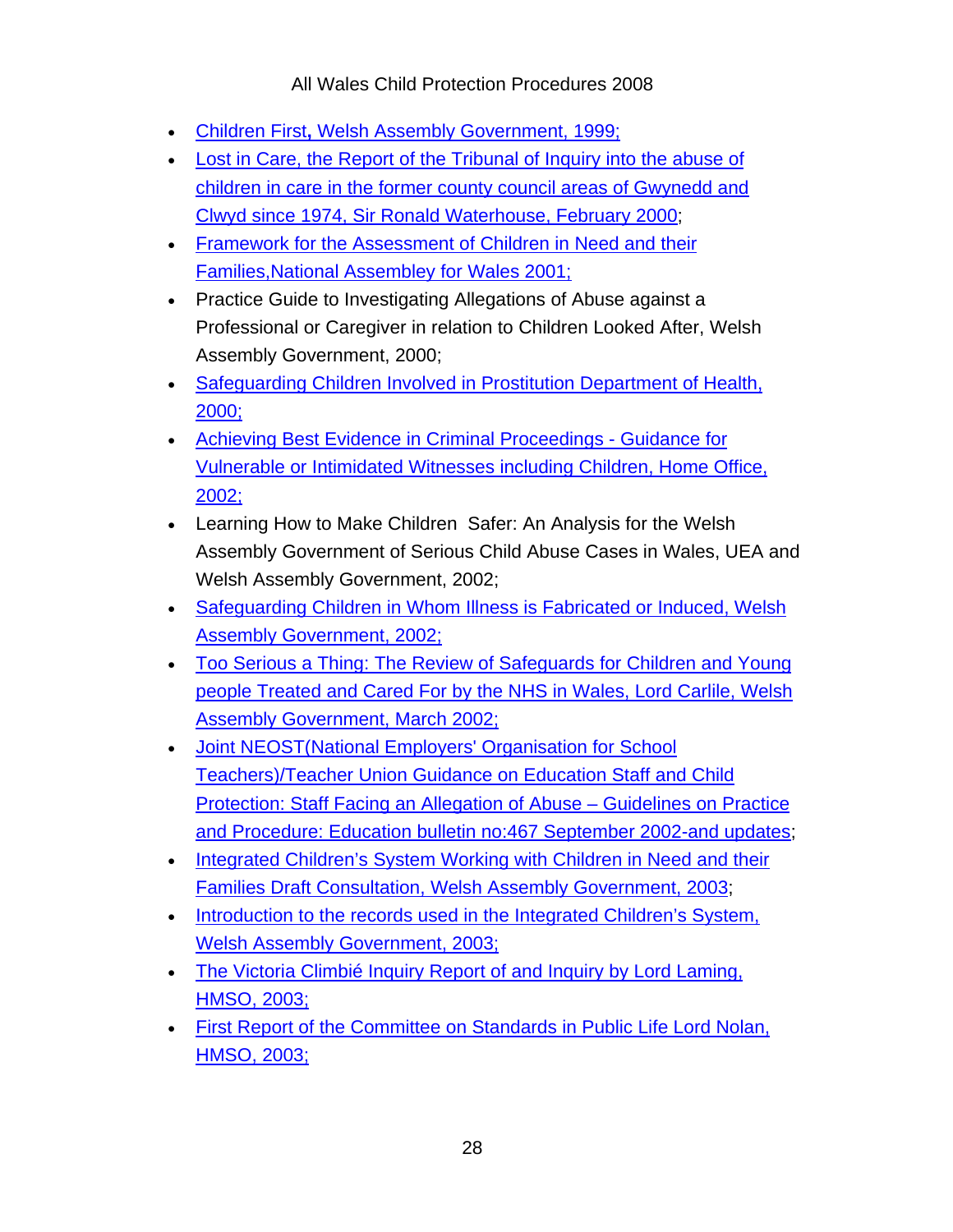- Children First**,** Welsh Assembly Government, 1999;
- Lost in Care, the Report of the Tribunal of Inquiry into the abuse of children in care in the former county council areas of Gwynedd and Clwyd since 1974, Sir Ronald Waterhouse, February 2000;
- Framework for the Assessment of Children in Need and their Families,National Assembley for Wales 2001;
- Practice Guide to Investigating Allegations of Abuse against a Professional or Caregiver in relation to Children Looked After, Welsh Assembly Government, 2000;
- Safeguarding Children Involved in Prostitution Department of Health, 2000;
- Achieving Best Evidence in Criminal Proceedings - Guidance for Vulnerable or Intimidated Witnesses including Children, Home Office, 2002;
- Learning How to Make Children  Safer: An Analysis for the Welsh Assembly Government of Serious Child Abuse Cases in Wales, UEA and Welsh Assembly Government, 2002;
- Safeguarding Children in Whom Illness is Fabricated or Induced, Welsh Assembly Government, 2002;
- Too Serious a Thing: The Review of Safeguards for Children and Young people Treated and Cared For by the NHS in Wales, Lord Carlile, Welsh Assembly Government, March 2002;
- Joint NEOST(National Employers' Organisation for School Teachers)/Teacher Union Guidance on Education Staff and Child Protection: Staff Facing an Allegation of Abuse – Guidelines on Practice and Procedure: Education bulletin no:467 September 2002-and updates;
- Integrated Children's System Working with Children in Need and their Families Draft Consultation, Welsh Assembly Government, 2003;
- Introduction to the records used in the Integrated Children's System, Welsh Assembly Government, 2003;
- The Victoria Climbié Inquiry Report of and Inquiry by Lord Laming, HMSO, 2003;
- First Report of the Committee on Standards in Public Life Lord Nolan, HMSO, 2003;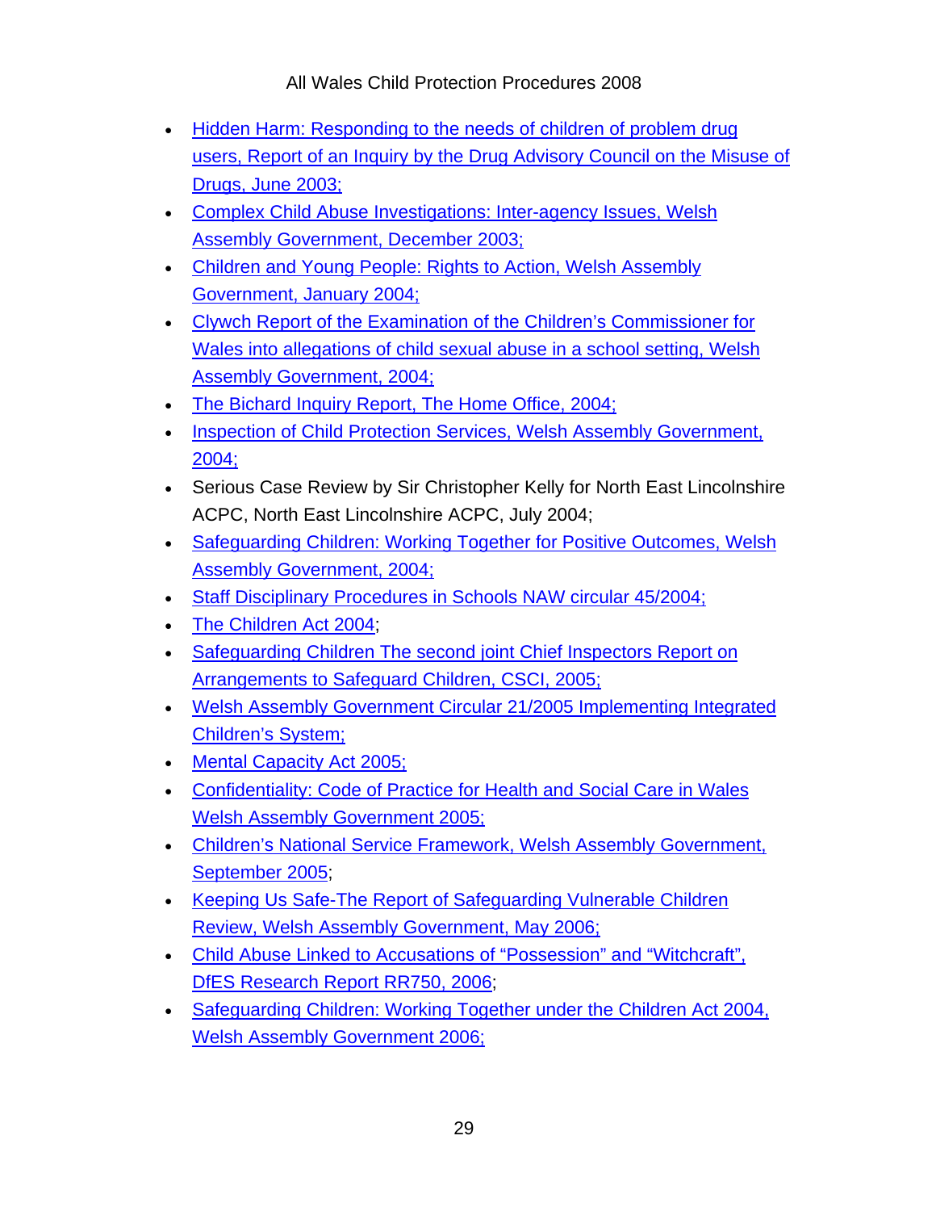- Hidden Harm: Responding to the needs of children of problem drug users, Report of an Inquiry by the Drug Advisory Council on the Misuse of Drugs, June 2003;
- Complex Child Abuse Investigations: Inter-agency Issues, Welsh Assembly Government, December 2003;
- Children and Young People: Rights to Action, Welsh Assembly Government, January 2004;
- Clywch Report of the Examination of the Children's Commissioner for Wales into allegations of child sexual abuse in a school setting, Welsh Assembly Government, 2004;
- The Bichard Inquiry Report, The Home Office, 2004;
- Inspection of Child Protection Services, Welsh Assembly Government, 2004;
- Serious Case Review by Sir Christopher Kelly for North East Lincolnshire ACPC, North East Lincolnshire ACPC, July 2004;
- Safeguarding Children: Working Together for Positive Outcomes, Welsh Assembly Government, 2004;
- Staff Disciplinary Procedures in Schools NAW circular 45/2004;
- The Children Act 2004;
- Safeguarding Children The second joint Chief Inspectors Report on Arrangements to Safeguard Children, CSCI, 2005;
- Welsh Assembly Government Circular 21/2005 Implementing Integrated Children's System;
- Mental Capacity Act 2005;
- Confidentiality: Code of Practice for Health and Social Care in Wales Welsh Assembly Government 2005;
- Children's National Service Framework, Welsh Assembly Government, September 2005;
- Keeping Us Safe-The Report of Safeguarding Vulnerable Children Review, Welsh Assembly Government, May 2006;
- Child Abuse Linked to Accusations of "Possession" and "Witchcraft", DfES Research Report RR750, 2006;
- Safeguarding Children: Working Together under the Children Act 2004, Welsh Assembly Government 2006;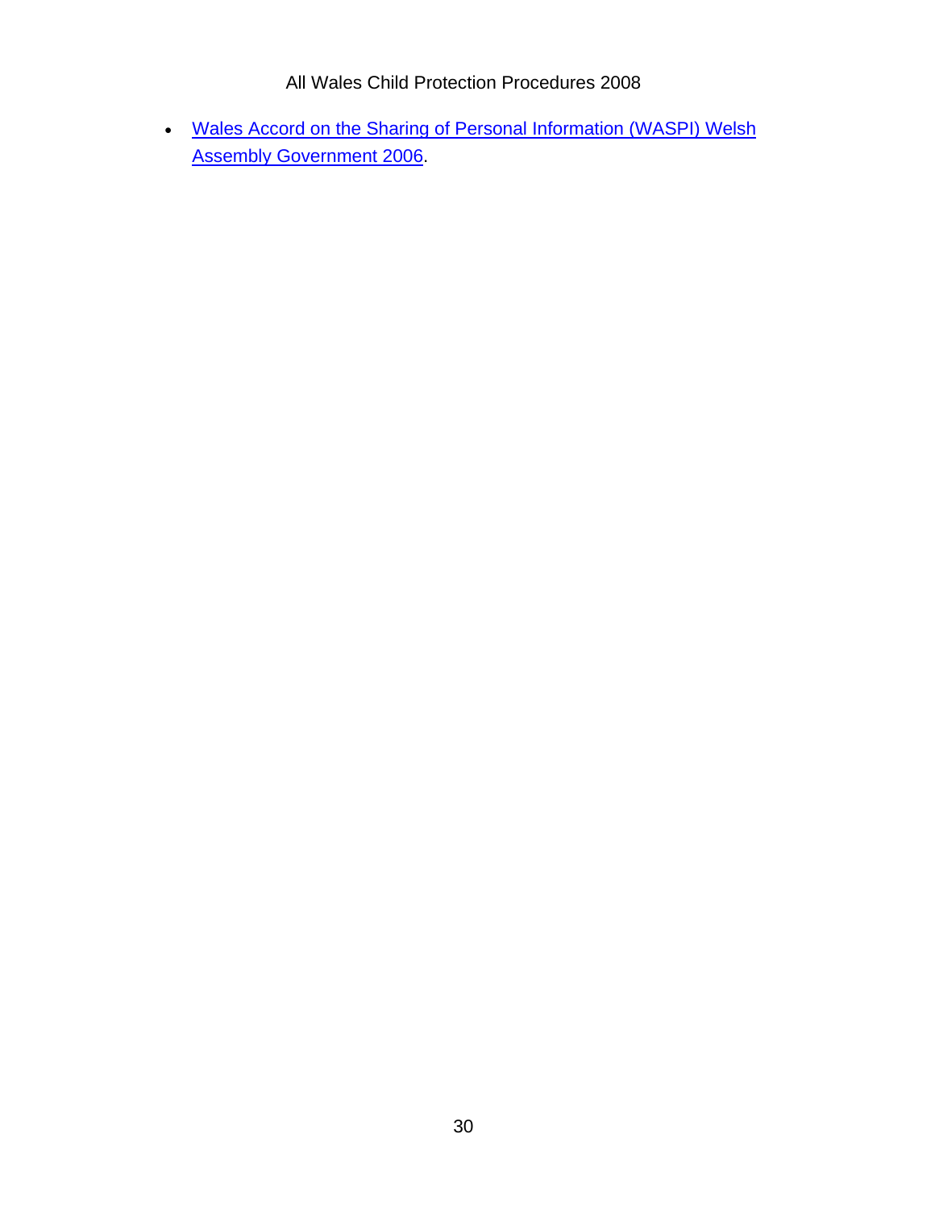- Wales Accord on the Sharing of Personal Information (WASPI) Welsh Assembly Government 2006.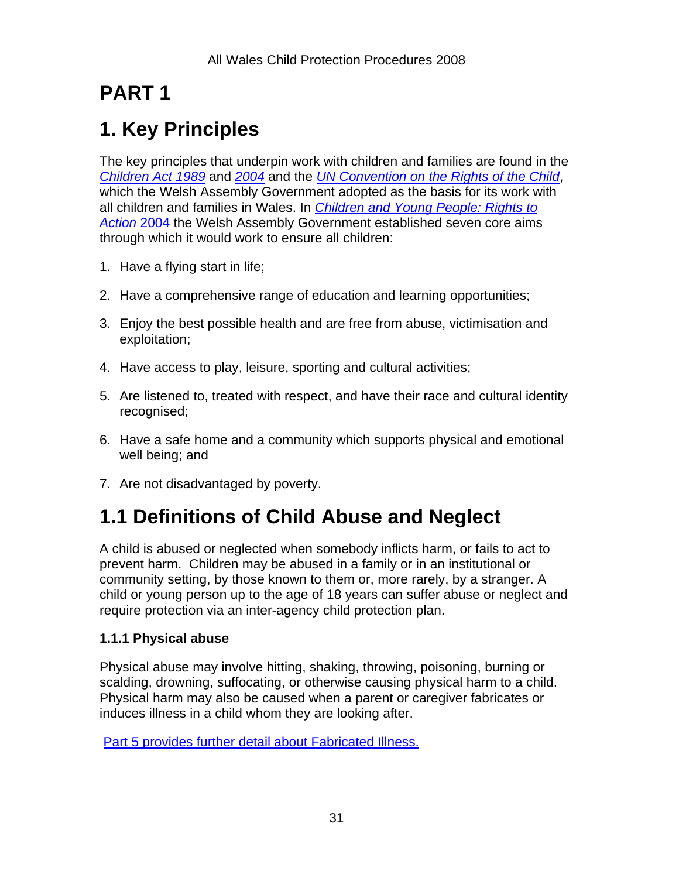# PART 1

# 1. Key Principles

The key principles that underpin work with children and families are found in the *Children Act 1989* and *2004* and the *UN Convention on the Rights of the Child*, which the Welsh Assembly Government adopted as the basis for its work with all children and families in Wales. In *Children and Young People: Rights to Action* 2004 the Welsh Assembly Government established seven core aims through which it would work to ensure all children:

1. Have a flying start in life;
2. Have a comprehensive range of education and learning opportunities;
3. Enjoy the best possible health and are free from abuse, victimisation and exploitation;
4. Have access to play, leisure, sporting and cultural activities;
5. Are listened to, treated with respect, and have their race and cultural identity recognised;
6. Have a safe home and a community which supports physical and emotional well being; and
7. Are not disadvantaged by poverty.

# 1.1 Definitions of Child Abuse and Neglect

A child is abused or neglected when somebody inflicts harm, or fails to act to prevent harm. Children may be abused in a family or in an institutional or community setting, by those known to them or, more rarely, by a stranger. A child or young person up to the age of 18 years can suffer abuse or neglect and require protection via an inter-agency child protection plan.

### 1.1.1 Physical abuse

Physical abuse may involve hitting, shaking, throwing, poisoning, burning or scalding, drowning, suffocating, or otherwise causing physical harm to a child. Physical harm may also be caused when a parent or caregiver fabricates or induces illness in a child whom they are looking after.

Part 5 provides further detail about Fabricated Illness.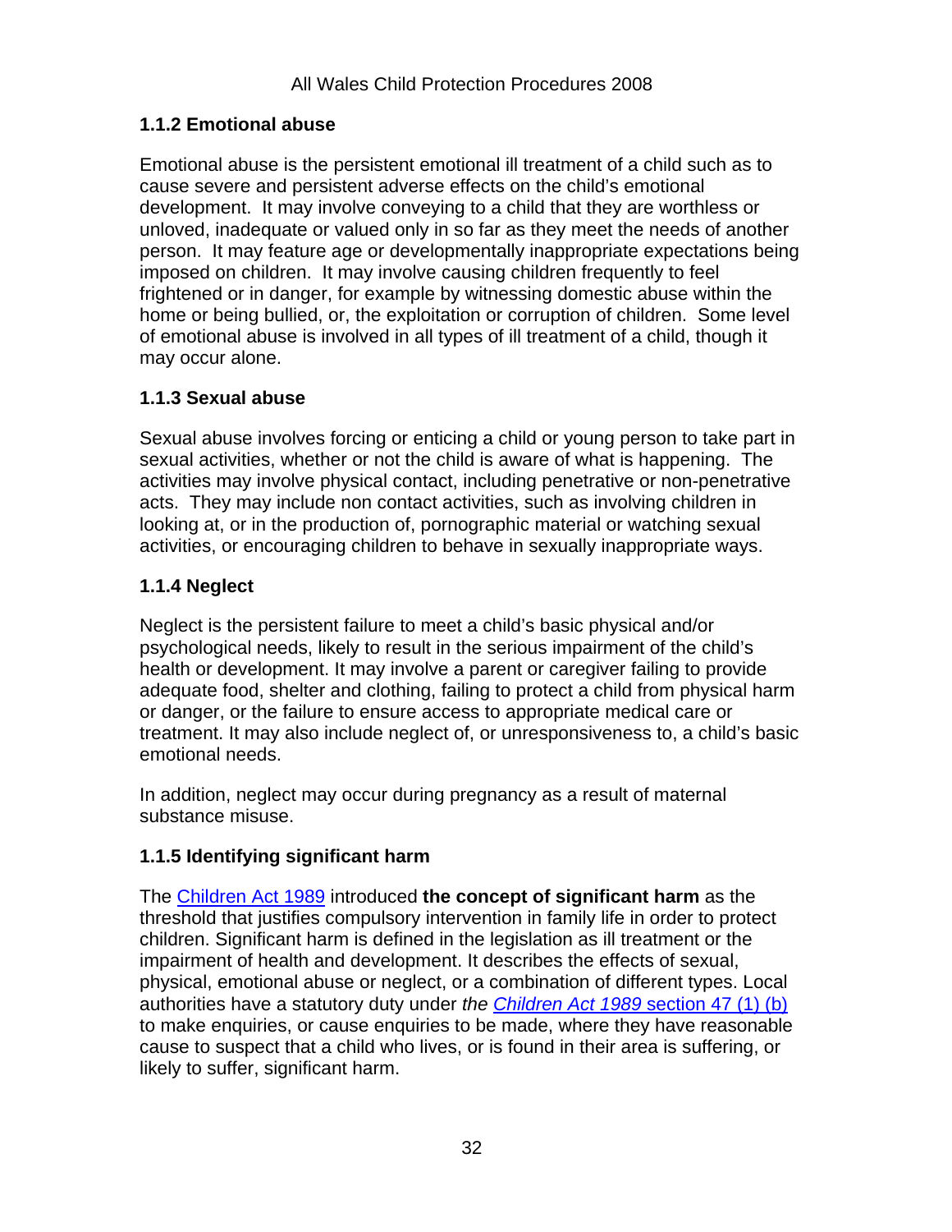### 1.1.2 Emotional abuse

Emotional abuse is the persistent emotional ill treatment of a child such as to cause severe and persistent adverse effects on the child's emotional development. It may involve conveying to a child that they are worthless or unloved, inadequate or valued only in so far as they meet the needs of another person. It may feature age or developmentally inappropriate expectations being imposed on children. It may involve causing children frequently to feel frightened or in danger, for example by witnessing domestic abuse within the home or being bullied, or, the exploitation or corruption of children. Some level of emotional abuse is involved in all types of ill treatment of a child, though it may occur alone.

### 1.1.3 Sexual abuse

Sexual abuse involves forcing or enticing a child or young person to take part in sexual activities, whether or not the child is aware of what is happening. The activities may involve physical contact, including penetrative or non-penetrative acts. They may include non contact activities, such as involving children in looking at, or in the production of, pornographic material or watching sexual activities, or encouraging children to behave in sexually inappropriate ways.

### 1.1.4 Neglect

Neglect is the persistent failure to meet a child's basic physical and/or psychological needs, likely to result in the serious impairment of the child's health or development. It may involve a parent or caregiver failing to provide adequate food, shelter and clothing, failing to protect a child from physical harm or danger, or the failure to ensure access to appropriate medical care or treatment. It may also include neglect of, or unresponsiveness to, a child's basic emotional needs.

In addition, neglect may occur during pregnancy as a result of maternal substance misuse.

### 1.1.5 Identifying significant harm

The Children Act 1989 introduced **the concept of significant harm** as the threshold that justifies compulsory intervention in family life in order to protect children. Significant harm is defined in the legislation as ill treatment or the impairment of health and development. It describes the effects of sexual, physical, emotional abuse or neglect, or a combination of different types. Local authorities have a statutory duty under *the Children Act 1989* section 47 (1) (b) to make enquiries, or cause enquiries to be made, where they have reasonable cause to suspect that a child who lives, or is found in their area is suffering, or likely to suffer, significant harm.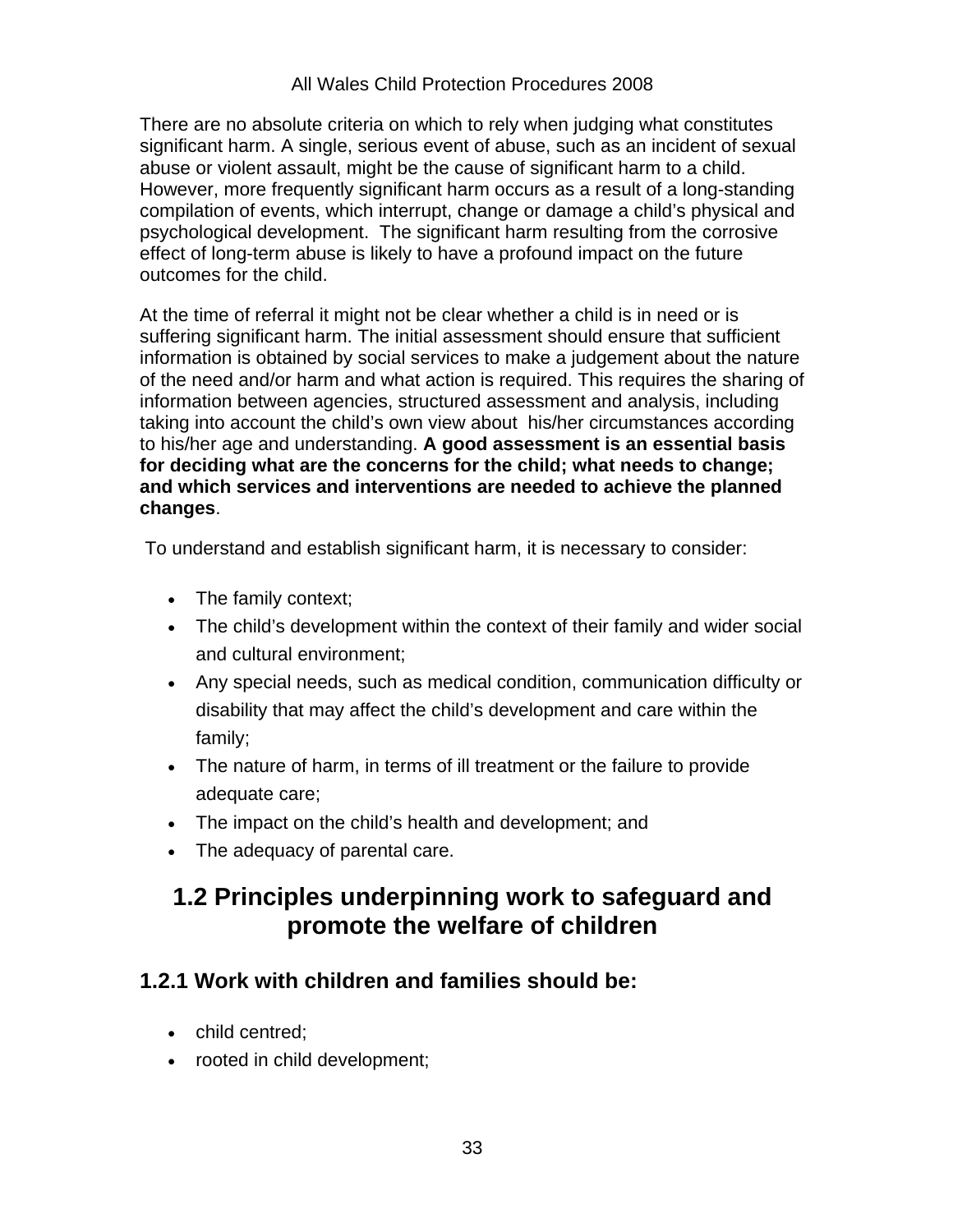There are no absolute criteria on which to rely when judging what constitutes significant harm. A single, serious event of abuse, such as an incident of sexual abuse or violent assault, might be the cause of significant harm to a child. However, more frequently significant harm occurs as a result of a long-standing compilation of events, which interrupt, change or damage a child's physical and psychological development. The significant harm resulting from the corrosive effect of long-term abuse is likely to have a profound impact on the future outcomes for the child.

At the time of referral it might not be clear whether a child is in need or is suffering significant harm. The initial assessment should ensure that sufficient information is obtained by social services to make a judgement about the nature of the need and/or harm and what action is required. This requires the sharing of information between agencies, structured assessment and analysis, including taking into account the child's own view about his/her circumstances according to his/her age and understanding. **A good assessment is an essential basis for deciding what are the concerns for the child; what needs to change; and which services and interventions are needed to achieve the planned changes**.

To understand and establish significant harm, it is necessary to consider:

- The family context;
- The child's development within the context of their family and wider social and cultural environment;
- Any special needs, such as medical condition, communication difficulty or disability that may affect the child's development and care within the family;
- The nature of harm, in terms of ill treatment or the failure to provide adequate care;
- The impact on the child's health and development; and
- The adequacy of parental care.

## 1.2 Principles underpinning work to safeguard and promote the welfare of children

### 1.2.1 Work with children and families should be:

- child centred;
- rooted in child development;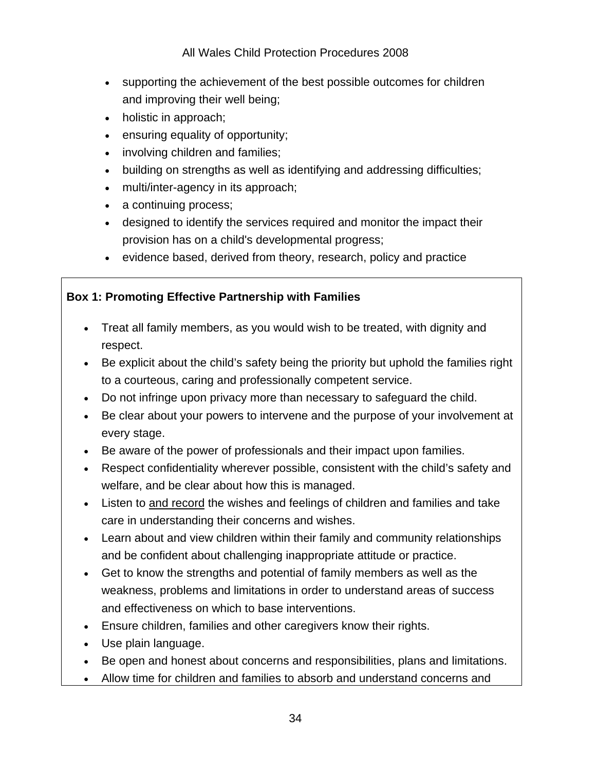- supporting the achievement of the best possible outcomes for children and improving their well being;
- holistic in approach;
- ensuring equality of opportunity;
- involving children and families;
- building on strengths as well as identifying and addressing difficulties;
- multi/inter-agency in its approach;
- a continuing process;
- designed to identify the services required and monitor the impact their provision has on a child's developmental progress;
- evidence based, derived from theory, research, policy and practice

**Box 1: Promoting Effective Partnership with Families**

- Treat all family members, as you would wish to be treated, with dignity and respect.
- Be explicit about the child's safety being the priority but uphold the families right to a courteous, caring and professionally competent service.
- Do not infringe upon privacy more than necessary to safeguard the child.
- Be clear about your powers to intervene and the purpose of your involvement at every stage.
- Be aware of the power of professionals and their impact upon families.
- Respect confidentiality wherever possible, consistent with the child's safety and welfare, and be clear about how this is managed.
- Listen to <u>and record</u> the wishes and feelings of children and families and take care in understanding their concerns and wishes.
- Learn about and view children within their family and community relationships and be confident about challenging inappropriate attitude or practice.
- Get to know the strengths and potential of family members as well as the weakness, problems and limitations in order to understand areas of success and effectiveness on which to base interventions.
- Ensure children, families and other caregivers know their rights.
- Use plain language.
- Be open and honest about concerns and responsibilities, plans and limitations.
- Allow time for children and families to absorb and understand concerns and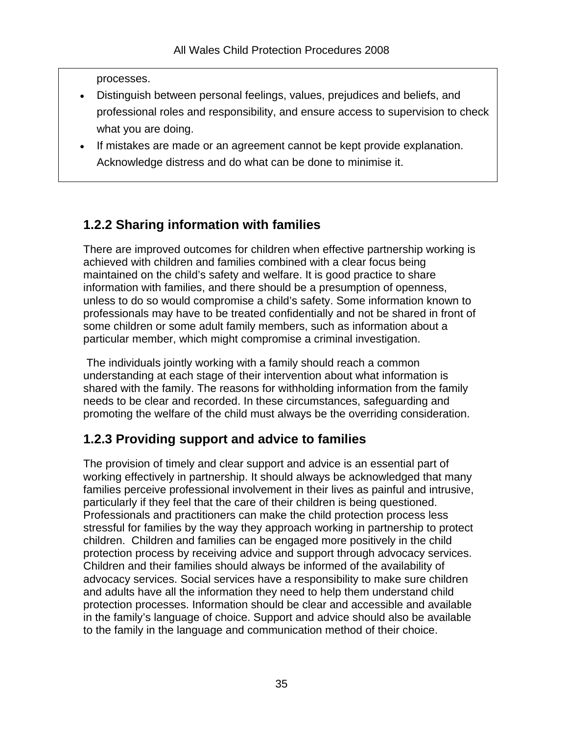processes.

- Distinguish between personal feelings, values, prejudices and beliefs, and professional roles and responsibility, and ensure access to supervision to check what you are doing.
- If mistakes are made or an agreement cannot be kept provide explanation. Acknowledge distress and do what can be done to minimise it.

### 1.2.2 Sharing information with families

There are improved outcomes for children when effective partnership working is achieved with children and families combined with a clear focus being maintained on the child's safety and welfare. It is good practice to share information with families, and there should be a presumption of openness, unless to do so would compromise a child's safety. Some information known to professionals may have to be treated confidentially and not be shared in front of some children or some adult family members, such as information about a particular member, which might compromise a criminal investigation.

The individuals jointly working with a family should reach a common understanding at each stage of their intervention about what information is shared with the family. The reasons for withholding information from the family needs to be clear and recorded. In these circumstances, safeguarding and promoting the welfare of the child must always be the overriding consideration.

### 1.2.3 Providing support and advice to families

The provision of timely and clear support and advice is an essential part of working effectively in partnership. It should always be acknowledged that many families perceive professional involvement in their lives as painful and intrusive, particularly if they feel that the care of their children is being questioned. Professionals and practitioners can make the child protection process less stressful for families by the way they approach working in partnership to protect children. Children and families can be engaged more positively in the child protection process by receiving advice and support through advocacy services. Children and their families should always be informed of the availability of advocacy services. Social services have a responsibility to make sure children and adults have all the information they need to help them understand child protection processes. Information should be clear and accessible and available in the family's language of choice. Support and advice should also be available to the family in the language and communication method of their choice.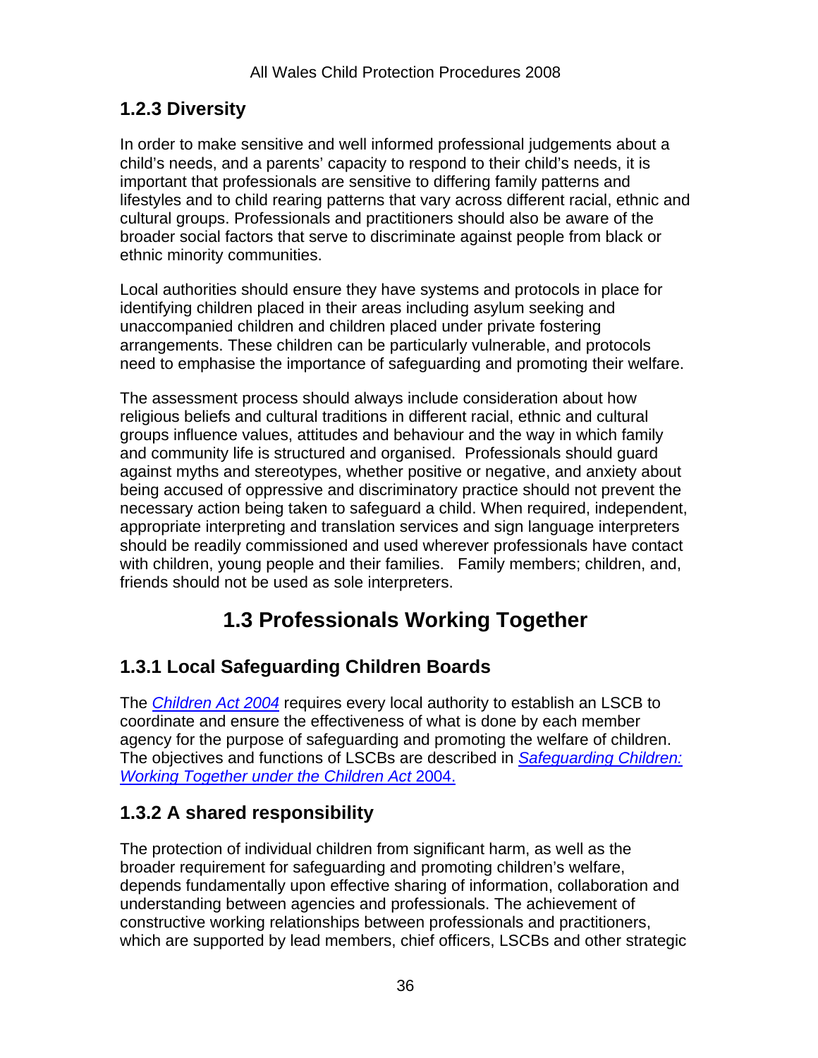### 1.2.3 Diversity

In order to make sensitive and well informed professional judgements about a child's needs, and a parents' capacity to respond to their child's needs, it is important that professionals are sensitive to differing family patterns and lifestyles and to child rearing patterns that vary across different racial, ethnic and cultural groups. Professionals and practitioners should also be aware of the broader social factors that serve to discriminate against people from black or ethnic minority communities.

Local authorities should ensure they have systems and protocols in place for identifying children placed in their areas including asylum seeking and unaccompanied children and children placed under private fostering arrangements. These children can be particularly vulnerable, and protocols need to emphasise the importance of safeguarding and promoting their welfare.

The assessment process should always include consideration about how religious beliefs and cultural traditions in different racial, ethnic and cultural groups influence values, attitudes and behaviour and the way in which family and community life is structured and organised. Professionals should guard against myths and stereotypes, whether positive or negative, and anxiety about being accused of oppressive and discriminatory practice should not prevent the necessary action being taken to safeguard a child. When required, independent, appropriate interpreting and translation services and sign language interpreters should be readily commissioned and used wherever professionals have contact with children, young people and their families. Family members; children, and, friends should not be used as sole interpreters.

## 1.3 Professionals Working Together

### 1.3.1 Local Safeguarding Children Boards

The *Children Act 2004* requires every local authority to establish an LSCB to coordinate and ensure the effectiveness of what is done by each member agency for the purpose of safeguarding and promoting the welfare of children. The objectives and functions of LSCBs are described in *Safeguarding Children: Working Together under the Children Act* 2004.

### 1.3.2 A shared responsibility

The protection of individual children from significant harm, as well as the broader requirement for safeguarding and promoting children's welfare, depends fundamentally upon effective sharing of information, collaboration and understanding between agencies and professionals. The achievement of constructive working relationships between professionals and practitioners, which are supported by lead members, chief officers, LSCBs and other strategic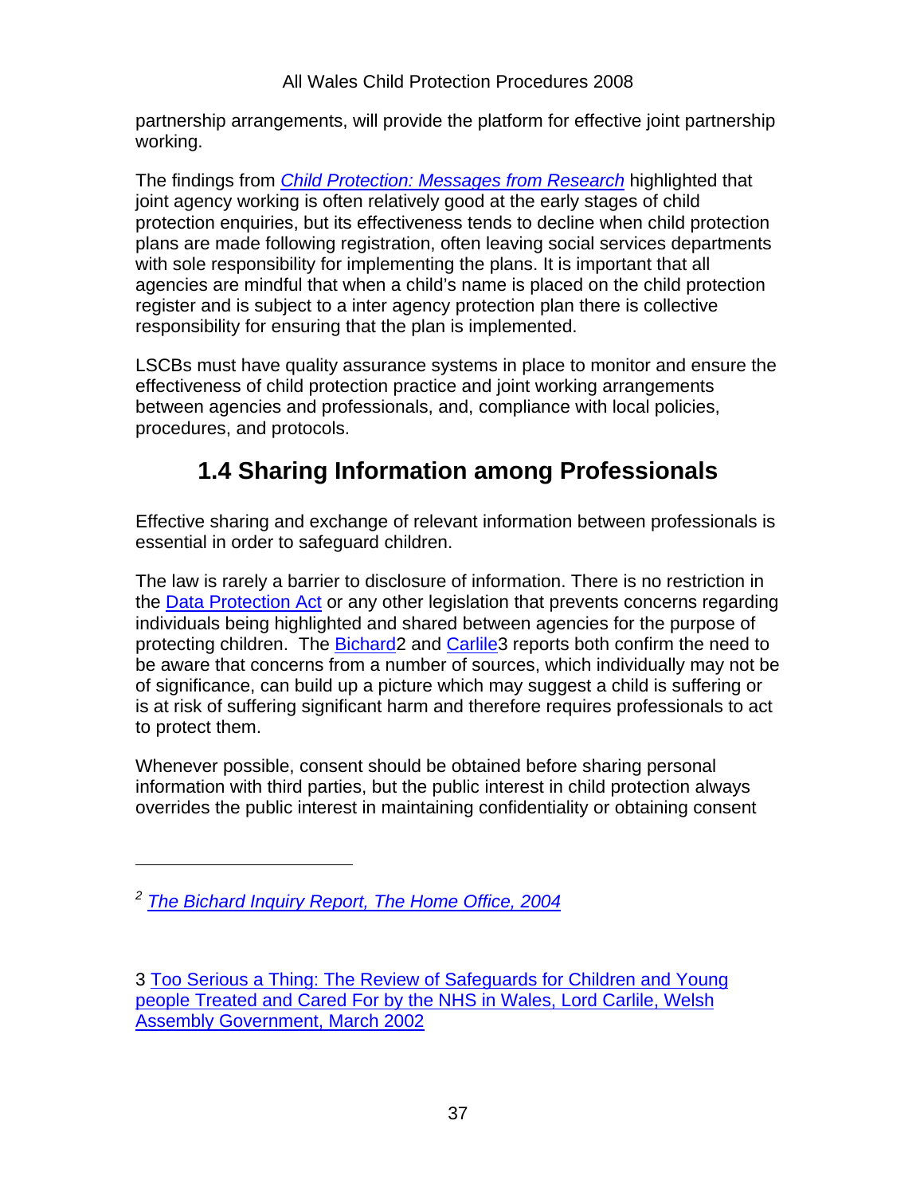partnership arrangements, will provide the platform for effective joint partnership working.

The findings from *Child Protection: Messages from Research* highlighted that joint agency working is often relatively good at the early stages of child protection enquiries, but its effectiveness tends to decline when child protection plans are made following registration, often leaving social services departments with sole responsibility for implementing the plans. It is important that all agencies are mindful that when a child's name is placed on the child protection register and is subject to a inter agency protection plan there is collective responsibility for ensuring that the plan is implemented.

LSCBs must have quality assurance systems in place to monitor and ensure the effectiveness of child protection practice and joint working arrangements between agencies and professionals, and, compliance with local policies, procedures, and protocols.

## 1.4 Sharing Information among Professionals

Effective sharing and exchange of relevant information between professionals is essential in order to safeguard children.

The law is rarely a barrier to disclosure of information. There is no restriction in the Data Protection Act or any other legislation that prevents concerns regarding individuals being highlighted and shared between agencies for the purpose of protecting children. The Bichard[2] and Carlile[3] reports both confirm the need to be aware that concerns from a number of sources, which individually may not be of significance, can build up a picture which may suggest a child is suffering or is at risk of suffering significant harm and therefore requires professionals to act to protect them.

Whenever possible, consent should be obtained before sharing personal information with third parties, but the public interest in child protection always overrides the public interest in maintaining confidentiality or obtaining consent

---

[2] *The Bichard Inquiry Report, The Home Office, 2004*

[3] Too Serious a Thing: The Review of Safeguards for Children and Young people Treated and Cared For by the NHS in Wales, Lord Carlile, Welsh Assembly Government, March 2002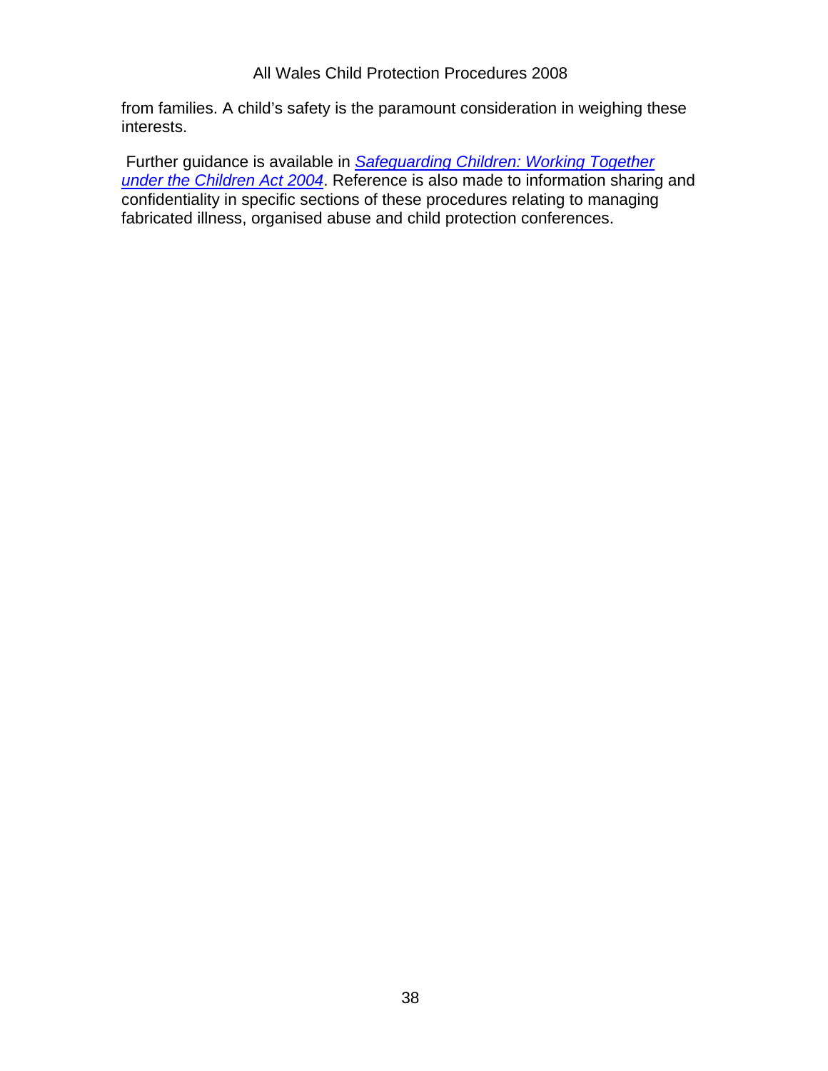from families. A child's safety is the paramount consideration in weighing these interests.

Further guidance is available in *Safeguarding Children: Working Together under the Children Act 2004*. Reference is also made to information sharing and confidentiality in specific sections of these procedures relating to managing fabricated illness, organised abuse and child protection conferences.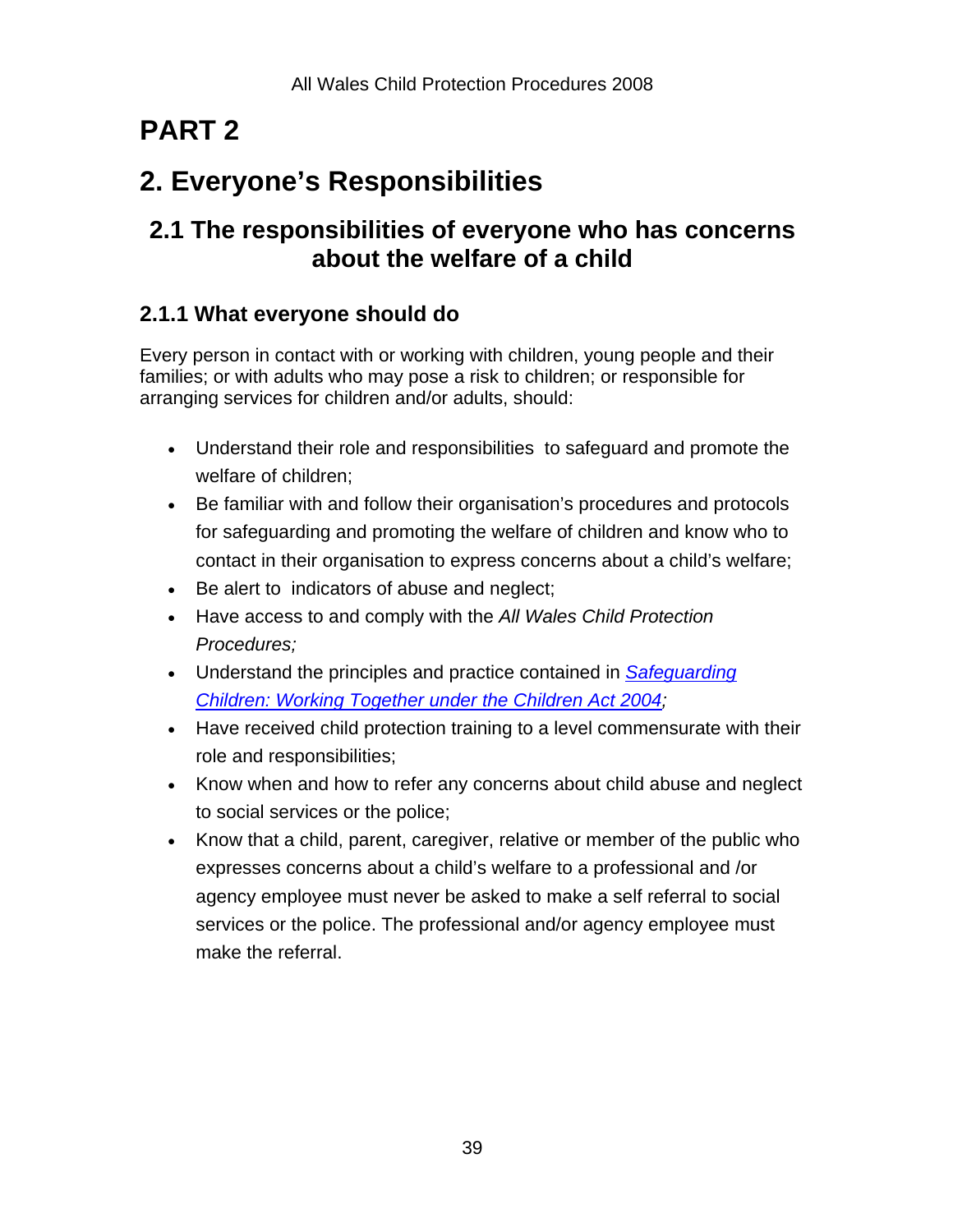# PART 2

# 2. Everyone's Responsibilities

## 2.1 The responsibilities of everyone who has concerns about the welfare of a child

### 2.1.1 What everyone should do

Every person in contact with or working with children, young people and their families; or with adults who may pose a risk to children; or responsible for arranging services for children and/or adults, should:

- Understand their role and responsibilities to safeguard and promote the welfare of children;
- Be familiar with and follow their organisation's procedures and protocols for safeguarding and promoting the welfare of children and know who to contact in their organisation to express concerns about a child's welfare;
- Be alert to indicators of abuse and neglect;
- Have access to and comply with the *All Wales Child Protection Procedures;*
- Understand the principles and practice contained in *Safeguarding Children: Working Together under the Children Act 2004;*
- Have received child protection training to a level commensurate with their role and responsibilities;
- Know when and how to refer any concerns about child abuse and neglect to social services or the police;
- Know that a child, parent, caregiver, relative or member of the public who expresses concerns about a child's welfare to a professional and /or agency employee must never be asked to make a self referral to social services or the police. The professional and/or agency employee must make the referral.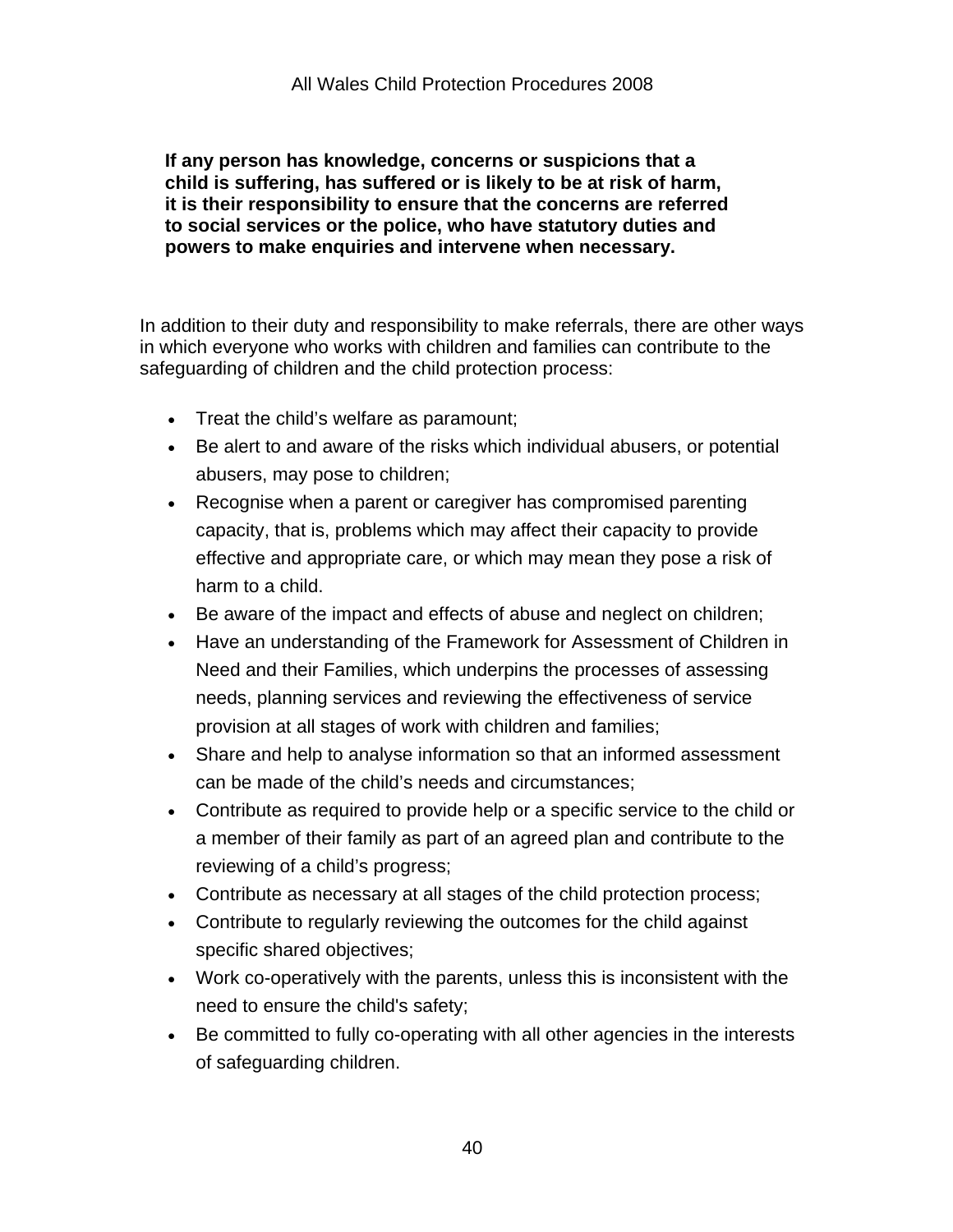**If any person has knowledge, concerns or suspicions that a child is suffering, has suffered or is likely to be at risk of harm, it is their responsibility to ensure that the concerns are referred to social services or the police, who have statutory duties and powers to make enquiries and intervene when necessary.**

In addition to their duty and responsibility to make referrals, there are other ways in which everyone who works with children and families can contribute to the safeguarding of children and the child protection process:

- Treat the child's welfare as paramount;
- Be alert to and aware of the risks which individual abusers, or potential abusers, may pose to children;
- Recognise when a parent or caregiver has compromised parenting capacity, that is, problems which may affect their capacity to provide effective and appropriate care, or which may mean they pose a risk of harm to a child.
- Be aware of the impact and effects of abuse and neglect on children;
- Have an understanding of the Framework for Assessment of Children in Need and their Families, which underpins the processes of assessing needs, planning services and reviewing the effectiveness of service provision at all stages of work with children and families;
- Share and help to analyse information so that an informed assessment can be made of the child's needs and circumstances;
- Contribute as required to provide help or a specific service to the child or a member of their family as part of an agreed plan and contribute to the reviewing of a child's progress;
- Contribute as necessary at all stages of the child protection process;
- Contribute to regularly reviewing the outcomes for the child against specific shared objectives;
- Work co-operatively with the parents, unless this is inconsistent with the need to ensure the child's safety;
- Be committed to fully co-operating with all other agencies in the interests of safeguarding children.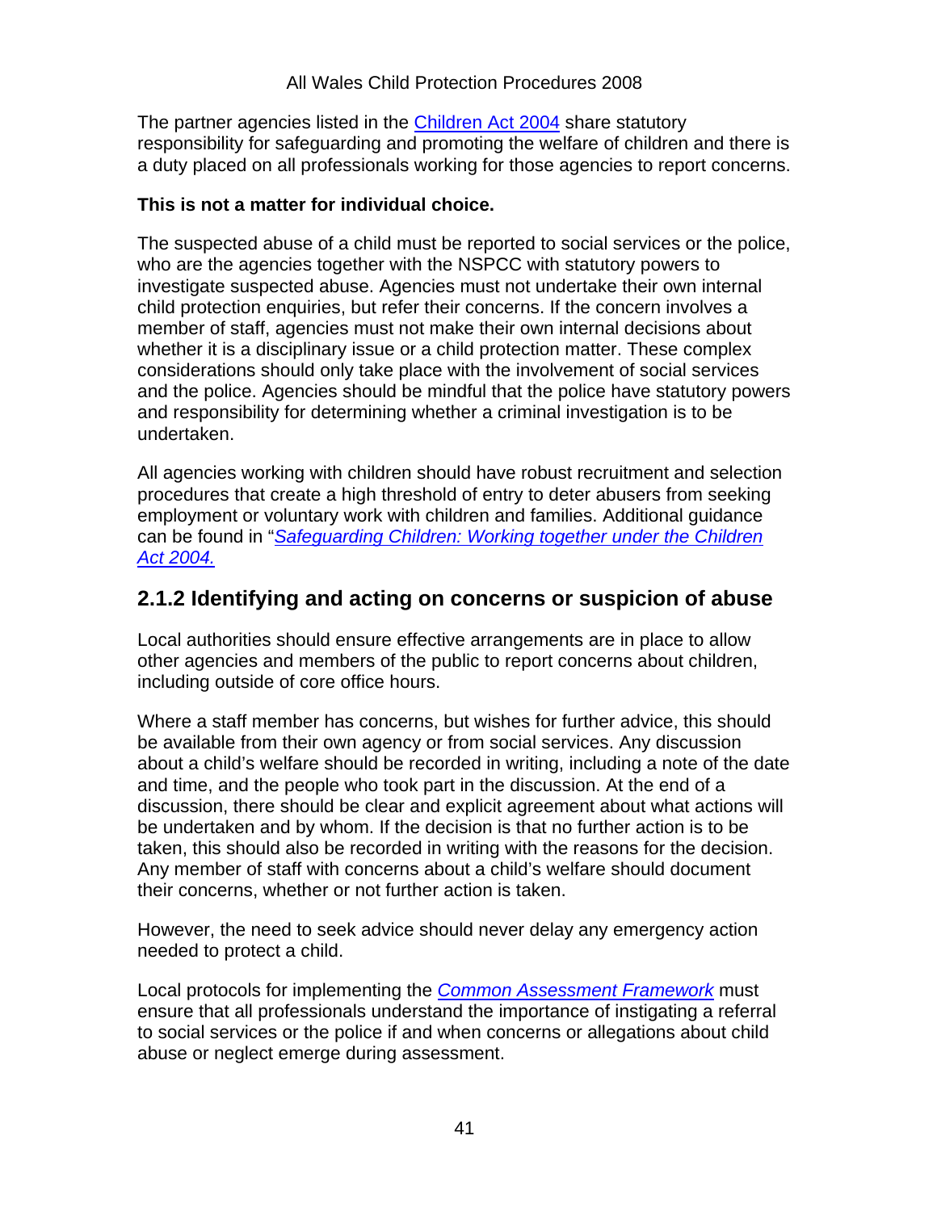The partner agencies listed in the Children Act 2004 share statutory responsibility for safeguarding and promoting the welfare of children and there is a duty placed on all professionals working for those agencies to report concerns.

**This is not a matter for individual choice.**

The suspected abuse of a child must be reported to social services or the police, who are the agencies together with the NSPCC with statutory powers to investigate suspected abuse. Agencies must not undertake their own internal child protection enquiries, but refer their concerns. If the concern involves a member of staff, agencies must not make their own internal decisions about whether it is a disciplinary issue or a child protection matter. These complex considerations should only take place with the involvement of social services and the police. Agencies should be mindful that the police have statutory powers and responsibility for determining whether a criminal investigation is to be undertaken.

All agencies working with children should have robust recruitment and selection procedures that create a high threshold of entry to deter abusers from seeking employment or voluntary work with children and families. Additional guidance can be found in "*Safeguarding Children: Working together under the Children Act 2004.*

## 2.1.2 Identifying and acting on concerns or suspicion of abuse

Local authorities should ensure effective arrangements are in place to allow other agencies and members of the public to report concerns about children, including outside of core office hours.

Where a staff member has concerns, but wishes for further advice, this should be available from their own agency or from social services. Any discussion about a child's welfare should be recorded in writing, including a note of the date and time, and the people who took part in the discussion. At the end of a discussion, there should be clear and explicit agreement about what actions will be undertaken and by whom. If the decision is that no further action is to be taken, this should also be recorded in writing with the reasons for the decision. Any member of staff with concerns about a child's welfare should document their concerns, whether or not further action is taken.

However, the need to seek advice should never delay any emergency action needed to protect a child.

Local protocols for implementing the *Common Assessment Framework* must ensure that all professionals understand the importance of instigating a referral to social services or the police if and when concerns or allegations about child abuse or neglect emerge during assessment.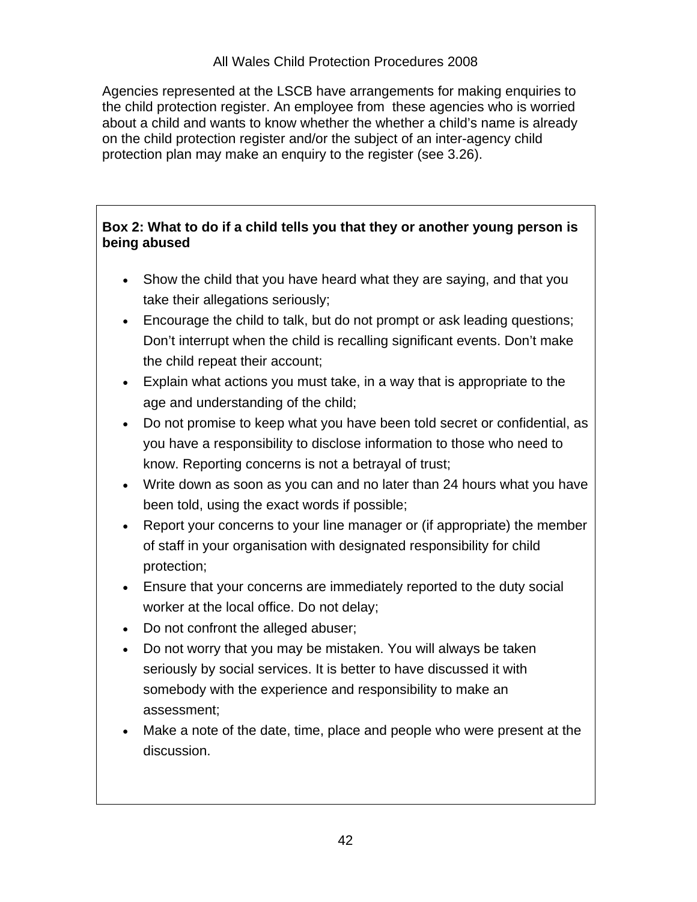Agencies represented at the LSCB have arrangements for making enquiries to the child protection register. An employee from these agencies who is worried about a child and wants to know whether the whether a child's name is already on the child protection register and/or the subject of an inter-agency child protection plan may make an enquiry to the register (see 3.26).

**Box 2: What to do if a child tells you that they or another young person is being abused**

- Show the child that you have heard what they are saying, and that you take their allegations seriously;
- Encourage the child to talk, but do not prompt or ask leading questions; Don't interrupt when the child is recalling significant events. Don't make the child repeat their account;
- Explain what actions you must take, in a way that is appropriate to the age and understanding of the child;
- Do not promise to keep what you have been told secret or confidential, as you have a responsibility to disclose information to those who need to know. Reporting concerns is not a betrayal of trust;
- Write down as soon as you can and no later than 24 hours what you have been told, using the exact words if possible;
- Report your concerns to your line manager or (if appropriate) the member of staff in your organisation with designated responsibility for child protection;
- Ensure that your concerns are immediately reported to the duty social worker at the local office. Do not delay;
- Do not confront the alleged abuser;
- Do not worry that you may be mistaken. You will always be taken seriously by social services. It is better to have discussed it with somebody with the experience and responsibility to make an assessment;
- Make a note of the date, time, place and people who were present at the discussion.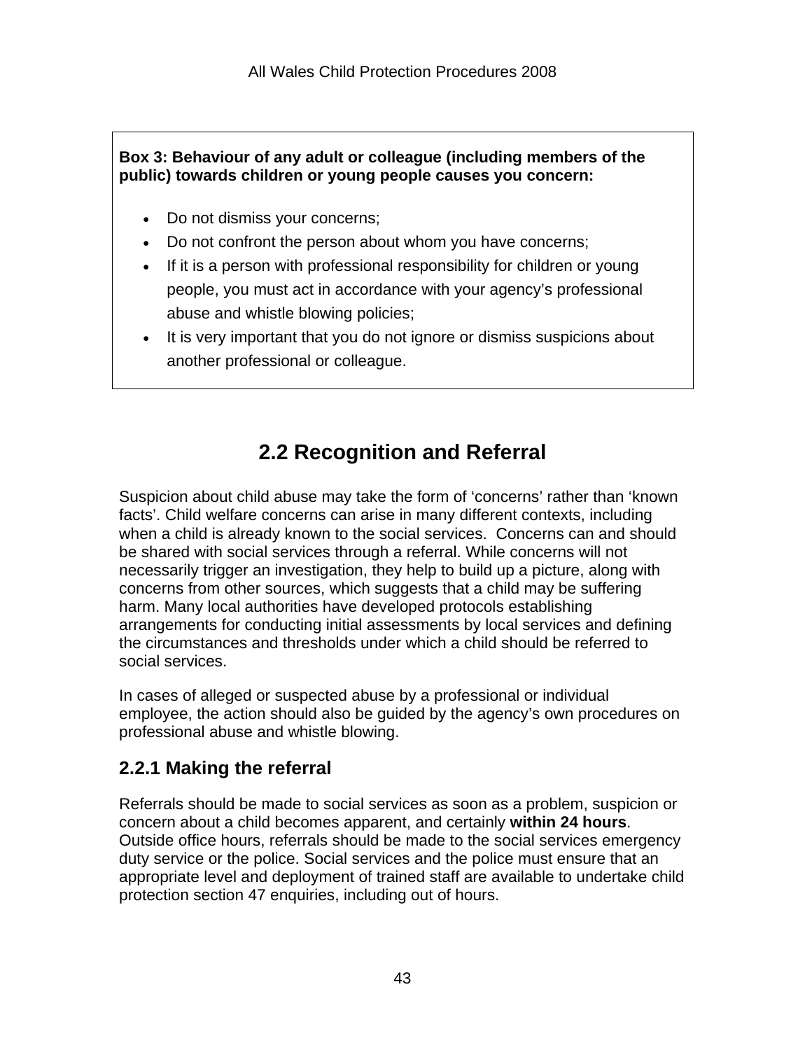**Box 3: Behaviour of any adult or colleague (including members of the public) towards children or young people causes you concern:**

- Do not dismiss your concerns;
- Do not confront the person about whom you have concerns;
- If it is a person with professional responsibility for children or young people, you must act in accordance with your agency's professional abuse and whistle blowing policies;
- It is very important that you do not ignore or dismiss suspicions about another professional or colleague.

## 2.2 Recognition and Referral

Suspicion about child abuse may take the form of 'concerns' rather than 'known facts'. Child welfare concerns can arise in many different contexts, including when a child is already known to the social services. Concerns can and should be shared with social services through a referral. While concerns will not necessarily trigger an investigation, they help to build up a picture, along with concerns from other sources, which suggests that a child may be suffering harm. Many local authorities have developed protocols establishing arrangements for conducting initial assessments by local services and defining the circumstances and thresholds under which a child should be referred to social services.

In cases of alleged or suspected abuse by a professional or individual employee, the action should also be guided by the agency's own procedures on professional abuse and whistle blowing.

### 2.2.1 Making the referral

Referrals should be made to social services as soon as a problem, suspicion or concern about a child becomes apparent, and certainly **within 24 hours**. Outside office hours, referrals should be made to the social services emergency duty service or the police. Social services and the police must ensure that an appropriate level and deployment of trained staff are available to undertake child protection section 47 enquiries, including out of hours.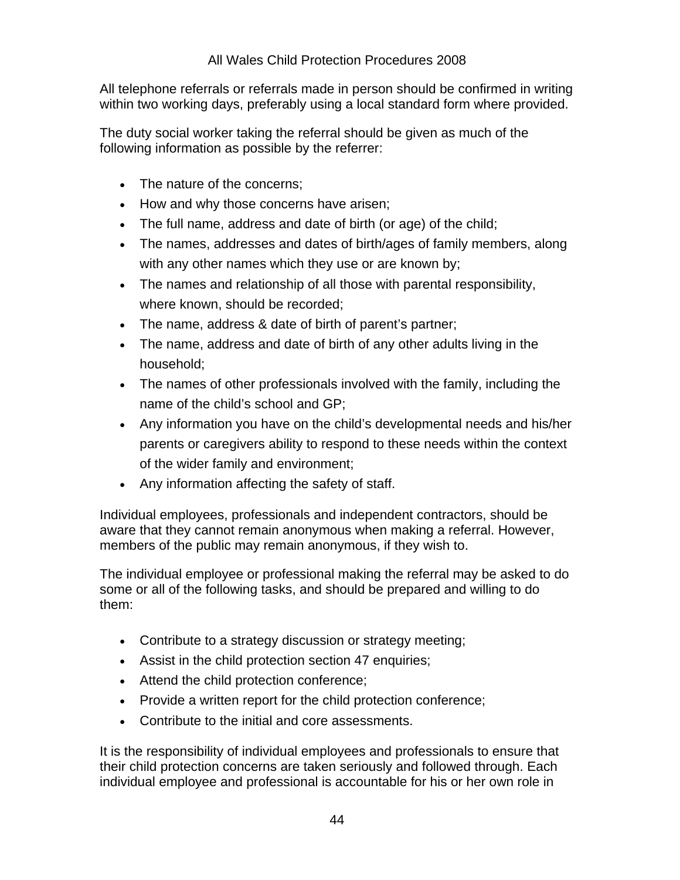All telephone referrals or referrals made in person should be confirmed in writing within two working days, preferably using a local standard form where provided.

The duty social worker taking the referral should be given as much of the following information as possible by the referrer:

- The nature of the concerns;
- How and why those concerns have arisen;
- The full name, address and date of birth (or age) of the child;
- The names, addresses and dates of birth/ages of family members, along with any other names which they use or are known by;
- The names and relationship of all those with parental responsibility, where known, should be recorded;
- The name, address & date of birth of parent's partner;
- The name, address and date of birth of any other adults living in the household;
- The names of other professionals involved with the family, including the name of the child's school and GP;
- Any information you have on the child's developmental needs and his/her parents or caregivers ability to respond to these needs within the context of the wider family and environment;
- Any information affecting the safety of staff.

Individual employees, professionals and independent contractors, should be aware that they cannot remain anonymous when making a referral. However, members of the public may remain anonymous, if they wish to.

The individual employee or professional making the referral may be asked to do some or all of the following tasks, and should be prepared and willing to do them:

- Contribute to a strategy discussion or strategy meeting;
- Assist in the child protection section 47 enquiries;
- Attend the child protection conference;
- Provide a written report for the child protection conference;
- Contribute to the initial and core assessments.

It is the responsibility of individual employees and professionals to ensure that their child protection concerns are taken seriously and followed through. Each individual employee and professional is accountable for his or her own role in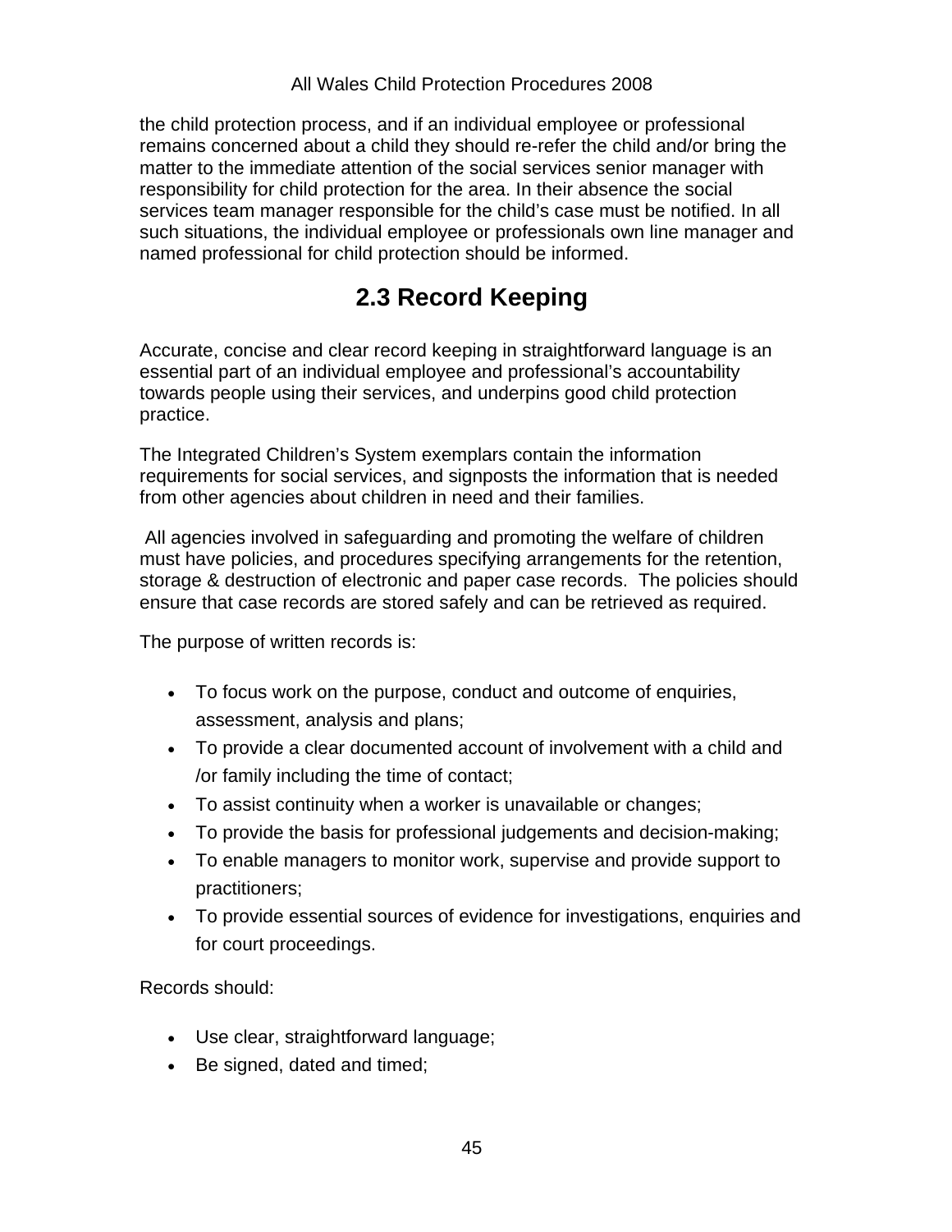the child protection process, and if an individual employee or professional remains concerned about a child they should re-refer the child and/or bring the matter to the immediate attention of the social services senior manager with responsibility for child protection for the area. In their absence the social services team manager responsible for the child's case must be notified. In all such situations, the individual employee or professionals own line manager and named professional for child protection should be informed.

## 2.3 Record Keeping

Accurate, concise and clear record keeping in straightforward language is an essential part of an individual employee and professional's accountability towards people using their services, and underpins good child protection practice.

The Integrated Children's System exemplars contain the information requirements for social services, and signposts the information that is needed from other agencies about children in need and their families.

All agencies involved in safeguarding and promoting the welfare of children must have policies, and procedures specifying arrangements for the retention, storage & destruction of electronic and paper case records. The policies should ensure that case records are stored safely and can be retrieved as required.

The purpose of written records is:

- To focus work on the purpose, conduct and outcome of enquiries, assessment, analysis and plans;
- To provide a clear documented account of involvement with a child and /or family including the time of contact;
- To assist continuity when a worker is unavailable or changes;
- To provide the basis for professional judgements and decision-making;
- To enable managers to monitor work, supervise and provide support to practitioners;
- To provide essential sources of evidence for investigations, enquiries and for court proceedings.

Records should:

- Use clear, straightforward language;
- Be signed, dated and timed;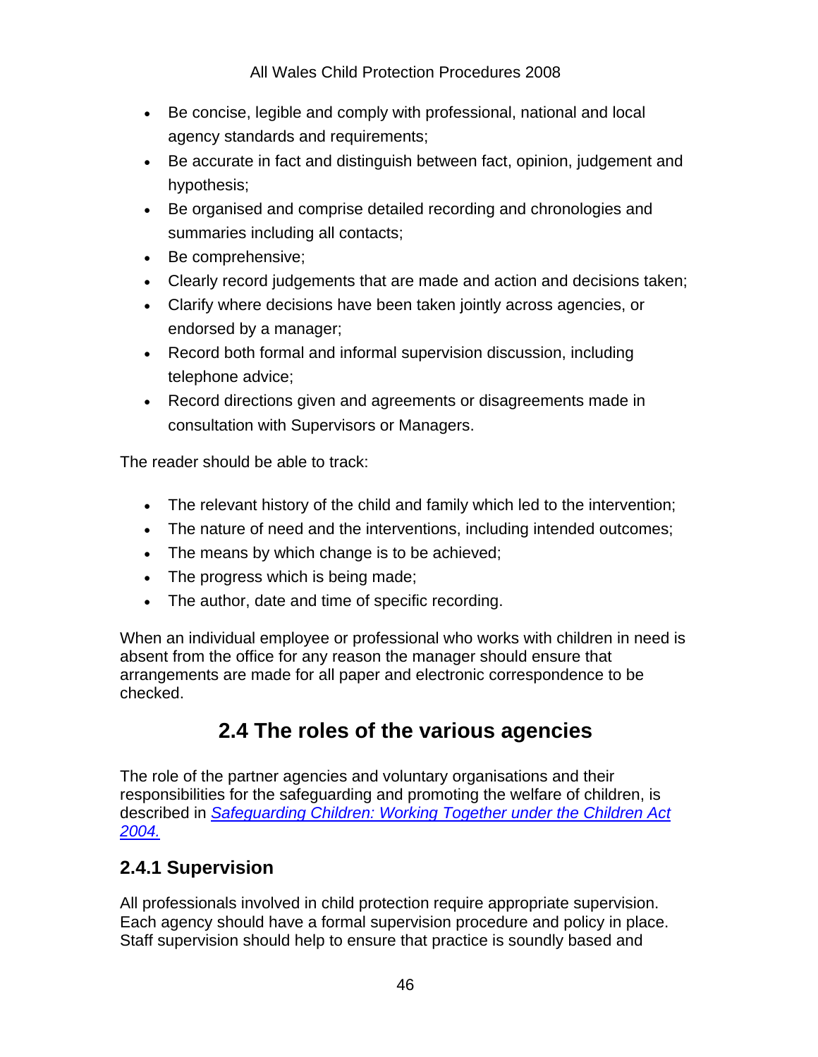- Be concise, legible and comply with professional, national and local agency standards and requirements;
- Be accurate in fact and distinguish between fact, opinion, judgement and hypothesis;
- Be organised and comprise detailed recording and chronologies and summaries including all contacts;
- Be comprehensive;
- Clearly record judgements that are made and action and decisions taken;
- Clarify where decisions have been taken jointly across agencies, or endorsed by a manager;
- Record both formal and informal supervision discussion, including telephone advice;
- Record directions given and agreements or disagreements made in consultation with Supervisors or Managers.

The reader should be able to track:

- The relevant history of the child and family which led to the intervention;
- The nature of need and the interventions, including intended outcomes;
- The means by which change is to be achieved;
- The progress which is being made;
- The author, date and time of specific recording.

When an individual employee or professional who works with children in need is absent from the office for any reason the manager should ensure that arrangements are made for all paper and electronic correspondence to be checked.

## 2.4 The roles of the various agencies

The role of the partner agencies and voluntary organisations and their responsibilities for the safeguarding and promoting the welfare of children, is described in *Safeguarding Children: Working Together under the Children Act 2004.*

### 2.4.1 Supervision

All professionals involved in child protection require appropriate supervision. Each agency should have a formal supervision procedure and policy in place. Staff supervision should help to ensure that practice is soundly based and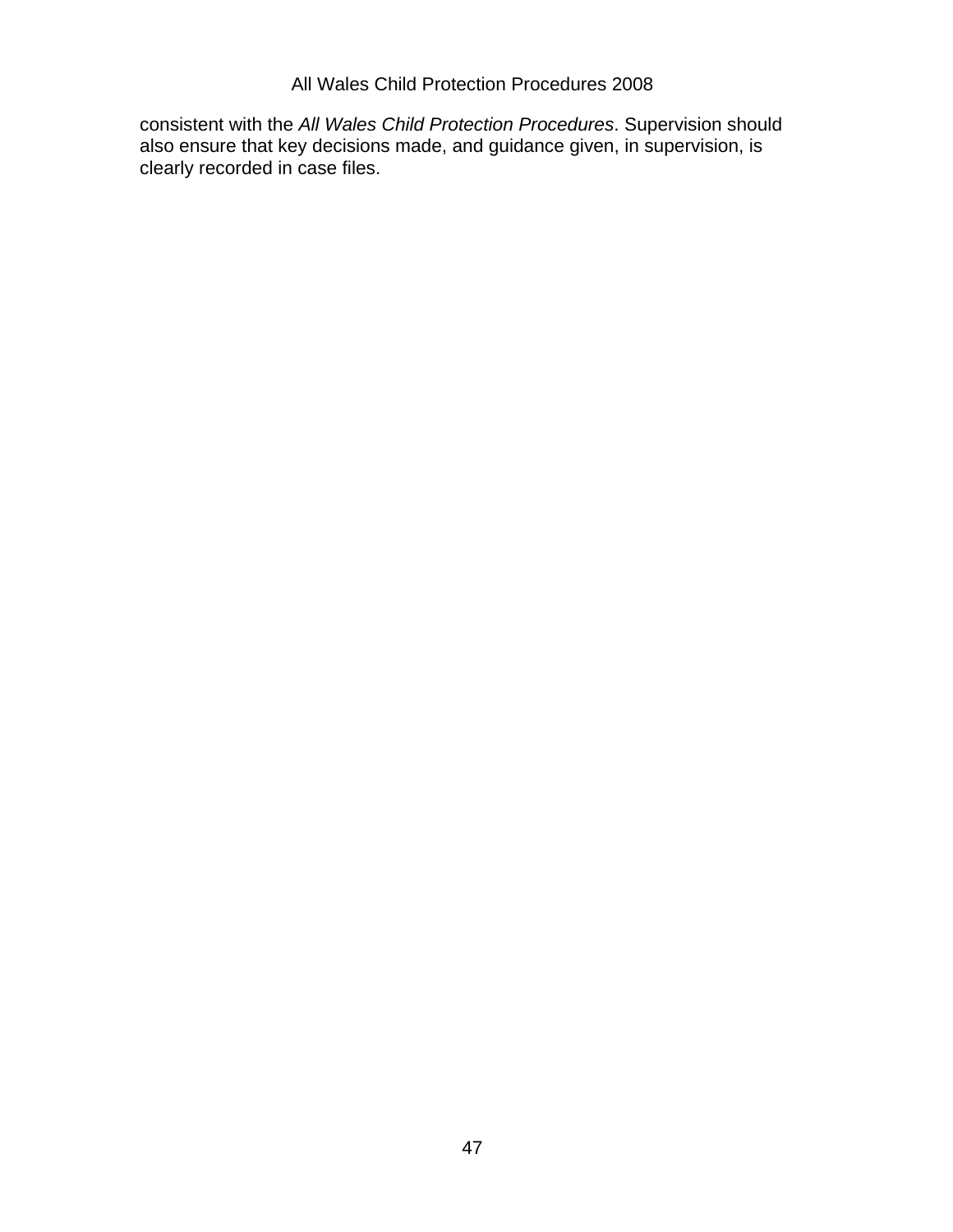consistent with the *All Wales Child Protection Procedures*. Supervision should also ensure that key decisions made, and guidance given, in supervision, is clearly recorded in case files.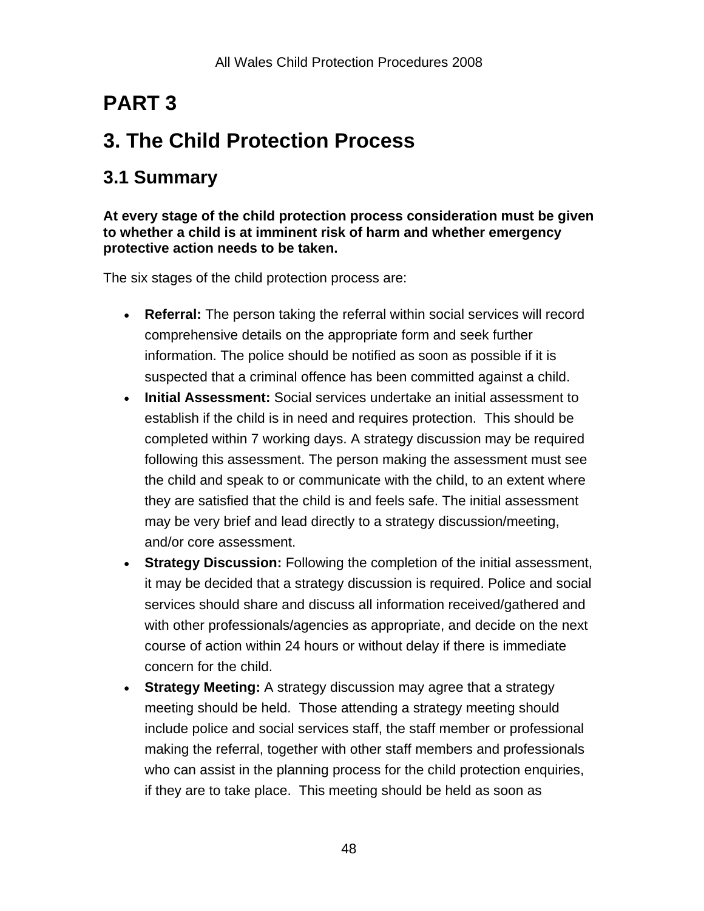# PART 3

# 3. The Child Protection Process

## 3.1 Summary

**At every stage of the child protection process consideration must be given to whether a child is at imminent risk of harm and whether emergency protective action needs to be taken.**

The six stages of the child protection process are:

- **Referral:** The person taking the referral within social services will record comprehensive details on the appropriate form and seek further information. The police should be notified as soon as possible if it is suspected that a criminal offence has been committed against a child.
- **Initial Assessment:** Social services undertake an initial assessment to establish if the child is in need and requires protection. This should be completed within 7 working days. A strategy discussion may be required following this assessment. The person making the assessment must see the child and speak to or communicate with the child, to an extent where they are satisfied that the child is and feels safe. The initial assessment may be very brief and lead directly to a strategy discussion/meeting, and/or core assessment.
- **Strategy Discussion:** Following the completion of the initial assessment, it may be decided that a strategy discussion is required. Police and social services should share and discuss all information received/gathered and with other professionals/agencies as appropriate, and decide on the next course of action within 24 hours or without delay if there is immediate concern for the child.
- **Strategy Meeting:** A strategy discussion may agree that a strategy meeting should be held. Those attending a strategy meeting should include police and social services staff, the staff member or professional making the referral, together with other staff members and professionals who can assist in the planning process for the child protection enquiries, if they are to take place. This meeting should be held as soon as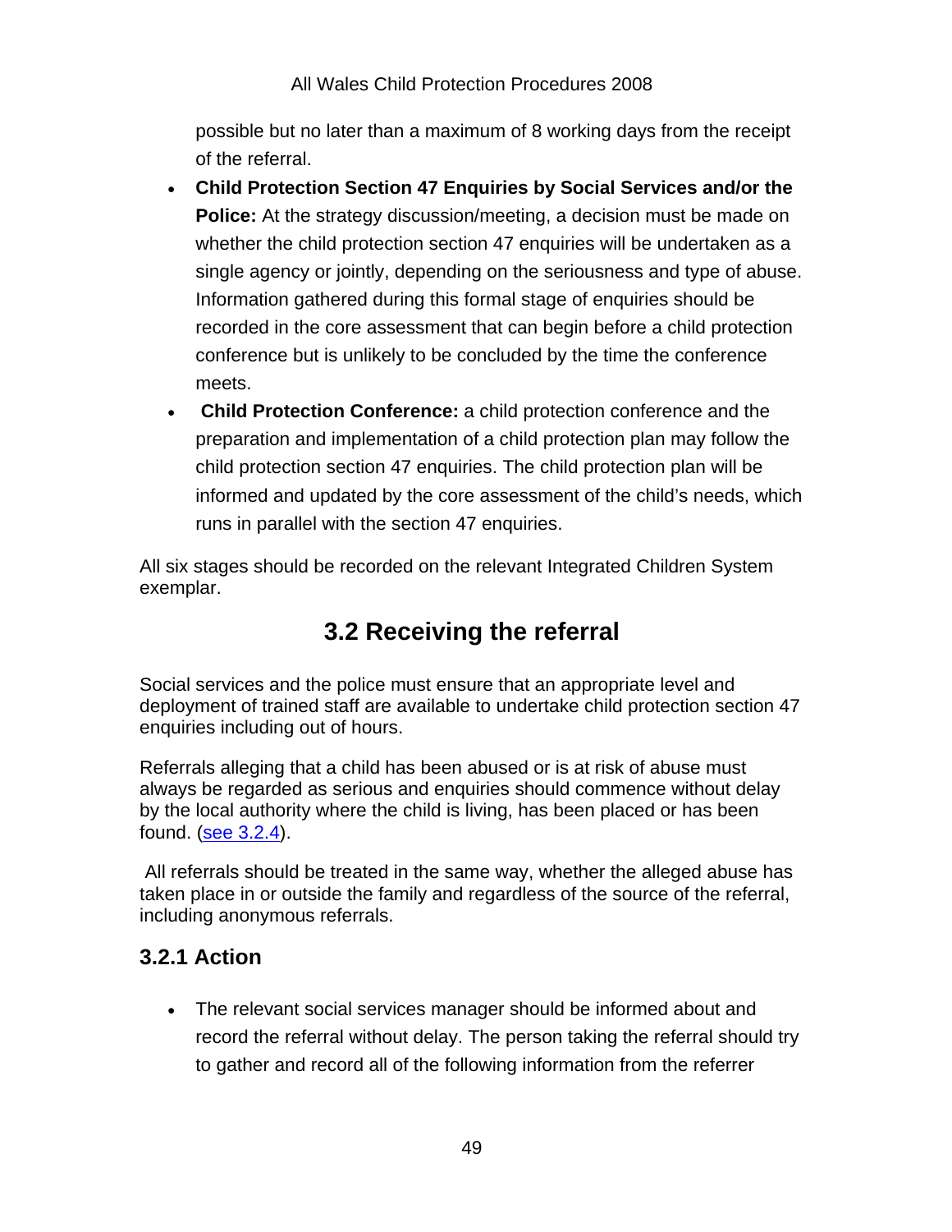possible but no later than a maximum of 8 working days from the receipt of the referral.

- **Child Protection Section 47 Enquiries by Social Services and/or the Police:** At the strategy discussion/meeting, a decision must be made on whether the child protection section 47 enquiries will be undertaken as a single agency or jointly, depending on the seriousness and type of abuse. Information gathered during this formal stage of enquiries should be recorded in the core assessment that can begin before a child protection conference but is unlikely to be concluded by the time the conference meets.
- **Child Protection Conference:** a child protection conference and the preparation and implementation of a child protection plan may follow the child protection section 47 enquiries. The child protection plan will be informed and updated by the core assessment of the child's needs, which runs in parallel with the section 47 enquiries.

All six stages should be recorded on the relevant Integrated Children System exemplar.

## 3.2 Receiving the referral

Social services and the police must ensure that an appropriate level and deployment of trained staff are available to undertake child protection section 47 enquiries including out of hours.

Referrals alleging that a child has been abused or is at risk of abuse must always be regarded as serious and enquiries should commence without delay by the local authority where the child is living, has been placed or has been found. (see 3.2.4).

All referrals should be treated in the same way, whether the alleged abuse has taken place in or outside the family and regardless of the source of the referral, including anonymous referrals.

### 3.2.1 Action

- The relevant social services manager should be informed about and record the referral without delay. The person taking the referral should try to gather and record all of the following information from the referrer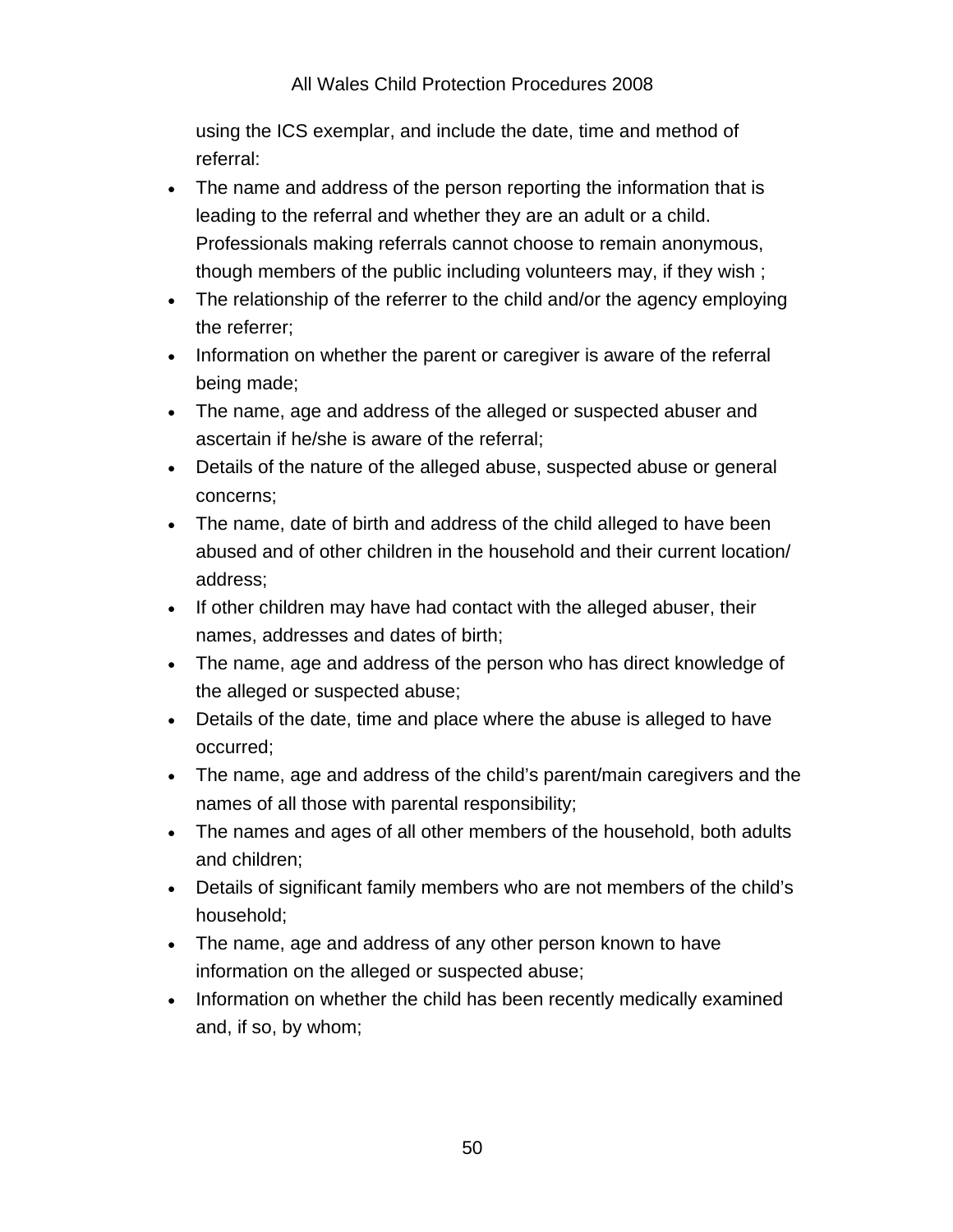using the ICS exemplar, and include the date, time and method of referral:

- The name and address of the person reporting the information that is leading to the referral and whether they are an adult or a child. Professionals making referrals cannot choose to remain anonymous, though members of the public including volunteers may, if they wish ;
- The relationship of the referrer to the child and/or the agency employing the referrer;
- Information on whether the parent or caregiver is aware of the referral being made;
- The name, age and address of the alleged or suspected abuser and ascertain if he/she is aware of the referral;
- Details of the nature of the alleged abuse, suspected abuse or general concerns;
- The name, date of birth and address of the child alleged to have been abused and of other children in the household and their current location/ address;
- If other children may have had contact with the alleged abuser, their names, addresses and dates of birth;
- The name, age and address of the person who has direct knowledge of the alleged or suspected abuse;
- Details of the date, time and place where the abuse is alleged to have occurred;
- The name, age and address of the child's parent/main caregivers and the names of all those with parental responsibility;
- The names and ages of all other members of the household, both adults and children;
- Details of significant family members who are not members of the child's household;
- The name, age and address of any other person known to have information on the alleged or suspected abuse;
- Information on whether the child has been recently medically examined and, if so, by whom;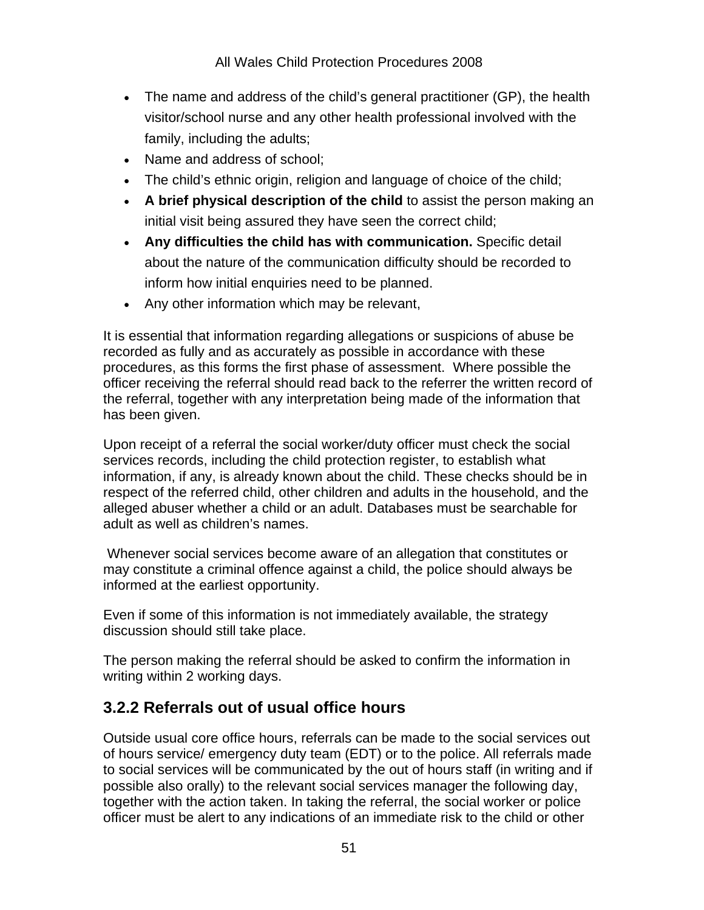- The name and address of the child's general practitioner (GP), the health visitor/school nurse and any other health professional involved with the family, including the adults;
- Name and address of school;
- The child's ethnic origin, religion and language of choice of the child;
- **A brief physical description of the child** to assist the person making an initial visit being assured they have seen the correct child;
- **Any difficulties the child has with communication.** Specific detail about the nature of the communication difficulty should be recorded to inform how initial enquiries need to be planned.
- Any other information which may be relevant,

It is essential that information regarding allegations or suspicions of abuse be recorded as fully and as accurately as possible in accordance with these procedures, as this forms the first phase of assessment. Where possible the officer receiving the referral should read back to the referrer the written record of the referral, together with any interpretation being made of the information that has been given.

Upon receipt of a referral the social worker/duty officer must check the social services records, including the child protection register, to establish what information, if any, is already known about the child. These checks should be in respect of the referred child, other children and adults in the household, and the alleged abuser whether a child or an adult. Databases must be searchable for adult as well as children's names.

Whenever social services become aware of an allegation that constitutes or may constitute a criminal offence against a child, the police should always be informed at the earliest opportunity.

Even if some of this information is not immediately available, the strategy discussion should still take place.

The person making the referral should be asked to confirm the information in writing within 2 working days.

## 3.2.2 Referrals out of usual office hours

Outside usual core office hours, referrals can be made to the social services out of hours service/ emergency duty team (EDT) or to the police. All referrals made to social services will be communicated by the out of hours staff (in writing and if possible also orally) to the relevant social services manager the following day, together with the action taken. In taking the referral, the social worker or police officer must be alert to any indications of an immediate risk to the child or other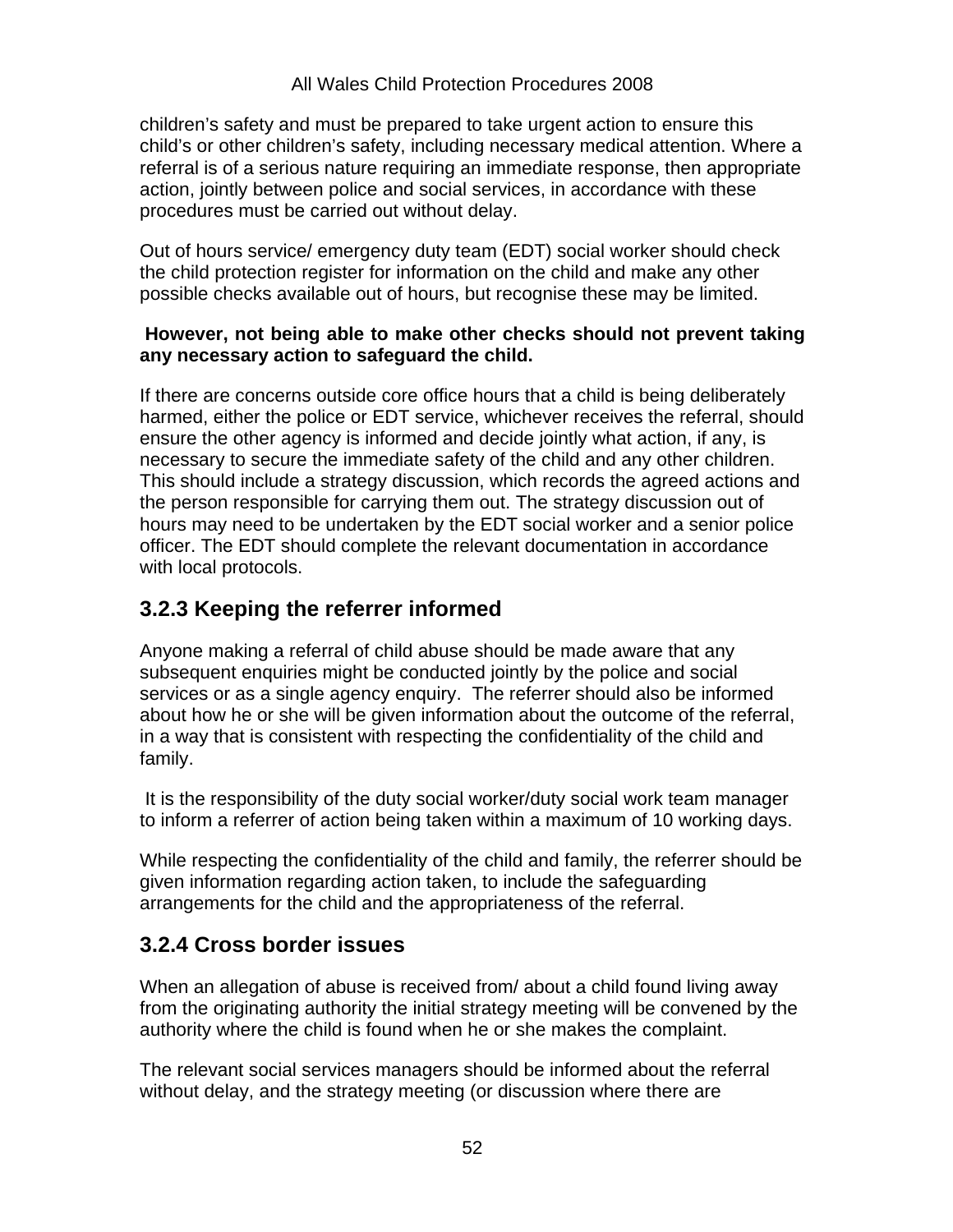children's safety and must be prepared to take urgent action to ensure this child's or other children's safety, including necessary medical attention. Where a referral is of a serious nature requiring an immediate response, then appropriate action, jointly between police and social services, in accordance with these procedures must be carried out without delay.

Out of hours service/ emergency duty team (EDT) social worker should check the child protection register for information on the child and make any other possible checks available out of hours, but recognise these may be limited.

**However, not being able to make other checks should not prevent taking any necessary action to safeguard the child.**

If there are concerns outside core office hours that a child is being deliberately harmed, either the police or EDT service, whichever receives the referral, should ensure the other agency is informed and decide jointly what action, if any, is necessary to secure the immediate safety of the child and any other children. This should include a strategy discussion, which records the agreed actions and the person responsible for carrying them out. The strategy discussion out of hours may need to be undertaken by the EDT social worker and a senior police officer. The EDT should complete the relevant documentation in accordance with local protocols.

## 3.2.3 Keeping the referrer informed

Anyone making a referral of child abuse should be made aware that any subsequent enquiries might be conducted jointly by the police and social services or as a single agency enquiry. The referrer should also be informed about how he or she will be given information about the outcome of the referral, in a way that is consistent with respecting the confidentiality of the child and family.

It is the responsibility of the duty social worker/duty social work team manager to inform a referrer of action being taken within a maximum of 10 working days.

While respecting the confidentiality of the child and family, the referrer should be given information regarding action taken, to include the safeguarding arrangements for the child and the appropriateness of the referral.

## 3.2.4 Cross border issues

When an allegation of abuse is received from/ about a child found living away from the originating authority the initial strategy meeting will be convened by the authority where the child is found when he or she makes the complaint.

The relevant social services managers should be informed about the referral without delay, and the strategy meeting (or discussion where there are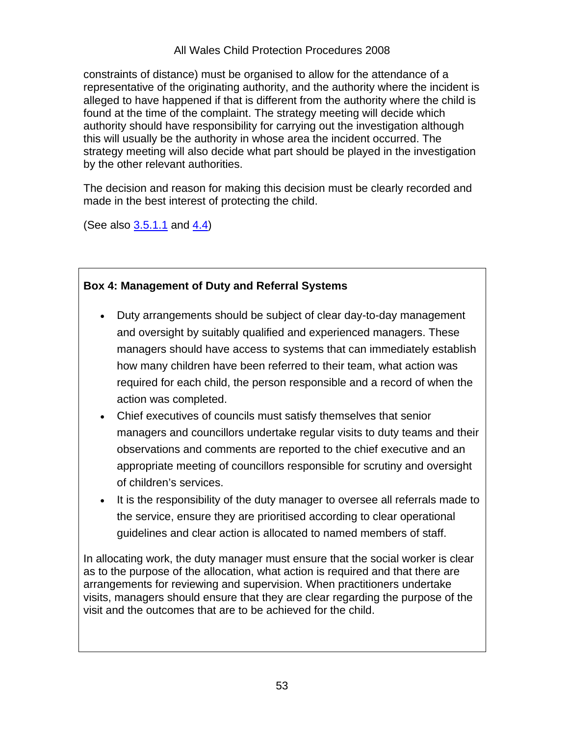constraints of distance) must be organised to allow for the attendance of a representative of the originating authority, and the authority where the incident is alleged to have happened if that is different from the authority where the child is found at the time of the complaint. The strategy meeting will decide which authority should have responsibility for carrying out the investigation although this will usually be the authority in whose area the incident occurred. The strategy meeting will also decide what part should be played in the investigation by the other relevant authorities.

The decision and reason for making this decision must be clearly recorded and made in the best interest of protecting the child.

(See also 3.5.1.1 and 4.4)

**Box 4: Management of Duty and Referral Systems**

- Duty arrangements should be subject of clear day-to-day management and oversight by suitably qualified and experienced managers. These managers should have access to systems that can immediately establish how many children have been referred to their team, what action was required for each child, the person responsible and a record of when the action was completed.
- Chief executives of councils must satisfy themselves that senior managers and councillors undertake regular visits to duty teams and their observations and comments are reported to the chief executive and an appropriate meeting of councillors responsible for scrutiny and oversight of children's services.
- It is the responsibility of the duty manager to oversee all referrals made to the service, ensure they are prioritised according to clear operational guidelines and clear action is allocated to named members of staff.

In allocating work, the duty manager must ensure that the social worker is clear as to the purpose of the allocation, what action is required and that there are arrangements for reviewing and supervision. When practitioners undertake visits, managers should ensure that they are clear regarding the purpose of the visit and the outcomes that are to be achieved for the child.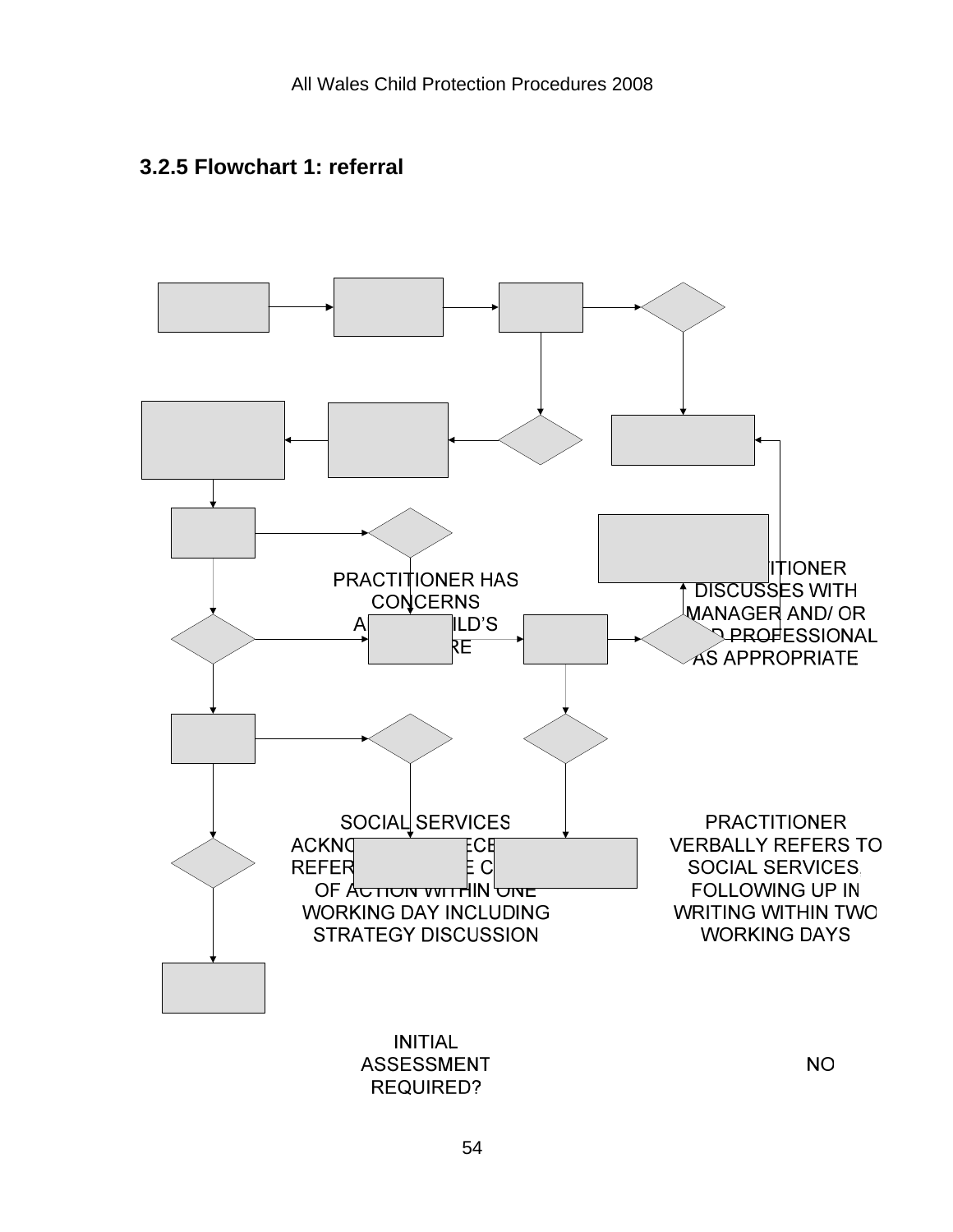## 3.2.5 Flowchart 1: referral

PRACTITIONER HAS CONCERNS ABOUT CHILD'S WELFARE

PRACTITIONER DISCUSSES WITH MANAGER AND/ OR NAMED PROFESSIONAL AS APPROPRIATE

SOCIAL SERVICES ACKNOWLEDGE RECEIPT OF REFERRAL AND DECIDE COURSE OF ACTION WITHIN ONE WORKING DAY INCLUDING STRATEGY DISCUSSION

PRACTITIONER VERBALLY REFERS TO SOCIAL SERVICES, FOLLOWING UP IN WRITING WITHIN TWO WORKING DAYS

INITIAL ASSESSMENT REQUIRED?

NO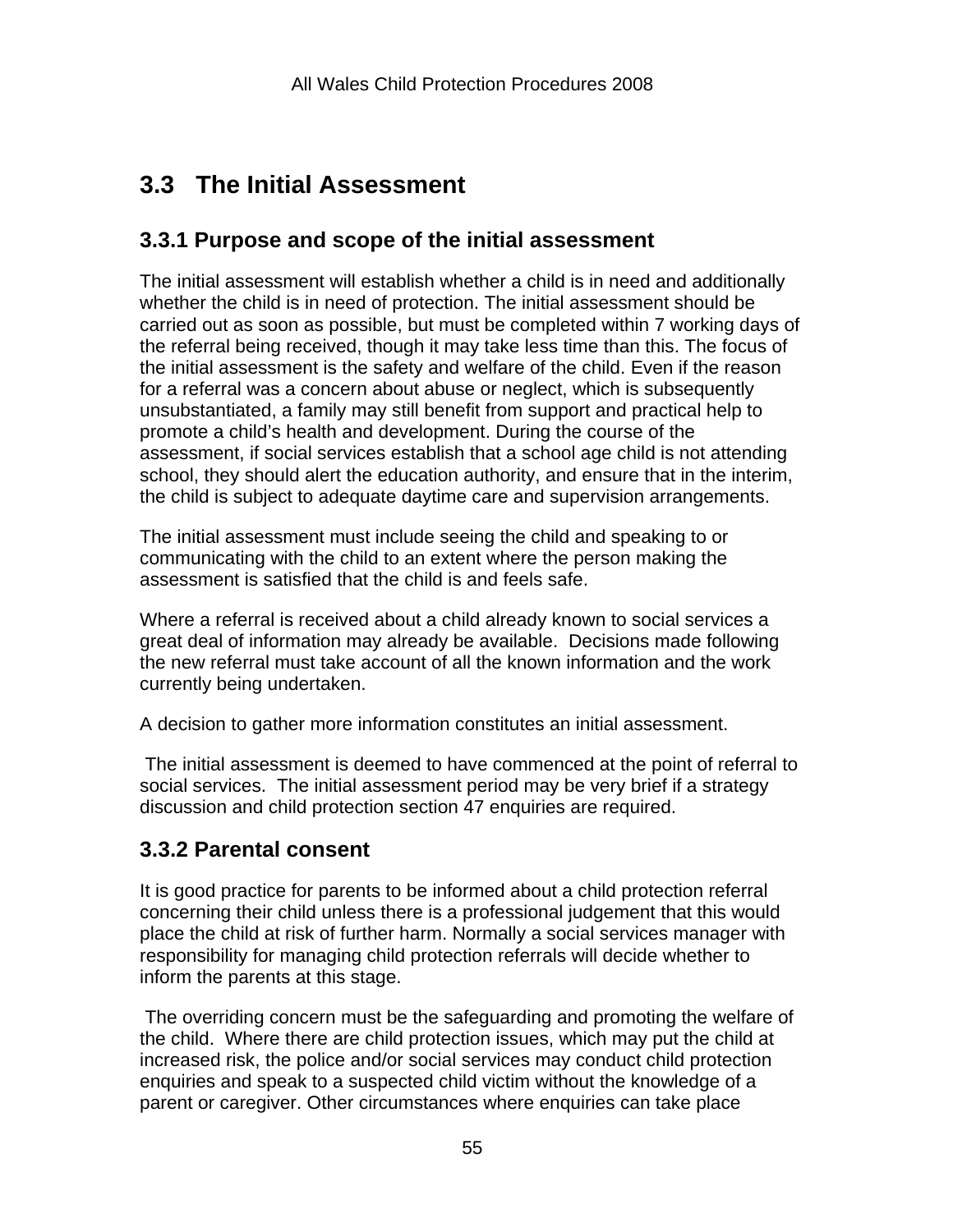## 3.3 The Initial Assessment

### 3.3.1 Purpose and scope of the initial assessment

The initial assessment will establish whether a child is in need and additionally whether the child is in need of protection. The initial assessment should be carried out as soon as possible, but must be completed within 7 working days of the referral being received, though it may take less time than this. The focus of the initial assessment is the safety and welfare of the child. Even if the reason for a referral was a concern about abuse or neglect, which is subsequently unsubstantiated, a family may still benefit from support and practical help to promote a child's health and development. During the course of the assessment, if social services establish that a school age child is not attending school, they should alert the education authority, and ensure that in the interim, the child is subject to adequate daytime care and supervision arrangements.

The initial assessment must include seeing the child and speaking to or communicating with the child to an extent where the person making the assessment is satisfied that the child is and feels safe.

Where a referral is received about a child already known to social services a great deal of information may already be available. Decisions made following the new referral must take account of all the known information and the work currently being undertaken.

A decision to gather more information constitutes an initial assessment.

The initial assessment is deemed to have commenced at the point of referral to social services. The initial assessment period may be very brief if a strategy discussion and child protection section 47 enquiries are required.

### 3.3.2 Parental consent

It is good practice for parents to be informed about a child protection referral concerning their child unless there is a professional judgement that this would place the child at risk of further harm. Normally a social services manager with responsibility for managing child protection referrals will decide whether to inform the parents at this stage.

The overriding concern must be the safeguarding and promoting the welfare of the child. Where there are child protection issues, which may put the child at increased risk, the police and/or social services may conduct child protection enquiries and speak to a suspected child victim without the knowledge of a parent or caregiver. Other circumstances where enquiries can take place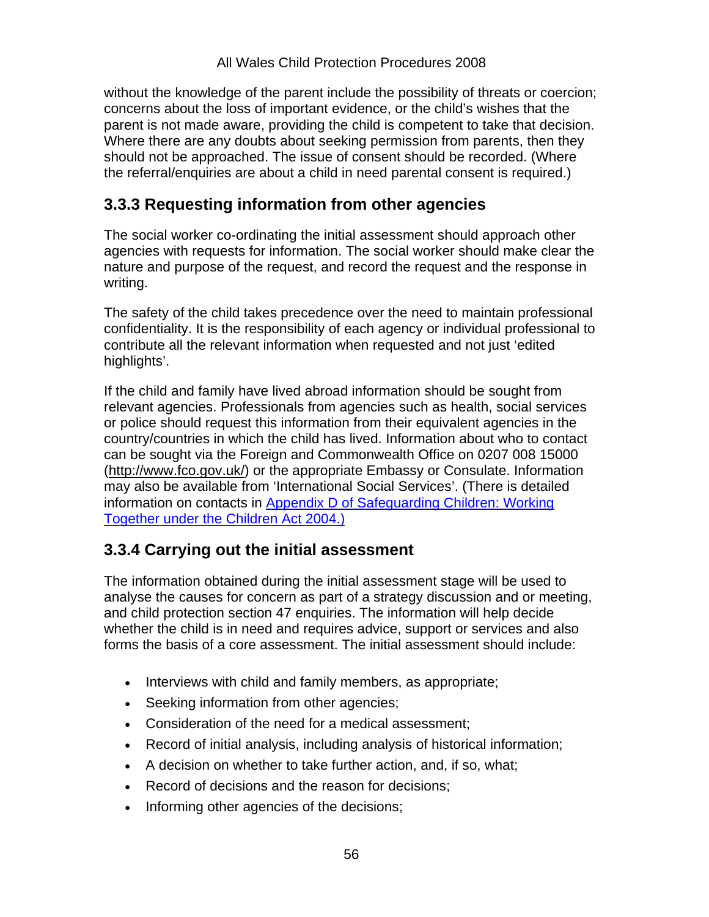without the knowledge of the parent include the possibility of threats or coercion; concerns about the loss of important evidence, or the child's wishes that the parent is not made aware, providing the child is competent to take that decision. Where there are any doubts about seeking permission from parents, then they should not be approached. The issue of consent should be recorded. (Where the referral/enquiries are about a child in need parental consent is required.)

### 3.3.3 Requesting information from other agencies

The social worker co-ordinating the initial assessment should approach other agencies with requests for information. The social worker should make clear the nature and purpose of the request, and record the request and the response in writing.

The safety of the child takes precedence over the need to maintain professional confidentiality. It is the responsibility of each agency or individual professional to contribute all the relevant information when requested and not just 'edited highlights'.

If the child and family have lived abroad information should be sought from relevant agencies. Professionals from agencies such as health, social services or police should request this information from their equivalent agencies in the country/countries in which the child has lived. Information about who to contact can be sought via the Foreign and Commonwealth Office on 0207 008 15000 (http://www.fco.gov.uk/) or the appropriate Embassy or Consulate. Information may also be available from 'International Social Services'. (There is detailed information on contacts in Appendix D of Safeguarding Children: Working Together under the Children Act 2004.)

### 3.3.4 Carrying out the initial assessment

The information obtained during the initial assessment stage will be used to analyse the causes for concern as part of a strategy discussion and or meeting, and child protection section 47 enquiries. The information will help decide whether the child is in need and requires advice, support or services and also forms the basis of a core assessment. The initial assessment should include:

- Interviews with child and family members, as appropriate;
- Seeking information from other agencies;
- Consideration of the need for a medical assessment;
- Record of initial analysis, including analysis of historical information;
- A decision on whether to take further action, and, if so, what;
- Record of decisions and the reason for decisions;
- Informing other agencies of the decisions;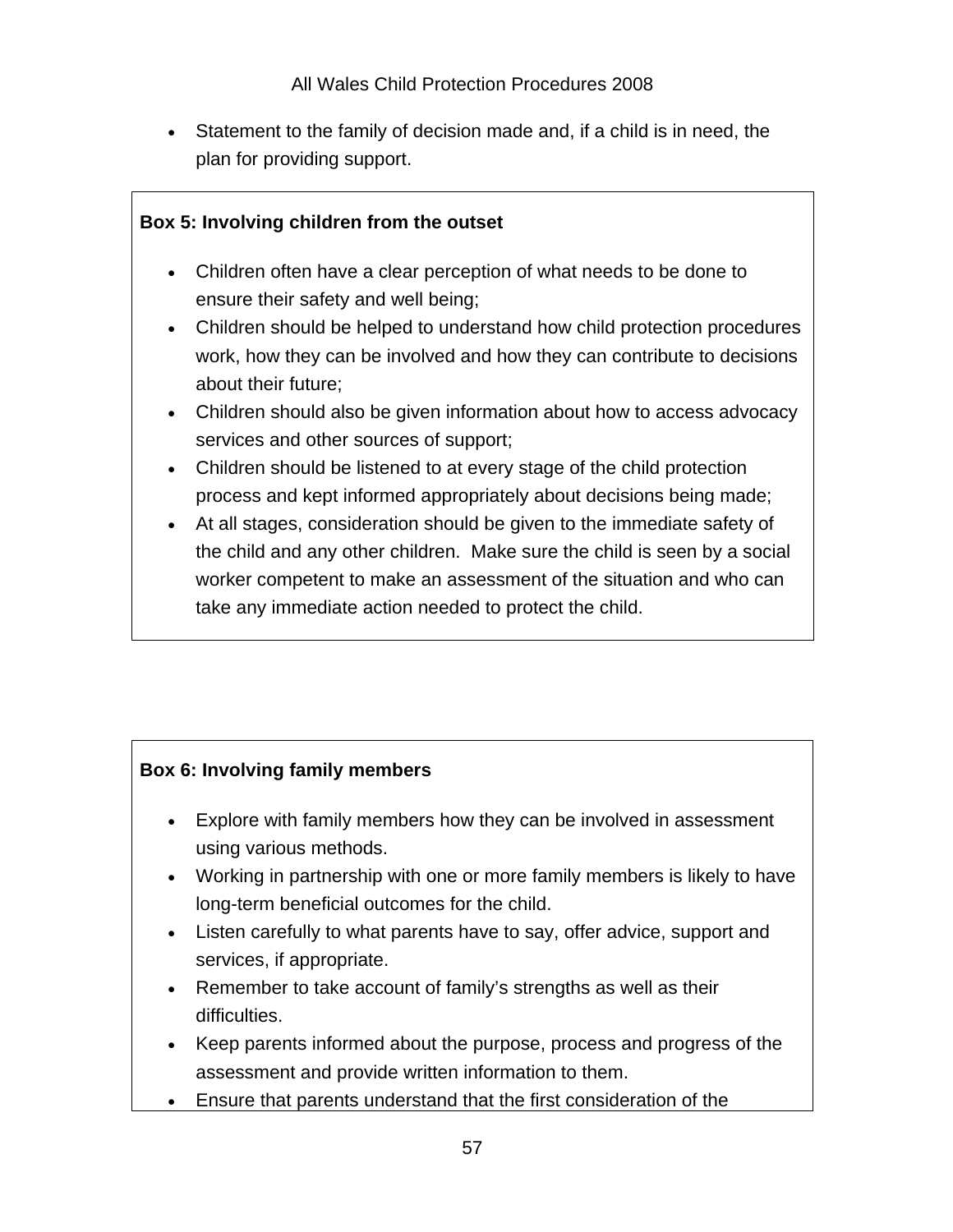- Statement to the family of decision made and, if a child is in need, the plan for providing support.

**Box 5: Involving children from the outset**

- Children often have a clear perception of what needs to be done to ensure their safety and well being;
- Children should be helped to understand how child protection procedures work, how they can be involved and how they can contribute to decisions about their future;
- Children should also be given information about how to access advocacy services and other sources of support;
- Children should be listened to at every stage of the child protection process and kept informed appropriately about decisions being made;
- At all stages, consideration should be given to the immediate safety of the child and any other children. Make sure the child is seen by a social worker competent to make an assessment of the situation and who can take any immediate action needed to protect the child.

**Box 6: Involving family members**

- Explore with family members how they can be involved in assessment using various methods.
- Working in partnership with one or more family members is likely to have long-term beneficial outcomes for the child.
- Listen carefully to what parents have to say, offer advice, support and services, if appropriate.
- Remember to take account of family's strengths as well as their difficulties.
- Keep parents informed about the purpose, process and progress of the assessment and provide written information to them.
- Ensure that parents understand that the first consideration of the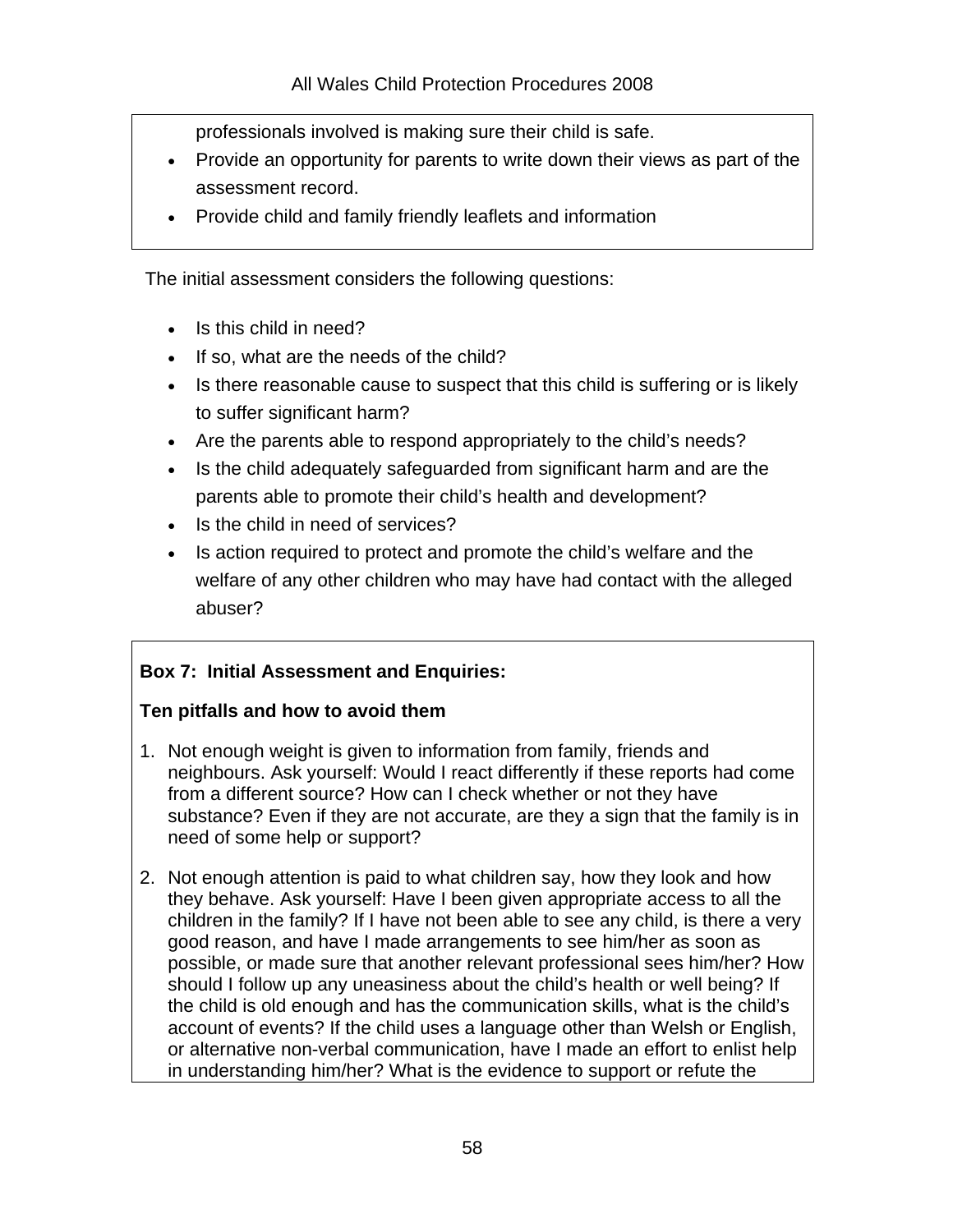professionals involved is making sure their child is safe.

- Provide an opportunity for parents to write down their views as part of the assessment record.
- Provide child and family friendly leaflets and information

The initial assessment considers the following questions:

- Is this child in need?
- If so, what are the needs of the child?
- Is there reasonable cause to suspect that this child is suffering or is likely to suffer significant harm?
- Are the parents able to respond appropriately to the child's needs?
- Is the child adequately safeguarded from significant harm and are the parents able to promote their child's health and development?
- Is the child in need of services?
- Is action required to protect and promote the child's welfare and the welfare of any other children who may have had contact with the alleged abuser?

**Box 7: Initial Assessment and Enquiries:**

**Ten pitfalls and how to avoid them**

1. Not enough weight is given to information from family, friends and neighbours. Ask yourself: Would I react differently if these reports had come from a different source? How can I check whether or not they have substance? Even if they are not accurate, are they a sign that the family is in need of some help or support?

2. Not enough attention is paid to what children say, how they look and how they behave. Ask yourself: Have I been given appropriate access to all the children in the family? If I have not been able to see any child, is there a very good reason, and have I made arrangements to see him/her as soon as possible, or made sure that another relevant professional sees him/her? How should I follow up any uneasiness about the child's health or well being? If the child is old enough and has the communication skills, what is the child's account of events? If the child uses a language other than Welsh or English, or alternative non-verbal communication, have I made an effort to enlist help in understanding him/her? What is the evidence to support or refute the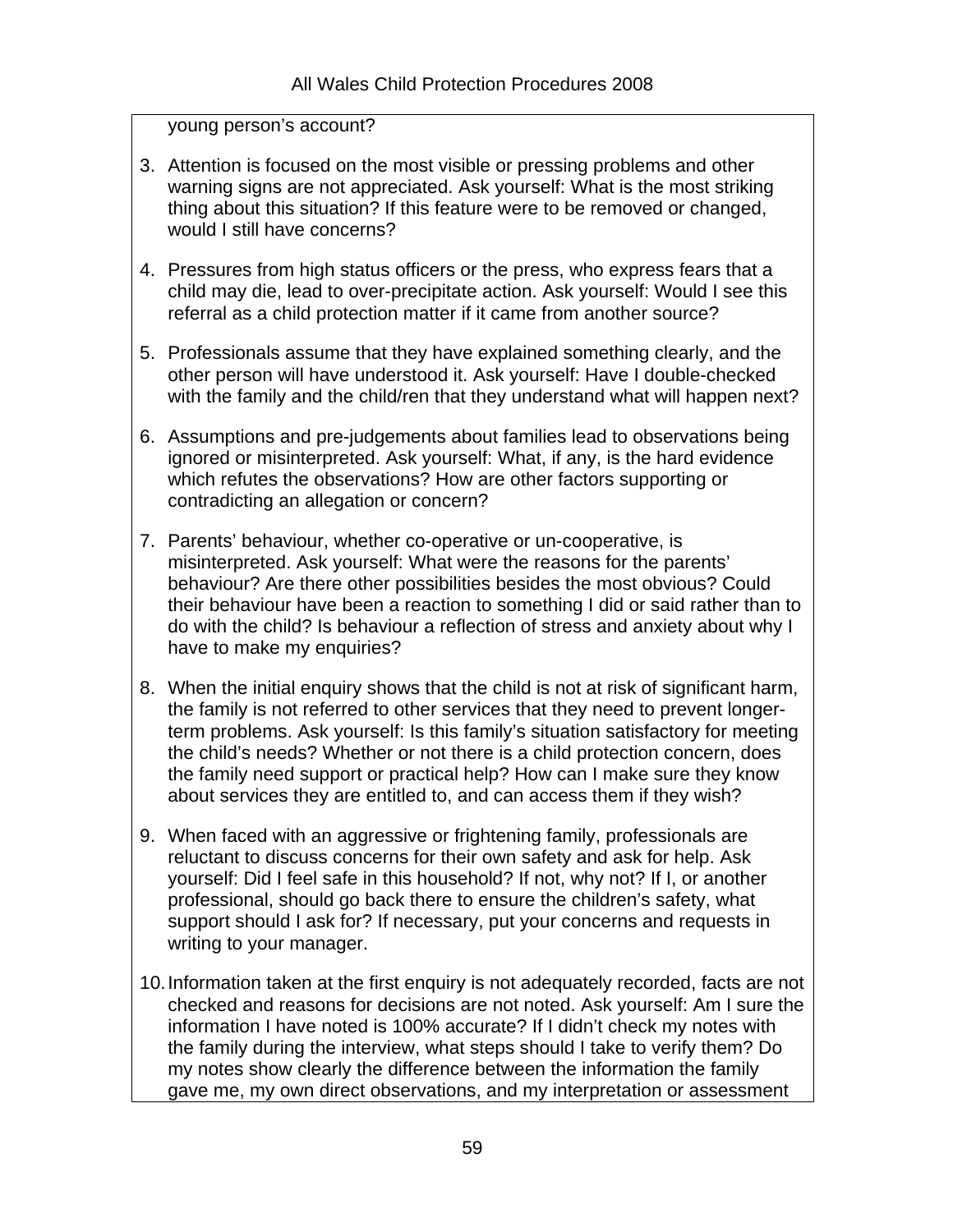young person's account?

3. Attention is focused on the most visible or pressing problems and other warning signs are not appreciated. Ask yourself: What is the most striking thing about this situation? If this feature were to be removed or changed, would I still have concerns?

4. Pressures from high status officers or the press, who express fears that a child may die, lead to over-precipitate action. Ask yourself: Would I see this referral as a child protection matter if it came from another source?

5. Professionals assume that they have explained something clearly, and the other person will have understood it. Ask yourself: Have I double-checked with the family and the child/ren that they understand what will happen next?

6. Assumptions and pre-judgements about families lead to observations being ignored or misinterpreted. Ask yourself: What, if any, is the hard evidence which refutes the observations? How are other factors supporting or contradicting an allegation or concern?

7. Parents' behaviour, whether co-operative or un-cooperative, is misinterpreted. Ask yourself: What were the reasons for the parents' behaviour? Are there other possibilities besides the most obvious? Could their behaviour have been a reaction to something I did or said rather than to do with the child? Is behaviour a reflection of stress and anxiety about why I have to make my enquiries?

8. When the initial enquiry shows that the child is not at risk of significant harm, the family is not referred to other services that they need to prevent longer-term problems. Ask yourself: Is this family's situation satisfactory for meeting the child's needs? Whether or not there is a child protection concern, does the family need support or practical help? How can I make sure they know about services they are entitled to, and can access them if they wish?

9. When faced with an aggressive or frightening family, professionals are reluctant to discuss concerns for their own safety and ask for help. Ask yourself: Did I feel safe in this household? If not, why not? If I, or another professional, should go back there to ensure the children's safety, what support should I ask for? If necessary, put your concerns and requests in writing to your manager.

10. Information taken at the first enquiry is not adequately recorded, facts are not checked and reasons for decisions are not noted. Ask yourself: Am I sure the information I have noted is 100% accurate? If I didn't check my notes with the family during the interview, what steps should I take to verify them? Do my notes show clearly the difference between the information the family gave me, my own direct observations, and my interpretation or assessment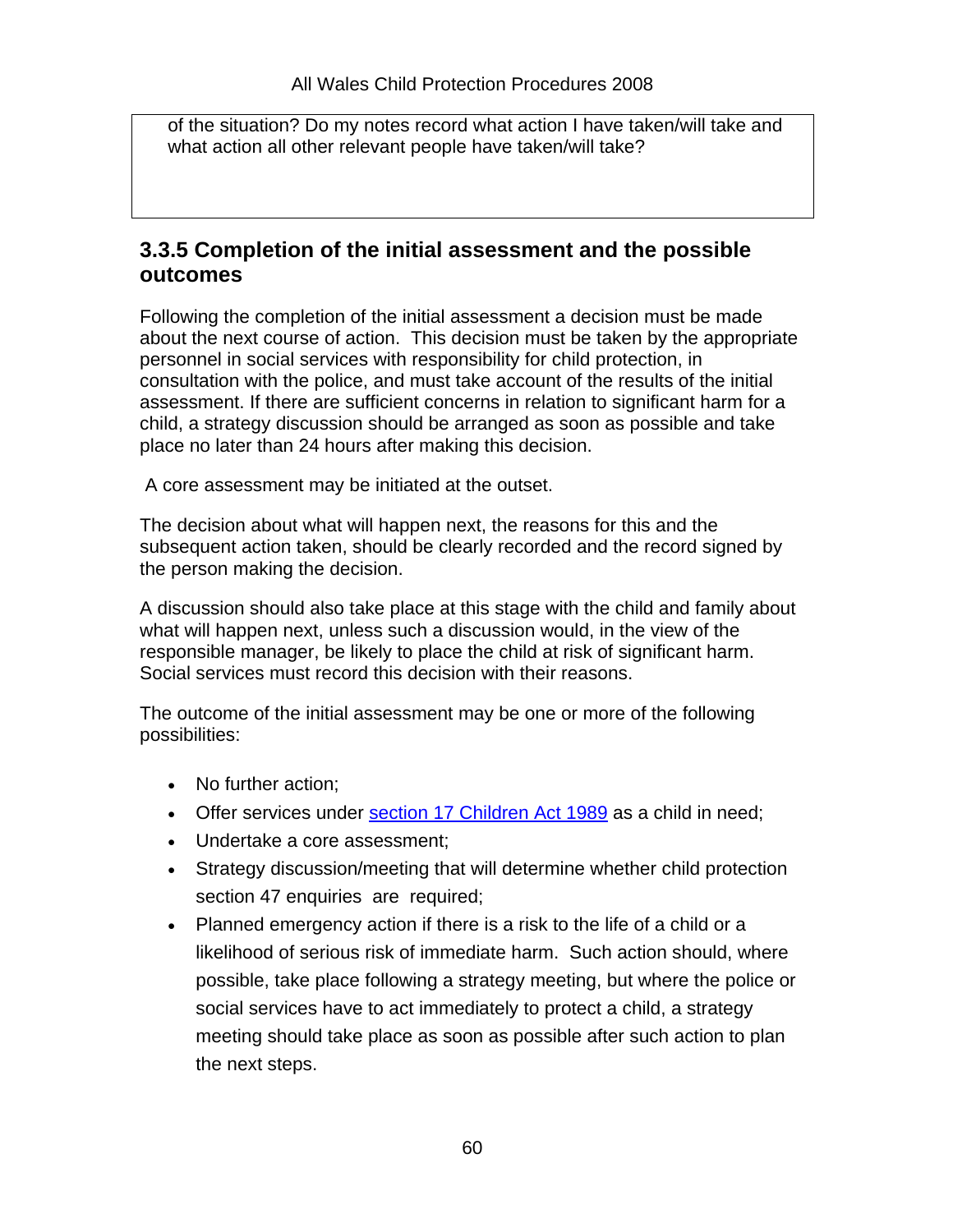of the situation? Do my notes record what action I have taken/will take and what action all other relevant people have taken/will take?

### 3.3.5 Completion of the initial assessment and the possible outcomes

Following the completion of the initial assessment a decision must be made about the next course of action. This decision must be taken by the appropriate personnel in social services with responsibility for child protection, in consultation with the police, and must take account of the results of the initial assessment. If there are sufficient concerns in relation to significant harm for a child, a strategy discussion should be arranged as soon as possible and take place no later than 24 hours after making this decision.

A core assessment may be initiated at the outset.

The decision about what will happen next, the reasons for this and the subsequent action taken, should be clearly recorded and the record signed by the person making the decision.

A discussion should also take place at this stage with the child and family about what will happen next, unless such a discussion would, in the view of the responsible manager, be likely to place the child at risk of significant harm. Social services must record this decision with their reasons.

The outcome of the initial assessment may be one or more of the following possibilities:

- No further action;
- Offer services under section 17 Children Act 1989 as a child in need;
- Undertake a core assessment;
- Strategy discussion/meeting that will determine whether child protection section 47 enquiries are required;
- Planned emergency action if there is a risk to the life of a child or a likelihood of serious risk of immediate harm. Such action should, where possible, take place following a strategy meeting, but where the police or social services have to act immediately to protect a child, a strategy meeting should take place as soon as possible after such action to plan the next steps.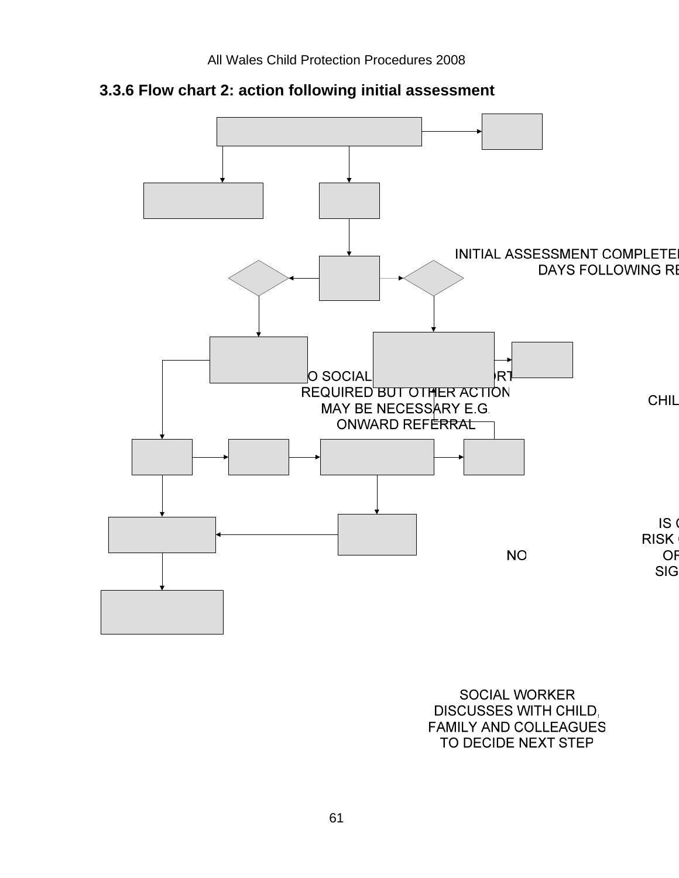## 3.3.6 Flow chart 2: action following initial assessment

INITIAL ASSESSMENT COMPLETED ... DAYS FOLLOWING RE...

...O SOCIAL ... ORT REQUIRED BUT OTHER ACTION MAY BE NECESSARY E.G. ONWARD REFERRAL

CHIL...

IS ... RISK ... OF SIG...

NO

SOCIAL WORKER DISCUSSES WITH CHILD, FAMILY AND COLLEAGUES TO DECIDE NEXT STEP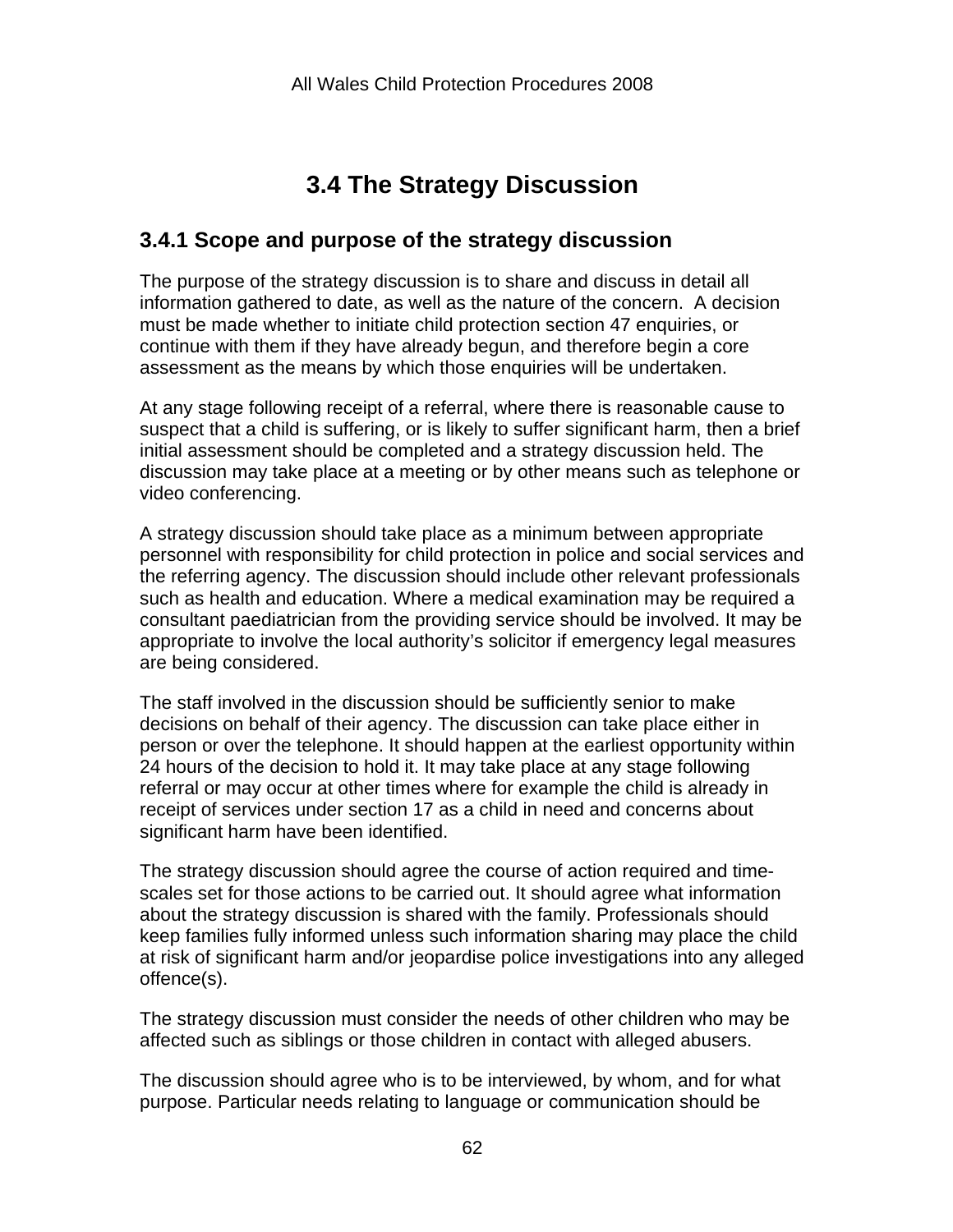# 3.4 The Strategy Discussion

## 3.4.1 Scope and purpose of the strategy discussion

The purpose of the strategy discussion is to share and discuss in detail all information gathered to date, as well as the nature of the concern. A decision must be made whether to initiate child protection section 47 enquiries, or continue with them if they have already begun, and therefore begin a core assessment as the means by which those enquiries will be undertaken.

At any stage following receipt of a referral, where there is reasonable cause to suspect that a child is suffering, or is likely to suffer significant harm, then a brief initial assessment should be completed and a strategy discussion held. The discussion may take place at a meeting or by other means such as telephone or video conferencing.

A strategy discussion should take place as a minimum between appropriate personnel with responsibility for child protection in police and social services and the referring agency. The discussion should include other relevant professionals such as health and education. Where a medical examination may be required a consultant paediatrician from the providing service should be involved. It may be appropriate to involve the local authority's solicitor if emergency legal measures are being considered.

The staff involved in the discussion should be sufficiently senior to make decisions on behalf of their agency. The discussion can take place either in person or over the telephone. It should happen at the earliest opportunity within 24 hours of the decision to hold it. It may take place at any stage following referral or may occur at other times where for example the child is already in receipt of services under section 17 as a child in need and concerns about significant harm have been identified.

The strategy discussion should agree the course of action required and time-scales set for those actions to be carried out. It should agree what information about the strategy discussion is shared with the family. Professionals should keep families fully informed unless such information sharing may place the child at risk of significant harm and/or jeopardise police investigations into any alleged offence(s).

The strategy discussion must consider the needs of other children who may be affected such as siblings or those children in contact with alleged abusers.

The discussion should agree who is to be interviewed, by whom, and for what purpose. Particular needs relating to language or communication should be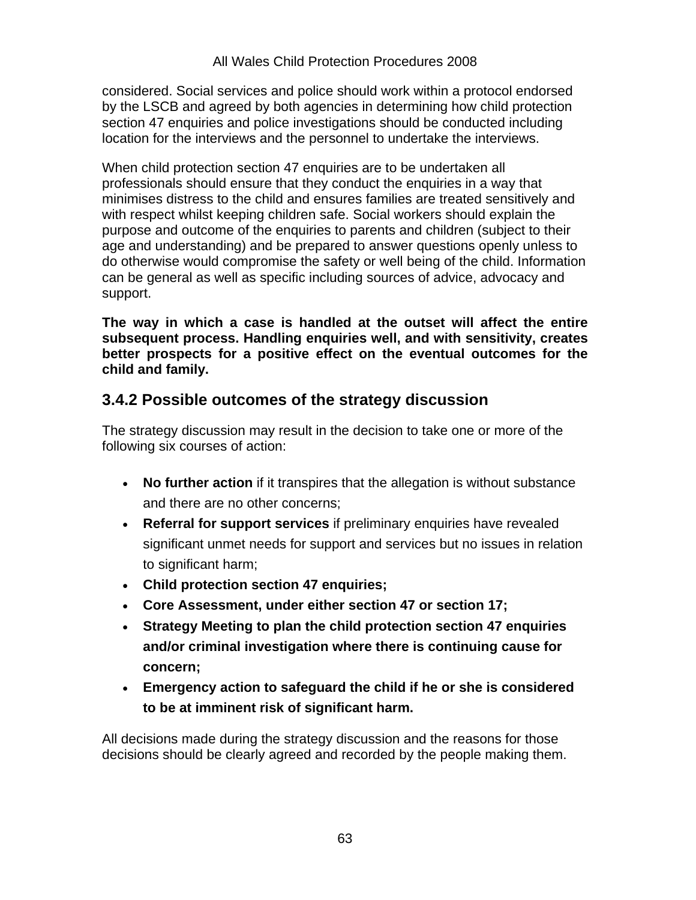considered. Social services and police should work within a protocol endorsed by the LSCB and agreed by both agencies in determining how child protection section 47 enquiries and police investigations should be conducted including location for the interviews and the personnel to undertake the interviews.

When child protection section 47 enquiries are to be undertaken all professionals should ensure that they conduct the enquiries in a way that minimises distress to the child and ensures families are treated sensitively and with respect whilst keeping children safe. Social workers should explain the purpose and outcome of the enquiries to parents and children (subject to their age and understanding) and be prepared to answer questions openly unless to do otherwise would compromise the safety or well being of the child. Information can be general as well as specific including sources of advice, advocacy and support.

**The way in which a case is handled at the outset will affect the entire subsequent process. Handling enquiries well, and with sensitivity, creates better prospects for a positive effect on the eventual outcomes for the child and family.**

## 3.4.2 Possible outcomes of the strategy discussion

The strategy discussion may result in the decision to take one or more of the following six courses of action:

- **No further action** if it transpires that the allegation is without substance and there are no other concerns;
- **Referral for support services** if preliminary enquiries have revealed significant unmet needs for support and services but no issues in relation to significant harm;
- **Child protection section 47 enquiries;**
- **Core Assessment, under either section 47 or section 17;**
- **Strategy Meeting to plan the child protection section 47 enquiries and/or criminal investigation where there is continuing cause for concern;**
- **Emergency action to safeguard the child if he or she is considered to be at imminent risk of significant harm.**

All decisions made during the strategy discussion and the reasons for those decisions should be clearly agreed and recorded by the people making them.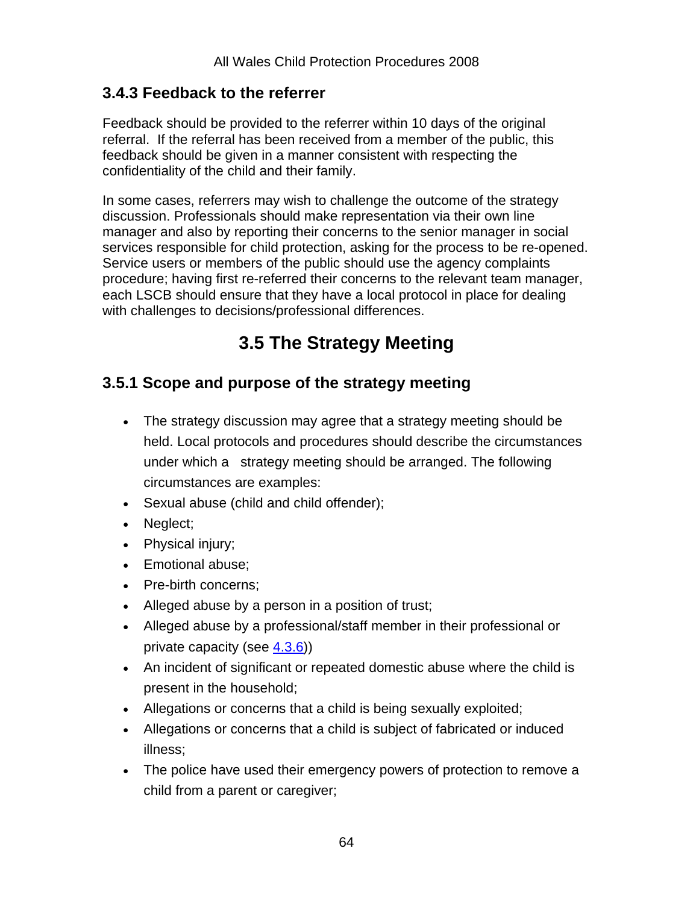### 3.4.3 Feedback to the referrer

Feedback should be provided to the referrer within 10 days of the original referral. If the referral has been received from a member of the public, this feedback should be given in a manner consistent with respecting the confidentiality of the child and their family.

In some cases, referrers may wish to challenge the outcome of the strategy discussion. Professionals should make representation via their own line manager and also by reporting their concerns to the senior manager in social services responsible for child protection, asking for the process to be re-opened. Service users or members of the public should use the agency complaints procedure; having first re-referred their concerns to the relevant team manager, each LSCB should ensure that they have a local protocol in place for dealing with challenges to decisions/professional differences.

## 3.5 The Strategy Meeting

### 3.5.1 Scope and purpose of the strategy meeting

- The strategy discussion may agree that a strategy meeting should be held. Local protocols and procedures should describe the circumstances under which a strategy meeting should be arranged. The following circumstances are examples:
- Sexual abuse (child and child offender);
- Neglect;
- Physical injury;
- Emotional abuse;
- Pre-birth concerns;
- Alleged abuse by a person in a position of trust;
- Alleged abuse by a professional/staff member in their professional or private capacity (see 4.3.6))
- An incident of significant or repeated domestic abuse where the child is present in the household;
- Allegations or concerns that a child is being sexually exploited;
- Allegations or concerns that a child is subject of fabricated or induced illness;
- The police have used their emergency powers of protection to remove a child from a parent or caregiver;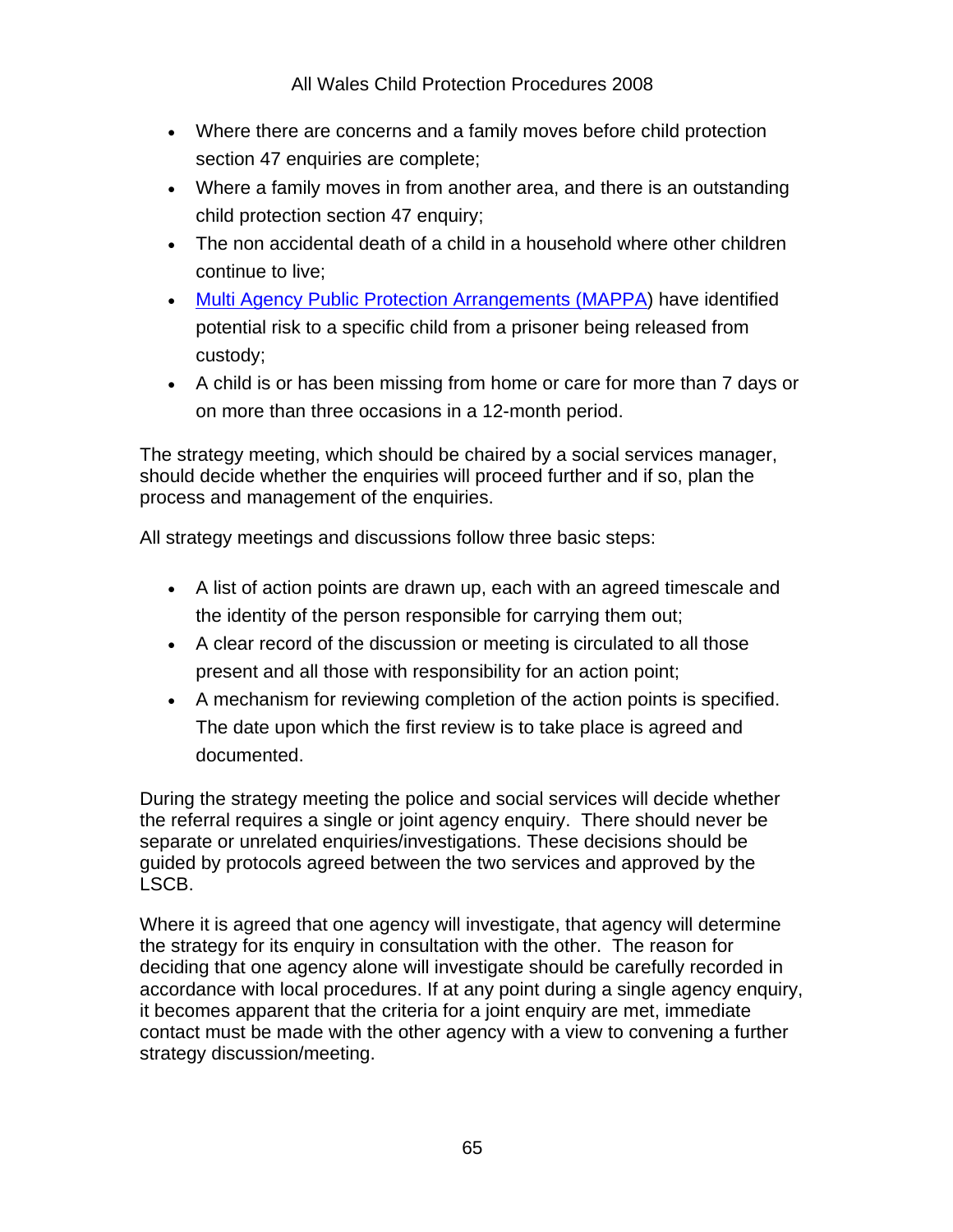- Where there are concerns and a family moves before child protection section 47 enquiries are complete;
- Where a family moves in from another area, and there is an outstanding child protection section 47 enquiry;
- The non accidental death of a child in a household where other children continue to live;
- Multi Agency Public Protection Arrangements (MAPPA) have identified potential risk to a specific child from a prisoner being released from custody;
- A child is or has been missing from home or care for more than 7 days or on more than three occasions in a 12-month period.

The strategy meeting, which should be chaired by a social services manager, should decide whether the enquiries will proceed further and if so, plan the process and management of the enquiries.

All strategy meetings and discussions follow three basic steps:

- A list of action points are drawn up, each with an agreed timescale and the identity of the person responsible for carrying them out;
- A clear record of the discussion or meeting is circulated to all those present and all those with responsibility for an action point;
- A mechanism for reviewing completion of the action points is specified. The date upon which the first review is to take place is agreed and documented.

During the strategy meeting the police and social services will decide whether the referral requires a single or joint agency enquiry. There should never be separate or unrelated enquiries/investigations. These decisions should be guided by protocols agreed between the two services and approved by the LSCB.

Where it is agreed that one agency will investigate, that agency will determine the strategy for its enquiry in consultation with the other. The reason for deciding that one agency alone will investigate should be carefully recorded in accordance with local procedures. If at any point during a single agency enquiry, it becomes apparent that the criteria for a joint enquiry are met, immediate contact must be made with the other agency with a view to convening a further strategy discussion/meeting.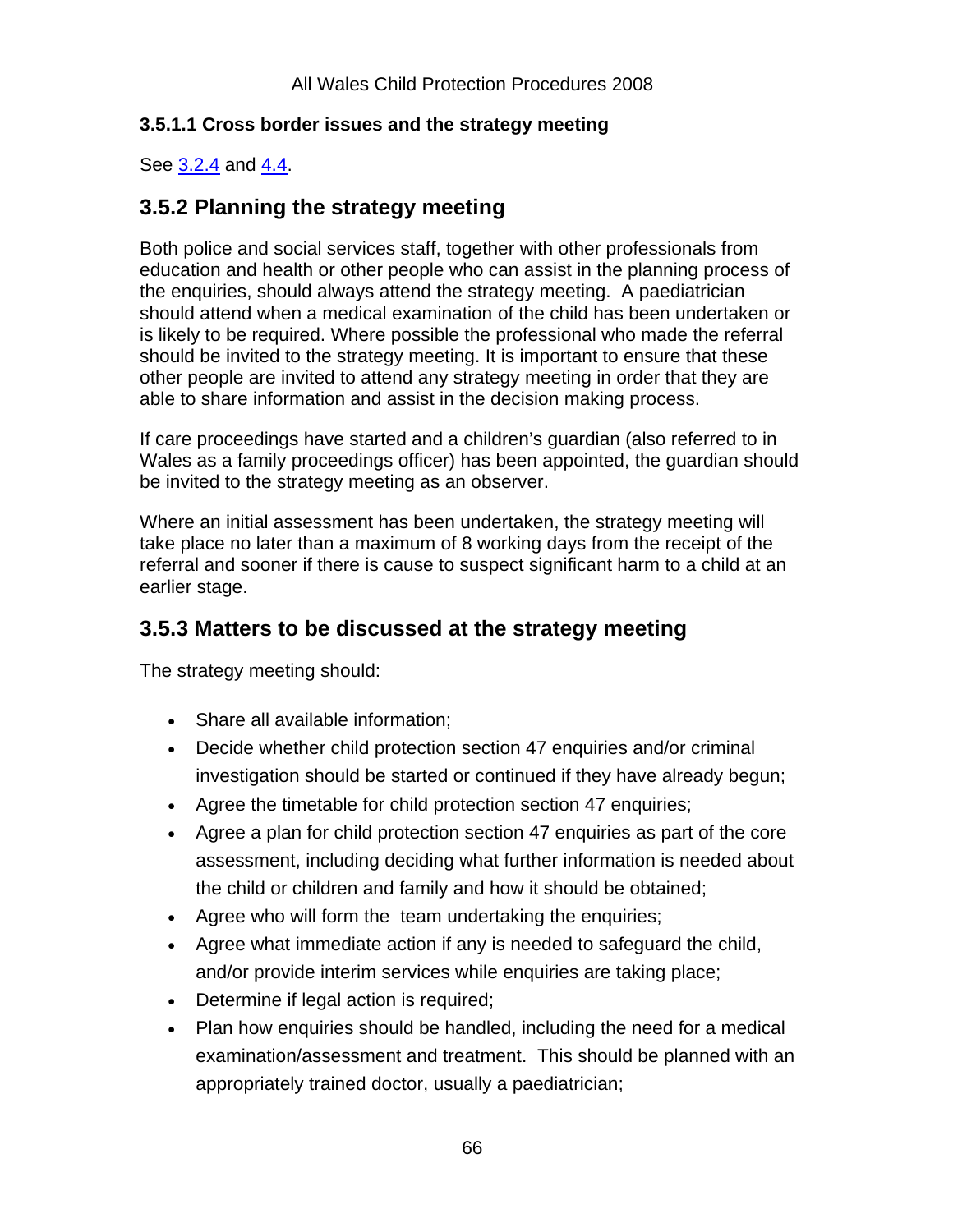#### 3.5.1.1 Cross border issues and the strategy meeting

See 3.2.4 and 4.4.

### 3.5.2 Planning the strategy meeting

Both police and social services staff, together with other professionals from education and health or other people who can assist in the planning process of the enquiries, should always attend the strategy meeting. A paediatrician should attend when a medical examination of the child has been undertaken or is likely to be required. Where possible the professional who made the referral should be invited to the strategy meeting. It is important to ensure that these other people are invited to attend any strategy meeting in order that they are able to share information and assist in the decision making process.

If care proceedings have started and a children's guardian (also referred to in Wales as a family proceedings officer) has been appointed, the guardian should be invited to the strategy meeting as an observer.

Where an initial assessment has been undertaken, the strategy meeting will take place no later than a maximum of 8 working days from the receipt of the referral and sooner if there is cause to suspect significant harm to a child at an earlier stage.

### 3.5.3 Matters to be discussed at the strategy meeting

The strategy meeting should:

- Share all available information;
- Decide whether child protection section 47 enquiries and/or criminal investigation should be started or continued if they have already begun;
- Agree the timetable for child protection section 47 enquiries;
- Agree a plan for child protection section 47 enquiries as part of the core assessment, including deciding what further information is needed about the child or children and family and how it should be obtained;
- Agree who will form the team undertaking the enquiries;
- Agree what immediate action if any is needed to safeguard the child, and/or provide interim services while enquiries are taking place;
- Determine if legal action is required;
- Plan how enquiries should be handled, including the need for a medical examination/assessment and treatment. This should be planned with an appropriately trained doctor, usually a paediatrician;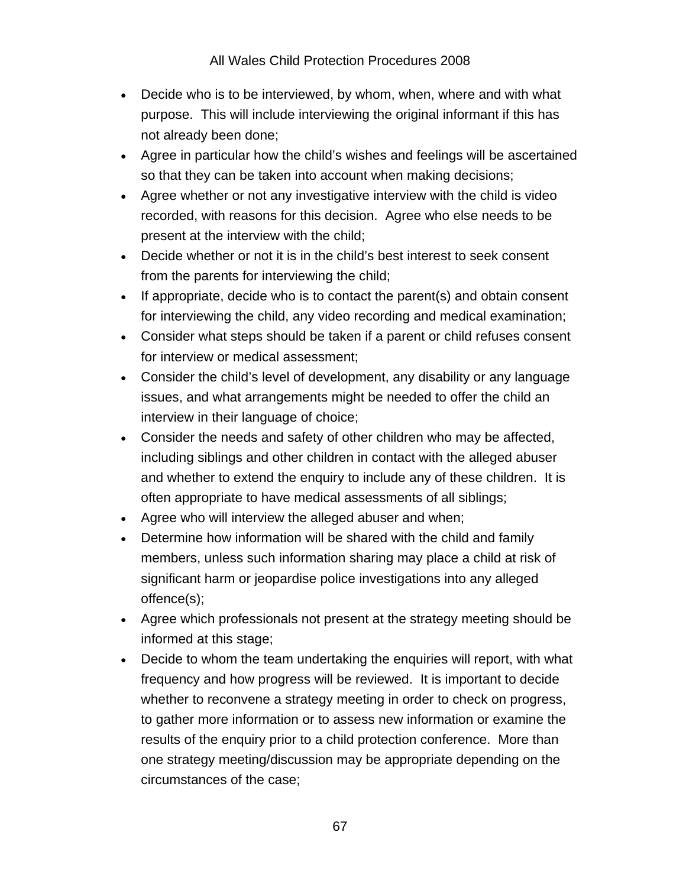- Decide who is to be interviewed, by whom, when, where and with what purpose. This will include interviewing the original informant if this has not already been done;
- Agree in particular how the child's wishes and feelings will be ascertained so that they can be taken into account when making decisions;
- Agree whether or not any investigative interview with the child is video recorded, with reasons for this decision. Agree who else needs to be present at the interview with the child;
- Decide whether or not it is in the child's best interest to seek consent from the parents for interviewing the child;
- If appropriate, decide who is to contact the parent(s) and obtain consent for interviewing the child, any video recording and medical examination;
- Consider what steps should be taken if a parent or child refuses consent for interview or medical assessment;
- Consider the child's level of development, any disability or any language issues, and what arrangements might be needed to offer the child an interview in their language of choice;
- Consider the needs and safety of other children who may be affected, including siblings and other children in contact with the alleged abuser and whether to extend the enquiry to include any of these children. It is often appropriate to have medical assessments of all siblings;
- Agree who will interview the alleged abuser and when;
- Determine how information will be shared with the child and family members, unless such information sharing may place a child at risk of significant harm or jeopardise police investigations into any alleged offence(s);
- Agree which professionals not present at the strategy meeting should be informed at this stage;
- Decide to whom the team undertaking the enquiries will report, with what frequency and how progress will be reviewed. It is important to decide whether to reconvene a strategy meeting in order to check on progress, to gather more information or to assess new information or examine the results of the enquiry prior to a child protection conference. More than one strategy meeting/discussion may be appropriate depending on the circumstances of the case;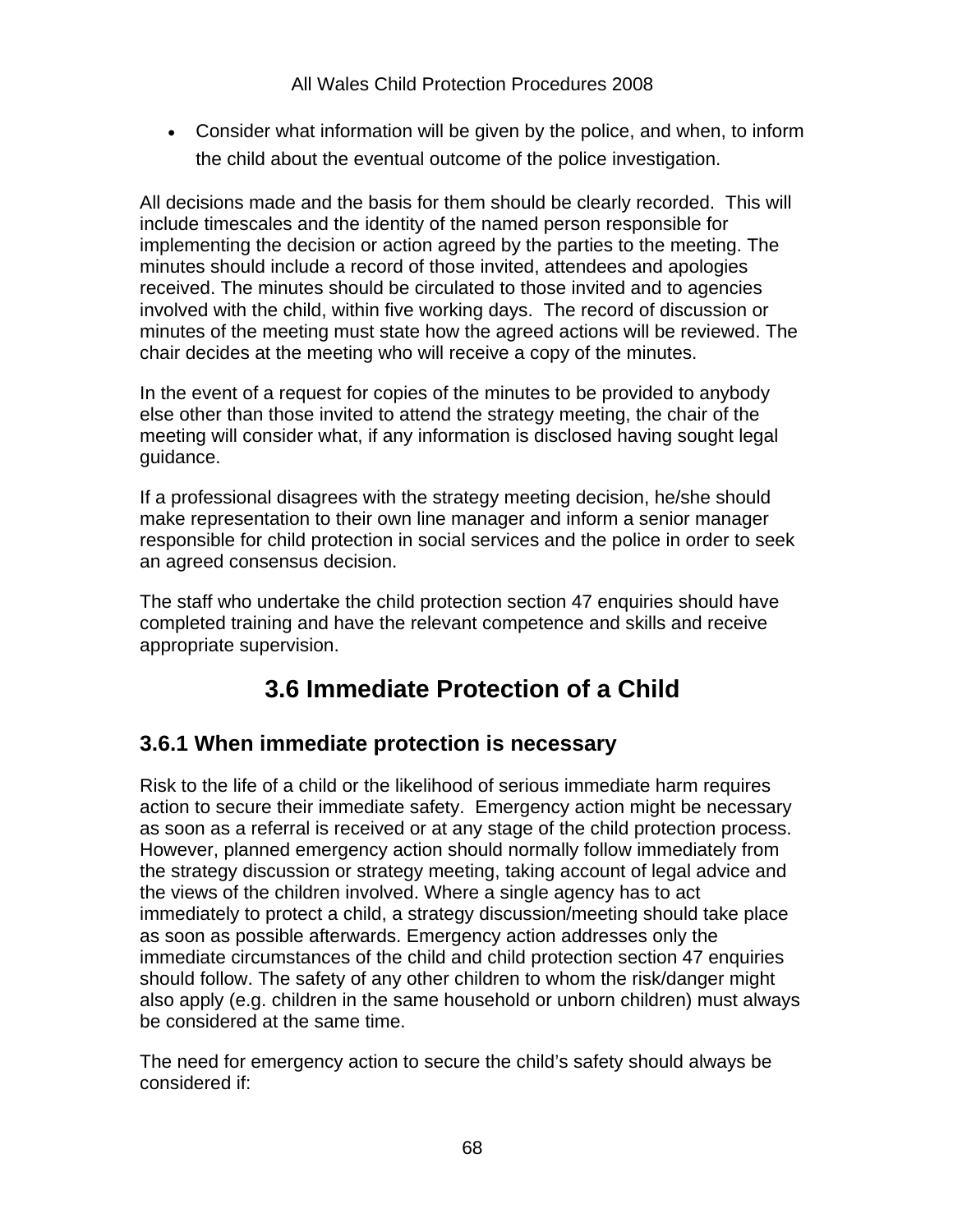- Consider what information will be given by the police, and when, to inform the child about the eventual outcome of the police investigation.

All decisions made and the basis for them should be clearly recorded. This will include timescales and the identity of the named person responsible for implementing the decision or action agreed by the parties to the meeting. The minutes should include a record of those invited, attendees and apologies received. The minutes should be circulated to those invited and to agencies involved with the child, within five working days. The record of discussion or minutes of the meeting must state how the agreed actions will be reviewed. The chair decides at the meeting who will receive a copy of the minutes.

In the event of a request for copies of the minutes to be provided to anybody else other than those invited to attend the strategy meeting, the chair of the meeting will consider what, if any information is disclosed having sought legal guidance.

If a professional disagrees with the strategy meeting decision, he/she should make representation to their own line manager and inform a senior manager responsible for child protection in social services and the police in order to seek an agreed consensus decision.

The staff who undertake the child protection section 47 enquiries should have completed training and have the relevant competence and skills and receive appropriate supervision.

# 3.6 Immediate Protection of a Child

## 3.6.1 When immediate protection is necessary

Risk to the life of a child or the likelihood of serious immediate harm requires action to secure their immediate safety. Emergency action might be necessary as soon as a referral is received or at any stage of the child protection process. However, planned emergency action should normally follow immediately from the strategy discussion or strategy meeting, taking account of legal advice and the views of the children involved. Where a single agency has to act immediately to protect a child, a strategy discussion/meeting should take place as soon as possible afterwards. Emergency action addresses only the immediate circumstances of the child and child protection section 47 enquiries should follow. The safety of any other children to whom the risk/danger might also apply (e.g. children in the same household or unborn children) must always be considered at the same time.

The need for emergency action to secure the child's safety should always be considered if: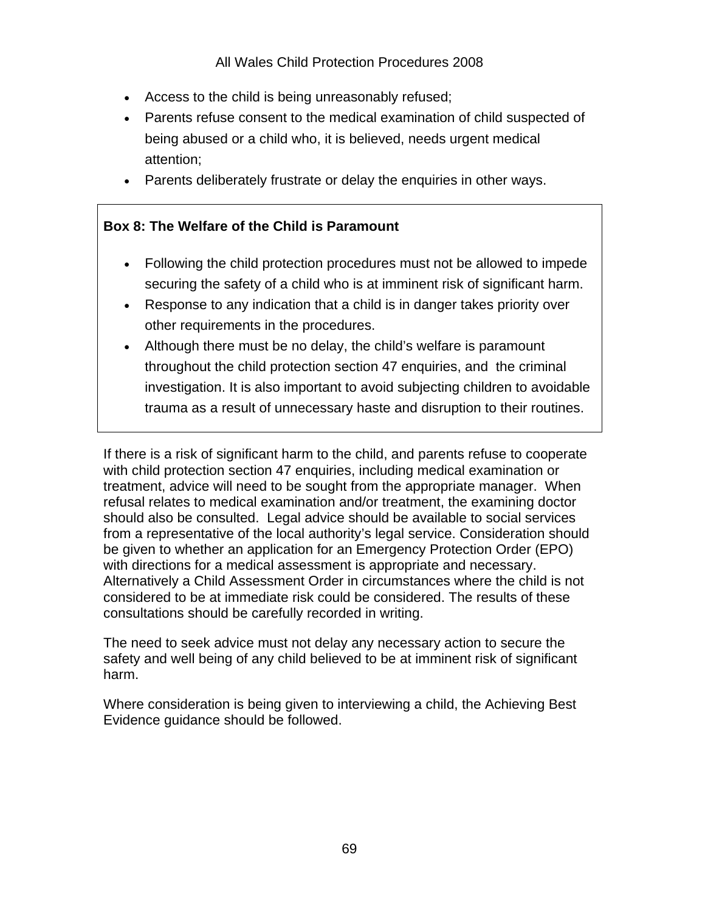- Access to the child is being unreasonably refused;
- Parents refuse consent to the medical examination of child suspected of being abused or a child who, it is believed, needs urgent medical attention;
- Parents deliberately frustrate or delay the enquiries in other ways.

> **Box 8: The Welfare of the Child is Paramount**
>
> - Following the child protection procedures must not be allowed to impede securing the safety of a child who is at imminent risk of significant harm.
> - Response to any indication that a child is in danger takes priority over other requirements in the procedures.
> - Although there must be no delay, the child's welfare is paramount throughout the child protection section 47 enquiries, and the criminal investigation. It is also important to avoid subjecting children to avoidable trauma as a result of unnecessary haste and disruption to their routines.

If there is a risk of significant harm to the child, and parents refuse to cooperate with child protection section 47 enquiries, including medical examination or treatment, advice will need to be sought from the appropriate manager. When refusal relates to medical examination and/or treatment, the examining doctor should also be consulted. Legal advice should be available to social services from a representative of the local authority's legal service. Consideration should be given to whether an application for an Emergency Protection Order (EPO) with directions for a medical assessment is appropriate and necessary. Alternatively a Child Assessment Order in circumstances where the child is not considered to be at immediate risk could be considered. The results of these consultations should be carefully recorded in writing.

The need to seek advice must not delay any necessary action to secure the safety and well being of any child believed to be at imminent risk of significant harm.

Where consideration is being given to interviewing a child, the Achieving Best Evidence guidance should be followed.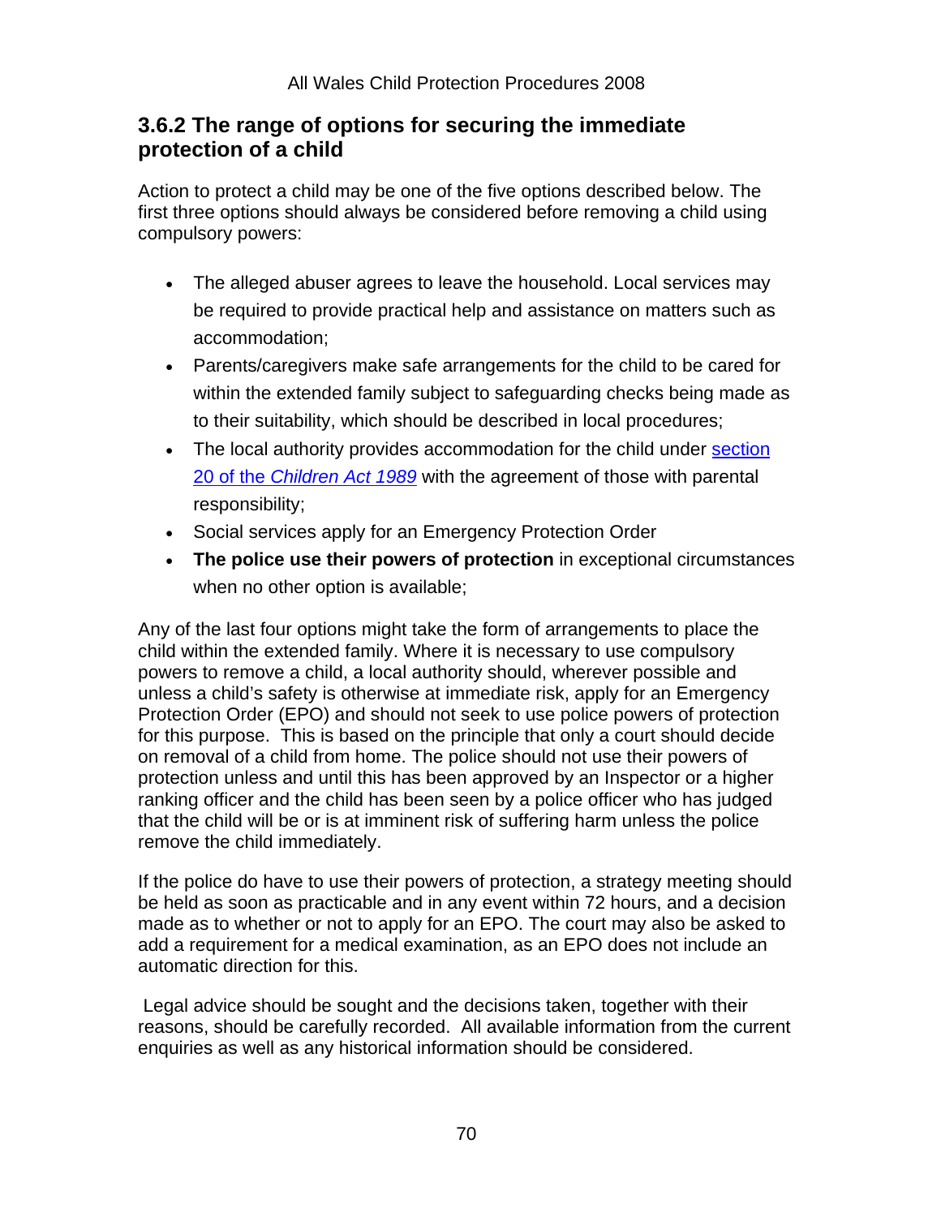### 3.6.2 The range of options for securing the immediate protection of a child

Action to protect a child may be one of the five options described below. The first three options should always be considered before removing a child using compulsory powers:

- The alleged abuser agrees to leave the household. Local services may be required to provide practical help and assistance on matters such as accommodation;
- Parents/caregivers make safe arrangements for the child to be cared for within the extended family subject to safeguarding checks being made as to their suitability, which should be described in local procedures;
- The local authority provides accommodation for the child under [section 20 of the *Children Act 1989*]() with the agreement of those with parental responsibility;
- Social services apply for an Emergency Protection Order
- **The police use their powers of protection** in exceptional circumstances when no other option is available;

Any of the last four options might take the form of arrangements to place the child within the extended family. Where it is necessary to use compulsory powers to remove a child, a local authority should, wherever possible and unless a child's safety is otherwise at immediate risk, apply for an Emergency Protection Order (EPO) and should not seek to use police powers of protection for this purpose. This is based on the principle that only a court should decide on removal of a child from home. The police should not use their powers of protection unless and until this has been approved by an Inspector or a higher ranking officer and the child has been seen by a police officer who has judged that the child will be or is at imminent risk of suffering harm unless the police remove the child immediately.

If the police do have to use their powers of protection, a strategy meeting should be held as soon as practicable and in any event within 72 hours, and a decision made as to whether or not to apply for an EPO. The court may also be asked to add a requirement for a medical examination, as an EPO does not include an automatic direction for this.

Legal advice should be sought and the decisions taken, together with their reasons, should be carefully recorded. All available information from the current enquiries as well as any historical information should be considered.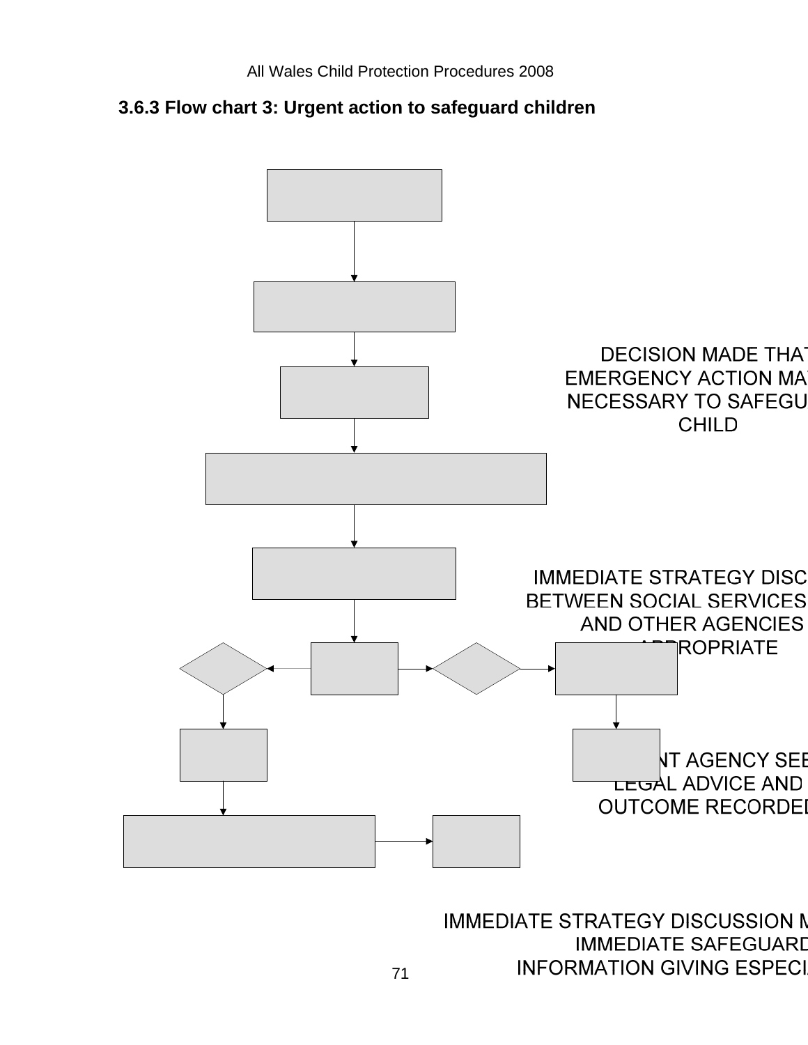## 3.6.3 Flow chart 3: Urgent action to safeguard children

DECISION MADE THAT EMERGENCY ACTION MAY BE NECESSARY TO SAFEGUARD CHILD

IMMEDIATE STRATEGY DISCUSSION BETWEEN SOCIAL SERVICES, POLICE AND OTHER AGENCIES AS APPROPRIATE

NT AGENCY SEEKS LEGAL ADVICE AND OUTCOME RECORDED

IMMEDIATE STRATEGY DISCUSSION MAKES IMMEDIATE SAFEGUARDING INFORMATION GIVING ESPECIALLY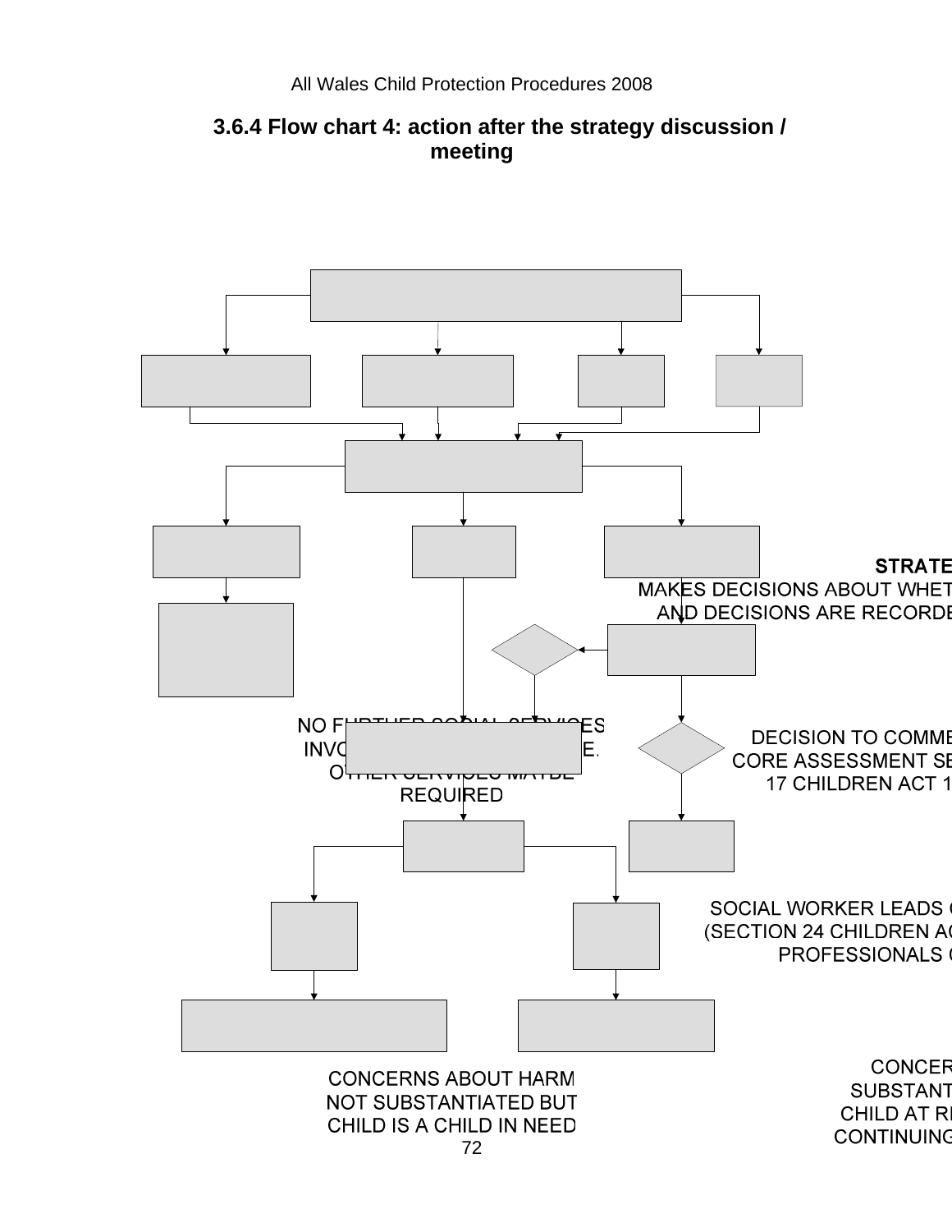### 3.6.4 Flow chart 4: action after the strategy discussion / meeting

STRATE
MAKES DECISIONS ABOUT WHET
AND DECISIONS ARE RECORDE

NO FURTHER SOCIAL SERVICES INVOLVEMENT AT THIS STAGE. OTHER SERVICES MAYBE REQUIRED

DECISION TO COMME
CORE ASSESSMENT SE
17 CHILDREN ACT 1

SOCIAL WORKER LEADS C
(SECTION 24 CHILDREN AC
PROFESSIONALS C

CONCERNS ABOUT HARM NOT SUBSTANTIATED BUT CHILD IS A CHILD IN NEED

CONCER
SUBSTANT
CHILD AT RI
CONTINUING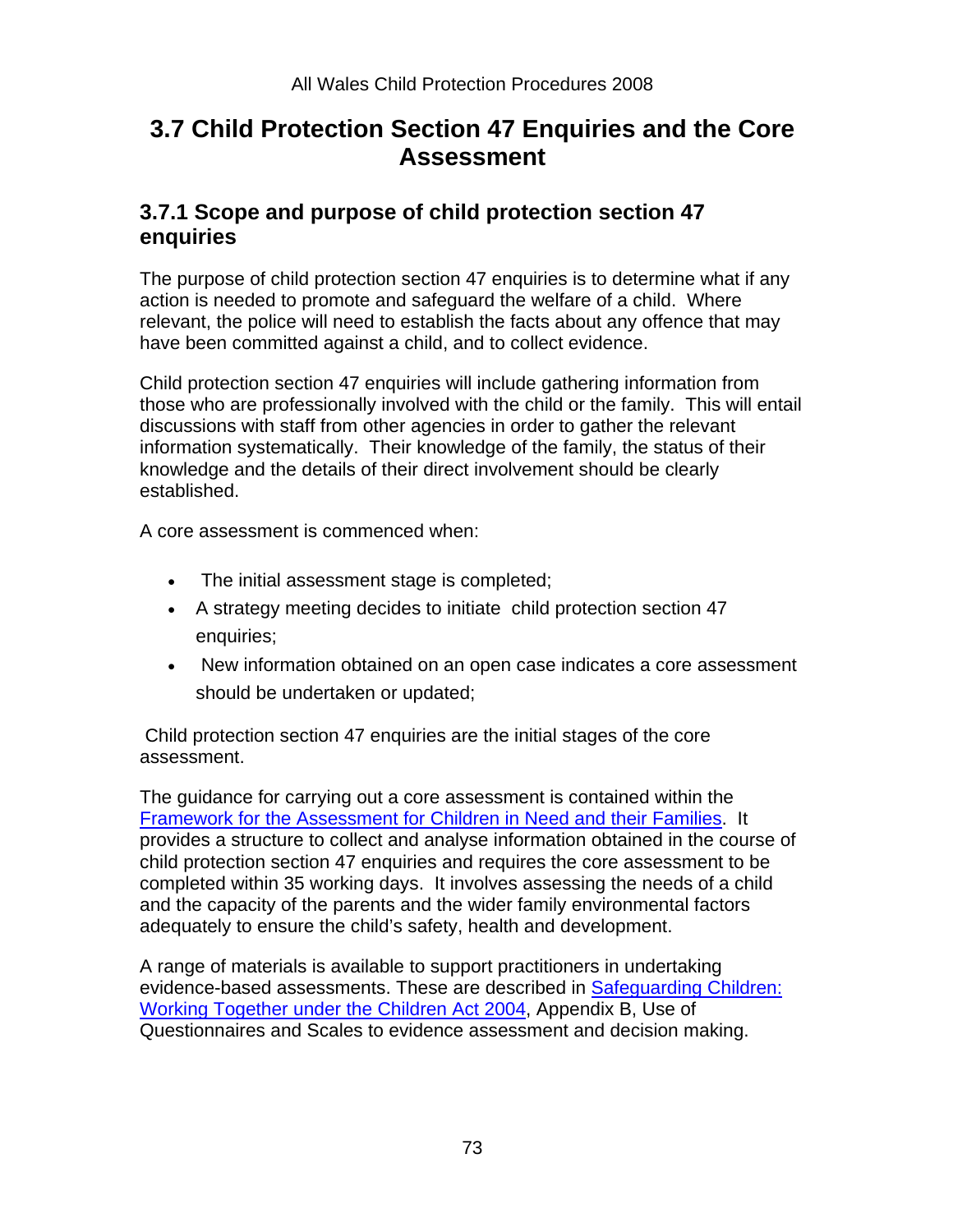# 3.7 Child Protection Section 47 Enquiries and the Core Assessment

## 3.7.1 Scope and purpose of child protection section 47 enquiries

The purpose of child protection section 47 enquiries is to determine what if any action is needed to promote and safeguard the welfare of a child. Where relevant, the police will need to establish the facts about any offence that may have been committed against a child, and to collect evidence.

Child protection section 47 enquiries will include gathering information from those who are professionally involved with the child or the family. This will entail discussions with staff from other agencies in order to gather the relevant information systematically. Their knowledge of the family, the status of their knowledge and the details of their direct involvement should be clearly established.

A core assessment is commenced when:

- The initial assessment stage is completed;
- A strategy meeting decides to initiate child protection section 47 enquiries;
- New information obtained on an open case indicates a core assessment should be undertaken or updated;

Child protection section 47 enquiries are the initial stages of the core assessment.

The guidance for carrying out a core assessment is contained within the [Framework for the Assessment for Children in Need and their Families](). It provides a structure to collect and analyse information obtained in the course of child protection section 47 enquiries and requires the core assessment to be completed within 35 working days. It involves assessing the needs of a child and the capacity of the parents and the wider family environmental factors adequately to ensure the child's safety, health and development.

A range of materials is available to support practitioners in undertaking evidence-based assessments. These are described in [Safeguarding Children: Working Together under the Children Act 2004](), Appendix B, Use of Questionnaires and Scales to evidence assessment and decision making.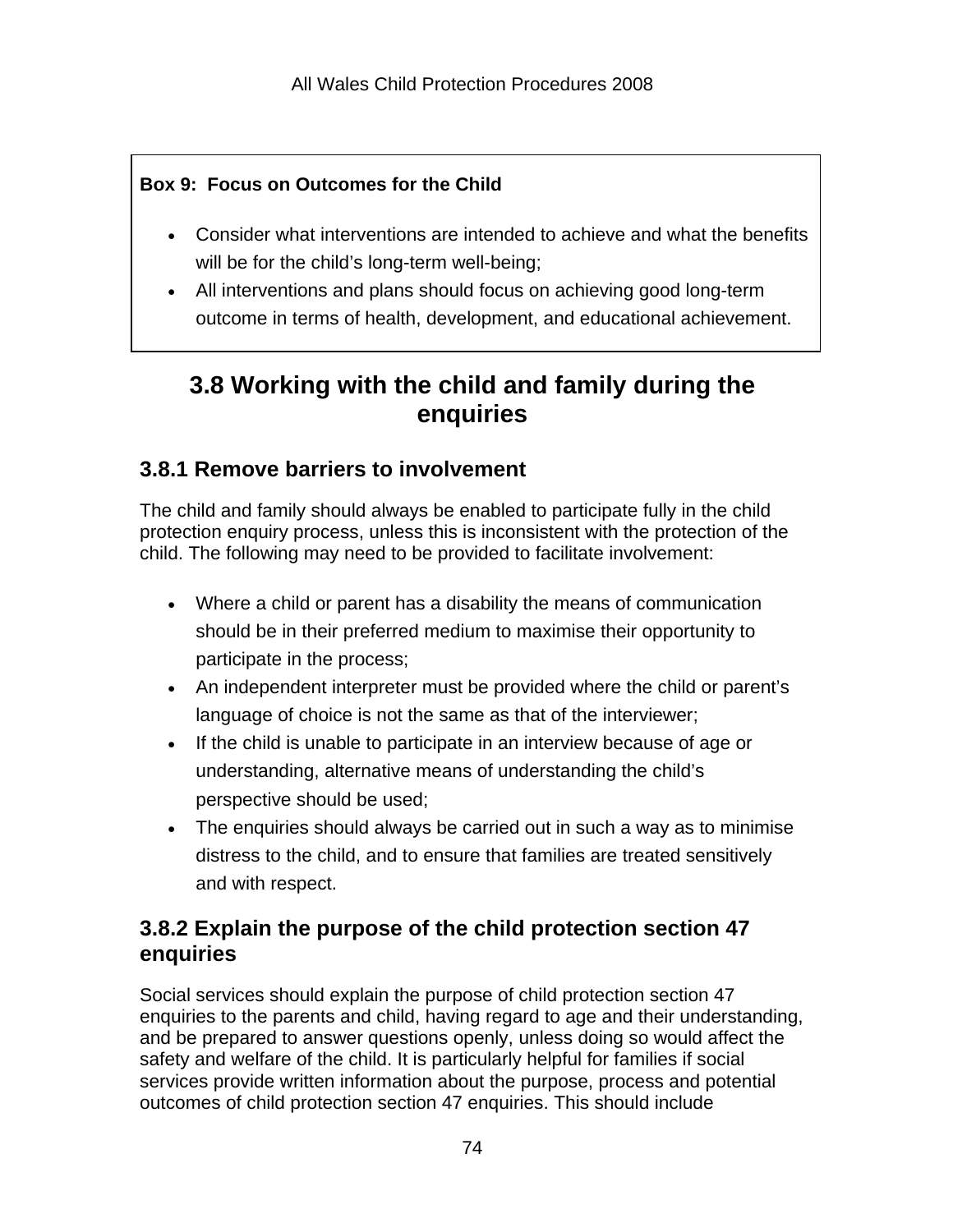**Box 9: Focus on Outcomes for the Child**

- Consider what interventions are intended to achieve and what the benefits will be for the child's long-term well-being;
- All interventions and plans should focus on achieving good long-term outcome in terms of health, development, and educational achievement.

## 3.8 Working with the child and family during the enquiries

### 3.8.1 Remove barriers to involvement

The child and family should always be enabled to participate fully in the child protection enquiry process, unless this is inconsistent with the protection of the child. The following may need to be provided to facilitate involvement:

- Where a child or parent has a disability the means of communication should be in their preferred medium to maximise their opportunity to participate in the process;
- An independent interpreter must be provided where the child or parent's language of choice is not the same as that of the interviewer;
- If the child is unable to participate in an interview because of age or understanding, alternative means of understanding the child's perspective should be used;
- The enquiries should always be carried out in such a way as to minimise distress to the child, and to ensure that families are treated sensitively and with respect.

### 3.8.2 Explain the purpose of the child protection section 47 enquiries

Social services should explain the purpose of child protection section 47 enquiries to the parents and child, having regard to age and their understanding, and be prepared to answer questions openly, unless doing so would affect the safety and welfare of the child. It is particularly helpful for families if social services provide written information about the purpose, process and potential outcomes of child protection section 47 enquiries. This should include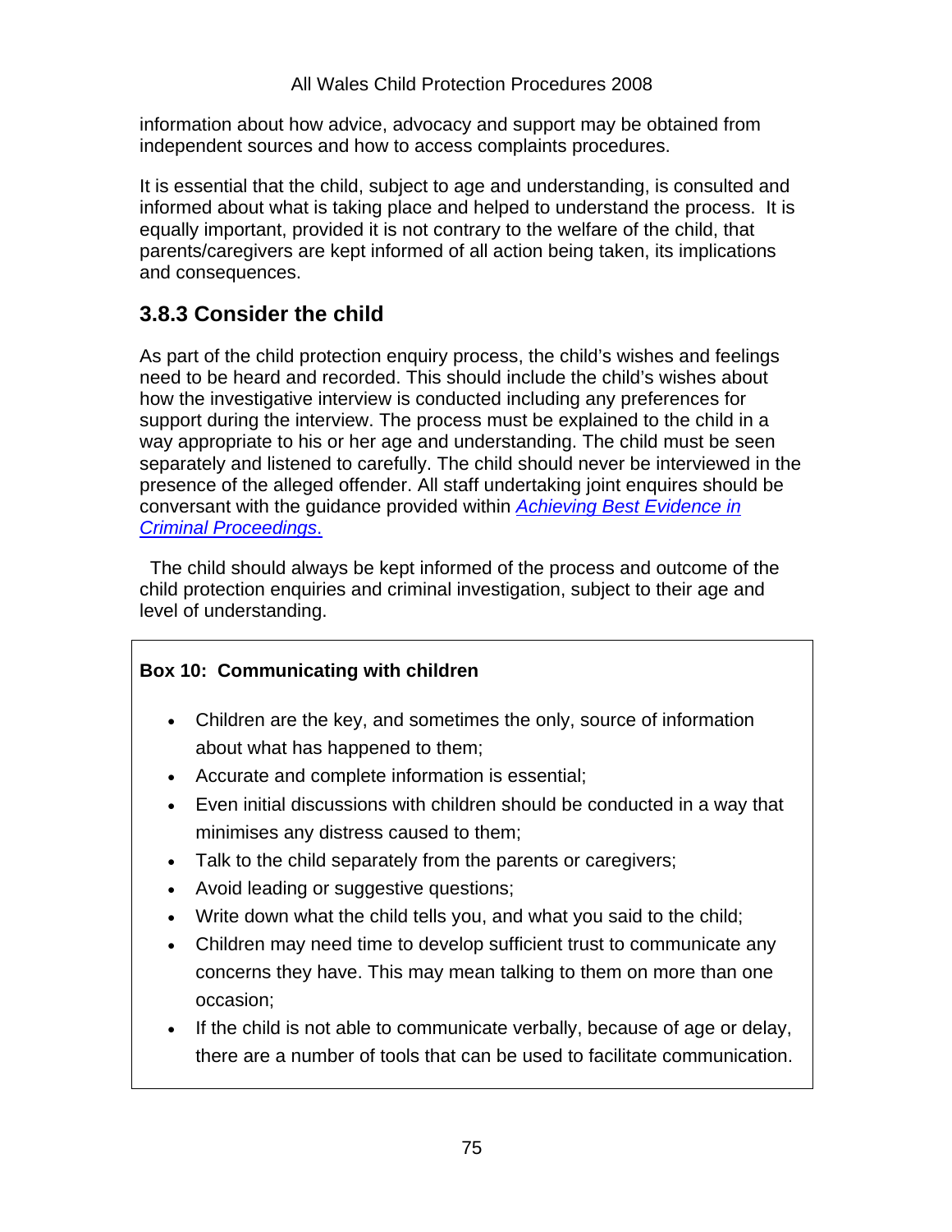information about how advice, advocacy and support may be obtained from independent sources and how to access complaints procedures.

It is essential that the child, subject to age and understanding, is consulted and informed about what is taking place and helped to understand the process. It is equally important, provided it is not contrary to the welfare of the child, that parents/caregivers are kept informed of all action being taken, its implications and consequences.

### 3.8.3 Consider the child

As part of the child protection enquiry process, the child's wishes and feelings need to be heard and recorded. This should include the child's wishes about how the investigative interview is conducted including any preferences for support during the interview. The process must be explained to the child in a way appropriate to his or her age and understanding. The child must be seen separately and listened to carefully. The child should never be interviewed in the presence of the alleged offender. All staff undertaking joint enquires should be conversant with the guidance provided within *Achieving Best Evidence in Criminal Proceedings*.

The child should always be kept informed of the process and outcome of the child protection enquiries and criminal investigation, subject to their age and level of understanding.

**Box 10: Communicating with children**

- Children are the key, and sometimes the only, source of information about what has happened to them;
- Accurate and complete information is essential;
- Even initial discussions with children should be conducted in a way that minimises any distress caused to them;
- Talk to the child separately from the parents or caregivers;
- Avoid leading or suggestive questions;
- Write down what the child tells you, and what you said to the child;
- Children may need time to develop sufficient trust to communicate any concerns they have. This may mean talking to them on more than one occasion;
- If the child is not able to communicate verbally, because of age or delay, there are a number of tools that can be used to facilitate communication.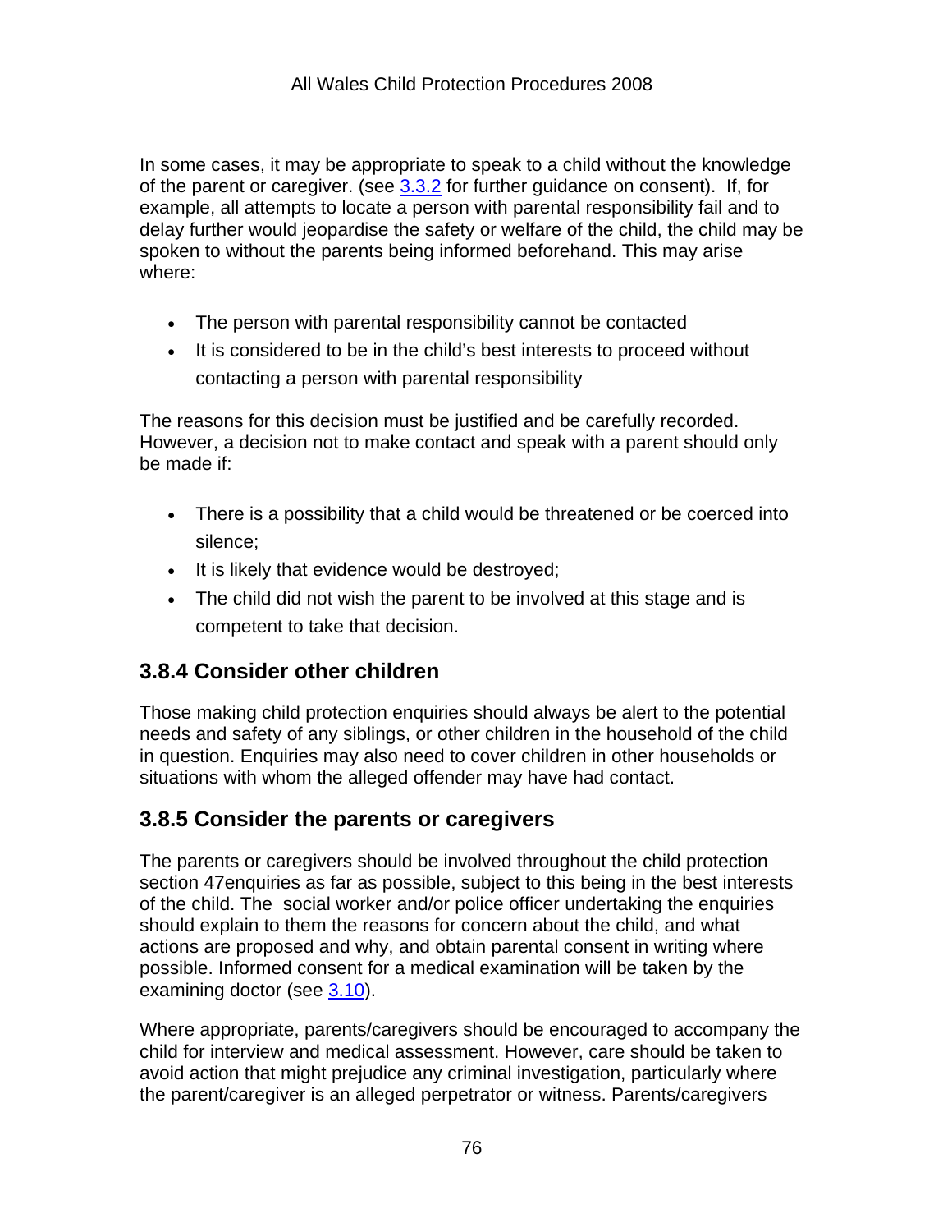In some cases, it may be appropriate to speak to a child without the knowledge of the parent or caregiver. (see 3.3.2 for further guidance on consent). If, for example, all attempts to locate a person with parental responsibility fail and to delay further would jeopardise the safety or welfare of the child, the child may be spoken to without the parents being informed beforehand. This may arise where:

- The person with parental responsibility cannot be contacted
- It is considered to be in the child's best interests to proceed without contacting a person with parental responsibility

The reasons for this decision must be justified and be carefully recorded. However, a decision not to make contact and speak with a parent should only be made if:

- There is a possibility that a child would be threatened or be coerced into silence;
- It is likely that evidence would be destroyed;
- The child did not wish the parent to be involved at this stage and is competent to take that decision.

## 3.8.4 Consider other children

Those making child protection enquiries should always be alert to the potential needs and safety of any siblings, or other children in the household of the child in question. Enquiries may also need to cover children in other households or situations with whom the alleged offender may have had contact.

## 3.8.5 Consider the parents or caregivers

The parents or caregivers should be involved throughout the child protection section 47enquiries as far as possible, subject to this being in the best interests of the child. The social worker and/or police officer undertaking the enquiries should explain to them the reasons for concern about the child, and what actions are proposed and why, and obtain parental consent in writing where possible. Informed consent for a medical examination will be taken by the examining doctor (see 3.10).

Where appropriate, parents/caregivers should be encouraged to accompany the child for interview and medical assessment. However, care should be taken to avoid action that might prejudice any criminal investigation, particularly where the parent/caregiver is an alleged perpetrator or witness. Parents/caregivers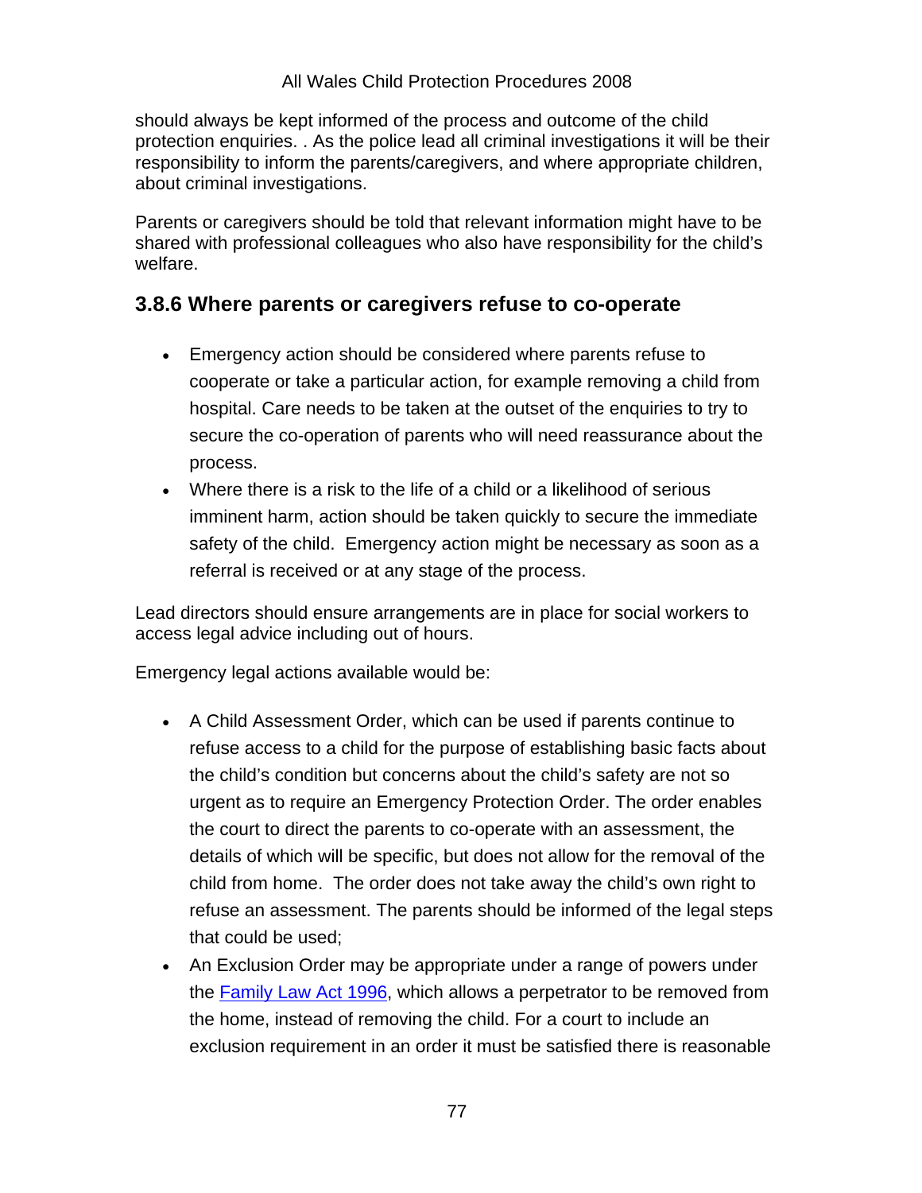should always be kept informed of the process and outcome of the child protection enquiries. . As the police lead all criminal investigations it will be their responsibility to inform the parents/caregivers, and where appropriate children, about criminal investigations.

Parents or caregivers should be told that relevant information might have to be shared with professional colleagues who also have responsibility for the child's welfare.

### 3.8.6 Where parents or caregivers refuse to co-operate

- Emergency action should be considered where parents refuse to cooperate or take a particular action, for example removing a child from hospital. Care needs to be taken at the outset of the enquiries to try to secure the co-operation of parents who will need reassurance about the process.
- Where there is a risk to the life of a child or a likelihood of serious imminent harm, action should be taken quickly to secure the immediate safety of the child. Emergency action might be necessary as soon as a referral is received or at any stage of the process.

Lead directors should ensure arrangements are in place for social workers to access legal advice including out of hours.

Emergency legal actions available would be:

- A Child Assessment Order, which can be used if parents continue to refuse access to a child for the purpose of establishing basic facts about the child's condition but concerns about the child's safety are not so urgent as to require an Emergency Protection Order. The order enables the court to direct the parents to co-operate with an assessment, the details of which will be specific, but does not allow for the removal of the child from home. The order does not take away the child's own right to refuse an assessment. The parents should be informed of the legal steps that could be used;
- An Exclusion Order may be appropriate under a range of powers under the Family Law Act 1996, which allows a perpetrator to be removed from the home, instead of removing the child. For a court to include an exclusion requirement in an order it must be satisfied there is reasonable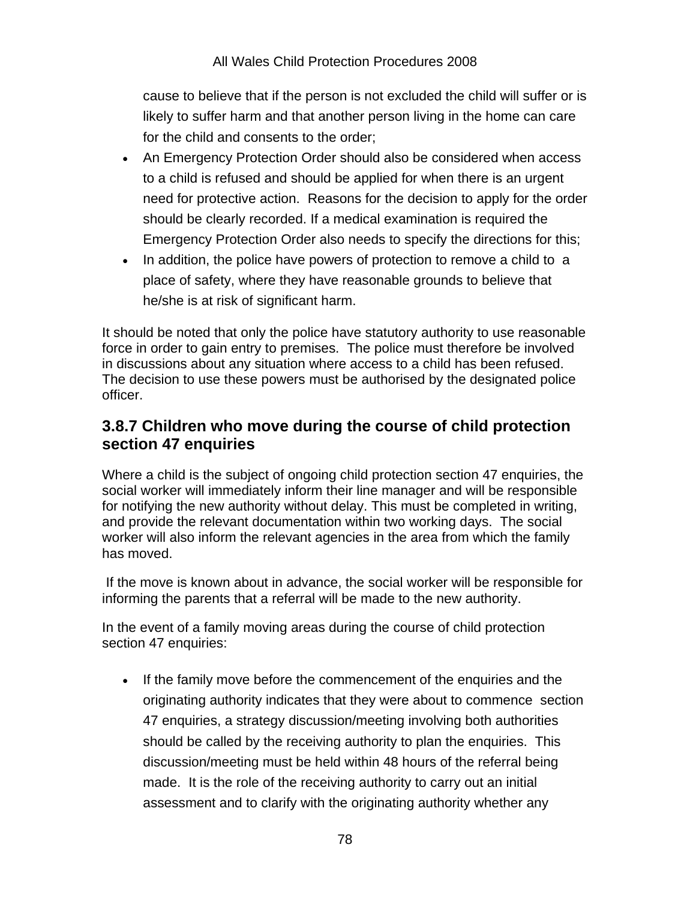cause to believe that if the person is not excluded the child will suffer or is likely to suffer harm and that another person living in the home can care for the child and consents to the order;

- An Emergency Protection Order should also be considered when access to a child is refused and should be applied for when there is an urgent need for protective action. Reasons for the decision to apply for the order should be clearly recorded. If a medical examination is required the Emergency Protection Order also needs to specify the directions for this;
- In addition, the police have powers of protection to remove a child to a place of safety, where they have reasonable grounds to believe that he/she is at risk of significant harm.

It should be noted that only the police have statutory authority to use reasonable force in order to gain entry to premises. The police must therefore be involved in discussions about any situation where access to a child has been refused. The decision to use these powers must be authorised by the designated police officer.

## 3.8.7 Children who move during the course of child protection section 47 enquiries

Where a child is the subject of ongoing child protection section 47 enquiries, the social worker will immediately inform their line manager and will be responsible for notifying the new authority without delay. This must be completed in writing, and provide the relevant documentation within two working days. The social worker will also inform the relevant agencies in the area from which the family has moved.

If the move is known about in advance, the social worker will be responsible for informing the parents that a referral will be made to the new authority.

In the event of a family moving areas during the course of child protection section 47 enquiries:

- If the family move before the commencement of the enquiries and the originating authority indicates that they were about to commence section 47 enquiries, a strategy discussion/meeting involving both authorities should be called by the receiving authority to plan the enquiries. This discussion/meeting must be held within 48 hours of the referral being made. It is the role of the receiving authority to carry out an initial assessment and to clarify with the originating authority whether any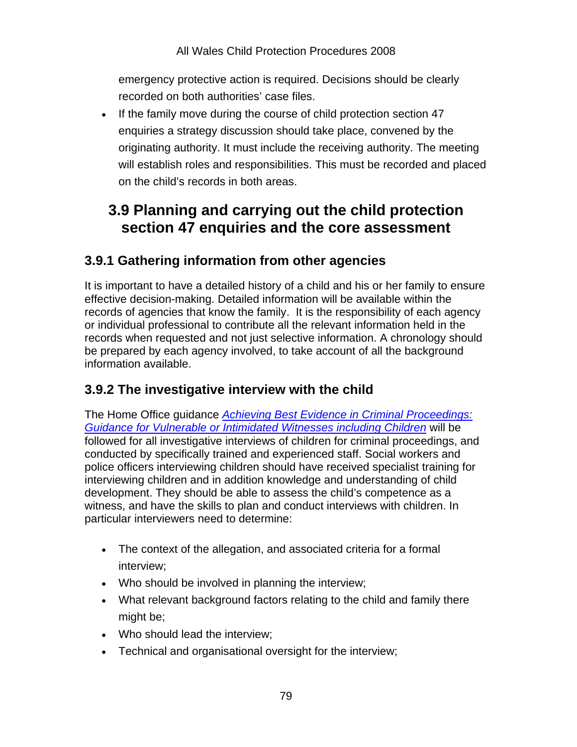emergency protective action is required. Decisions should be clearly recorded on both authorities' case files.

- If the family move during the course of child protection section 47 enquiries a strategy discussion should take place, convened by the originating authority. It must include the receiving authority. The meeting will establish roles and responsibilities. This must be recorded and placed on the child's records in both areas.

## 3.9 Planning and carrying out the child protection section 47 enquiries and the core assessment

### 3.9.1 Gathering information from other agencies

It is important to have a detailed history of a child and his or her family to ensure effective decision-making. Detailed information will be available within the records of agencies that know the family. It is the responsibility of each agency or individual professional to contribute all the relevant information held in the records when requested and not just selective information. A chronology should be prepared by each agency involved, to take account of all the background information available.

### 3.9.2 The investigative interview with the child

The Home Office guidance *Achieving Best Evidence in Criminal Proceedings: Guidance for Vulnerable or Intimidated Witnesses including Children* will be followed for all investigative interviews of children for criminal proceedings, and conducted by specifically trained and experienced staff. Social workers and police officers interviewing children should have received specialist training for interviewing children and in addition knowledge and understanding of child development. They should be able to assess the child's competence as a witness, and have the skills to plan and conduct interviews with children. In particular interviewers need to determine:

- The context of the allegation, and associated criteria for a formal interview;
- Who should be involved in planning the interview;
- What relevant background factors relating to the child and family there might be;
- Who should lead the interview;
- Technical and organisational oversight for the interview;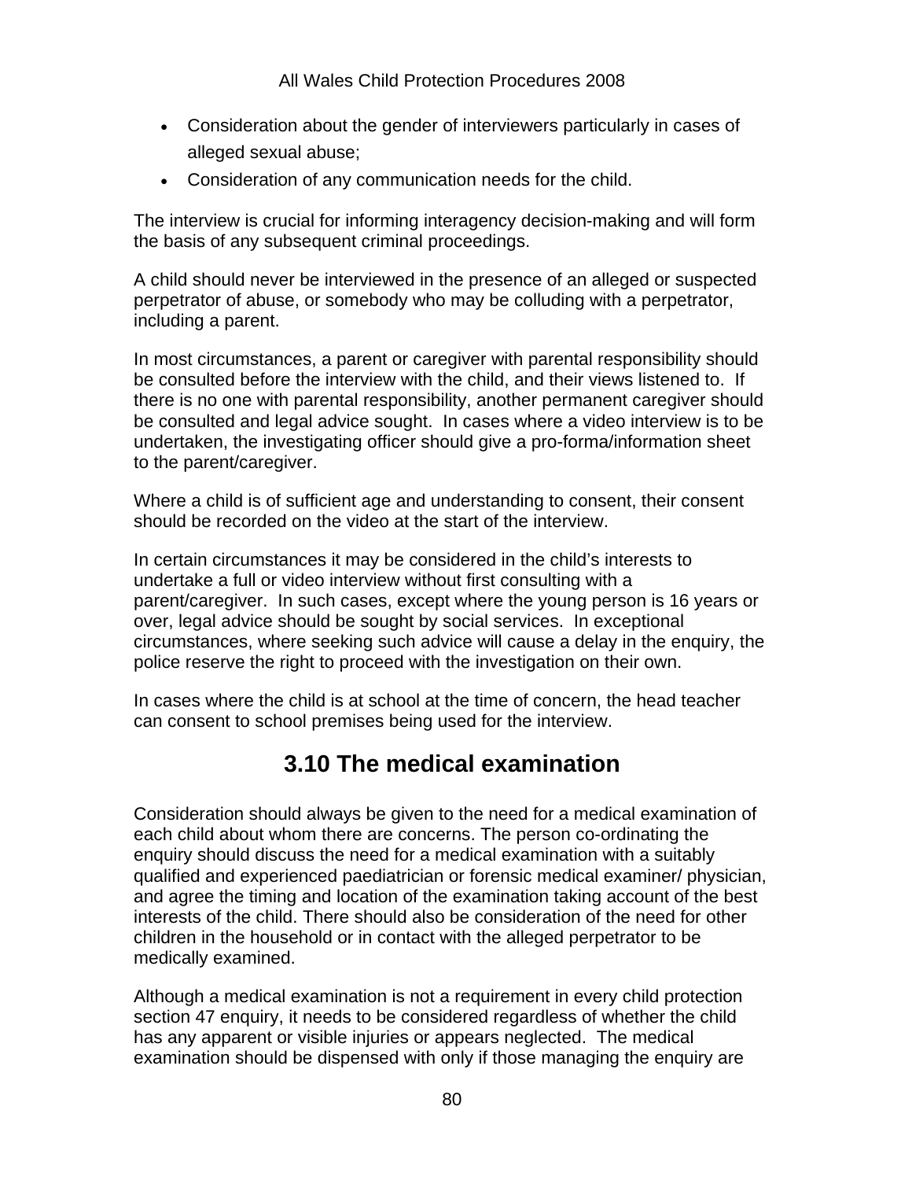- Consideration about the gender of interviewers particularly in cases of alleged sexual abuse;
- Consideration of any communication needs for the child.

The interview is crucial for informing interagency decision-making and will form the basis of any subsequent criminal proceedings.

A child should never be interviewed in the presence of an alleged or suspected perpetrator of abuse, or somebody who may be colluding with a perpetrator, including a parent.

In most circumstances, a parent or caregiver with parental responsibility should be consulted before the interview with the child, and their views listened to. If there is no one with parental responsibility, another permanent caregiver should be consulted and legal advice sought. In cases where a video interview is to be undertaken, the investigating officer should give a pro-forma/information sheet to the parent/caregiver.

Where a child is of sufficient age and understanding to consent, their consent should be recorded on the video at the start of the interview.

In certain circumstances it may be considered in the child's interests to undertake a full or video interview without first consulting with a parent/caregiver. In such cases, except where the young person is 16 years or over, legal advice should be sought by social services. In exceptional circumstances, where seeking such advice will cause a delay in the enquiry, the police reserve the right to proceed with the investigation on their own.

In cases where the child is at school at the time of concern, the head teacher can consent to school premises being used for the interview.

## 3.10 The medical examination

Consideration should always be given to the need for a medical examination of each child about whom there are concerns. The person co-ordinating the enquiry should discuss the need for a medical examination with a suitably qualified and experienced paediatrician or forensic medical examiner/ physician, and agree the timing and location of the examination taking account of the best interests of the child. There should also be consideration of the need for other children in the household or in contact with the alleged perpetrator to be medically examined.

Although a medical examination is not a requirement in every child protection section 47 enquiry, it needs to be considered regardless of whether the child has any apparent or visible injuries or appears neglected. The medical examination should be dispensed with only if those managing the enquiry are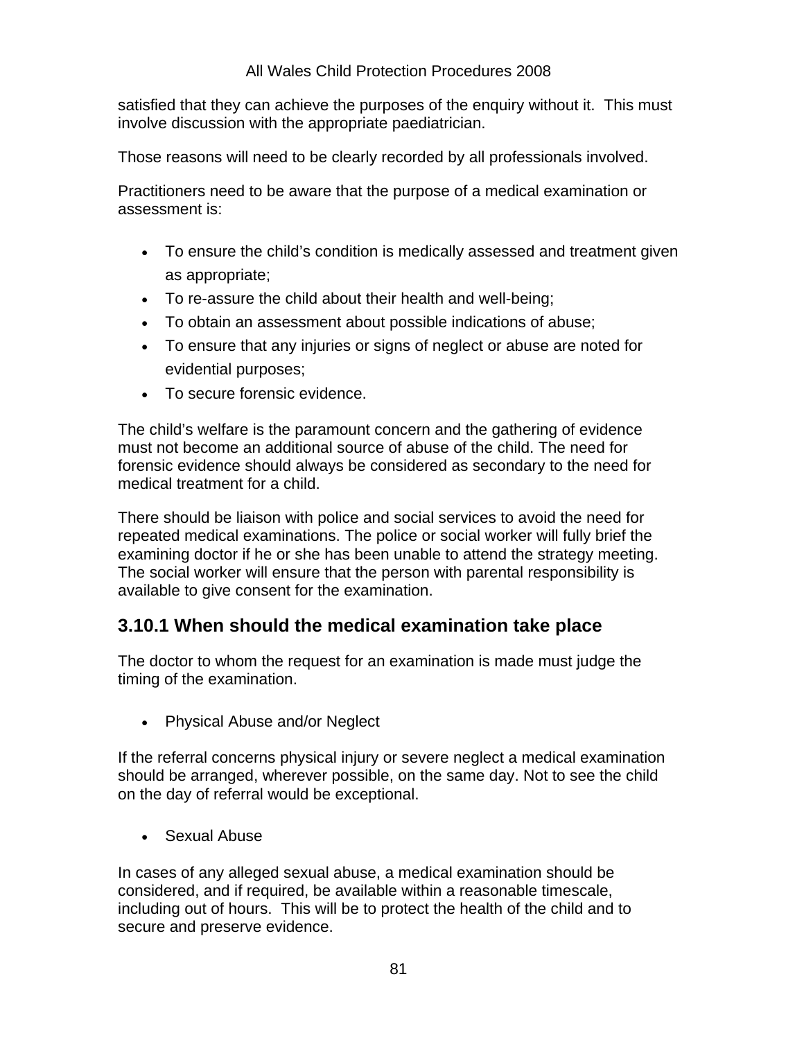satisfied that they can achieve the purposes of the enquiry without it. This must involve discussion with the appropriate paediatrician.

Those reasons will need to be clearly recorded by all professionals involved.

Practitioners need to be aware that the purpose of a medical examination or assessment is:

- To ensure the child's condition is medically assessed and treatment given as appropriate;
- To re-assure the child about their health and well-being;
- To obtain an assessment about possible indications of abuse;
- To ensure that any injuries or signs of neglect or abuse are noted for evidential purposes;
- To secure forensic evidence.

The child's welfare is the paramount concern and the gathering of evidence must not become an additional source of abuse of the child. The need for forensic evidence should always be considered as secondary to the need for medical treatment for a child.

There should be liaison with police and social services to avoid the need for repeated medical examinations. The police or social worker will fully brief the examining doctor if he or she has been unable to attend the strategy meeting. The social worker will ensure that the person with parental responsibility is available to give consent for the examination.

## 3.10.1 When should the medical examination take place

The doctor to whom the request for an examination is made must judge the timing of the examination.

- Physical Abuse and/or Neglect

If the referral concerns physical injury or severe neglect a medical examination should be arranged, wherever possible, on the same day. Not to see the child on the day of referral would be exceptional.

- Sexual Abuse

In cases of any alleged sexual abuse, a medical examination should be considered, and if required, be available within a reasonable timescale, including out of hours. This will be to protect the health of the child and to secure and preserve evidence.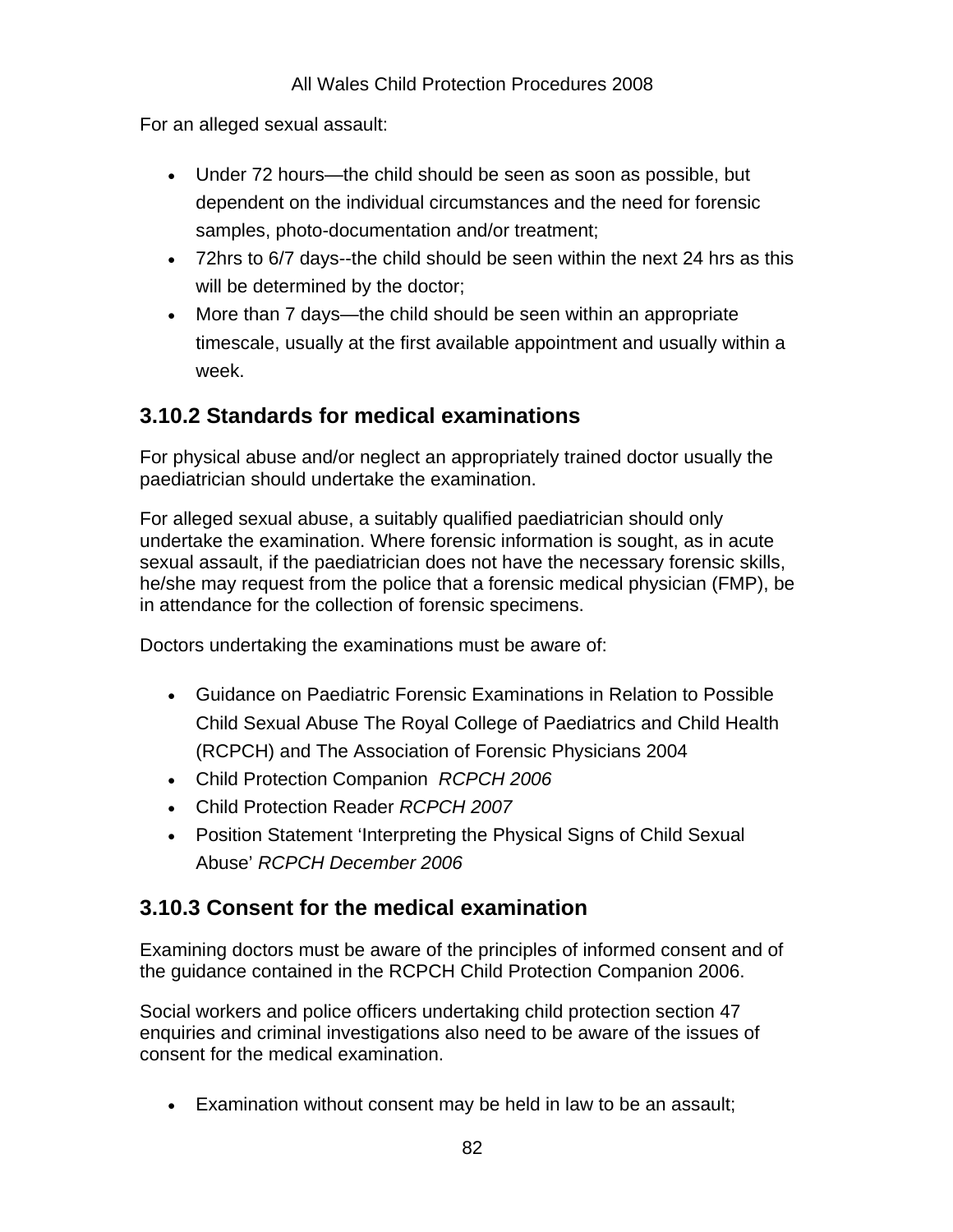For an alleged sexual assault:

- Under 72 hours—the child should be seen as soon as possible, but dependent on the individual circumstances and the need for forensic samples, photo-documentation and/or treatment;
- 72hrs to 6/7 days--the child should be seen within the next 24 hrs as this will be determined by the doctor;
- More than 7 days—the child should be seen within an appropriate timescale, usually at the first available appointment and usually within a week.

## 3.10.2 Standards for medical examinations

For physical abuse and/or neglect an appropriately trained doctor usually the paediatrician should undertake the examination.

For alleged sexual abuse, a suitably qualified paediatrician should only undertake the examination. Where forensic information is sought, as in acute sexual assault, if the paediatrician does not have the necessary forensic skills, he/she may request from the police that a forensic medical physician (FMP), be in attendance for the collection of forensic specimens.

Doctors undertaking the examinations must be aware of:

- Guidance on Paediatric Forensic Examinations in Relation to Possible Child Sexual Abuse The Royal College of Paediatrics and Child Health (RCPCH) and The Association of Forensic Physicians 2004
- Child Protection Companion *RCPCH 2006*
- Child Protection Reader *RCPCH 2007*
- Position Statement 'Interpreting the Physical Signs of Child Sexual Abuse' *RCPCH December 2006*

## 3.10.3 Consent for the medical examination

Examining doctors must be aware of the principles of informed consent and of the guidance contained in the RCPCH Child Protection Companion 2006.

Social workers and police officers undertaking child protection section 47 enquiries and criminal investigations also need to be aware of the issues of consent for the medical examination.

- Examination without consent may be held in law to be an assault;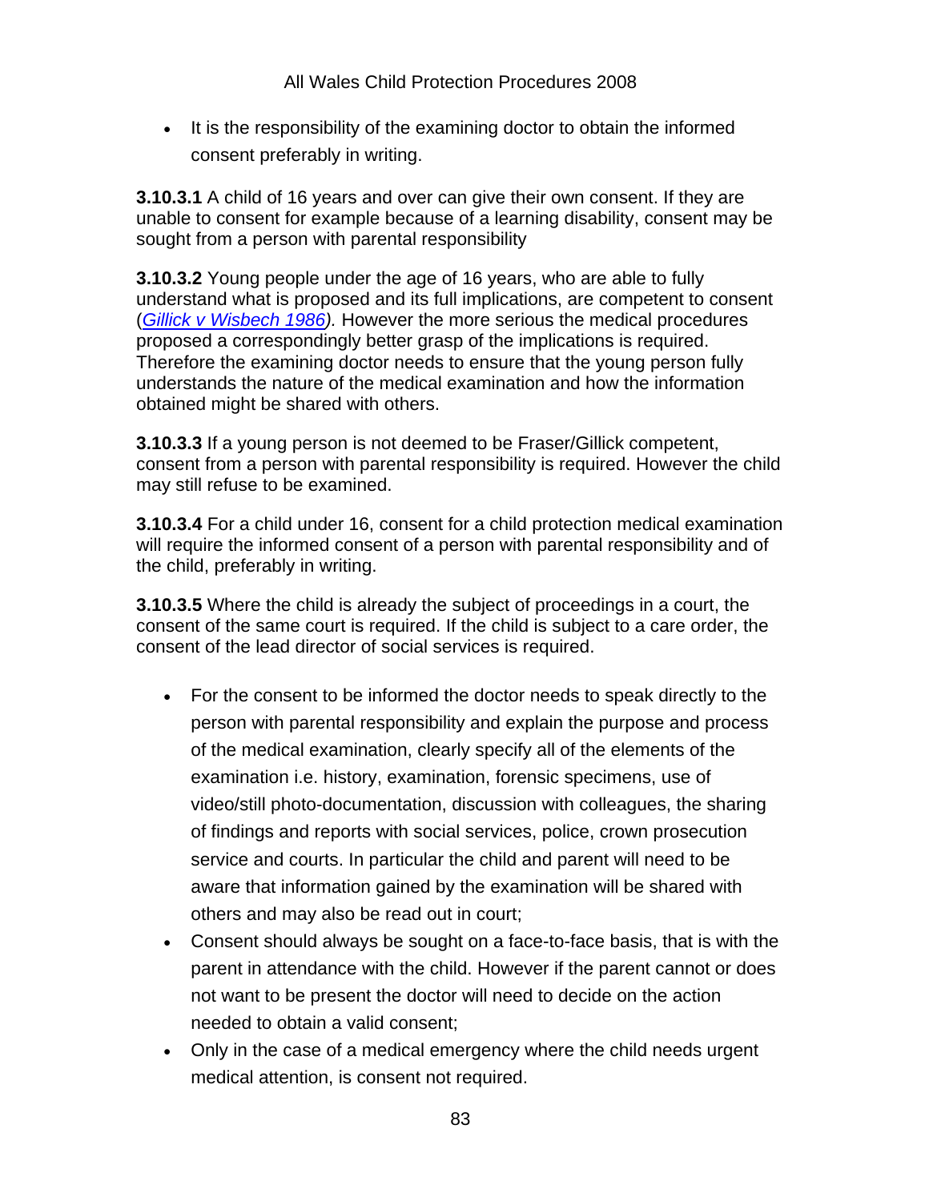- It is the responsibility of the examining doctor to obtain the informed consent preferably in writing.

**3.10.3.1** A child of 16 years and over can give their own consent. If they are unable to consent for example because of a learning disability, consent may be sought from a person with parental responsibility

**3.10.3.2** Young people under the age of 16 years, who are able to fully understand what is proposed and its full implications, are competent to consent (*Gillick v Wisbech 1986*). However the more serious the medical procedures proposed a correspondingly better grasp of the implications is required. Therefore the examining doctor needs to ensure that the young person fully understands the nature of the medical examination and how the information obtained might be shared with others.

**3.10.3.3** If a young person is not deemed to be Fraser/Gillick competent, consent from a person with parental responsibility is required. However the child may still refuse to be examined.

**3.10.3.4** For a child under 16, consent for a child protection medical examination will require the informed consent of a person with parental responsibility and of the child, preferably in writing.

**3.10.3.5** Where the child is already the subject of proceedings in a court, the consent of the same court is required. If the child is subject to a care order, the consent of the lead director of social services is required.

- For the consent to be informed the doctor needs to speak directly to the person with parental responsibility and explain the purpose and process of the medical examination, clearly specify all of the elements of the examination i.e. history, examination, forensic specimens, use of video/still photo-documentation, discussion with colleagues, the sharing of findings and reports with social services, police, crown prosecution service and courts. In particular the child and parent will need to be aware that information gained by the examination will be shared with others and may also be read out in court;
- Consent should always be sought on a face-to-face basis, that is with the parent in attendance with the child. However if the parent cannot or does not want to be present the doctor will need to decide on the action needed to obtain a valid consent;
- Only in the case of a medical emergency where the child needs urgent medical attention, is consent not required.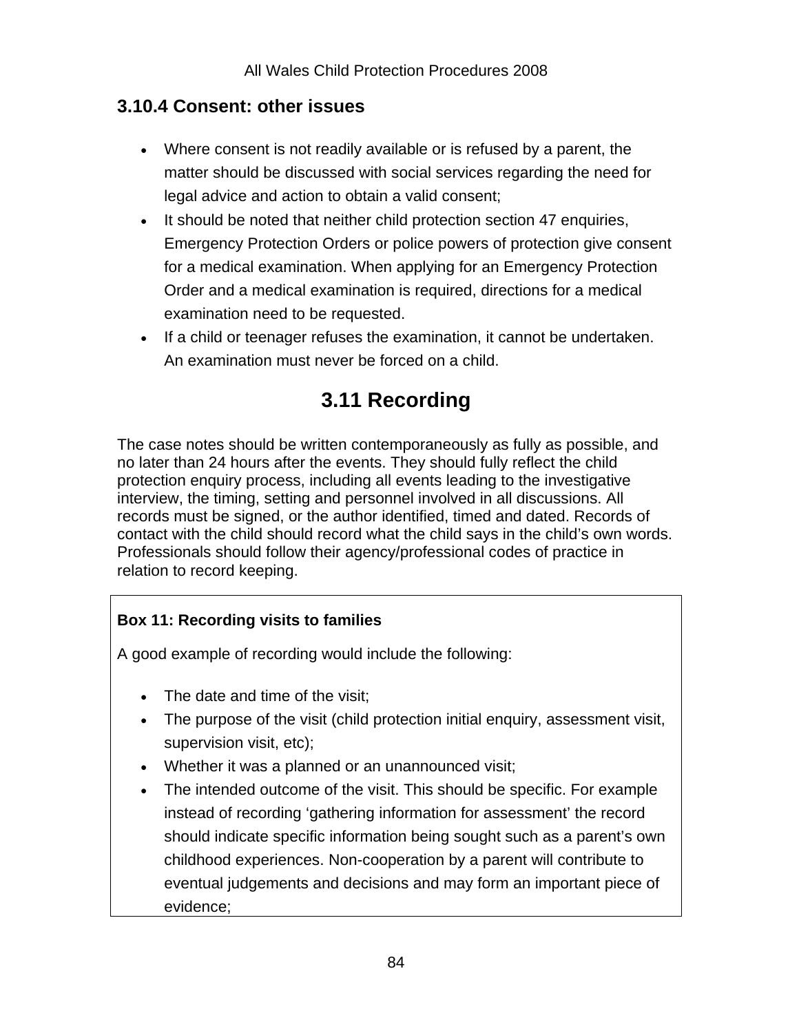### 3.10.4 Consent: other issues

- Where consent is not readily available or is refused by a parent, the matter should be discussed with social services regarding the need for legal advice and action to obtain a valid consent;
- It should be noted that neither child protection section 47 enquiries, Emergency Protection Orders or police powers of protection give consent for a medical examination. When applying for an Emergency Protection Order and a medical examination is required, directions for a medical examination need to be requested.
- If a child or teenager refuses the examination, it cannot be undertaken. An examination must never be forced on a child.

## 3.11 Recording

The case notes should be written contemporaneously as fully as possible, and no later than 24 hours after the events. They should fully reflect the child protection enquiry process, including all events leading to the investigative interview, the timing, setting and personnel involved in all discussions. All records must be signed, or the author identified, timed and dated. Records of contact with the child should record what the child says in the child's own words. Professionals should follow their agency/professional codes of practice in relation to record keeping.

**Box 11: Recording visits to families**

A good example of recording would include the following:

- The date and time of the visit;
- The purpose of the visit (child protection initial enquiry, assessment visit, supervision visit, etc);
- Whether it was a planned or an unannounced visit;
- The intended outcome of the visit. This should be specific. For example instead of recording 'gathering information for assessment' the record should indicate specific information being sought such as a parent's own childhood experiences. Non-cooperation by a parent will contribute to eventual judgements and decisions and may form an important piece of evidence;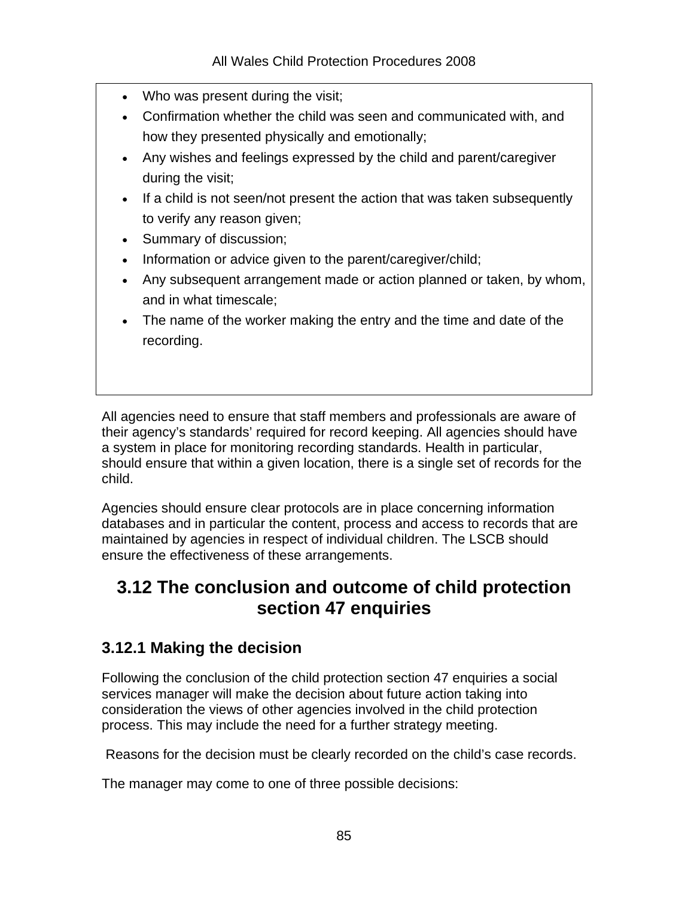- Who was present during the visit;
- Confirmation whether the child was seen and communicated with, and how they presented physically and emotionally;
- Any wishes and feelings expressed by the child and parent/caregiver during the visit;
- If a child is not seen/not present the action that was taken subsequently to verify any reason given;
- Summary of discussion;
- Information or advice given to the parent/caregiver/child;
- Any subsequent arrangement made or action planned or taken, by whom, and in what timescale;
- The name of the worker making the entry and the time and date of the recording.

All agencies need to ensure that staff members and professionals are aware of their agency's standards' required for record keeping. All agencies should have a system in place for monitoring recording standards. Health in particular, should ensure that within a given location, there is a single set of records for the child.

Agencies should ensure clear protocols are in place concerning information databases and in particular the content, process and access to records that are maintained by agencies in respect of individual children. The LSCB should ensure the effectiveness of these arrangements.

## 3.12 The conclusion and outcome of child protection section 47 enquiries

### 3.12.1 Making the decision

Following the conclusion of the child protection section 47 enquiries a social services manager will make the decision about future action taking into consideration the views of other agencies involved in the child protection process. This may include the need for a further strategy meeting.

Reasons for the decision must be clearly recorded on the child's case records.

The manager may come to one of three possible decisions: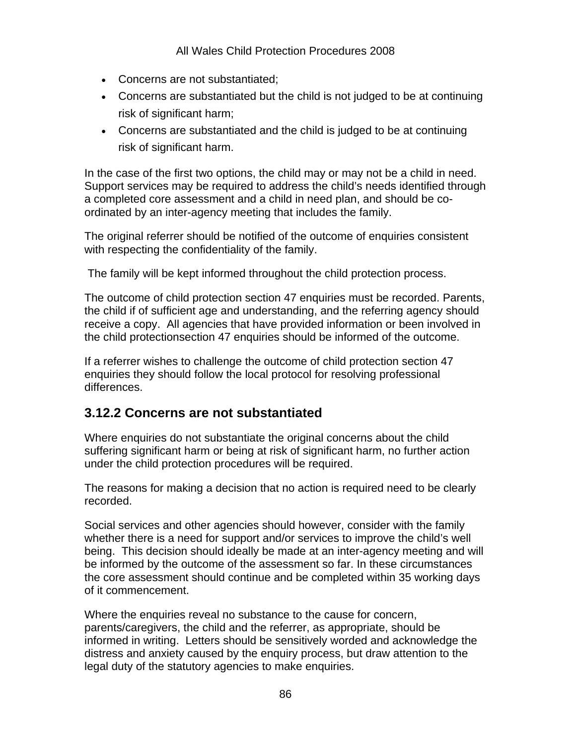- Concerns are not substantiated;
- Concerns are substantiated but the child is not judged to be at continuing risk of significant harm;
- Concerns are substantiated and the child is judged to be at continuing risk of significant harm.

In the case of the first two options, the child may or may not be a child in need. Support services may be required to address the child's needs identified through a completed core assessment and a child in need plan, and should be co-ordinated by an inter-agency meeting that includes the family.

The original referrer should be notified of the outcome of enquiries consistent with respecting the confidentiality of the family.

The family will be kept informed throughout the child protection process.

The outcome of child protection section 47 enquiries must be recorded. Parents, the child if of sufficient age and understanding, and the referring agency should receive a copy. All agencies that have provided information or been involved in the child protectionsection 47 enquiries should be informed of the outcome.

If a referrer wishes to challenge the outcome of child protection section 47 enquiries they should follow the local protocol for resolving professional differences.

## 3.12.2 Concerns are not substantiated

Where enquiries do not substantiate the original concerns about the child suffering significant harm or being at risk of significant harm, no further action under the child protection procedures will be required.

The reasons for making a decision that no action is required need to be clearly recorded.

Social services and other agencies should however, consider with the family whether there is a need for support and/or services to improve the child's well being. This decision should ideally be made at an inter-agency meeting and will be informed by the outcome of the assessment so far. In these circumstances the core assessment should continue and be completed within 35 working days of it commencement.

Where the enquiries reveal no substance to the cause for concern, parents/caregivers, the child and the referrer, as appropriate, should be informed in writing. Letters should be sensitively worded and acknowledge the distress and anxiety caused by the enquiry process, but draw attention to the legal duty of the statutory agencies to make enquiries.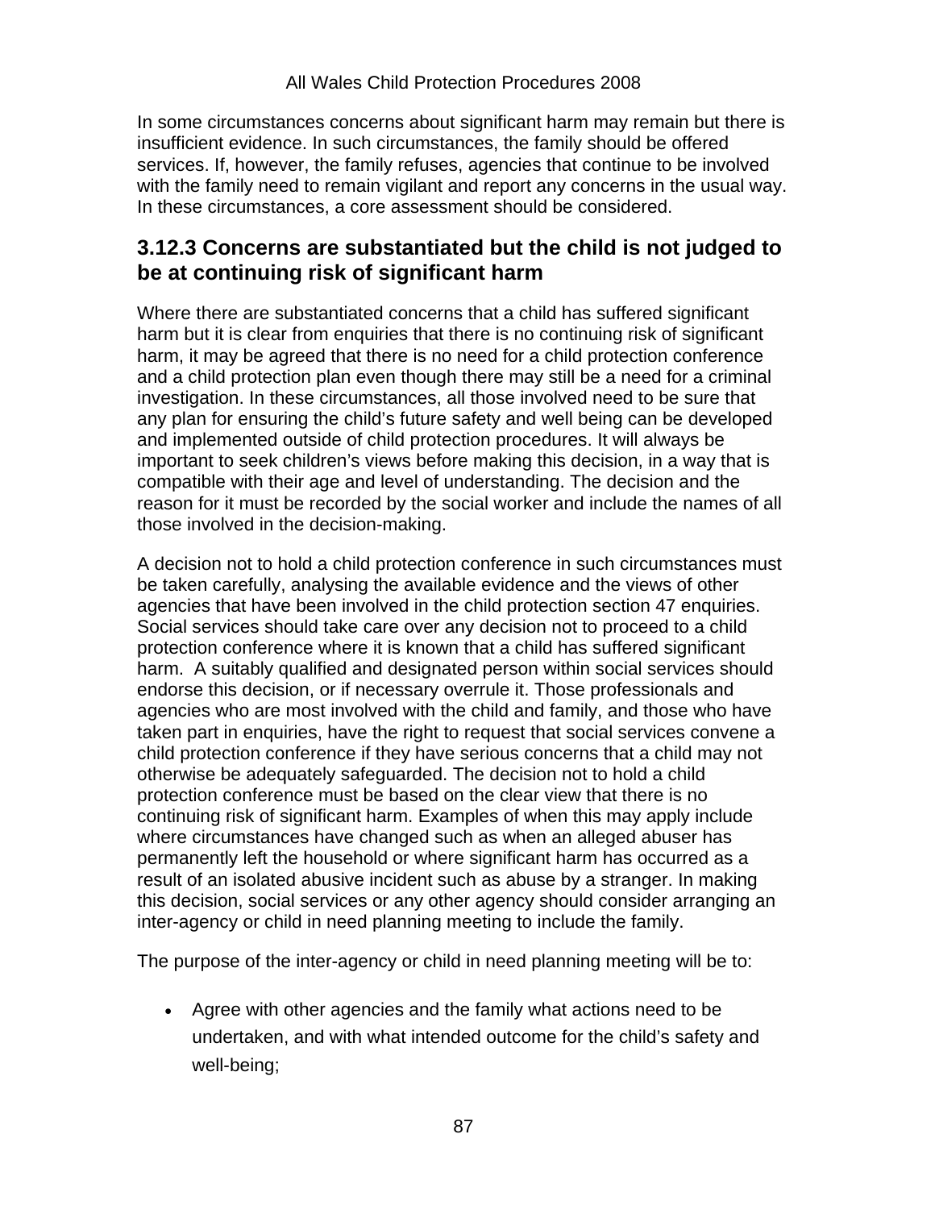In some circumstances concerns about significant harm may remain but there is insufficient evidence. In such circumstances, the family should be offered services. If, however, the family refuses, agencies that continue to be involved with the family need to remain vigilant and report any concerns in the usual way. In these circumstances, a core assessment should be considered.

### 3.12.3 Concerns are substantiated but the child is not judged to be at continuing risk of significant harm

Where there are substantiated concerns that a child has suffered significant harm but it is clear from enquiries that there is no continuing risk of significant harm, it may be agreed that there is no need for a child protection conference and a child protection plan even though there may still be a need for a criminal investigation. In these circumstances, all those involved need to be sure that any plan for ensuring the child's future safety and well being can be developed and implemented outside of child protection procedures. It will always be important to seek children's views before making this decision, in a way that is compatible with their age and level of understanding. The decision and the reason for it must be recorded by the social worker and include the names of all those involved in the decision-making.

A decision not to hold a child protection conference in such circumstances must be taken carefully, analysing the available evidence and the views of other agencies that have been involved in the child protection section 47 enquiries. Social services should take care over any decision not to proceed to a child protection conference where it is known that a child has suffered significant harm. A suitably qualified and designated person within social services should endorse this decision, or if necessary overrule it. Those professionals and agencies who are most involved with the child and family, and those who have taken part in enquiries, have the right to request that social services convene a child protection conference if they have serious concerns that a child may not otherwise be adequately safeguarded. The decision not to hold a child protection conference must be based on the clear view that there is no continuing risk of significant harm. Examples of when this may apply include where circumstances have changed such as when an alleged abuser has permanently left the household or where significant harm has occurred as a result of an isolated abusive incident such as abuse by a stranger. In making this decision, social services or any other agency should consider arranging an inter-agency or child in need planning meeting to include the family.

The purpose of the inter-agency or child in need planning meeting will be to:

- Agree with other agencies and the family what actions need to be undertaken, and with what intended outcome for the child's safety and well-being;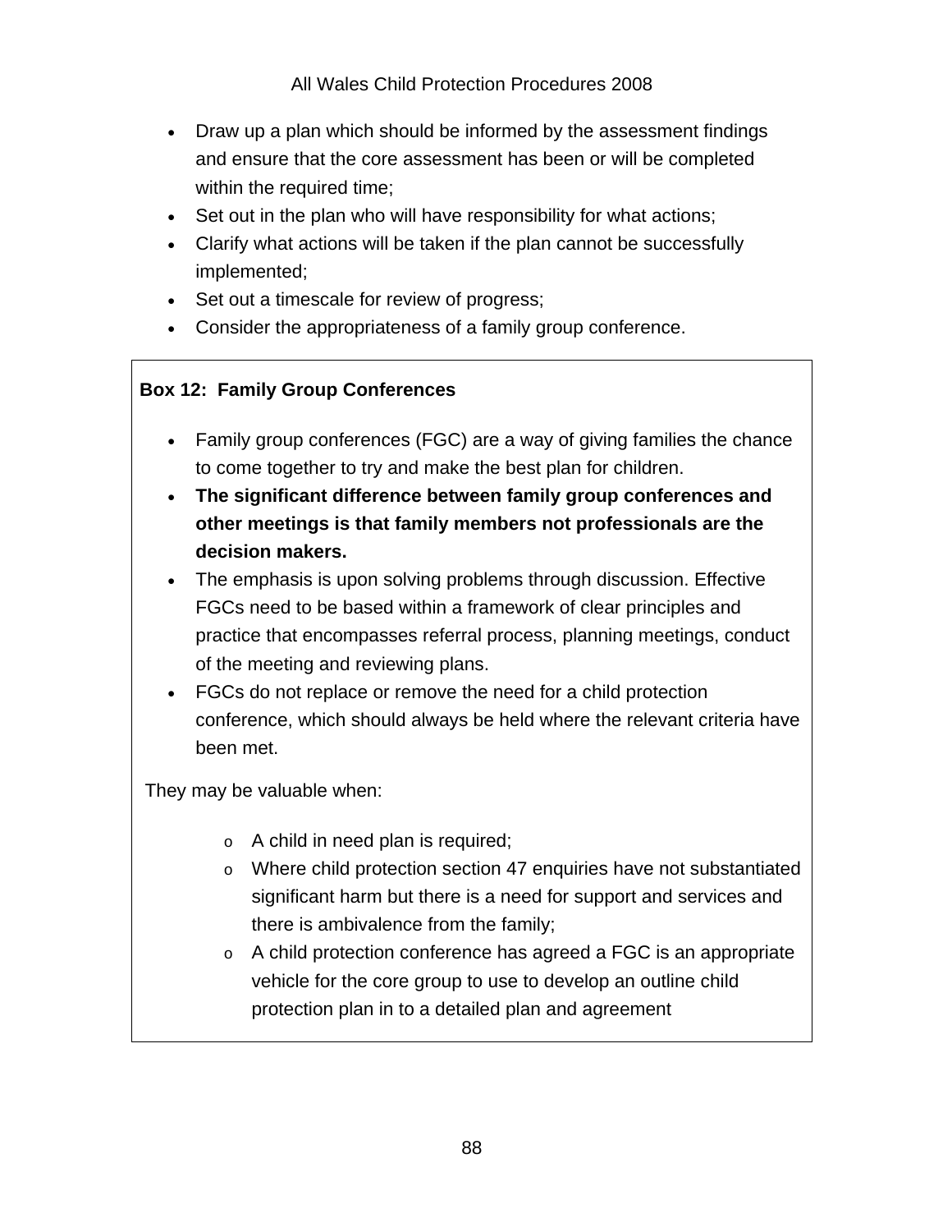- Draw up a plan which should be informed by the assessment findings and ensure that the core assessment has been or will be completed within the required time;
- Set out in the plan who will have responsibility for what actions;
- Clarify what actions will be taken if the plan cannot be successfully implemented;
- Set out a timescale for review of progress;
- Consider the appropriateness of a family group conference.

**Box 12: Family Group Conferences**

- Family group conferences (FGC) are a way of giving families the chance to come together to try and make the best plan for children.
- **The significant difference between family group conferences and other meetings is that family members not professionals are the decision makers.**
- The emphasis is upon solving problems through discussion. Effective FGCs need to be based within a framework of clear principles and practice that encompasses referral process, planning meetings, conduct of the meeting and reviewing plans.
- FGCs do not replace or remove the need for a child protection conference, which should always be held where the relevant criteria have been met.

They may be valuable when:

- A child in need plan is required;
- Where child protection section 47 enquiries have not substantiated significant harm but there is a need for support and services and there is ambivalence from the family;
- A child protection conference has agreed a FGC is an appropriate vehicle for the core group to use to develop an outline child protection plan in to a detailed plan and agreement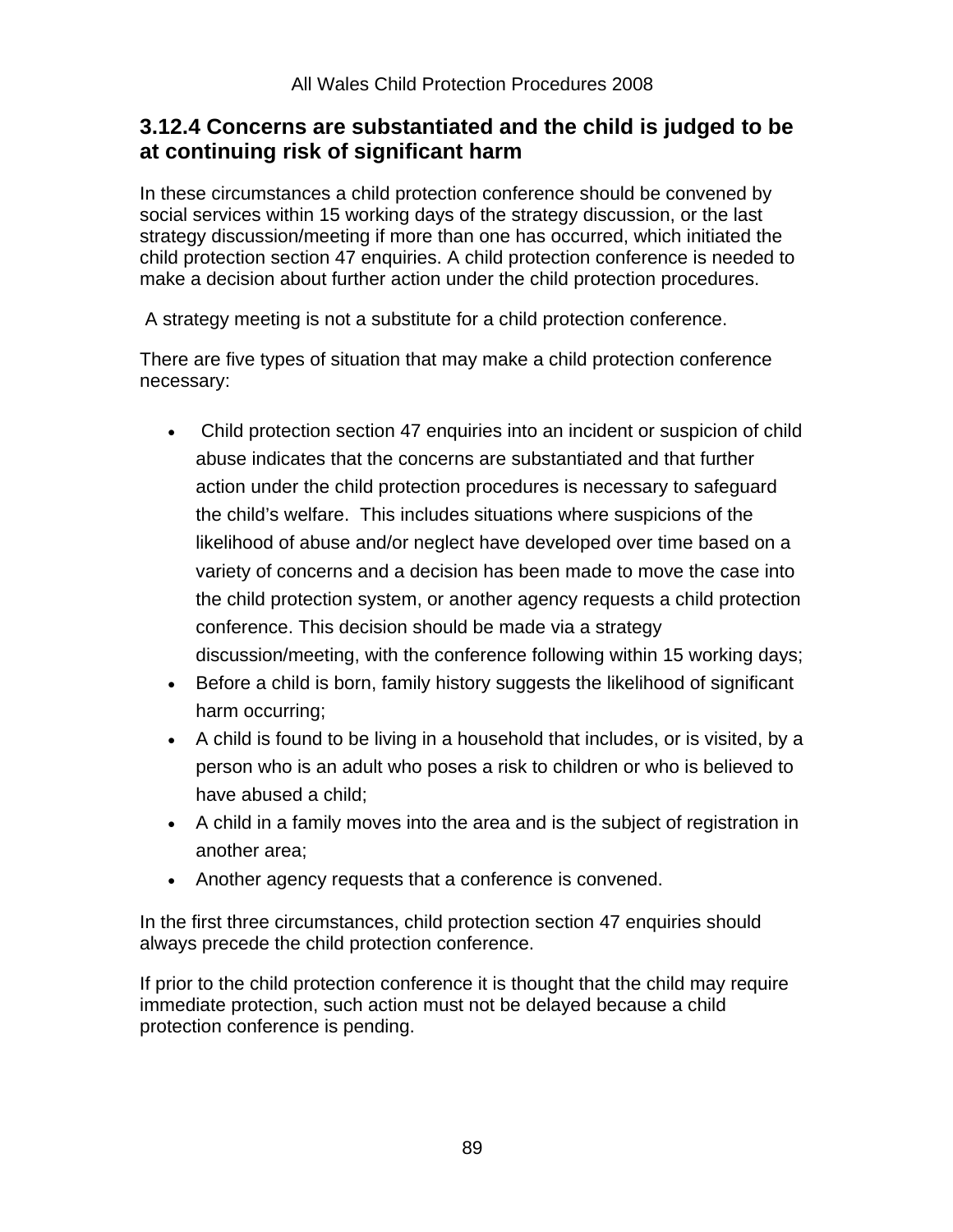### 3.12.4 Concerns are substantiated and the child is judged to be at continuing risk of significant harm

In these circumstances a child protection conference should be convened by social services within 15 working days of the strategy discussion, or the last strategy discussion/meeting if more than one has occurred, which initiated the child protection section 47 enquiries. A child protection conference is needed to make a decision about further action under the child protection procedures.

A strategy meeting is not a substitute for a child protection conference.

There are five types of situation that may make a child protection conference necessary:

- Child protection section 47 enquiries into an incident or suspicion of child abuse indicates that the concerns are substantiated and that further action under the child protection procedures is necessary to safeguard the child's welfare. This includes situations where suspicions of the likelihood of abuse and/or neglect have developed over time based on a variety of concerns and a decision has been made to move the case into the child protection system, or another agency requests a child protection conference. This decision should be made via a strategy discussion/meeting, with the conference following within 15 working days;
- Before a child is born, family history suggests the likelihood of significant harm occurring;
- A child is found to be living in a household that includes, or is visited, by a person who is an adult who poses a risk to children or who is believed to have abused a child;
- A child in a family moves into the area and is the subject of registration in another area;
- Another agency requests that a conference is convened.

In the first three circumstances, child protection section 47 enquiries should always precede the child protection conference.

If prior to the child protection conference it is thought that the child may require immediate protection, such action must not be delayed because a child protection conference is pending.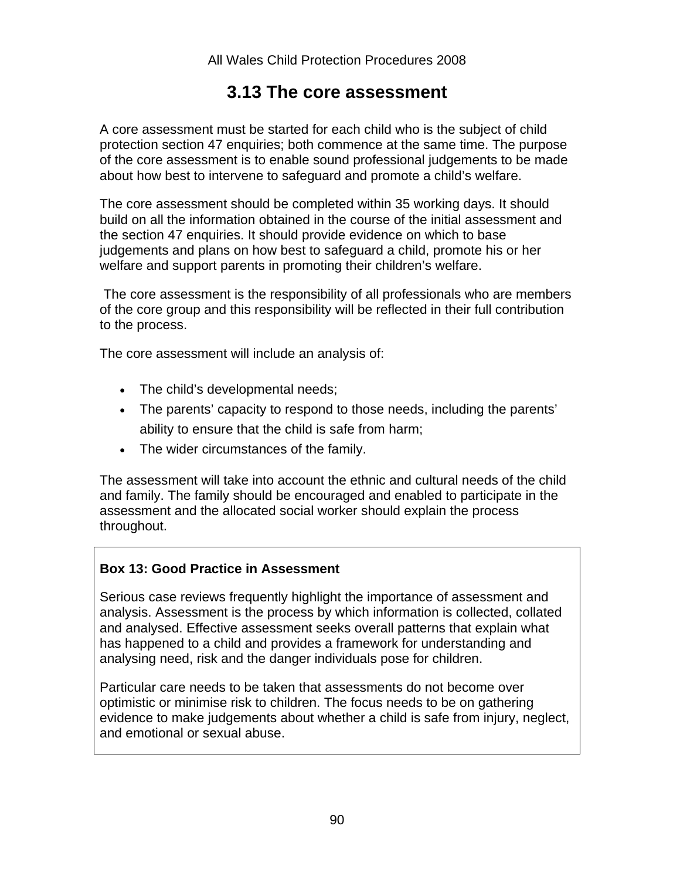## 3.13 The core assessment

A core assessment must be started for each child who is the subject of child protection section 47 enquiries; both commence at the same time. The purpose of the core assessment is to enable sound professional judgements to be made about how best to intervene to safeguard and promote a child's welfare.

The core assessment should be completed within 35 working days. It should build on all the information obtained in the course of the initial assessment and the section 47 enquiries. It should provide evidence on which to base judgements and plans on how best to safeguard a child, promote his or her welfare and support parents in promoting their children's welfare.

The core assessment is the responsibility of all professionals who are members of the core group and this responsibility will be reflected in their full contribution to the process.

The core assessment will include an analysis of:

- The child's developmental needs;
- The parents' capacity to respond to those needs, including the parents' ability to ensure that the child is safe from harm;
- The wider circumstances of the family.

The assessment will take into account the ethnic and cultural needs of the child and family. The family should be encouraged and enabled to participate in the assessment and the allocated social worker should explain the process throughout.

**Box 13: Good Practice in Assessment**

Serious case reviews frequently highlight the importance of assessment and analysis. Assessment is the process by which information is collected, collated and analysed. Effective assessment seeks overall patterns that explain what has happened to a child and provides a framework for understanding and analysing need, risk and the danger individuals pose for children.

Particular care needs to be taken that assessments do not become over optimistic or minimise risk to children. The focus needs to be on gathering evidence to make judgements about whether a child is safe from injury, neglect, and emotional or sexual abuse.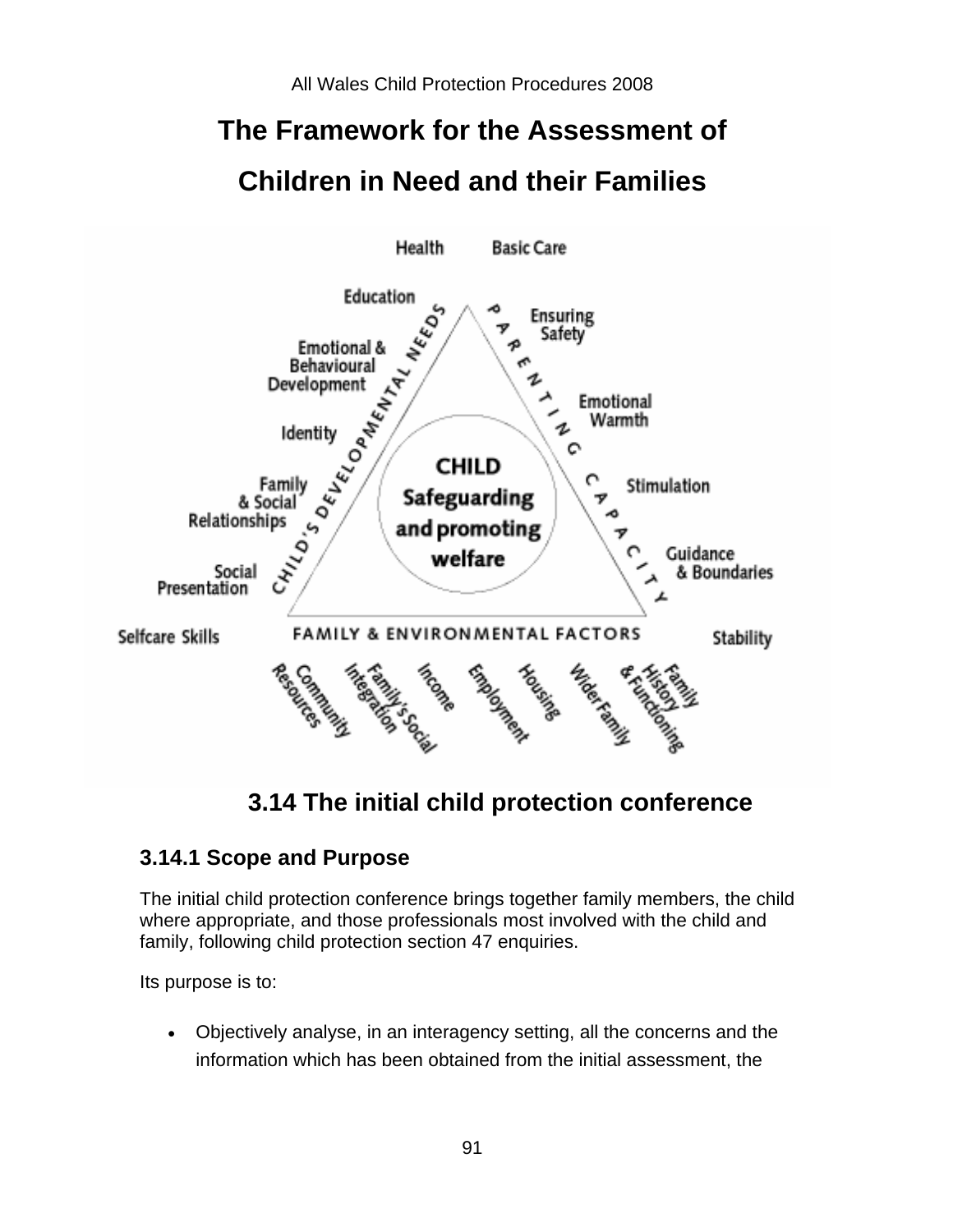# The Framework for the Assessment of Children in Need and their Families

## 3.14 The initial child protection conference

### 3.14.1 Scope and Purpose

The initial child protection conference brings together family members, the child where appropriate, and those professionals most involved with the child and family, following child protection section 47 enquiries.

Its purpose is to:

- Objectively analyse, in an interagency setting, all the concerns and the information which has been obtained from the initial assessment, the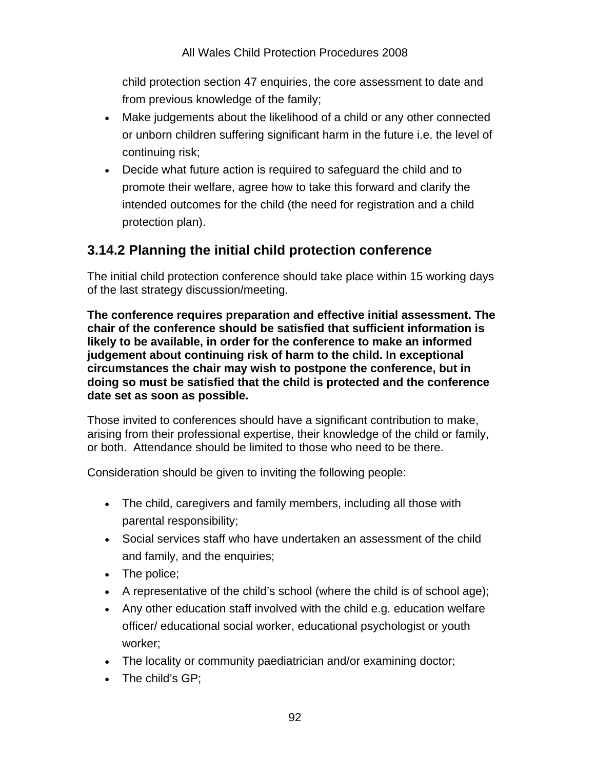child protection section 47 enquiries, the core assessment to date and from previous knowledge of the family;

- Make judgements about the likelihood of a child or any other connected or unborn children suffering significant harm in the future i.e. the level of continuing risk;
- Decide what future action is required to safeguard the child and to promote their welfare, agree how to take this forward and clarify the intended outcomes for the child (the need for registration and a child protection plan).

### 3.14.2 Planning the initial child protection conference

The initial child protection conference should take place within 15 working days of the last strategy discussion/meeting.

**The conference requires preparation and effective initial assessment. The chair of the conference should be satisfied that sufficient information is likely to be available, in order for the conference to make an informed judgement about continuing risk of harm to the child. In exceptional circumstances the chair may wish to postpone the conference, but in doing so must be satisfied that the child is protected and the conference date set as soon as possible.**

Those invited to conferences should have a significant contribution to make, arising from their professional expertise, their knowledge of the child or family, or both. Attendance should be limited to those who need to be there.

Consideration should be given to inviting the following people:

- The child, caregivers and family members, including all those with parental responsibility;
- Social services staff who have undertaken an assessment of the child and family, and the enquiries;
- The police;
- A representative of the child's school (where the child is of school age);
- Any other education staff involved with the child e.g. education welfare officer/ educational social worker, educational psychologist or youth worker;
- The locality or community paediatrician and/or examining doctor;
- The child's GP;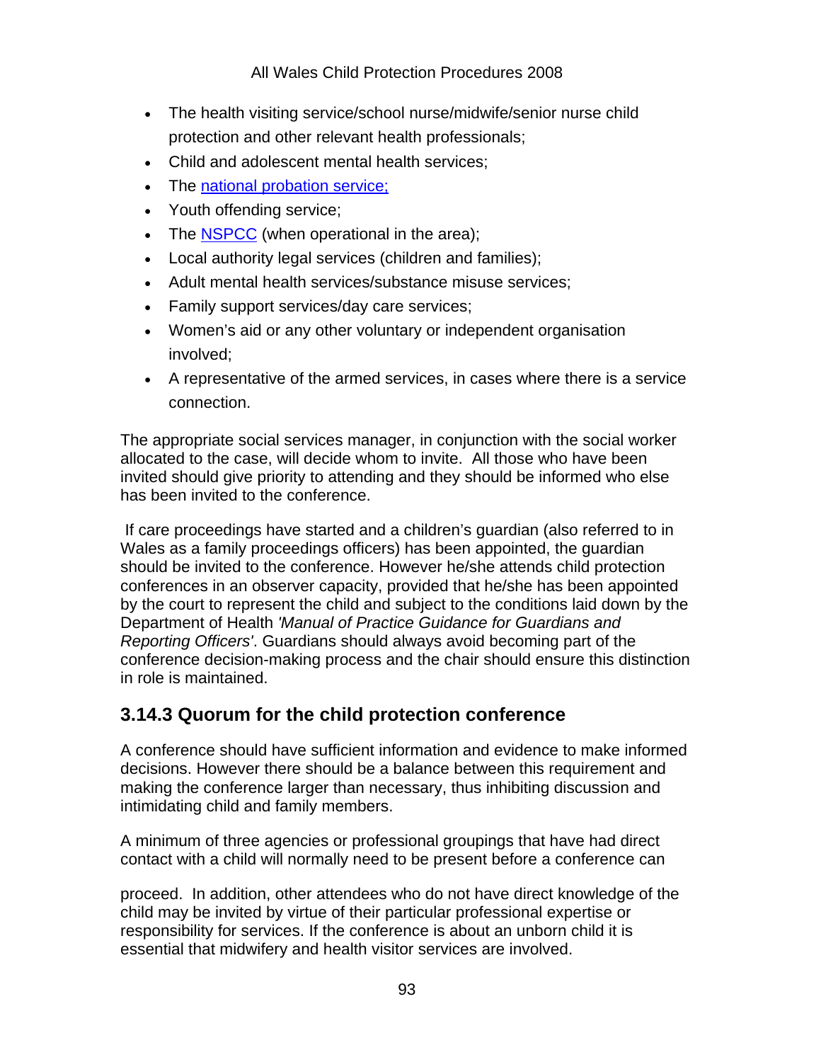- The health visiting service/school nurse/midwife/senior nurse child protection and other relevant health professionals;
- Child and adolescent mental health services;
- The national probation service;
- Youth offending service;
- The NSPCC (when operational in the area);
- Local authority legal services (children and families);
- Adult mental health services/substance misuse services;
- Family support services/day care services;
- Women's aid or any other voluntary or independent organisation involved;
- A representative of the armed services, in cases where there is a service connection.

The appropriate social services manager, in conjunction with the social worker allocated to the case, will decide whom to invite. All those who have been invited should give priority to attending and they should be informed who else has been invited to the conference.

If care proceedings have started and a children's guardian (also referred to in Wales as a family proceedings officers) has been appointed, the guardian should be invited to the conference. However he/she attends child protection conferences in an observer capacity, provided that he/she has been appointed by the court to represent the child and subject to the conditions laid down by the Department of Health *'Manual of Practice Guidance for Guardians and Reporting Officers'*. Guardians should always avoid becoming part of the conference decision-making process and the chair should ensure this distinction in role is maintained.

### 3.14.3 Quorum for the child protection conference

A conference should have sufficient information and evidence to make informed decisions. However there should be a balance between this requirement and making the conference larger than necessary, thus inhibiting discussion and intimidating child and family members.

A minimum of three agencies or professional groupings that have had direct contact with a child will normally need to be present before a conference can proceed. In addition, other attendees who do not have direct knowledge of the child may be invited by virtue of their particular professional expertise or responsibility for services. If the conference is about an unborn child it is essential that midwifery and health visitor services are involved.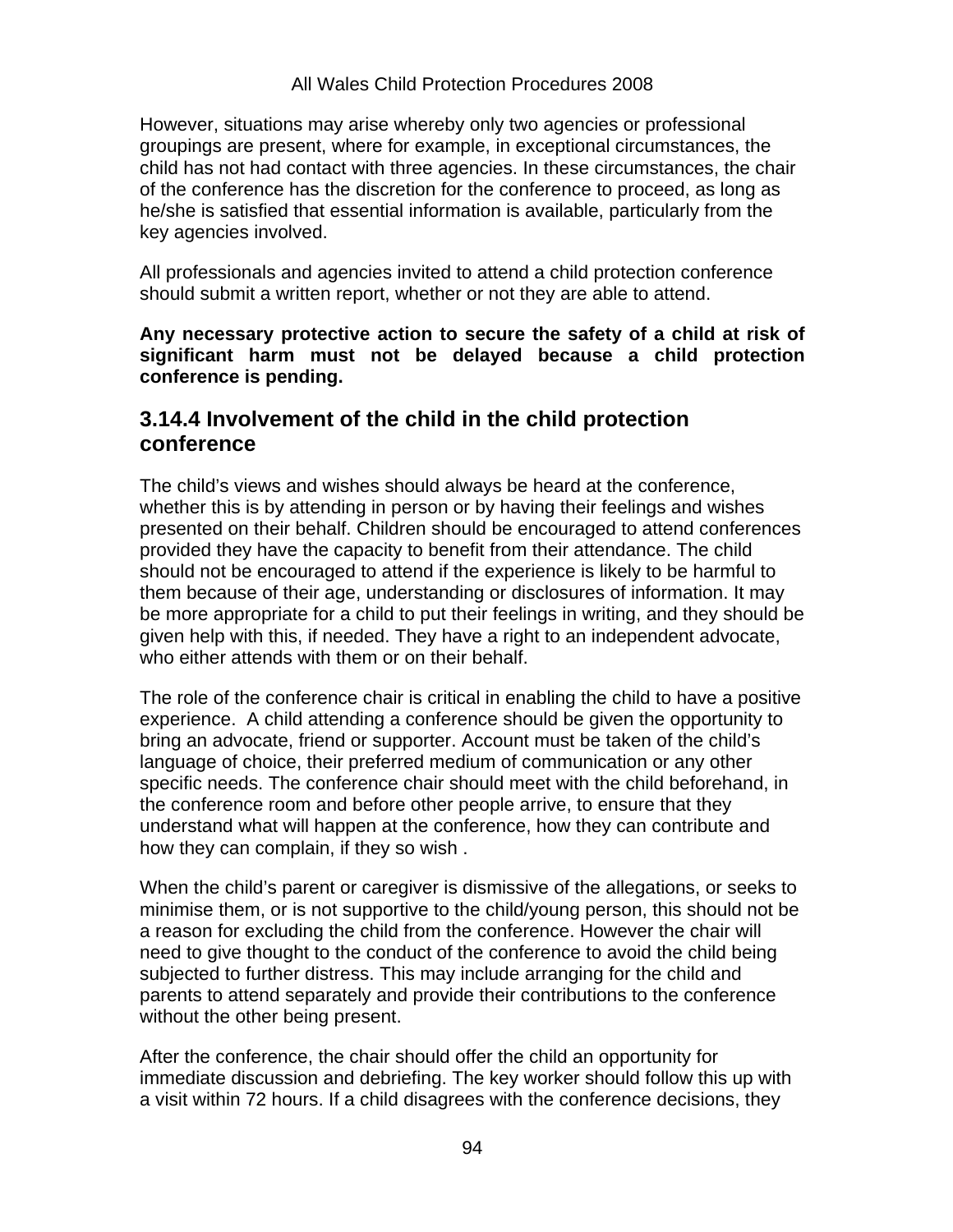However, situations may arise whereby only two agencies or professional groupings are present, where for example, in exceptional circumstances, the child has not had contact with three agencies. In these circumstances, the chair of the conference has the discretion for the conference to proceed, as long as he/she is satisfied that essential information is available, particularly from the key agencies involved.

All professionals and agencies invited to attend a child protection conference should submit a written report, whether or not they are able to attend.

**Any necessary protective action to secure the safety of a child at risk of significant harm must not be delayed because a child protection conference is pending.**

### 3.14.4 Involvement of the child in the child protection conference

The child's views and wishes should always be heard at the conference, whether this is by attending in person or by having their feelings and wishes presented on their behalf. Children should be encouraged to attend conferences provided they have the capacity to benefit from their attendance. The child should not be encouraged to attend if the experience is likely to be harmful to them because of their age, understanding or disclosures of information. It may be more appropriate for a child to put their feelings in writing, and they should be given help with this, if needed. They have a right to an independent advocate, who either attends with them or on their behalf.

The role of the conference chair is critical in enabling the child to have a positive experience. A child attending a conference should be given the opportunity to bring an advocate, friend or supporter. Account must be taken of the child's language of choice, their preferred medium of communication or any other specific needs. The conference chair should meet with the child beforehand, in the conference room and before other people arrive, to ensure that they understand what will happen at the conference, how they can contribute and how they can complain, if they so wish .

When the child's parent or caregiver is dismissive of the allegations, or seeks to minimise them, or is not supportive to the child/young person, this should not be a reason for excluding the child from the conference. However the chair will need to give thought to the conduct of the conference to avoid the child being subjected to further distress. This may include arranging for the child and parents to attend separately and provide their contributions to the conference without the other being present.

After the conference, the chair should offer the child an opportunity for immediate discussion and debriefing. The key worker should follow this up with a visit within 72 hours. If a child disagrees with the conference decisions, they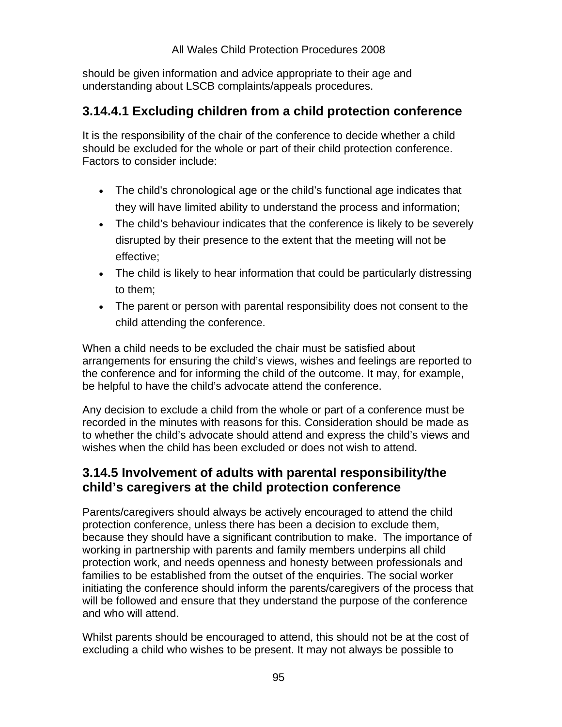should be given information and advice appropriate to their age and understanding about LSCB complaints/appeals procedures.

### 3.14.4.1 Excluding children from a child protection conference

It is the responsibility of the chair of the conference to decide whether a child should be excluded for the whole or part of their child protection conference. Factors to consider include:

- The child's chronological age or the child's functional age indicates that they will have limited ability to understand the process and information;
- The child's behaviour indicates that the conference is likely to be severely disrupted by their presence to the extent that the meeting will not be effective;
- The child is likely to hear information that could be particularly distressing to them;
- The parent or person with parental responsibility does not consent to the child attending the conference.

When a child needs to be excluded the chair must be satisfied about arrangements for ensuring the child's views, wishes and feelings are reported to the conference and for informing the child of the outcome. It may, for example, be helpful to have the child's advocate attend the conference.

Any decision to exclude a child from the whole or part of a conference must be recorded in the minutes with reasons for this. Consideration should be made as to whether the child's advocate should attend and express the child's views and wishes when the child has been excluded or does not wish to attend.

### 3.14.5 Involvement of adults with parental responsibility/the child's caregivers at the child protection conference

Parents/caregivers should always be actively encouraged to attend the child protection conference, unless there has been a decision to exclude them, because they should have a significant contribution to make. The importance of working in partnership with parents and family members underpins all child protection work, and needs openness and honesty between professionals and families to be established from the outset of the enquiries. The social worker initiating the conference should inform the parents/caregivers of the process that will be followed and ensure that they understand the purpose of the conference and who will attend.

Whilst parents should be encouraged to attend, this should not be at the cost of excluding a child who wishes to be present. It may not always be possible to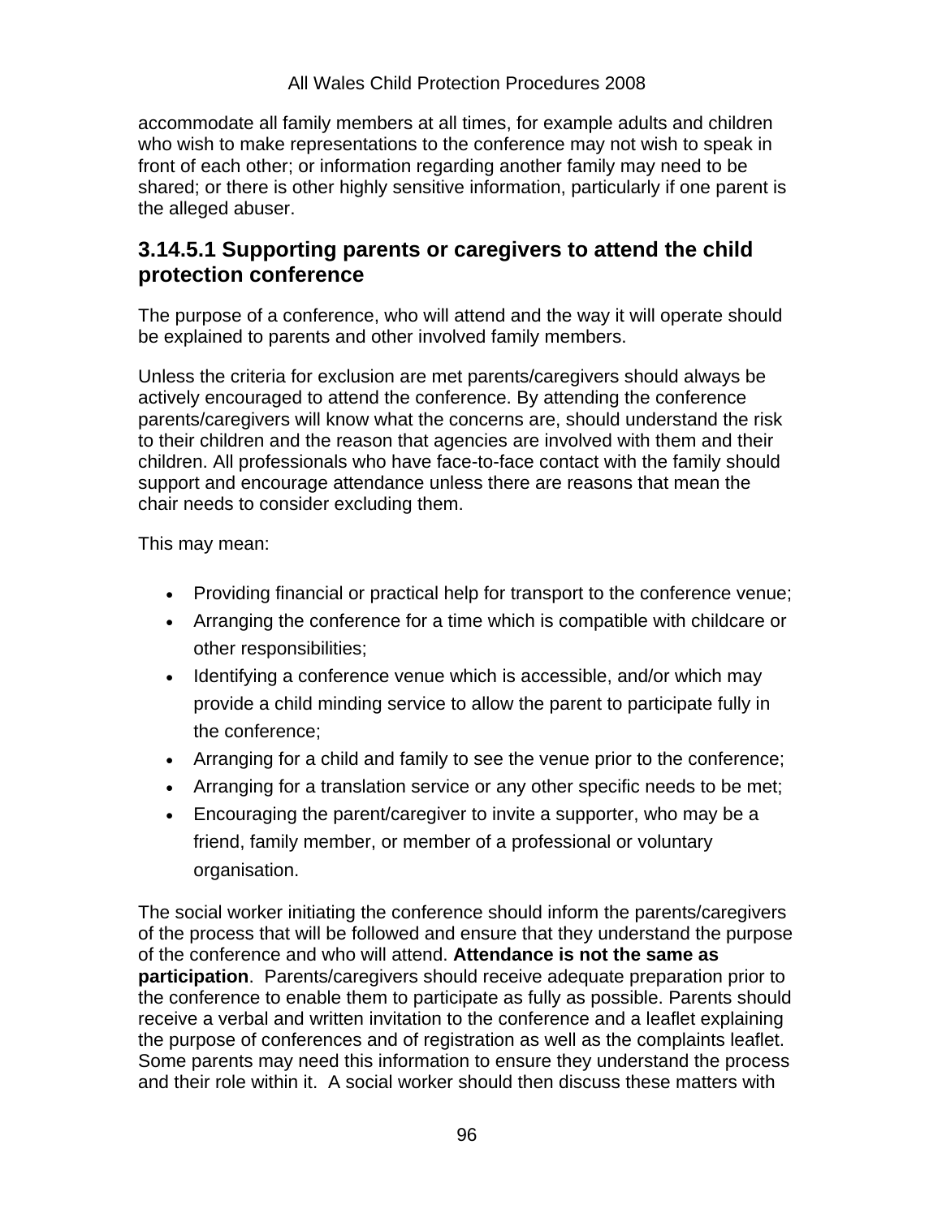accommodate all family members at all times, for example adults and children who wish to make representations to the conference may not wish to speak in front of each other; or information regarding another family may need to be shared; or there is other highly sensitive information, particularly if one parent is the alleged abuser.

### 3.14.5.1 Supporting parents or caregivers to attend the child protection conference

The purpose of a conference, who will attend and the way it will operate should be explained to parents and other involved family members.

Unless the criteria for exclusion are met parents/caregivers should always be actively encouraged to attend the conference. By attending the conference parents/caregivers will know what the concerns are, should understand the risk to their children and the reason that agencies are involved with them and their children. All professionals who have face-to-face contact with the family should support and encourage attendance unless there are reasons that mean the chair needs to consider excluding them.

This may mean:

- Providing financial or practical help for transport to the conference venue;
- Arranging the conference for a time which is compatible with childcare or other responsibilities;
- Identifying a conference venue which is accessible, and/or which may provide a child minding service to allow the parent to participate fully in the conference;
- Arranging for a child and family to see the venue prior to the conference;
- Arranging for a translation service or any other specific needs to be met;
- Encouraging the parent/caregiver to invite a supporter, who may be a friend, family member, or member of a professional or voluntary organisation.

The social worker initiating the conference should inform the parents/caregivers of the process that will be followed and ensure that they understand the purpose of the conference and who will attend. **Attendance is not the same as participation**. Parents/caregivers should receive adequate preparation prior to the conference to enable them to participate as fully as possible. Parents should receive a verbal and written invitation to the conference and a leaflet explaining the purpose of conferences and of registration as well as the complaints leaflet. Some parents may need this information to ensure they understand the process and their role within it. A social worker should then discuss these matters with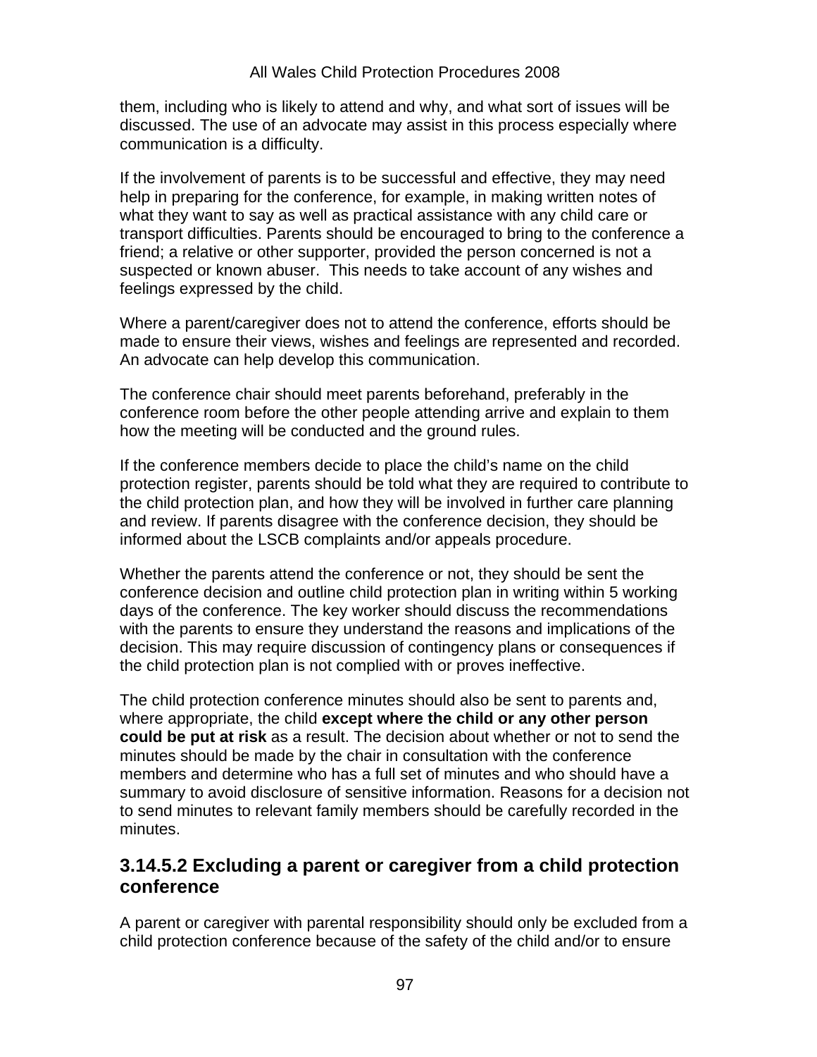them, including who is likely to attend and why, and what sort of issues will be discussed. The use of an advocate may assist in this process especially where communication is a difficulty.

If the involvement of parents is to be successful and effective, they may need help in preparing for the conference, for example, in making written notes of what they want to say as well as practical assistance with any child care or transport difficulties. Parents should be encouraged to bring to the conference a friend; a relative or other supporter, provided the person concerned is not a suspected or known abuser.  This needs to take account of any wishes and feelings expressed by the child.

Where a parent/caregiver does not to attend the conference, efforts should be made to ensure their views, wishes and feelings are represented and recorded. An advocate can help develop this communication.

The conference chair should meet parents beforehand, preferably in the conference room before the other people attending arrive and explain to them how the meeting will be conducted and the ground rules.

If the conference members decide to place the child's name on the child protection register, parents should be told what they are required to contribute to the child protection plan, and how they will be involved in further care planning and review. If parents disagree with the conference decision, they should be informed about the LSCB complaints and/or appeals procedure.

Whether the parents attend the conference or not, they should be sent the conference decision and outline child protection plan in writing within 5 working days of the conference. The key worker should discuss the recommendations with the parents to ensure they understand the reasons and implications of the decision. This may require discussion of contingency plans or consequences if the child protection plan is not complied with or proves ineffective.

The child protection conference minutes should also be sent to parents and, where appropriate, the child **except where the child or any other person could be put at risk** as a result. The decision about whether or not to send the minutes should be made by the chair in consultation with the conference members and determine who has a full set of minutes and who should have a summary to avoid disclosure of sensitive information. Reasons for a decision not to send minutes to relevant family members should be carefully recorded in the minutes.

### 3.14.5.2 Excluding a parent or caregiver from a child protection conference

A parent or caregiver with parental responsibility should only be excluded from a child protection conference because of the safety of the child and/or to ensure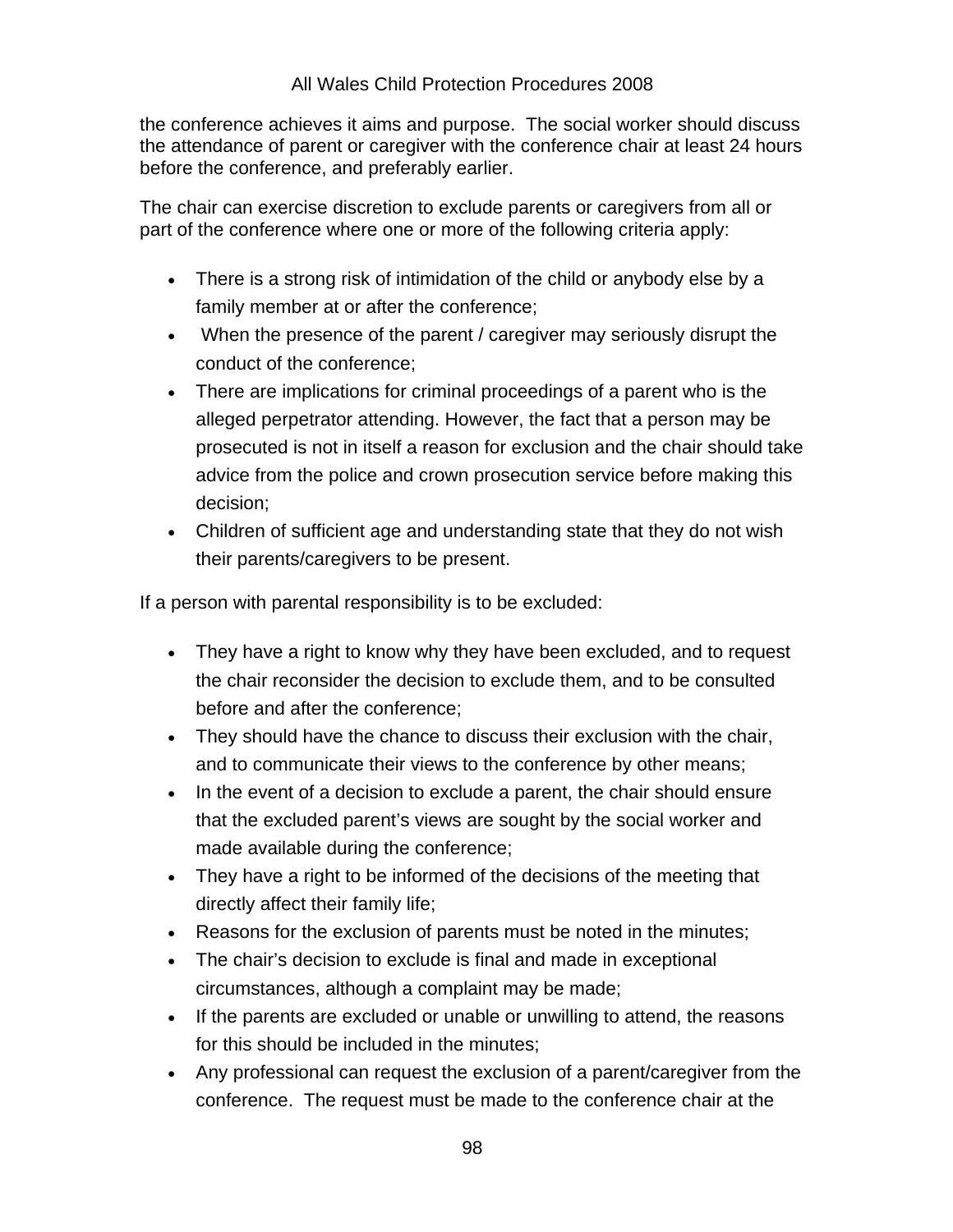the conference achieves it aims and purpose. The social worker should discuss the attendance of parent or caregiver with the conference chair at least 24 hours before the conference, and preferably earlier.

The chair can exercise discretion to exclude parents or caregivers from all or part of the conference where one or more of the following criteria apply:

- There is a strong risk of intimidation of the child or anybody else by a family member at or after the conference;
- When the presence of the parent / caregiver may seriously disrupt the conduct of the conference;
- There are implications for criminal proceedings of a parent who is the alleged perpetrator attending. However, the fact that a person may be prosecuted is not in itself a reason for exclusion and the chair should take advice from the police and crown prosecution service before making this decision;
- Children of sufficient age and understanding state that they do not wish their parents/caregivers to be present.

If a person with parental responsibility is to be excluded:

- They have a right to know why they have been excluded, and to request the chair reconsider the decision to exclude them, and to be consulted before and after the conference;
- They should have the chance to discuss their exclusion with the chair, and to communicate their views to the conference by other means;
- In the event of a decision to exclude a parent, the chair should ensure that the excluded parent's views are sought by the social worker and made available during the conference;
- They have a right to be informed of the decisions of the meeting that directly affect their family life;
- Reasons for the exclusion of parents must be noted in the minutes;
- The chair's decision to exclude is final and made in exceptional circumstances, although a complaint may be made;
- If the parents are excluded or unable or unwilling to attend, the reasons for this should be included in the minutes;
- Any professional can request the exclusion of a parent/caregiver from the conference. The request must be made to the conference chair at the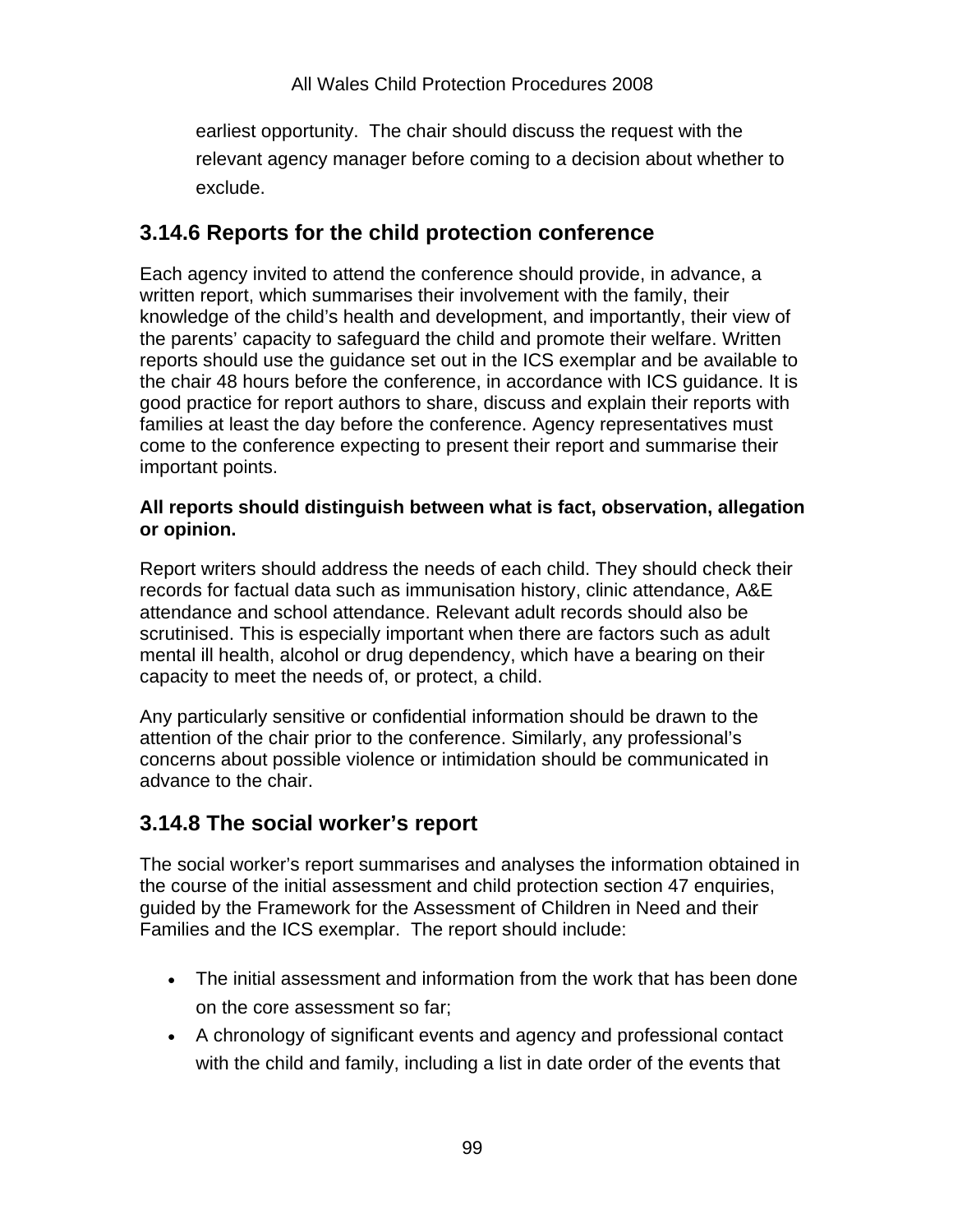earliest opportunity. The chair should discuss the request with the relevant agency manager before coming to a decision about whether to exclude.

## 3.14.6 Reports for the child protection conference

Each agency invited to attend the conference should provide, in advance, a written report, which summarises their involvement with the family, their knowledge of the child's health and development, and importantly, their view of the parents' capacity to safeguard the child and promote their welfare. Written reports should use the guidance set out in the ICS exemplar and be available to the chair 48 hours before the conference, in accordance with ICS guidance. It is good practice for report authors to share, discuss and explain their reports with families at least the day before the conference. Agency representatives must come to the conference expecting to present their report and summarise their important points.

**All reports should distinguish between what is fact, observation, allegation or opinion.**

Report writers should address the needs of each child. They should check their records for factual data such as immunisation history, clinic attendance, A&E attendance and school attendance. Relevant adult records should also be scrutinised. This is especially important when there are factors such as adult mental ill health, alcohol or drug dependency, which have a bearing on their capacity to meet the needs of, or protect, a child.

Any particularly sensitive or confidential information should be drawn to the attention of the chair prior to the conference. Similarly, any professional's concerns about possible violence or intimidation should be communicated in advance to the chair.

## 3.14.8 The social worker's report

The social worker's report summarises and analyses the information obtained in the course of the initial assessment and child protection section 47 enquiries, guided by the Framework for the Assessment of Children in Need and their Families and the ICS exemplar. The report should include:

- The initial assessment and information from the work that has been done on the core assessment so far;
- A chronology of significant events and agency and professional contact with the child and family, including a list in date order of the events that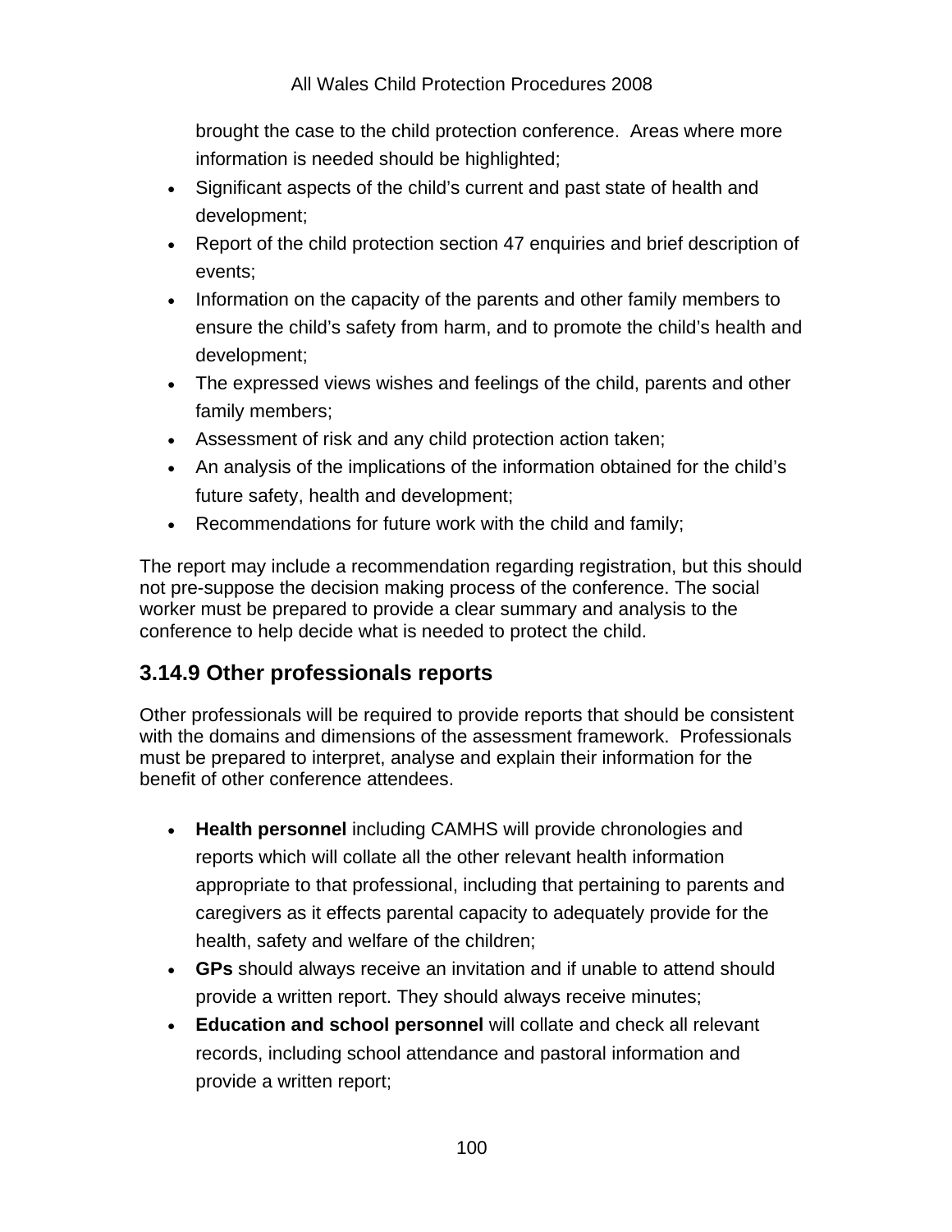brought the case to the child protection conference. Areas where more information is needed should be highlighted;

- Significant aspects of the child's current and past state of health and development;
- Report of the child protection section 47 enquiries and brief description of events;
- Information on the capacity of the parents and other family members to ensure the child's safety from harm, and to promote the child's health and development;
- The expressed views wishes and feelings of the child, parents and other family members;
- Assessment of risk and any child protection action taken;
- An analysis of the implications of the information obtained for the child's future safety, health and development;
- Recommendations for future work with the child and family;

The report may include a recommendation regarding registration, but this should not pre-suppose the decision making process of the conference. The social worker must be prepared to provide a clear summary and analysis to the conference to help decide what is needed to protect the child.

## 3.14.9 Other professionals reports

Other professionals will be required to provide reports that should be consistent with the domains and dimensions of the assessment framework. Professionals must be prepared to interpret, analyse and explain their information for the benefit of other conference attendees.

- **Health personnel** including CAMHS will provide chronologies and reports which will collate all the other relevant health information appropriate to that professional, including that pertaining to parents and caregivers as it effects parental capacity to adequately provide for the health, safety and welfare of the children;
- **GPs** should always receive an invitation and if unable to attend should provide a written report. They should always receive minutes;
- **Education and school personnel** will collate and check all relevant records, including school attendance and pastoral information and provide a written report;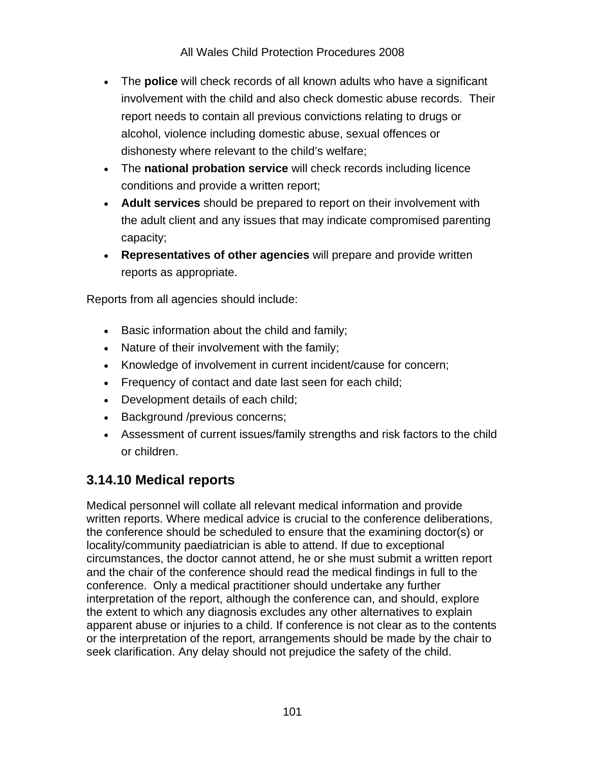- The **police** will check records of all known adults who have a significant involvement with the child and also check domestic abuse records. Their report needs to contain all previous convictions relating to drugs or alcohol, violence including domestic abuse, sexual offences or dishonesty where relevant to the child's welfare;
- The **national probation service** will check records including licence conditions and provide a written report;
- **Adult services** should be prepared to report on their involvement with the adult client and any issues that may indicate compromised parenting capacity;
- **Representatives of other agencies** will prepare and provide written reports as appropriate.

Reports from all agencies should include:

- Basic information about the child and family;
- Nature of their involvement with the family;
- Knowledge of involvement in current incident/cause for concern;
- Frequency of contact and date last seen for each child;
- Development details of each child;
- Background /previous concerns;
- Assessment of current issues/family strengths and risk factors to the child or children.

### 3.14.10 Medical reports

Medical personnel will collate all relevant medical information and provide written reports. Where medical advice is crucial to the conference deliberations, the conference should be scheduled to ensure that the examining doctor(s) or locality/community paediatrician is able to attend. If due to exceptional circumstances, the doctor cannot attend, he or she must submit a written report and the chair of the conference should read the medical findings in full to the conference. Only a medical practitioner should undertake any further interpretation of the report, although the conference can, and should, explore the extent to which any diagnosis excludes any other alternatives to explain apparent abuse or injuries to a child. If conference is not clear as to the contents or the interpretation of the report, arrangements should be made by the chair to seek clarification. Any delay should not prejudice the safety of the child.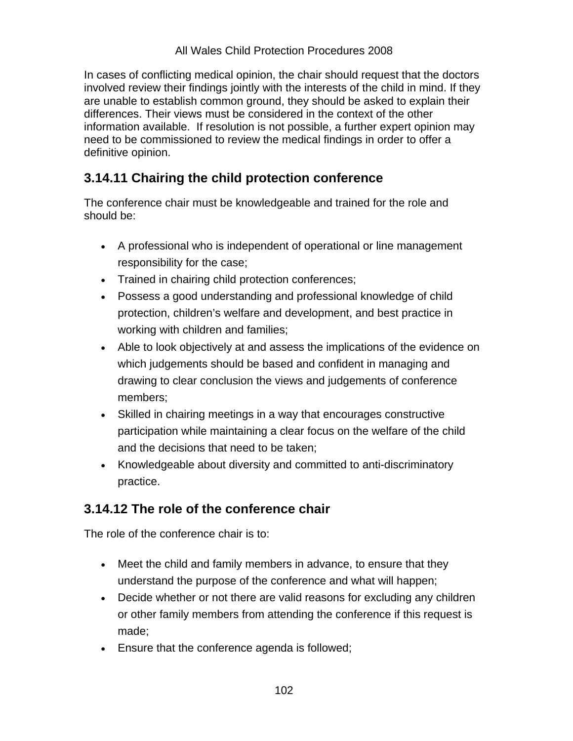In cases of conflicting medical opinion, the chair should request that the doctors involved review their findings jointly with the interests of the child in mind. If they are unable to establish common ground, they should be asked to explain their differences. Their views must be considered in the context of the other information available. If resolution is not possible, a further expert opinion may need to be commissioned to review the medical findings in order to offer a definitive opinion.

## 3.14.11 Chairing the child protection conference

The conference chair must be knowledgeable and trained for the role and should be:

- A professional who is independent of operational or line management responsibility for the case;
- Trained in chairing child protection conferences;
- Possess a good understanding and professional knowledge of child protection, children's welfare and development, and best practice in working with children and families;
- Able to look objectively at and assess the implications of the evidence on which judgements should be based and confident in managing and drawing to clear conclusion the views and judgements of conference members;
- Skilled in chairing meetings in a way that encourages constructive participation while maintaining a clear focus on the welfare of the child and the decisions that need to be taken;
- Knowledgeable about diversity and committed to anti-discriminatory practice.

## 3.14.12 The role of the conference chair

The role of the conference chair is to:

- Meet the child and family members in advance, to ensure that they understand the purpose of the conference and what will happen;
- Decide whether or not there are valid reasons for excluding any children or other family members from attending the conference if this request is made;
- Ensure that the conference agenda is followed;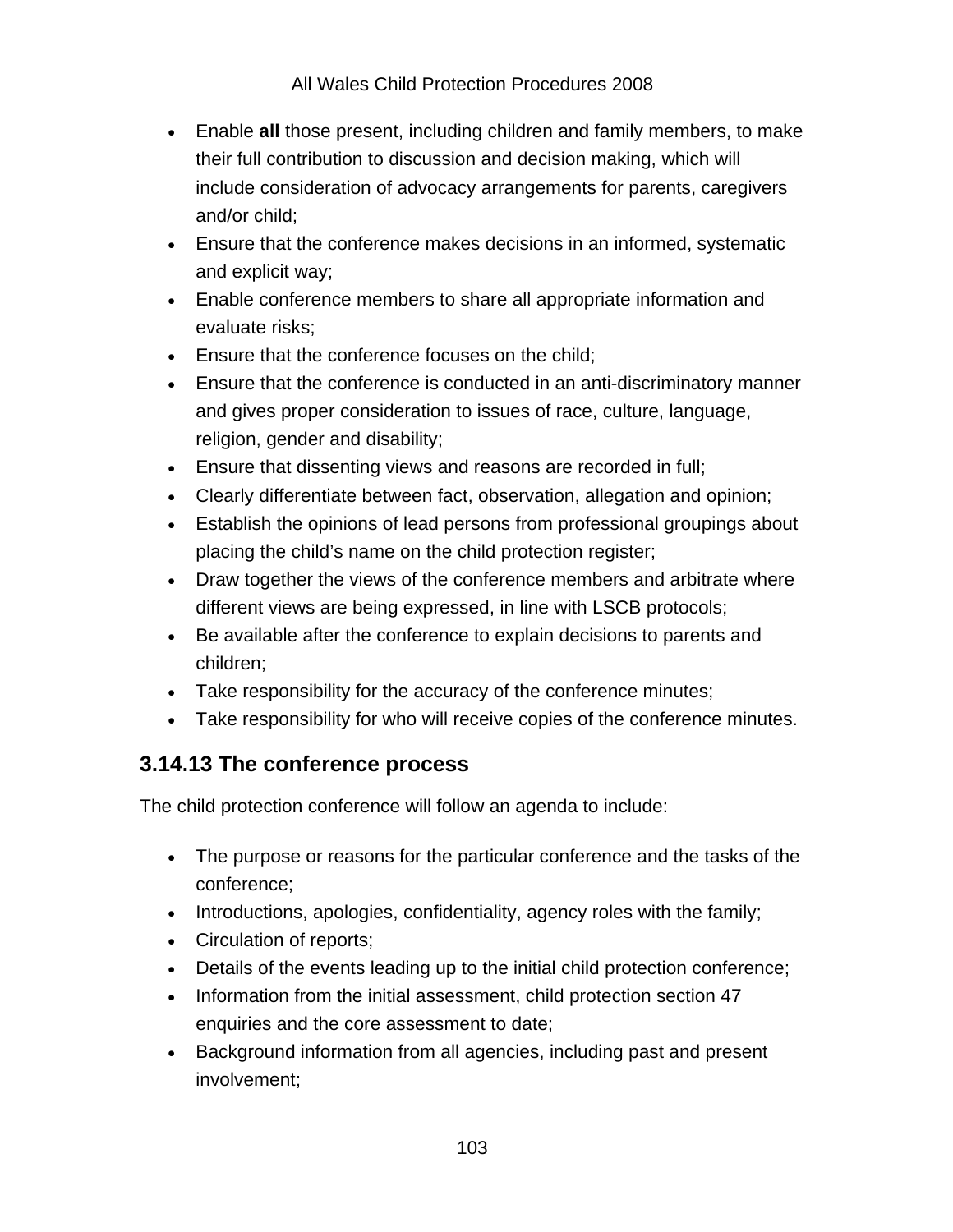- Enable **all** those present, including children and family members, to make their full contribution to discussion and decision making, which will include consideration of advocacy arrangements for parents, caregivers and/or child;
- Ensure that the conference makes decisions in an informed, systematic and explicit way;
- Enable conference members to share all appropriate information and evaluate risks;
- Ensure that the conference focuses on the child;
- Ensure that the conference is conducted in an anti-discriminatory manner and gives proper consideration to issues of race, culture, language, religion, gender and disability;
- Ensure that dissenting views and reasons are recorded in full;
- Clearly differentiate between fact, observation, allegation and opinion;
- Establish the opinions of lead persons from professional groupings about placing the child's name on the child protection register;
- Draw together the views of the conference members and arbitrate where different views are being expressed, in line with LSCB protocols;
- Be available after the conference to explain decisions to parents and children;
- Take responsibility for the accuracy of the conference minutes;
- Take responsibility for who will receive copies of the conference minutes.

### 3.14.13 The conference process

The child protection conference will follow an agenda to include:

- The purpose or reasons for the particular conference and the tasks of the conference;
- Introductions, apologies, confidentiality, agency roles with the family;
- Circulation of reports;
- Details of the events leading up to the initial child protection conference;
- Information from the initial assessment, child protection section 47 enquiries and the core assessment to date;
- Background information from all agencies, including past and present involvement;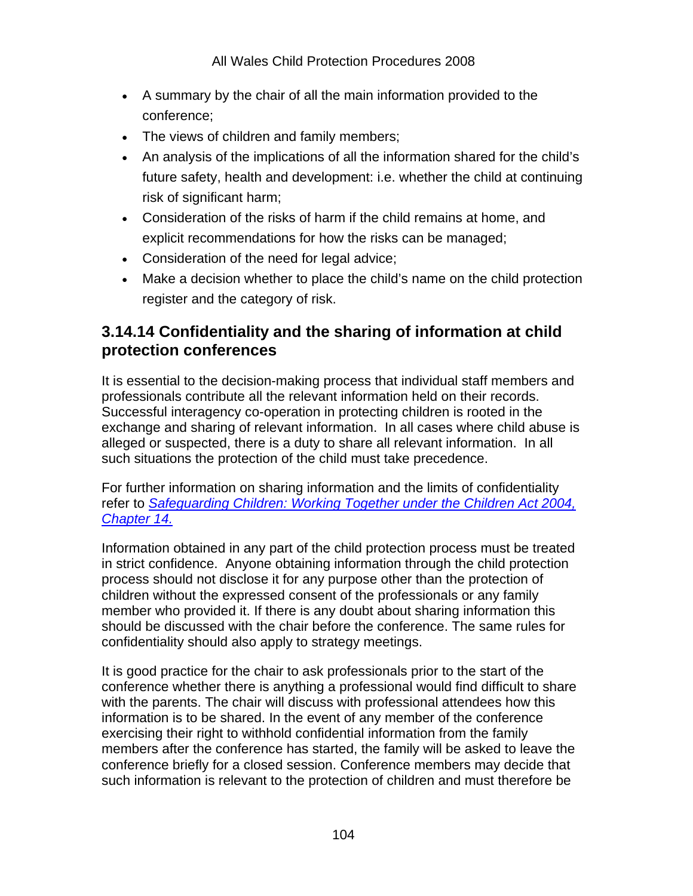- A summary by the chair of all the main information provided to the conference;
- The views of children and family members;
- An analysis of the implications of all the information shared for the child's future safety, health and development: i.e. whether the child at continuing risk of significant harm;
- Consideration of the risks of harm if the child remains at home, and explicit recommendations for how the risks can be managed;
- Consideration of the need for legal advice;
- Make a decision whether to place the child's name on the child protection register and the category of risk.

### 3.14.14 Confidentiality and the sharing of information at child protection conferences

It is essential to the decision-making process that individual staff members and professionals contribute all the relevant information held on their records. Successful interagency co-operation in protecting children is rooted in the exchange and sharing of relevant information. In all cases where child abuse is alleged or suspected, there is a duty to share all relevant information. In all such situations the protection of the child must take precedence.

For further information on sharing information and the limits of confidentiality refer to *Safeguarding Children: Working Together under the Children Act 2004, Chapter 14.*

Information obtained in any part of the child protection process must be treated in strict confidence. Anyone obtaining information through the child protection process should not disclose it for any purpose other than the protection of children without the expressed consent of the professionals or any family member who provided it. If there is any doubt about sharing information this should be discussed with the chair before the conference. The same rules for confidentiality should also apply to strategy meetings.

It is good practice for the chair to ask professionals prior to the start of the conference whether there is anything a professional would find difficult to share with the parents. The chair will discuss with professional attendees how this information is to be shared. In the event of any member of the conference exercising their right to withhold confidential information from the family members after the conference has started, the family will be asked to leave the conference briefly for a closed session. Conference members may decide that such information is relevant to the protection of children and must therefore be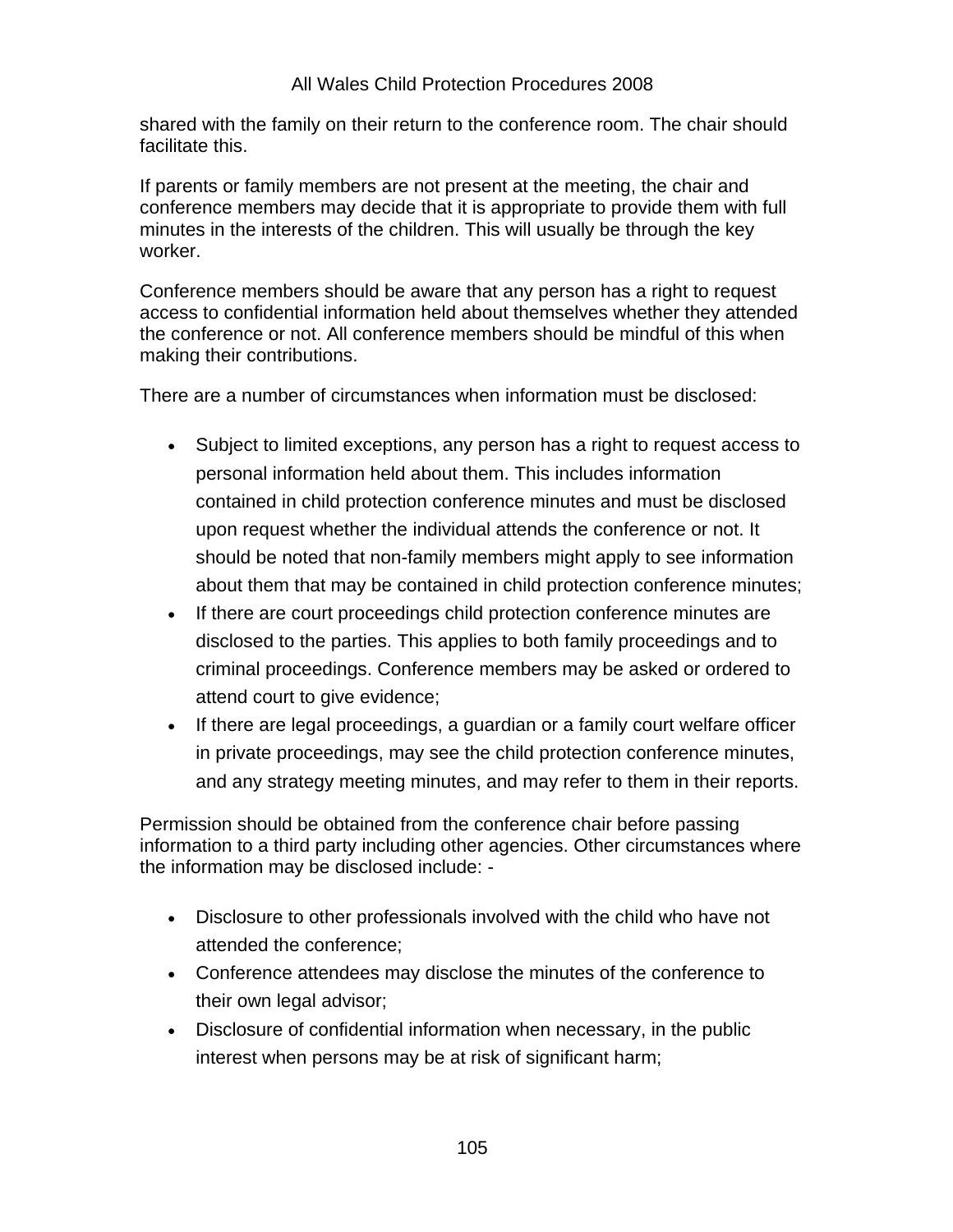shared with the family on their return to the conference room. The chair should facilitate this.

If parents or family members are not present at the meeting, the chair and conference members may decide that it is appropriate to provide them with full minutes in the interests of the children. This will usually be through the key worker.

Conference members should be aware that any person has a right to request access to confidential information held about themselves whether they attended the conference or not. All conference members should be mindful of this when making their contributions.

There are a number of circumstances when information must be disclosed:

- Subject to limited exceptions, any person has a right to request access to personal information held about them. This includes information contained in child protection conference minutes and must be disclosed upon request whether the individual attends the conference or not. It should be noted that non-family members might apply to see information about them that may be contained in child protection conference minutes;
- If there are court proceedings child protection conference minutes are disclosed to the parties. This applies to both family proceedings and to criminal proceedings. Conference members may be asked or ordered to attend court to give evidence;
- If there are legal proceedings, a guardian or a family court welfare officer in private proceedings, may see the child protection conference minutes, and any strategy meeting minutes, and may refer to them in their reports.

Permission should be obtained from the conference chair before passing information to a third party including other agencies. Other circumstances where the information may be disclosed include: -

- Disclosure to other professionals involved with the child who have not attended the conference;
- Conference attendees may disclose the minutes of the conference to their own legal advisor;
- Disclosure of confidential information when necessary, in the public interest when persons may be at risk of significant harm;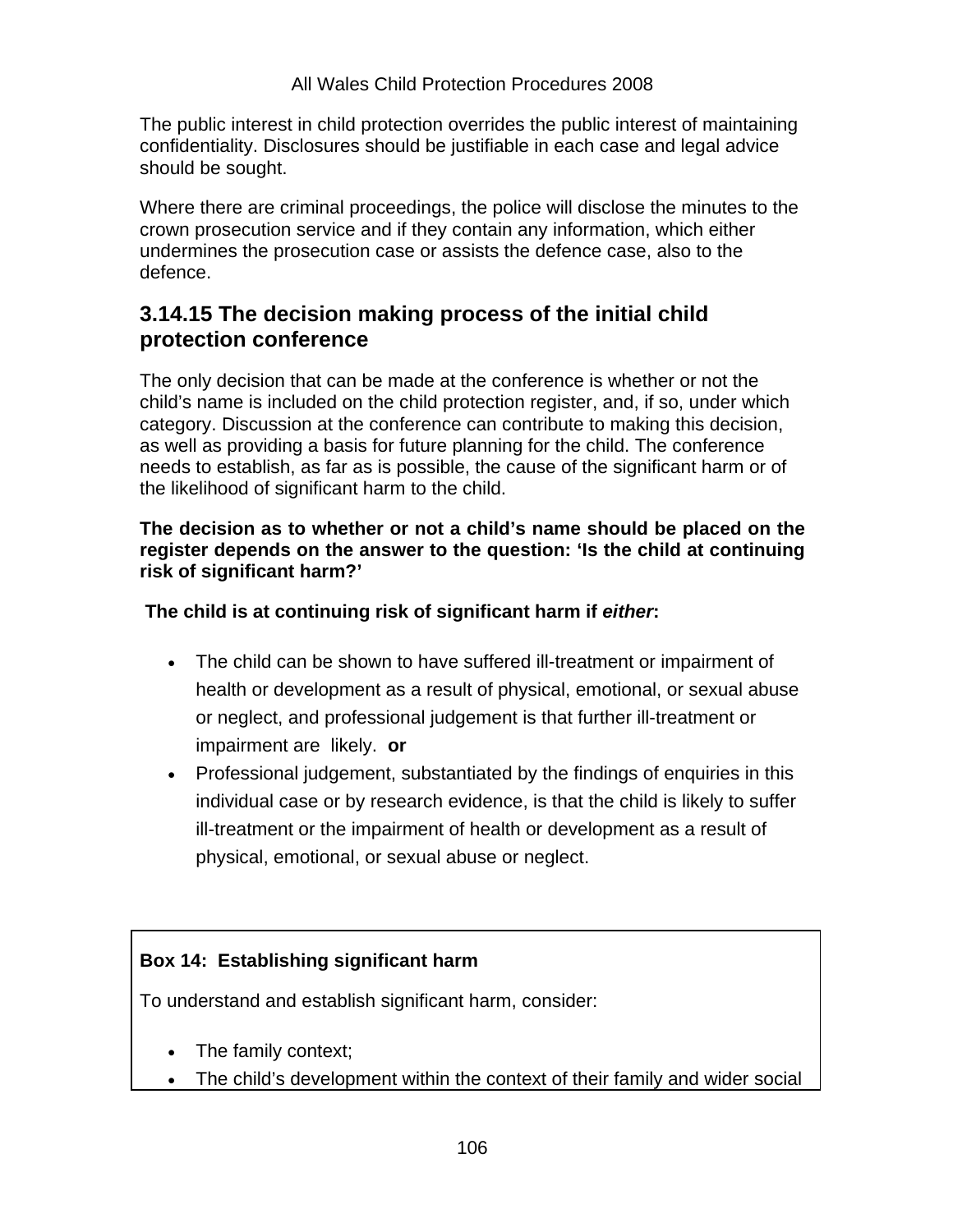The public interest in child protection overrides the public interest of maintaining confidentiality. Disclosures should be justifiable in each case and legal advice should be sought.

Where there are criminal proceedings, the police will disclose the minutes to the crown prosecution service and if they contain any information, which either undermines the prosecution case or assists the defence case, also to the defence.

## 3.14.15 The decision making process of the initial child protection conference

The only decision that can be made at the conference is whether or not the child's name is included on the child protection register, and, if so, under which category. Discussion at the conference can contribute to making this decision, as well as providing a basis for future planning for the child. The conference needs to establish, as far as is possible, the cause of the significant harm or of the likelihood of significant harm to the child.

**The decision as to whether or not a child's name should be placed on the register depends on the answer to the question: 'Is the child at continuing risk of significant harm?'**

**The child is at continuing risk of significant harm if *either*:**

- The child can be shown to have suffered ill-treatment or impairment of health or development as a result of physical, emotional, or sexual abuse or neglect, and professional judgement is that further ill-treatment or impairment are likely. **or**
- Professional judgement, substantiated by the findings of enquiries in this individual case or by research evidence, is that the child is likely to suffer ill-treatment or the impairment of health or development as a result of physical, emotional, or sexual abuse or neglect.

**Box 14: Establishing significant harm**

To understand and establish significant harm, consider:

- The family context;
- The child's development within the context of their family and wider social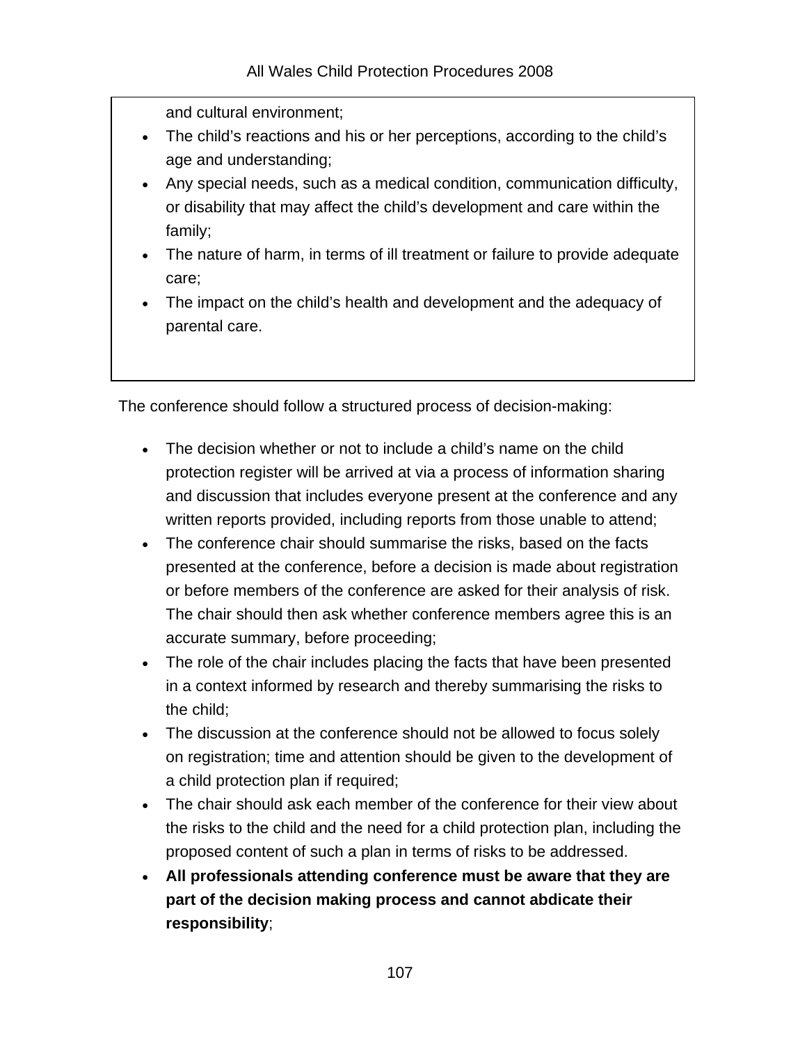and cultural environment;

- The child's reactions and his or her perceptions, according to the child's age and understanding;
- Any special needs, such as a medical condition, communication difficulty, or disability that may affect the child's development and care within the family;
- The nature of harm, in terms of ill treatment or failure to provide adequate care;
- The impact on the child's health and development and the adequacy of parental care.

The conference should follow a structured process of decision-making:

- The decision whether or not to include a child's name on the child protection register will be arrived at via a process of information sharing and discussion that includes everyone present at the conference and any written reports provided, including reports from those unable to attend;
- The conference chair should summarise the risks, based on the facts presented at the conference, before a decision is made about registration or before members of the conference are asked for their analysis of risk. The chair should then ask whether conference members agree this is an accurate summary, before proceeding;
- The role of the chair includes placing the facts that have been presented in a context informed by research and thereby summarising the risks to the child;
- The discussion at the conference should not be allowed to focus solely on registration; time and attention should be given to the development of a child protection plan if required;
- The chair should ask each member of the conference for their view about the risks to the child and the need for a child protection plan, including the proposed content of such a plan in terms of risks to be addressed.
- **All professionals attending conference must be aware that they are part of the decision making process and cannot abdicate their responsibility**;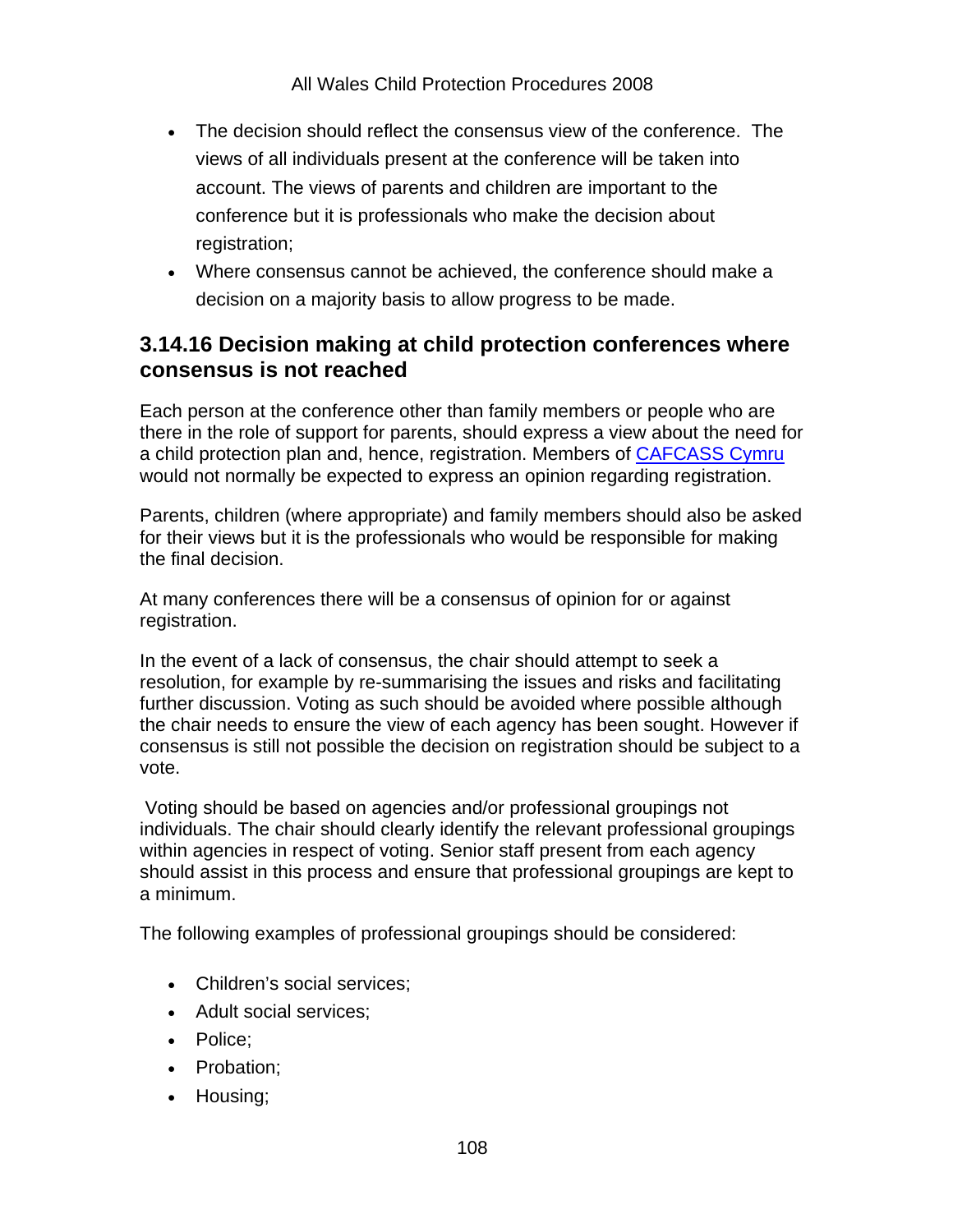- The decision should reflect the consensus view of the conference. The views of all individuals present at the conference will be taken into account. The views of parents and children are important to the conference but it is professionals who make the decision about registration;
- Where consensus cannot be achieved, the conference should make a decision on a majority basis to allow progress to be made.

### 3.14.16 Decision making at child protection conferences where consensus is not reached

Each person at the conference other than family members or people who are there in the role of support for parents, should express a view about the need for a child protection plan and, hence, registration. Members of CAFCASS Cymru would not normally be expected to express an opinion regarding registration.

Parents, children (where appropriate) and family members should also be asked for their views but it is the professionals who would be responsible for making the final decision.

At many conferences there will be a consensus of opinion for or against registration.

In the event of a lack of consensus, the chair should attempt to seek a resolution, for example by re-summarising the issues and risks and facilitating further discussion. Voting as such should be avoided where possible although the chair needs to ensure the view of each agency has been sought. However if consensus is still not possible the decision on registration should be subject to a vote.

Voting should be based on agencies and/or professional groupings not individuals. The chair should clearly identify the relevant professional groupings within agencies in respect of voting. Senior staff present from each agency should assist in this process and ensure that professional groupings are kept to a minimum.

The following examples of professional groupings should be considered:

- Children's social services;
- Adult social services;
- Police;
- Probation;
- Housing;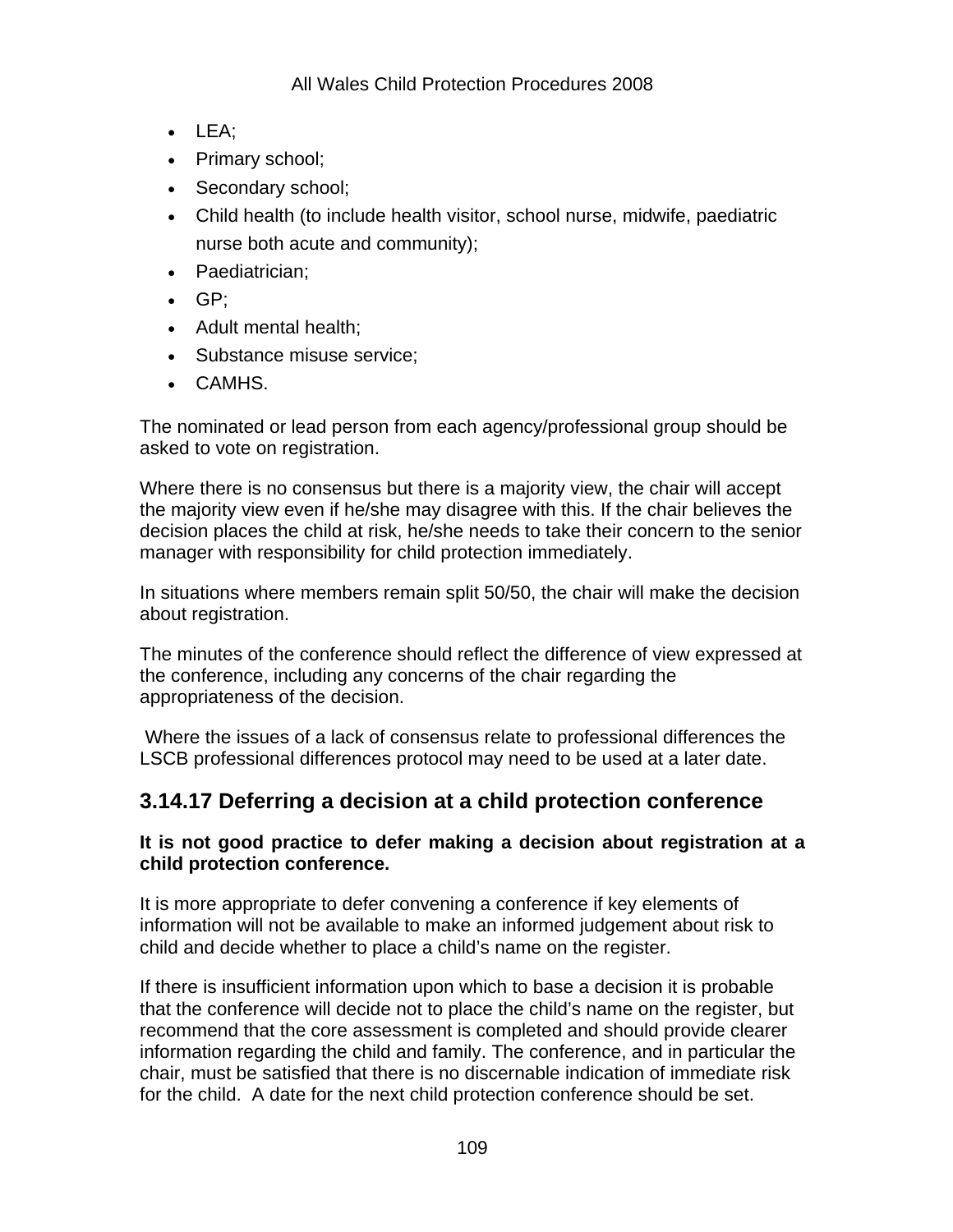- LEA;
- Primary school;
- Secondary school;
- Child health (to include health visitor, school nurse, midwife, paediatric nurse both acute and community);
- Paediatrician;
- GP;
- Adult mental health;
- Substance misuse service;
- CAMHS.

The nominated or lead person from each agency/professional group should be asked to vote on registration.

Where there is no consensus but there is a majority view, the chair will accept the majority view even if he/she may disagree with this. If the chair believes the decision places the child at risk, he/she needs to take their concern to the senior manager with responsibility for child protection immediately.

In situations where members remain split 50/50, the chair will make the decision about registration.

The minutes of the conference should reflect the difference of view expressed at the conference, including any concerns of the chair regarding the appropriateness of the decision.

Where the issues of a lack of consensus relate to professional differences the LSCB professional differences protocol may need to be used at a later date.

## 3.14.17 Deferring a decision at a child protection conference

**It is not good practice to defer making a decision about registration at a child protection conference.**

It is more appropriate to defer convening a conference if key elements of information will not be available to make an informed judgement about risk to child and decide whether to place a child's name on the register.

If there is insufficient information upon which to base a decision it is probable that the conference will decide not to place the child's name on the register, but recommend that the core assessment is completed and should provide clearer information regarding the child and family. The conference, and in particular the chair, must be satisfied that there is no discernable indication of immediate risk for the child. A date for the next child protection conference should be set.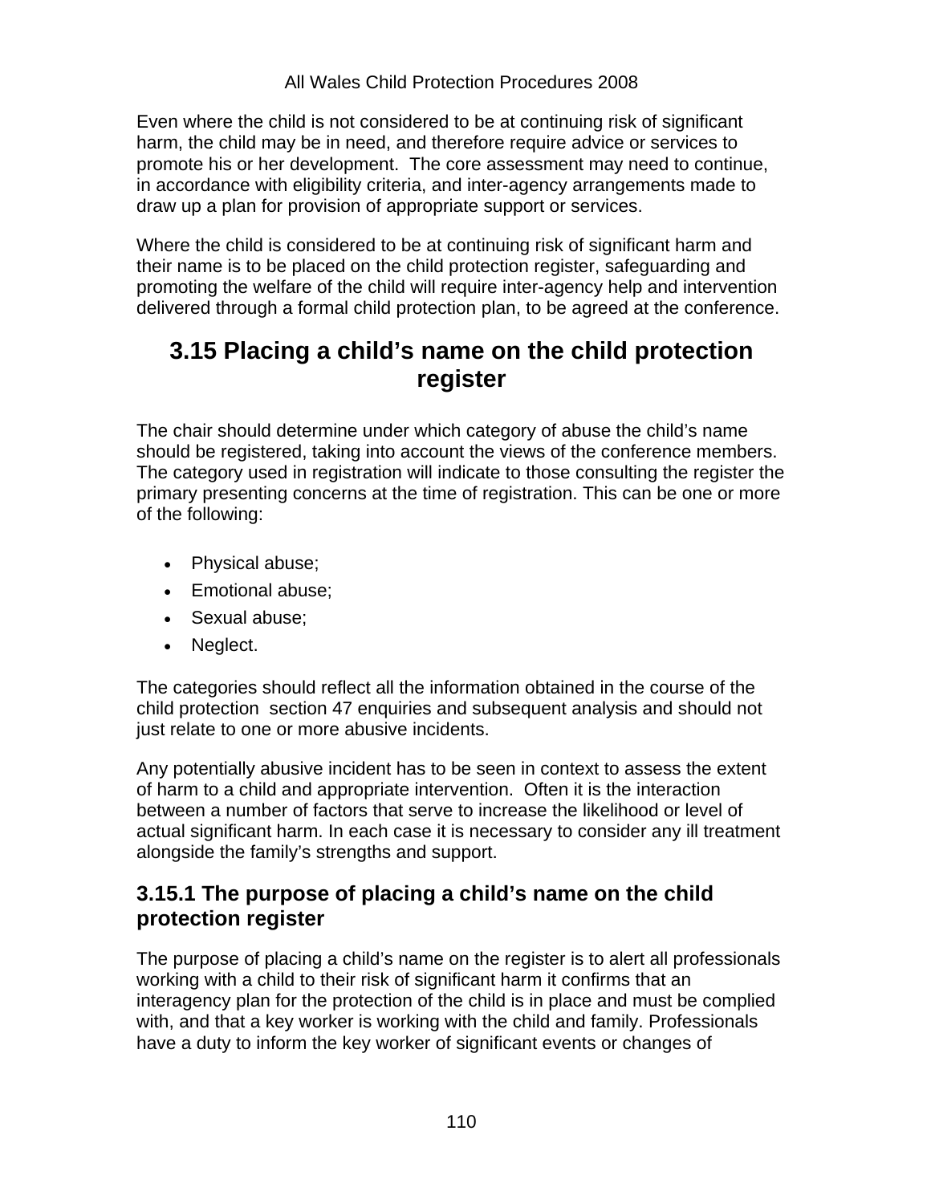Even where the child is not considered to be at continuing risk of significant harm, the child may be in need, and therefore require advice or services to promote his or her development. The core assessment may need to continue, in accordance with eligibility criteria, and inter-agency arrangements made to draw up a plan for provision of appropriate support or services.

Where the child is considered to be at continuing risk of significant harm and their name is to be placed on the child protection register, safeguarding and promoting the welfare of the child will require inter-agency help and intervention delivered through a formal child protection plan, to be agreed at the conference.

## 3.15 Placing a child's name on the child protection register

The chair should determine under which category of abuse the child's name should be registered, taking into account the views of the conference members. The category used in registration will indicate to those consulting the register the primary presenting concerns at the time of registration. This can be one or more of the following:

- Physical abuse;
- Emotional abuse;
- Sexual abuse;
- Neglect.

The categories should reflect all the information obtained in the course of the child protection section 47 enquiries and subsequent analysis and should not just relate to one or more abusive incidents.

Any potentially abusive incident has to be seen in context to assess the extent of harm to a child and appropriate intervention. Often it is the interaction between a number of factors that serve to increase the likelihood or level of actual significant harm. In each case it is necessary to consider any ill treatment alongside the family's strengths and support.

### 3.15.1 The purpose of placing a child's name on the child protection register

The purpose of placing a child's name on the register is to alert all professionals working with a child to their risk of significant harm it confirms that an interagency plan for the protection of the child is in place and must be complied with, and that a key worker is working with the child and family. Professionals have a duty to inform the key worker of significant events or changes of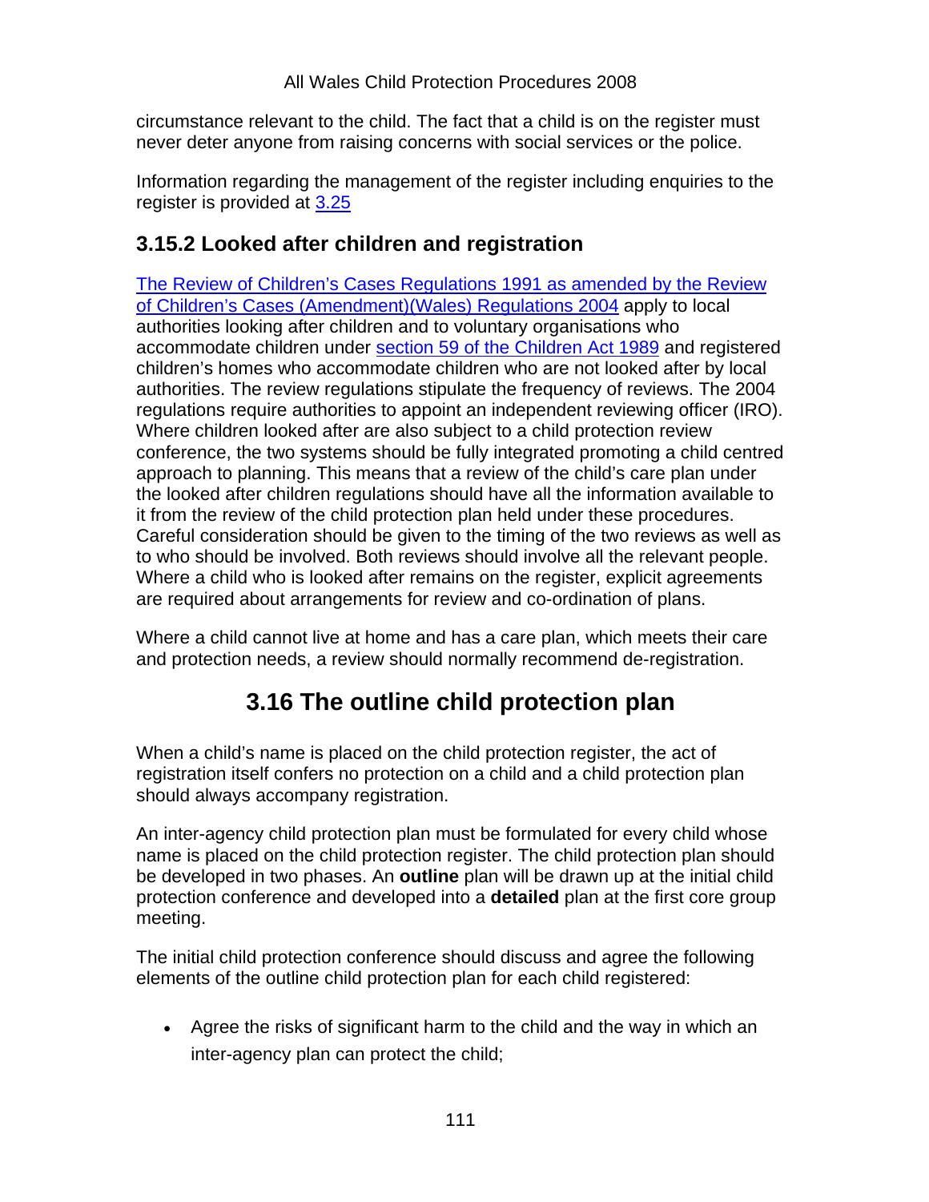circumstance relevant to the child. The fact that a child is on the register must never deter anyone from raising concerns with social services or the police.

Information regarding the management of the register including enquiries to the register is provided at 3.25

### 3.15.2 Looked after children and registration

The Review of Children's Cases Regulations 1991 as amended by the Review of Children's Cases (Amendment)(Wales) Regulations 2004 apply to local authorities looking after children and to voluntary organisations who accommodate children under section 59 of the Children Act 1989 and registered children's homes who accommodate children who are not looked after by local authorities. The review regulations stipulate the frequency of reviews. The 2004 regulations require authorities to appoint an independent reviewing officer (IRO). Where children looked after are also subject to a child protection review conference, the two systems should be fully integrated promoting a child centred approach to planning. This means that a review of the child's care plan under the looked after children regulations should have all the information available to it from the review of the child protection plan held under these procedures. Careful consideration should be given to the timing of the two reviews as well as to who should be involved. Both reviews should involve all the relevant people. Where a child who is looked after remains on the register, explicit agreements are required about arrangements for review and co-ordination of plans.

Where a child cannot live at home and has a care plan, which meets their care and protection needs, a review should normally recommend de-registration.

## 3.16 The outline child protection plan

When a child's name is placed on the child protection register, the act of registration itself confers no protection on a child and a child protection plan should always accompany registration.

An inter-agency child protection plan must be formulated for every child whose name is placed on the child protection register. The child protection plan should be developed in two phases. An **outline** plan will be drawn up at the initial child protection conference and developed into a **detailed** plan at the first core group meeting.

The initial child protection conference should discuss and agree the following elements of the outline child protection plan for each child registered:

- Agree the risks of significant harm to the child and the way in which an inter-agency plan can protect the child;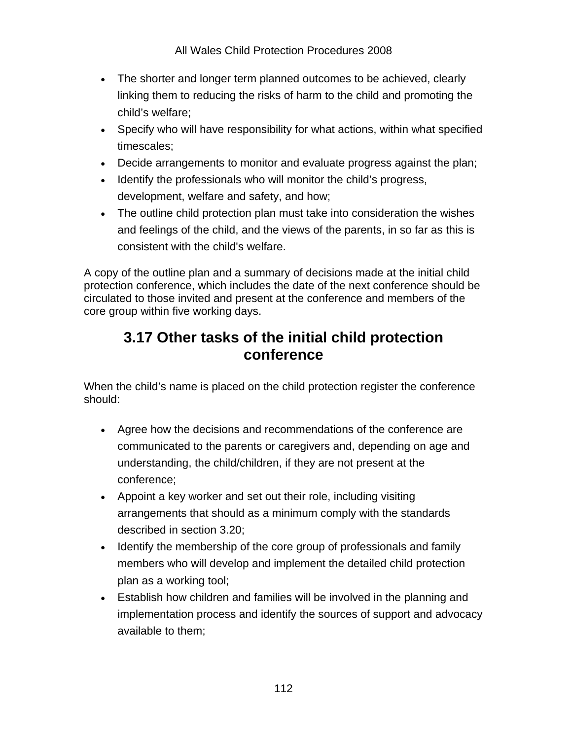- The shorter and longer term planned outcomes to be achieved, clearly linking them to reducing the risks of harm to the child and promoting the child's welfare;
- Specify who will have responsibility for what actions, within what specified timescales;
- Decide arrangements to monitor and evaluate progress against the plan;
- Identify the professionals who will monitor the child's progress, development, welfare and safety, and how;
- The outline child protection plan must take into consideration the wishes and feelings of the child, and the views of the parents, in so far as this is consistent with the child's welfare.

A copy of the outline plan and a summary of decisions made at the initial child protection conference, which includes the date of the next conference should be circulated to those invited and present at the conference and members of the core group within five working days.

## 3.17 Other tasks of the initial child protection conference

When the child's name is placed on the child protection register the conference should:

- Agree how the decisions and recommendations of the conference are communicated to the parents or caregivers and, depending on age and understanding, the child/children, if they are not present at the conference;
- Appoint a key worker and set out their role, including visiting arrangements that should as a minimum comply with the standards described in section 3.20;
- Identify the membership of the core group of professionals and family members who will develop and implement the detailed child protection plan as a working tool;
- Establish how children and families will be involved in the planning and implementation process and identify the sources of support and advocacy available to them;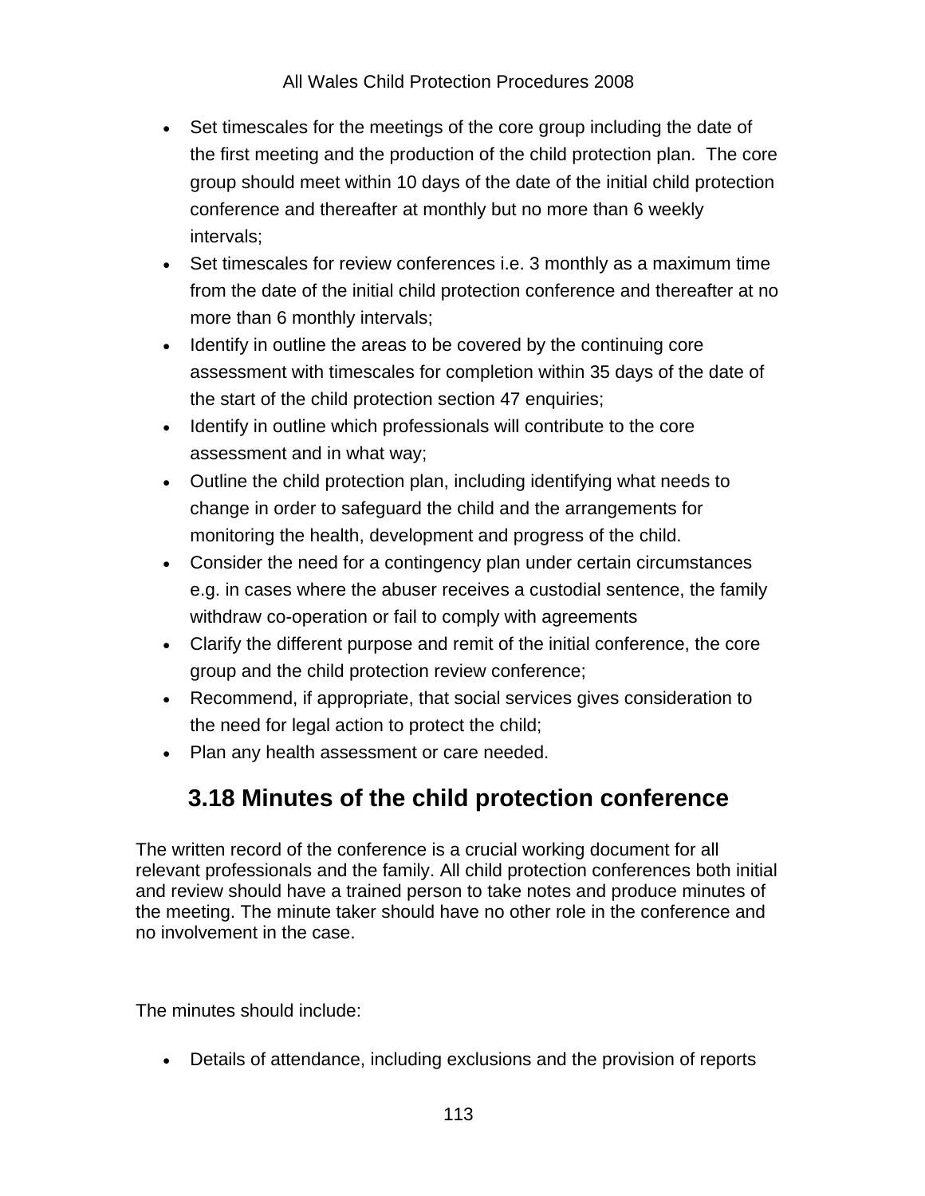- Set timescales for the meetings of the core group including the date of the first meeting and the production of the child protection plan. The core group should meet within 10 days of the date of the initial child protection conference and thereafter at monthly but no more than 6 weekly intervals;
- Set timescales for review conferences i.e. 3 monthly as a maximum time from the date of the initial child protection conference and thereafter at no more than 6 monthly intervals;
- Identify in outline the areas to be covered by the continuing core assessment with timescales for completion within 35 days of the date of the start of the child protection section 47 enquiries;
- Identify in outline which professionals will contribute to the core assessment and in what way;
- Outline the child protection plan, including identifying what needs to change in order to safeguard the child and the arrangements for monitoring the health, development and progress of the child.
- Consider the need for a contingency plan under certain circumstances e.g. in cases where the abuser receives a custodial sentence, the family withdraw co-operation or fail to comply with agreements
- Clarify the different purpose and remit of the initial conference, the core group and the child protection review conference;
- Recommend, if appropriate, that social services gives consideration to the need for legal action to protect the child;
- Plan any health assessment or care needed.

## 3.18 Minutes of the child protection conference

The written record of the conference is a crucial working document for all relevant professionals and the family. All child protection conferences both initial and review should have a trained person to take notes and produce minutes of the meeting. The minute taker should have no other role in the conference and no involvement in the case.

The minutes should include:

- Details of attendance, including exclusions and the provision of reports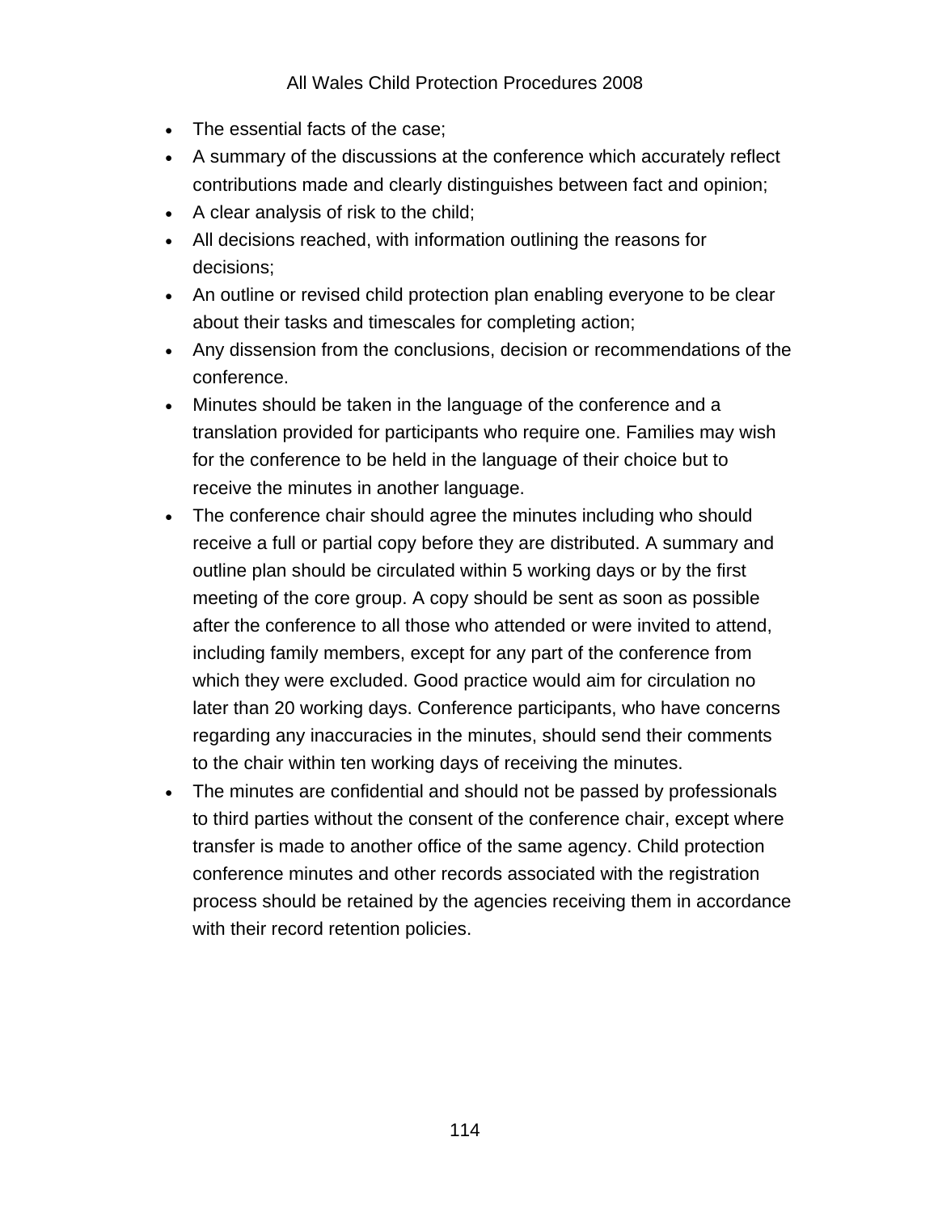- The essential facts of the case;
- A summary of the discussions at the conference which accurately reflect contributions made and clearly distinguishes between fact and opinion;
- A clear analysis of risk to the child;
- All decisions reached, with information outlining the reasons for decisions;
- An outline or revised child protection plan enabling everyone to be clear about their tasks and timescales for completing action;
- Any dissension from the conclusions, decision or recommendations of the conference.
- Minutes should be taken in the language of the conference and a translation provided for participants who require one. Families may wish for the conference to be held in the language of their choice but to receive the minutes in another language.
- The conference chair should agree the minutes including who should receive a full or partial copy before they are distributed. A summary and outline plan should be circulated within 5 working days or by the first meeting of the core group. A copy should be sent as soon as possible after the conference to all those who attended or were invited to attend, including family members, except for any part of the conference from which they were excluded. Good practice would aim for circulation no later than 20 working days. Conference participants, who have concerns regarding any inaccuracies in the minutes, should send their comments to the chair within ten working days of receiving the minutes.
- The minutes are confidential and should not be passed by professionals to third parties without the consent of the conference chair, except where transfer is made to another office of the same agency. Child protection conference minutes and other records associated with the registration process should be retained by the agencies receiving them in accordance with their record retention policies.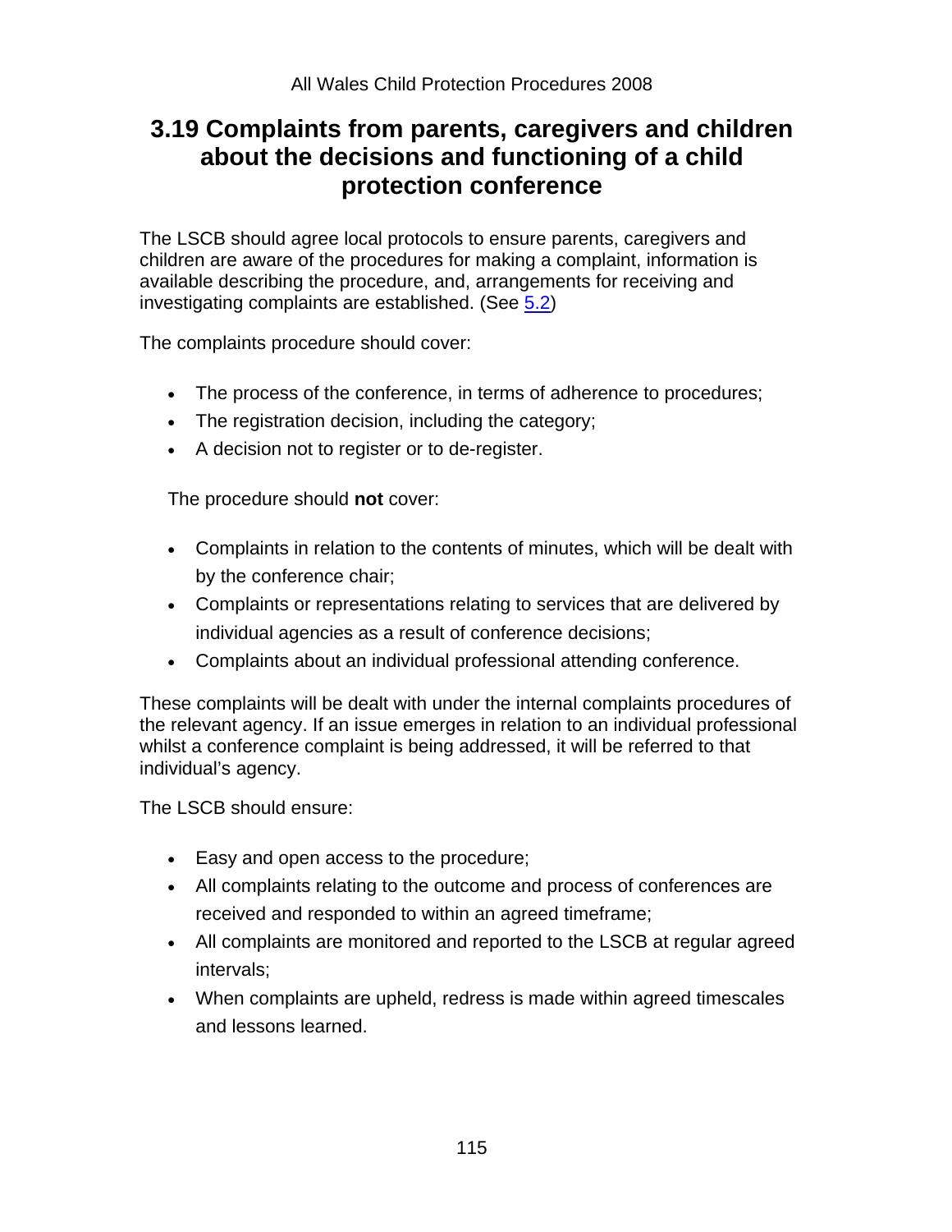## 3.19 Complaints from parents, caregivers and children about the decisions and functioning of a child protection conference

The LSCB should agree local protocols to ensure parents, caregivers and children are aware of the procedures for making a complaint, information is available describing the procedure, and, arrangements for receiving and investigating complaints are established. (See 5.2)

The complaints procedure should cover:

- The process of the conference, in terms of adherence to procedures;
- The registration decision, including the category;
- A decision not to register or to de-register.

The procedure should **not** cover:

- Complaints in relation to the contents of minutes, which will be dealt with by the conference chair;
- Complaints or representations relating to services that are delivered by individual agencies as a result of conference decisions;
- Complaints about an individual professional attending conference.

These complaints will be dealt with under the internal complaints procedures of the relevant agency. If an issue emerges in relation to an individual professional whilst a conference complaint is being addressed, it will be referred to that individual's agency.

The LSCB should ensure:

- Easy and open access to the procedure;
- All complaints relating to the outcome and process of conferences are received and responded to within an agreed timeframe;
- All complaints are monitored and reported to the LSCB at regular agreed intervals;
- When complaints are upheld, redress is made within agreed timescales and lessons learned.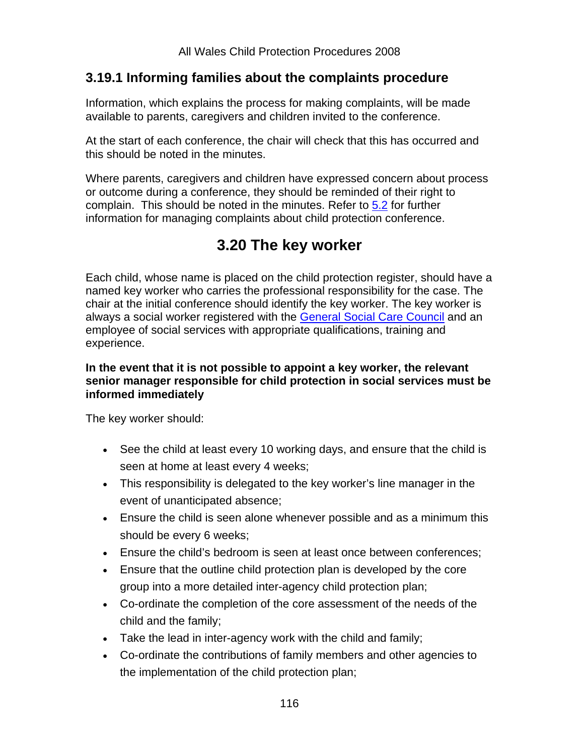### 3.19.1 Informing families about the complaints procedure

Information, which explains the process for making complaints, will be made available to parents, caregivers and children invited to the conference.

At the start of each conference, the chair will check that this has occurred and this should be noted in the minutes.

Where parents, caregivers and children have expressed concern about process or outcome during a conference, they should be reminded of their right to complain. This should be noted in the minutes. Refer to 5.2 for further information for managing complaints about child protection conference.

## 3.20 The key worker

Each child, whose name is placed on the child protection register, should have a named key worker who carries the professional responsibility for the case. The chair at the initial conference should identify the key worker. The key worker is always a social worker registered with the General Social Care Council and an employee of social services with appropriate qualifications, training and experience.

**In the event that it is not possible to appoint a key worker, the relevant senior manager responsible for child protection in social services must be informed immediately**

The key worker should:

- See the child at least every 10 working days, and ensure that the child is seen at home at least every 4 weeks;
- This responsibility is delegated to the key worker's line manager in the event of unanticipated absence;
- Ensure the child is seen alone whenever possible and as a minimum this should be every 6 weeks;
- Ensure the child's bedroom is seen at least once between conferences;
- Ensure that the outline child protection plan is developed by the core group into a more detailed inter-agency child protection plan;
- Co-ordinate the completion of the core assessment of the needs of the child and the family;
- Take the lead in inter-agency work with the child and family;
- Co-ordinate the contributions of family members and other agencies to the implementation of the child protection plan;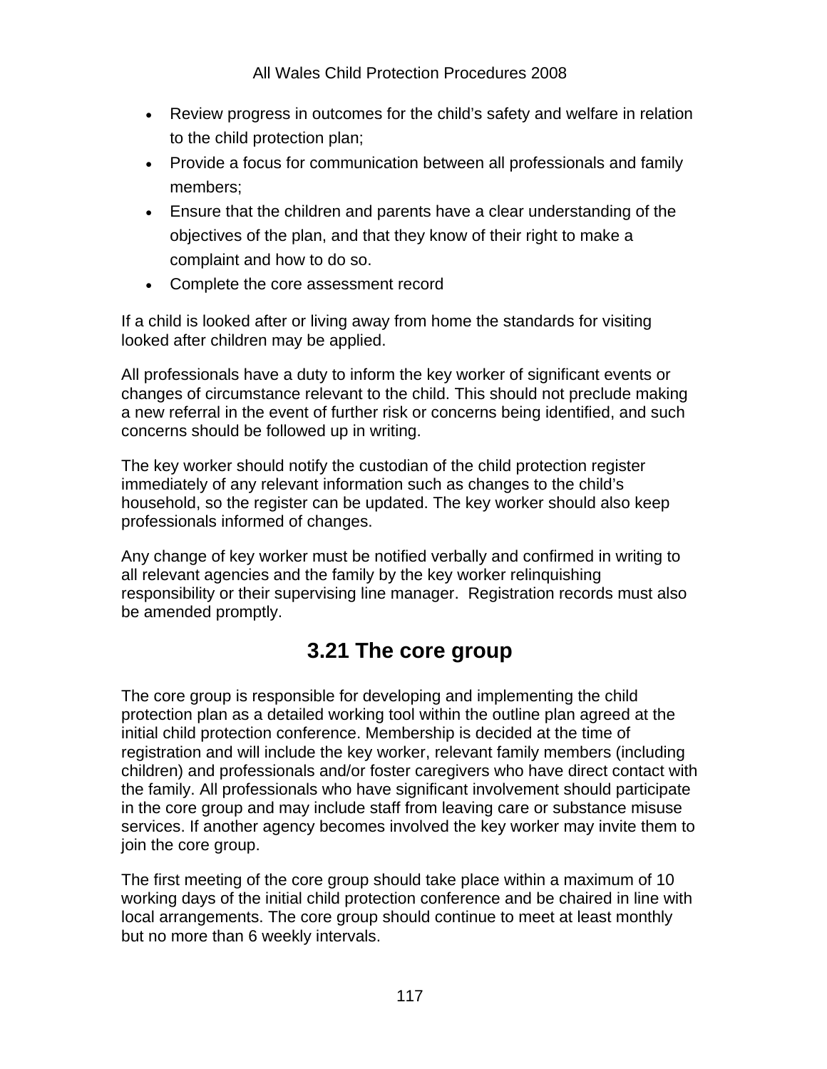- Review progress in outcomes for the child's safety and welfare in relation to the child protection plan;
- Provide a focus for communication between all professionals and family members;
- Ensure that the children and parents have a clear understanding of the objectives of the plan, and that they know of their right to make a complaint and how to do so.
- Complete the core assessment record

If a child is looked after or living away from home the standards for visiting looked after children may be applied.

All professionals have a duty to inform the key worker of significant events or changes of circumstance relevant to the child. This should not preclude making a new referral in the event of further risk or concerns being identified, and such concerns should be followed up in writing.

The key worker should notify the custodian of the child protection register immediately of any relevant information such as changes to the child's household, so the register can be updated. The key worker should also keep professionals informed of changes.

Any change of key worker must be notified verbally and confirmed in writing to all relevant agencies and the family by the key worker relinquishing responsibility or their supervising line manager. Registration records must also be amended promptly.

## 3.21 The core group

The core group is responsible for developing and implementing the child protection plan as a detailed working tool within the outline plan agreed at the initial child protection conference. Membership is decided at the time of registration and will include the key worker, relevant family members (including children) and professionals and/or foster caregivers who have direct contact with the family. All professionals who have significant involvement should participate in the core group and may include staff from leaving care or substance misuse services. If another agency becomes involved the key worker may invite them to join the core group.

The first meeting of the core group should take place within a maximum of 10 working days of the initial child protection conference and be chaired in line with local arrangements. The core group should continue to meet at least monthly but no more than 6 weekly intervals.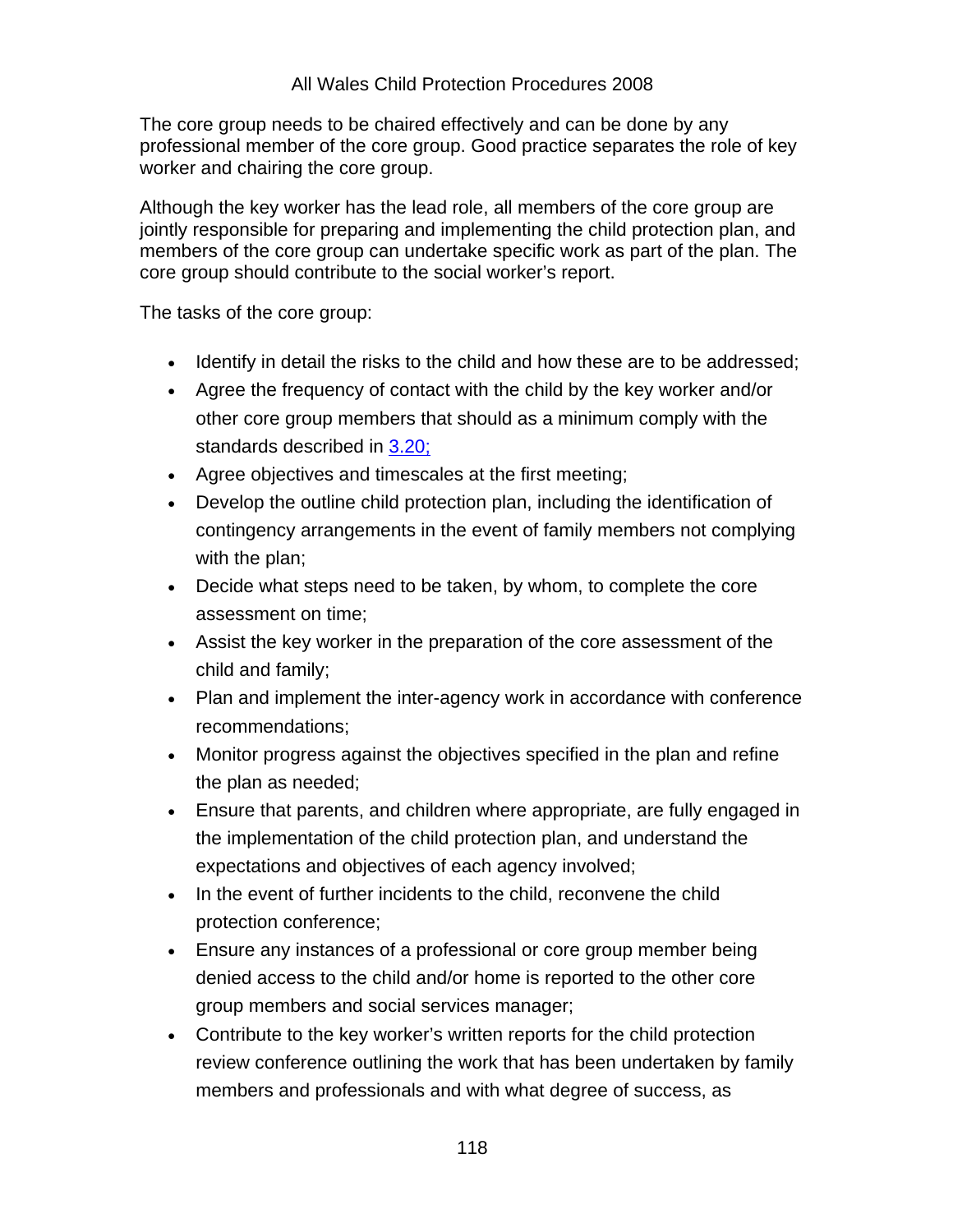The core group needs to be chaired effectively and can be done by any professional member of the core group. Good practice separates the role of key worker and chairing the core group.

Although the key worker has the lead role, all members of the core group are jointly responsible for preparing and implementing the child protection plan, and members of the core group can undertake specific work as part of the plan. The core group should contribute to the social worker's report.

The tasks of the core group:

- Identify in detail the risks to the child and how these are to be addressed;
- Agree the frequency of contact with the child by the key worker and/or other core group members that should as a minimum comply with the standards described in 3.20;
- Agree objectives and timescales at the first meeting;
- Develop the outline child protection plan, including the identification of contingency arrangements in the event of family members not complying with the plan;
- Decide what steps need to be taken, by whom, to complete the core assessment on time;
- Assist the key worker in the preparation of the core assessment of the child and family;
- Plan and implement the inter-agency work in accordance with conference recommendations;
- Monitor progress against the objectives specified in the plan and refine the plan as needed;
- Ensure that parents, and children where appropriate, are fully engaged in the implementation of the child protection plan, and understand the expectations and objectives of each agency involved;
- In the event of further incidents to the child, reconvene the child protection conference;
- Ensure any instances of a professional or core group member being denied access to the child and/or home is reported to the other core group members and social services manager;
- Contribute to the key worker's written reports for the child protection review conference outlining the work that has been undertaken by family members and professionals and with what degree of success, as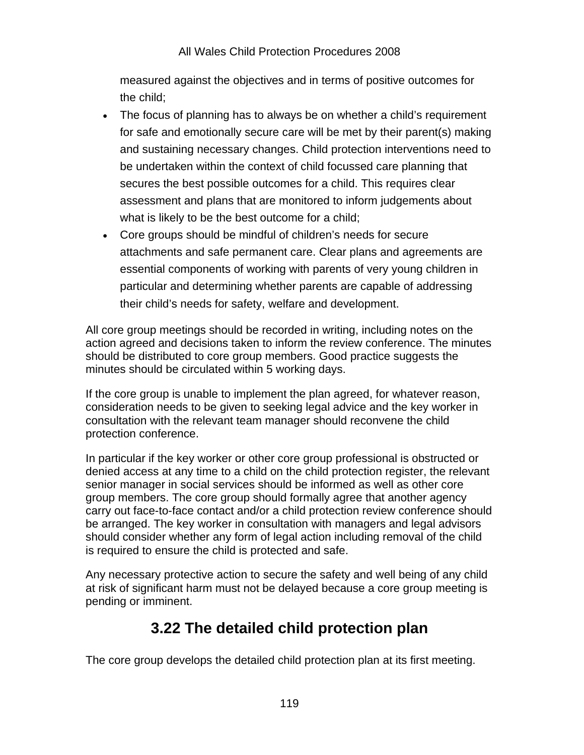measured against the objectives and in terms of positive outcomes for the child;

- The focus of planning has to always be on whether a child's requirement for safe and emotionally secure care will be met by their parent(s) making and sustaining necessary changes. Child protection interventions need to be undertaken within the context of child focussed care planning that secures the best possible outcomes for a child. This requires clear assessment and plans that are monitored to inform judgements about what is likely to be the best outcome for a child;
- Core groups should be mindful of children's needs for secure attachments and safe permanent care. Clear plans and agreements are essential components of working with parents of very young children in particular and determining whether parents are capable of addressing their child's needs for safety, welfare and development.

All core group meetings should be recorded in writing, including notes on the action agreed and decisions taken to inform the review conference. The minutes should be distributed to core group members. Good practice suggests the minutes should be circulated within 5 working days.

If the core group is unable to implement the plan agreed, for whatever reason, consideration needs to be given to seeking legal advice and the key worker in consultation with the relevant team manager should reconvene the child protection conference.

In particular if the key worker or other core group professional is obstructed or denied access at any time to a child on the child protection register, the relevant senior manager in social services should be informed as well as other core group members. The core group should formally agree that another agency carry out face-to-face contact and/or a child protection review conference should be arranged. The key worker in consultation with managers and legal advisors should consider whether any form of legal action including removal of the child is required to ensure the child is protected and safe.

Any necessary protective action to secure the safety and well being of any child at risk of significant harm must not be delayed because a core group meeting is pending or imminent.

## 3.22 The detailed child protection plan

The core group develops the detailed child protection plan at its first meeting.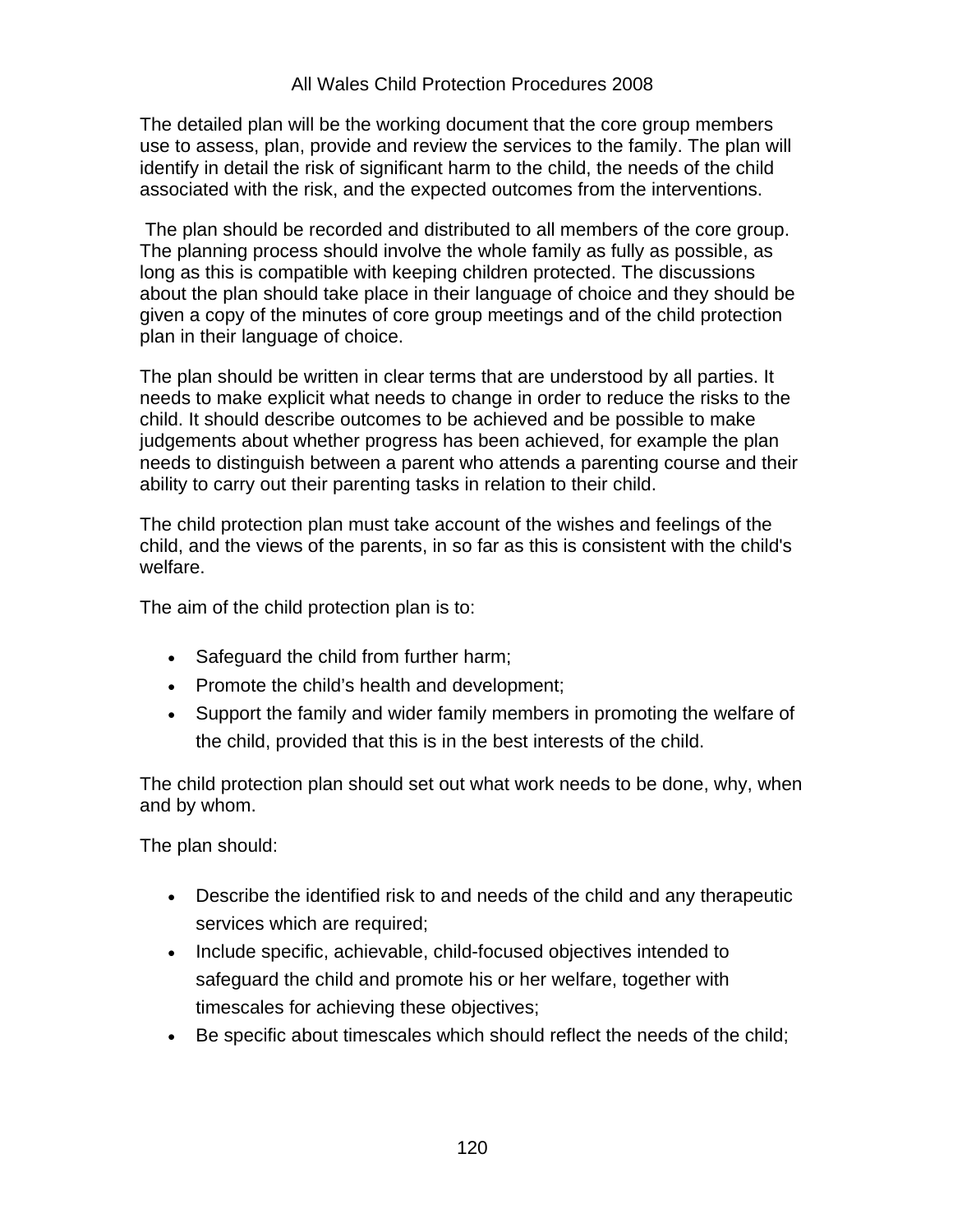The detailed plan will be the working document that the core group members use to assess, plan, provide and review the services to the family. The plan will identify in detail the risk of significant harm to the child, the needs of the child associated with the risk, and the expected outcomes from the interventions.

The plan should be recorded and distributed to all members of the core group. The planning process should involve the whole family as fully as possible, as long as this is compatible with keeping children protected. The discussions about the plan should take place in their language of choice and they should be given a copy of the minutes of core group meetings and of the child protection plan in their language of choice.

The plan should be written in clear terms that are understood by all parties. It needs to make explicit what needs to change in order to reduce the risks to the child. It should describe outcomes to be achieved and be possible to make judgements about whether progress has been achieved, for example the plan needs to distinguish between a parent who attends a parenting course and their ability to carry out their parenting tasks in relation to their child.

The child protection plan must take account of the wishes and feelings of the child, and the views of the parents, in so far as this is consistent with the child's welfare.

The aim of the child protection plan is to:

- Safeguard the child from further harm;
- Promote the child's health and development;
- Support the family and wider family members in promoting the welfare of the child, provided that this is in the best interests of the child.

The child protection plan should set out what work needs to be done, why, when and by whom.

The plan should:

- Describe the identified risk to and needs of the child and any therapeutic services which are required;
- Include specific, achievable, child-focused objectives intended to safeguard the child and promote his or her welfare, together with timescales for achieving these objectives;
- Be specific about timescales which should reflect the needs of the child;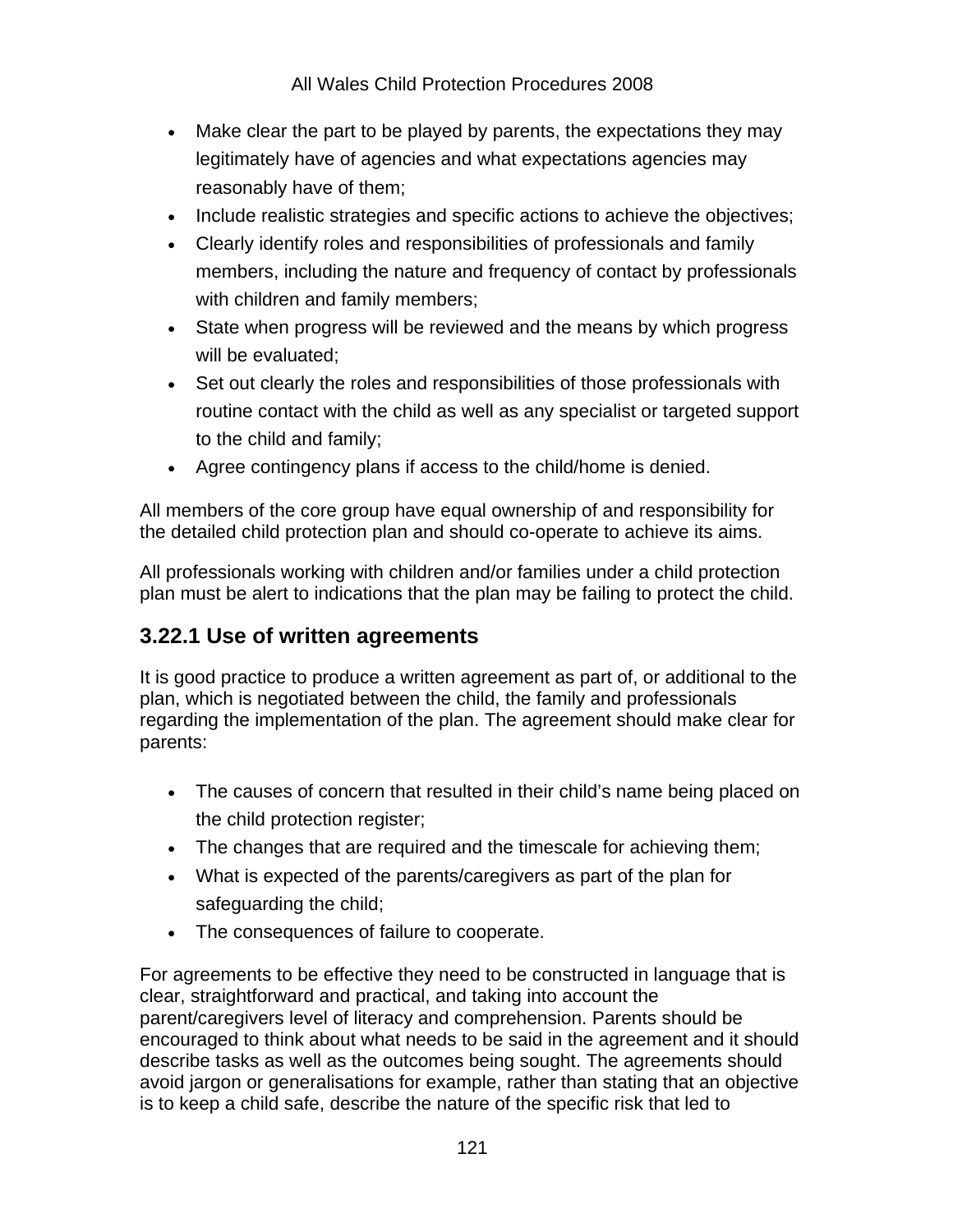- Make clear the part to be played by parents, the expectations they may legitimately have of agencies and what expectations agencies may reasonably have of them;
- Include realistic strategies and specific actions to achieve the objectives;
- Clearly identify roles and responsibilities of professionals and family members, including the nature and frequency of contact by professionals with children and family members;
- State when progress will be reviewed and the means by which progress will be evaluated;
- Set out clearly the roles and responsibilities of those professionals with routine contact with the child as well as any specialist or targeted support to the child and family;
- Agree contingency plans if access to the child/home is denied.

All members of the core group have equal ownership of and responsibility for the detailed child protection plan and should co-operate to achieve its aims.

All professionals working with children and/or families under a child protection plan must be alert to indications that the plan may be failing to protect the child.

## 3.22.1 Use of written agreements

It is good practice to produce a written agreement as part of, or additional to the plan, which is negotiated between the child, the family and professionals regarding the implementation of the plan. The agreement should make clear for parents:

- The causes of concern that resulted in their child's name being placed on the child protection register;
- The changes that are required and the timescale for achieving them;
- What is expected of the parents/caregivers as part of the plan for safeguarding the child;
- The consequences of failure to cooperate.

For agreements to be effective they need to be constructed in language that is clear, straightforward and practical, and taking into account the parent/caregivers level of literacy and comprehension. Parents should be encouraged to think about what needs to be said in the agreement and it should describe tasks as well as the outcomes being sought. The agreements should avoid jargon or generalisations for example, rather than stating that an objective is to keep a child safe, describe the nature of the specific risk that led to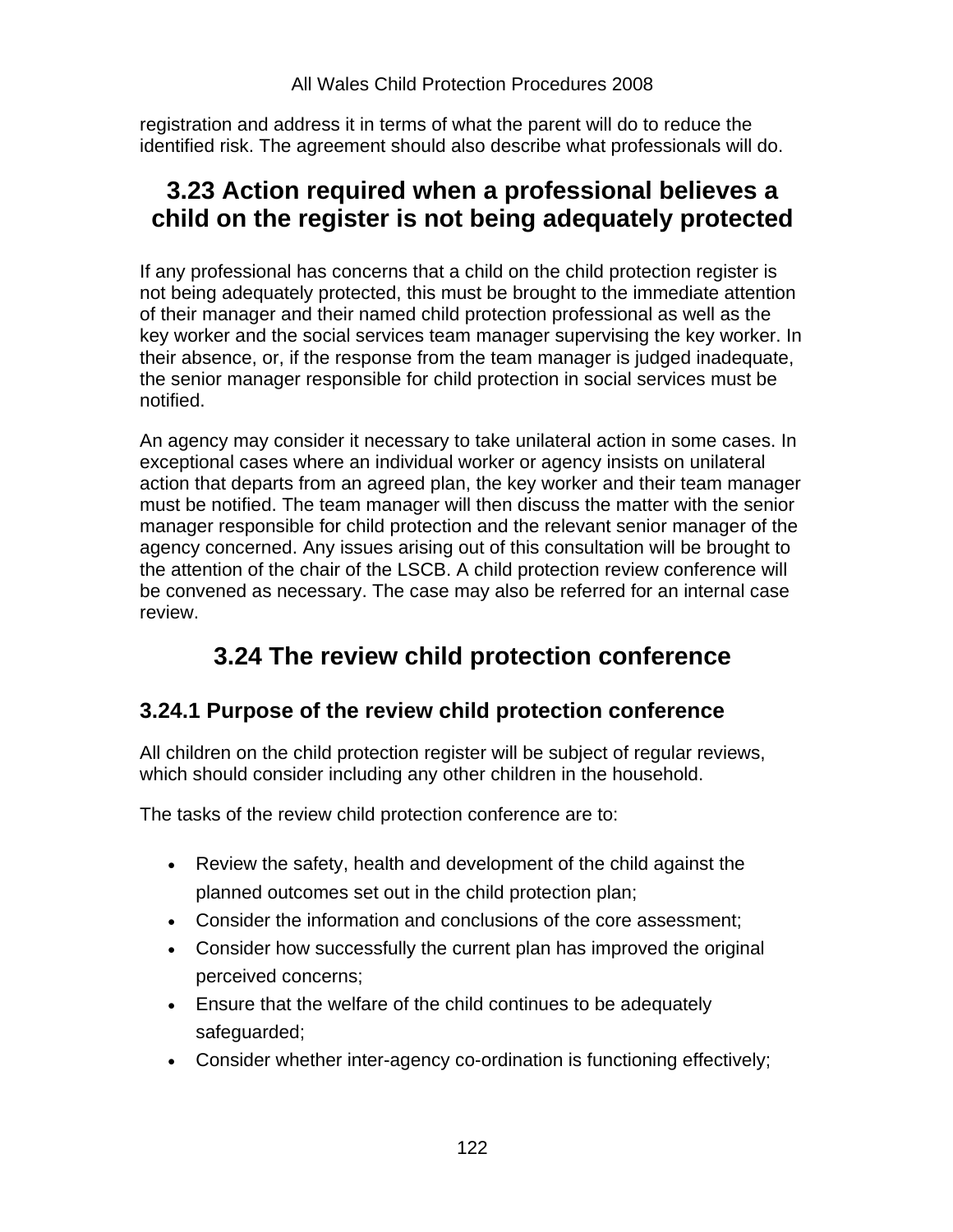registration and address it in terms of what the parent will do to reduce the identified risk. The agreement should also describe what professionals will do.

## 3.23 Action required when a professional believes a child on the register is not being adequately protected

If any professional has concerns that a child on the child protection register is not being adequately protected, this must be brought to the immediate attention of their manager and their named child protection professional as well as the key worker and the social services team manager supervising the key worker. In their absence, or, if the response from the team manager is judged inadequate, the senior manager responsible for child protection in social services must be notified.

An agency may consider it necessary to take unilateral action in some cases. In exceptional cases where an individual worker or agency insists on unilateral action that departs from an agreed plan, the key worker and their team manager must be notified. The team manager will then discuss the matter with the senior manager responsible for child protection and the relevant senior manager of the agency concerned. Any issues arising out of this consultation will be brought to the attention of the chair of the LSCB. A child protection review conference will be convened as necessary. The case may also be referred for an internal case review.

## 3.24 The review child protection conference

### 3.24.1 Purpose of the review child protection conference

All children on the child protection register will be subject of regular reviews, which should consider including any other children in the household.

The tasks of the review child protection conference are to:

- Review the safety, health and development of the child against the planned outcomes set out in the child protection plan;
- Consider the information and conclusions of the core assessment;
- Consider how successfully the current plan has improved the original perceived concerns;
- Ensure that the welfare of the child continues to be adequately safeguarded;
- Consider whether inter-agency co-ordination is functioning effectively;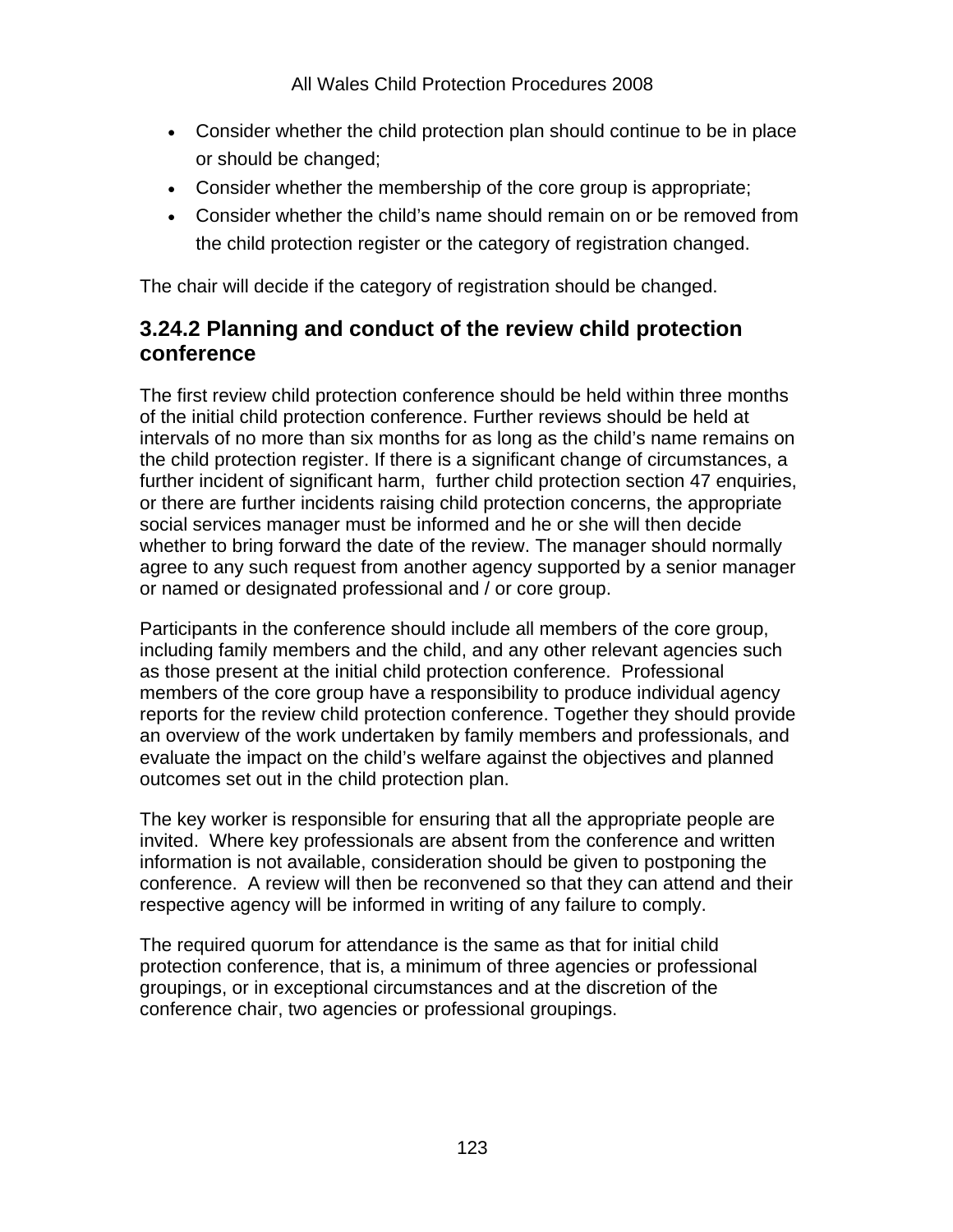- Consider whether the child protection plan should continue to be in place or should be changed;
- Consider whether the membership of the core group is appropriate;
- Consider whether the child's name should remain on or be removed from the child protection register or the category of registration changed.

The chair will decide if the category of registration should be changed.

### 3.24.2 Planning and conduct of the review child protection conference

The first review child protection conference should be held within three months of the initial child protection conference. Further reviews should be held at intervals of no more than six months for as long as the child's name remains on the child protection register. If there is a significant change of circumstances, a further incident of significant harm, further child protection section 47 enquiries, or there are further incidents raising child protection concerns, the appropriate social services manager must be informed and he or she will then decide whether to bring forward the date of the review. The manager should normally agree to any such request from another agency supported by a senior manager or named or designated professional and / or core group.

Participants in the conference should include all members of the core group, including family members and the child, and any other relevant agencies such as those present at the initial child protection conference. Professional members of the core group have a responsibility to produce individual agency reports for the review child protection conference. Together they should provide an overview of the work undertaken by family members and professionals, and evaluate the impact on the child's welfare against the objectives and planned outcomes set out in the child protection plan.

The key worker is responsible for ensuring that all the appropriate people are invited. Where key professionals are absent from the conference and written information is not available, consideration should be given to postponing the conference. A review will then be reconvened so that they can attend and their respective agency will be informed in writing of any failure to comply.

The required quorum for attendance is the same as that for initial child protection conference, that is, a minimum of three agencies or professional groupings, or in exceptional circumstances and at the discretion of the conference chair, two agencies or professional groupings.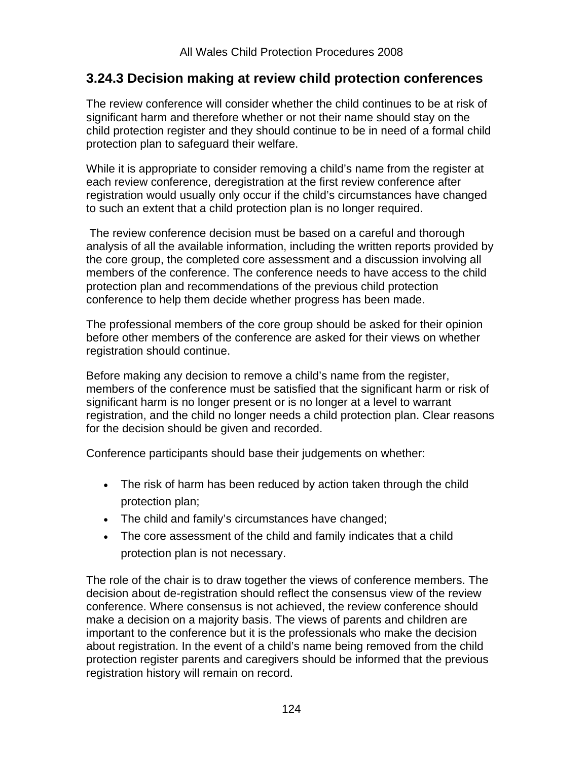### 3.24.3 Decision making at review child protection conferences

The review conference will consider whether the child continues to be at risk of significant harm and therefore whether or not their name should stay on the child protection register and they should continue to be in need of a formal child protection plan to safeguard their welfare.

While it is appropriate to consider removing a child's name from the register at each review conference, deregistration at the first review conference after registration would usually only occur if the child's circumstances have changed to such an extent that a child protection plan is no longer required.

The review conference decision must be based on a careful and thorough analysis of all the available information, including the written reports provided by the core group, the completed core assessment and a discussion involving all members of the conference. The conference needs to have access to the child protection plan and recommendations of the previous child protection conference to help them decide whether progress has been made.

The professional members of the core group should be asked for their opinion before other members of the conference are asked for their views on whether registration should continue.

Before making any decision to remove a child's name from the register, members of the conference must be satisfied that the significant harm or risk of significant harm is no longer present or is no longer at a level to warrant registration, and the child no longer needs a child protection plan. Clear reasons for the decision should be given and recorded.

Conference participants should base their judgements on whether:

- The risk of harm has been reduced by action taken through the child protection plan;
- The child and family's circumstances have changed;
- The core assessment of the child and family indicates that a child protection plan is not necessary.

The role of the chair is to draw together the views of conference members. The decision about de-registration should reflect the consensus view of the review conference. Where consensus is not achieved, the review conference should make a decision on a majority basis. The views of parents and children are important to the conference but it is the professionals who make the decision about registration. In the event of a child's name being removed from the child protection register parents and caregivers should be informed that the previous registration history will remain on record.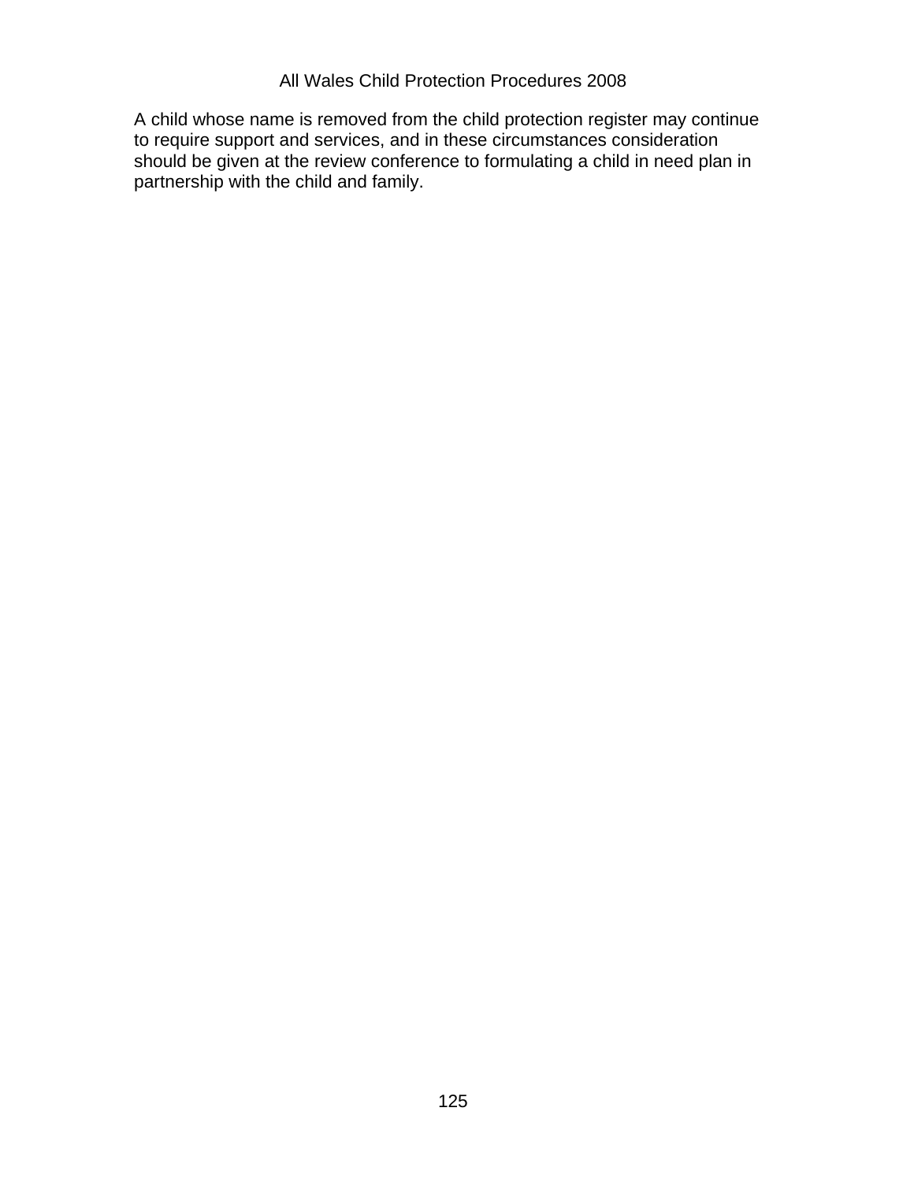A child whose name is removed from the child protection register may continue to require support and services, and in these circumstances consideration should be given at the review conference to formulating a child in need plan in partnership with the child and family.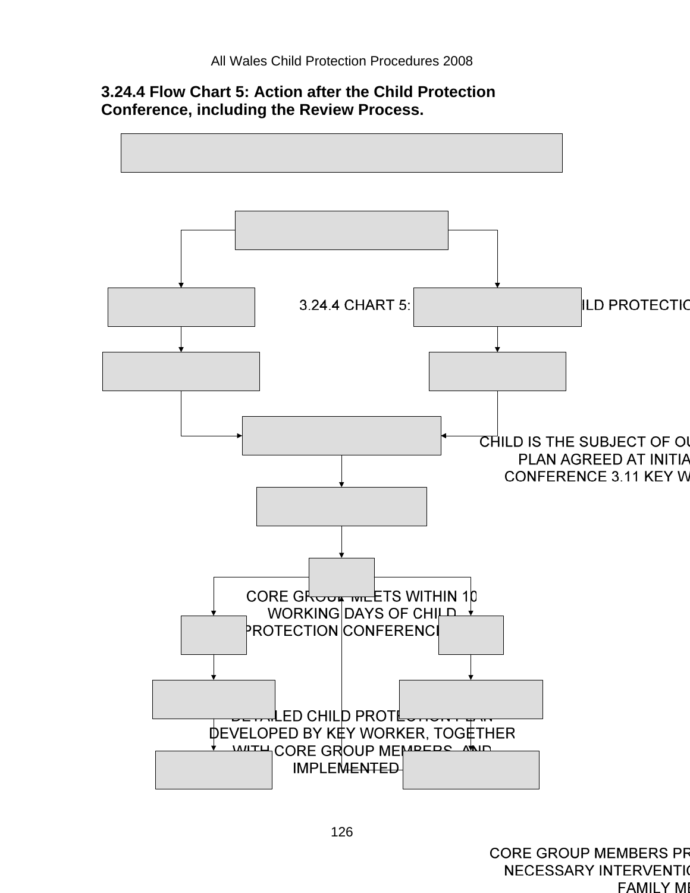### 3.24.4 Flow Chart 5: Action after the Child Protection Conference, including the Review Process.

3.24.4 CHART 5: ... ILD PROTECTIO

CHILD IS THE SUBJECT OF OU... PLAN AGREED AT INITIA... CONFERENCE 3.11 KEY W...

CORE GROUP MEETS WITHIN 10 WORKING DAYS OF CHILD PROTECTION CONFERENCE

DETAILED CHILD PROTECTION PLAN DEVELOPED BY KEY WORKER, TOGETHER WITH CORE GROUP MEMBERS, AND IMPLEMENTED

CORE GROUP MEMBERS PR... NECESSARY INTERVENTIO... FAMILY ME...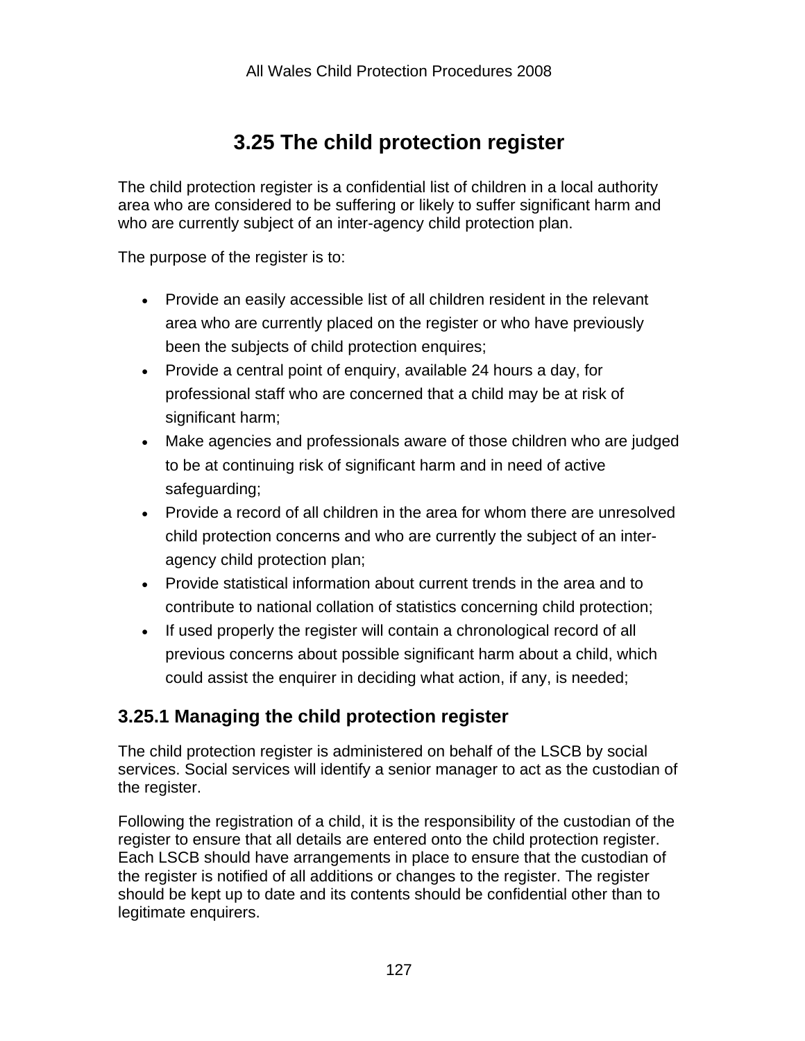## 3.25 The child protection register

The child protection register is a confidential list of children in a local authority area who are considered to be suffering or likely to suffer significant harm and who are currently subject of an inter-agency child protection plan.

The purpose of the register is to:

- Provide an easily accessible list of all children resident in the relevant area who are currently placed on the register or who have previously been the subjects of child protection enquires;
- Provide a central point of enquiry, available 24 hours a day, for professional staff who are concerned that a child may be at risk of significant harm;
- Make agencies and professionals aware of those children who are judged to be at continuing risk of significant harm and in need of active safeguarding;
- Provide a record of all children in the area for whom there are unresolved child protection concerns and who are currently the subject of an inter-agency child protection plan;
- Provide statistical information about current trends in the area and to contribute to national collation of statistics concerning child protection;
- If used properly the register will contain a chronological record of all previous concerns about possible significant harm about a child, which could assist the enquirer in deciding what action, if any, is needed;

### 3.25.1 Managing the child protection register

The child protection register is administered on behalf of the LSCB by social services. Social services will identify a senior manager to act as the custodian of the register.

Following the registration of a child, it is the responsibility of the custodian of the register to ensure that all details are entered onto the child protection register. Each LSCB should have arrangements in place to ensure that the custodian of the register is notified of all additions or changes to the register. The register should be kept up to date and its contents should be confidential other than to legitimate enquirers.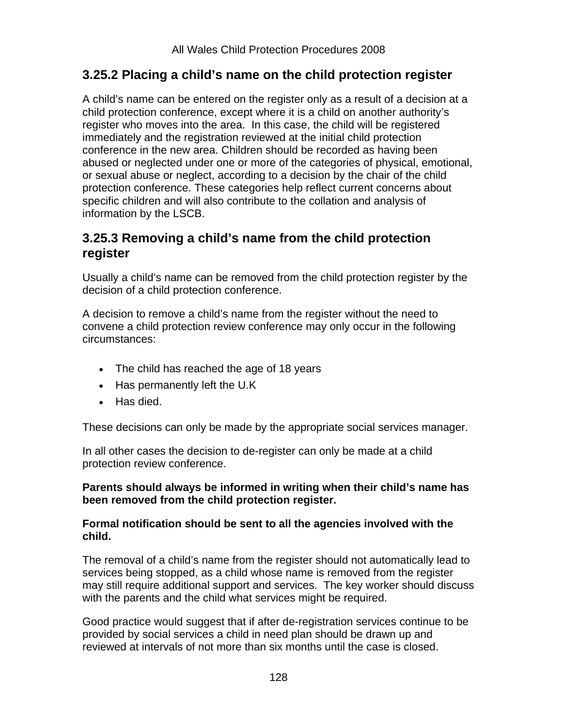### 3.25.2 Placing a child's name on the child protection register

A child's name can be entered on the register only as a result of a decision at a child protection conference, except where it is a child on another authority's register who moves into the area. In this case, the child will be registered immediately and the registration reviewed at the initial child protection conference in the new area. Children should be recorded as having been abused or neglected under one or more of the categories of physical, emotional, or sexual abuse or neglect, according to a decision by the chair of the child protection conference. These categories help reflect current concerns about specific children and will also contribute to the collation and analysis of information by the LSCB.

### 3.25.3 Removing a child's name from the child protection register

Usually a child's name can be removed from the child protection register by the decision of a child protection conference.

A decision to remove a child's name from the register without the need to convene a child protection review conference may only occur in the following circumstances:

- The child has reached the age of 18 years
- Has permanently left the U.K
- Has died.

These decisions can only be made by the appropriate social services manager.

In all other cases the decision to de-register can only be made at a child protection review conference.

**Parents should always be informed in writing when their child's name has been removed from the child protection register.**

**Formal notification should be sent to all the agencies involved with the child.**

The removal of a child's name from the register should not automatically lead to services being stopped, as a child whose name is removed from the register may still require additional support and services. The key worker should discuss with the parents and the child what services might be required.

Good practice would suggest that if after de-registration services continue to be provided by social services a child in need plan should be drawn up and reviewed at intervals of not more than six months until the case is closed.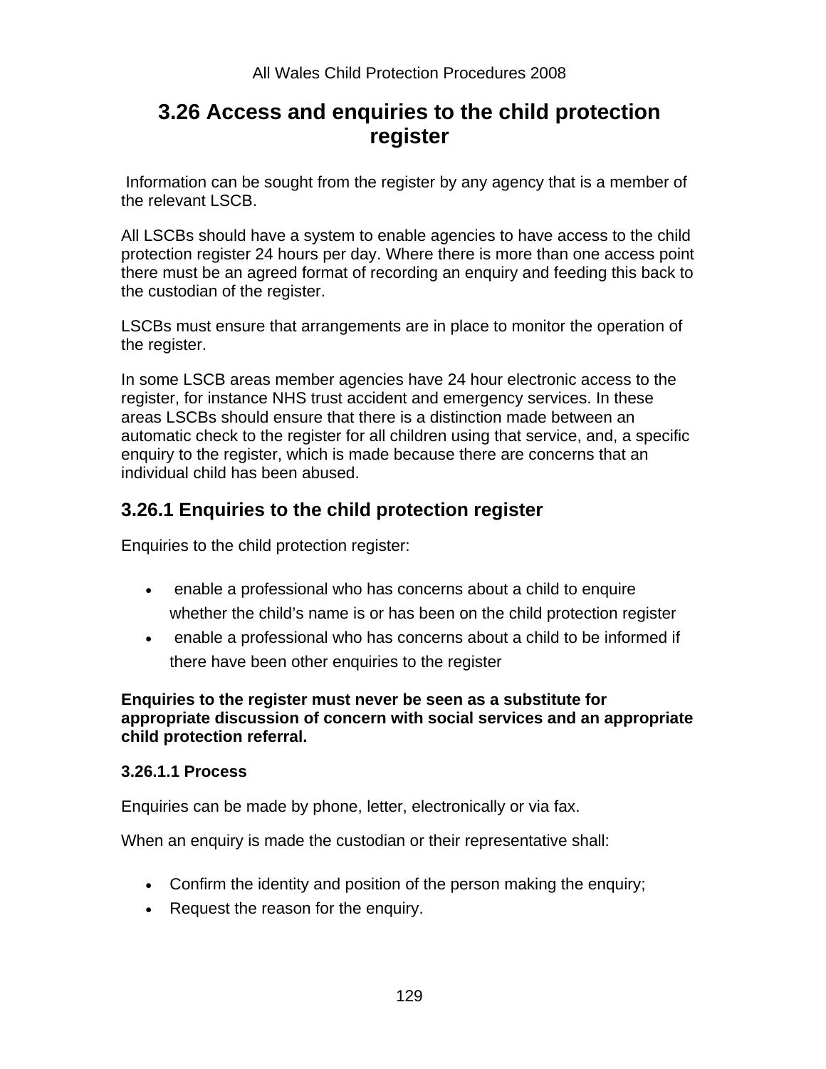## 3.26 Access and enquiries to the child protection register

Information can be sought from the register by any agency that is a member of the relevant LSCB.

All LSCBs should have a system to enable agencies to have access to the child protection register 24 hours per day. Where there is more than one access point there must be an agreed format of recording an enquiry and feeding this back to the custodian of the register.

LSCBs must ensure that arrangements are in place to monitor the operation of the register.

In some LSCB areas member agencies have 24 hour electronic access to the register, for instance NHS trust accident and emergency services. In these areas LSCBs should ensure that there is a distinction made between an automatic check to the register for all children using that service, and, a specific enquiry to the register, which is made because there are concerns that an individual child has been abused.

### 3.26.1 Enquiries to the child protection register

Enquiries to the child protection register:

- enable a professional who has concerns about a child to enquire whether the child's name is or has been on the child protection register
- enable a professional who has concerns about a child to be informed if there have been other enquiries to the register

**Enquiries to the register must never be seen as a substitute for appropriate discussion of concern with social services and an appropriate child protection referral.**

#### 3.26.1.1 Process

Enquiries can be made by phone, letter, electronically or via fax.

When an enquiry is made the custodian or their representative shall:

- Confirm the identity and position of the person making the enquiry;
- Request the reason for the enquiry.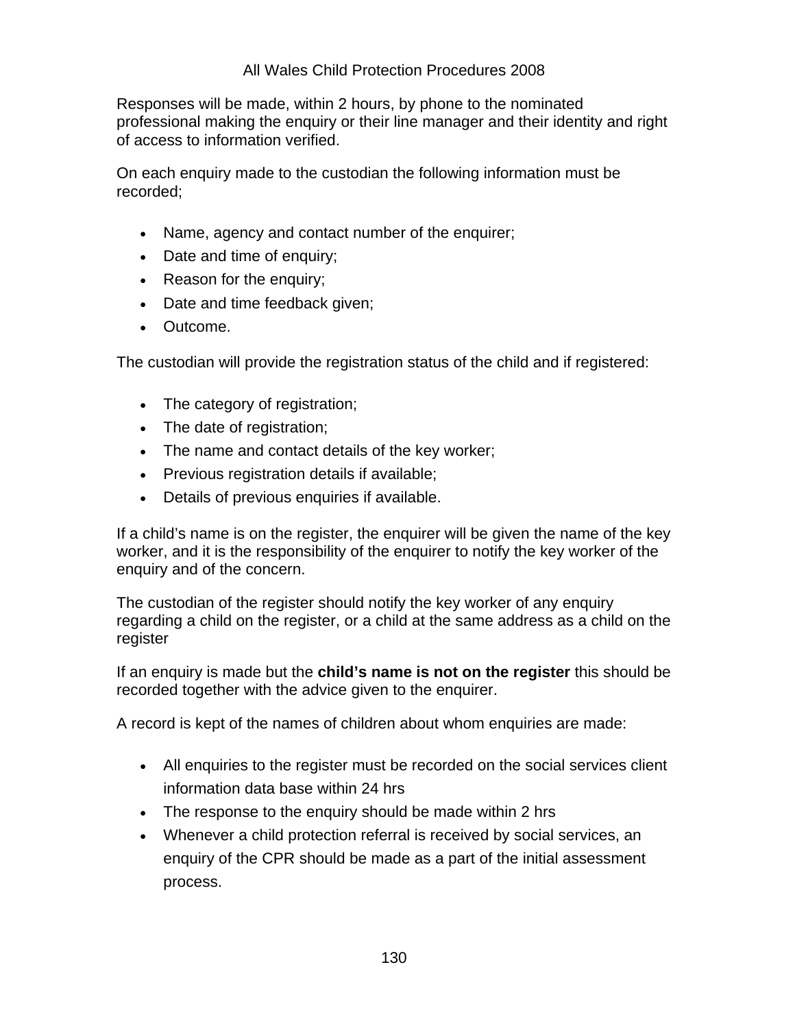Responses will be made, within 2 hours, by phone to the nominated professional making the enquiry or their line manager and their identity and right of access to information verified.

On each enquiry made to the custodian the following information must be recorded;

- Name, agency and contact number of the enquirer;
- Date and time of enquiry;
- Reason for the enquiry;
- Date and time feedback given;
- Outcome.

The custodian will provide the registration status of the child and if registered:

- The category of registration;
- The date of registration;
- The name and contact details of the key worker;
- Previous registration details if available;
- Details of previous enquiries if available.

If a child's name is on the register, the enquirer will be given the name of the key worker, and it is the responsibility of the enquirer to notify the key worker of the enquiry and of the concern.

The custodian of the register should notify the key worker of any enquiry regarding a child on the register, or a child at the same address as a child on the register

If an enquiry is made but the **child's name is not on the register** this should be recorded together with the advice given to the enquirer.

A record is kept of the names of children about whom enquiries are made:

- All enquiries to the register must be recorded on the social services client information data base within 24 hrs
- The response to the enquiry should be made within 2 hrs
- Whenever a child protection referral is received by social services, an enquiry of the CPR should be made as a part of the initial assessment process.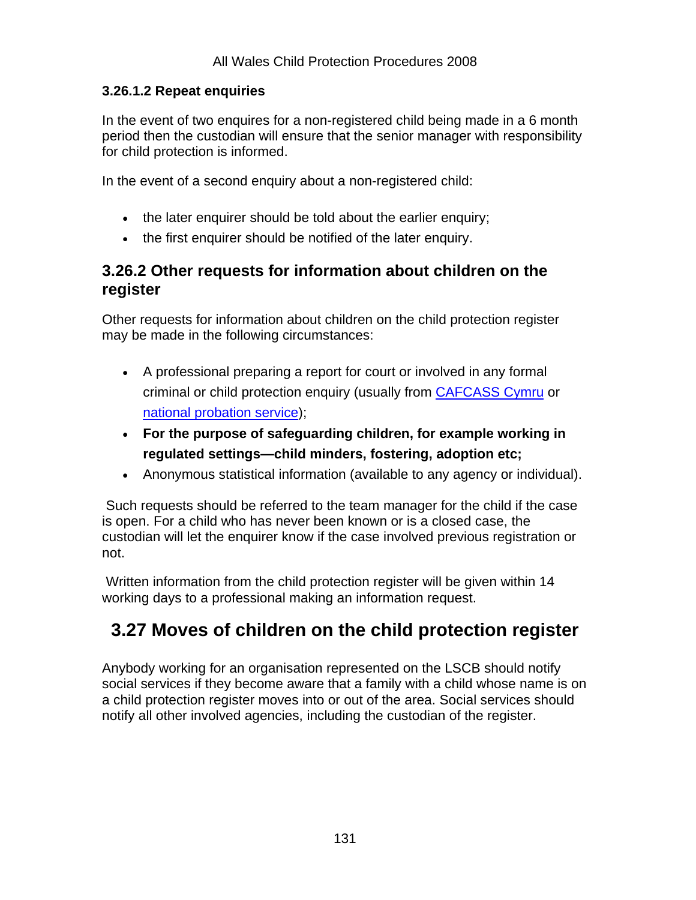#### 3.26.1.2 Repeat enquiries

In the event of two enquires for a non-registered child being made in a 6 month period then the custodian will ensure that the senior manager with responsibility for child protection is informed.

In the event of a second enquiry about a non-registered child:

- the later enquirer should be told about the earlier enquiry;
- the first enquirer should be notified of the later enquiry.

### 3.26.2 Other requests for information about children on the register

Other requests for information about children on the child protection register may be made in the following circumstances:

- A professional preparing a report for court or involved in any formal criminal or child protection enquiry (usually from CAFCASS Cymru or national probation service);
- **For the purpose of safeguarding children, for example working in regulated settings—child minders, fostering, adoption etc;**
- Anonymous statistical information (available to any agency or individual).

Such requests should be referred to the team manager for the child if the case is open. For a child who has never been known or is a closed case, the custodian will let the enquirer know if the case involved previous registration or not.

Written information from the child protection register will be given within 14 working days to a professional making an information request.

## 3.27 Moves of children on the child protection register

Anybody working for an organisation represented on the LSCB should notify social services if they become aware that a family with a child whose name is on a child protection register moves into or out of the area. Social services should notify all other involved agencies, including the custodian of the register.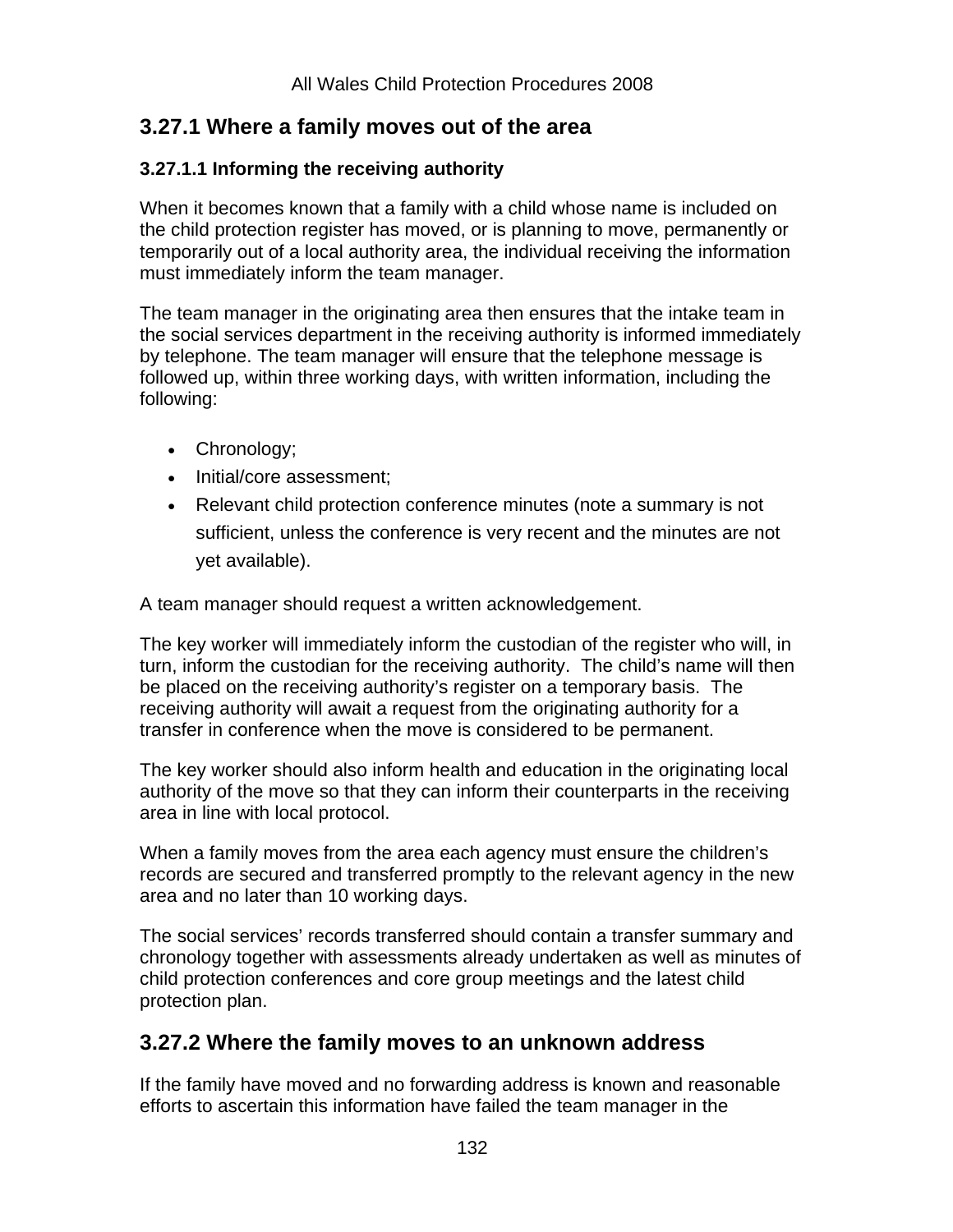## 3.27.1 Where a family moves out of the area

### 3.27.1.1 Informing the receiving authority

When it becomes known that a family with a child whose name is included on the child protection register has moved, or is planning to move, permanently or temporarily out of a local authority area, the individual receiving the information must immediately inform the team manager.

The team manager in the originating area then ensures that the intake team in the social services department in the receiving authority is informed immediately by telephone. The team manager will ensure that the telephone message is followed up, within three working days, with written information, including the following:

- Chronology;
- Initial/core assessment;
- Relevant child protection conference minutes (note a summary is not sufficient, unless the conference is very recent and the minutes are not yet available).

A team manager should request a written acknowledgement.

The key worker will immediately inform the custodian of the register who will, in turn, inform the custodian for the receiving authority. The child's name will then be placed on the receiving authority's register on a temporary basis. The receiving authority will await a request from the originating authority for a transfer in conference when the move is considered to be permanent.

The key worker should also inform health and education in the originating local authority of the move so that they can inform their counterparts in the receiving area in line with local protocol.

When a family moves from the area each agency must ensure the children's records are secured and transferred promptly to the relevant agency in the new area and no later than 10 working days.

The social services' records transferred should contain a transfer summary and chronology together with assessments already undertaken as well as minutes of child protection conferences and core group meetings and the latest child protection plan.

## 3.27.2 Where the family moves to an unknown address

If the family have moved and no forwarding address is known and reasonable efforts to ascertain this information have failed the team manager in the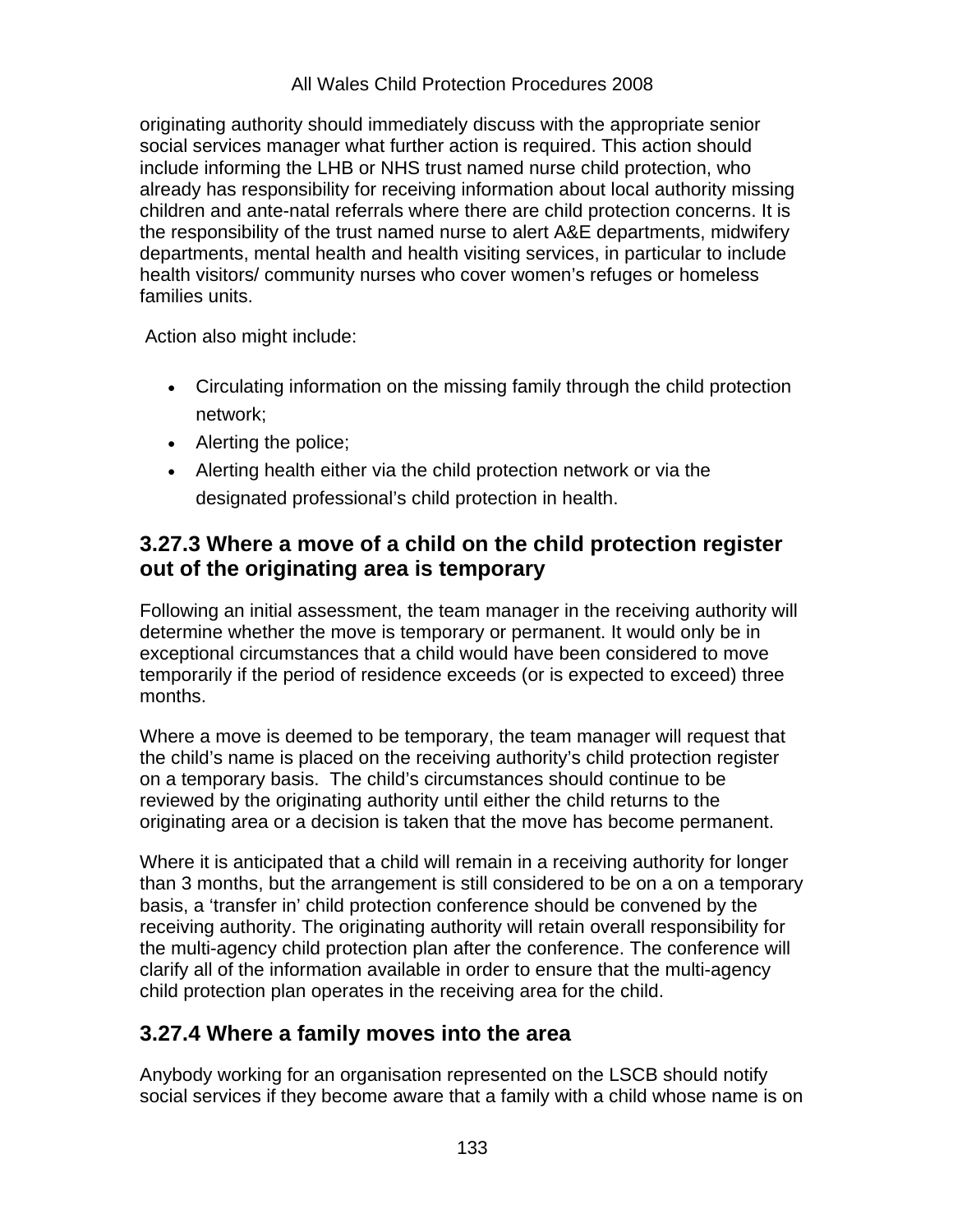originating authority should immediately discuss with the appropriate senior social services manager what further action is required. This action should include informing the LHB or NHS trust named nurse child protection, who already has responsibility for receiving information about local authority missing children and ante-natal referrals where there are child protection concerns. It is the responsibility of the trust named nurse to alert A&E departments, midwifery departments, mental health and health visiting services, in particular to include health visitors/ community nurses who cover women's refuges or homeless families units.

Action also might include:

- Circulating information on the missing family through the child protection network;
- Alerting the police;
- Alerting health either via the child protection network or via the designated professional's child protection in health.

### 3.27.3 Where a move of a child on the child protection register out of the originating area is temporary

Following an initial assessment, the team manager in the receiving authority will determine whether the move is temporary or permanent. It would only be in exceptional circumstances that a child would have been considered to move temporarily if the period of residence exceeds (or is expected to exceed) three months.

Where a move is deemed to be temporary, the team manager will request that the child's name is placed on the receiving authority's child protection register on a temporary basis. The child's circumstances should continue to be reviewed by the originating authority until either the child returns to the originating area or a decision is taken that the move has become permanent.

Where it is anticipated that a child will remain in a receiving authority for longer than 3 months, but the arrangement is still considered to be on a on a temporary basis, a 'transfer in' child protection conference should be convened by the receiving authority. The originating authority will retain overall responsibility for the multi-agency child protection plan after the conference. The conference will clarify all of the information available in order to ensure that the multi-agency child protection plan operates in the receiving area for the child.

### 3.27.4 Where a family moves into the area

Anybody working for an organisation represented on the LSCB should notify social services if they become aware that a family with a child whose name is on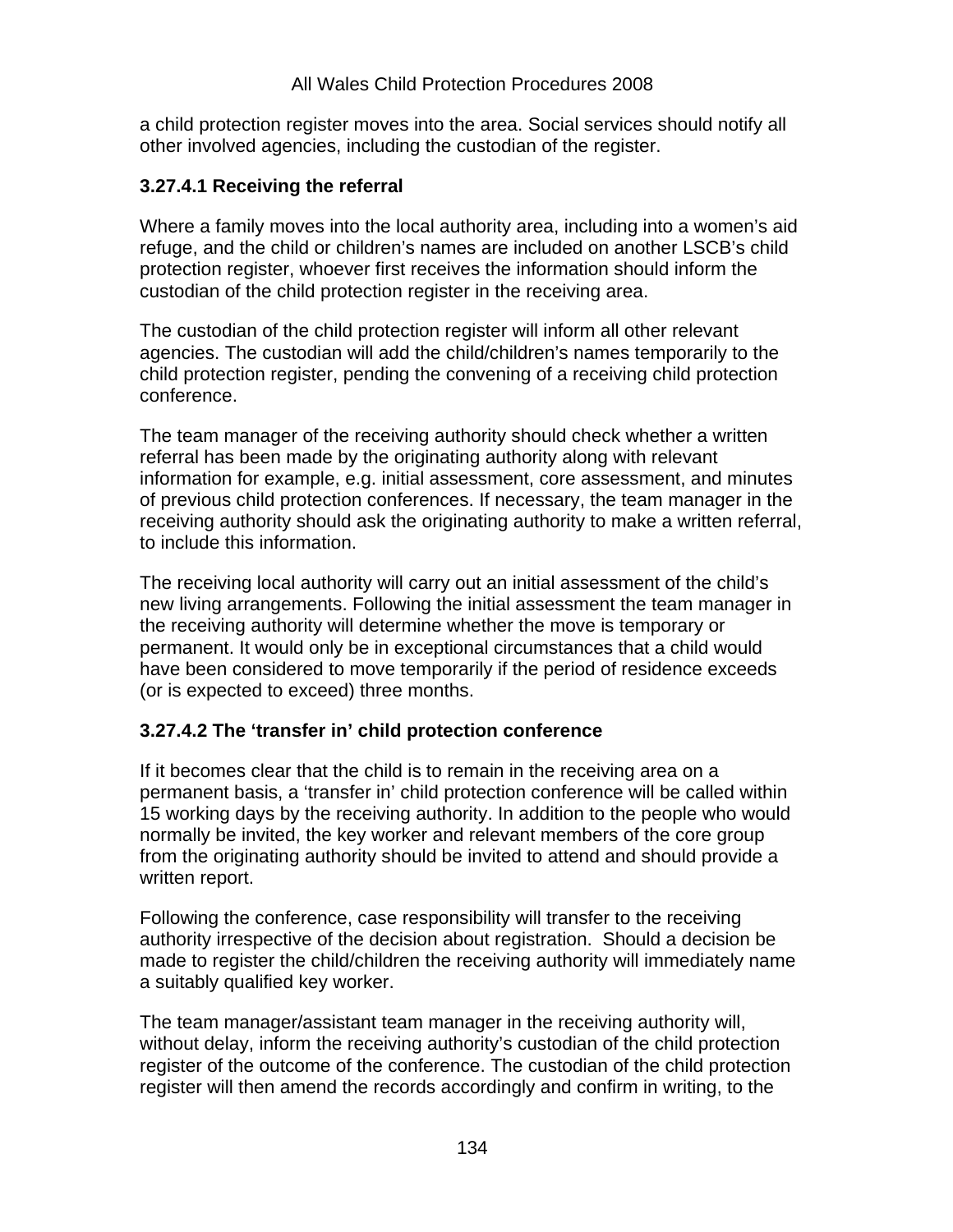a child protection register moves into the area. Social services should notify all other involved agencies, including the custodian of the register.

### 3.27.4.1 Receiving the referral

Where a family moves into the local authority area, including into a women's aid refuge, and the child or children's names are included on another LSCB's child protection register, whoever first receives the information should inform the custodian of the child protection register in the receiving area.

The custodian of the child protection register will inform all other relevant agencies. The custodian will add the child/children's names temporarily to the child protection register, pending the convening of a receiving child protection conference.

The team manager of the receiving authority should check whether a written referral has been made by the originating authority along with relevant information for example, e.g. initial assessment, core assessment, and minutes of previous child protection conferences. If necessary, the team manager in the receiving authority should ask the originating authority to make a written referral, to include this information.

The receiving local authority will carry out an initial assessment of the child's new living arrangements. Following the initial assessment the team manager in the receiving authority will determine whether the move is temporary or permanent. It would only be in exceptional circumstances that a child would have been considered to move temporarily if the period of residence exceeds (or is expected to exceed) three months.

### 3.27.4.2 The 'transfer in' child protection conference

If it becomes clear that the child is to remain in the receiving area on a permanent basis, a 'transfer in' child protection conference will be called within 15 working days by the receiving authority. In addition to the people who would normally be invited, the key worker and relevant members of the core group from the originating authority should be invited to attend and should provide a written report.

Following the conference, case responsibility will transfer to the receiving authority irrespective of the decision about registration. Should a decision be made to register the child/children the receiving authority will immediately name a suitably qualified key worker.

The team manager/assistant team manager in the receiving authority will, without delay, inform the receiving authority's custodian of the child protection register of the outcome of the conference. The custodian of the child protection register will then amend the records accordingly and confirm in writing, to the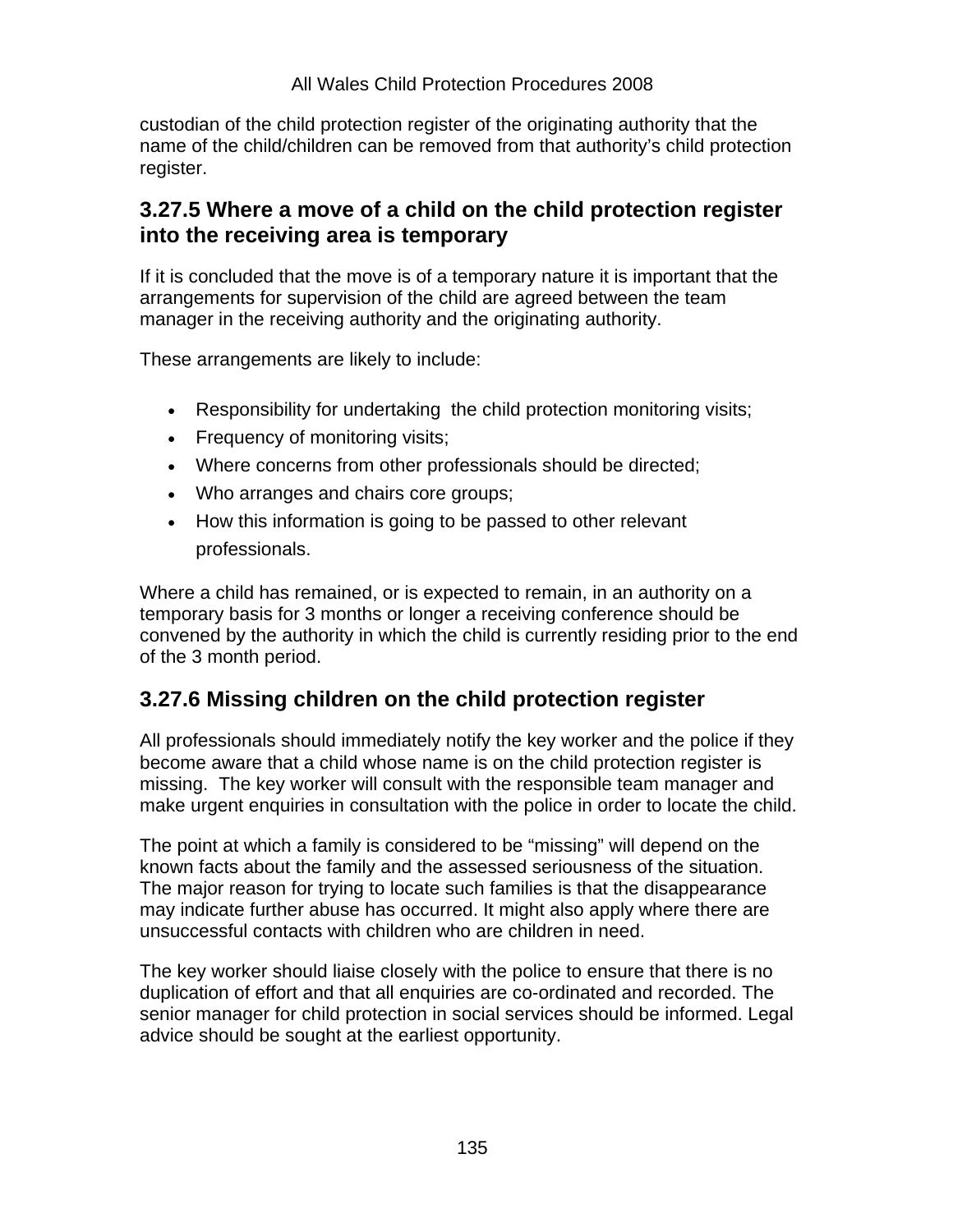custodian of the child protection register of the originating authority that the name of the child/children can be removed from that authority's child protection register.

### 3.27.5 Where a move of a child on the child protection register into the receiving area is temporary

If it is concluded that the move is of a temporary nature it is important that the arrangements for supervision of the child are agreed between the team manager in the receiving authority and the originating authority.

These arrangements are likely to include:

- Responsibility for undertaking the child protection monitoring visits;
- Frequency of monitoring visits;
- Where concerns from other professionals should be directed;
- Who arranges and chairs core groups;
- How this information is going to be passed to other relevant professionals.

Where a child has remained, or is expected to remain, in an authority on a temporary basis for 3 months or longer a receiving conference should be convened by the authority in which the child is currently residing prior to the end of the 3 month period.

### 3.27.6 Missing children on the child protection register

All professionals should immediately notify the key worker and the police if they become aware that a child whose name is on the child protection register is missing. The key worker will consult with the responsible team manager and make urgent enquiries in consultation with the police in order to locate the child.

The point at which a family is considered to be "missing" will depend on the known facts about the family and the assessed seriousness of the situation. The major reason for trying to locate such families is that the disappearance may indicate further abuse has occurred. It might also apply where there are unsuccessful contacts with children who are children in need.

The key worker should liaise closely with the police to ensure that there is no duplication of effort and that all enquiries are co-ordinated and recorded. The senior manager for child protection in social services should be informed. Legal advice should be sought at the earliest opportunity.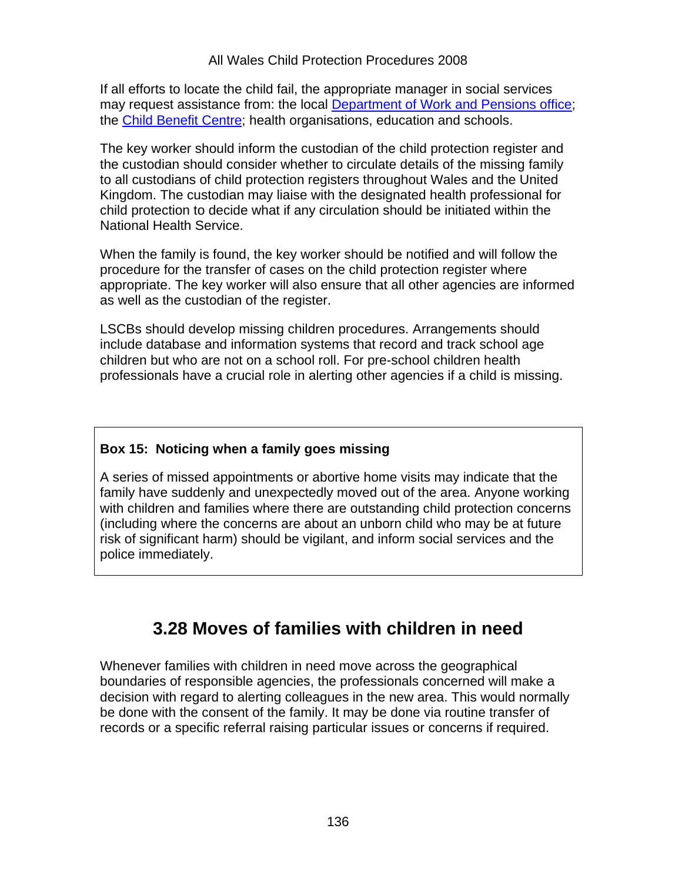If all efforts to locate the child fail, the appropriate manager in social services may request assistance from: the local Department of Work and Pensions office; the Child Benefit Centre; health organisations, education and schools.

The key worker should inform the custodian of the child protection register and the custodian should consider whether to circulate details of the missing family to all custodians of child protection registers throughout Wales and the United Kingdom. The custodian may liaise with the designated health professional for child protection to decide what if any circulation should be initiated within the National Health Service.

When the family is found, the key worker should be notified and will follow the procedure for the transfer of cases on the child protection register where appropriate. The key worker will also ensure that all other agencies are informed as well as the custodian of the register.

LSCBs should develop missing children procedures. Arrangements should include database and information systems that record and track school age children but who are not on a school roll. For pre-school children health professionals have a crucial role in alerting other agencies if a child is missing.

**Box 15: Noticing when a family goes missing**

A series of missed appointments or abortive home visits may indicate that the family have suddenly and unexpectedly moved out of the area. Anyone working with children and families where there are outstanding child protection concerns (including where the concerns are about an unborn child who may be at future risk of significant harm) should be vigilant, and inform social services and the police immediately.

## 3.28 Moves of families with children in need

Whenever families with children in need move across the geographical boundaries of responsible agencies, the professionals concerned will make a decision with regard to alerting colleagues in the new area. This would normally be done with the consent of the family. It may be done via routine transfer of records or a specific referral raising particular issues or concerns if required.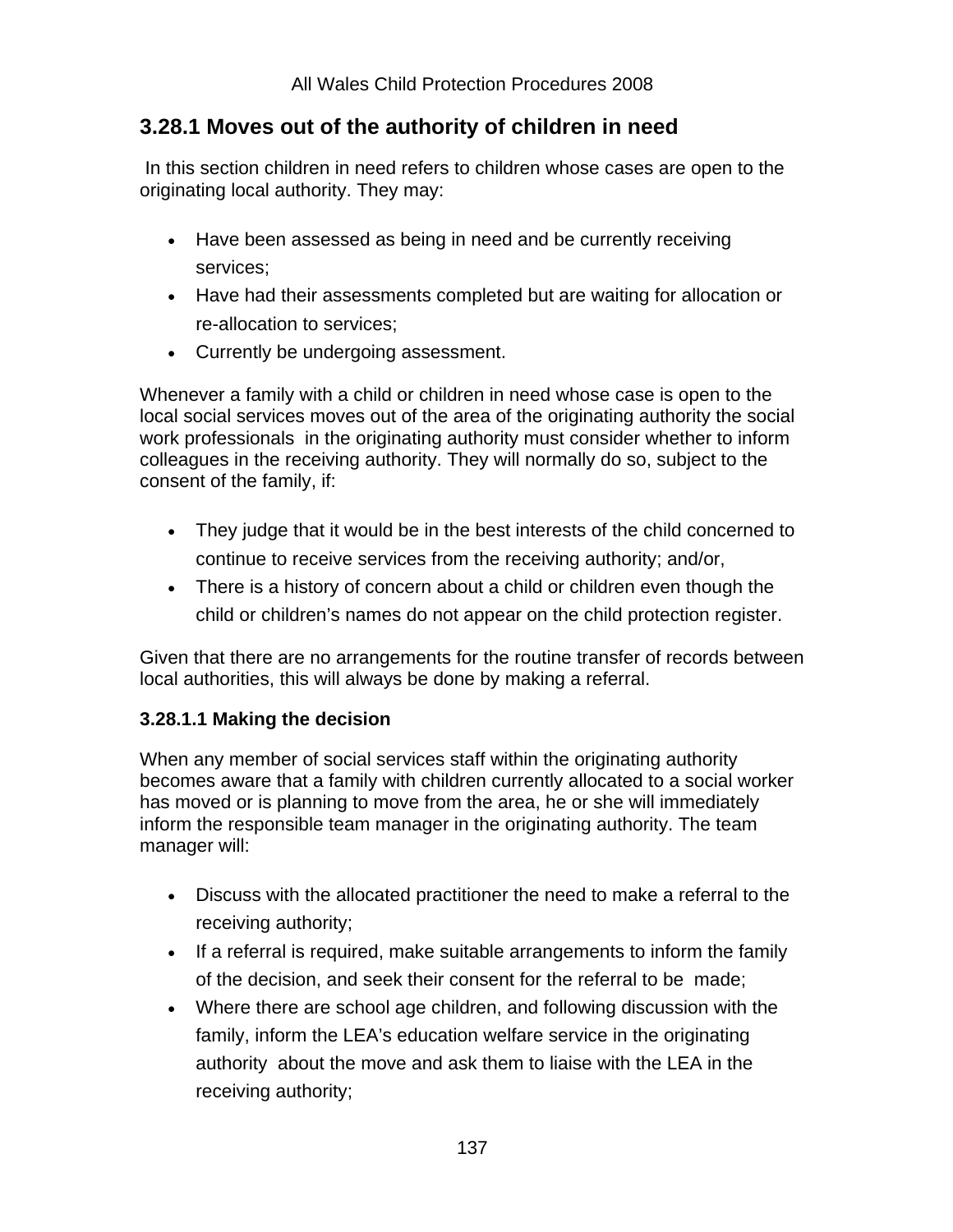## 3.28.1 Moves out of the authority of children in need

In this section children in need refers to children whose cases are open to the originating local authority. They may:

- Have been assessed as being in need and be currently receiving services;
- Have had their assessments completed but are waiting for allocation or re-allocation to services;
- Currently be undergoing assessment.

Whenever a family with a child or children in need whose case is open to the local social services moves out of the area of the originating authority the social work professionals in the originating authority must consider whether to inform colleagues in the receiving authority. They will normally do so, subject to the consent of the family, if:

- They judge that it would be in the best interests of the child concerned to continue to receive services from the receiving authority; and/or,
- There is a history of concern about a child or children even though the child or children's names do not appear on the child protection register.

Given that there are no arrangements for the routine transfer of records between local authorities, this will always be done by making a referral.

### 3.28.1.1 Making the decision

When any member of social services staff within the originating authority becomes aware that a family with children currently allocated to a social worker has moved or is planning to move from the area, he or she will immediately inform the responsible team manager in the originating authority. The team manager will:

- Discuss with the allocated practitioner the need to make a referral to the receiving authority;
- If a referral is required, make suitable arrangements to inform the family of the decision, and seek their consent for the referral to be made;
- Where there are school age children, and following discussion with the family, inform the LEA's education welfare service in the originating authority about the move and ask them to liaise with the LEA in the receiving authority;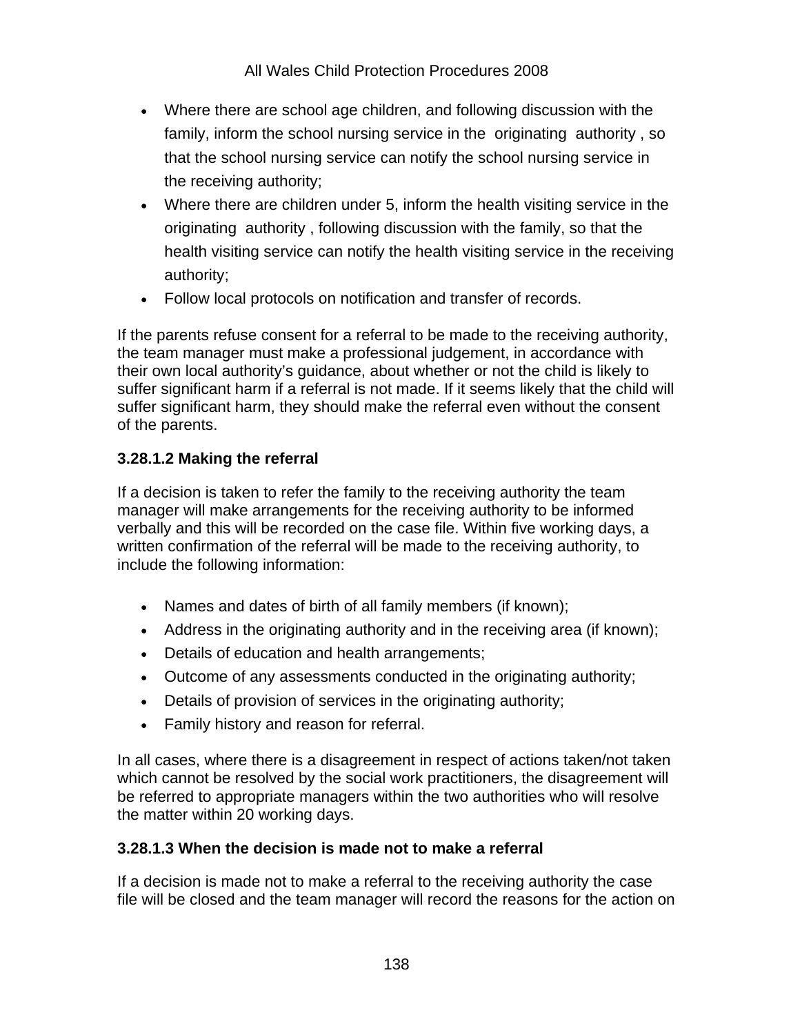- Where there are school age children, and following discussion with the family, inform the school nursing service in the originating authority , so that the school nursing service can notify the school nursing service in the receiving authority;
- Where there are children under 5, inform the health visiting service in the originating authority , following discussion with the family, so that the health visiting service can notify the health visiting service in the receiving authority;
- Follow local protocols on notification and transfer of records.

If the parents refuse consent for a referral to be made to the receiving authority, the team manager must make a professional judgement, in accordance with their own local authority's guidance, about whether or not the child is likely to suffer significant harm if a referral is not made. If it seems likely that the child will suffer significant harm, they should make the referral even without the consent of the parents.

### 3.28.1.2 Making the referral

If a decision is taken to refer the family to the receiving authority the team manager will make arrangements for the receiving authority to be informed verbally and this will be recorded on the case file. Within five working days, a written confirmation of the referral will be made to the receiving authority, to include the following information:

- Names and dates of birth of all family members (if known);
- Address in the originating authority and in the receiving area (if known);
- Details of education and health arrangements;
- Outcome of any assessments conducted in the originating authority;
- Details of provision of services in the originating authority;
- Family history and reason for referral.

In all cases, where there is a disagreement in respect of actions taken/not taken which cannot be resolved by the social work practitioners, the disagreement will be referred to appropriate managers within the two authorities who will resolve the matter within 20 working days.

### 3.28.1.3 When the decision is made not to make a referral

If a decision is made not to make a referral to the receiving authority the case file will be closed and the team manager will record the reasons for the action on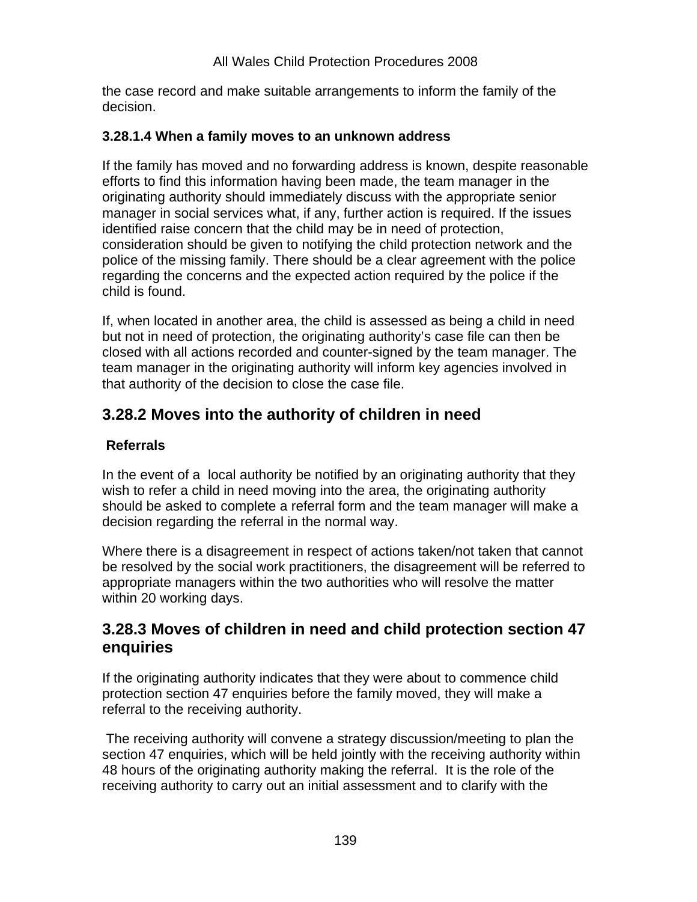the case record and make suitable arrangements to inform the family of the decision.

**3.28.1.4 When a family moves to an unknown address**

If the family has moved and no forwarding address is known, despite reasonable efforts to find this information having been made, the team manager in the originating authority should immediately discuss with the appropriate senior manager in social services what, if any, further action is required. If the issues identified raise concern that the child may be in need of protection, consideration should be given to notifying the child protection network and the police of the missing family. There should be a clear agreement with the police regarding the concerns and the expected action required by the police if the child is found.

If, when located in another area, the child is assessed as being a child in need but not in need of protection, the originating authority's case file can then be closed with all actions recorded and counter-signed by the team manager. The team manager in the originating authority will inform key agencies involved in that authority of the decision to close the case file.

## 3.28.2 Moves into the authority of children in need

**Referrals**

In the event of a local authority be notified by an originating authority that they wish to refer a child in need moving into the area, the originating authority should be asked to complete a referral form and the team manager will make a decision regarding the referral in the normal way.

Where there is a disagreement in respect of actions taken/not taken that cannot be resolved by the social work practitioners, the disagreement will be referred to appropriate managers within the two authorities who will resolve the matter within 20 working days.

## 3.28.3 Moves of children in need and child protection section 47 enquiries

If the originating authority indicates that they were about to commence child protection section 47 enquiries before the family moved, they will make a referral to the receiving authority.

The receiving authority will convene a strategy discussion/meeting to plan the section 47 enquiries, which will be held jointly with the receiving authority within 48 hours of the originating authority making the referral. It is the role of the receiving authority to carry out an initial assessment and to clarify with the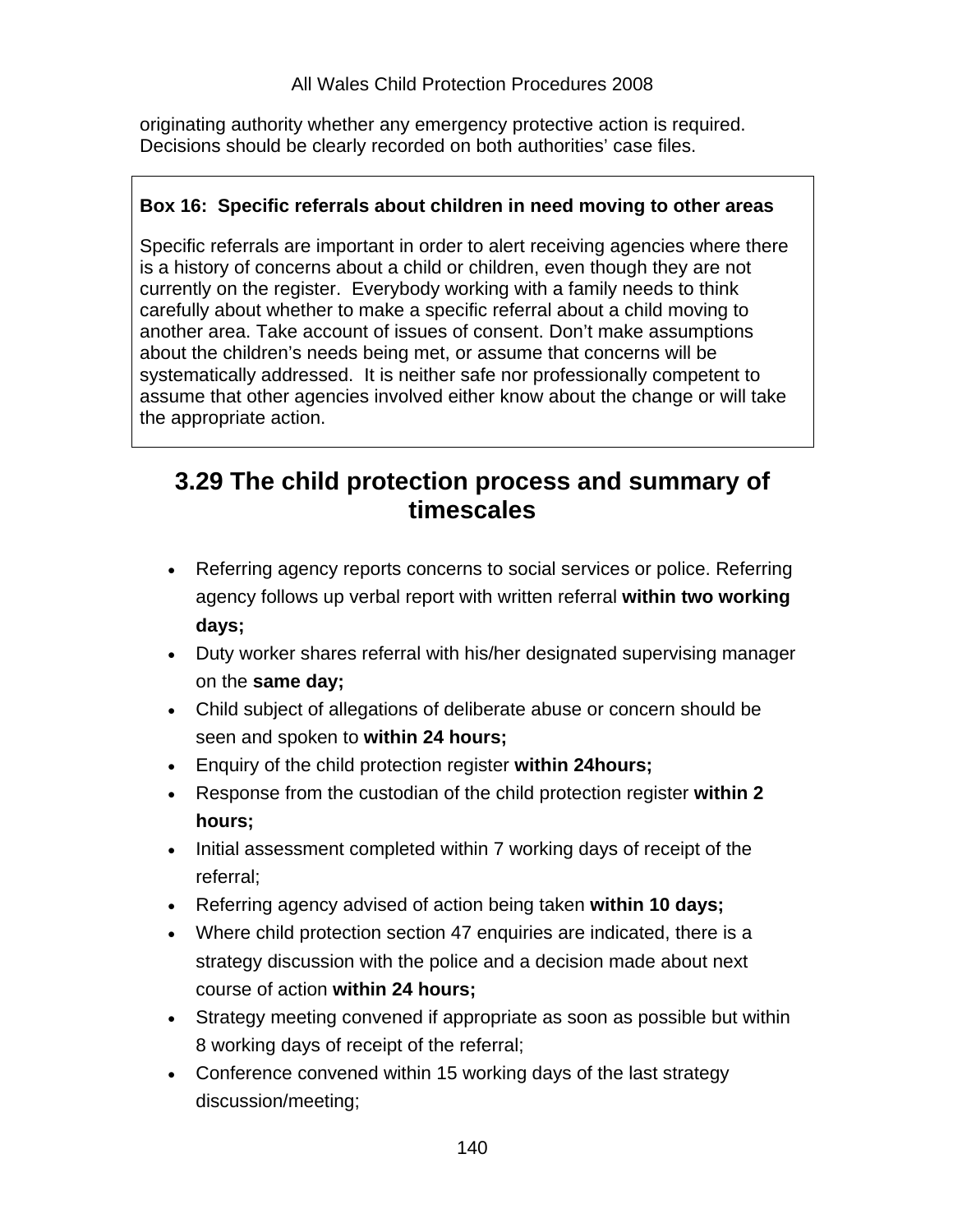originating authority whether any emergency protective action is required. Decisions should be clearly recorded on both authorities' case files.

> **Box 16: Specific referrals about children in need moving to other areas**
>
> Specific referrals are important in order to alert receiving agencies where there is a history of concerns about a child or children, even though they are not currently on the register. Everybody working with a family needs to think carefully about whether to make a specific referral about a child moving to another area. Take account of issues of consent. Don't make assumptions about the children's needs being met, or assume that concerns will be systematically addressed. It is neither safe nor professionally competent to assume that other agencies involved either know about the change or will take the appropriate action.

## 3.29 The child protection process and summary of timescales

- Referring agency reports concerns to social services or police. Referring agency follows up verbal report with written referral **within two working days;**
- Duty worker shares referral with his/her designated supervising manager on the **same day;**
- Child subject of allegations of deliberate abuse or concern should be seen and spoken to **within 24 hours;**
- Enquiry of the child protection register **within 24hours;**
- Response from the custodian of the child protection register **within 2 hours;**
- Initial assessment completed within 7 working days of receipt of the referral;
- Referring agency advised of action being taken **within 10 days;**
- Where child protection section 47 enquiries are indicated, there is a strategy discussion with the police and a decision made about next course of action **within 24 hours;**
- Strategy meeting convened if appropriate as soon as possible but within 8 working days of receipt of the referral;
- Conference convened within 15 working days of the last strategy discussion/meeting;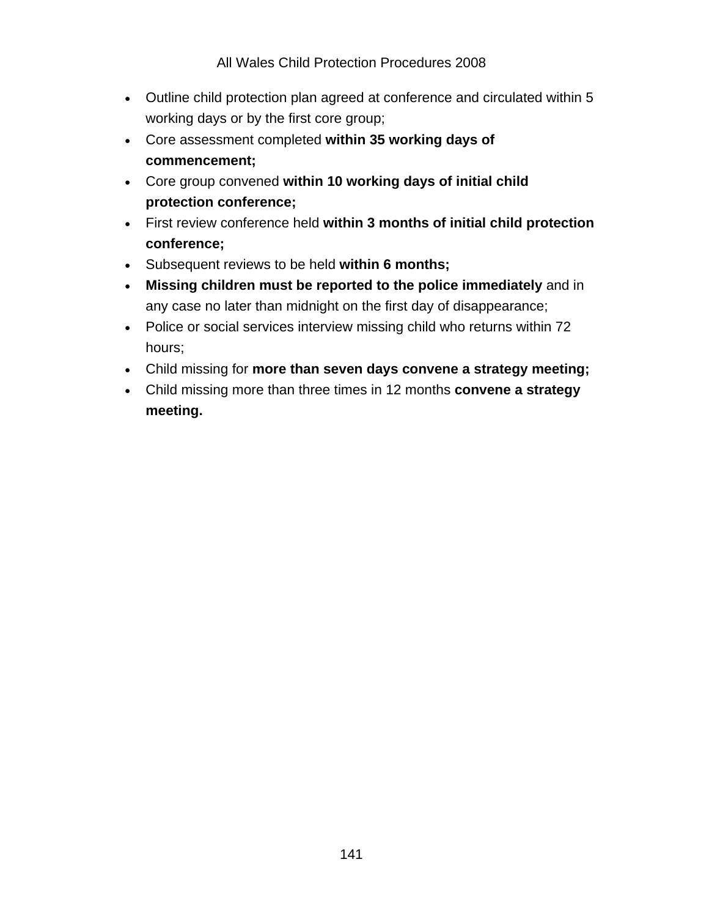- Outline child protection plan agreed at conference and circulated within 5 working days or by the first core group;
- Core assessment completed **within 35 working days of commencement;**
- Core group convened **within 10 working days of initial child protection conference;**
- First review conference held **within 3 months of initial child protection conference;**
- Subsequent reviews to be held **within 6 months;**
- **Missing children must be reported to the police immediately** and in any case no later than midnight on the first day of disappearance;
- Police or social services interview missing child who returns within 72 hours;
- Child missing for **more than seven days convene a strategy meeting;**
- Child missing more than three times in 12 months **convene a strategy meeting.**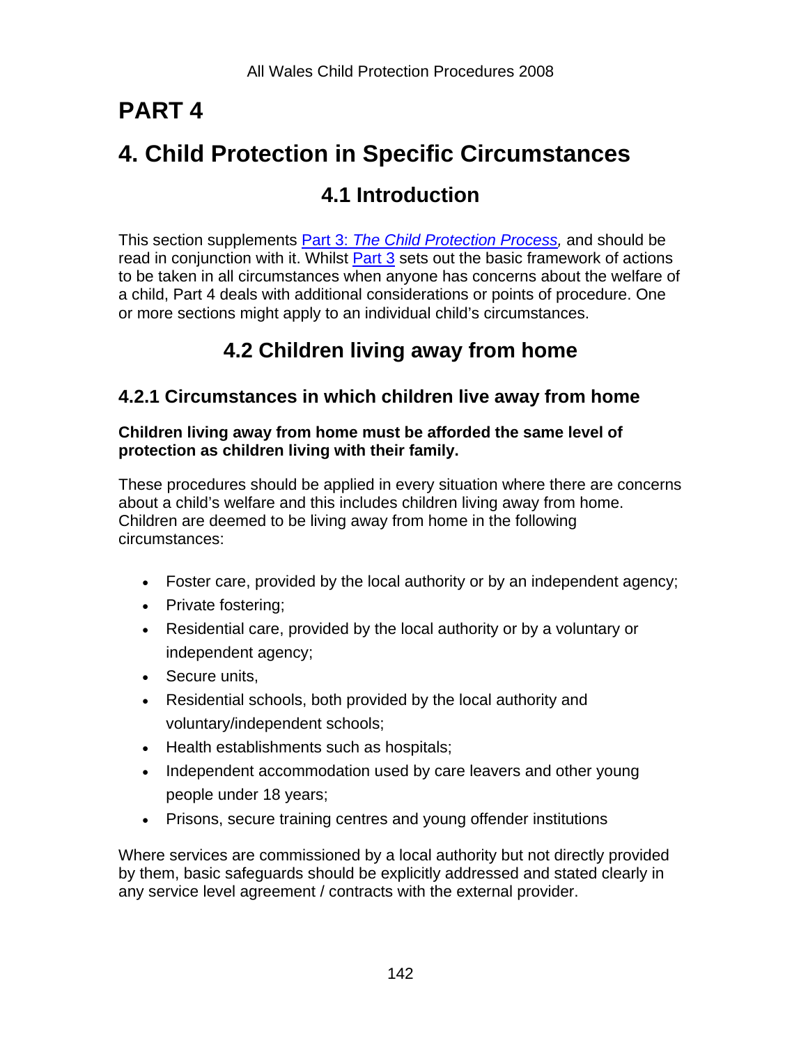# PART 4

# 4. Child Protection in Specific Circumstances

## 4.1 Introduction

This section supplements Part 3: *The Child Protection Process*, and should be read in conjunction with it. Whilst Part 3 sets out the basic framework of actions to be taken in all circumstances when anyone has concerns about the welfare of a child, Part 4 deals with additional considerations or points of procedure. One or more sections might apply to an individual child's circumstances.

## 4.2 Children living away from home

### 4.2.1 Circumstances in which children live away from home

**Children living away from home must be afforded the same level of protection as children living with their family.**

These procedures should be applied in every situation where there are concerns about a child's welfare and this includes children living away from home. Children are deemed to be living away from home in the following circumstances:

- Foster care, provided by the local authority or by an independent agency;
- Private fostering;
- Residential care, provided by the local authority or by a voluntary or independent agency;
- Secure units,
- Residential schools, both provided by the local authority and voluntary/independent schools;
- Health establishments such as hospitals;
- Independent accommodation used by care leavers and other young people under 18 years;
- Prisons, secure training centres and young offender institutions

Where services are commissioned by a local authority but not directly provided by them, basic safeguards should be explicitly addressed and stated clearly in any service level agreement / contracts with the external provider.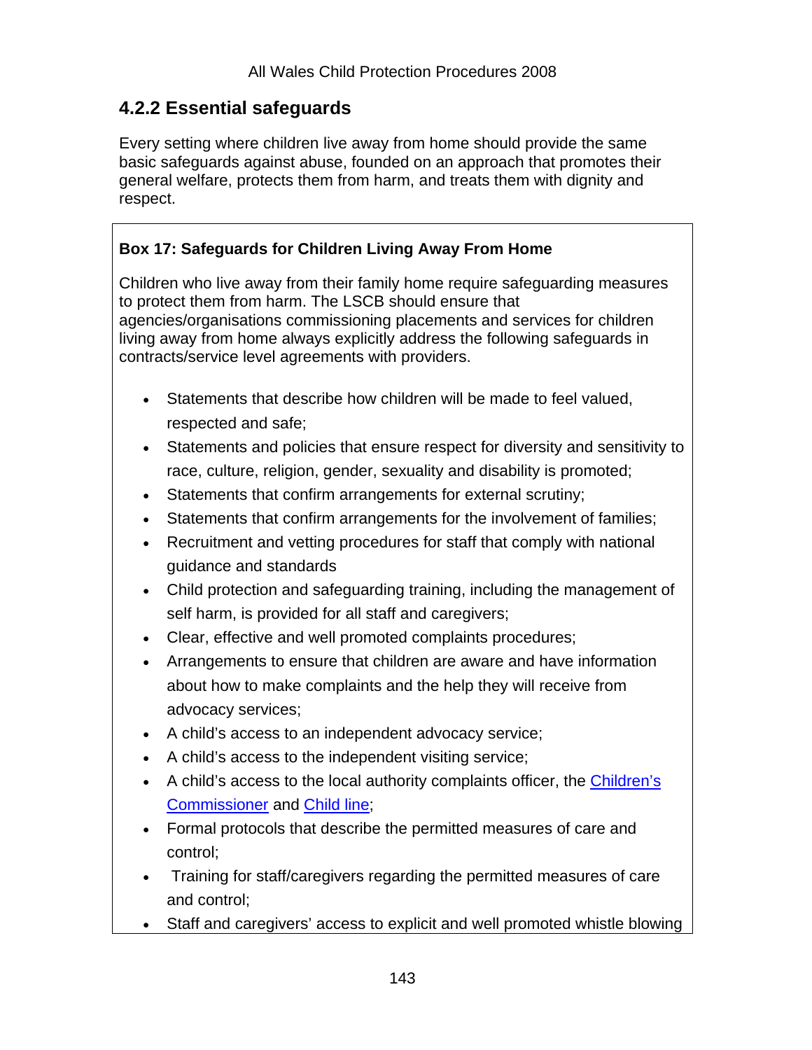## 4.2.2 Essential safeguards

Every setting where children live away from home should provide the same basic safeguards against abuse, founded on an approach that promotes their general welfare, protects them from harm, and treats them with dignity and respect.

**Box 17: Safeguards for Children Living Away From Home**

Children who live away from their family home require safeguarding measures to protect them from harm. The LSCB should ensure that agencies/organisations commissioning placements and services for children living away from home always explicitly address the following safeguards in contracts/service level agreements with providers.

- Statements that describe how children will be made to feel valued, respected and safe;
- Statements and policies that ensure respect for diversity and sensitivity to race, culture, religion, gender, sexuality and disability is promoted;
- Statements that confirm arrangements for external scrutiny;
- Statements that confirm arrangements for the involvement of families;
- Recruitment and vetting procedures for staff that comply with national guidance and standards
- Child protection and safeguarding training, including the management of self harm, is provided for all staff and caregivers;
- Clear, effective and well promoted complaints procedures;
- Arrangements to ensure that children are aware and have information about how to make complaints and the help they will receive from advocacy services;
- A child's access to an independent advocacy service;
- A child's access to the independent visiting service;
- A child's access to the local authority complaints officer, the Children's Commissioner and Child line;
- Formal protocols that describe the permitted measures of care and control;
- Training for staff/caregivers regarding the permitted measures of care and control;
- Staff and caregivers' access to explicit and well promoted whistle blowing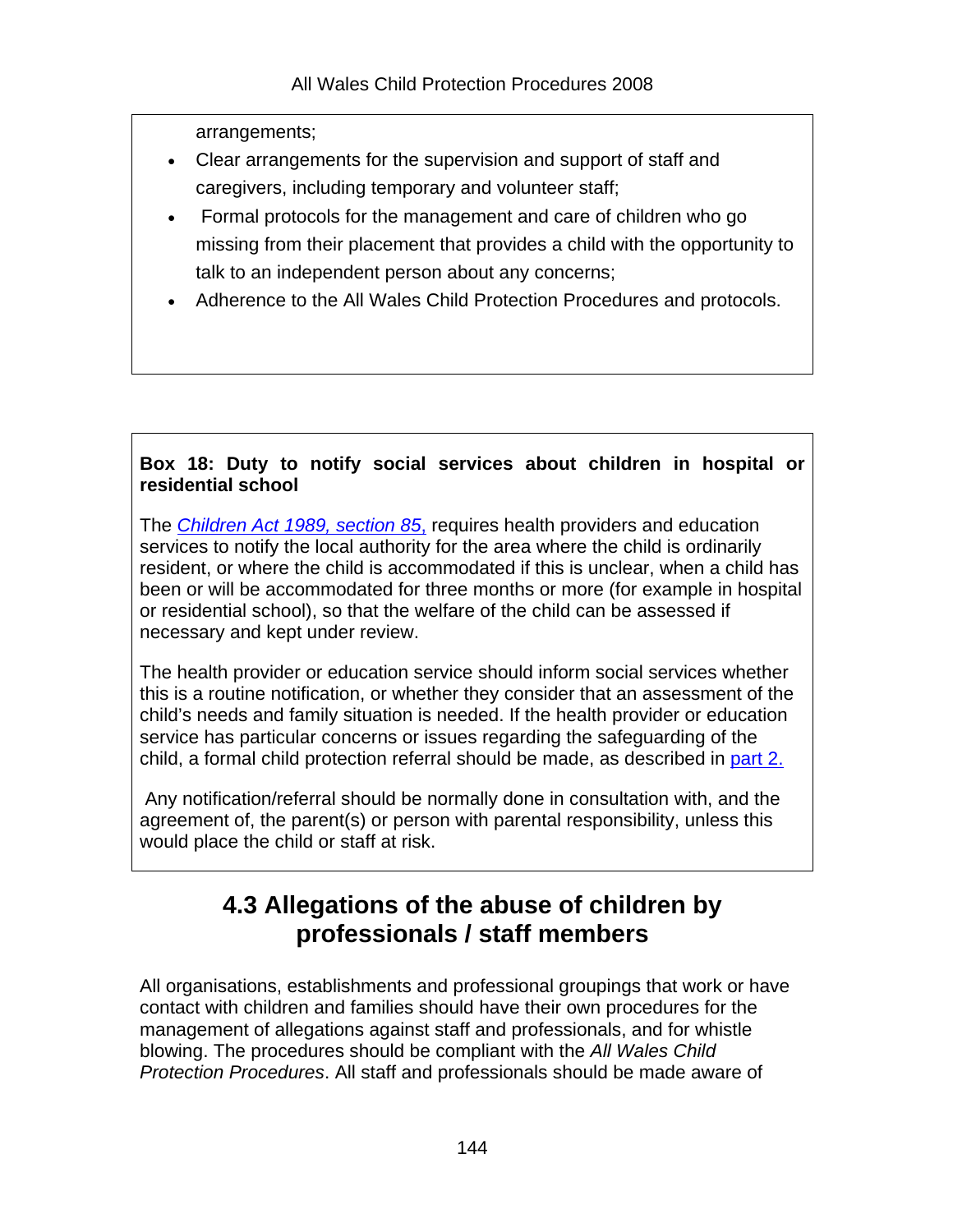arrangements;

- Clear arrangements for the supervision and support of staff and caregivers, including temporary and volunteer staff;
- Formal protocols for the management and care of children who go missing from their placement that provides a child with the opportunity to talk to an independent person about any concerns;
- Adherence to the All Wales Child Protection Procedures and protocols.

**Box 18: Duty to notify social services about children in hospital or residential school**

The *Children Act 1989, section 85,* requires health providers and education services to notify the local authority for the area where the child is ordinarily resident, or where the child is accommodated if this is unclear, when a child has been or will be accommodated for three months or more (for example in hospital or residential school), so that the welfare of the child can be assessed if necessary and kept under review.

The health provider or education service should inform social services whether this is a routine notification, or whether they consider that an assessment of the child's needs and family situation is needed. If the health provider or education service has particular concerns or issues regarding the safeguarding of the child, a formal child protection referral should be made, as described in part 2.

Any notification/referral should be normally done in consultation with, and the agreement of, the parent(s) or person with parental responsibility, unless this would place the child or staff at risk.

## 4.3 Allegations of the abuse of children by professionals / staff members

All organisations, establishments and professional groupings that work or have contact with children and families should have their own procedures for the management of allegations against staff and professionals, and for whistle blowing. The procedures should be compliant with the *All Wales Child Protection Procedures*. All staff and professionals should be made aware of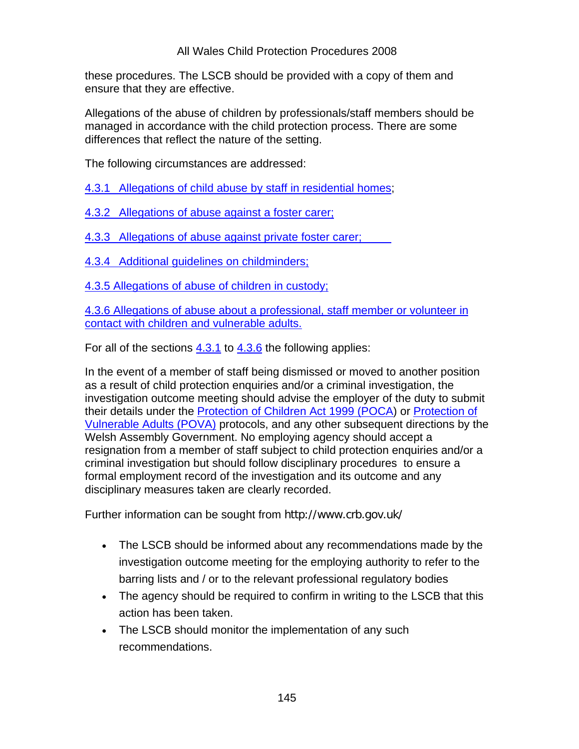these procedures. The LSCB should be provided with a copy of them and ensure that they are effective.

Allegations of the abuse of children by professionals/staff members should be managed in accordance with the child protection process. There are some differences that reflect the nature of the setting.

The following circumstances are addressed:

4.3.1 Allegations of child abuse by staff in residential homes;

4.3.2 Allegations of abuse against a foster carer;

4.3.3 Allegations of abuse against private foster carer;

4.3.4 Additional guidelines on childminders;

4.3.5 Allegations of abuse of children in custody;

4.3.6 Allegations of abuse about a professional, staff member or volunteer in contact with children and vulnerable adults.

For all of the sections 4.3.1 to 4.3.6 the following applies:

In the event of a member of staff being dismissed or moved to another position as a result of child protection enquiries and/or a criminal investigation, the investigation outcome meeting should advise the employer of the duty to submit their details under the Protection of Children Act 1999 (POCA) or Protection of Vulnerable Adults (POVA) protocols, and any other subsequent directions by the Welsh Assembly Government. No employing agency should accept a resignation from a member of staff subject to child protection enquiries and/or a criminal investigation but should follow disciplinary procedures to ensure a formal employment record of the investigation and its outcome and any disciplinary measures taken are clearly recorded.

Further information can be sought from http://www.crb.gov.uk/

- The LSCB should be informed about any recommendations made by the investigation outcome meeting for the employing authority to refer to the barring lists and / or to the relevant professional regulatory bodies
- The agency should be required to confirm in writing to the LSCB that this action has been taken.
- The LSCB should monitor the implementation of any such recommendations.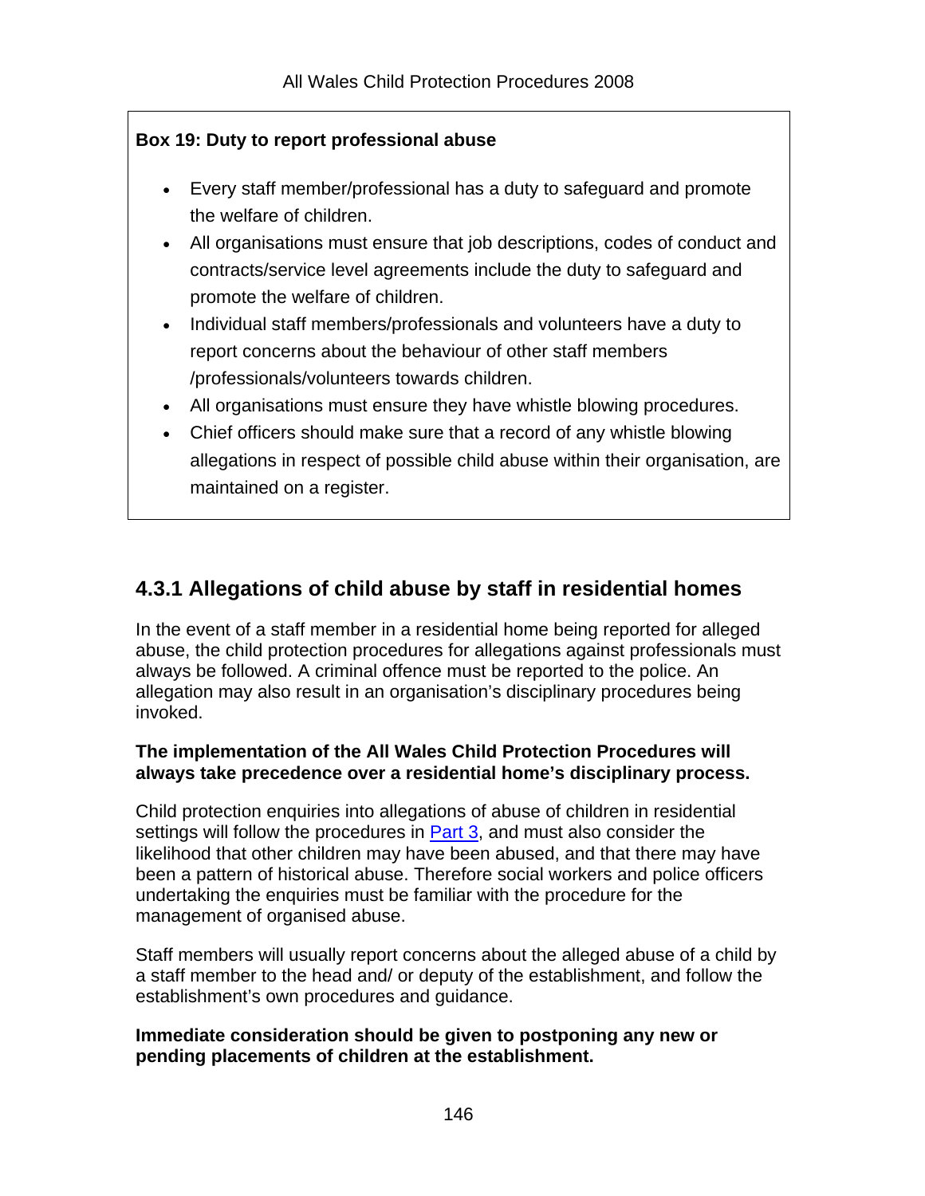**Box 19: Duty to report professional abuse**

- Every staff member/professional has a duty to safeguard and promote the welfare of children.
- All organisations must ensure that job descriptions, codes of conduct and contracts/service level agreements include the duty to safeguard and promote the welfare of children.
- Individual staff members/professionals and volunteers have a duty to report concerns about the behaviour of other staff members /professionals/volunteers towards children.
- All organisations must ensure they have whistle blowing procedures.
- Chief officers should make sure that a record of any whistle blowing allegations in respect of possible child abuse within their organisation, are maintained on a register.

### 4.3.1 Allegations of child abuse by staff in residential homes

In the event of a staff member in a residential home being reported for alleged abuse, the child protection procedures for allegations against professionals must always be followed. A criminal offence must be reported to the police. An allegation may also result in an organisation's disciplinary procedures being invoked.

**The implementation of the All Wales Child Protection Procedures will always take precedence over a residential home's disciplinary process.**

Child protection enquiries into allegations of abuse of children in residential settings will follow the procedures in Part 3, and must also consider the likelihood that other children may have been abused, and that there may have been a pattern of historical abuse. Therefore social workers and police officers undertaking the enquiries must be familiar with the procedure for the management of organised abuse.

Staff members will usually report concerns about the alleged abuse of a child by a staff member to the head and/ or deputy of the establishment, and follow the establishment's own procedures and guidance.

**Immediate consideration should be given to postponing any new or pending placements of children at the establishment.**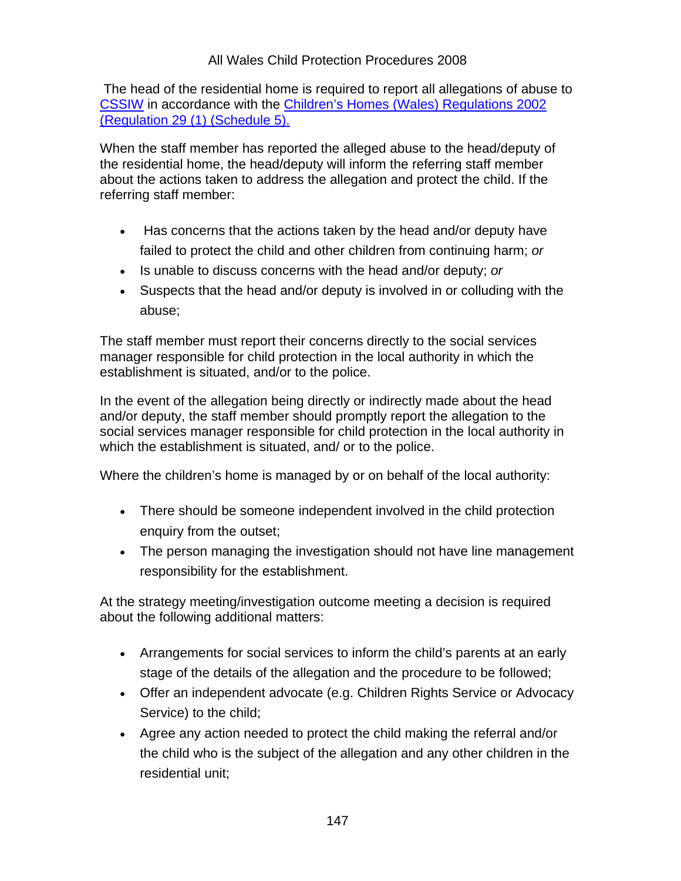The head of the residential home is required to report all allegations of abuse to [CSSIW](#) in accordance with the [Children's Homes (Wales) Regulations 2002 (Regulation 29 (1) (Schedule 5).](#)

When the staff member has reported the alleged abuse to the head/deputy of the residential home, the head/deputy will inform the referring staff member about the actions taken to address the allegation and protect the child. If the referring staff member:

- Has concerns that the actions taken by the head and/or deputy have failed to protect the child and other children from continuing harm; *or*
- Is unable to discuss concerns with the head and/or deputy; *or*
- Suspects that the head and/or deputy is involved in or colluding with the abuse;

The staff member must report their concerns directly to the social services manager responsible for child protection in the local authority in which the establishment is situated, and/or to the police.

In the event of the allegation being directly or indirectly made about the head and/or deputy, the staff member should promptly report the allegation to the social services manager responsible for child protection in the local authority in which the establishment is situated, and/ or to the police.

Where the children's home is managed by or on behalf of the local authority:

- There should be someone independent involved in the child protection enquiry from the outset;
- The person managing the investigation should not have line management responsibility for the establishment.

At the strategy meeting/investigation outcome meeting a decision is required about the following additional matters:

- Arrangements for social services to inform the child's parents at an early stage of the details of the allegation and the procedure to be followed;
- Offer an independent advocate (e.g. Children Rights Service or Advocacy Service) to the child;
- Agree any action needed to protect the child making the referral and/or the child who is the subject of the allegation and any other children in the residential unit;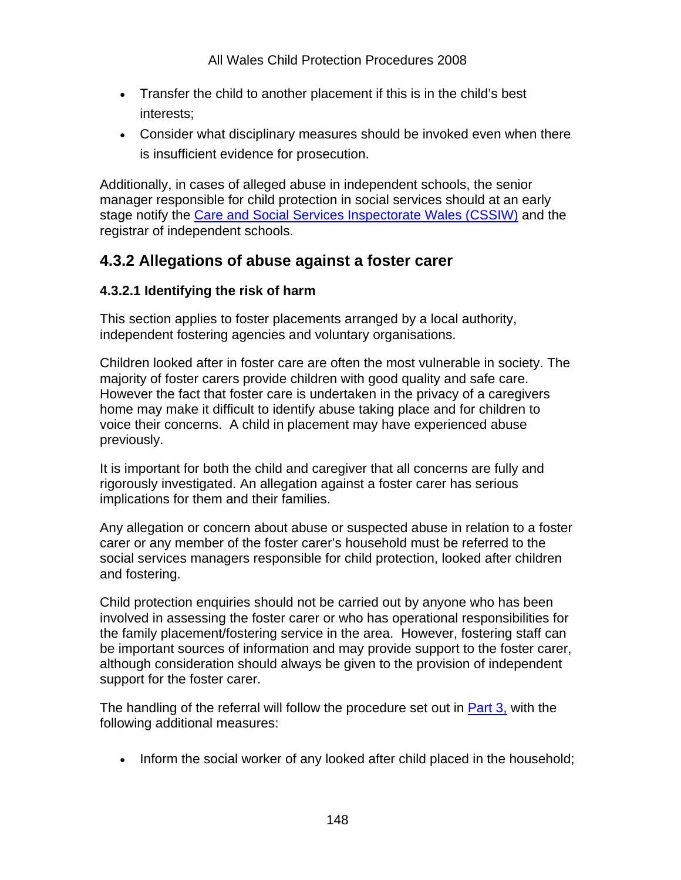- Transfer the child to another placement if this is in the child's best interests;
- Consider what disciplinary measures should be invoked even when there is insufficient evidence for prosecution.

Additionally, in cases of alleged abuse in independent schools, the senior manager responsible for child protection in social services should at an early stage notify the Care and Social Services Inspectorate Wales (CSSIW) and the registrar of independent schools.

## 4.3.2 Allegations of abuse against a foster carer

### 4.3.2.1 Identifying the risk of harm

This section applies to foster placements arranged by a local authority, independent fostering agencies and voluntary organisations.

Children looked after in foster care are often the most vulnerable in society. The majority of foster carers provide children with good quality and safe care. However the fact that foster care is undertaken in the privacy of a caregivers home may make it difficult to identify abuse taking place and for children to voice their concerns. A child in placement may have experienced abuse previously.

It is important for both the child and caregiver that all concerns are fully and rigorously investigated. An allegation against a foster carer has serious implications for them and their families.

Any allegation or concern about abuse or suspected abuse in relation to a foster carer or any member of the foster carer's household must be referred to the social services managers responsible for child protection, looked after children and fostering.

Child protection enquiries should not be carried out by anyone who has been involved in assessing the foster carer or who has operational responsibilities for the family placement/fostering service in the area. However, fostering staff can be important sources of information and may provide support to the foster carer, although consideration should always be given to the provision of independent support for the foster carer.

The handling of the referral will follow the procedure set out in Part 3, with the following additional measures:

- Inform the social worker of any looked after child placed in the household;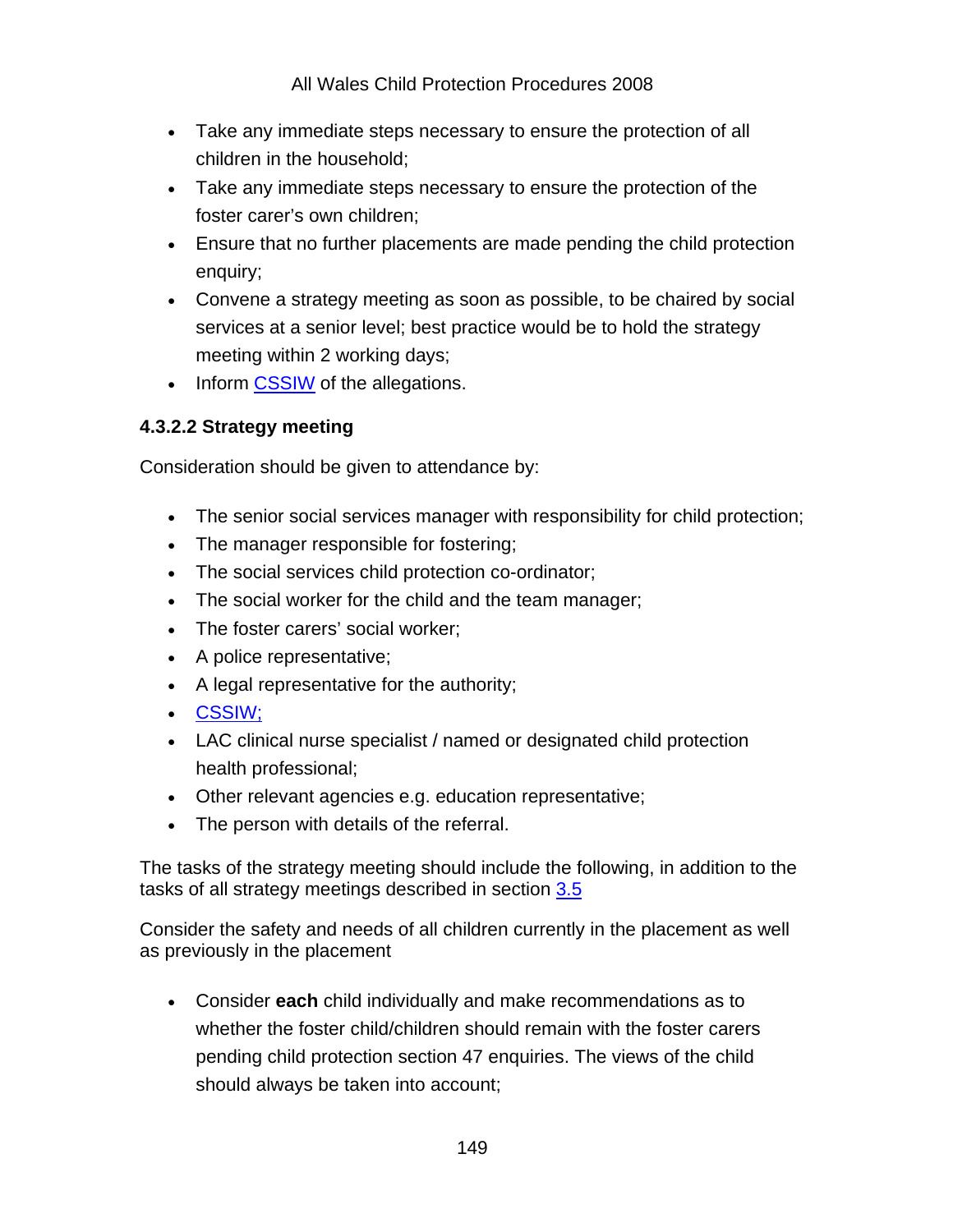- Take any immediate steps necessary to ensure the protection of all children in the household;
- Take any immediate steps necessary to ensure the protection of the foster carer's own children;
- Ensure that no further placements are made pending the child protection enquiry;
- Convene a strategy meeting as soon as possible, to be chaired by social services at a senior level; best practice would be to hold the strategy meeting within 2 working days;
- Inform CSSIW of the allegations.

#### 4.3.2.2 Strategy meeting

Consideration should be given to attendance by:

- The senior social services manager with responsibility for child protection;
- The manager responsible for fostering;
- The social services child protection co-ordinator;
- The social worker for the child and the team manager;
- The foster carers' social worker;
- A police representative;
- A legal representative for the authority;
- CSSIW;
- LAC clinical nurse specialist / named or designated child protection health professional;
- Other relevant agencies e.g. education representative;
- The person with details of the referral.

The tasks of the strategy meeting should include the following, in addition to the tasks of all strategy meetings described in section 3.5

Consider the safety and needs of all children currently in the placement as well as previously in the placement

- Consider **each** child individually and make recommendations as to whether the foster child/children should remain with the foster carers pending child protection section 47 enquiries. The views of the child should always be taken into account;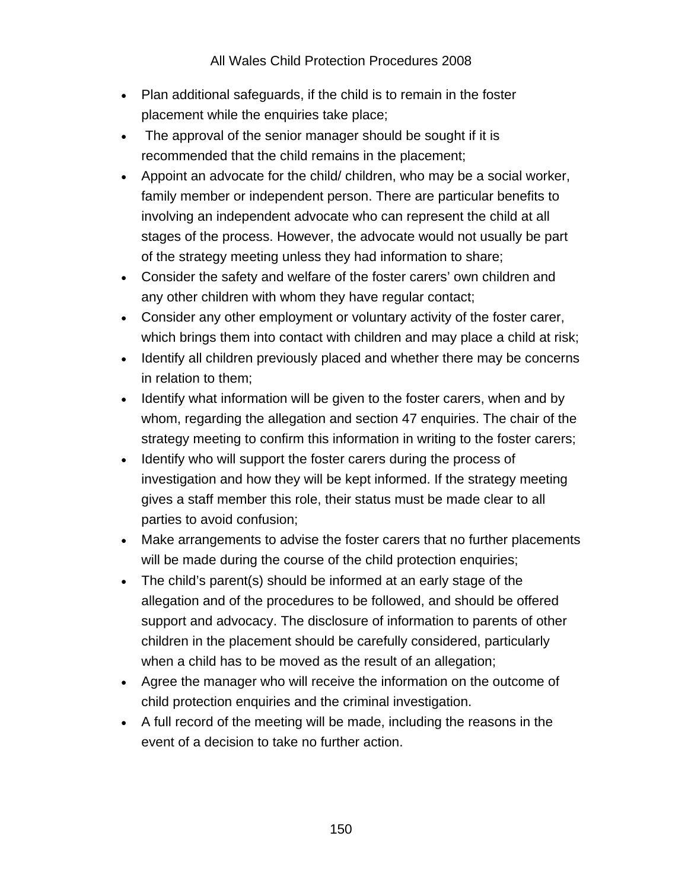- Plan additional safeguards, if the child is to remain in the foster placement while the enquiries take place;
- The approval of the senior manager should be sought if it is recommended that the child remains in the placement;
- Appoint an advocate for the child/ children, who may be a social worker, family member or independent person. There are particular benefits to involving an independent advocate who can represent the child at all stages of the process. However, the advocate would not usually be part of the strategy meeting unless they had information to share;
- Consider the safety and welfare of the foster carers' own children and any other children with whom they have regular contact;
- Consider any other employment or voluntary activity of the foster carer, which brings them into contact with children and may place a child at risk;
- Identify all children previously placed and whether there may be concerns in relation to them;
- Identify what information will be given to the foster carers, when and by whom, regarding the allegation and section 47 enquiries. The chair of the strategy meeting to confirm this information in writing to the foster carers;
- Identify who will support the foster carers during the process of investigation and how they will be kept informed. If the strategy meeting gives a staff member this role, their status must be made clear to all parties to avoid confusion;
- Make arrangements to advise the foster carers that no further placements will be made during the course of the child protection enquiries;
- The child's parent(s) should be informed at an early stage of the allegation and of the procedures to be followed, and should be offered support and advocacy. The disclosure of information to parents of other children in the placement should be carefully considered, particularly when a child has to be moved as the result of an allegation;
- Agree the manager who will receive the information on the outcome of child protection enquiries and the criminal investigation.
- A full record of the meeting will be made, including the reasons in the event of a decision to take no further action.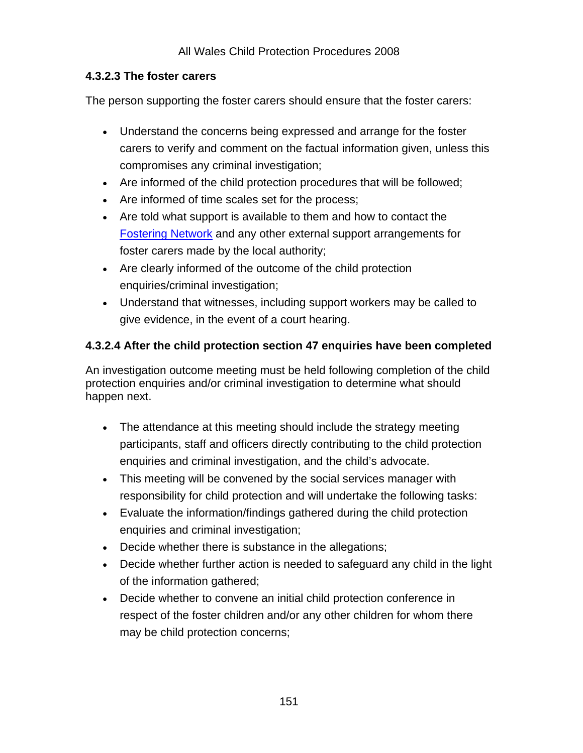#### 4.3.2.3 The foster carers

The person supporting the foster carers should ensure that the foster carers:

- Understand the concerns being expressed and arrange for the foster carers to verify and comment on the factual information given, unless this compromises any criminal investigation;
- Are informed of the child protection procedures that will be followed;
- Are informed of time scales set for the process;
- Are told what support is available to them and how to contact the Fostering Network and any other external support arrangements for foster carers made by the local authority;
- Are clearly informed of the outcome of the child protection enquiries/criminal investigation;
- Understand that witnesses, including support workers may be called to give evidence, in the event of a court hearing.

#### 4.3.2.4 After the child protection section 47 enquiries have been completed

An investigation outcome meeting must be held following completion of the child protection enquiries and/or criminal investigation to determine what should happen next.

- The attendance at this meeting should include the strategy meeting participants, staff and officers directly contributing to the child protection enquiries and criminal investigation, and the child's advocate.
- This meeting will be convened by the social services manager with responsibility for child protection and will undertake the following tasks:
- Evaluate the information/findings gathered during the child protection enquiries and criminal investigation;
- Decide whether there is substance in the allegations;
- Decide whether further action is needed to safeguard any child in the light of the information gathered;
- Decide whether to convene an initial child protection conference in respect of the foster children and/or any other children for whom there may be child protection concerns;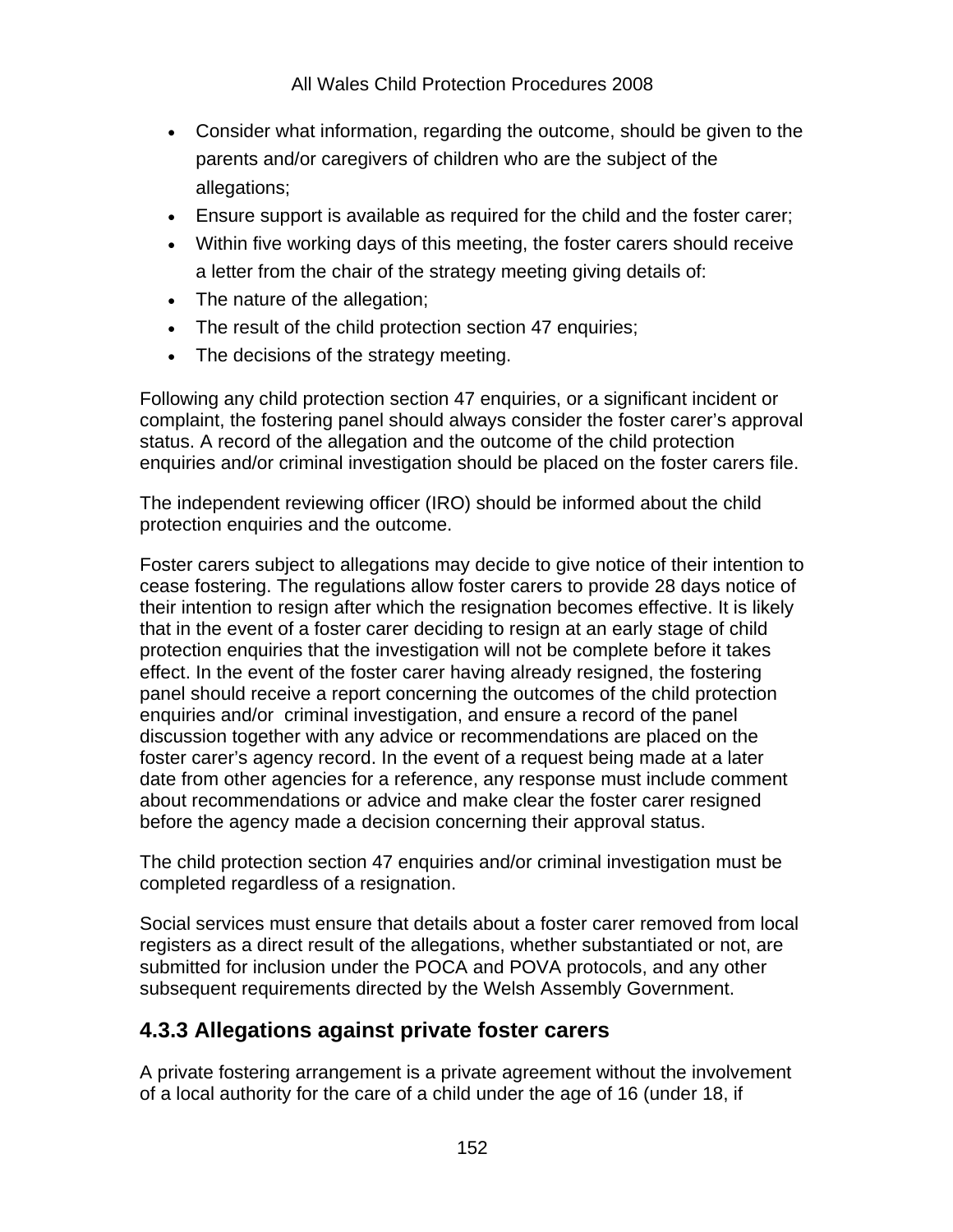- Consider what information, regarding the outcome, should be given to the parents and/or caregivers of children who are the subject of the allegations;
- Ensure support is available as required for the child and the foster carer;
- Within five working days of this meeting, the foster carers should receive a letter from the chair of the strategy meeting giving details of:
- The nature of the allegation;
- The result of the child protection section 47 enquiries;
- The decisions of the strategy meeting.

Following any child protection section 47 enquiries, or a significant incident or complaint, the fostering panel should always consider the foster carer's approval status. A record of the allegation and the outcome of the child protection enquiries and/or criminal investigation should be placed on the foster carers file.

The independent reviewing officer (IRO) should be informed about the child protection enquiries and the outcome.

Foster carers subject to allegations may decide to give notice of their intention to cease fostering. The regulations allow foster carers to provide 28 days notice of their intention to resign after which the resignation becomes effective. It is likely that in the event of a foster carer deciding to resign at an early stage of child protection enquiries that the investigation will not be complete before it takes effect. In the event of the foster carer having already resigned, the fostering panel should receive a report concerning the outcomes of the child protection enquiries and/or criminal investigation, and ensure a record of the panel discussion together with any advice or recommendations are placed on the foster carer's agency record. In the event of a request being made at a later date from other agencies for a reference, any response must include comment about recommendations or advice and make clear the foster carer resigned before the agency made a decision concerning their approval status.

The child protection section 47 enquiries and/or criminal investigation must be completed regardless of a resignation.

Social services must ensure that details about a foster carer removed from local registers as a direct result of the allegations, whether substantiated or not, are submitted for inclusion under the POCA and POVA protocols, and any other subsequent requirements directed by the Welsh Assembly Government.

### 4.3.3 Allegations against private foster carers

A private fostering arrangement is a private agreement without the involvement of a local authority for the care of a child under the age of 16 (under 18, if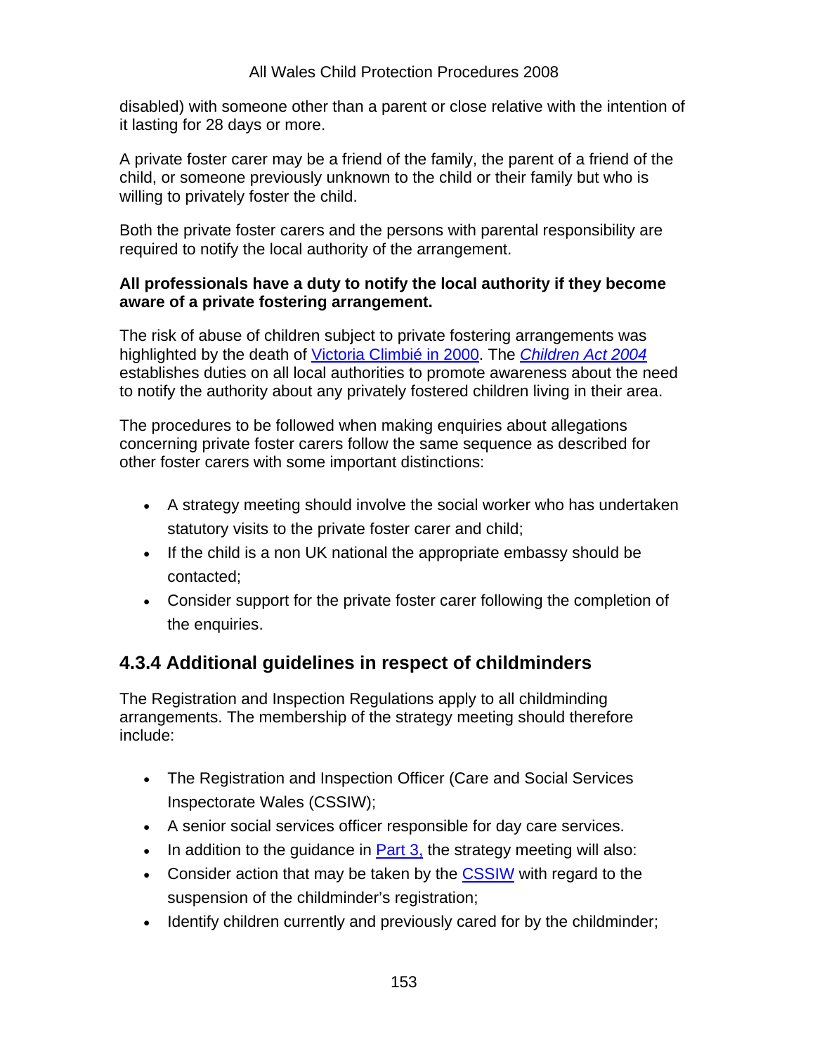disabled) with someone other than a parent or close relative with the intention of it lasting for 28 days or more.

A private foster carer may be a friend of the family, the parent of a friend of the child, or someone previously unknown to the child or their family but who is willing to privately foster the child.

Both the private foster carers and the persons with parental responsibility are required to notify the local authority of the arrangement.

**All professionals have a duty to notify the local authority if they become aware of a private fostering arrangement.**

The risk of abuse of children subject to private fostering arrangements was highlighted by the death of Victoria Climbié in 2000. The *Children Act 2004* establishes duties on all local authorities to promote awareness about the need to notify the authority about any privately fostered children living in their area.

The procedures to be followed when making enquiries about allegations concerning private foster carers follow the same sequence as described for other foster carers with some important distinctions:

- A strategy meeting should involve the social worker who has undertaken statutory visits to the private foster carer and child;
- If the child is a non UK national the appropriate embassy should be contacted;
- Consider support for the private foster carer following the completion of the enquiries.

### 4.3.4 Additional guidelines in respect of childminders

The Registration and Inspection Regulations apply to all childminding arrangements. The membership of the strategy meeting should therefore include:

- The Registration and Inspection Officer (Care and Social Services Inspectorate Wales (CSSIW);
- A senior social services officer responsible for day care services.
- In addition to the guidance in Part 3, the strategy meeting will also:
- Consider action that may be taken by the CSSIW with regard to the suspension of the childminder's registration;
- Identify children currently and previously cared for by the childminder;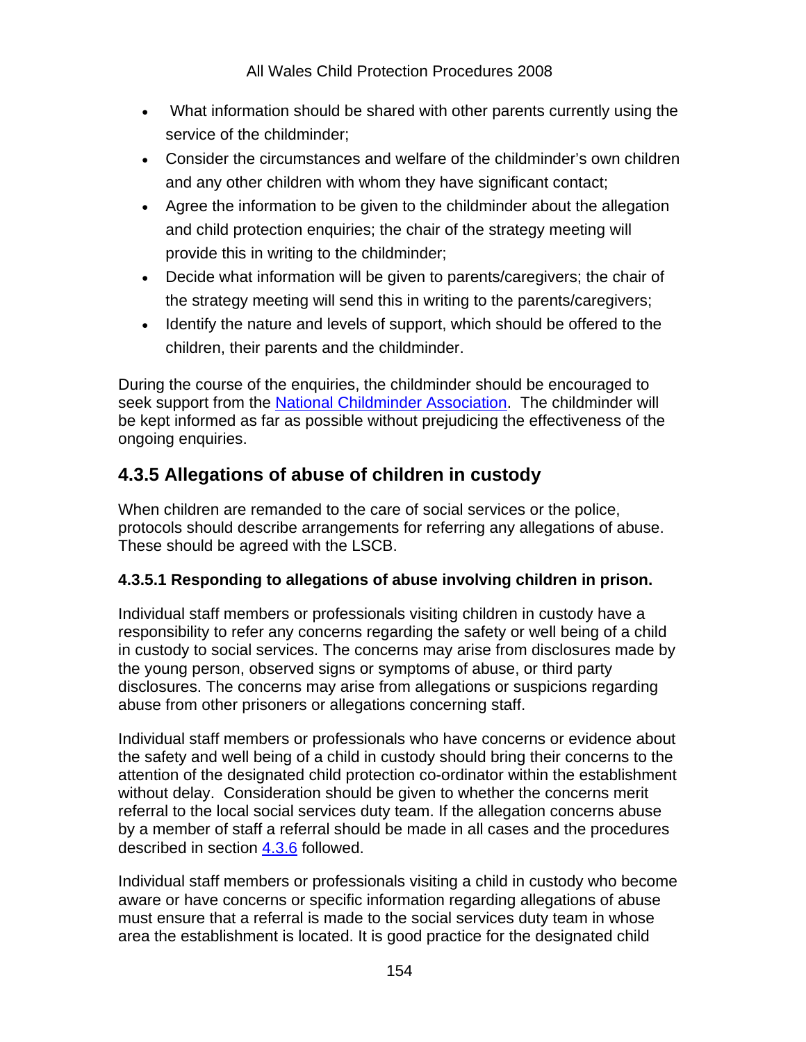- What information should be shared with other parents currently using the service of the childminder;
- Consider the circumstances and welfare of the childminder's own children and any other children with whom they have significant contact;
- Agree the information to be given to the childminder about the allegation and child protection enquiries; the chair of the strategy meeting will provide this in writing to the childminder;
- Decide what information will be given to parents/caregivers; the chair of the strategy meeting will send this in writing to the parents/caregivers;
- Identify the nature and levels of support, which should be offered to the children, their parents and the childminder.

During the course of the enquiries, the childminder should be encouraged to seek support from the National Childminder Association. The childminder will be kept informed as far as possible without prejudicing the effectiveness of the ongoing enquiries.

## 4.3.5 Allegations of abuse of children in custody

When children are remanded to the care of social services or the police, protocols should describe arrangements for referring any allegations of abuse. These should be agreed with the LSCB.

#### 4.3.5.1 Responding to allegations of abuse involving children in prison.

Individual staff members or professionals visiting children in custody have a responsibility to refer any concerns regarding the safety or well being of a child in custody to social services. The concerns may arise from disclosures made by the young person, observed signs or symptoms of abuse, or third party disclosures. The concerns may arise from allegations or suspicions regarding abuse from other prisoners or allegations concerning staff.

Individual staff members or professionals who have concerns or evidence about the safety and well being of a child in custody should bring their concerns to the attention of the designated child protection co-ordinator within the establishment without delay. Consideration should be given to whether the concerns merit referral to the local social services duty team. If the allegation concerns abuse by a member of staff a referral should be made in all cases and the procedures described in section 4.3.6 followed.

Individual staff members or professionals visiting a child in custody who become aware or have concerns or specific information regarding allegations of abuse must ensure that a referral is made to the social services duty team in whose area the establishment is located. It is good practice for the designated child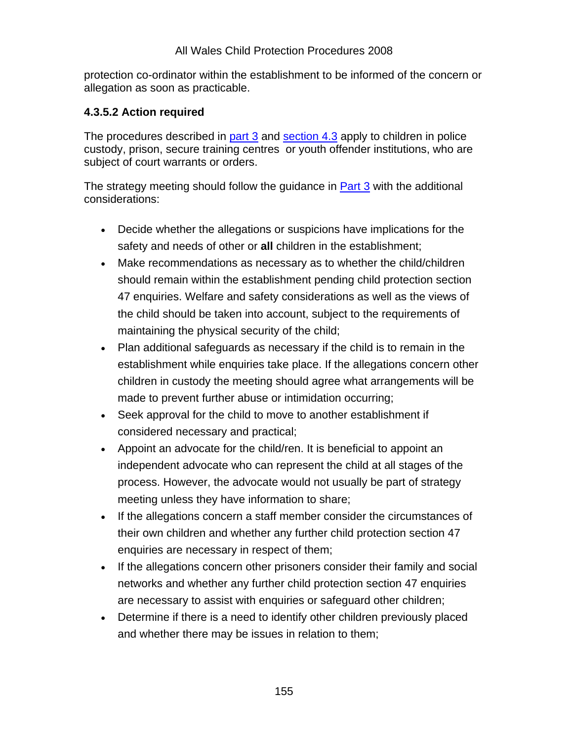protection co-ordinator within the establishment to be informed of the concern or allegation as soon as practicable.

#### 4.3.5.2 Action required

The procedures described in part 3 and section 4.3 apply to children in police custody, prison, secure training centres or youth offender institutions, who are subject of court warrants or orders.

The strategy meeting should follow the guidance in Part 3 with the additional considerations:

- Decide whether the allegations or suspicions have implications for the safety and needs of other or **all** children in the establishment;
- Make recommendations as necessary as to whether the child/children should remain within the establishment pending child protection section 47 enquiries. Welfare and safety considerations as well as the views of the child should be taken into account, subject to the requirements of maintaining the physical security of the child;
- Plan additional safeguards as necessary if the child is to remain in the establishment while enquiries take place. If the allegations concern other children in custody the meeting should agree what arrangements will be made to prevent further abuse or intimidation occurring;
- Seek approval for the child to move to another establishment if considered necessary and practical;
- Appoint an advocate for the child/ren. It is beneficial to appoint an independent advocate who can represent the child at all stages of the process. However, the advocate would not usually be part of strategy meeting unless they have information to share;
- If the allegations concern a staff member consider the circumstances of their own children and whether any further child protection section 47 enquiries are necessary in respect of them;
- If the allegations concern other prisoners consider their family and social networks and whether any further child protection section 47 enquiries are necessary to assist with enquiries or safeguard other children;
- Determine if there is a need to identify other children previously placed and whether there may be issues in relation to them;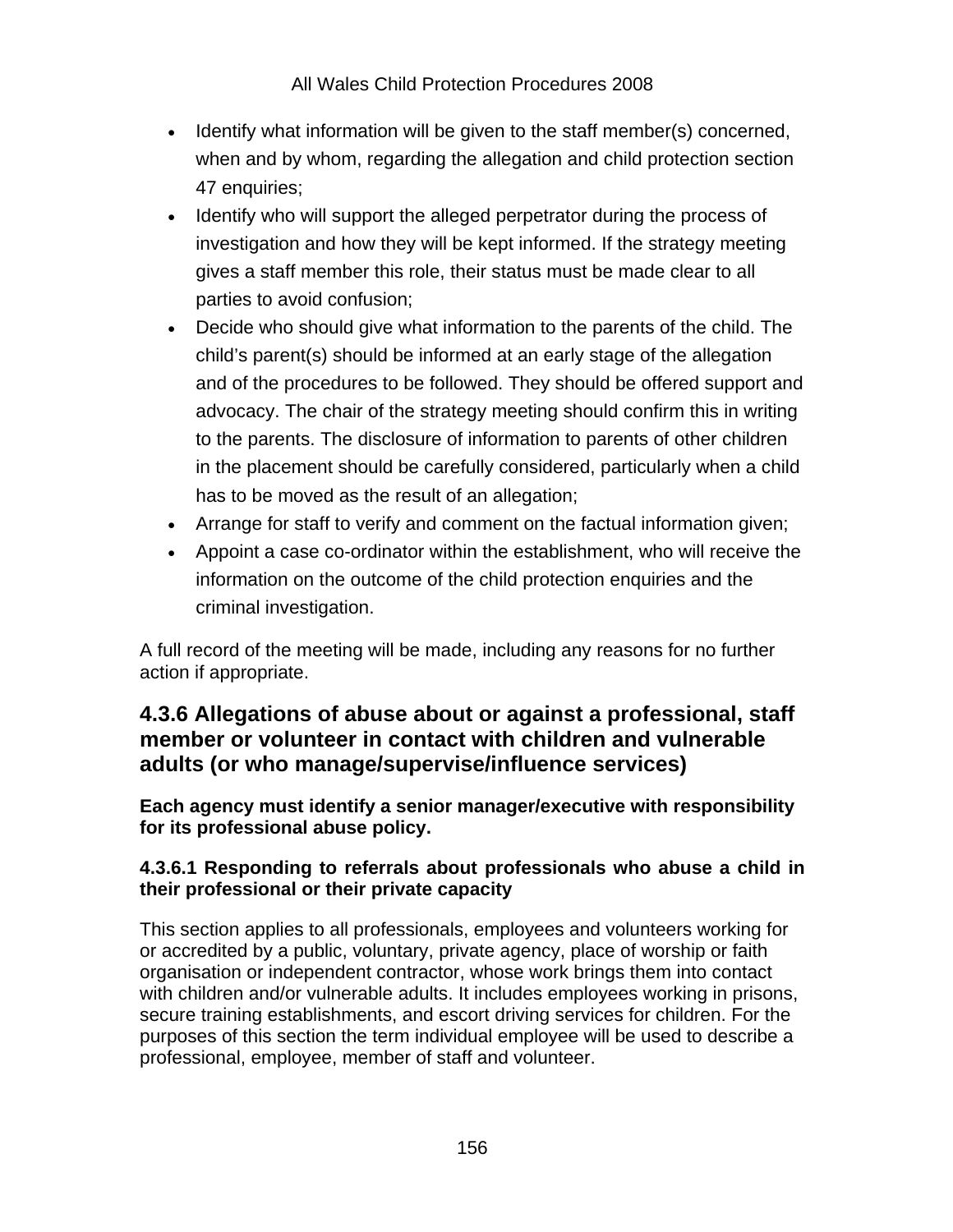- Identify what information will be given to the staff member(s) concerned, when and by whom, regarding the allegation and child protection section 47 enquiries;
- Identify who will support the alleged perpetrator during the process of investigation and how they will be kept informed. If the strategy meeting gives a staff member this role, their status must be made clear to all parties to avoid confusion;
- Decide who should give what information to the parents of the child. The child's parent(s) should be informed at an early stage of the allegation and of the procedures to be followed. They should be offered support and advocacy. The chair of the strategy meeting should confirm this in writing to the parents. The disclosure of information to parents of other children in the placement should be carefully considered, particularly when a child has to be moved as the result of an allegation;
- Arrange for staff to verify and comment on the factual information given;
- Appoint a case co-ordinator within the establishment, who will receive the information on the outcome of the child protection enquiries and the criminal investigation.

A full record of the meeting will be made, including any reasons for no further action if appropriate.

## 4.3.6 Allegations of abuse about or against a professional, staff member or volunteer in contact with children and vulnerable adults (or who manage/supervise/influence services)

**Each agency must identify a senior manager/executive with responsibility for its professional abuse policy.**

### 4.3.6.1 Responding to referrals about professionals who abuse a child in their professional or their private capacity

This section applies to all professionals, employees and volunteers working for or accredited by a public, voluntary, private agency, place of worship or faith organisation or independent contractor, whose work brings them into contact with children and/or vulnerable adults. It includes employees working in prisons, secure training establishments, and escort driving services for children. For the purposes of this section the term individual employee will be used to describe a professional, employee, member of staff and volunteer.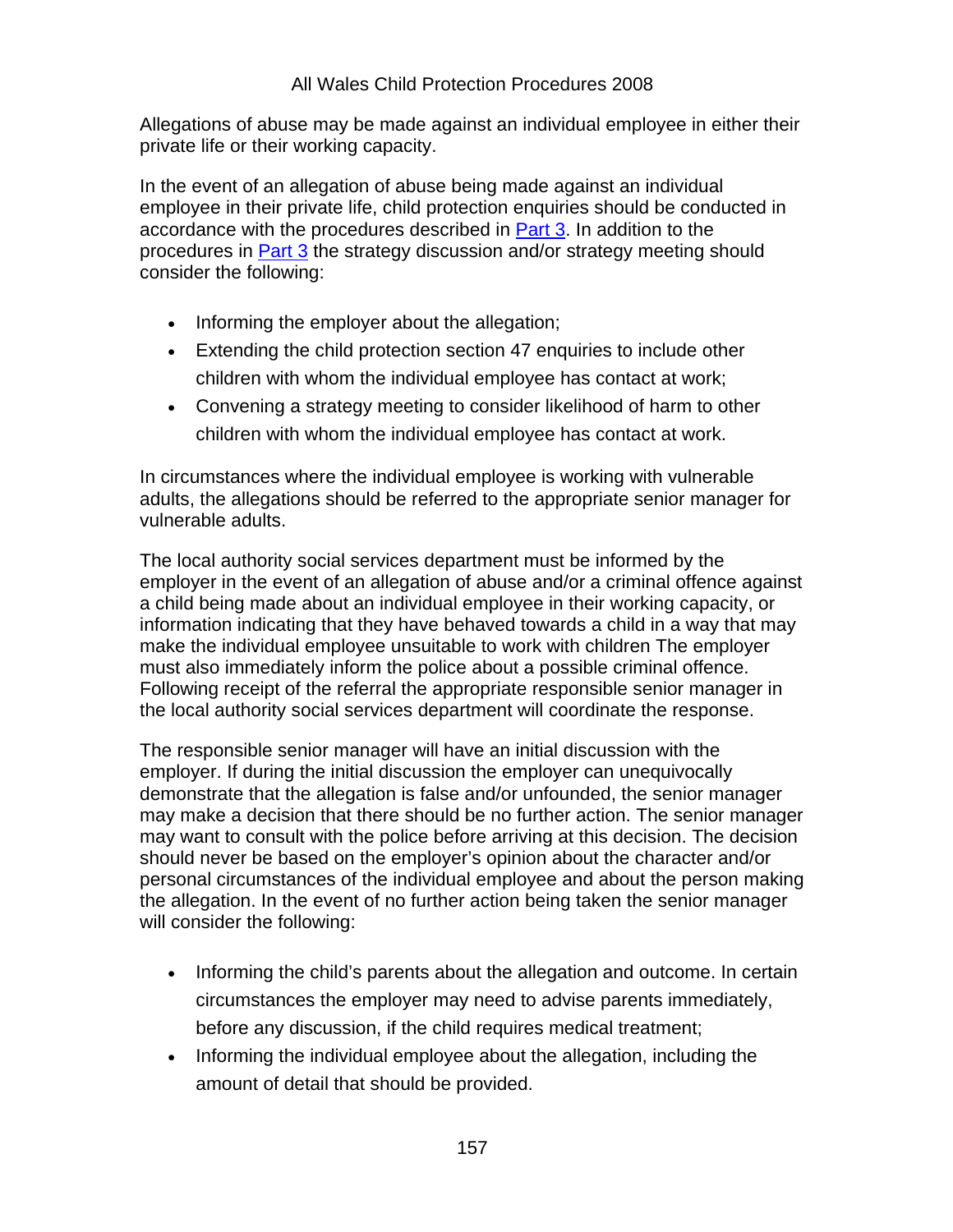Allegations of abuse may be made against an individual employee in either their private life or their working capacity.

In the event of an allegation of abuse being made against an individual employee in their private life, child protection enquiries should be conducted in accordance with the procedures described in Part 3. In addition to the procedures in Part 3 the strategy discussion and/or strategy meeting should consider the following:

- Informing the employer about the allegation;
- Extending the child protection section 47 enquiries to include other children with whom the individual employee has contact at work;
- Convening a strategy meeting to consider likelihood of harm to other children with whom the individual employee has contact at work.

In circumstances where the individual employee is working with vulnerable adults, the allegations should be referred to the appropriate senior manager for vulnerable adults.

The local authority social services department must be informed by the employer in the event of an allegation of abuse and/or a criminal offence against a child being made about an individual employee in their working capacity, or information indicating that they have behaved towards a child in a way that may make the individual employee unsuitable to work with children The employer must also immediately inform the police about a possible criminal offence. Following receipt of the referral the appropriate responsible senior manager in the local authority social services department will coordinate the response.

The responsible senior manager will have an initial discussion with the employer. If during the initial discussion the employer can unequivocally demonstrate that the allegation is false and/or unfounded, the senior manager may make a decision that there should be no further action. The senior manager may want to consult with the police before arriving at this decision. The decision should never be based on the employer's opinion about the character and/or personal circumstances of the individual employee and about the person making the allegation. In the event of no further action being taken the senior manager will consider the following:

- Informing the child's parents about the allegation and outcome. In certain circumstances the employer may need to advise parents immediately, before any discussion, if the child requires medical treatment;
- Informing the individual employee about the allegation, including the amount of detail that should be provided.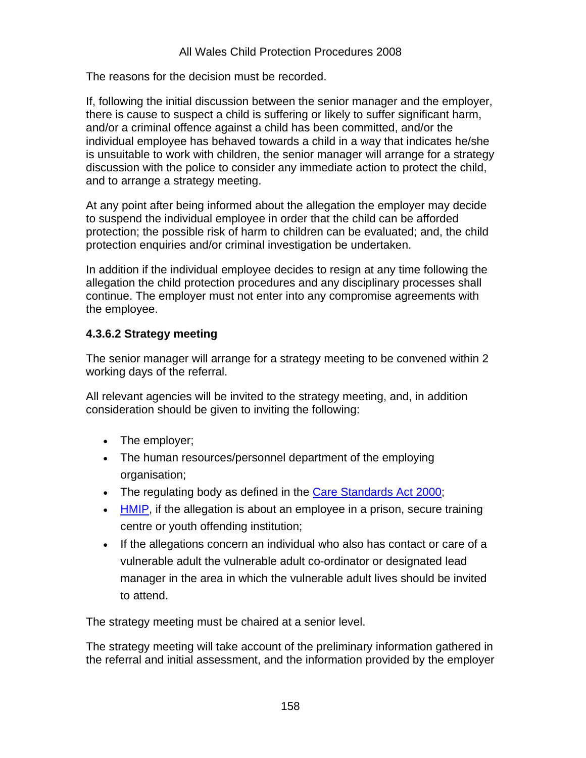The reasons for the decision must be recorded.

If, following the initial discussion between the senior manager and the employer, there is cause to suspect a child is suffering or likely to suffer significant harm, and/or a criminal offence against a child has been committed, and/or the individual employee has behaved towards a child in a way that indicates he/she is unsuitable to work with children, the senior manager will arrange for a strategy discussion with the police to consider any immediate action to protect the child, and to arrange a strategy meeting.

At any point after being informed about the allegation the employer may decide to suspend the individual employee in order that the child can be afforded protection; the possible risk of harm to children can be evaluated; and, the child protection enquiries and/or criminal investigation be undertaken.

In addition if the individual employee decides to resign at any time following the allegation the child protection procedures and any disciplinary processes shall continue. The employer must not enter into any compromise agreements with the employee.

#### 4.3.6.2 Strategy meeting

The senior manager will arrange for a strategy meeting to be convened within 2 working days of the referral.

All relevant agencies will be invited to the strategy meeting, and, in addition consideration should be given to inviting the following:

- The employer;
- The human resources/personnel department of the employing organisation;
- The regulating body as defined in the Care Standards Act 2000;
- HMIP, if the allegation is about an employee in a prison, secure training centre or youth offending institution;
- If the allegations concern an individual who also has contact or care of a vulnerable adult the vulnerable adult co-ordinator or designated lead manager in the area in which the vulnerable adult lives should be invited to attend.

The strategy meeting must be chaired at a senior level.

The strategy meeting will take account of the preliminary information gathered in the referral and initial assessment, and the information provided by the employer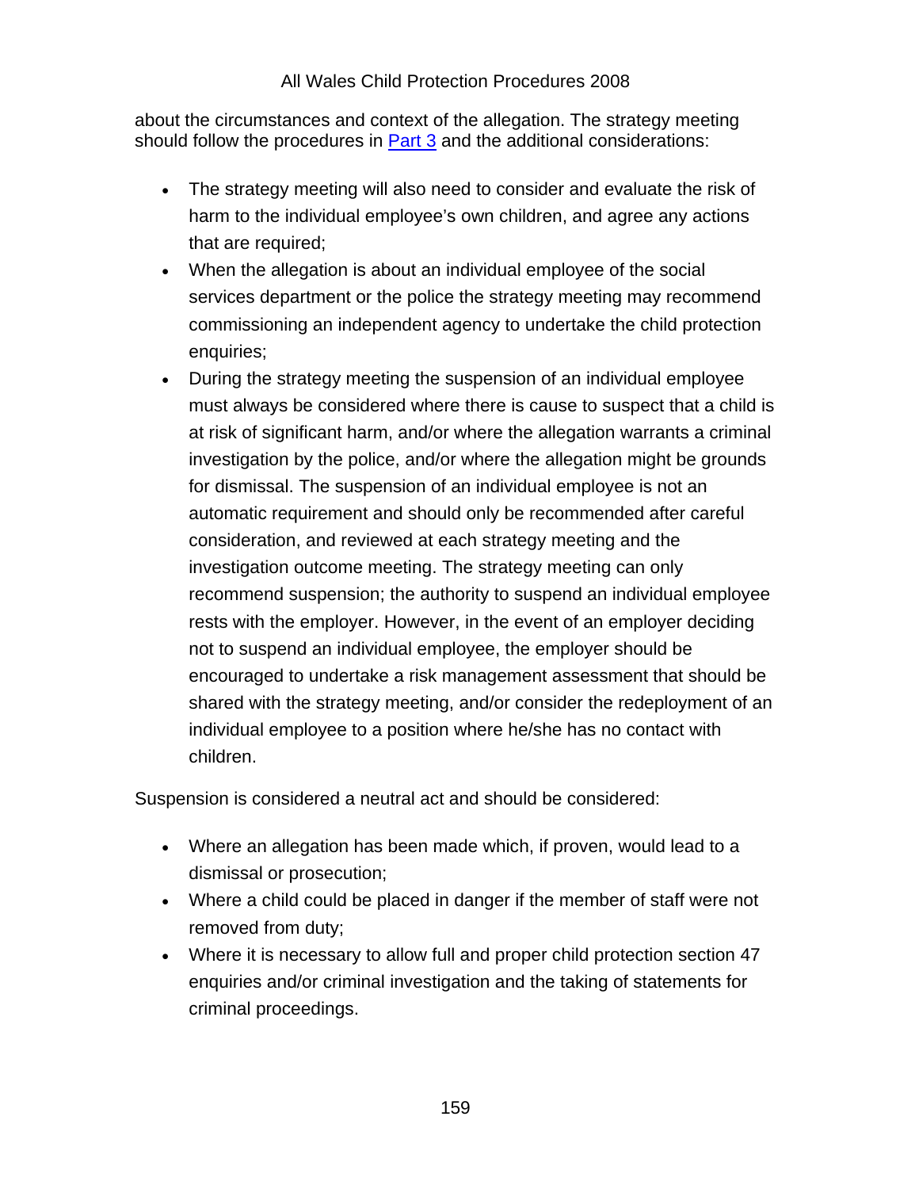about the circumstances and context of the allegation. The strategy meeting should follow the procedures in Part 3 and the additional considerations:

- The strategy meeting will also need to consider and evaluate the risk of harm to the individual employee's own children, and agree any actions that are required;
- When the allegation is about an individual employee of the social services department or the police the strategy meeting may recommend commissioning an independent agency to undertake the child protection enquiries;
- During the strategy meeting the suspension of an individual employee must always be considered where there is cause to suspect that a child is at risk of significant harm, and/or where the allegation warrants a criminal investigation by the police, and/or where the allegation might be grounds for dismissal. The suspension of an individual employee is not an automatic requirement and should only be recommended after careful consideration, and reviewed at each strategy meeting and the investigation outcome meeting. The strategy meeting can only recommend suspension; the authority to suspend an individual employee rests with the employer. However, in the event of an employer deciding not to suspend an individual employee, the employer should be encouraged to undertake a risk management assessment that should be shared with the strategy meeting, and/or consider the redeployment of an individual employee to a position where he/she has no contact with children.

Suspension is considered a neutral act and should be considered:

- Where an allegation has been made which, if proven, would lead to a dismissal or prosecution;
- Where a child could be placed in danger if the member of staff were not removed from duty;
- Where it is necessary to allow full and proper child protection section 47 enquiries and/or criminal investigation and the taking of statements for criminal proceedings.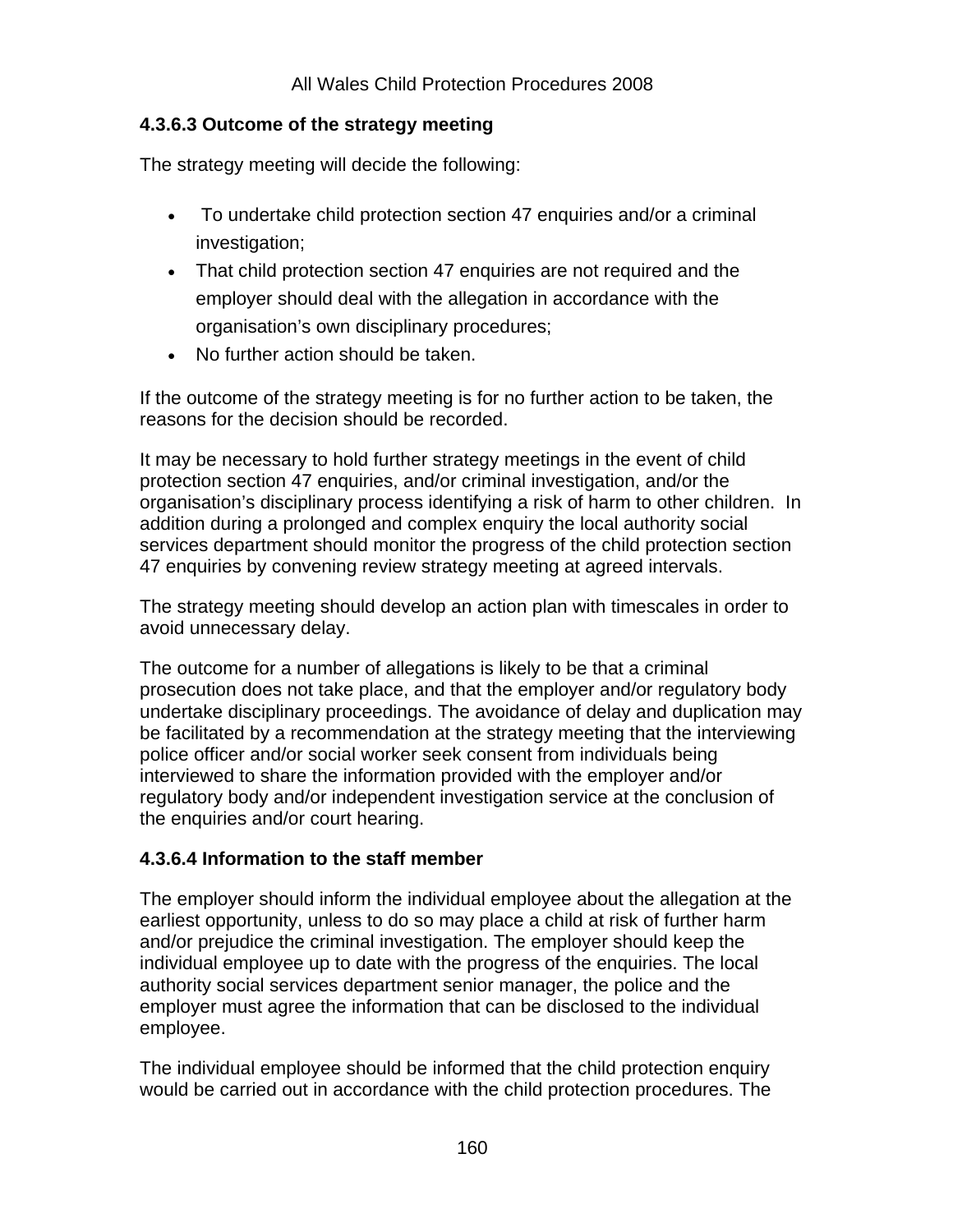### 4.3.6.3 Outcome of the strategy meeting

The strategy meeting will decide the following:

- To undertake child protection section 47 enquiries and/or a criminal investigation;
- That child protection section 47 enquiries are not required and the employer should deal with the allegation in accordance with the organisation's own disciplinary procedures;
- No further action should be taken.

If the outcome of the strategy meeting is for no further action to be taken, the reasons for the decision should be recorded.

It may be necessary to hold further strategy meetings in the event of child protection section 47 enquiries, and/or criminal investigation, and/or the organisation's disciplinary process identifying a risk of harm to other children. In addition during a prolonged and complex enquiry the local authority social services department should monitor the progress of the child protection section 47 enquiries by convening review strategy meeting at agreed intervals.

The strategy meeting should develop an action plan with timescales in order to avoid unnecessary delay.

The outcome for a number of allegations is likely to be that a criminal prosecution does not take place, and that the employer and/or regulatory body undertake disciplinary proceedings. The avoidance of delay and duplication may be facilitated by a recommendation at the strategy meeting that the interviewing police officer and/or social worker seek consent from individuals being interviewed to share the information provided with the employer and/or regulatory body and/or independent investigation service at the conclusion of the enquiries and/or court hearing.

### 4.3.6.4 Information to the staff member

The employer should inform the individual employee about the allegation at the earliest opportunity, unless to do so may place a child at risk of further harm and/or prejudice the criminal investigation. The employer should keep the individual employee up to date with the progress of the enquiries. The local authority social services department senior manager, the police and the employer must agree the information that can be disclosed to the individual employee.

The individual employee should be informed that the child protection enquiry would be carried out in accordance with the child protection procedures. The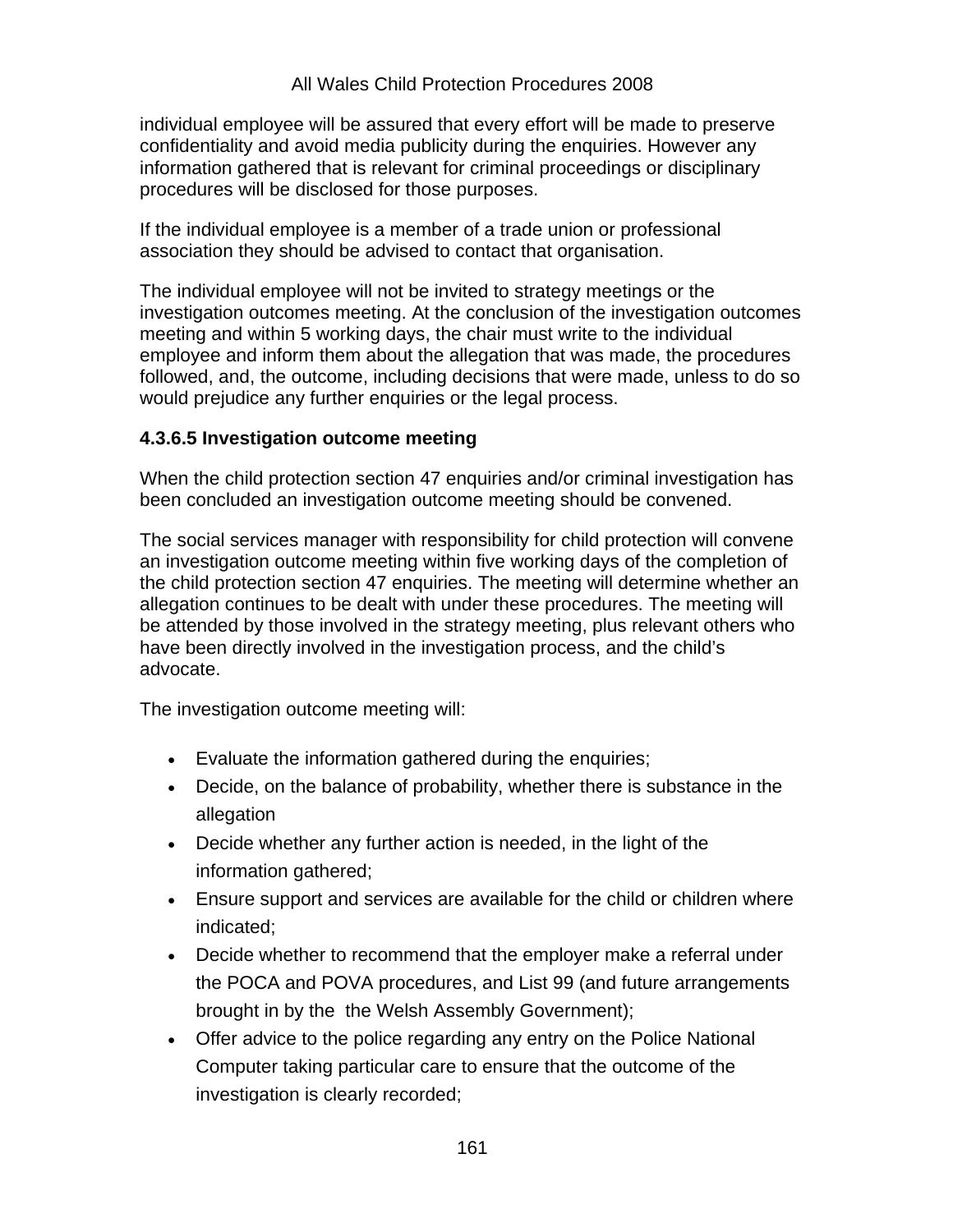individual employee will be assured that every effort will be made to preserve confidentiality and avoid media publicity during the enquiries. However any information gathered that is relevant for criminal proceedings or disciplinary procedures will be disclosed for those purposes.

If the individual employee is a member of a trade union or professional association they should be advised to contact that organisation.

The individual employee will not be invited to strategy meetings or the investigation outcomes meeting. At the conclusion of the investigation outcomes meeting and within 5 working days, the chair must write to the individual employee and inform them about the allegation that was made, the procedures followed, and, the outcome, including decisions that were made, unless to do so would prejudice any further enquiries or the legal process.

#### 4.3.6.5 Investigation outcome meeting

When the child protection section 47 enquiries and/or criminal investigation has been concluded an investigation outcome meeting should be convened.

The social services manager with responsibility for child protection will convene an investigation outcome meeting within five working days of the completion of the child protection section 47 enquiries. The meeting will determine whether an allegation continues to be dealt with under these procedures. The meeting will be attended by those involved in the strategy meeting, plus relevant others who have been directly involved in the investigation process, and the child's advocate.

The investigation outcome meeting will:

- Evaluate the information gathered during the enquiries;
- Decide, on the balance of probability, whether there is substance in the allegation
- Decide whether any further action is needed, in the light of the information gathered;
- Ensure support and services are available for the child or children where indicated;
- Decide whether to recommend that the employer make a referral under the POCA and POVA procedures, and List 99 (and future arrangements brought in by the the Welsh Assembly Government);
- Offer advice to the police regarding any entry on the Police National Computer taking particular care to ensure that the outcome of the investigation is clearly recorded;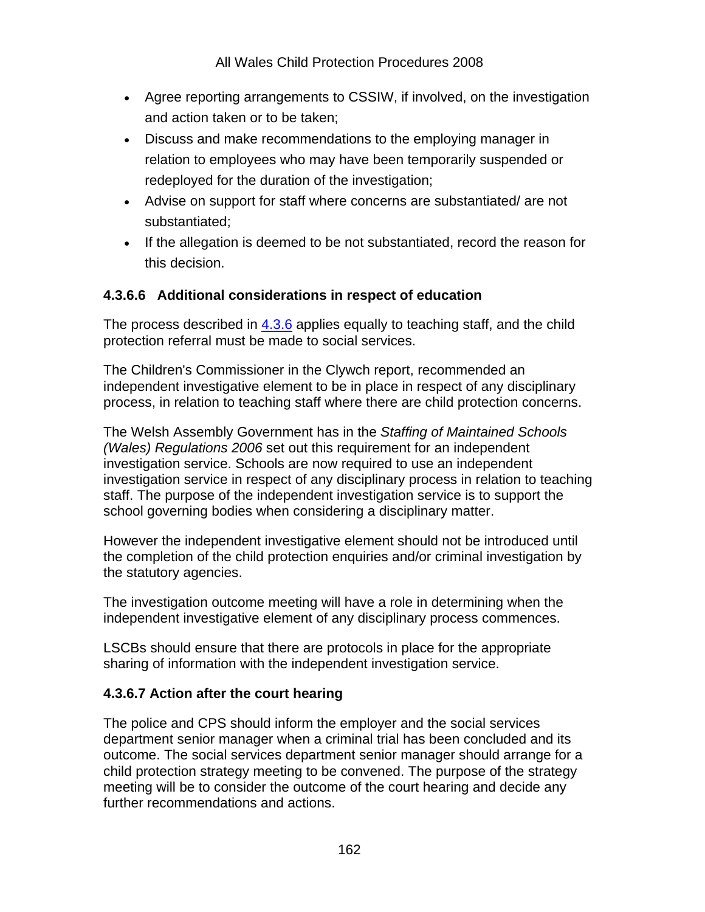- Agree reporting arrangements to CSSIW, if involved, on the investigation and action taken or to be taken;
- Discuss and make recommendations to the employing manager in relation to employees who may have been temporarily suspended or redeployed for the duration of the investigation;
- Advise on support for staff where concerns are substantiated/ are not substantiated;
- If the allegation is deemed to be not substantiated, record the reason for this decision.

#### 4.3.6.6 Additional considerations in respect of education

The process described in 4.3.6 applies equally to teaching staff, and the child protection referral must be made to social services.

The Children's Commissioner in the Clywch report, recommended an independent investigative element to be in place in respect of any disciplinary process, in relation to teaching staff where there are child protection concerns.

The Welsh Assembly Government has in the *Staffing of Maintained Schools (Wales) Regulations 2006* set out this requirement for an independent investigation service. Schools are now required to use an independent investigation service in respect of any disciplinary process in relation to teaching staff. The purpose of the independent investigation service is to support the school governing bodies when considering a disciplinary matter.

However the independent investigative element should not be introduced until the completion of the child protection enquiries and/or criminal investigation by the statutory agencies.

The investigation outcome meeting will have a role in determining when the independent investigative element of any disciplinary process commences.

LSCBs should ensure that there are protocols in place for the appropriate sharing of information with the independent investigation service.

#### 4.3.6.7 Action after the court hearing

The police and CPS should inform the employer and the social services department senior manager when a criminal trial has been concluded and its outcome. The social services department senior manager should arrange for a child protection strategy meeting to be convened. The purpose of the strategy meeting will be to consider the outcome of the court hearing and decide any further recommendations and actions.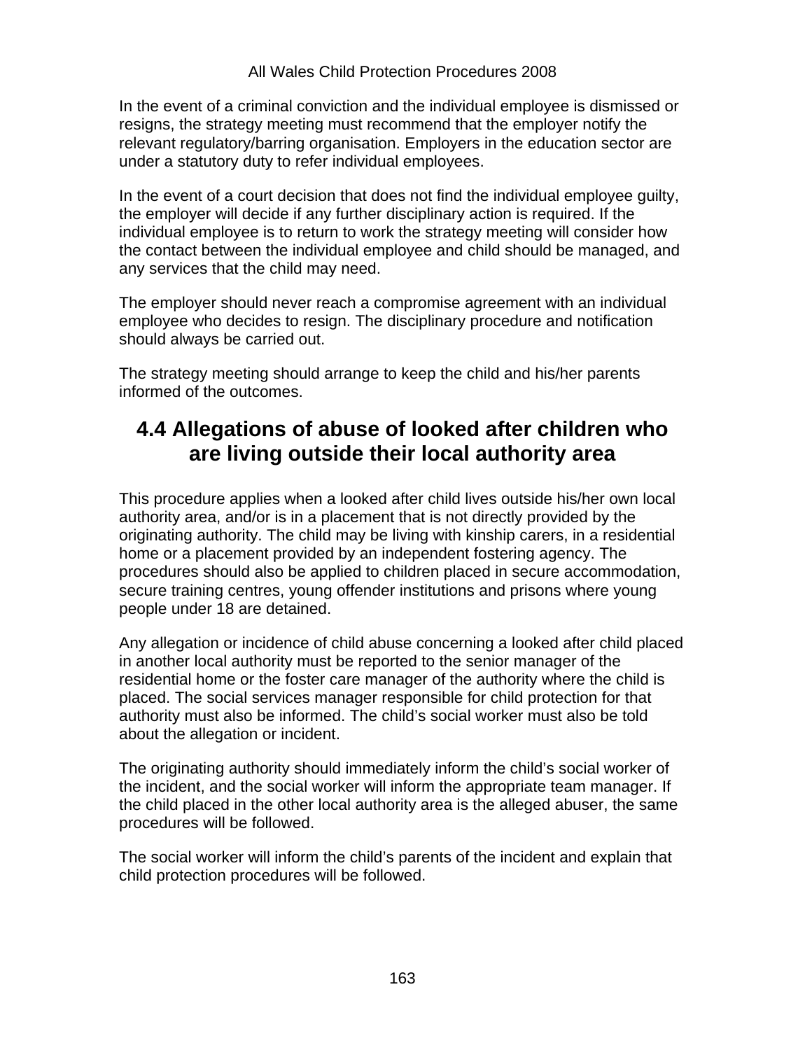In the event of a criminal conviction and the individual employee is dismissed or resigns, the strategy meeting must recommend that the employer notify the relevant regulatory/barring organisation. Employers in the education sector are under a statutory duty to refer individual employees.

In the event of a court decision that does not find the individual employee guilty, the employer will decide if any further disciplinary action is required. If the individual employee is to return to work the strategy meeting will consider how the contact between the individual employee and child should be managed, and any services that the child may need.

The employer should never reach a compromise agreement with an individual employee who decides to resign. The disciplinary procedure and notification should always be carried out.

The strategy meeting should arrange to keep the child and his/her parents informed of the outcomes.

## 4.4 Allegations of abuse of looked after children who are living outside their local authority area

This procedure applies when a looked after child lives outside his/her own local authority area, and/or is in a placement that is not directly provided by the originating authority. The child may be living with kinship carers, in a residential home or a placement provided by an independent fostering agency. The procedures should also be applied to children placed in secure accommodation, secure training centres, young offender institutions and prisons where young people under 18 are detained.

Any allegation or incidence of child abuse concerning a looked after child placed in another local authority must be reported to the senior manager of the residential home or the foster care manager of the authority where the child is placed. The social services manager responsible for child protection for that authority must also be informed. The child's social worker must also be told about the allegation or incident.

The originating authority should immediately inform the child's social worker of the incident, and the social worker will inform the appropriate team manager. If the child placed in the other local authority area is the alleged abuser, the same procedures will be followed.

The social worker will inform the child's parents of the incident and explain that child protection procedures will be followed.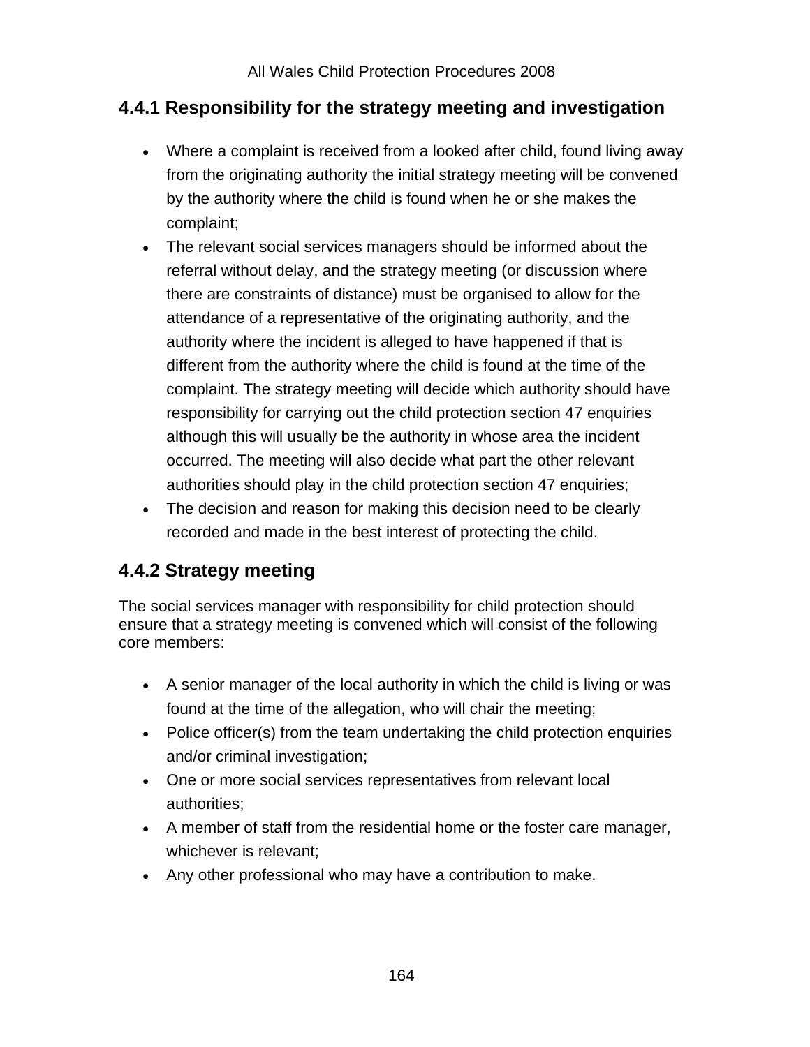### 4.4.1 Responsibility for the strategy meeting and investigation

- Where a complaint is received from a looked after child, found living away from the originating authority the initial strategy meeting will be convened by the authority where the child is found when he or she makes the complaint;
- The relevant social services managers should be informed about the referral without delay, and the strategy meeting (or discussion where there are constraints of distance) must be organised to allow for the attendance of a representative of the originating authority, and the authority where the incident is alleged to have happened if that is different from the authority where the child is found at the time of the complaint. The strategy meeting will decide which authority should have responsibility for carrying out the child protection section 47 enquiries although this will usually be the authority in whose area the incident occurred. The meeting will also decide what part the other relevant authorities should play in the child protection section 47 enquiries;
- The decision and reason for making this decision need to be clearly recorded and made in the best interest of protecting the child.

### 4.4.2 Strategy meeting

The social services manager with responsibility for child protection should ensure that a strategy meeting is convened which will consist of the following core members:

- A senior manager of the local authority in which the child is living or was found at the time of the allegation, who will chair the meeting;
- Police officer(s) from the team undertaking the child protection enquiries and/or criminal investigation;
- One or more social services representatives from relevant local authorities;
- A member of staff from the residential home or the foster care manager, whichever is relevant;
- Any other professional who may have a contribution to make.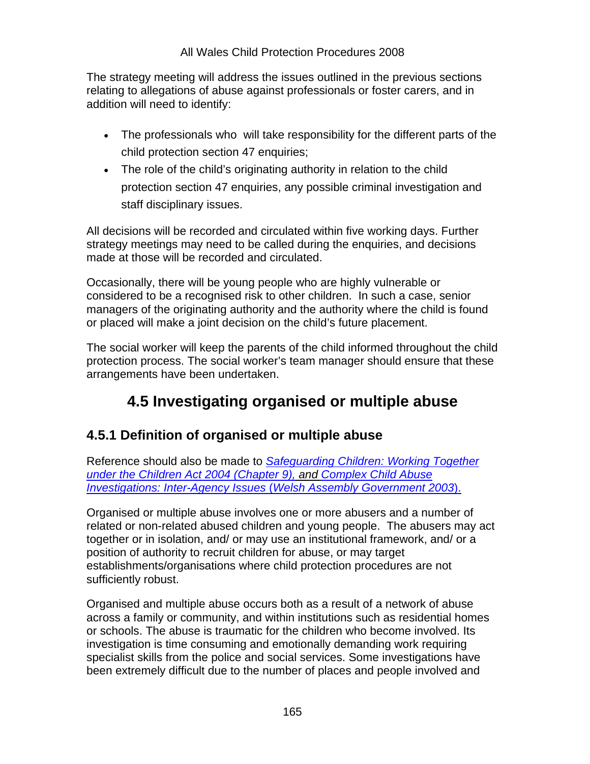The strategy meeting will address the issues outlined in the previous sections relating to allegations of abuse against professionals or foster carers, and in addition will need to identify:

- The professionals who will take responsibility for the different parts of the child protection section 47 enquiries;
- The role of the child's originating authority in relation to the child protection section 47 enquiries, any possible criminal investigation and staff disciplinary issues.

All decisions will be recorded and circulated within five working days. Further strategy meetings may need to be called during the enquiries, and decisions made at those will be recorded and circulated.

Occasionally, there will be young people who are highly vulnerable or considered to be a recognised risk to other children. In such a case, senior managers of the originating authority and the authority where the child is found or placed will make a joint decision on the child's future placement.

The social worker will keep the parents of the child informed throughout the child protection process. The social worker's team manager should ensure that these arrangements have been undertaken.

# 4.5 Investigating organised or multiple abuse

## 4.5.1 Definition of organised or multiple abuse

Reference should also be made to *Safeguarding Children: Working Together under the Children Act 2004 (Chapter 9),* and *Complex Child Abuse Investigations: Inter-Agency Issues (Welsh Assembly Government 2003).*

Organised or multiple abuse involves one or more abusers and a number of related or non-related abused children and young people. The abusers may act together or in isolation, and/ or may use an institutional framework, and/ or a position of authority to recruit children for abuse, or may target establishments/organisations where child protection procedures are not sufficiently robust.

Organised and multiple abuse occurs both as a result of a network of abuse across a family or community, and within institutions such as residential homes or schools. The abuse is traumatic for the children who become involved. Its investigation is time consuming and emotionally demanding work requiring specialist skills from the police and social services. Some investigations have been extremely difficult due to the number of places and people involved and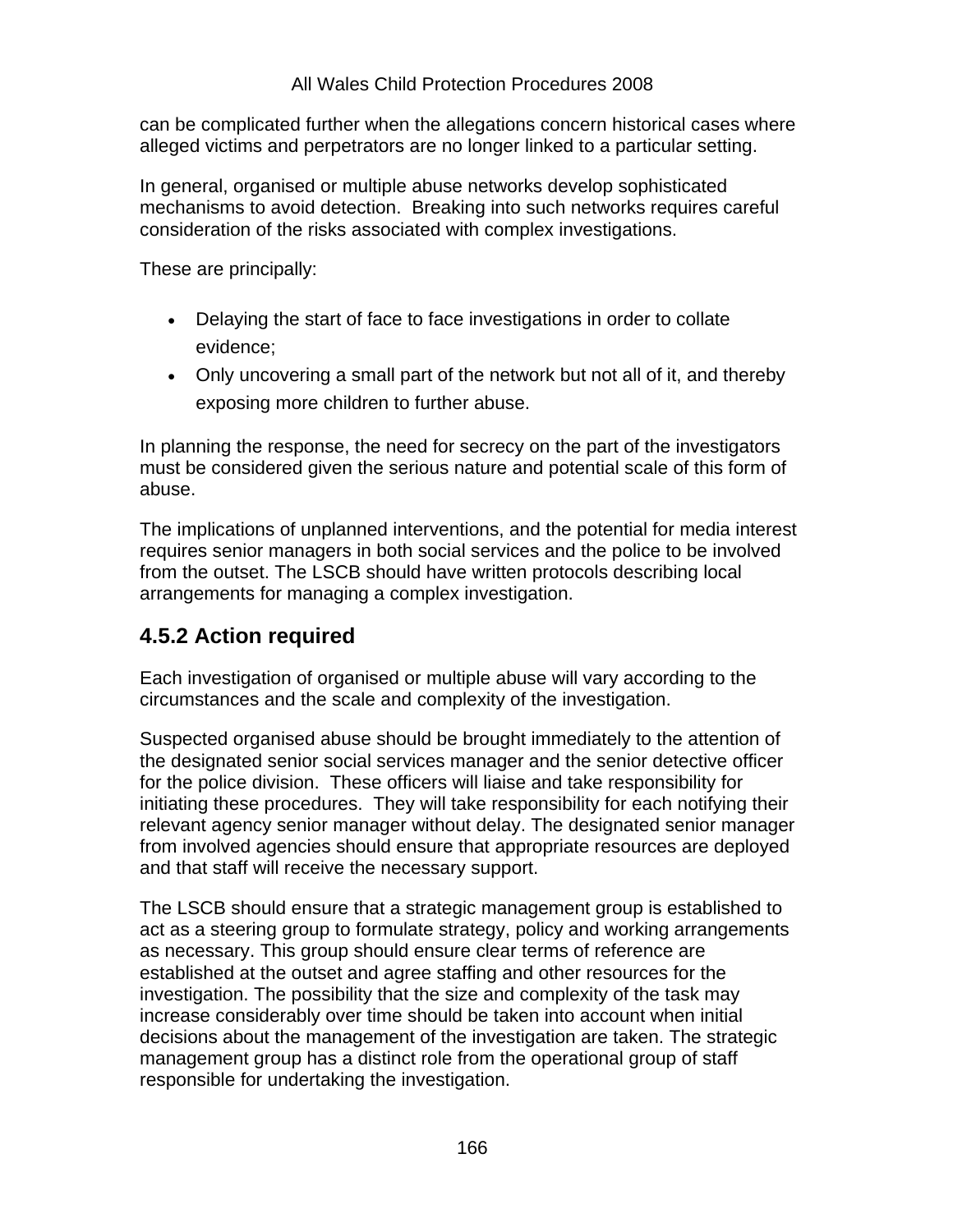can be complicated further when the allegations concern historical cases where alleged victims and perpetrators are no longer linked to a particular setting.

In general, organised or multiple abuse networks develop sophisticated mechanisms to avoid detection. Breaking into such networks requires careful consideration of the risks associated with complex investigations.

These are principally:

- Delaying the start of face to face investigations in order to collate evidence;
- Only uncovering a small part of the network but not all of it, and thereby exposing more children to further abuse.

In planning the response, the need for secrecy on the part of the investigators must be considered given the serious nature and potential scale of this form of abuse.

The implications of unplanned interventions, and the potential for media interest requires senior managers in both social services and the police to be involved from the outset. The LSCB should have written protocols describing local arrangements for managing a complex investigation.

## 4.5.2 Action required

Each investigation of organised or multiple abuse will vary according to the circumstances and the scale and complexity of the investigation.

Suspected organised abuse should be brought immediately to the attention of the designated senior social services manager and the senior detective officer for the police division. These officers will liaise and take responsibility for initiating these procedures. They will take responsibility for each notifying their relevant agency senior manager without delay. The designated senior manager from involved agencies should ensure that appropriate resources are deployed and that staff will receive the necessary support.

The LSCB should ensure that a strategic management group is established to act as a steering group to formulate strategy, policy and working arrangements as necessary. This group should ensure clear terms of reference are established at the outset and agree staffing and other resources for the investigation. The possibility that the size and complexity of the task may increase considerably over time should be taken into account when initial decisions about the management of the investigation are taken. The strategic management group has a distinct role from the operational group of staff responsible for undertaking the investigation.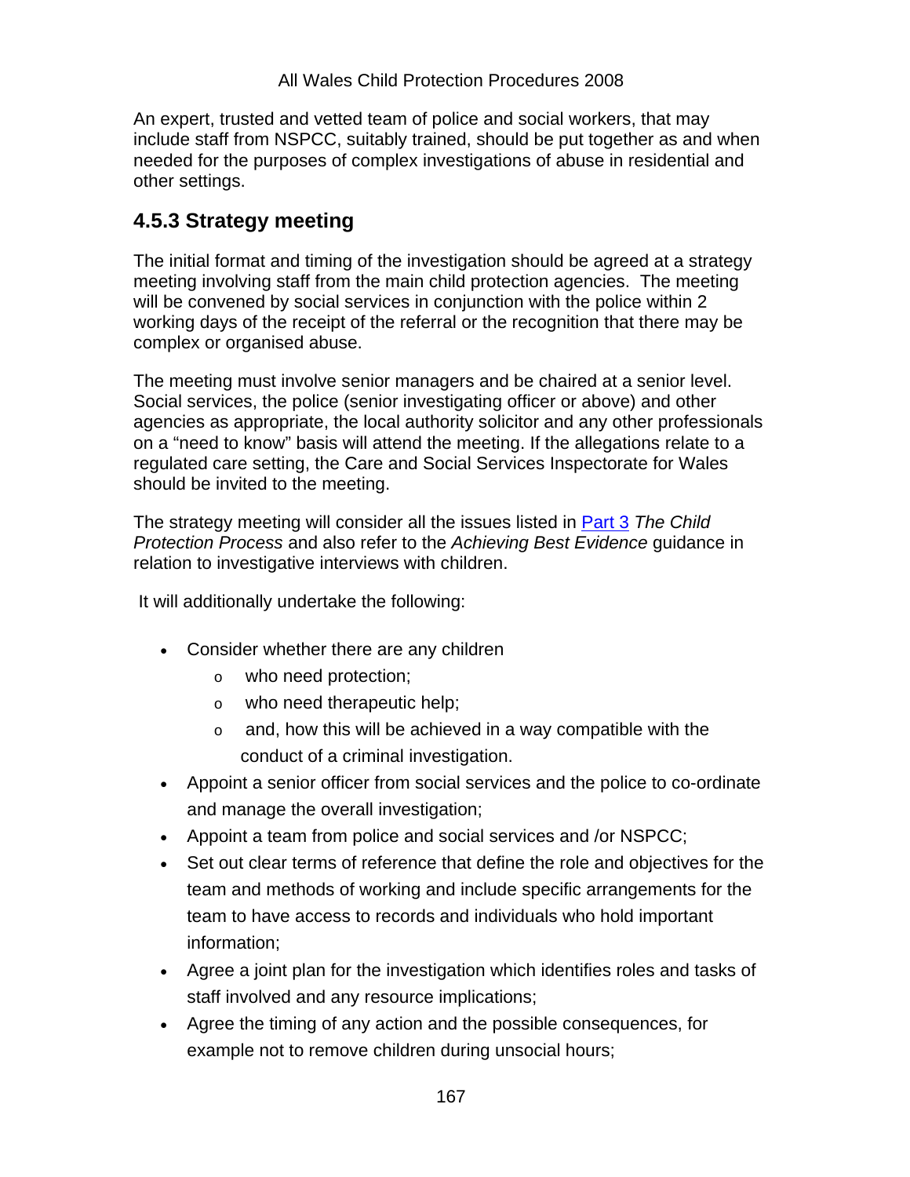An expert, trusted and vetted team of police and social workers, that may include staff from NSPCC, suitably trained, should be put together as and when needed for the purposes of complex investigations of abuse in residential and other settings.

### 4.5.3 Strategy meeting

The initial format and timing of the investigation should be agreed at a strategy meeting involving staff from the main child protection agencies. The meeting will be convened by social services in conjunction with the police within 2 working days of the receipt of the referral or the recognition that there may be complex or organised abuse.

The meeting must involve senior managers and be chaired at a senior level. Social services, the police (senior investigating officer or above) and other agencies as appropriate, the local authority solicitor and any other professionals on a "need to know" basis will attend the meeting. If the allegations relate to a regulated care setting, the Care and Social Services Inspectorate for Wales should be invited to the meeting.

The strategy meeting will consider all the issues listed in Part 3 *The Child Protection Process* and also refer to the *Achieving Best Evidence* guidance in relation to investigative interviews with children.

It will additionally undertake the following:

- Consider whether there are any children
  - who need protection;
  - who need therapeutic help;
  - and, how this will be achieved in a way compatible with the conduct of a criminal investigation.
- Appoint a senior officer from social services and the police to co-ordinate and manage the overall investigation;
- Appoint a team from police and social services and /or NSPCC;
- Set out clear terms of reference that define the role and objectives for the team and methods of working and include specific arrangements for the team to have access to records and individuals who hold important information;
- Agree a joint plan for the investigation which identifies roles and tasks of staff involved and any resource implications;
- Agree the timing of any action and the possible consequences, for example not to remove children during unsocial hours;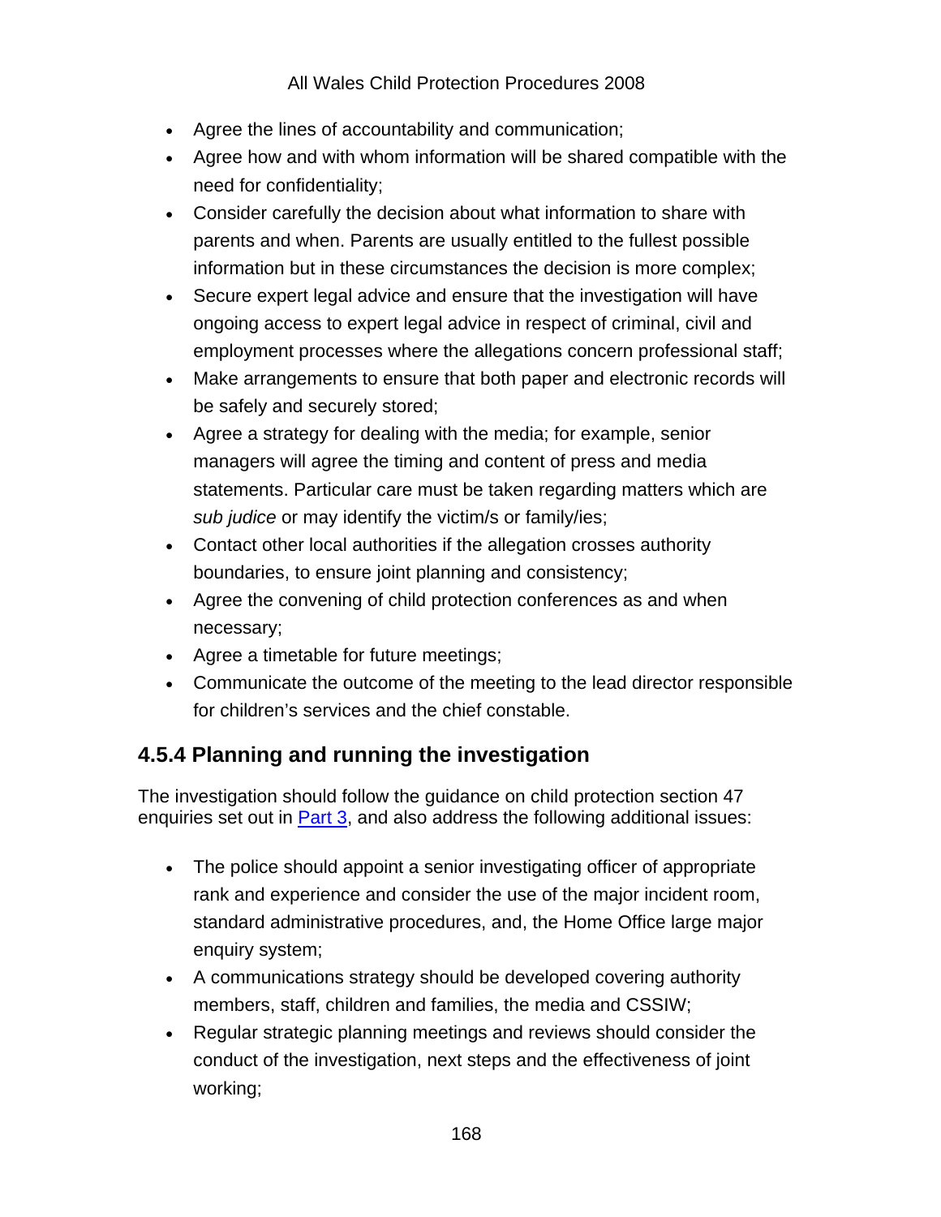- Agree the lines of accountability and communication;
- Agree how and with whom information will be shared compatible with the need for confidentiality;
- Consider carefully the decision about what information to share with parents and when. Parents are usually entitled to the fullest possible information but in these circumstances the decision is more complex;
- Secure expert legal advice and ensure that the investigation will have ongoing access to expert legal advice in respect of criminal, civil and employment processes where the allegations concern professional staff;
- Make arrangements to ensure that both paper and electronic records will be safely and securely stored;
- Agree a strategy for dealing with the media; for example, senior managers will agree the timing and content of press and media statements. Particular care must be taken regarding matters which are *sub judice* or may identify the victim/s or family/ies;
- Contact other local authorities if the allegation crosses authority boundaries, to ensure joint planning and consistency;
- Agree the convening of child protection conferences as and when necessary;
- Agree a timetable for future meetings;
- Communicate the outcome of the meeting to the lead director responsible for children's services and the chief constable.

### 4.5.4 Planning and running the investigation

The investigation should follow the guidance on child protection section 47 enquiries set out in Part 3, and also address the following additional issues:

- The police should appoint a senior investigating officer of appropriate rank and experience and consider the use of the major incident room, standard administrative procedures, and, the Home Office large major enquiry system;
- A communications strategy should be developed covering authority members, staff, children and families, the media and CSSIW;
- Regular strategic planning meetings and reviews should consider the conduct of the investigation, next steps and the effectiveness of joint working;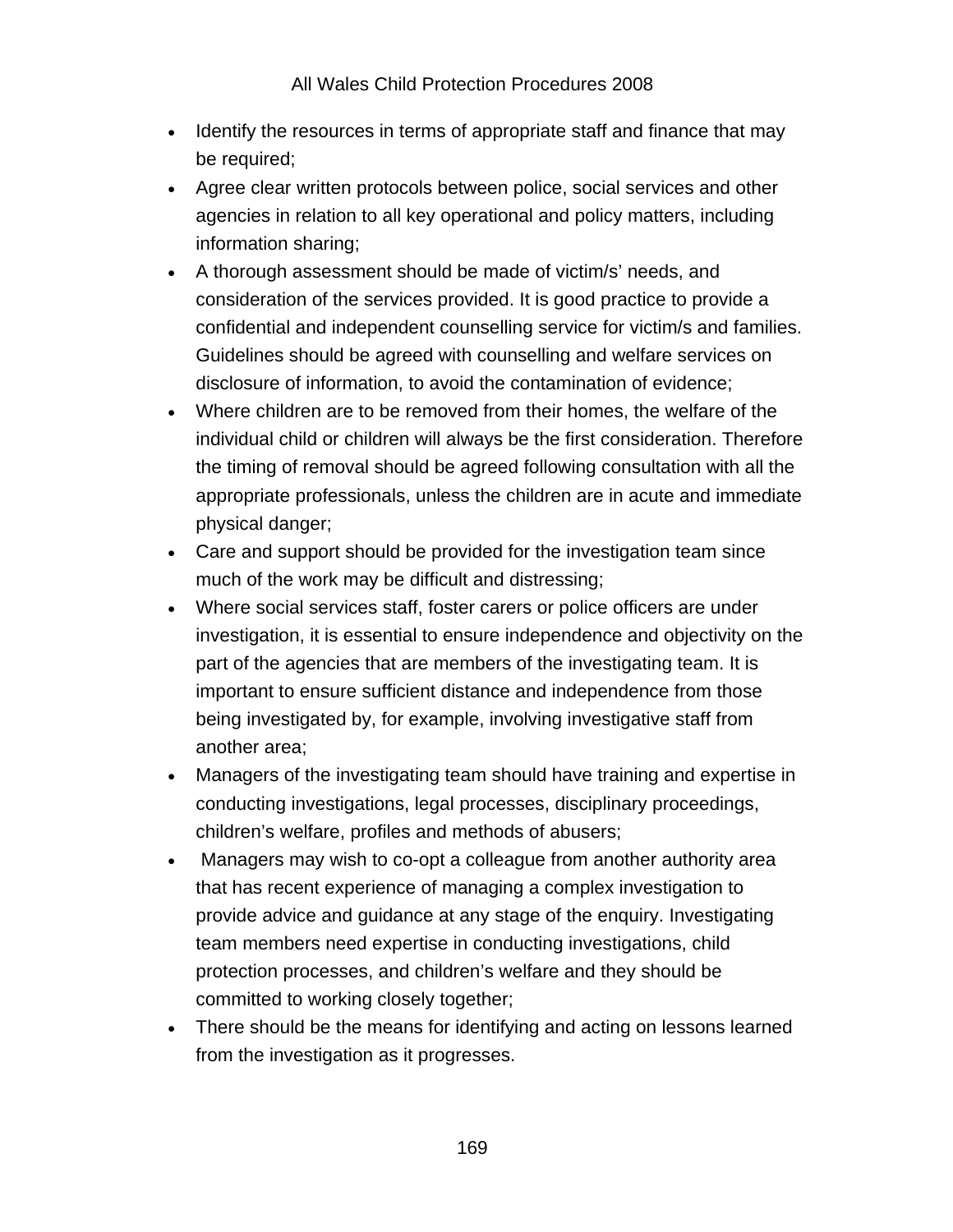- Identify the resources in terms of appropriate staff and finance that may be required;
- Agree clear written protocols between police, social services and other agencies in relation to all key operational and policy matters, including information sharing;
- A thorough assessment should be made of victim/s' needs, and consideration of the services provided. It is good practice to provide a confidential and independent counselling service for victim/s and families. Guidelines should be agreed with counselling and welfare services on disclosure of information, to avoid the contamination of evidence;
- Where children are to be removed from their homes, the welfare of the individual child or children will always be the first consideration. Therefore the timing of removal should be agreed following consultation with all the appropriate professionals, unless the children are in acute and immediate physical danger;
- Care and support should be provided for the investigation team since much of the work may be difficult and distressing;
- Where social services staff, foster carers or police officers are under investigation, it is essential to ensure independence and objectivity on the part of the agencies that are members of the investigating team. It is important to ensure sufficient distance and independence from those being investigated by, for example, involving investigative staff from another area;
- Managers of the investigating team should have training and expertise in conducting investigations, legal processes, disciplinary proceedings, children's welfare, profiles and methods of abusers;
- Managers may wish to co-opt a colleague from another authority area that has recent experience of managing a complex investigation to provide advice and guidance at any stage of the enquiry. Investigating team members need expertise in conducting investigations, child protection processes, and children's welfare and they should be committed to working closely together;
- There should be the means for identifying and acting on lessons learned from the investigation as it progresses.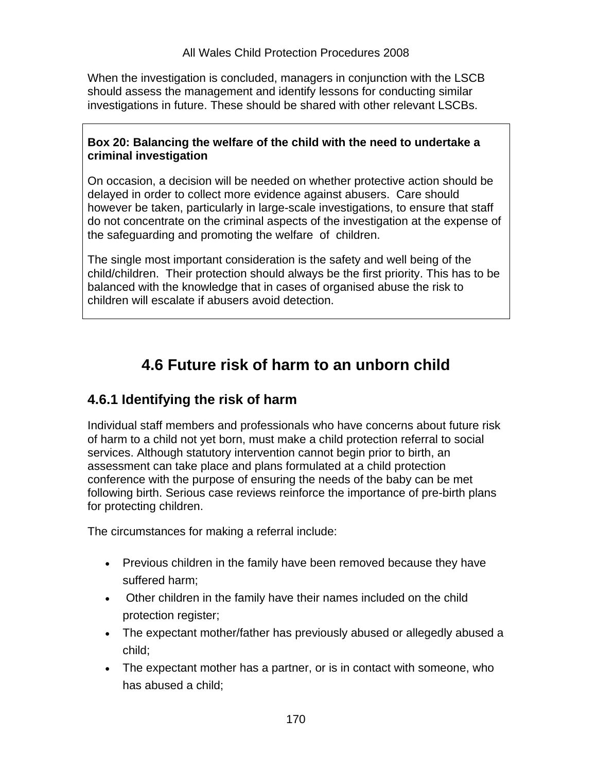When the investigation is concluded, managers in conjunction with the LSCB should assess the management and identify lessons for conducting similar investigations in future. These should be shared with other relevant LSCBs.

> **Box 20: Balancing the welfare of the child with the need to undertake a criminal investigation**
>
> On occasion, a decision will be needed on whether protective action should be delayed in order to collect more evidence against abusers. Care should however be taken, particularly in large-scale investigations, to ensure that staff do not concentrate on the criminal aspects of the investigation at the expense of the safeguarding and promoting the welfare of children.
>
> The single most important consideration is the safety and well being of the child/children. Their protection should always be the first priority. This has to be balanced with the knowledge that in cases of organised abuse the risk to children will escalate if abusers avoid detection.

# 4.6 Future risk of harm to an unborn child

## 4.6.1 Identifying the risk of harm

Individual staff members and professionals who have concerns about future risk of harm to a child not yet born, must make a child protection referral to social services. Although statutory intervention cannot begin prior to birth, an assessment can take place and plans formulated at a child protection conference with the purpose of ensuring the needs of the baby can be met following birth. Serious case reviews reinforce the importance of pre-birth plans for protecting children.

The circumstances for making a referral include:

- Previous children in the family have been removed because they have suffered harm;
- Other children in the family have their names included on the child protection register;
- The expectant mother/father has previously abused or allegedly abused a child;
- The expectant mother has a partner, or is in contact with someone, who has abused a child;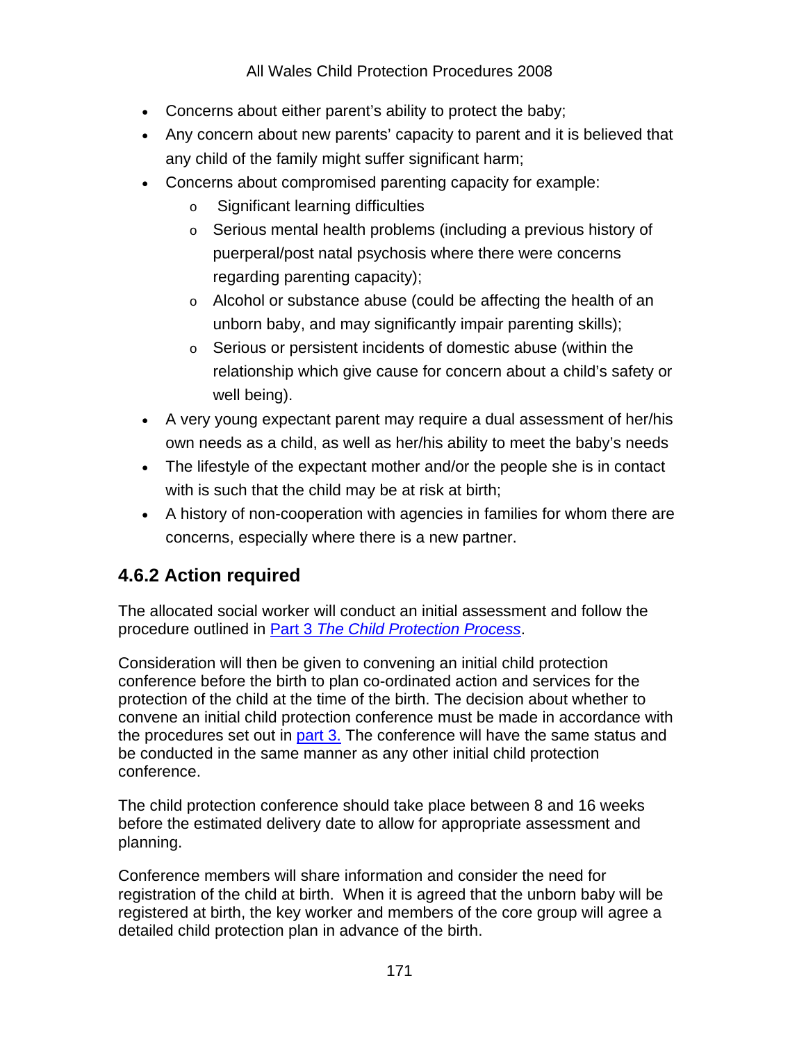- Concerns about either parent's ability to protect the baby;
- Any concern about new parents' capacity to parent and it is believed that any child of the family might suffer significant harm;
- Concerns about compromised parenting capacity for example:
  - Significant learning difficulties
  - Serious mental health problems (including a previous history of puerperal/post natal psychosis where there were concerns regarding parenting capacity);
  - Alcohol or substance abuse (could be affecting the health of an unborn baby, and may significantly impair parenting skills);
  - Serious or persistent incidents of domestic abuse (within the relationship which give cause for concern about a child's safety or well being).
- A very young expectant parent may require a dual assessment of her/his own needs as a child, as well as her/his ability to meet the baby's needs
- The lifestyle of the expectant mother and/or the people she is in contact with is such that the child may be at risk at birth;
- A history of non-cooperation with agencies in families for whom there are concerns, especially where there is a new partner.

## 4.6.2 Action required

The allocated social worker will conduct an initial assessment and follow the procedure outlined in Part 3 *The Child Protection Process*.

Consideration will then be given to convening an initial child protection conference before the birth to plan co-ordinated action and services for the protection of the child at the time of the birth. The decision about whether to convene an initial child protection conference must be made in accordance with the procedures set out in part 3. The conference will have the same status and be conducted in the same manner as any other initial child protection conference.

The child protection conference should take place between 8 and 16 weeks before the estimated delivery date to allow for appropriate assessment and planning.

Conference members will share information and consider the need for registration of the child at birth. When it is agreed that the unborn baby will be registered at birth, the key worker and members of the core group will agree a detailed child protection plan in advance of the birth.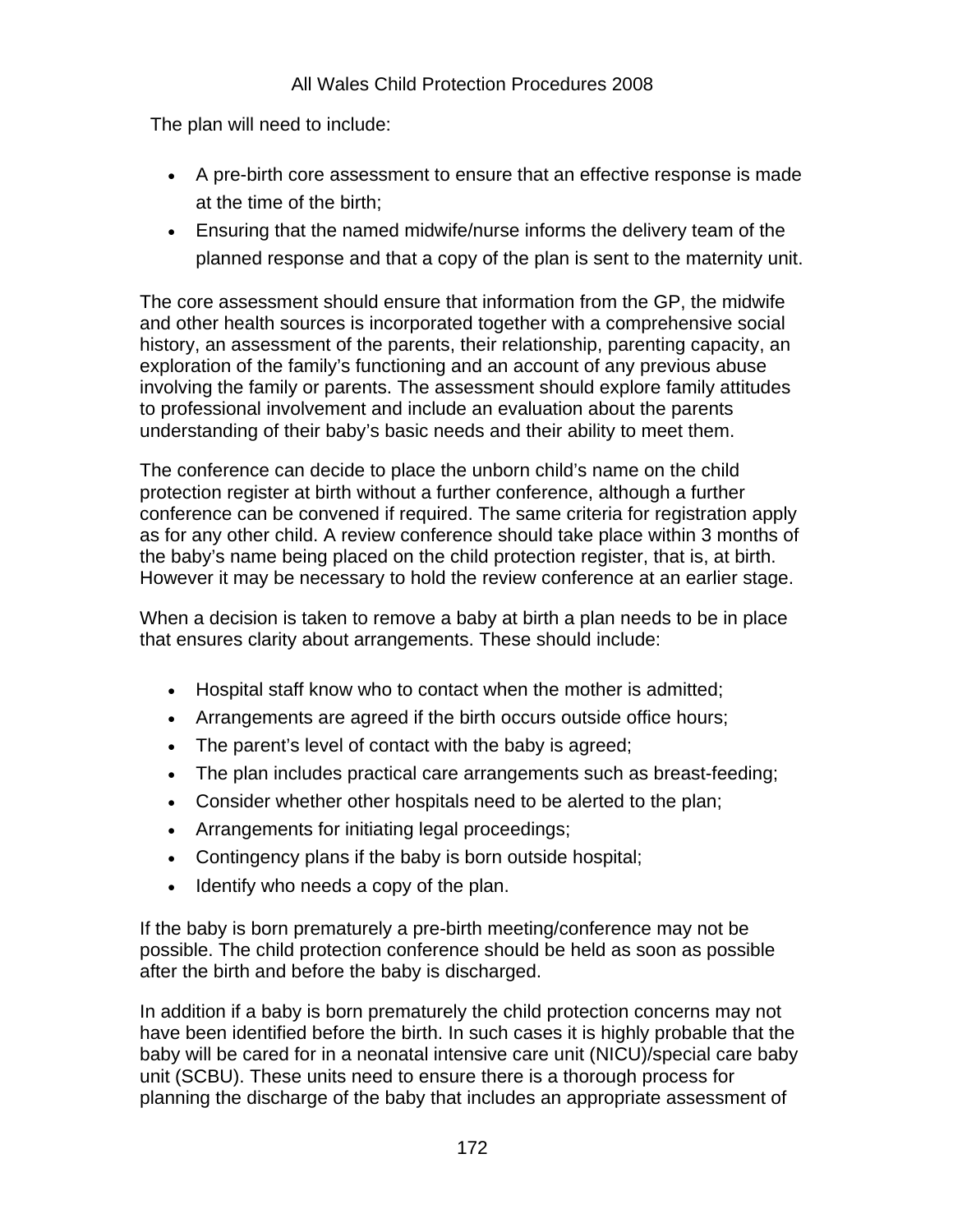The plan will need to include:

- A pre-birth core assessment to ensure that an effective response is made at the time of the birth;
- Ensuring that the named midwife/nurse informs the delivery team of the planned response and that a copy of the plan is sent to the maternity unit.

The core assessment should ensure that information from the GP, the midwife and other health sources is incorporated together with a comprehensive social history, an assessment of the parents, their relationship, parenting capacity, an exploration of the family's functioning and an account of any previous abuse involving the family or parents. The assessment should explore family attitudes to professional involvement and include an evaluation about the parents understanding of their baby's basic needs and their ability to meet them.

The conference can decide to place the unborn child's name on the child protection register at birth without a further conference, although a further conference can be convened if required. The same criteria for registration apply as for any other child. A review conference should take place within 3 months of the baby's name being placed on the child protection register, that is, at birth. However it may be necessary to hold the review conference at an earlier stage.

When a decision is taken to remove a baby at birth a plan needs to be in place that ensures clarity about arrangements. These should include:

- Hospital staff know who to contact when the mother is admitted;
- Arrangements are agreed if the birth occurs outside office hours;
- The parent's level of contact with the baby is agreed;
- The plan includes practical care arrangements such as breast-feeding;
- Consider whether other hospitals need to be alerted to the plan;
- Arrangements for initiating legal proceedings;
- Contingency plans if the baby is born outside hospital;
- Identify who needs a copy of the plan.

If the baby is born prematurely a pre-birth meeting/conference may not be possible. The child protection conference should be held as soon as possible after the birth and before the baby is discharged.

In addition if a baby is born prematurely the child protection concerns may not have been identified before the birth. In such cases it is highly probable that the baby will be cared for in a neonatal intensive care unit (NICU)/special care baby unit (SCBU). These units need to ensure there is a thorough process for planning the discharge of the baby that includes an appropriate assessment of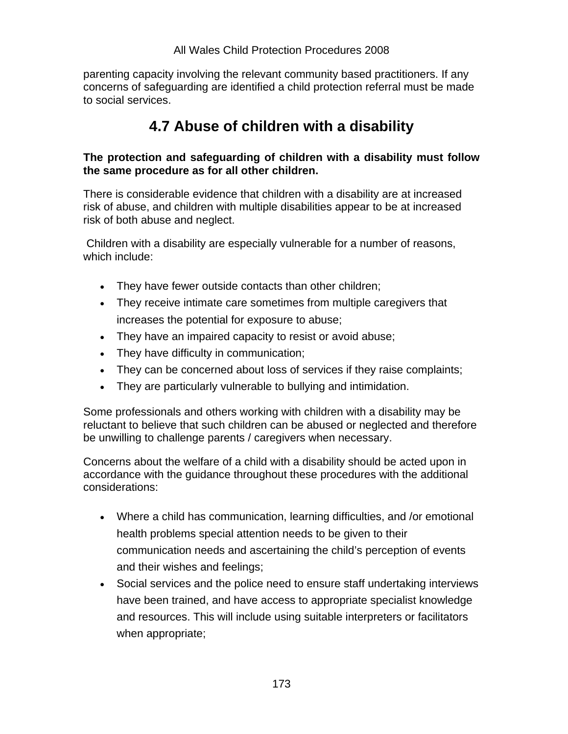parenting capacity involving the relevant community based practitioners. If any concerns of safeguarding are identified a child protection referral must be made to social services.

## 4.7 Abuse of children with a disability

**The protection and safeguarding of children with a disability must follow the same procedure as for all other children.**

There is considerable evidence that children with a disability are at increased risk of abuse, and children with multiple disabilities appear to be at increased risk of both abuse and neglect.

Children with a disability are especially vulnerable for a number of reasons, which include:

- They have fewer outside contacts than other children;
- They receive intimate care sometimes from multiple caregivers that increases the potential for exposure to abuse;
- They have an impaired capacity to resist or avoid abuse;
- They have difficulty in communication;
- They can be concerned about loss of services if they raise complaints;
- They are particularly vulnerable to bullying and intimidation.

Some professionals and others working with children with a disability may be reluctant to believe that such children can be abused or neglected and therefore be unwilling to challenge parents / caregivers when necessary.

Concerns about the welfare of a child with a disability should be acted upon in accordance with the guidance throughout these procedures with the additional considerations:

- Where a child has communication, learning difficulties, and /or emotional health problems special attention needs to be given to their communication needs and ascertaining the child's perception of events and their wishes and feelings;
- Social services and the police need to ensure staff undertaking interviews have been trained, and have access to appropriate specialist knowledge and resources. This will include using suitable interpreters or facilitators when appropriate;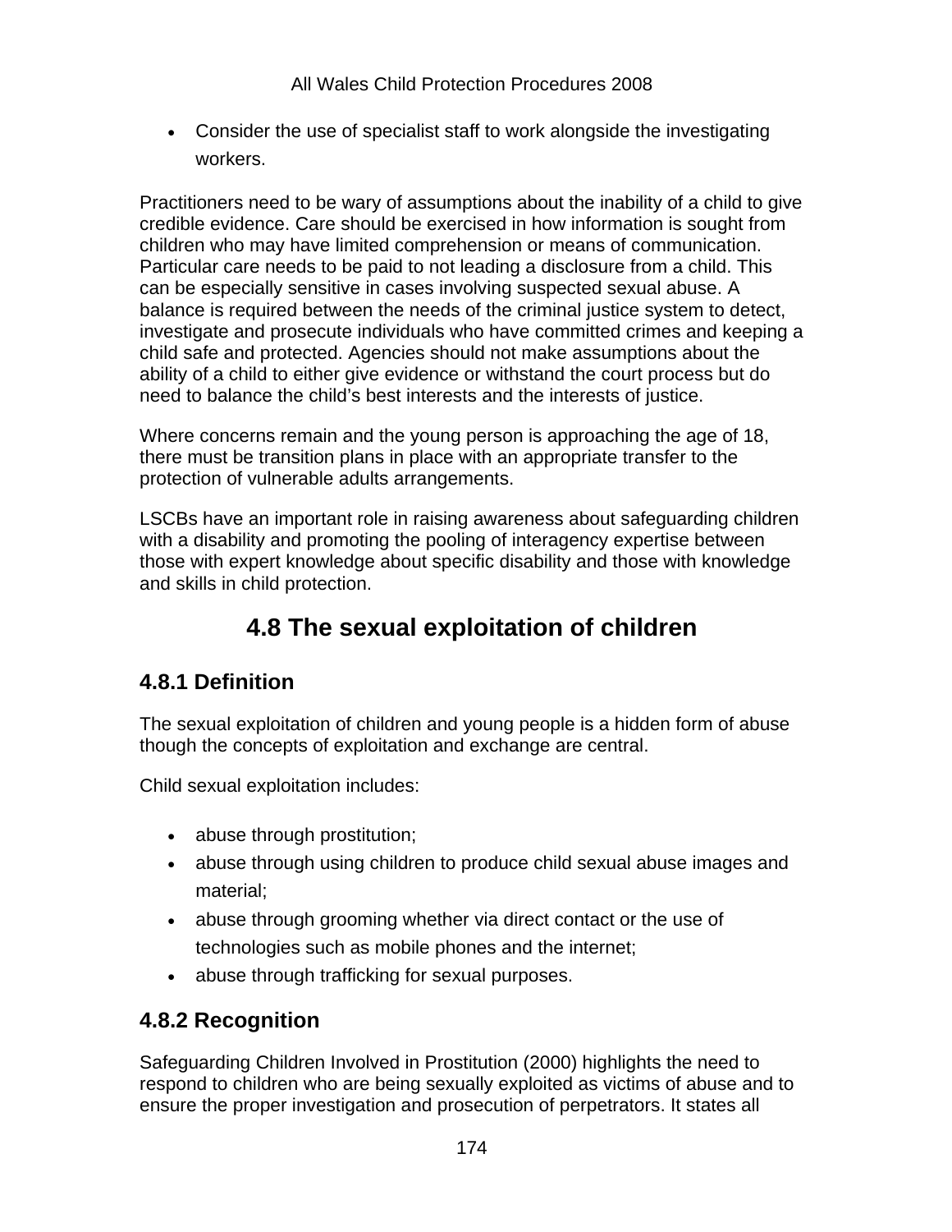- Consider the use of specialist staff to work alongside the investigating workers.

Practitioners need to be wary of assumptions about the inability of a child to give credible evidence. Care should be exercised in how information is sought from children who may have limited comprehension or means of communication. Particular care needs to be paid to not leading a disclosure from a child. This can be especially sensitive in cases involving suspected sexual abuse. A balance is required between the needs of the criminal justice system to detect, investigate and prosecute individuals who have committed crimes and keeping a child safe and protected. Agencies should not make assumptions about the ability of a child to either give evidence or withstand the court process but do need to balance the child's best interests and the interests of justice.

Where concerns remain and the young person is approaching the age of 18, there must be transition plans in place with an appropriate transfer to the protection of vulnerable adults arrangements.

LSCBs have an important role in raising awareness about safeguarding children with a disability and promoting the pooling of interagency expertise between those with expert knowledge about specific disability and those with knowledge and skills in child protection.

# 4.8 The sexual exploitation of children

## 4.8.1 Definition

The sexual exploitation of children and young people is a hidden form of abuse though the concepts of exploitation and exchange are central.

Child sexual exploitation includes:

- abuse through prostitution;
- abuse through using children to produce child sexual abuse images and material;
- abuse through grooming whether via direct contact or the use of technologies such as mobile phones and the internet;
- abuse through trafficking for sexual purposes.

## 4.8.2 Recognition

Safeguarding Children Involved in Prostitution (2000) highlights the need to respond to children who are being sexually exploited as victims of abuse and to ensure the proper investigation and prosecution of perpetrators. It states all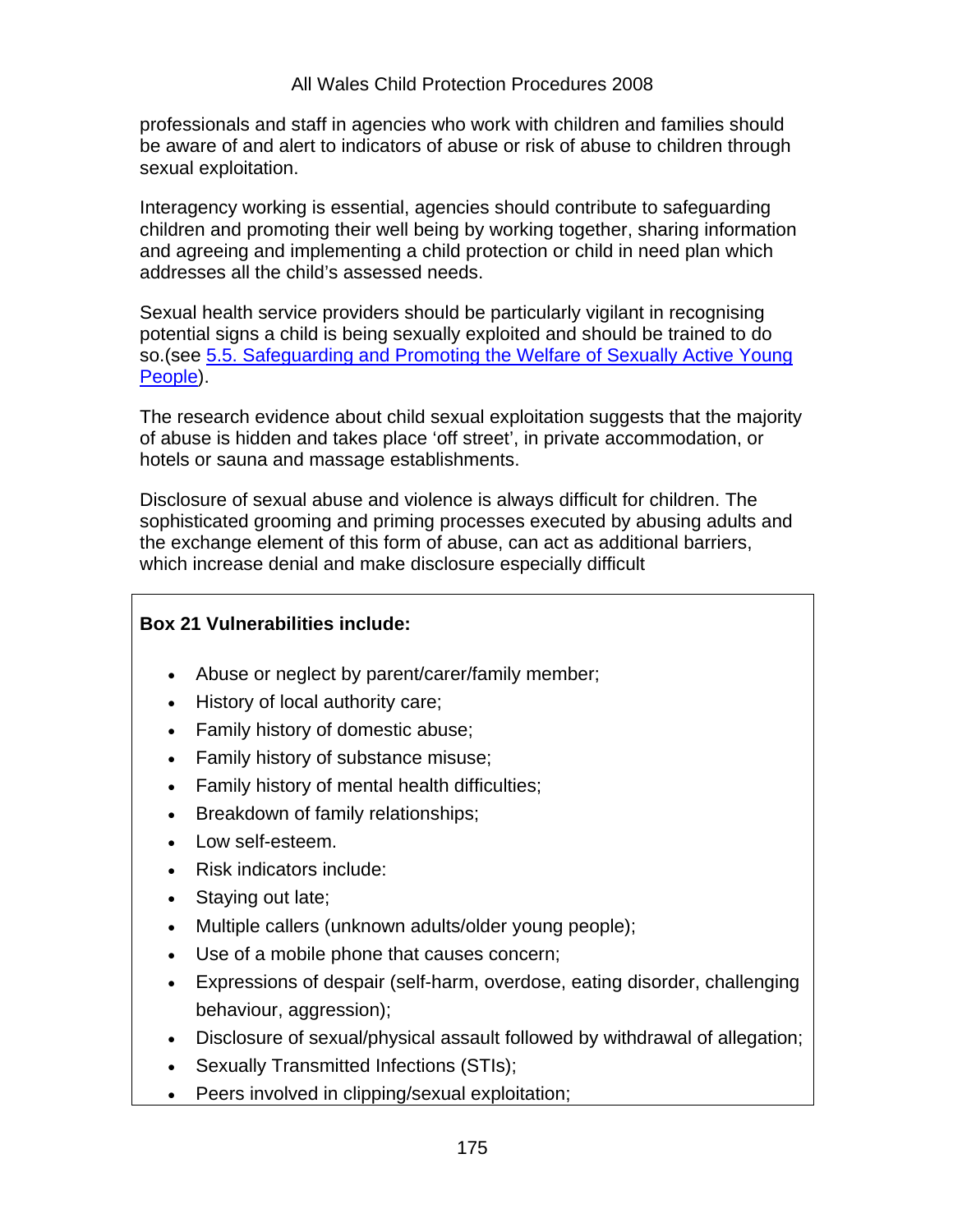professionals and staff in agencies who work with children and families should be aware of and alert to indicators of abuse or risk of abuse to children through sexual exploitation.

Interagency working is essential, agencies should contribute to safeguarding children and promoting their well being by working together, sharing information and agreeing and implementing a child protection or child in need plan which addresses all the child's assessed needs.

Sexual health service providers should be particularly vigilant in recognising potential signs a child is being sexually exploited and should be trained to do so.(see 5.5. Safeguarding and Promoting the Welfare of Sexually Active Young People).

The research evidence about child sexual exploitation suggests that the majority of abuse is hidden and takes place 'off street', in private accommodation, or hotels or sauna and massage establishments.

Disclosure of sexual abuse and violence is always difficult for children. The sophisticated grooming and priming processes executed by abusing adults and the exchange element of this form of abuse, can act as additional barriers, which increase denial and make disclosure especially difficult

**Box 21 Vulnerabilities include:**

- Abuse or neglect by parent/carer/family member;
- History of local authority care;
- Family history of domestic abuse;
- Family history of substance misuse;
- Family history of mental health difficulties;
- Breakdown of family relationships;
- Low self-esteem.
- Risk indicators include:
- Staying out late;
- Multiple callers (unknown adults/older young people);
- Use of a mobile phone that causes concern;
- Expressions of despair (self-harm, overdose, eating disorder, challenging behaviour, aggression);
- Disclosure of sexual/physical assault followed by withdrawal of allegation;
- Sexually Transmitted Infections (STIs);
- Peers involved in clipping/sexual exploitation;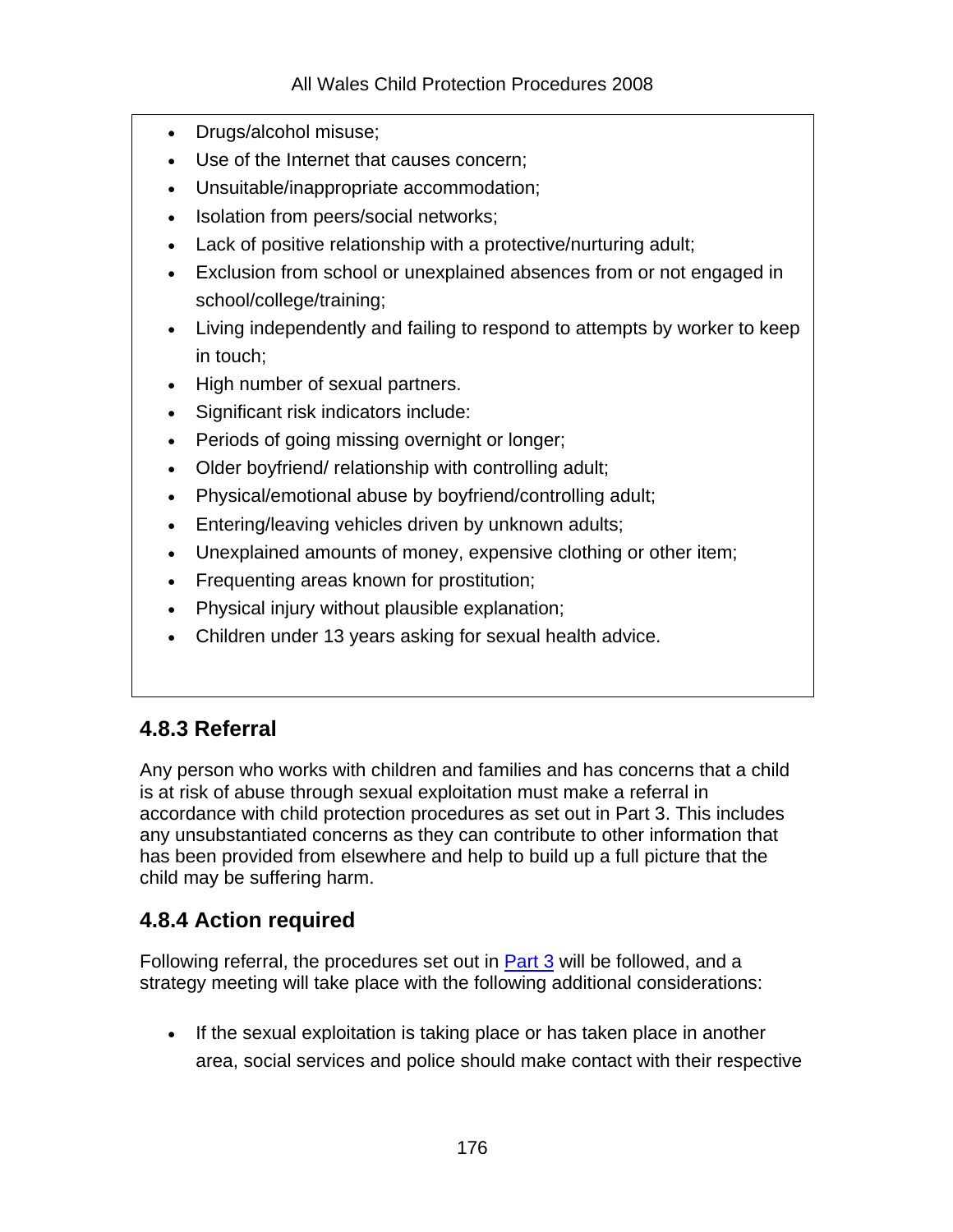- Drugs/alcohol misuse;
- Use of the Internet that causes concern;
- Unsuitable/inappropriate accommodation;
- Isolation from peers/social networks;
- Lack of positive relationship with a protective/nurturing adult;
- Exclusion from school or unexplained absences from or not engaged in school/college/training;
- Living independently and failing to respond to attempts by worker to keep in touch;
- High number of sexual partners.
- Significant risk indicators include:
- Periods of going missing overnight or longer;
- Older boyfriend/ relationship with controlling adult;
- Physical/emotional abuse by boyfriend/controlling adult;
- Entering/leaving vehicles driven by unknown adults;
- Unexplained amounts of money, expensive clothing or other item;
- Frequenting areas known for prostitution;
- Physical injury without plausible explanation;
- Children under 13 years asking for sexual health advice.

### 4.8.3 Referral

Any person who works with children and families and has concerns that a child is at risk of abuse through sexual exploitation must make a referral in accordance with child protection procedures as set out in Part 3. This includes any unsubstantiated concerns as they can contribute to other information that has been provided from elsewhere and help to build up a full picture that the child may be suffering harm.

### 4.8.4 Action required

Following referral, the procedures set out in Part 3 will be followed, and a strategy meeting will take place with the following additional considerations:

- If the sexual exploitation is taking place or has taken place in another area, social services and police should make contact with their respective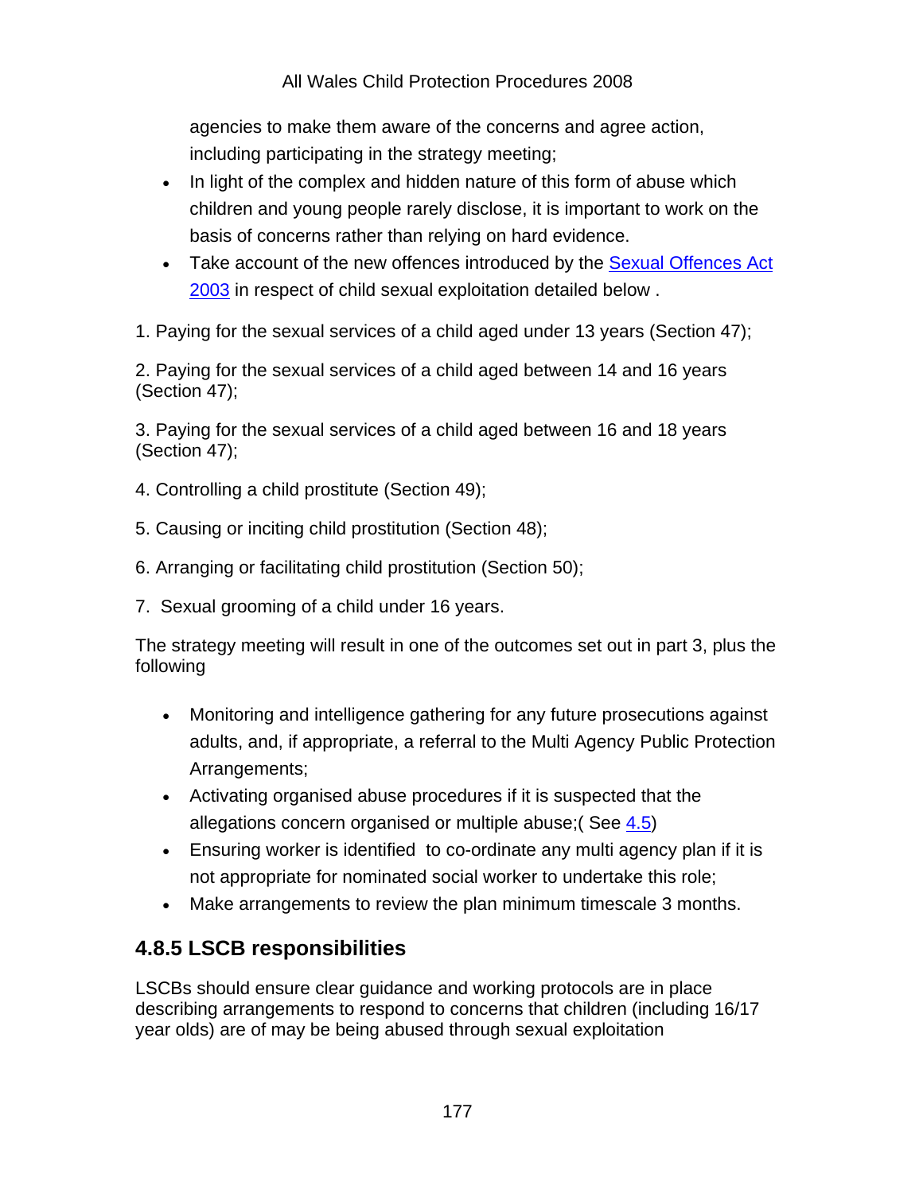agencies to make them aware of the concerns and agree action, including participating in the strategy meeting;

- In light of the complex and hidden nature of this form of abuse which children and young people rarely disclose, it is important to work on the basis of concerns rather than relying on hard evidence.
- Take account of the new offences introduced by the Sexual Offences Act 2003 in respect of child sexual exploitation detailed below .

1. Paying for the sexual services of a child aged under 13 years (Section 47);

2. Paying for the sexual services of a child aged between 14 and 16 years (Section 47);

3. Paying for the sexual services of a child aged between 16 and 18 years (Section 47);

4. Controlling a child prostitute (Section 49);

5. Causing or inciting child prostitution (Section 48);

6. Arranging or facilitating child prostitution (Section 50);

7. Sexual grooming of a child under 16 years.

The strategy meeting will result in one of the outcomes set out in part 3, plus the following

- Monitoring and intelligence gathering for any future prosecutions against adults, and, if appropriate, a referral to the Multi Agency Public Protection Arrangements;
- Activating organised abuse procedures if it is suspected that the allegations concern organised or multiple abuse;( See 4.5)
- Ensuring worker is identified to co-ordinate any multi agency plan if it is not appropriate for nominated social worker to undertake this role;
- Make arrangements to review the plan minimum timescale 3 months.

### 4.8.5 LSCB responsibilities

LSCBs should ensure clear guidance and working protocols are in place describing arrangements to respond to concerns that children (including 16/17 year olds) are of may be being abused through sexual exploitation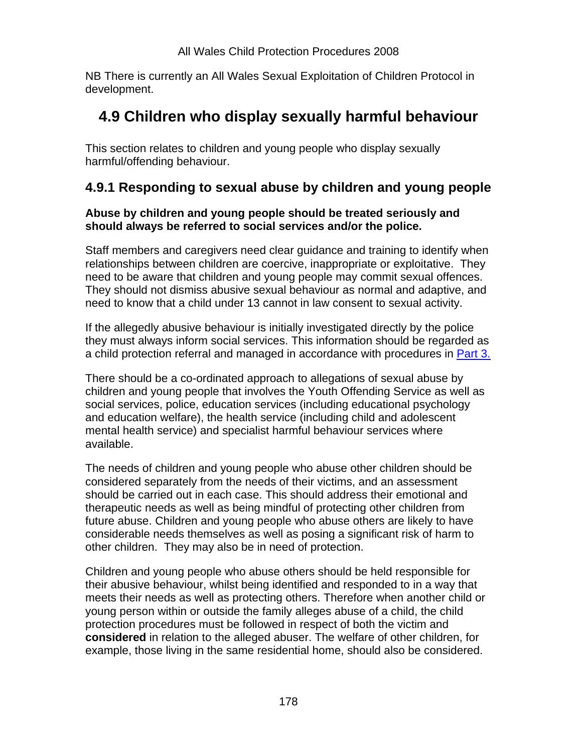NB There is currently an All Wales Sexual Exploitation of Children Protocol in development.

# 4.9 Children who display sexually harmful behaviour

This section relates to children and young people who display sexually harmful/offending behaviour.

## 4.9.1 Responding to sexual abuse by children and young people

**Abuse by children and young people should be treated seriously and should always be referred to social services and/or the police.**

Staff members and caregivers need clear guidance and training to identify when relationships between children are coercive, inappropriate or exploitative. They need to be aware that children and young people may commit sexual offences. They should not dismiss abusive sexual behaviour as normal and adaptive, and need to know that a child under 13 cannot in law consent to sexual activity.

If the allegedly abusive behaviour is initially investigated directly by the police they must always inform social services. This information should be regarded as a child protection referral and managed in accordance with procedures in Part 3.

There should be a co-ordinated approach to allegations of sexual abuse by children and young people that involves the Youth Offending Service as well as social services, police, education services (including educational psychology and education welfare), the health service (including child and adolescent mental health service) and specialist harmful behaviour services where available.

The needs of children and young people who abuse other children should be considered separately from the needs of their victims, and an assessment should be carried out in each case. This should address their emotional and therapeutic needs as well as being mindful of protecting other children from future abuse. Children and young people who abuse others are likely to have considerable needs themselves as well as posing a significant risk of harm to other children. They may also be in need of protection.

Children and young people who abuse others should be held responsible for their abusive behaviour, whilst being identified and responded to in a way that meets their needs as well as protecting others. Therefore when another child or young person within or outside the family alleges abuse of a child, the child protection procedures must be followed in respect of both the victim and **considered** in relation to the alleged abuser. The welfare of other children, for example, those living in the same residential home, should also be considered.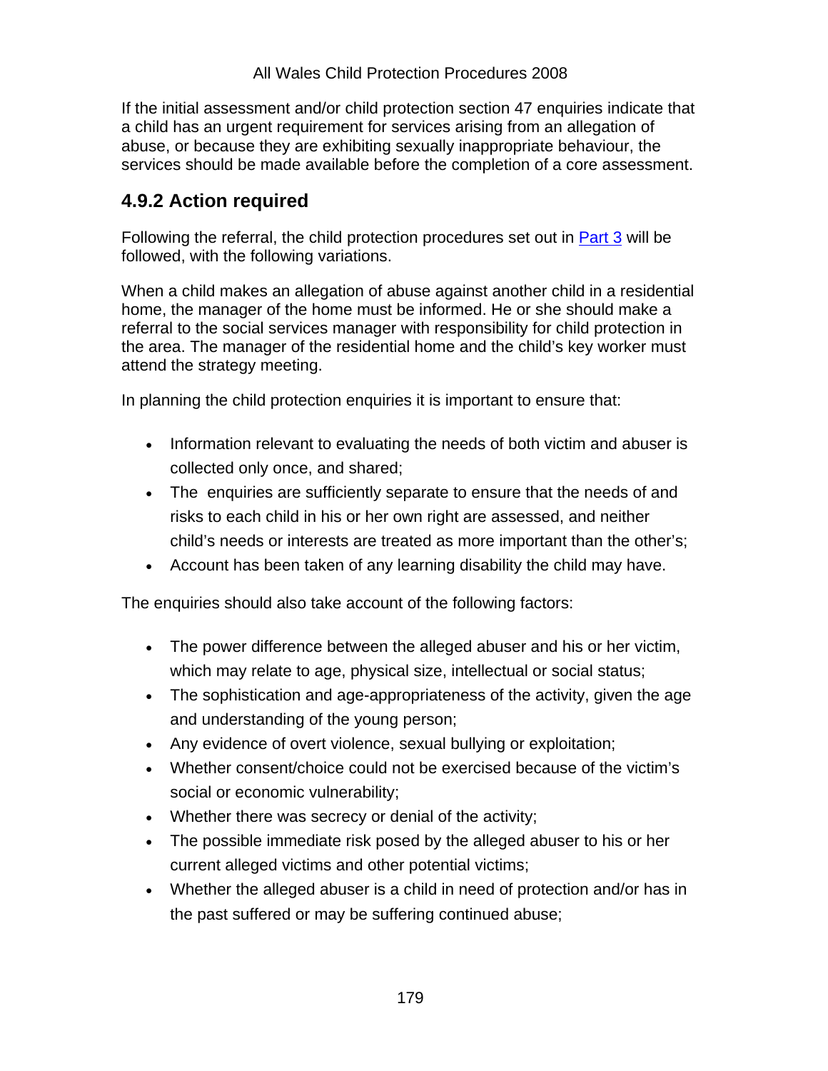If the initial assessment and/or child protection section 47 enquiries indicate that a child has an urgent requirement for services arising from an allegation of abuse, or because they are exhibiting sexually inappropriate behaviour, the services should be made available before the completion of a core assessment.

## 4.9.2 Action required

Following the referral, the child protection procedures set out in Part 3 will be followed, with the following variations.

When a child makes an allegation of abuse against another child in a residential home, the manager of the home must be informed. He or she should make a referral to the social services manager with responsibility for child protection in the area. The manager of the residential home and the child's key worker must attend the strategy meeting.

In planning the child protection enquiries it is important to ensure that:

- Information relevant to evaluating the needs of both victim and abuser is collected only once, and shared;
- The enquiries are sufficiently separate to ensure that the needs of and risks to each child in his or her own right are assessed, and neither child's needs or interests are treated as more important than the other's;
- Account has been taken of any learning disability the child may have.

The enquiries should also take account of the following factors:

- The power difference between the alleged abuser and his or her victim, which may relate to age, physical size, intellectual or social status;
- The sophistication and age-appropriateness of the activity, given the age and understanding of the young person;
- Any evidence of overt violence, sexual bullying or exploitation;
- Whether consent/choice could not be exercised because of the victim's social or economic vulnerability;
- Whether there was secrecy or denial of the activity;
- The possible immediate risk posed by the alleged abuser to his or her current alleged victims and other potential victims;
- Whether the alleged abuser is a child in need of protection and/or has in the past suffered or may be suffering continued abuse;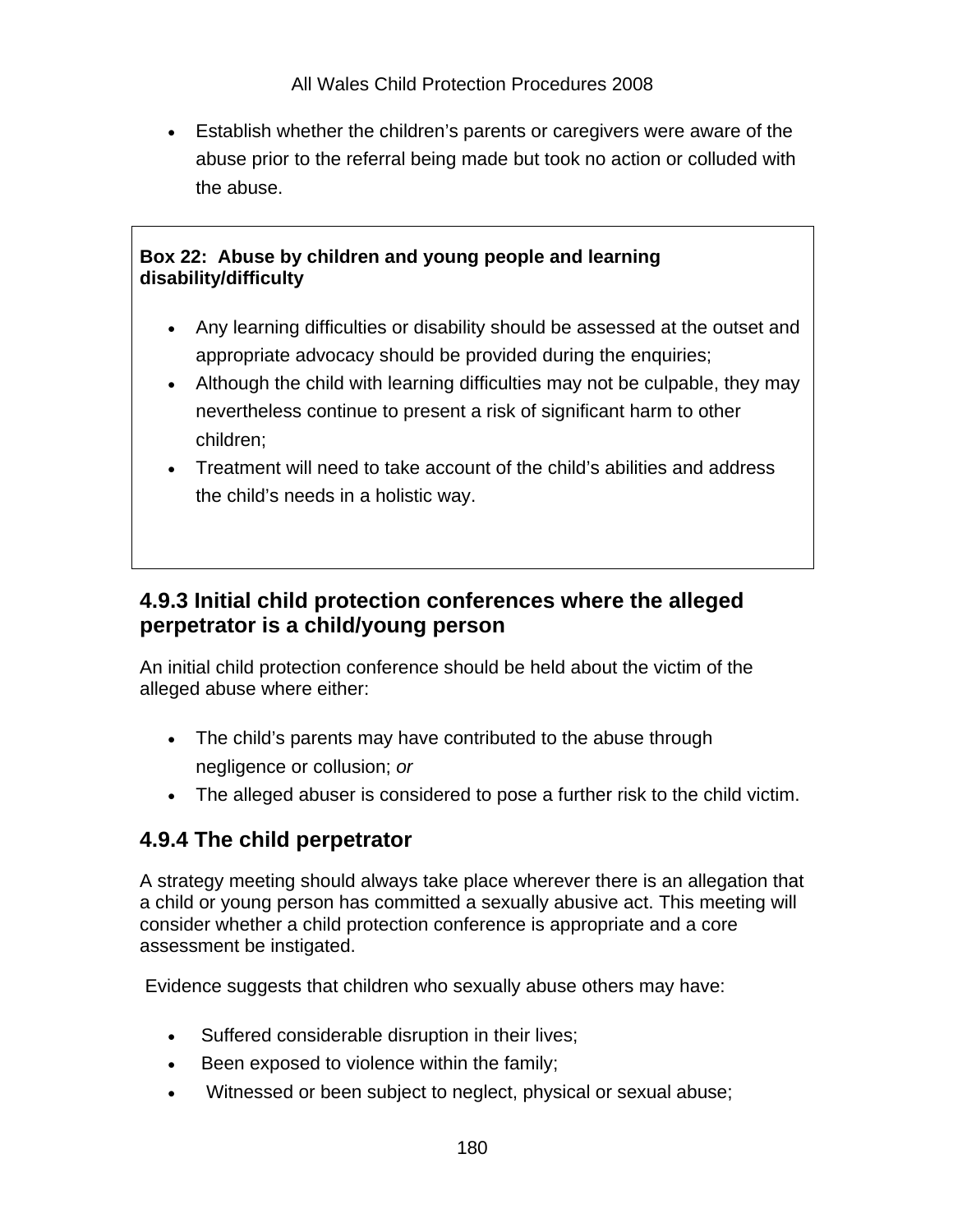- Establish whether the children's parents or caregivers were aware of the abuse prior to the referral being made but took no action or colluded with the abuse.

**Box 22: Abuse by children and young people and learning disability/difficulty**

- Any learning difficulties or disability should be assessed at the outset and appropriate advocacy should be provided during the enquiries;
- Although the child with learning difficulties may not be culpable, they may nevertheless continue to present a risk of significant harm to other children;
- Treatment will need to take account of the child's abilities and address the child's needs in a holistic way.

### 4.9.3 Initial child protection conferences where the alleged perpetrator is a child/young person

An initial child protection conference should be held about the victim of the alleged abuse where either:

- The child's parents may have contributed to the abuse through negligence or collusion; *or*
- The alleged abuser is considered to pose a further risk to the child victim.

### 4.9.4 The child perpetrator

A strategy meeting should always take place wherever there is an allegation that a child or young person has committed a sexually abusive act. This meeting will consider whether a child protection conference is appropriate and a core assessment be instigated.

Evidence suggests that children who sexually abuse others may have:

- Suffered considerable disruption in their lives;
- Been exposed to violence within the family;
- Witnessed or been subject to neglect, physical or sexual abuse;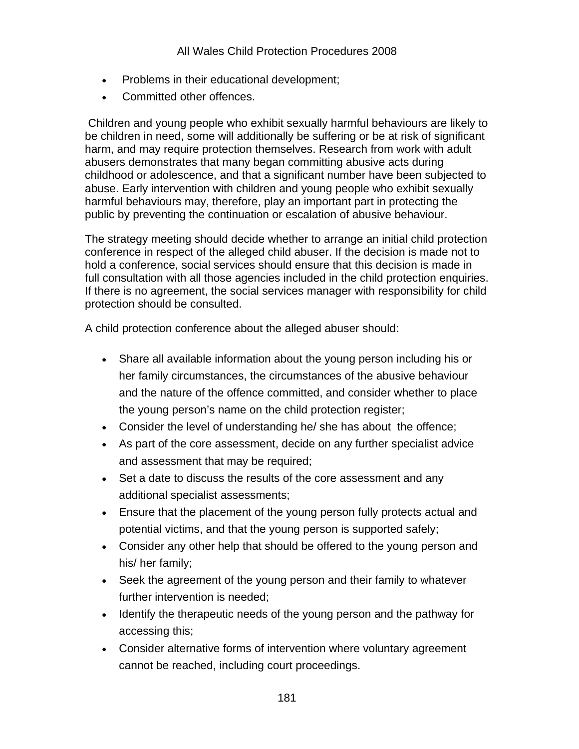- Problems in their educational development;
- Committed other offences.

Children and young people who exhibit sexually harmful behaviours are likely to be children in need, some will additionally be suffering or be at risk of significant harm, and may require protection themselves. Research from work with adult abusers demonstrates that many began committing abusive acts during childhood or adolescence, and that a significant number have been subjected to abuse. Early intervention with children and young people who exhibit sexually harmful behaviours may, therefore, play an important part in protecting the public by preventing the continuation or escalation of abusive behaviour.

The strategy meeting should decide whether to arrange an initial child protection conference in respect of the alleged child abuser. If the decision is made not to hold a conference, social services should ensure that this decision is made in full consultation with all those agencies included in the child protection enquiries. If there is no agreement, the social services manager with responsibility for child protection should be consulted.

A child protection conference about the alleged abuser should:

- Share all available information about the young person including his or her family circumstances, the circumstances of the abusive behaviour and the nature of the offence committed, and consider whether to place the young person's name on the child protection register;
- Consider the level of understanding he/ she has about the offence;
- As part of the core assessment, decide on any further specialist advice and assessment that may be required;
- Set a date to discuss the results of the core assessment and any additional specialist assessments;
- Ensure that the placement of the young person fully protects actual and potential victims, and that the young person is supported safely;
- Consider any other help that should be offered to the young person and his/ her family;
- Seek the agreement of the young person and their family to whatever further intervention is needed;
- Identify the therapeutic needs of the young person and the pathway for accessing this;
- Consider alternative forms of intervention where voluntary agreement cannot be reached, including court proceedings.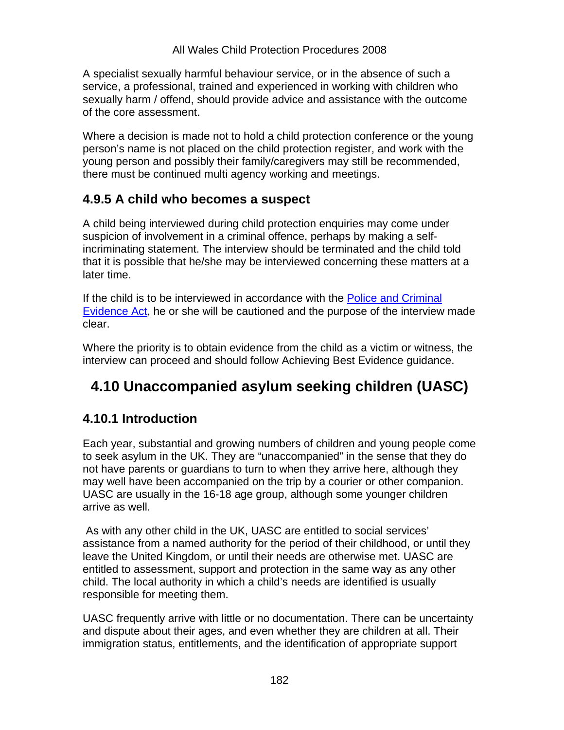A specialist sexually harmful behaviour service, or in the absence of such a service, a professional, trained and experienced in working with children who sexually harm / offend, should provide advice and assistance with the outcome of the core assessment.

Where a decision is made not to hold a child protection conference or the young person's name is not placed on the child protection register, and work with the young person and possibly their family/caregivers may still be recommended, there must be continued multi agency working and meetings.

### 4.9.5 A child who becomes a suspect

A child being interviewed during child protection enquiries may come under suspicion of involvement in a criminal offence, perhaps by making a self-incriminating statement. The interview should be terminated and the child told that it is possible that he/she may be interviewed concerning these matters at a later time.

If the child is to be interviewed in accordance with the Police and Criminal Evidence Act, he or she will be cautioned and the purpose of the interview made clear.

Where the priority is to obtain evidence from the child as a victim or witness, the interview can proceed and should follow Achieving Best Evidence guidance.

## 4.10 Unaccompanied asylum seeking children (UASC)

### 4.10.1 Introduction

Each year, substantial and growing numbers of children and young people come to seek asylum in the UK. They are "unaccompanied" in the sense that they do not have parents or guardians to turn to when they arrive here, although they may well have been accompanied on the trip by a courier or other companion. UASC are usually in the 16-18 age group, although some younger children arrive as well.

As with any other child in the UK, UASC are entitled to social services' assistance from a named authority for the period of their childhood, or until they leave the United Kingdom, or until their needs are otherwise met. UASC are entitled to assessment, support and protection in the same way as any other child. The local authority in which a child's needs are identified is usually responsible for meeting them.

UASC frequently arrive with little or no documentation. There can be uncertainty and dispute about their ages, and even whether they are children at all. Their immigration status, entitlements, and the identification of appropriate support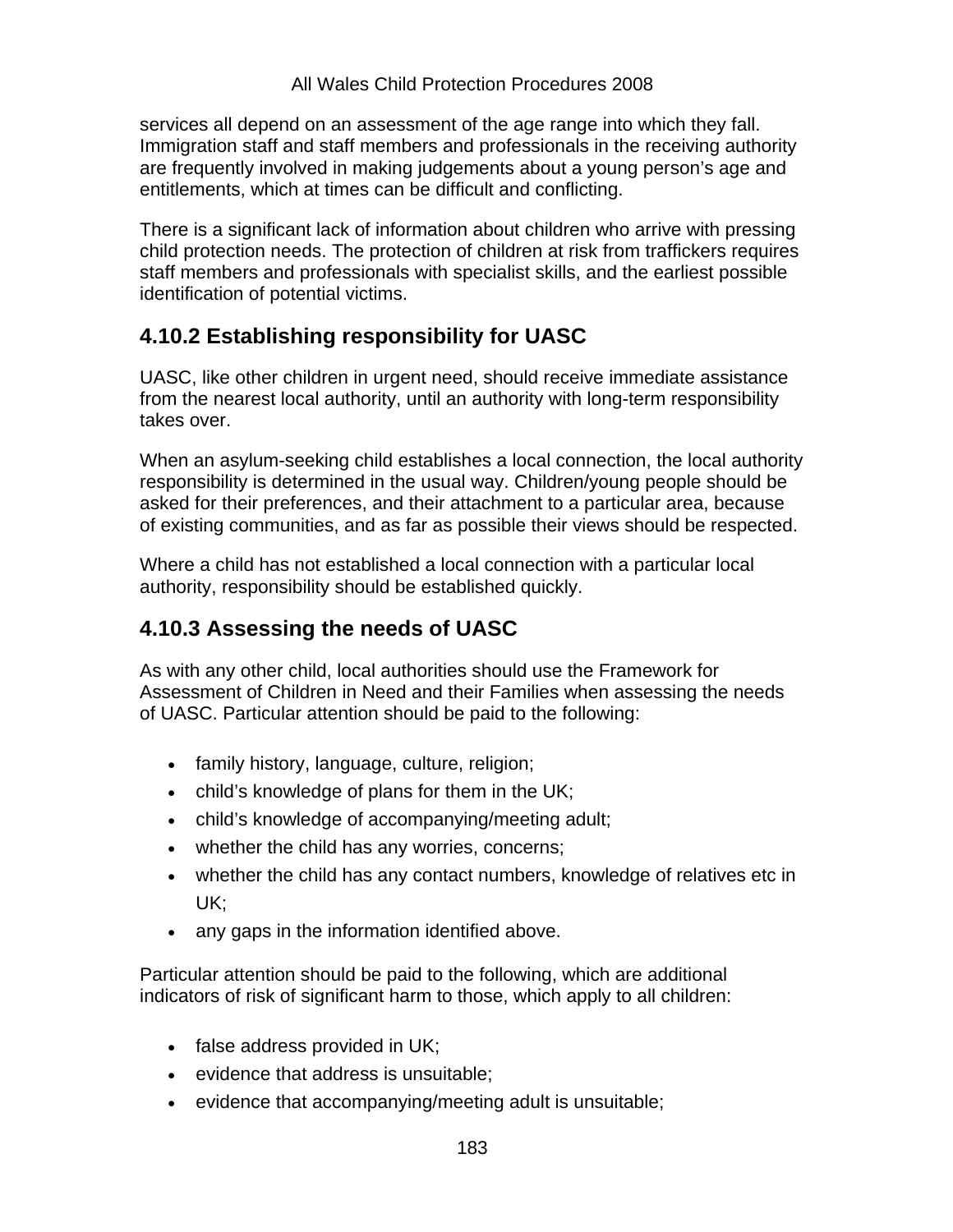services all depend on an assessment of the age range into which they fall. Immigration staff and staff members and professionals in the receiving authority are frequently involved in making judgements about a young person's age and entitlements, which at times can be difficult and conflicting.

There is a significant lack of information about children who arrive with pressing child protection needs. The protection of children at risk from traffickers requires staff members and professionals with specialist skills, and the earliest possible identification of potential victims.

## 4.10.2 Establishing responsibility for UASC

UASC, like other children in urgent need, should receive immediate assistance from the nearest local authority, until an authority with long-term responsibility takes over.

When an asylum-seeking child establishes a local connection, the local authority responsibility is determined in the usual way. Children/young people should be asked for their preferences, and their attachment to a particular area, because of existing communities, and as far as possible their views should be respected.

Where a child has not established a local connection with a particular local authority, responsibility should be established quickly.

## 4.10.3 Assessing the needs of UASC

As with any other child, local authorities should use the Framework for Assessment of Children in Need and their Families when assessing the needs of UASC. Particular attention should be paid to the following:

- family history, language, culture, religion;
- child's knowledge of plans for them in the UK;
- child's knowledge of accompanying/meeting adult;
- whether the child has any worries, concerns;
- whether the child has any contact numbers, knowledge of relatives etc in UK;
- any gaps in the information identified above.

Particular attention should be paid to the following, which are additional indicators of risk of significant harm to those, which apply to all children:

- false address provided in UK;
- evidence that address is unsuitable;
- evidence that accompanying/meeting adult is unsuitable;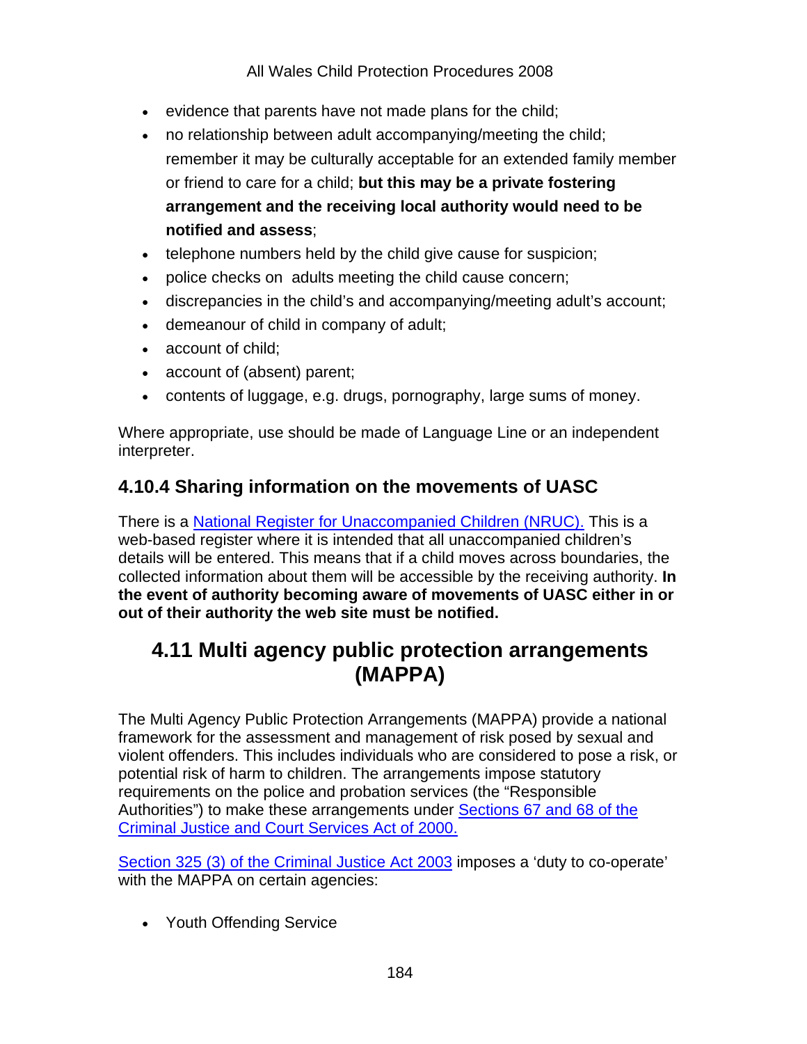- evidence that parents have not made plans for the child;
- no relationship between adult accompanying/meeting the child; remember it may be culturally acceptable for an extended family member or friend to care for a child; **but this may be a private fostering arrangement and the receiving local authority would need to be notified and assess**;
- telephone numbers held by the child give cause for suspicion;
- police checks on adults meeting the child cause concern;
- discrepancies in the child's and accompanying/meeting adult's account;
- demeanour of child in company of adult;
- account of child;
- account of (absent) parent;
- contents of luggage, e.g. drugs, pornography, large sums of money.

Where appropriate, use should be made of Language Line or an independent interpreter.

### 4.10.4 Sharing information on the movements of UASC

There is a National Register for Unaccompanied Children (NRUC). This is a web-based register where it is intended that all unaccompanied children's details will be entered. This means that if a child moves across boundaries, the collected information about them will be accessible by the receiving authority. **In the event of authority becoming aware of movements of UASC either in or out of their authority the web site must be notified.**

## 4.11 Multi agency public protection arrangements (MAPPA)

The Multi Agency Public Protection Arrangements (MAPPA) provide a national framework for the assessment and management of risk posed by sexual and violent offenders. This includes individuals who are considered to pose a risk, or potential risk of harm to children. The arrangements impose statutory requirements on the police and probation services (the "Responsible Authorities") to make these arrangements under Sections 67 and 68 of the Criminal Justice and Court Services Act of 2000.

Section 325 (3) of the Criminal Justice Act 2003 imposes a 'duty to co-operate' with the MAPPA on certain agencies:

- Youth Offending Service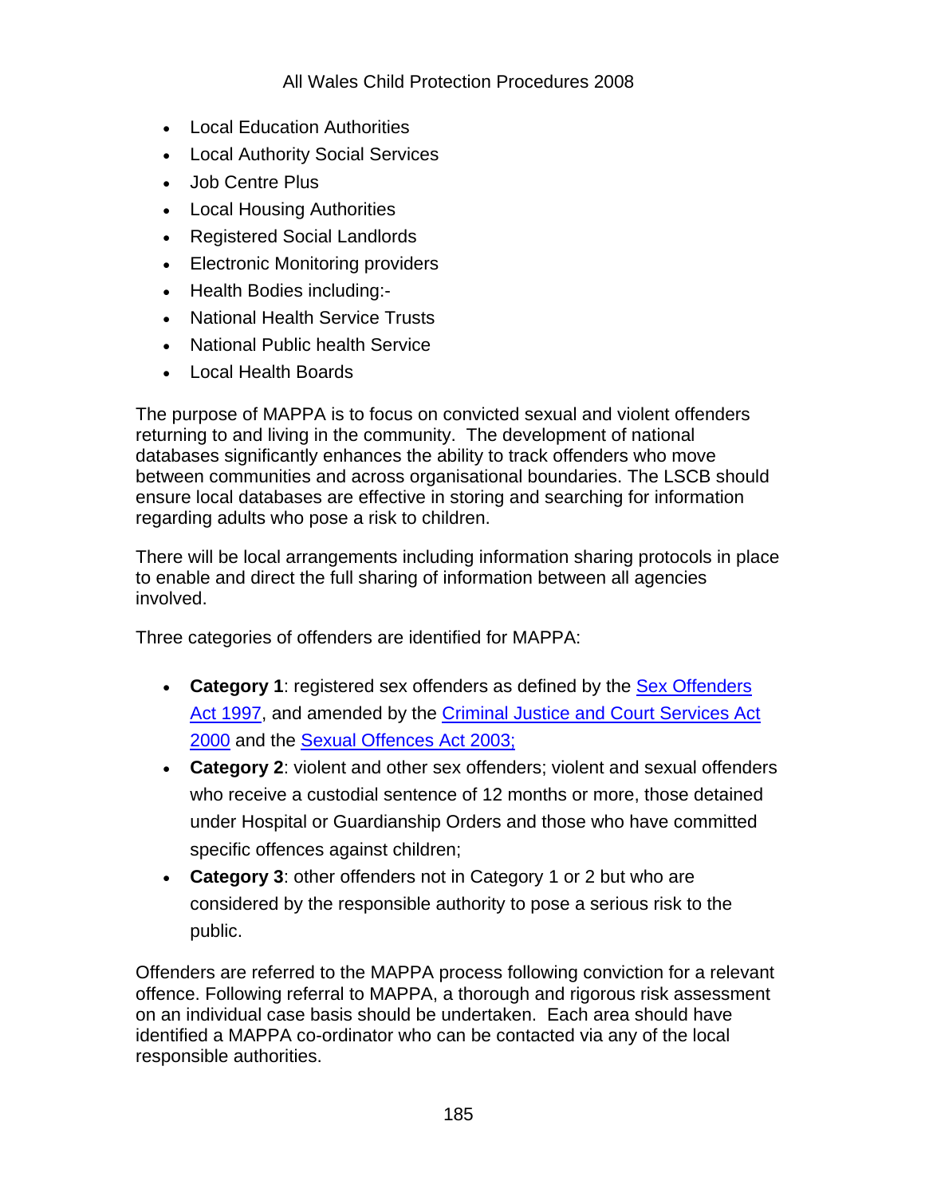- Local Education Authorities
- Local Authority Social Services
- Job Centre Plus
- Local Housing Authorities
- Registered Social Landlords
- Electronic Monitoring providers
- Health Bodies including:-
- National Health Service Trusts
- National Public health Service
- Local Health Boards

The purpose of MAPPA is to focus on convicted sexual and violent offenders returning to and living in the community. The development of national databases significantly enhances the ability to track offenders who move between communities and across organisational boundaries. The LSCB should ensure local databases are effective in storing and searching for information regarding adults who pose a risk to children.

There will be local arrangements including information sharing protocols in place to enable and direct the full sharing of information between all agencies involved.

Three categories of offenders are identified for MAPPA:

- **Category 1**: registered sex offenders as defined by the Sex Offenders Act 1997, and amended by the Criminal Justice and Court Services Act 2000 and the Sexual Offences Act 2003;
- **Category 2**: violent and other sex offenders; violent and sexual offenders who receive a custodial sentence of 12 months or more, those detained under Hospital or Guardianship Orders and those who have committed specific offences against children;
- **Category 3**: other offenders not in Category 1 or 2 but who are considered by the responsible authority to pose a serious risk to the public.

Offenders are referred to the MAPPA process following conviction for a relevant offence. Following referral to MAPPA, a thorough and rigorous risk assessment on an individual case basis should be undertaken. Each area should have identified a MAPPA co-ordinator who can be contacted via any of the local responsible authorities.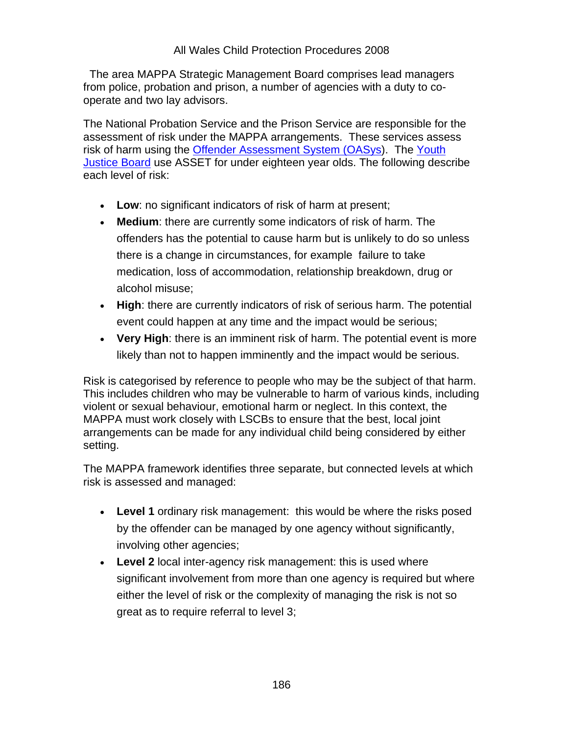The area MAPPA Strategic Management Board comprises lead managers from police, probation and prison, a number of agencies with a duty to co-operate and two lay advisors.

The National Probation Service and the Prison Service are responsible for the assessment of risk under the MAPPA arrangements. These services assess risk of harm using the Offender Assessment System (OASys). The Youth Justice Board use ASSET for under eighteen year olds. The following describe each level of risk:

- **Low**: no significant indicators of risk of harm at present;
- **Medium**: there are currently some indicators of risk of harm. The offenders has the potential to cause harm but is unlikely to do so unless there is a change in circumstances, for example failure to take medication, loss of accommodation, relationship breakdown, drug or alcohol misuse;
- **High**: there are currently indicators of risk of serious harm. The potential event could happen at any time and the impact would be serious;
- **Very High**: there is an imminent risk of harm. The potential event is more likely than not to happen imminently and the impact would be serious.

Risk is categorised by reference to people who may be the subject of that harm. This includes children who may be vulnerable to harm of various kinds, including violent or sexual behaviour, emotional harm or neglect. In this context, the MAPPA must work closely with LSCBs to ensure that the best, local joint arrangements can be made for any individual child being considered by either setting.

The MAPPA framework identifies three separate, but connected levels at which risk is assessed and managed:

- **Level 1** ordinary risk management: this would be where the risks posed by the offender can be managed by one agency without significantly, involving other agencies;
- **Level 2** local inter-agency risk management: this is used where significant involvement from more than one agency is required but where either the level of risk or the complexity of managing the risk is not so great as to require referral to level 3;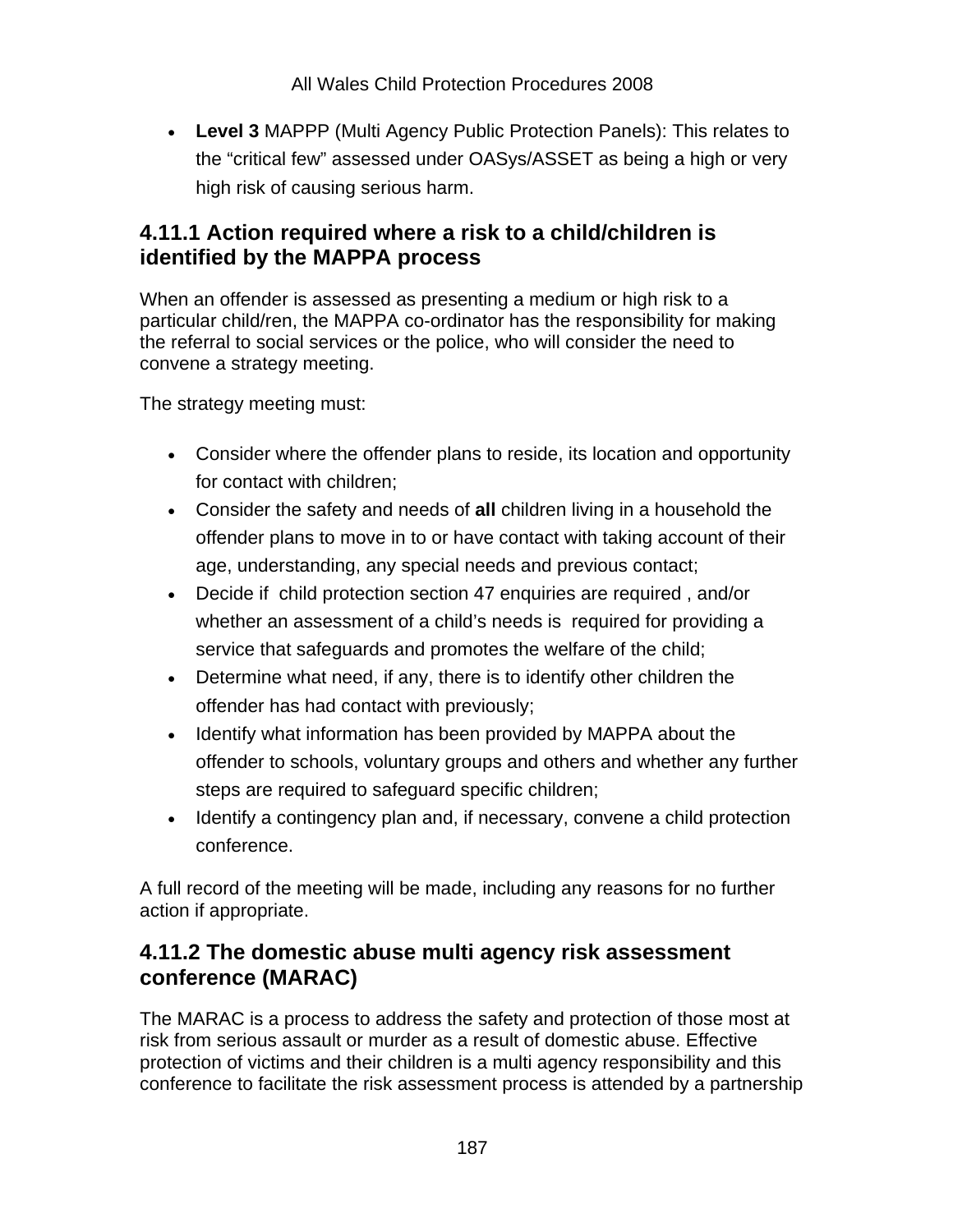- **Level 3** MAPPP (Multi Agency Public Protection Panels): This relates to the “critical few” assessed under OASys/ASSET as being a high or very high risk of causing serious harm.

### 4.11.1 Action required where a risk to a child/children is identified by the MAPPA process

When an offender is assessed as presenting a medium or high risk to a particular child/ren, the MAPPA co-ordinator has the responsibility for making the referral to social services or the police, who will consider the need to convene a strategy meeting.

The strategy meeting must:

- Consider where the offender plans to reside, its location and opportunity for contact with children;
- Consider the safety and needs of **all** children living in a household the offender plans to move in to or have contact with taking account of their age, understanding, any special needs and previous contact;
- Decide if child protection section 47 enquiries are required , and/or whether an assessment of a child’s needs is required for providing a service that safeguards and promotes the welfare of the child;
- Determine what need, if any, there is to identify other children the offender has had contact with previously;
- Identify what information has been provided by MAPPA about the offender to schools, voluntary groups and others and whether any further steps are required to safeguard specific children;
- Identify a contingency plan and, if necessary, convene a child protection conference.

A full record of the meeting will be made, including any reasons for no further action if appropriate.

### 4.11.2 The domestic abuse multi agency risk assessment conference (MARAC)

The MARAC is a process to address the safety and protection of those most at risk from serious assault or murder as a result of domestic abuse. Effective protection of victims and their children is a multi agency responsibility and this conference to facilitate the risk assessment process is attended by a partnership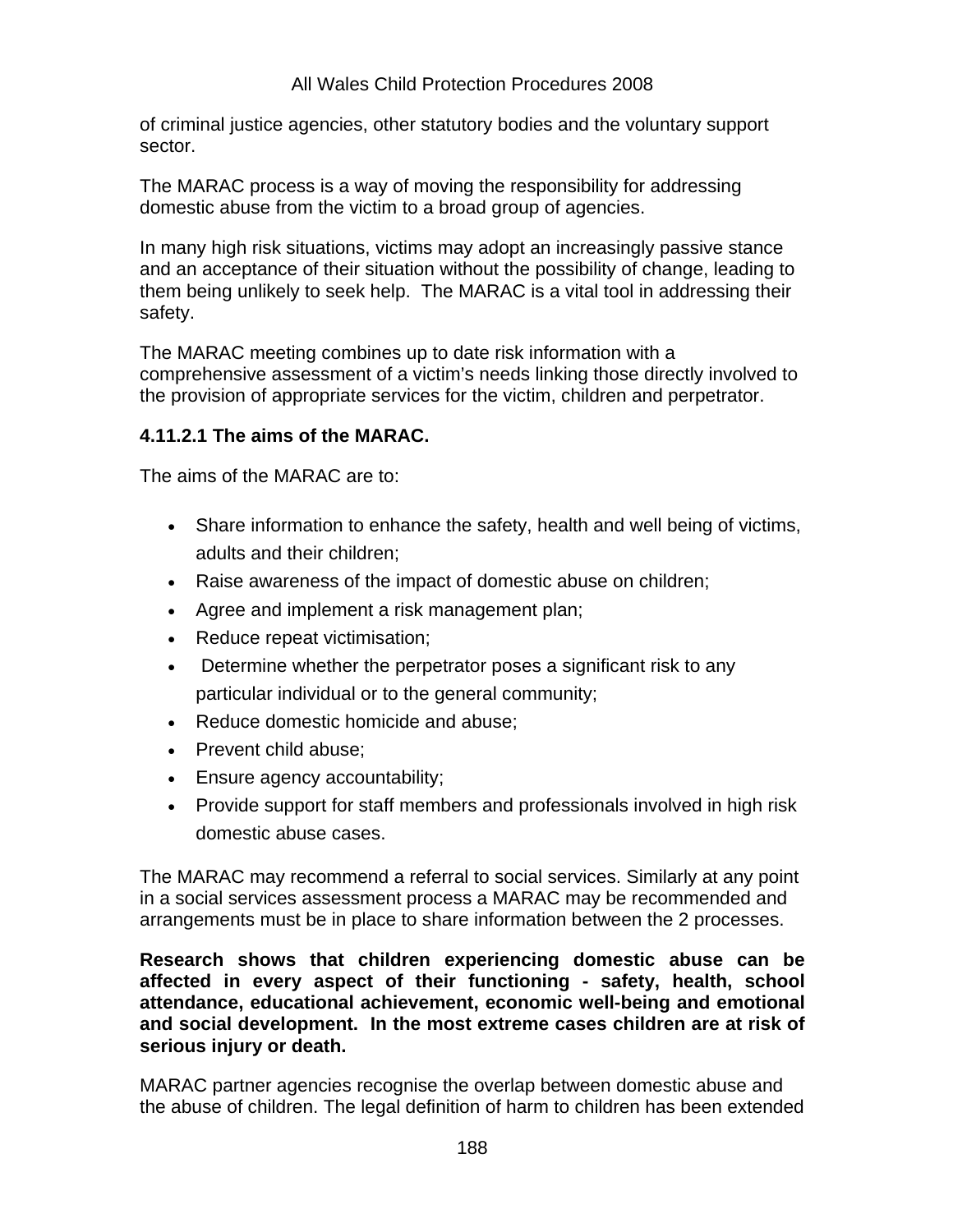of criminal justice agencies, other statutory bodies and the voluntary support sector.

The MARAC process is a way of moving the responsibility for addressing domestic abuse from the victim to a broad group of agencies.

In many high risk situations, victims may adopt an increasingly passive stance and an acceptance of their situation without the possibility of change, leading to them being unlikely to seek help. The MARAC is a vital tool in addressing their safety.

The MARAC meeting combines up to date risk information with a comprehensive assessment of a victim's needs linking those directly involved to the provision of appropriate services for the victim, children and perpetrator.

#### 4.11.2.1 The aims of the MARAC.

The aims of the MARAC are to:

- Share information to enhance the safety, health and well being of victims, adults and their children;
- Raise awareness of the impact of domestic abuse on children;
- Agree and implement a risk management plan;
- Reduce repeat victimisation;
- Determine whether the perpetrator poses a significant risk to any particular individual or to the general community;
- Reduce domestic homicide and abuse;
- Prevent child abuse;
- Ensure agency accountability;
- Provide support for staff members and professionals involved in high risk domestic abuse cases.

The MARAC may recommend a referral to social services. Similarly at any point in a social services assessment process a MARAC may be recommended and arrangements must be in place to share information between the 2 processes.

**Research shows that children experiencing domestic abuse can be affected in every aspect of their functioning - safety, health, school attendance, educational achievement, economic well-being and emotional and social development. In the most extreme cases children are at risk of serious injury or death.**

MARAC partner agencies recognise the overlap between domestic abuse and the abuse of children. The legal definition of harm to children has been extended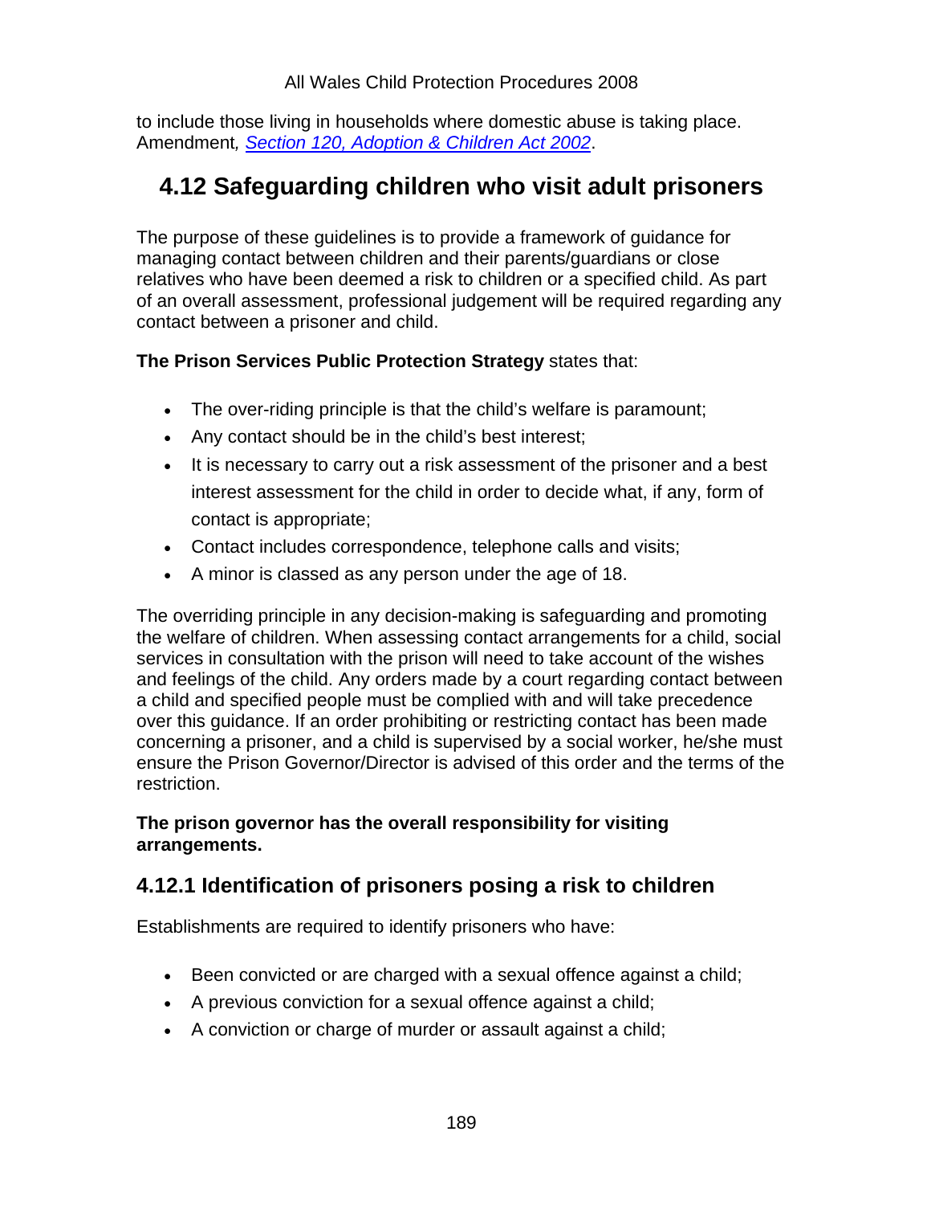to include those living in households where domestic abuse is taking place. Amendment*, [Section 120, Adoption & Children Act 2002](#)*.

## 4.12 Safeguarding children who visit adult prisoners

The purpose of these guidelines is to provide a framework of guidance for managing contact between children and their parents/guardians or close relatives who have been deemed a risk to children or a specified child. As part of an overall assessment, professional judgement will be required regarding any contact between a prisoner and child.

**The Prison Services Public Protection Strategy** states that:

- The over-riding principle is that the child's welfare is paramount;
- Any contact should be in the child's best interest;
- It is necessary to carry out a risk assessment of the prisoner and a best interest assessment for the child in order to decide what, if any, form of contact is appropriate;
- Contact includes correspondence, telephone calls and visits;
- A minor is classed as any person under the age of 18.

The overriding principle in any decision-making is safeguarding and promoting the welfare of children. When assessing contact arrangements for a child, social services in consultation with the prison will need to take account of the wishes and feelings of the child. Any orders made by a court regarding contact between a child and specified people must be complied with and will take precedence over this guidance. If an order prohibiting or restricting contact has been made concerning a prisoner, and a child is supervised by a social worker, he/she must ensure the Prison Governor/Director is advised of this order and the terms of the restriction.

**The prison governor has the overall responsibility for visiting arrangements.**

### 4.12.1 Identification of prisoners posing a risk to children

Establishments are required to identify prisoners who have:

- Been convicted or are charged with a sexual offence against a child;
- A previous conviction for a sexual offence against a child;
- A conviction or charge of murder or assault against a child;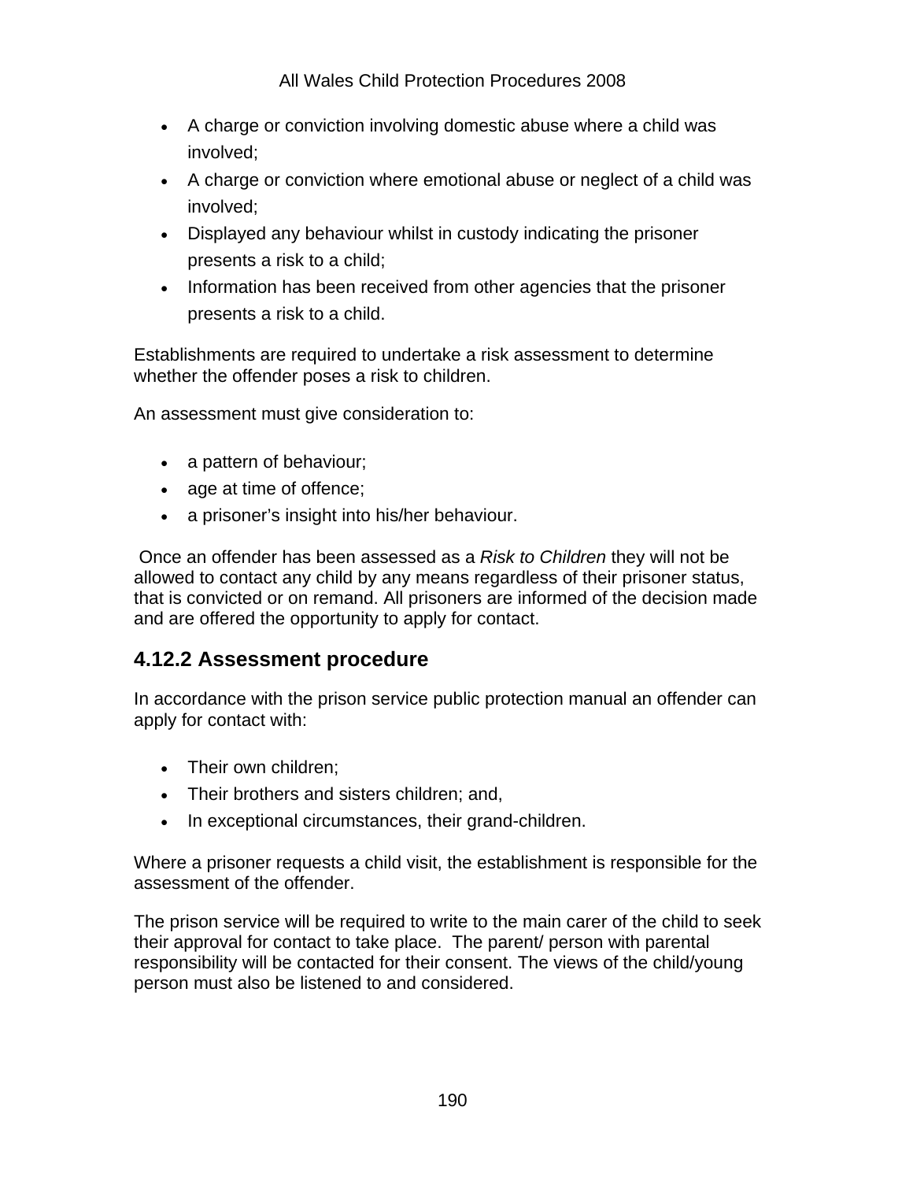- A charge or conviction involving domestic abuse where a child was involved;
- A charge or conviction where emotional abuse or neglect of a child was involved;
- Displayed any behaviour whilst in custody indicating the prisoner presents a risk to a child;
- Information has been received from other agencies that the prisoner presents a risk to a child.

Establishments are required to undertake a risk assessment to determine whether the offender poses a risk to children.

An assessment must give consideration to:

- a pattern of behaviour;
- age at time of offence;
- a prisoner's insight into his/her behaviour.

Once an offender has been assessed as a *Risk to Children* they will not be allowed to contact any child by any means regardless of their prisoner status, that is convicted or on remand. All prisoners are informed of the decision made and are offered the opportunity to apply for contact.

## 4.12.2 Assessment procedure

In accordance with the prison service public protection manual an offender can apply for contact with:

- Their own children;
- Their brothers and sisters children; and,
- In exceptional circumstances, their grand-children.

Where a prisoner requests a child visit, the establishment is responsible for the assessment of the offender.

The prison service will be required to write to the main carer of the child to seek their approval for contact to take place. The parent/ person with parental responsibility will be contacted for their consent. The views of the child/young person must also be listened to and considered.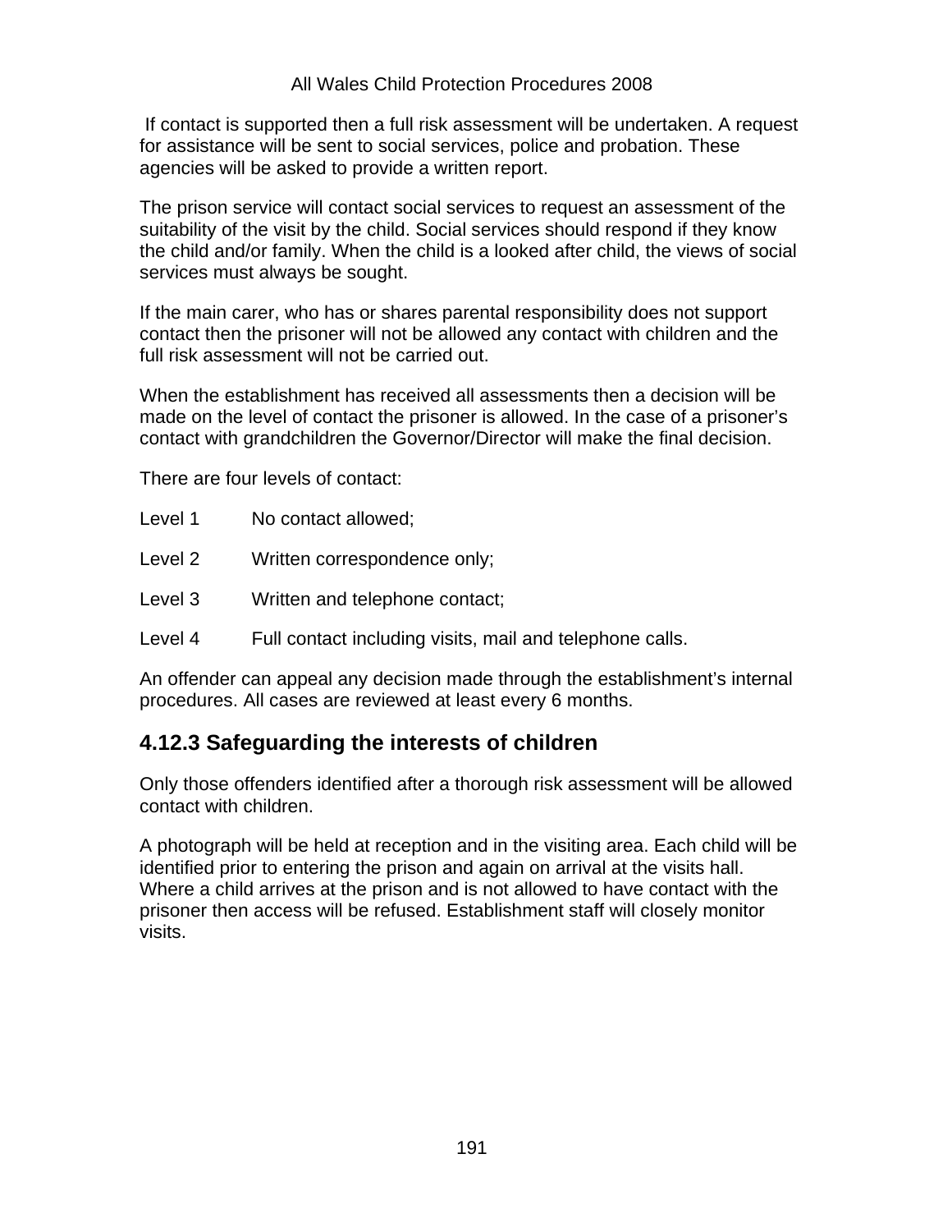If contact is supported then a full risk assessment will be undertaken. A request for assistance will be sent to social services, police and probation. These agencies will be asked to provide a written report.

The prison service will contact social services to request an assessment of the suitability of the visit by the child. Social services should respond if they know the child and/or family. When the child is a looked after child, the views of social services must always be sought.

If the main carer, who has or shares parental responsibility does not support contact then the prisoner will not be allowed any contact with children and the full risk assessment will not be carried out.

When the establishment has received all assessments then a decision will be made on the level of contact the prisoner is allowed. In the case of a prisoner's contact with grandchildren the Governor/Director will make the final decision.

There are four levels of contact:

Level 1 No contact allowed;

Level 2 Written correspondence only;

Level 3 Written and telephone contact;

Level 4 Full contact including visits, mail and telephone calls.

An offender can appeal any decision made through the establishment's internal procedures. All cases are reviewed at least every 6 months.

### 4.12.3 Safeguarding the interests of children

Only those offenders identified after a thorough risk assessment will be allowed contact with children.

A photograph will be held at reception and in the visiting area. Each child will be identified prior to entering the prison and again on arrival at the visits hall. Where a child arrives at the prison and is not allowed to have contact with the prisoner then access will be refused. Establishment staff will closely monitor visits.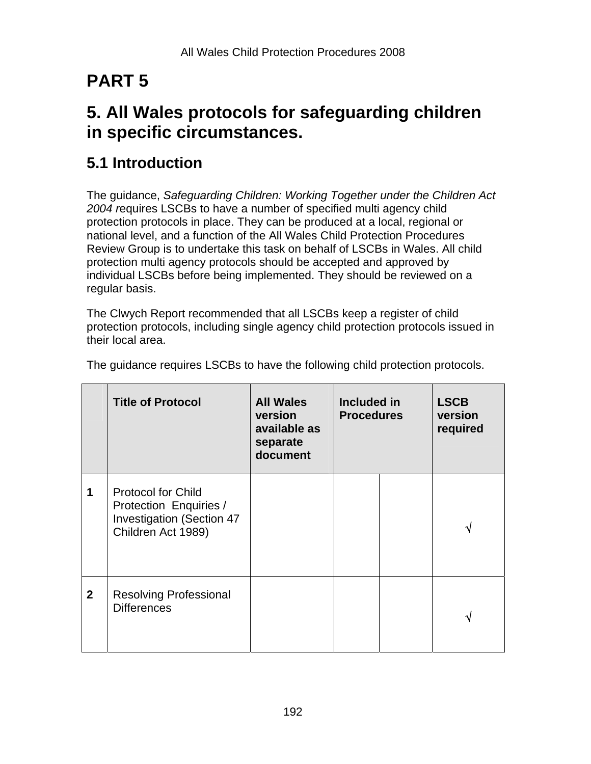# PART 5

# 5. All Wales protocols for safeguarding children in specific circumstances.

## 5.1 Introduction

The guidance, *Safeguarding Children: Working Together under the Children Act 2004 r*equires LSCBs to have a number of specified multi agency child protection protocols in place. They can be produced at a local, regional or national level, and a function of the All Wales Child Protection Procedures Review Group is to undertake this task on behalf of LSCBs in Wales. All child protection multi agency protocols should be accepted and approved by individual LSCBs before being implemented. They should be reviewed on a regular basis.

The Clwych Report recommended that all LSCBs keep a register of child protection protocols, including single agency child protection protocols issued in their local area.

The guidance requires LSCBs to have the following child protection protocols.

| | Title of Protocol | All Wales version available as separate document | Included in Procedures | | LSCB version required |
|---|---|---|---|---|---|
| **1** | Protocol for Child Protection Enquiries / Investigation (Section 47 Children Act 1989) | | | | √ |
| **2** | Resolving Professional Differences | | | | √ |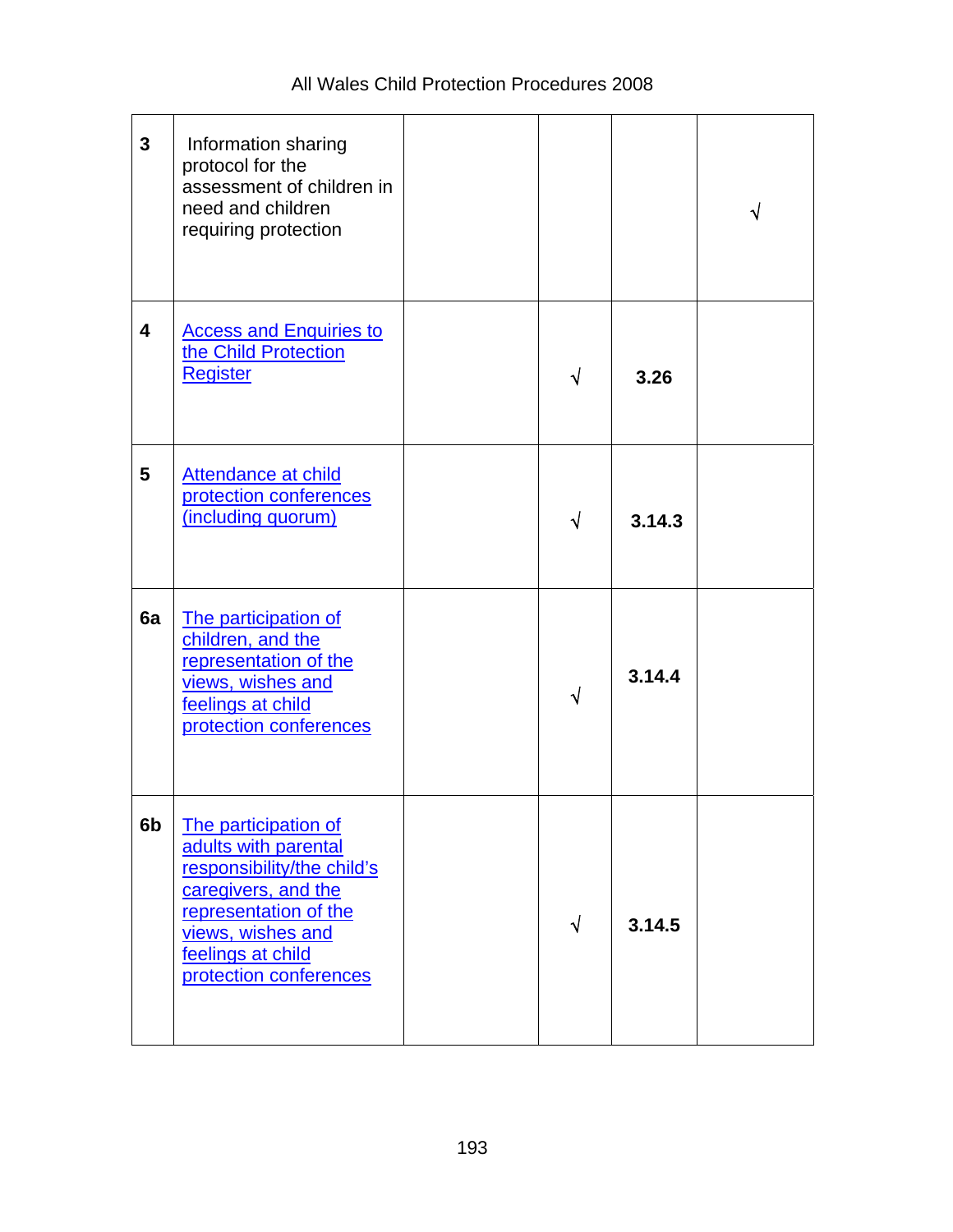| | | | | | |
|---|---|---|---|---|---|
| 3 | Information sharing protocol for the assessment of children in need and children requiring protection | | | | √ |
| 4 | Access and Enquiries to the Child Protection Register | | √ | 3.26 | |
| 5 | Attendance at child protection conferences (including quorum) | | √ | 3.14.3 | |
| 6a | The participation of children, and the representation of the views, wishes and feelings at child protection conferences | | √ | 3.14.4 | |
| 6b | The participation of adults with parental responsibility/the child's caregivers, and the representation of the views, wishes and feelings at child protection conferences | | √ | 3.14.5 | |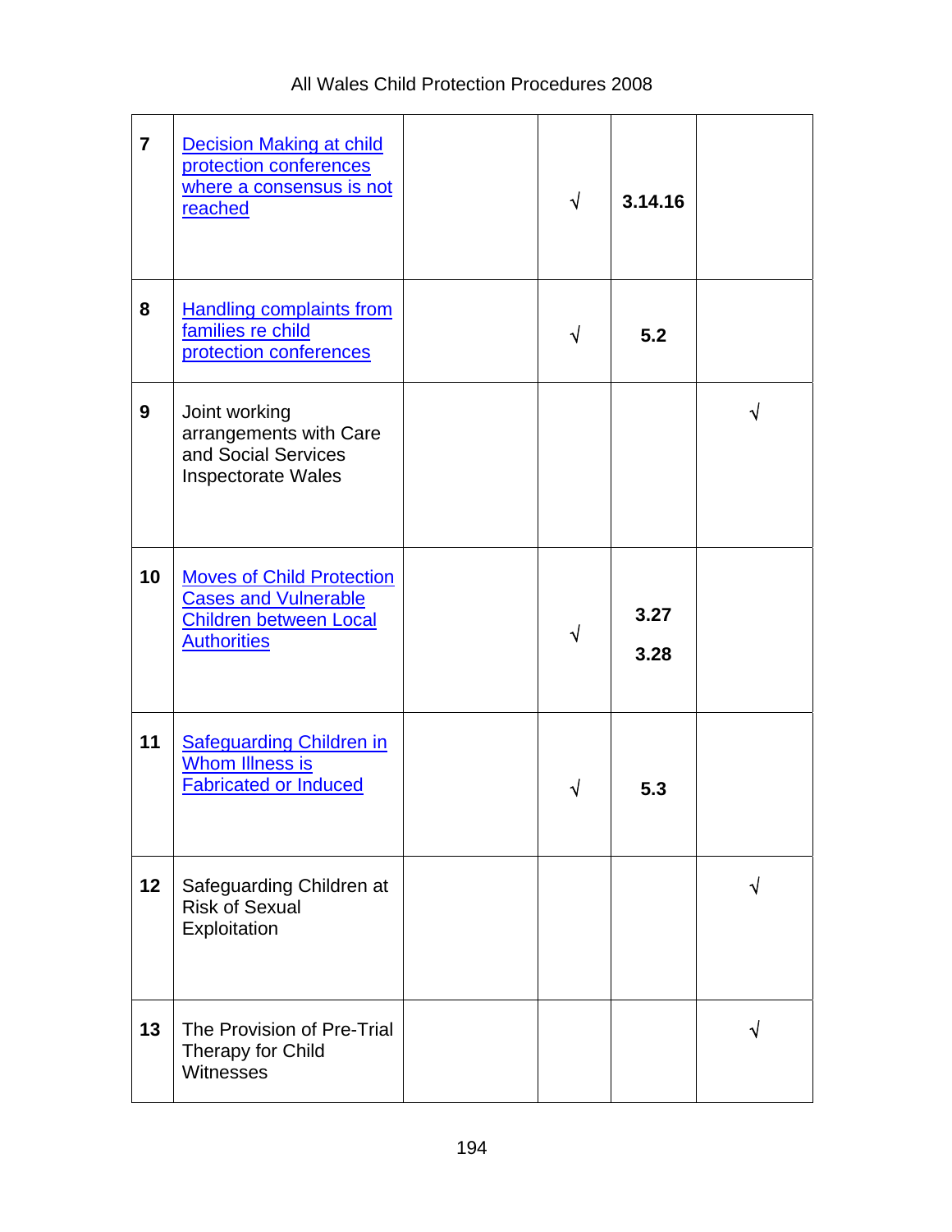| | | | | | |
|---|---|---|---|---|---|
| **7** | Decision Making at child protection conferences where a consensus is not reached | | √ | **3.14.16** | |
| **8** | Handling complaints from families re child protection conferences | | √ | **5.2** | |
| **9** | Joint working arrangements with Care and Social Services Inspectorate Wales | | | | √ |
| **10** | Moves of Child Protection Cases and Vulnerable Children between Local Authorities | | √ | **3.27**<br>**3.28** | |
| **11** | Safeguarding Children in Whom Illness is Fabricated or Induced | | √ | **5.3** | |
| **12** | Safeguarding Children at Risk of Sexual Exploitation | | | | √ |
| **13** | The Provision of Pre-Trial Therapy for Child Witnesses | | | | √ |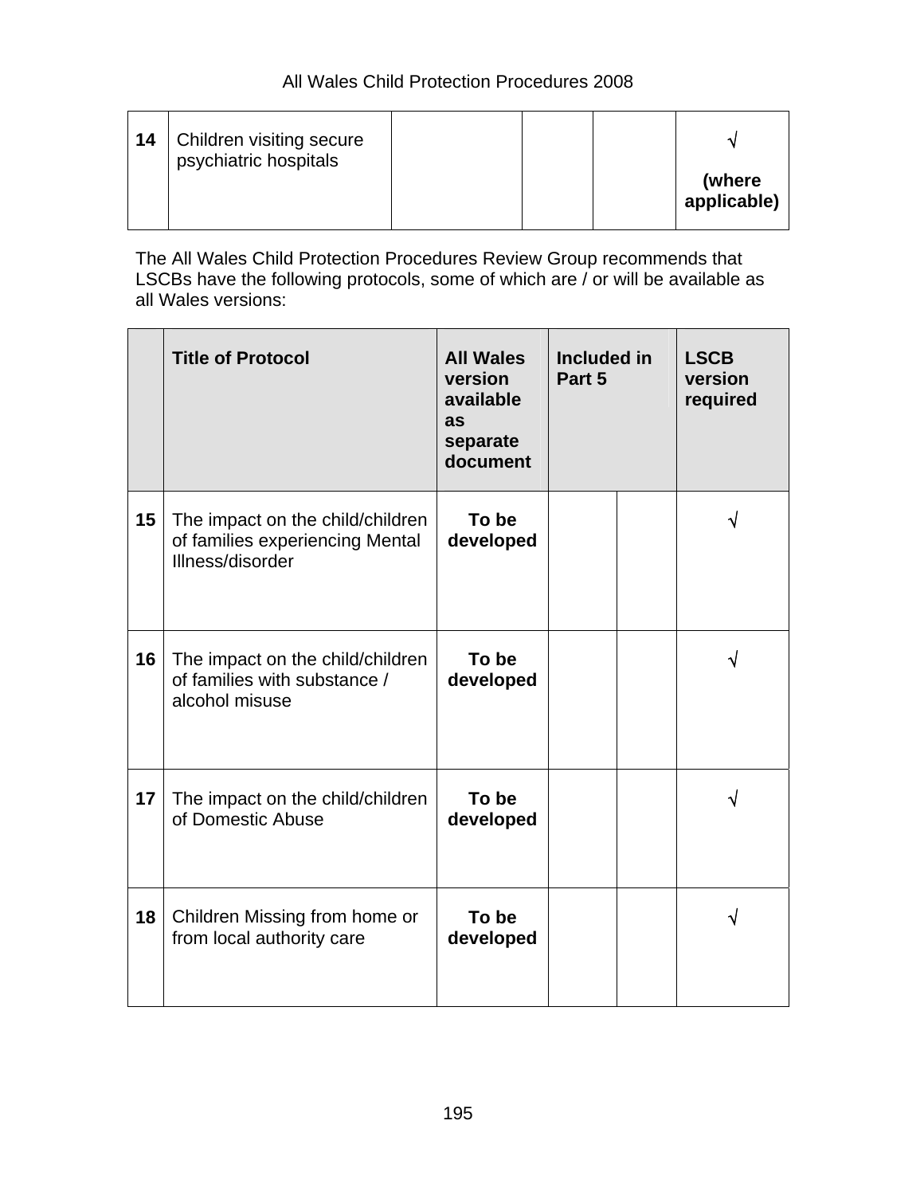| 14 | Children visiting secure psychiatric hospitals | | | | √<br><br>**(where applicable)** |
|---|---|---|---|---|---|

The All Wales Child Protection Procedures Review Group recommends that LSCBs have the following protocols, some of which are / or will be available as all Wales versions:

| | **Title of Protocol** | **All Wales version available as separate document** | **Included in Part 5** | | **LSCB version required** |
|---|---|---|---|---|---|
| **15** | The impact on the child/children of families experiencing Mental Illness/disorder | **To be developed** | | | √ |
| **16** | The impact on the child/children of families with substance / alcohol misuse | **To be developed** | | | √ |
| **17** | The impact on the child/children of Domestic Abuse | **To be developed** | | | √ |
| **18** | Children Missing from home or from local authority care | **To be developed** | | | √ |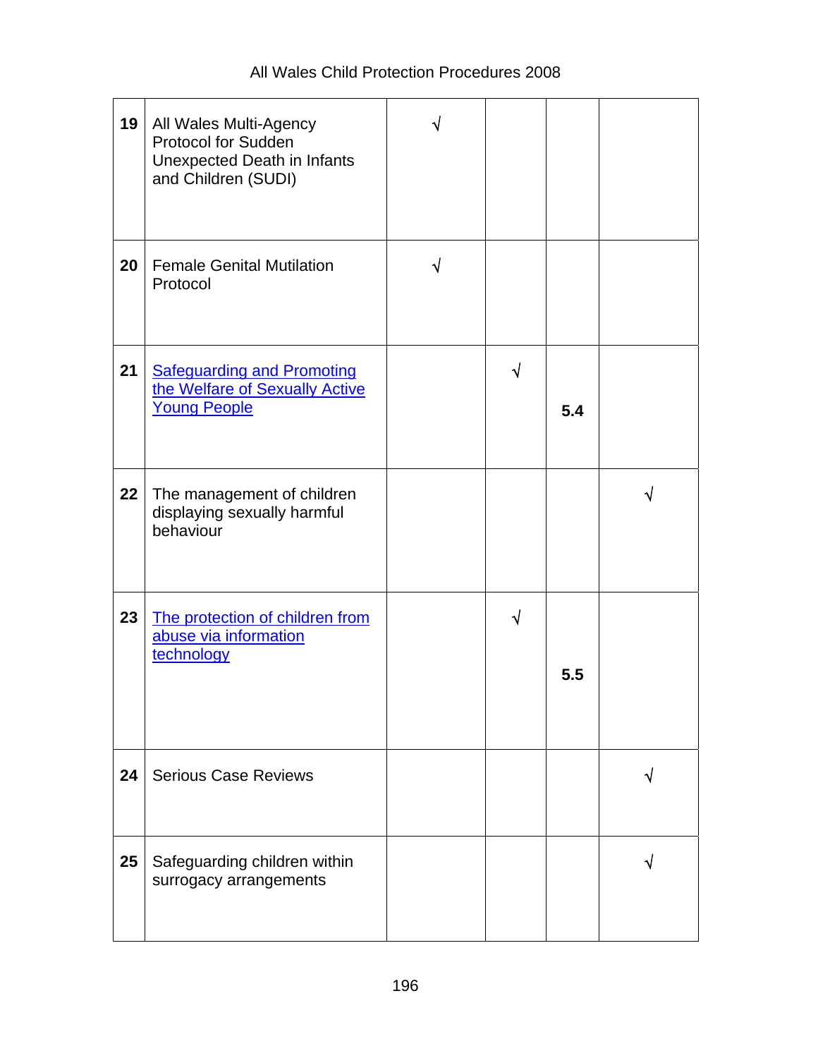| | | | | | |
|---|---|---|---|---|---|
| 19 | All Wales Multi-Agency Protocol for Sudden Unexpected Death in Infants and Children (SUDI) | √ | | | |
| 20 | Female Genital Mutilation Protocol | √ | | | |
| 21 | Safeguarding and Promoting the Welfare of Sexually Active Young People | | √ | 5.4 | |
| 22 | The management of children displaying sexually harmful behaviour | | | | √ |
| 23 | The protection of children from abuse via information technology | | √ | 5.5 | |
| 24 | Serious Case Reviews | | | | √ |
| 25 | Safeguarding children within surrogacy arrangements | | | | √ |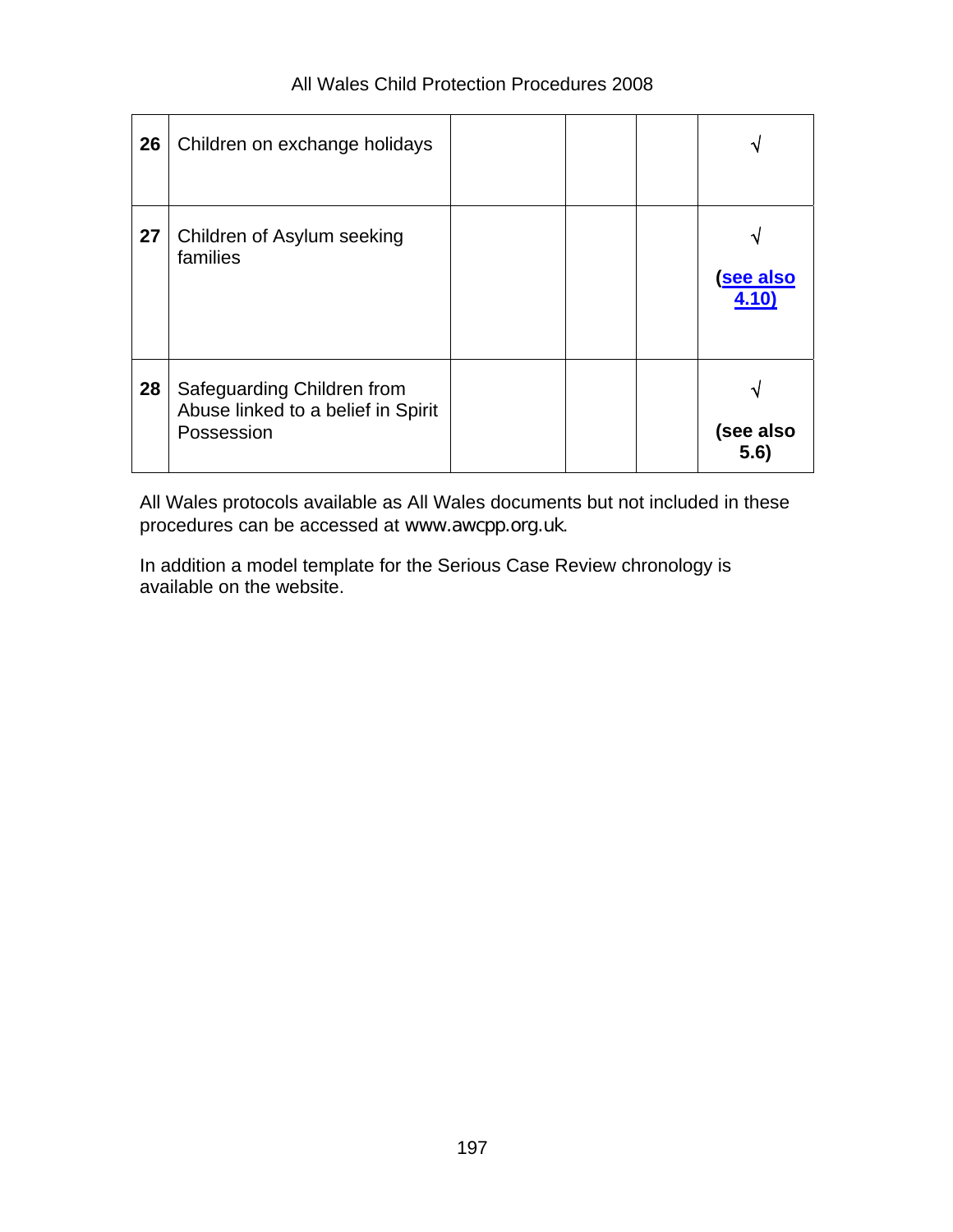| 26 | Children on exchange holidays | | | | √ |
|---|---|---|---|---|---|
| 27 | Children of Asylum seeking families | | | | √ **(see also 4.10)** |
| 28 | Safeguarding Children from Abuse linked to a belief in Spirit Possession | | | | √ **(see also 5.6)** |

All Wales protocols available as All Wales documents but not included in these procedures can be accessed at www.awcpp.org.uk.

In addition a model template for the Serious Case Review chronology is available on the website.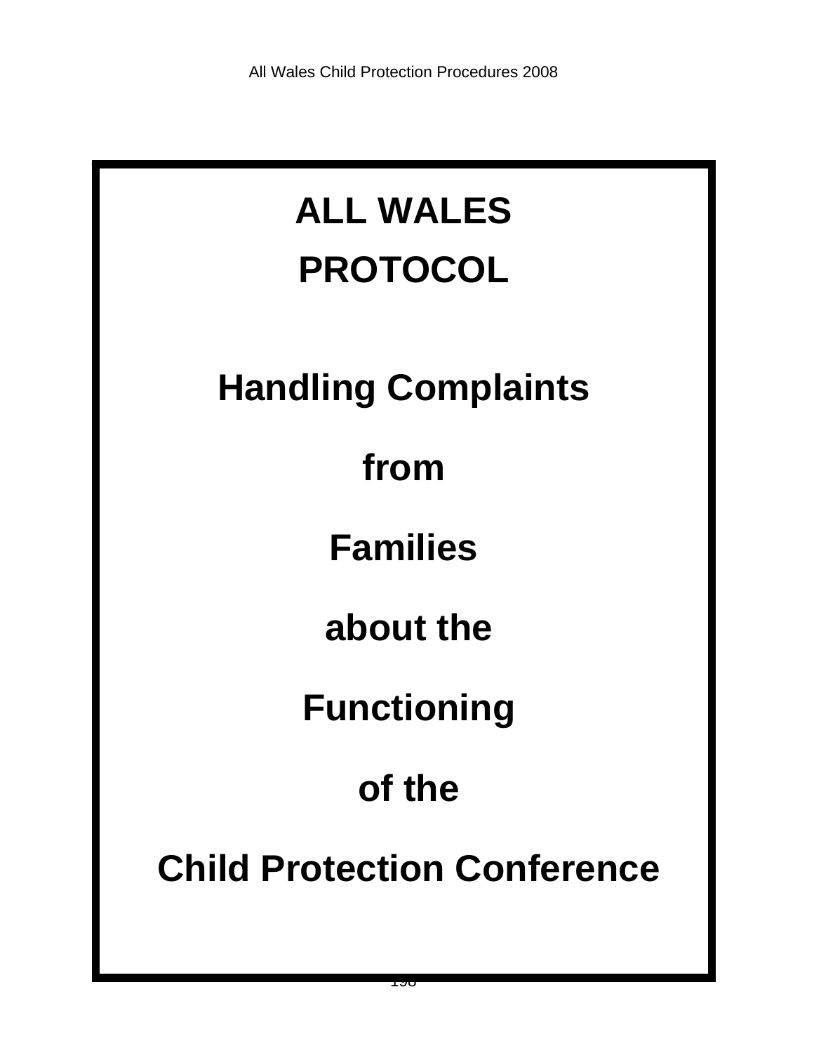# ALL WALES PROTOCOL

# Handling Complaints from Families about the Functioning of the Child Protection Conference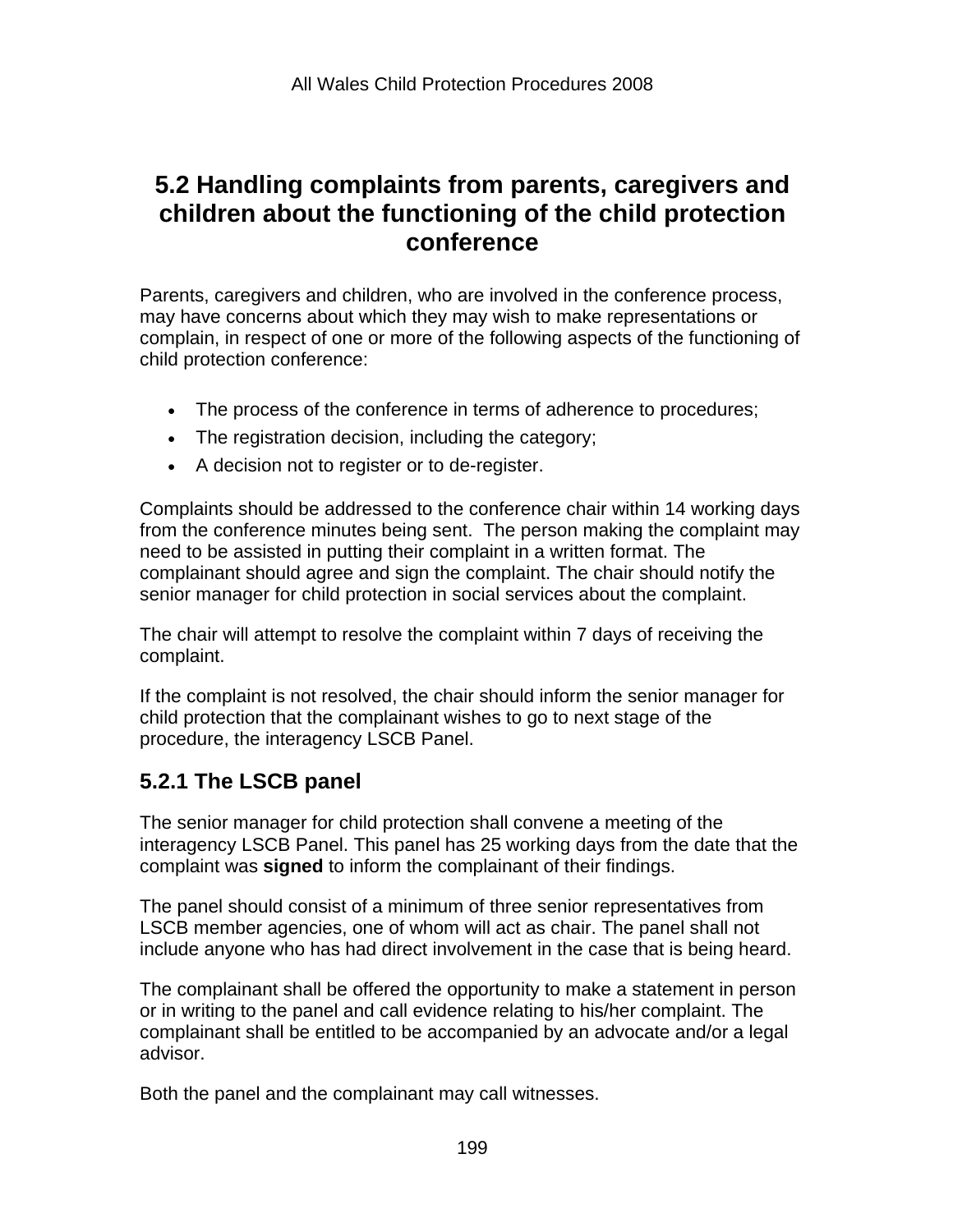## 5.2 Handling complaints from parents, caregivers and children about the functioning of the child protection conference

Parents, caregivers and children, who are involved in the conference process, may have concerns about which they may wish to make representations or complain, in respect of one or more of the following aspects of the functioning of child protection conference:

- The process of the conference in terms of adherence to procedures;
- The registration decision, including the category;
- A decision not to register or to de-register.

Complaints should be addressed to the conference chair within 14 working days from the conference minutes being sent. The person making the complaint may need to be assisted in putting their complaint in a written format. The complainant should agree and sign the complaint. The chair should notify the senior manager for child protection in social services about the complaint.

The chair will attempt to resolve the complaint within 7 days of receiving the complaint.

If the complaint is not resolved, the chair should inform the senior manager for child protection that the complainant wishes to go to next stage of the procedure, the interagency LSCB Panel.

### 5.2.1 The LSCB panel

The senior manager for child protection shall convene a meeting of the interagency LSCB Panel. This panel has 25 working days from the date that the complaint was **signed** to inform the complainant of their findings.

The panel should consist of a minimum of three senior representatives from LSCB member agencies, one of whom will act as chair. The panel shall not include anyone who has had direct involvement in the case that is being heard.

The complainant shall be offered the opportunity to make a statement in person or in writing to the panel and call evidence relating to his/her complaint. The complainant shall be entitled to be accompanied by an advocate and/or a legal advisor.

Both the panel and the complainant may call witnesses.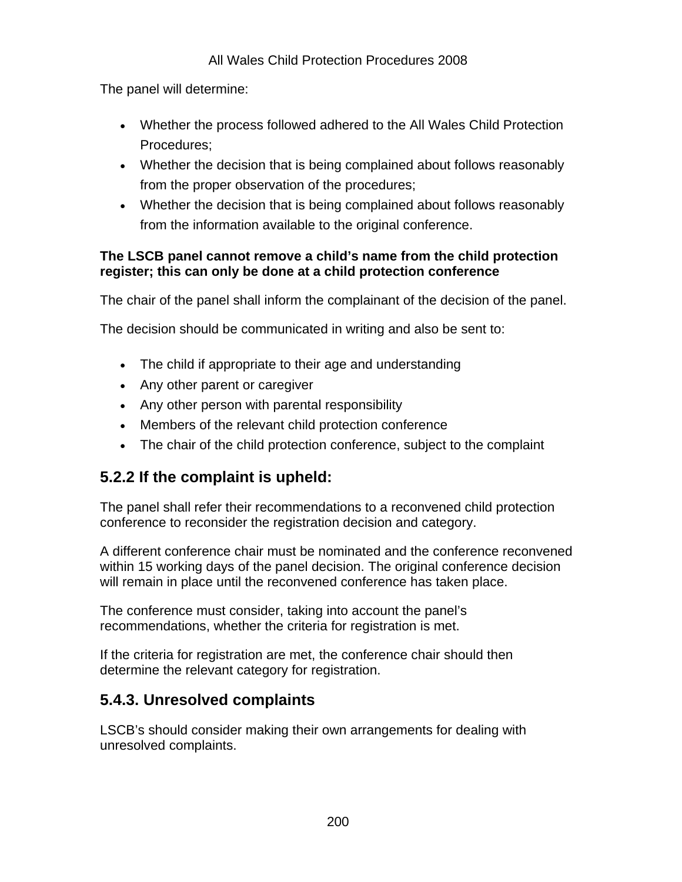The panel will determine:

- Whether the process followed adhered to the All Wales Child Protection Procedures;
- Whether the decision that is being complained about follows reasonably from the proper observation of the procedures;
- Whether the decision that is being complained about follows reasonably from the information available to the original conference.

**The LSCB panel cannot remove a child's name from the child protection register; this can only be done at a child protection conference**

The chair of the panel shall inform the complainant of the decision of the panel.

The decision should be communicated in writing and also be sent to:

- The child if appropriate to their age and understanding
- Any other parent or caregiver
- Any other person with parental responsibility
- Members of the relevant child protection conference
- The chair of the child protection conference, subject to the complaint

## 5.2.2 If the complaint is upheld:

The panel shall refer their recommendations to a reconvened child protection conference to reconsider the registration decision and category.

A different conference chair must be nominated and the conference reconvened within 15 working days of the panel decision. The original conference decision will remain in place until the reconvened conference has taken place.

The conference must consider, taking into account the panel's recommendations, whether the criteria for registration is met.

If the criteria for registration are met, the conference chair should then determine the relevant category for registration.

## 5.4.3. Unresolved complaints

LSCB's should consider making their own arrangements for dealing with unresolved complaints.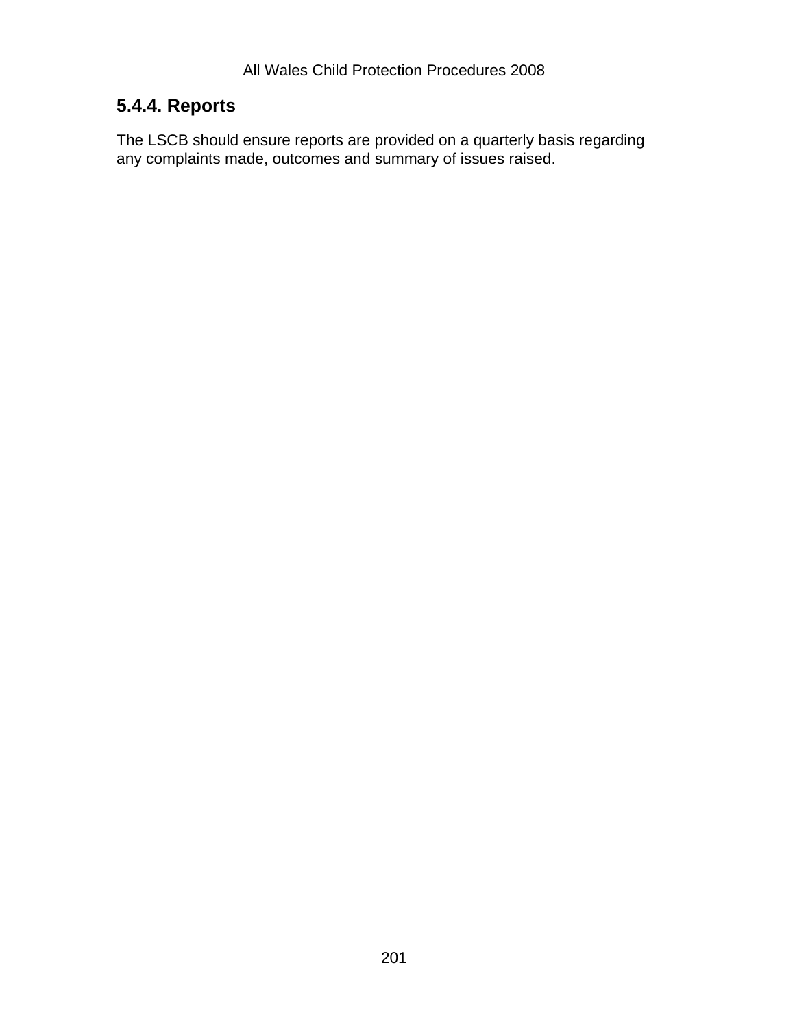### 5.4.4. Reports

The LSCB should ensure reports are provided on a quarterly basis regarding any complaints made, outcomes and summary of issues raised.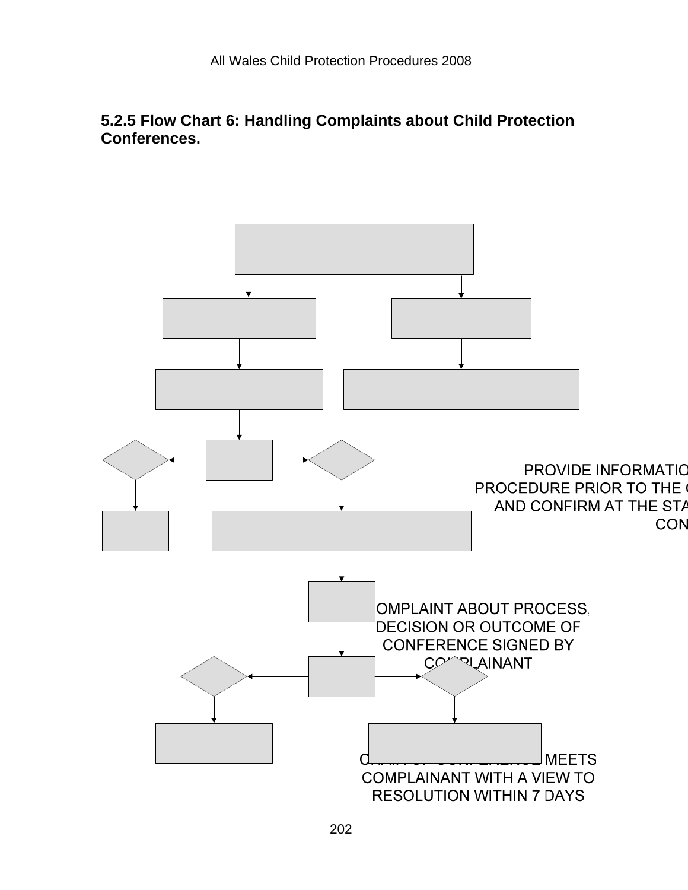## 5.2.5 Flow Chart 6: Handling Complaints about Child Protection Conferences.

PROVIDE INFORMATIO
PROCEDURE PRIOR TO THE C
AND CONFIRM AT THE STA
CON

OMPLAINT ABOUT PROCESS,
DECISION OR OUTCOME OF
CONFERENCE SIGNED BY
CO PLAINANT

MEETS
COMPLAINANT WITH A VIEW TO
RESOLUTION WITHIN 7 DAYS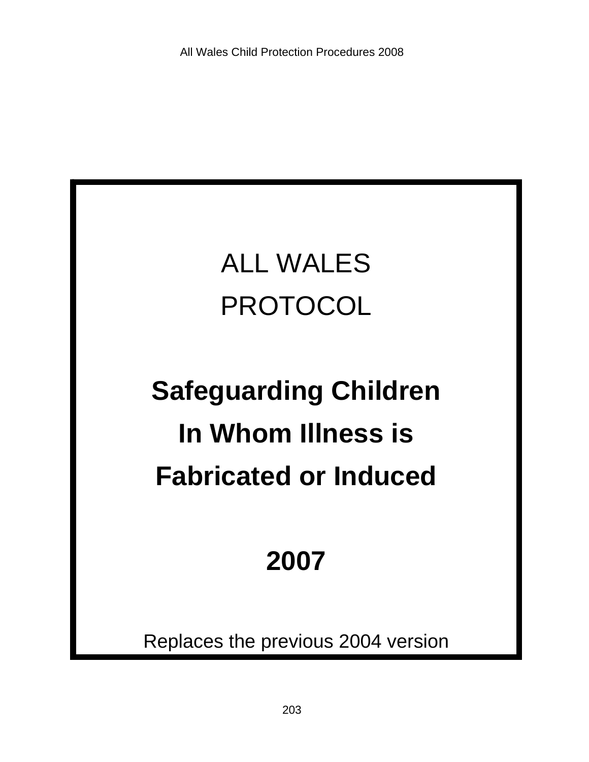# ALL WALES PROTOCOL

## Safeguarding Children In Whom Illness is Fabricated or Induced

## 2007

Replaces the previous 2004 version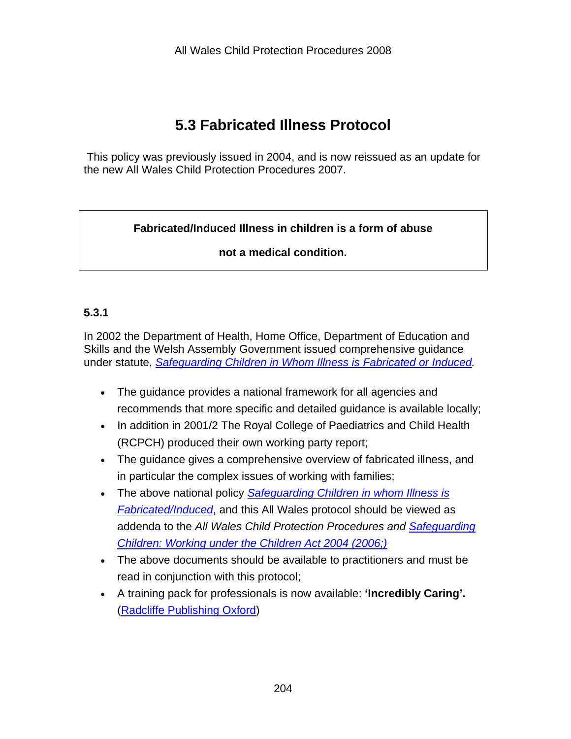# 5.3 Fabricated Illness Protocol

This policy was previously issued in 2004, and is now reissued as an update for the new All Wales Child Protection Procedures 2007.

> **Fabricated/Induced Illness in children is a form of abuse**
>
> **not a medical condition.**

### 5.3.1

In 2002 the Department of Health, Home Office, Department of Education and Skills and the Welsh Assembly Government issued comprehensive guidance under statute, *Safeguarding Children in Whom Illness is Fabricated or Induced.*

- The guidance provides a national framework for all agencies and recommends that more specific and detailed guidance is available locally;
- In addition in 2001/2 The Royal College of Paediatrics and Child Health (RCPCH) produced their own working party report;
- The guidance gives a comprehensive overview of fabricated illness, and in particular the complex issues of working with families;
- The above national policy *Safeguarding Children in whom Illness is Fabricated/Induced*, and this All Wales protocol should be viewed as addenda to the *All Wales Child Protection Procedures and Safeguarding Children: Working under the Children Act 2004 (2006;)*
- The above documents should be available to practitioners and must be read in conjunction with this protocol;
- A training pack for professionals is now available: **'Incredibly Caring'.** (Radcliffe Publishing Oxford)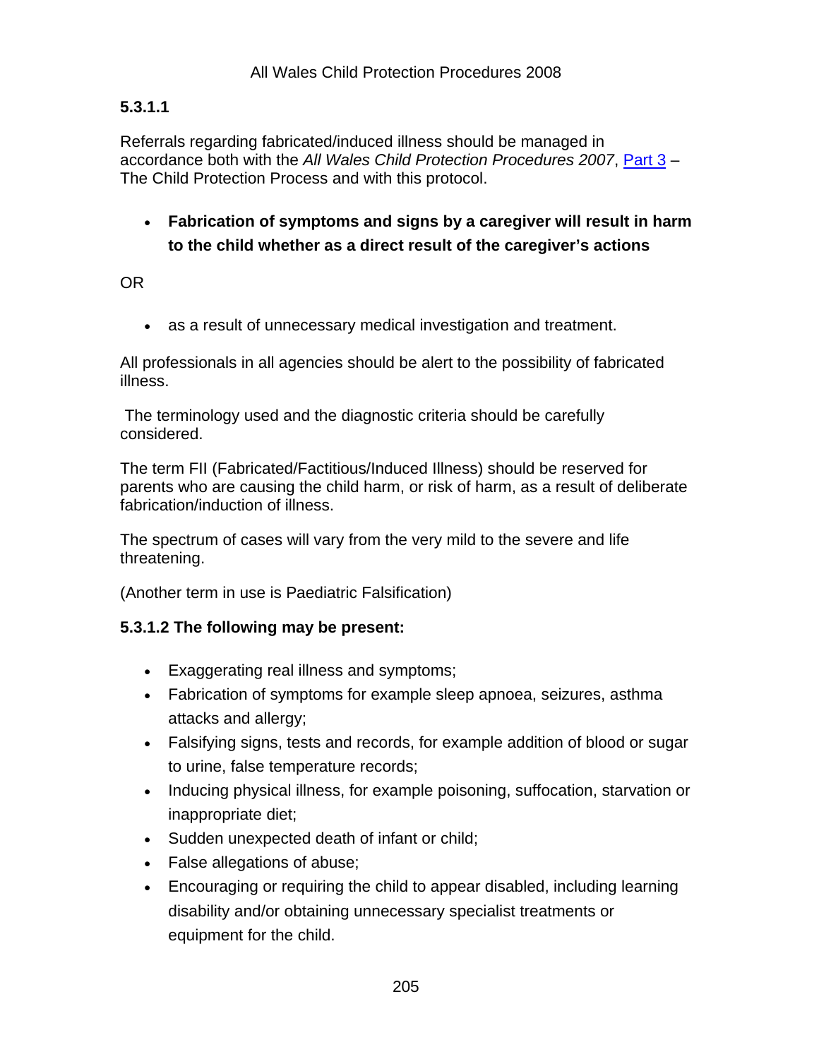### 5.3.1.1

Referrals regarding fabricated/induced illness should be managed in accordance both with the *All Wales Child Protection Procedures 2007*, Part 3 – The Child Protection Process and with this protocol.

- **Fabrication of symptoms and signs by a caregiver will result in harm to the child whether as a direct result of the caregiver's actions**

OR

- as a result of unnecessary medical investigation and treatment.

All professionals in all agencies should be alert to the possibility of fabricated illness.

The terminology used and the diagnostic criteria should be carefully considered.

The term FII (Fabricated/Factitious/Induced Illness) should be reserved for parents who are causing the child harm, or risk of harm, as a result of deliberate fabrication/induction of illness.

The spectrum of cases will vary from the very mild to the severe and life threatening.

(Another term in use is Paediatric Falsification)

### 5.3.1.2 The following may be present:

- Exaggerating real illness and symptoms;
- Fabrication of symptoms for example sleep apnoea, seizures, asthma attacks and allergy;
- Falsifying signs, tests and records, for example addition of blood or sugar to urine, false temperature records;
- Inducing physical illness, for example poisoning, suffocation, starvation or inappropriate diet;
- Sudden unexpected death of infant or child;
- False allegations of abuse;
- Encouraging or requiring the child to appear disabled, including learning disability and/or obtaining unnecessary specialist treatments or equipment for the child.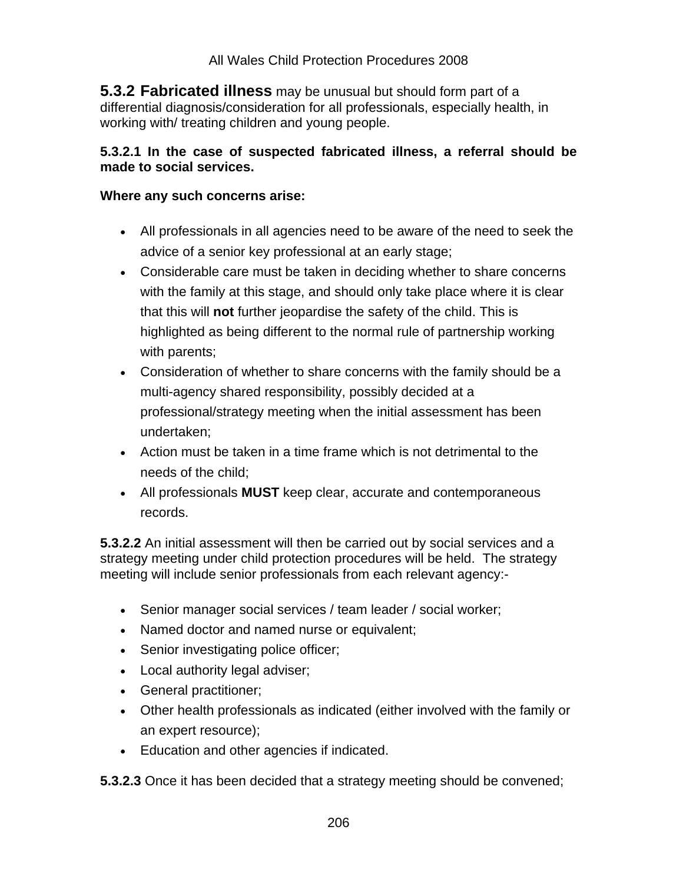**5.3.2 Fabricated illness** may be unusual but should form part of a differential diagnosis/consideration for all professionals, especially health, in working with/ treating children and young people.

**5.3.2.1 In the case of suspected fabricated illness, a referral should be made to social services.**

**Where any such concerns arise:**

- All professionals in all agencies need to be aware of the need to seek the advice of a senior key professional at an early stage;
- Considerable care must be taken in deciding whether to share concerns with the family at this stage, and should only take place where it is clear that this will **not** further jeopardise the safety of the child. This is highlighted as being different to the normal rule of partnership working with parents;
- Consideration of whether to share concerns with the family should be a multi-agency shared responsibility, possibly decided at a professional/strategy meeting when the initial assessment has been undertaken;
- Action must be taken in a time frame which is not detrimental to the needs of the child;
- All professionals **MUST** keep clear, accurate and contemporaneous records.

**5.3.2.2** An initial assessment will then be carried out by social services and a strategy meeting under child protection procedures will be held. The strategy meeting will include senior professionals from each relevant agency:-

- Senior manager social services / team leader / social worker;
- Named doctor and named nurse or equivalent;
- Senior investigating police officer;
- Local authority legal adviser;
- General practitioner;
- Other health professionals as indicated (either involved with the family or an expert resource);
- Education and other agencies if indicated.

**5.3.2.3** Once it has been decided that a strategy meeting should be convened;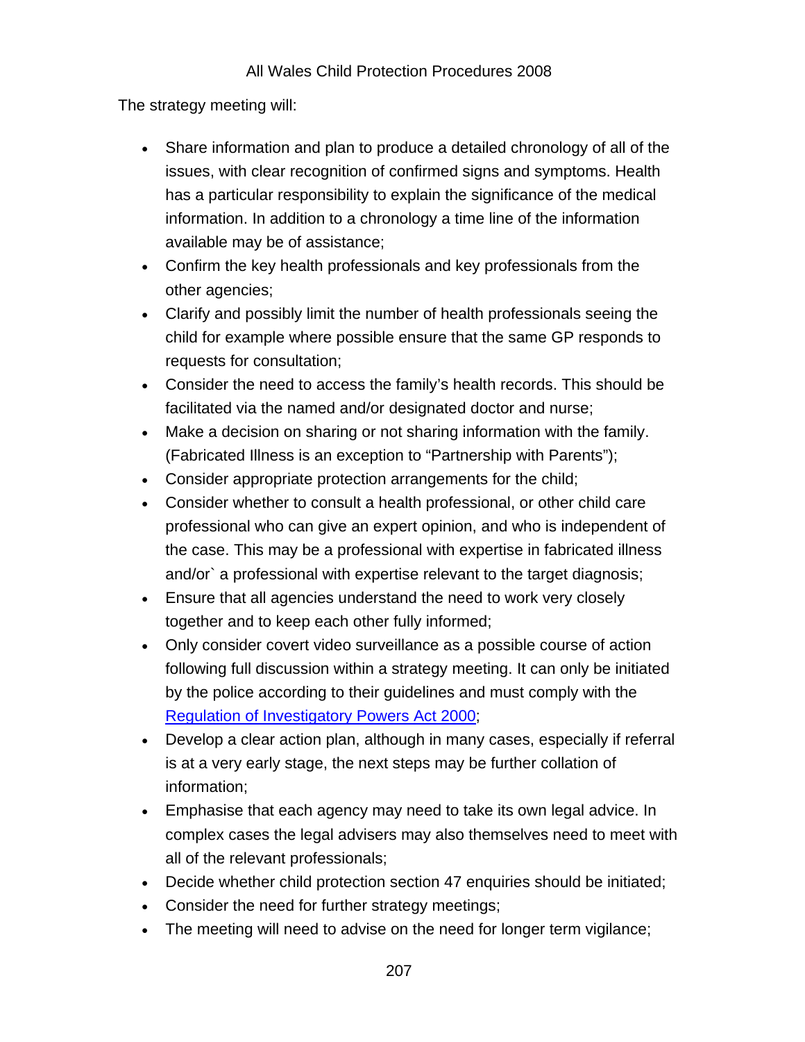The strategy meeting will:

- Share information and plan to produce a detailed chronology of all of the issues, with clear recognition of confirmed signs and symptoms. Health has a particular responsibility to explain the significance of the medical information. In addition to a chronology a time line of the information available may be of assistance;
- Confirm the key health professionals and key professionals from the other agencies;
- Clarify and possibly limit the number of health professionals seeing the child for example where possible ensure that the same GP responds to requests for consultation;
- Consider the need to access the family's health records. This should be facilitated via the named and/or designated doctor and nurse;
- Make a decision on sharing or not sharing information with the family. (Fabricated Illness is an exception to "Partnership with Parents");
- Consider appropriate protection arrangements for the child;
- Consider whether to consult a health professional, or other child care professional who can give an expert opinion, and who is independent of the case. This may be a professional with expertise in fabricated illness and/or` a professional with expertise relevant to the target diagnosis;
- Ensure that all agencies understand the need to work very closely together and to keep each other fully informed;
- Only consider covert video surveillance as a possible course of action following full discussion within a strategy meeting. It can only be initiated by the police according to their guidelines and must comply with the Regulation of Investigatory Powers Act 2000;
- Develop a clear action plan, although in many cases, especially if referral is at a very early stage, the next steps may be further collation of information;
- Emphasise that each agency may need to take its own legal advice. In complex cases the legal advisers may also themselves need to meet with all of the relevant professionals;
- Decide whether child protection section 47 enquiries should be initiated;
- Consider the need for further strategy meetings;
- The meeting will need to advise on the need for longer term vigilance;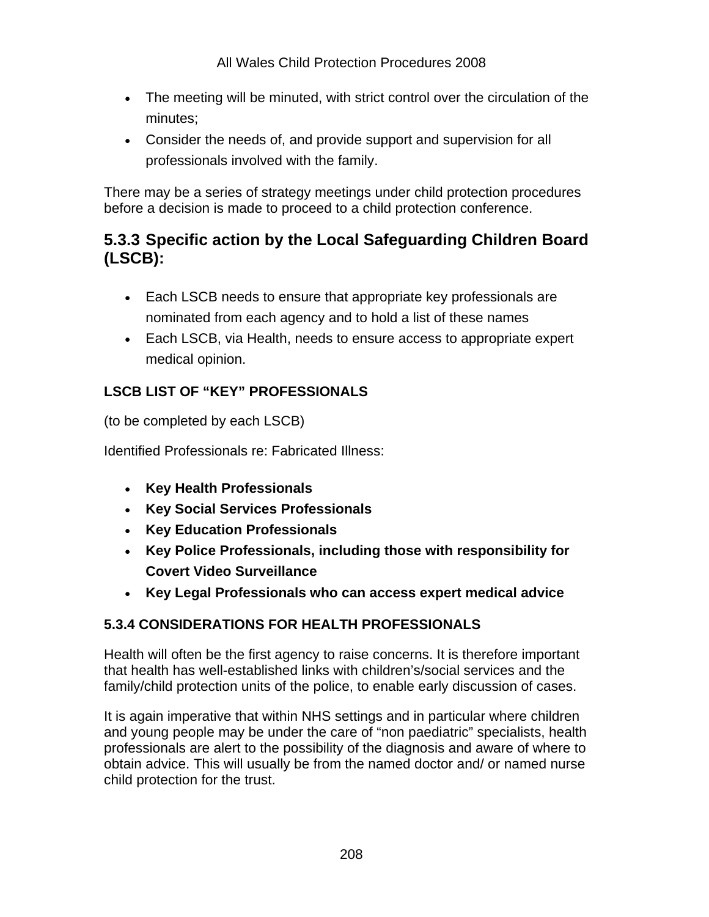- The meeting will be minuted, with strict control over the circulation of the minutes;
- Consider the needs of, and provide support and supervision for all professionals involved with the family.

There may be a series of strategy meetings under child protection procedures before a decision is made to proceed to a child protection conference.

### 5.3.3 Specific action by the Local Safeguarding Children Board (LSCB):

- Each LSCB needs to ensure that appropriate key professionals are nominated from each agency and to hold a list of these names
- Each LSCB, via Health, needs to ensure access to appropriate expert medical opinion.

**LSCB LIST OF "KEY" PROFESSIONALS**

(to be completed by each LSCB)

Identified Professionals re: Fabricated Illness:

- **Key Health Professionals**
- **Key Social Services Professionals**
- **Key Education Professionals**
- **Key Police Professionals, including those with responsibility for Covert Video Surveillance**
- **Key Legal Professionals who can access expert medical advice**

**5.3.4 CONSIDERATIONS FOR HEALTH PROFESSIONALS**

Health will often be the first agency to raise concerns. It is therefore important that health has well-established links with children's/social services and the family/child protection units of the police, to enable early discussion of cases.

It is again imperative that within NHS settings and in particular where children and young people may be under the care of "non paediatric" specialists, health professionals are alert to the possibility of the diagnosis and aware of where to obtain advice. This will usually be from the named doctor and/ or named nurse child protection for the trust.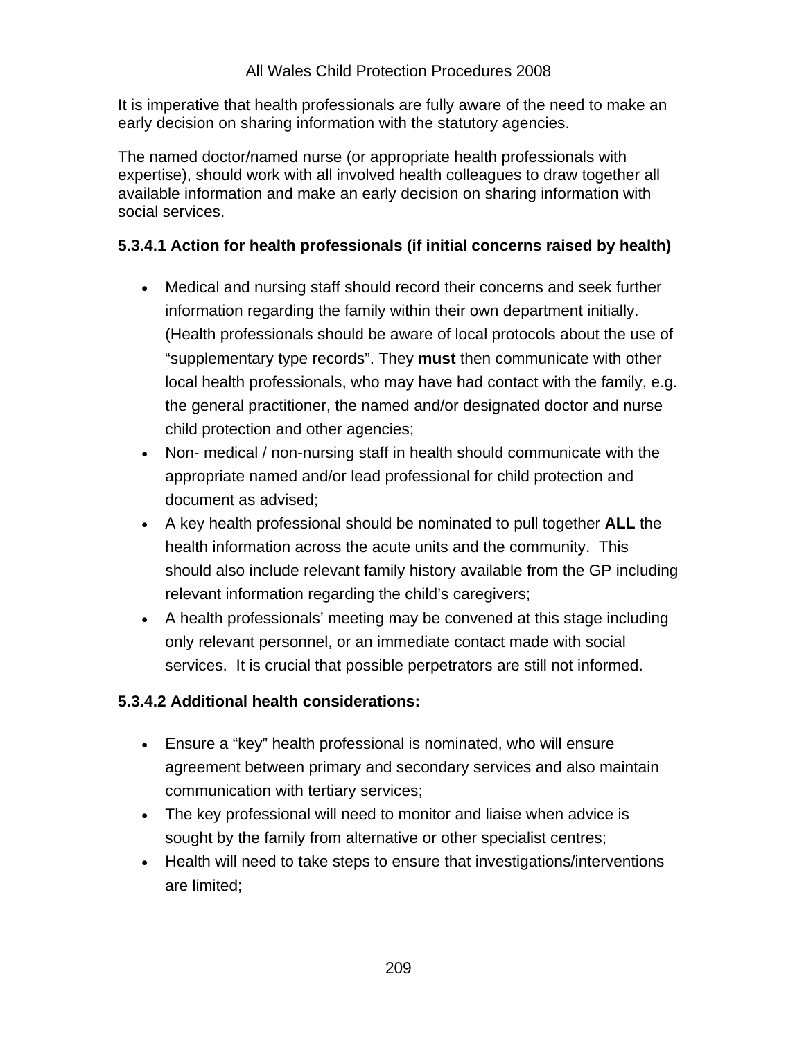It is imperative that health professionals are fully aware of the need to make an early decision on sharing information with the statutory agencies.

The named doctor/named nurse (or appropriate health professionals with expertise), should work with all involved health colleagues to draw together all available information and make an early decision on sharing information with social services.

### 5.3.4.1 Action for health professionals (if initial concerns raised by health)

- Medical and nursing staff should record their concerns and seek further information regarding the family within their own department initially. (Health professionals should be aware of local protocols about the use of "supplementary type records". They **must** then communicate with other local health professionals, who may have had contact with the family, e.g. the general practitioner, the named and/or designated doctor and nurse child protection and other agencies;
- Non- medical / non-nursing staff in health should communicate with the appropriate named and/or lead professional for child protection and document as advised;
- A key health professional should be nominated to pull together **ALL** the health information across the acute units and the community. This should also include relevant family history available from the GP including relevant information regarding the child's caregivers;
- A health professionals' meeting may be convened at this stage including only relevant personnel, or an immediate contact made with social services. It is crucial that possible perpetrators are still not informed.

### 5.3.4.2 Additional health considerations:

- Ensure a "key" health professional is nominated, who will ensure agreement between primary and secondary services and also maintain communication with tertiary services;
- The key professional will need to monitor and liaise when advice is sought by the family from alternative or other specialist centres;
- Health will need to take steps to ensure that investigations/interventions are limited;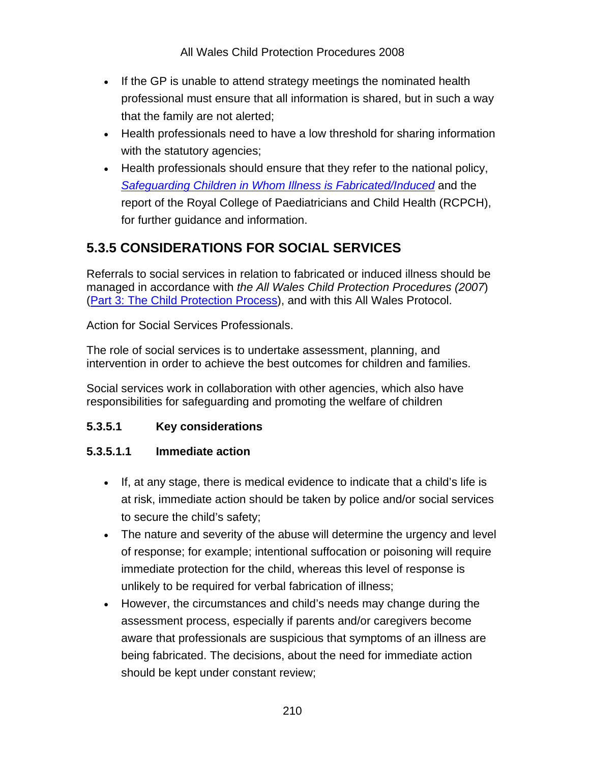- If the GP is unable to attend strategy meetings the nominated health professional must ensure that all information is shared, but in such a way that the family are not alerted;
- Health professionals need to have a low threshold for sharing information with the statutory agencies;
- Health professionals should ensure that they refer to the national policy, [*Safeguarding Children in Whom Illness is Fabricated/Induced*] and the report of the Royal College of Paediatricians and Child Health (RCPCH), for further guidance and information.

## 5.3.5 CONSIDERATIONS FOR SOCIAL SERVICES

Referrals to social services in relation to fabricated or induced illness should be managed in accordance with *the All Wales Child Protection Procedures (2007*) (Part 3: The Child Protection Process), and with this All Wales Protocol.

Action for Social Services Professionals.

The role of social services is to undertake assessment, planning, and intervention in order to achieve the best outcomes for children and families.

Social services work in collaboration with other agencies, which also have responsibilities for safeguarding and promoting the welfare of children

### 5.3.5.1 Key considerations

#### 5.3.5.1.1 Immediate action

- If, at any stage, there is medical evidence to indicate that a child's life is at risk, immediate action should be taken by police and/or social services to secure the child's safety;
- The nature and severity of the abuse will determine the urgency and level of response; for example; intentional suffocation or poisoning will require immediate protection for the child, whereas this level of response is unlikely to be required for verbal fabrication of illness;
- However, the circumstances and child's needs may change during the assessment process, especially if parents and/or caregivers become aware that professionals are suspicious that symptoms of an illness are being fabricated. The decisions, about the need for immediate action should be kept under constant review;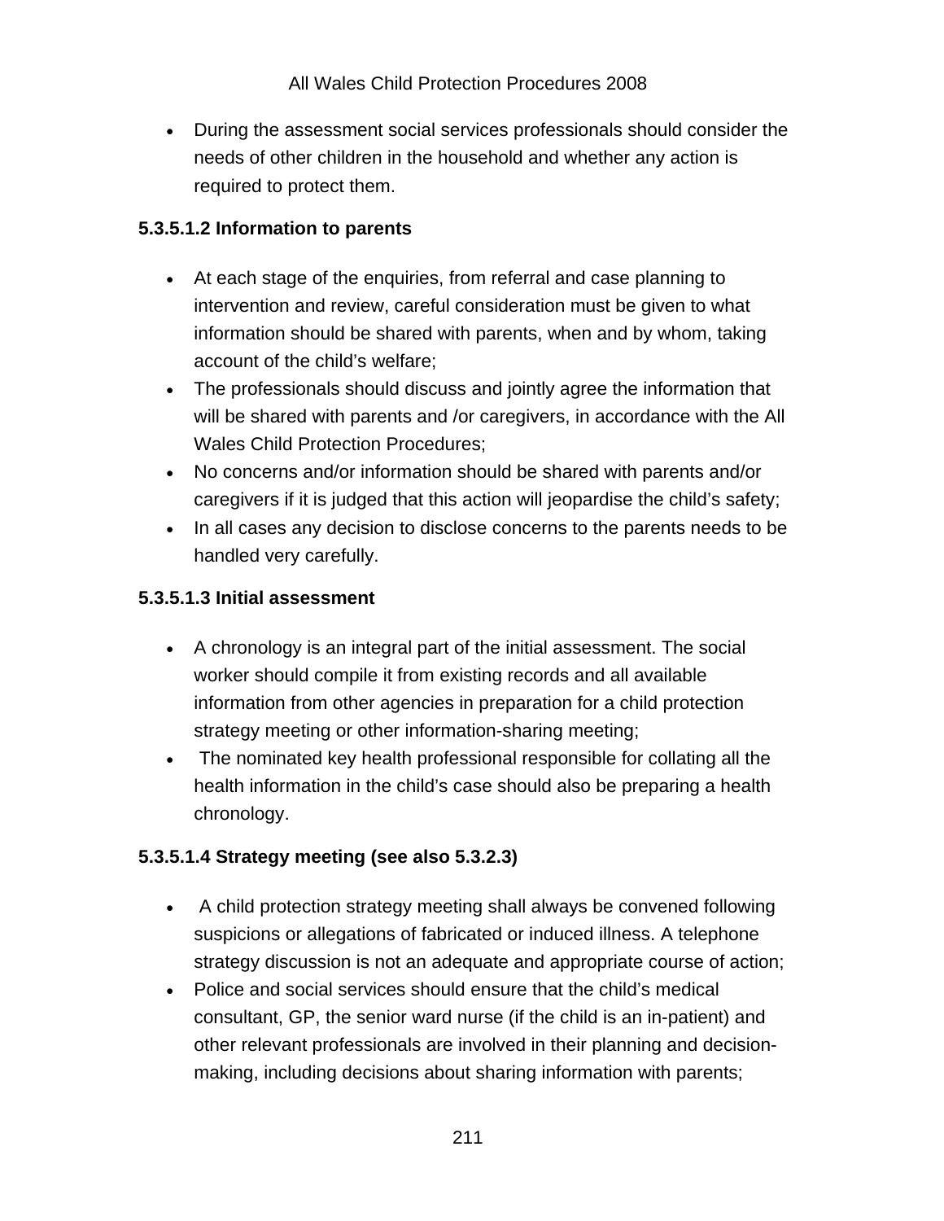- During the assessment social services professionals should consider the needs of other children in the household and whether any action is required to protect them.

**5.3.5.1.2 Information to parents**

- At each stage of the enquiries, from referral and case planning to intervention and review, careful consideration must be given to what information should be shared with parents, when and by whom, taking account of the child's welfare;
- The professionals should discuss and jointly agree the information that will be shared with parents and /or caregivers, in accordance with the All Wales Child Protection Procedures;
- No concerns and/or information should be shared with parents and/or caregivers if it is judged that this action will jeopardise the child's safety;
- In all cases any decision to disclose concerns to the parents needs to be handled very carefully.

**5.3.5.1.3 Initial assessment**

- A chronology is an integral part of the initial assessment. The social worker should compile it from existing records and all available information from other agencies in preparation for a child protection strategy meeting or other information-sharing meeting;
- The nominated key health professional responsible for collating all the health information in the child's case should also be preparing a health chronology.

**5.3.5.1.4 Strategy meeting (see also 5.3.2.3)**

- A child protection strategy meeting shall always be convened following suspicions or allegations of fabricated or induced illness. A telephone strategy discussion is not an adequate and appropriate course of action;
- Police and social services should ensure that the child's medical consultant, GP, the senior ward nurse (if the child is an in-patient) and other relevant professionals are involved in their planning and decision-making, including decisions about sharing information with parents;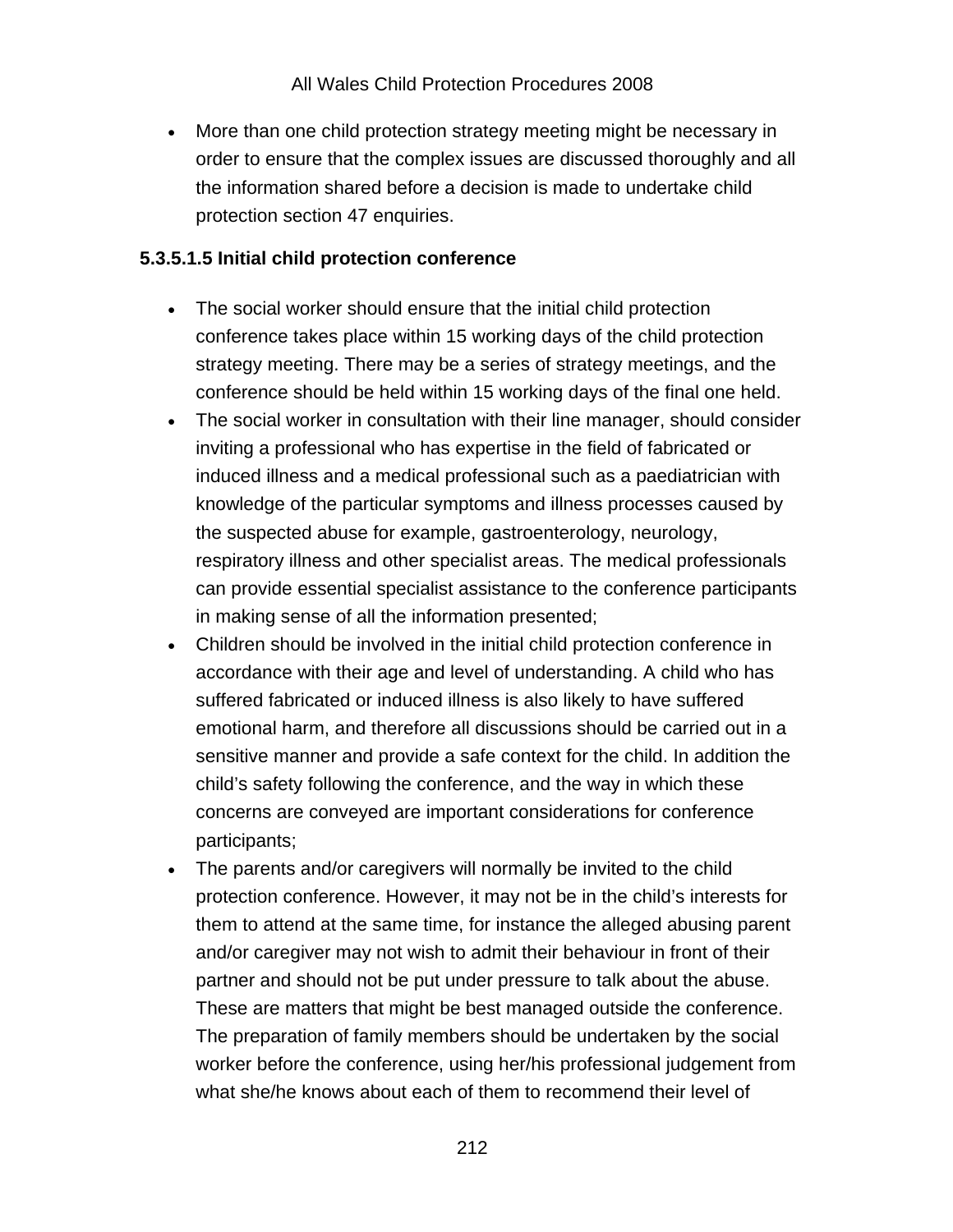- More than one child protection strategy meeting might be necessary in order to ensure that the complex issues are discussed thoroughly and all the information shared before a decision is made to undertake child protection section 47 enquiries.

**5.3.5.1.5 Initial child protection conference**

- The social worker should ensure that the initial child protection conference takes place within 15 working days of the child protection strategy meeting. There may be a series of strategy meetings, and the conference should be held within 15 working days of the final one held.
- The social worker in consultation with their line manager, should consider inviting a professional who has expertise in the field of fabricated or induced illness and a medical professional such as a paediatrician with knowledge of the particular symptoms and illness processes caused by the suspected abuse for example, gastroenterology, neurology, respiratory illness and other specialist areas. The medical professionals can provide essential specialist assistance to the conference participants in making sense of all the information presented;
- Children should be involved in the initial child protection conference in accordance with their age and level of understanding. A child who has suffered fabricated or induced illness is also likely to have suffered emotional harm, and therefore all discussions should be carried out in a sensitive manner and provide a safe context for the child. In addition the child's safety following the conference, and the way in which these concerns are conveyed are important considerations for conference participants;
- The parents and/or caregivers will normally be invited to the child protection conference. However, it may not be in the child's interests for them to attend at the same time, for instance the alleged abusing parent and/or caregiver may not wish to admit their behaviour in front of their partner and should not be put under pressure to talk about the abuse. These are matters that might be best managed outside the conference. The preparation of family members should be undertaken by the social worker before the conference, using her/his professional judgement from what she/he knows about each of them to recommend their level of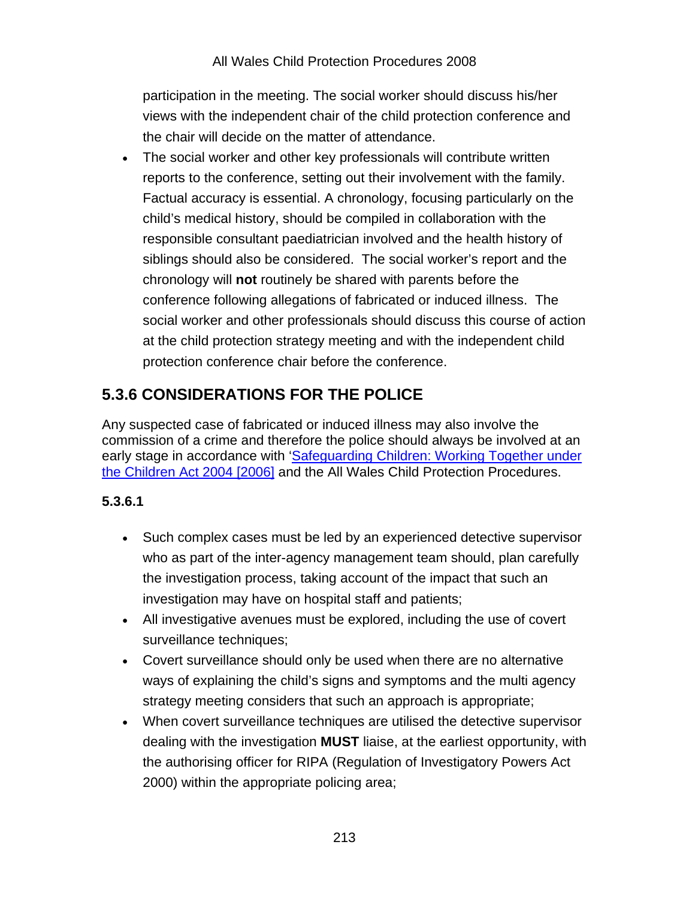participation in the meeting. The social worker should discuss his/her views with the independent chair of the child protection conference and the chair will decide on the matter of attendance.

- The social worker and other key professionals will contribute written reports to the conference, setting out their involvement with the family. Factual accuracy is essential. A chronology, focusing particularly on the child's medical history, should be compiled in collaboration with the responsible consultant paediatrician involved and the health history of siblings should also be considered. The social worker's report and the chronology will **not** routinely be shared with parents before the conference following allegations of fabricated or induced illness. The social worker and other professionals should discuss this course of action at the child protection strategy meeting and with the independent child protection conference chair before the conference.

## 5.3.6 CONSIDERATIONS FOR THE POLICE

Any suspected case of fabricated or induced illness may also involve the commission of a crime and therefore the police should always be involved at an early stage in accordance with '[Safeguarding Children: Working Together under the Children Act 2004 [2006]] and the All Wales Child Protection Procedures.

**5.3.6.1**

- Such complex cases must be led by an experienced detective supervisor who as part of the inter-agency management team should, plan carefully the investigation process, taking account of the impact that such an investigation may have on hospital staff and patients;
- All investigative avenues must be explored, including the use of covert surveillance techniques;
- Covert surveillance should only be used when there are no alternative ways of explaining the child's signs and symptoms and the multi agency strategy meeting considers that such an approach is appropriate;
- When covert surveillance techniques are utilised the detective supervisor dealing with the investigation **MUST** liaise, at the earliest opportunity, with the authorising officer for RIPA (Regulation of Investigatory Powers Act 2000) within the appropriate policing area;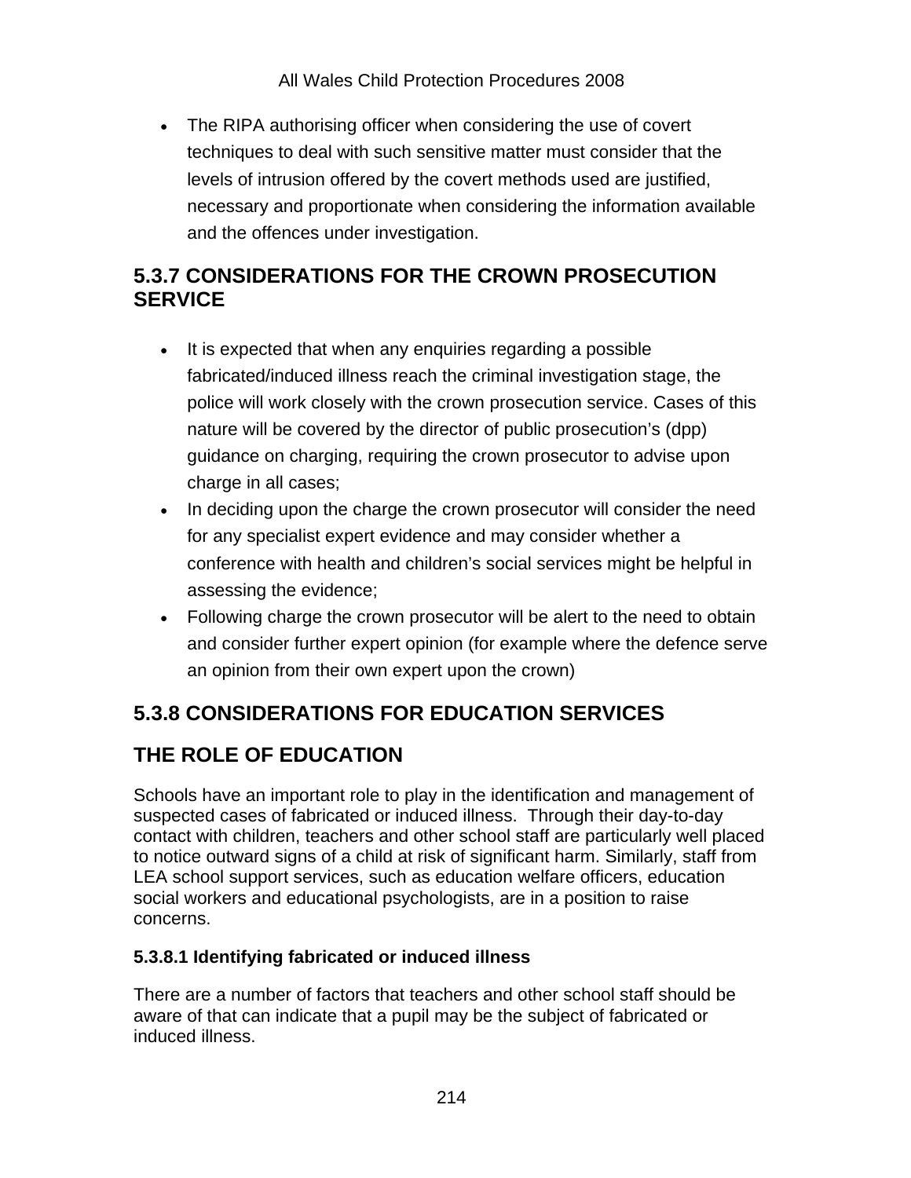- The RIPA authorising officer when considering the use of covert techniques to deal with such sensitive matter must consider that the levels of intrusion offered by the covert methods used are justified, necessary and proportionate when considering the information available and the offences under investigation.

## 5.3.7 CONSIDERATIONS FOR THE CROWN PROSECUTION SERVICE

- It is expected that when any enquiries regarding a possible fabricated/induced illness reach the criminal investigation stage, the police will work closely with the crown prosecution service. Cases of this nature will be covered by the director of public prosecution's (dpp) guidance on charging, requiring the crown prosecutor to advise upon charge in all cases;
- In deciding upon the charge the crown prosecutor will consider the need for any specialist expert evidence and may consider whether a conference with health and children's social services might be helpful in assessing the evidence;
- Following charge the crown prosecutor will be alert to the need to obtain and consider further expert opinion (for example where the defence serve an opinion from their own expert upon the crown)

## 5.3.8 CONSIDERATIONS FOR EDUCATION SERVICES

## THE ROLE OF EDUCATION

Schools have an important role to play in the identification and management of suspected cases of fabricated or induced illness. Through their day-to-day contact with children, teachers and other school staff are particularly well placed to notice outward signs of a child at risk of significant harm. Similarly, staff from LEA school support services, such as education welfare officers, education social workers and educational psychologists, are in a position to raise concerns.

### 5.3.8.1 Identifying fabricated or induced illness

There are a number of factors that teachers and other school staff should be aware of that can indicate that a pupil may be the subject of fabricated or induced illness.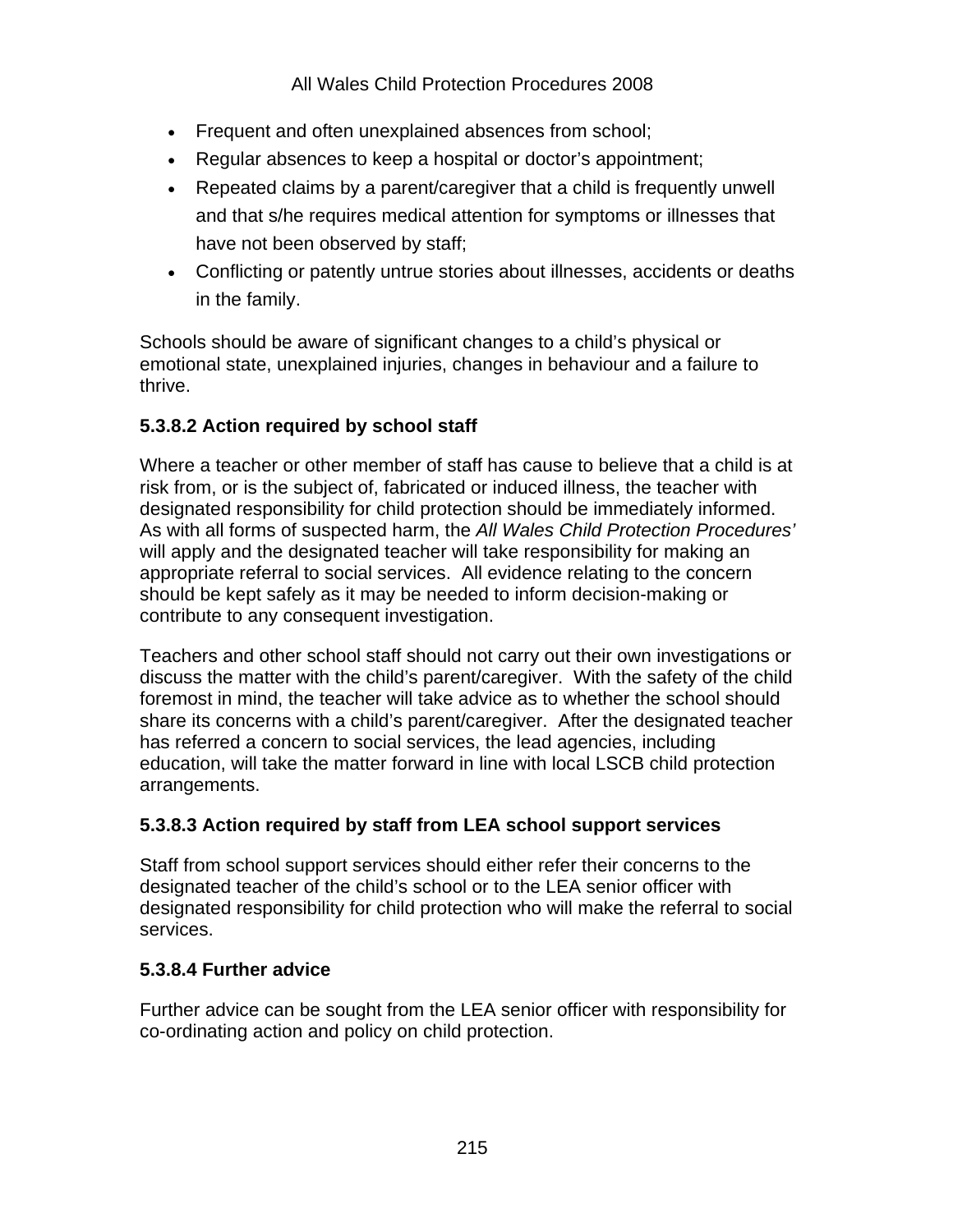- Frequent and often unexplained absences from school;
- Regular absences to keep a hospital or doctor's appointment;
- Repeated claims by a parent/caregiver that a child is frequently unwell and that s/he requires medical attention for symptoms or illnesses that have not been observed by staff;
- Conflicting or patently untrue stories about illnesses, accidents or deaths in the family.

Schools should be aware of significant changes to a child's physical or emotional state, unexplained injuries, changes in behaviour and a failure to thrive.

### 5.3.8.2 Action required by school staff

Where a teacher or other member of staff has cause to believe that a child is at risk from, or is the subject of, fabricated or induced illness, the teacher with designated responsibility for child protection should be immediately informed. As with all forms of suspected harm, the *All Wales Child Protection Procedures'* will apply and the designated teacher will take responsibility for making an appropriate referral to social services. All evidence relating to the concern should be kept safely as it may be needed to inform decision-making or contribute to any consequent investigation.

Teachers and other school staff should not carry out their own investigations or discuss the matter with the child's parent/caregiver. With the safety of the child foremost in mind, the teacher will take advice as to whether the school should share its concerns with a child's parent/caregiver. After the designated teacher has referred a concern to social services, the lead agencies, including education, will take the matter forward in line with local LSCB child protection arrangements.

### 5.3.8.3 Action required by staff from LEA school support services

Staff from school support services should either refer their concerns to the designated teacher of the child's school or to the LEA senior officer with designated responsibility for child protection who will make the referral to social services.

### 5.3.8.4 Further advice

Further advice can be sought from the LEA senior officer with responsibility for co-ordinating action and policy on child protection.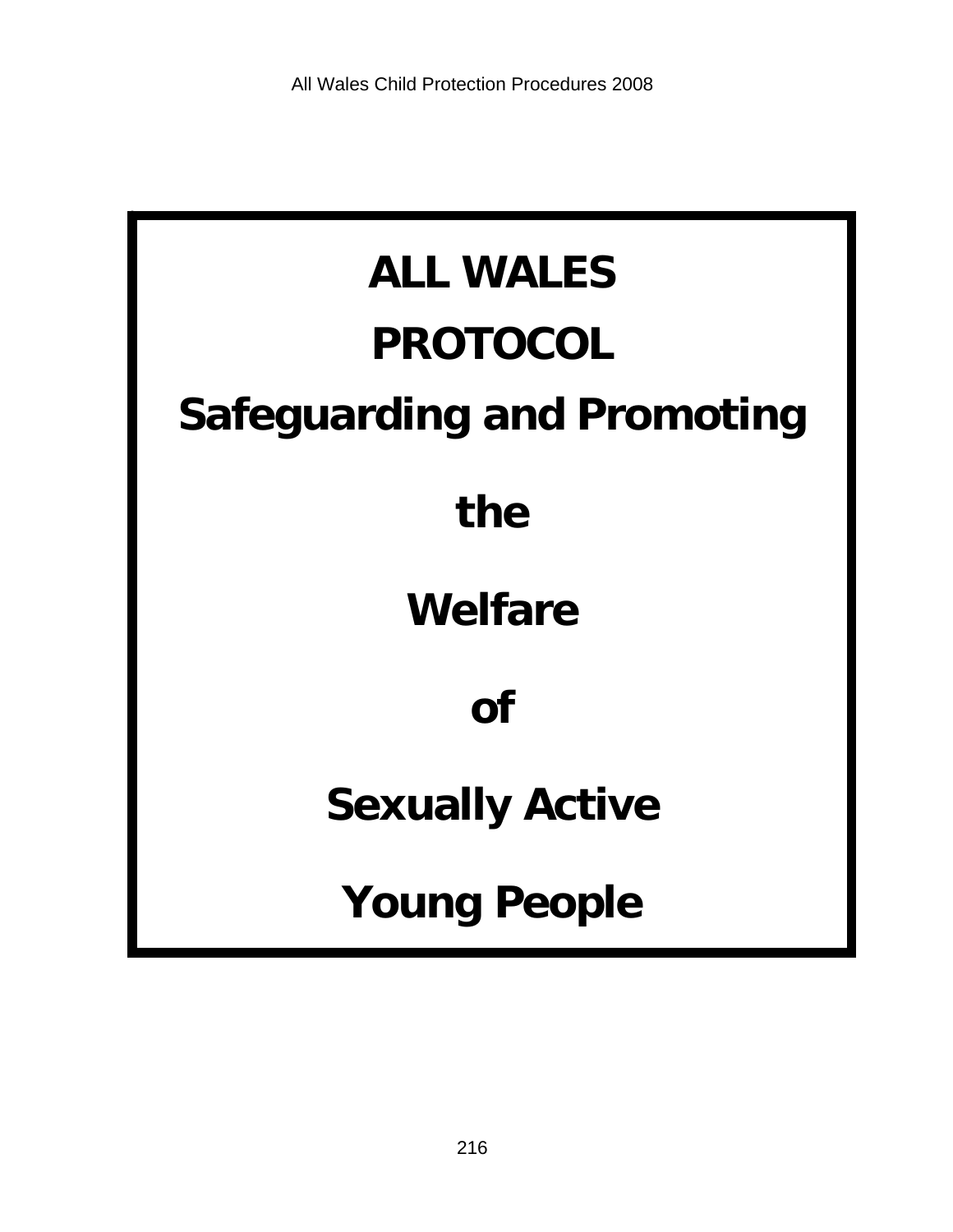# ALL WALES PROTOCOL

# Safeguarding and Promoting the Welfare of Sexually Active Young People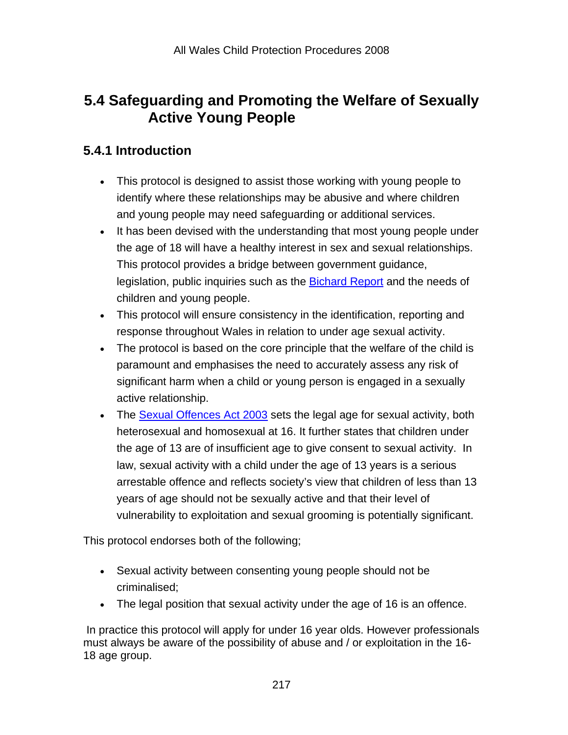## 5.4 Safeguarding and Promoting the Welfare of Sexually Active Young People

### 5.4.1 Introduction

- This protocol is designed to assist those working with young people to identify where these relationships may be abusive and where children and young people may need safeguarding or additional services.
- It has been devised with the understanding that most young people under the age of 18 will have a healthy interest in sex and sexual relationships. This protocol provides a bridge between government guidance, legislation, public inquiries such as the Bichard Report and the needs of children and young people.
- This protocol will ensure consistency in the identification, reporting and response throughout Wales in relation to under age sexual activity.
- The protocol is based on the core principle that the welfare of the child is paramount and emphasises the need to accurately assess any risk of significant harm when a child or young person is engaged in a sexually active relationship.
- The Sexual Offences Act 2003 sets the legal age for sexual activity, both heterosexual and homosexual at 16. It further states that children under the age of 13 are of insufficient age to give consent to sexual activity. In law, sexual activity with a child under the age of 13 years is a serious arrestable offence and reflects society's view that children of less than 13 years of age should not be sexually active and that their level of vulnerability to exploitation and sexual grooming is potentially significant.

This protocol endorses both of the following;

- Sexual activity between consenting young people should not be criminalised;
- The legal position that sexual activity under the age of 16 is an offence.

In practice this protocol will apply for under 16 year olds. However professionals must always be aware of the possibility of abuse and / or exploitation in the 16-18 age group.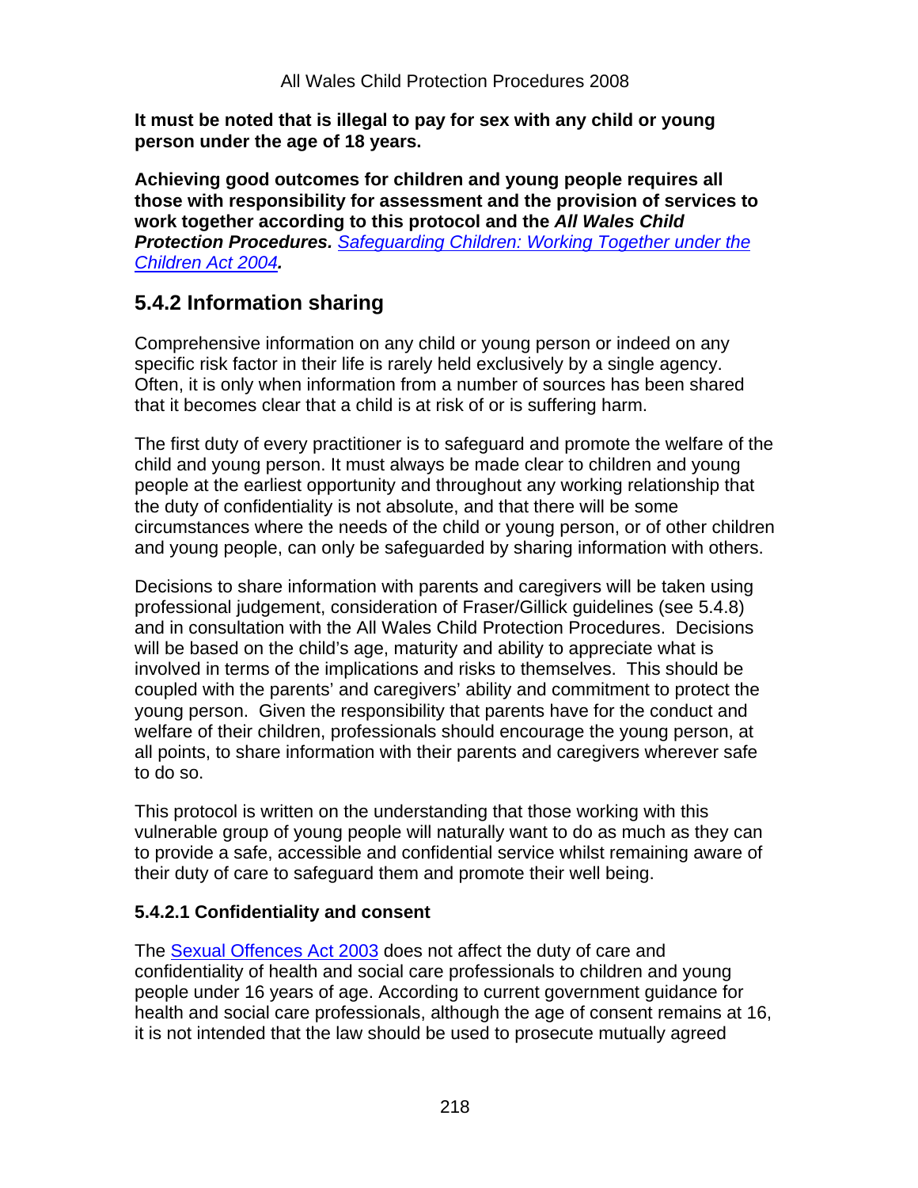**It must be noted that is illegal to pay for sex with any child or young person under the age of 18 years.**

**Achieving good outcomes for children and young people requires all those with responsibility for assessment and the provision of services to work together according to this protocol and the *All Wales Child Protection Procedures.* [Safeguarding Children: Working Together under the Children Act 2004](#)*.***

## 5.4.2 Information sharing

Comprehensive information on any child or young person or indeed on any specific risk factor in their life is rarely held exclusively by a single agency. Often, it is only when information from a number of sources has been shared that it becomes clear that a child is at risk of or is suffering harm.

The first duty of every practitioner is to safeguard and promote the welfare of the child and young person. It must always be made clear to children and young people at the earliest opportunity and throughout any working relationship that the duty of confidentiality is not absolute, and that there will be some circumstances where the needs of the child or young person, or of other children and young people, can only be safeguarded by sharing information with others.

Decisions to share information with parents and caregivers will be taken using professional judgement, consideration of Fraser/Gillick guidelines (see 5.4.8) and in consultation with the All Wales Child Protection Procedures. Decisions will be based on the child's age, maturity and ability to appreciate what is involved in terms of the implications and risks to themselves. This should be coupled with the parents' and caregivers' ability and commitment to protect the young person. Given the responsibility that parents have for the conduct and welfare of their children, professionals should encourage the young person, at all points, to share information with their parents and caregivers wherever safe to do so.

This protocol is written on the understanding that those working with this vulnerable group of young people will naturally want to do as much as they can to provide a safe, accessible and confidential service whilst remaining aware of their duty of care to safeguard them and promote their well being.

### 5.4.2.1 Confidentiality and consent

The [Sexual Offences Act 2003](#) does not affect the duty of care and confidentiality of health and social care professionals to children and young people under 16 years of age. According to current government guidance for health and social care professionals, although the age of consent remains at 16, it is not intended that the law should be used to prosecute mutually agreed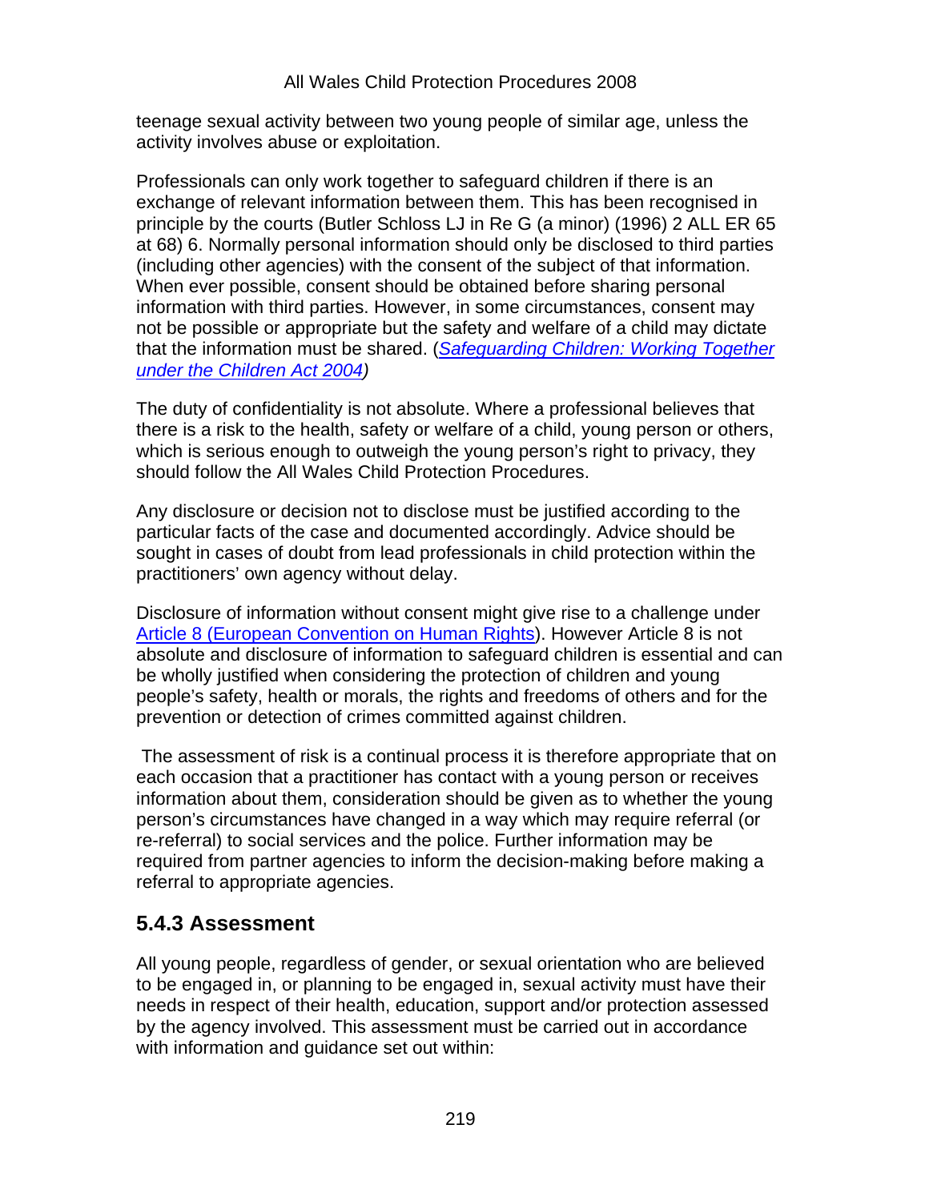teenage sexual activity between two young people of similar age, unless the activity involves abuse or exploitation.

Professionals can only work together to safeguard children if there is an exchange of relevant information between them. This has been recognised in principle by the courts (Butler Schloss LJ in Re G (a minor) (1996) 2 ALL ER 65 at 68) 6. Normally personal information should only be disclosed to third parties (including other agencies) with the consent of the subject of that information. When ever possible, consent should be obtained before sharing personal information with third parties. However, in some circumstances, consent may not be possible or appropriate but the safety and welfare of a child may dictate that the information must be shared. (*Safeguarding Children: Working Together under the Children Act 2004*)

The duty of confidentiality is not absolute. Where a professional believes that there is a risk to the health, safety or welfare of a child, young person or others, which is serious enough to outweigh the young person's right to privacy, they should follow the All Wales Child Protection Procedures.

Any disclosure or decision not to disclose must be justified according to the particular facts of the case and documented accordingly. Advice should be sought in cases of doubt from lead professionals in child protection within the practitioners' own agency without delay.

Disclosure of information without consent might give rise to a challenge under Article 8 (European Convention on Human Rights). However Article 8 is not absolute and disclosure of information to safeguard children is essential and can be wholly justified when considering the protection of children and young people's safety, health or morals, the rights and freedoms of others and for the prevention or detection of crimes committed against children.

The assessment of risk is a continual process it is therefore appropriate that on each occasion that a practitioner has contact with a young person or receives information about them, consideration should be given as to whether the young person's circumstances have changed in a way which may require referral (or re-referral) to social services and the police. Further information may be required from partner agencies to inform the decision-making before making a referral to appropriate agencies.

## 5.4.3 Assessment

All young people, regardless of gender, or sexual orientation who are believed to be engaged in, or planning to be engaged in, sexual activity must have their needs in respect of their health, education, support and/or protection assessed by the agency involved. This assessment must be carried out in accordance with information and guidance set out within: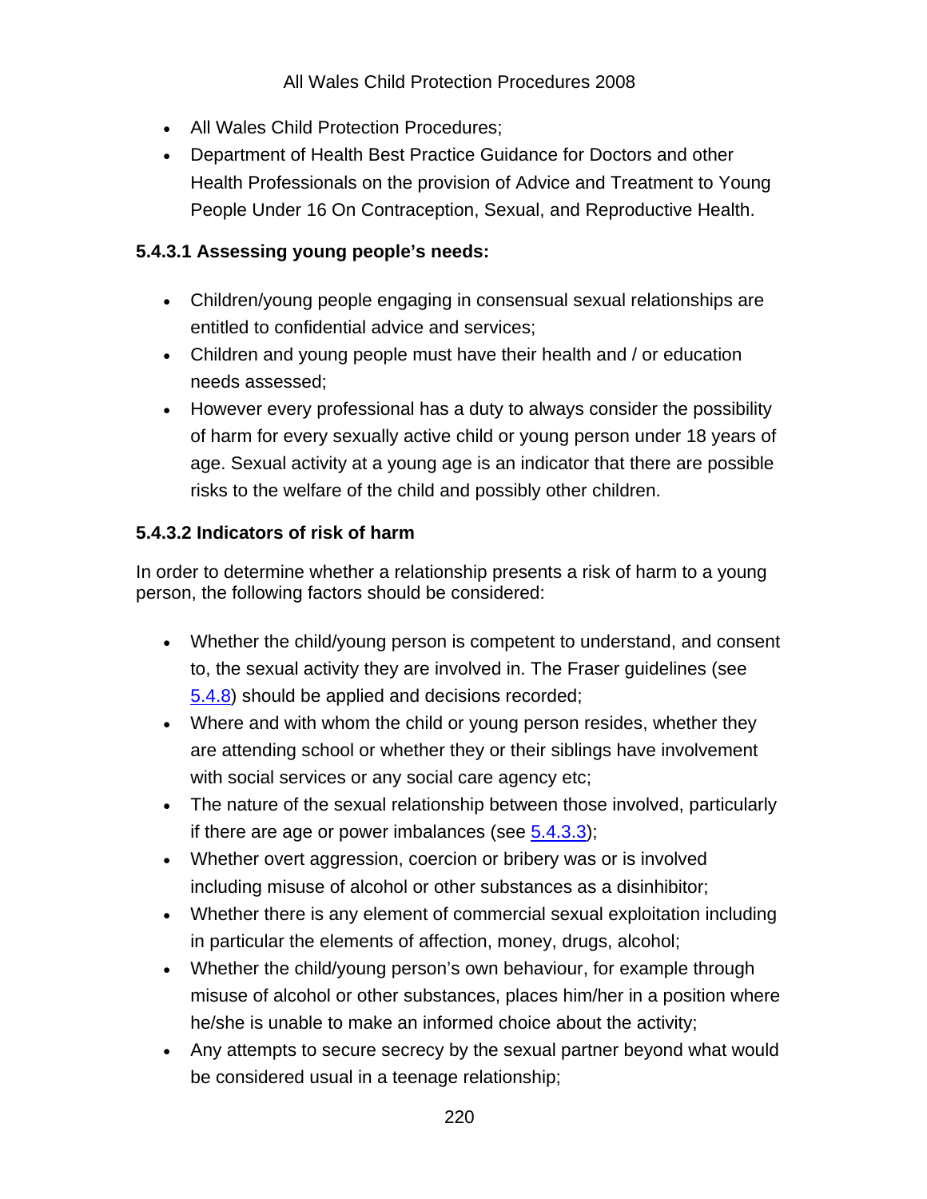- All Wales Child Protection Procedures;
- Department of Health Best Practice Guidance for Doctors and other Health Professionals on the provision of Advice and Treatment to Young People Under 16 On Contraception, Sexual, and Reproductive Health.

#### 5.4.3.1 Assessing young people's needs:

- Children/young people engaging in consensual sexual relationships are entitled to confidential advice and services;
- Children and young people must have their health and / or education needs assessed;
- However every professional has a duty to always consider the possibility of harm for every sexually active child or young person under 18 years of age. Sexual activity at a young age is an indicator that there are possible risks to the welfare of the child and possibly other children.

#### 5.4.3.2 Indicators of risk of harm

In order to determine whether a relationship presents a risk of harm to a young person, the following factors should be considered:

- Whether the child/young person is competent to understand, and consent to, the sexual activity they are involved in. The Fraser guidelines (see 5.4.8) should be applied and decisions recorded;
- Where and with whom the child or young person resides, whether they are attending school or whether they or their siblings have involvement with social services or any social care agency etc;
- The nature of the sexual relationship between those involved, particularly if there are age or power imbalances (see 5.4.3.3);
- Whether overt aggression, coercion or bribery was or is involved including misuse of alcohol or other substances as a disinhibitor;
- Whether there is any element of commercial sexual exploitation including in particular the elements of affection, money, drugs, alcohol;
- Whether the child/young person's own behaviour, for example through misuse of alcohol or other substances, places him/her in a position where he/she is unable to make an informed choice about the activity;
- Any attempts to secure secrecy by the sexual partner beyond what would be considered usual in a teenage relationship;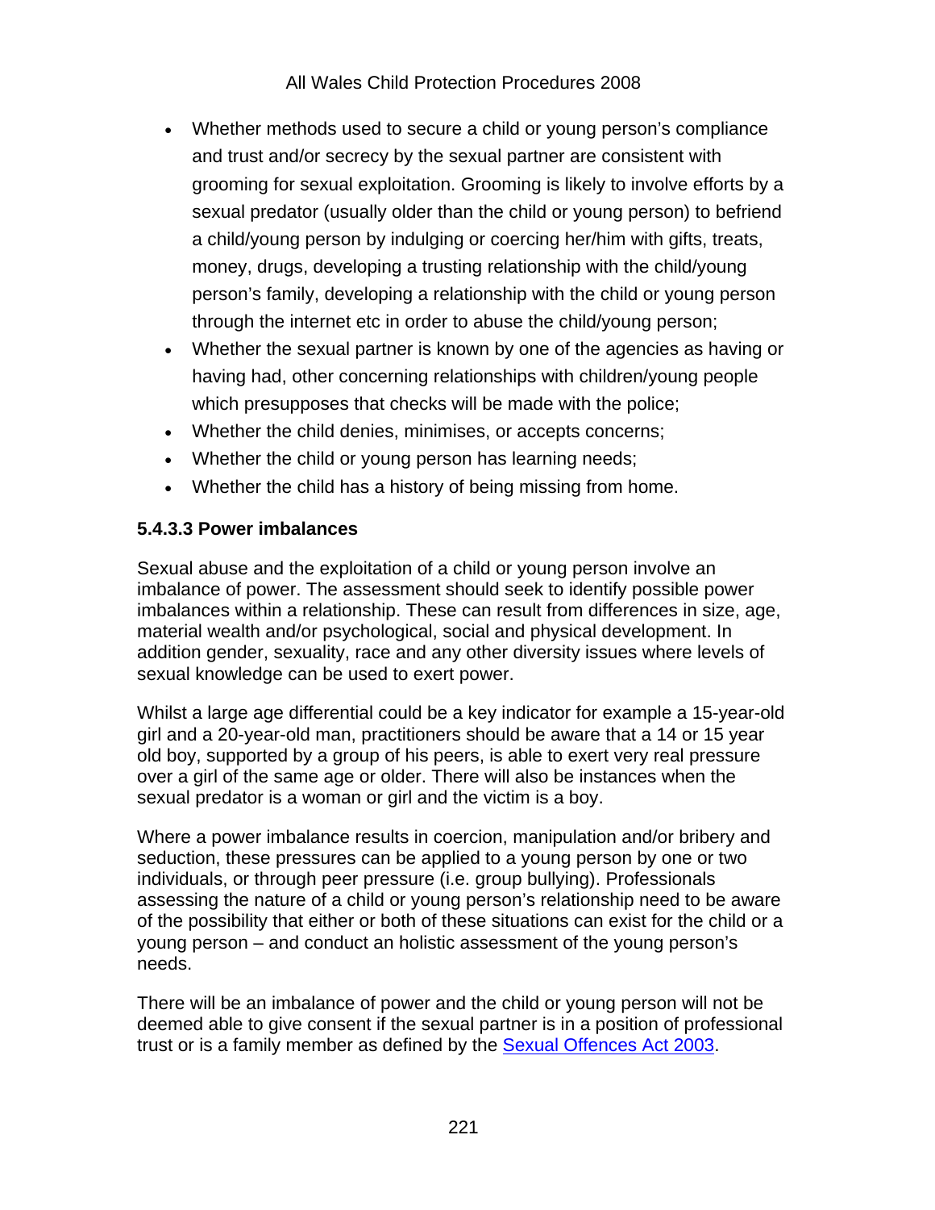- Whether methods used to secure a child or young person's compliance and trust and/or secrecy by the sexual partner are consistent with grooming for sexual exploitation. Grooming is likely to involve efforts by a sexual predator (usually older than the child or young person) to befriend a child/young person by indulging or coercing her/him with gifts, treats, money, drugs, developing a trusting relationship with the child/young person's family, developing a relationship with the child or young person through the internet etc in order to abuse the child/young person;
- Whether the sexual partner is known by one of the agencies as having or having had, other concerning relationships with children/young people which presupposes that checks will be made with the police;
- Whether the child denies, minimises, or accepts concerns;
- Whether the child or young person has learning needs;
- Whether the child has a history of being missing from home.

#### 5.4.3.3 Power imbalances

Sexual abuse and the exploitation of a child or young person involve an imbalance of power. The assessment should seek to identify possible power imbalances within a relationship. These can result from differences in size, age, material wealth and/or psychological, social and physical development. In addition gender, sexuality, race and any other diversity issues where levels of sexual knowledge can be used to exert power.

Whilst a large age differential could be a key indicator for example a 15-year-old girl and a 20-year-old man, practitioners should be aware that a 14 or 15 year old boy, supported by a group of his peers, is able to exert very real pressure over a girl of the same age or older. There will also be instances when the sexual predator is a woman or girl and the victim is a boy.

Where a power imbalance results in coercion, manipulation and/or bribery and seduction, these pressures can be applied to a young person by one or two individuals, or through peer pressure (i.e. group bullying). Professionals assessing the nature of a child or young person's relationship need to be aware of the possibility that either or both of these situations can exist for the child or a young person – and conduct an holistic assessment of the young person's needs.

There will be an imbalance of power and the child or young person will not be deemed able to give consent if the sexual partner is in a position of professional trust or is a family member as defined by the Sexual Offences Act 2003.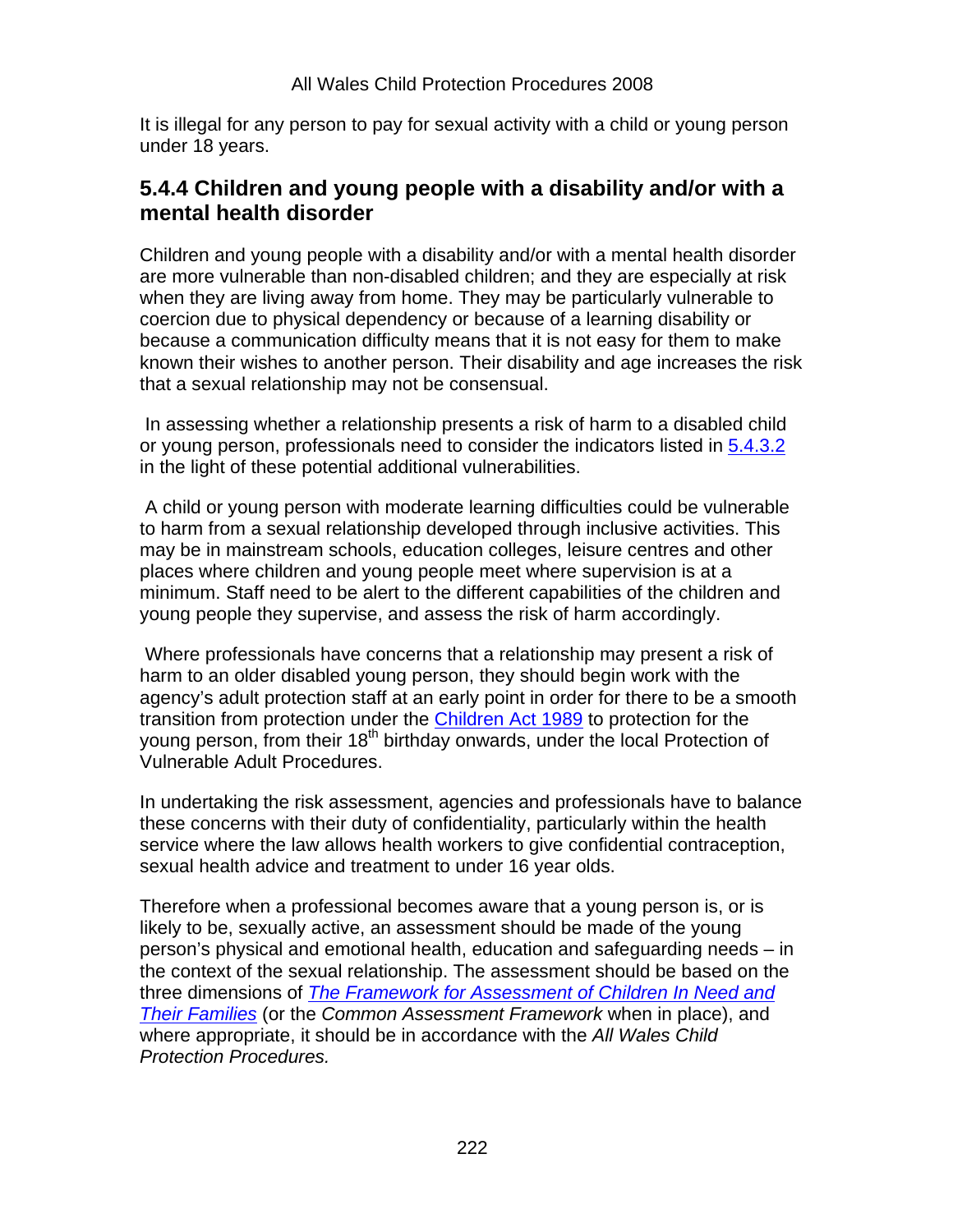It is illegal for any person to pay for sexual activity with a child or young person under 18 years.

### 5.4.4 Children and young people with a disability and/or with a mental health disorder

Children and young people with a disability and/or with a mental health disorder are more vulnerable than non-disabled children; and they are especially at risk when they are living away from home. They may be particularly vulnerable to coercion due to physical dependency or because of a learning disability or because a communication difficulty means that it is not easy for them to make known their wishes to another person. Their disability and age increases the risk that a sexual relationship may not be consensual.

In assessing whether a relationship presents a risk of harm to a disabled child or young person, professionals need to consider the indicators listed in 5.4.3.2 in the light of these potential additional vulnerabilities.

A child or young person with moderate learning difficulties could be vulnerable to harm from a sexual relationship developed through inclusive activities. This may be in mainstream schools, education colleges, leisure centres and other places where children and young people meet where supervision is at a minimum. Staff need to be alert to the different capabilities of the children and young people they supervise, and assess the risk of harm accordingly.

Where professionals have concerns that a relationship may present a risk of harm to an older disabled young person, they should begin work with the agency's adult protection staff at an early point in order for there to be a smooth transition from protection under the Children Act 1989 to protection for the young person, from their 18th birthday onwards, under the local Protection of Vulnerable Adult Procedures.

In undertaking the risk assessment, agencies and professionals have to balance these concerns with their duty of confidentiality, particularly within the health service where the law allows health workers to give confidential contraception, sexual health advice and treatment to under 16 year olds.

Therefore when a professional becomes aware that a young person is, or is likely to be, sexually active, an assessment should be made of the young person's physical and emotional health, education and safeguarding needs – in the context of the sexual relationship. The assessment should be based on the three dimensions of *The Framework for Assessment of Children In Need and Their Families* (or the *Common Assessment Framework* when in place), and where appropriate, it should be in accordance with the *All Wales Child Protection Procedures.*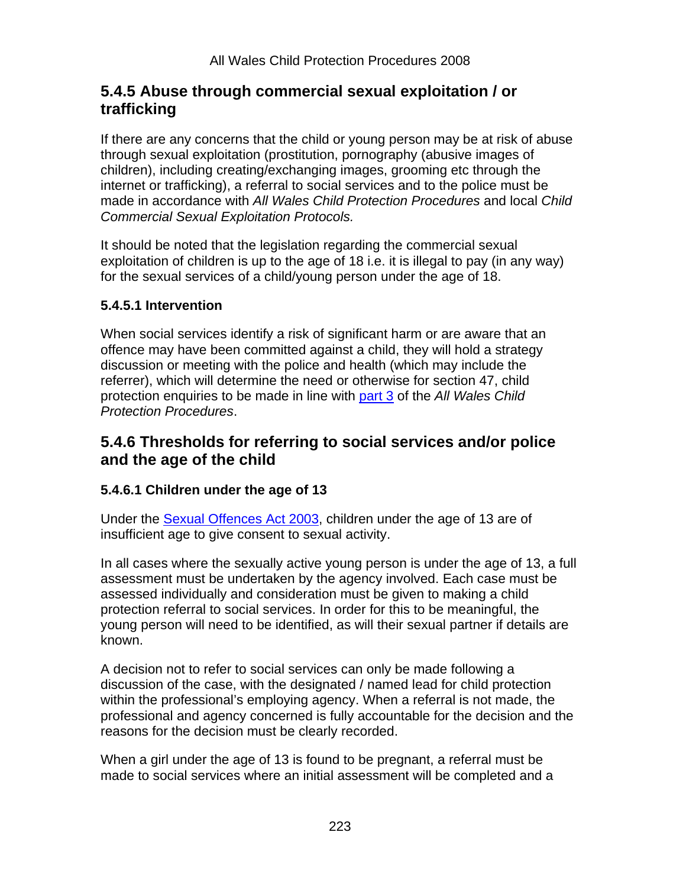### 5.4.5 Abuse through commercial sexual exploitation / or trafficking

If there are any concerns that the child or young person may be at risk of abuse through sexual exploitation (prostitution, pornography (abusive images of children), including creating/exchanging images, grooming etc through the internet or trafficking), a referral to social services and to the police must be made in accordance with *All Wales Child Protection Procedures* and local *Child Commercial Sexual Exploitation Protocols.*

It should be noted that the legislation regarding the commercial sexual exploitation of children is up to the age of 18 i.e. it is illegal to pay (in any way) for the sexual services of a child/young person under the age of 18.

#### 5.4.5.1 Intervention

When social services identify a risk of significant harm or are aware that an offence may have been committed against a child, they will hold a strategy discussion or meeting with the police and health (which may include the referrer), which will determine the need or otherwise for section 47, child protection enquiries to be made in line with part 3 of the *All Wales Child Protection Procedures*.

### 5.4.6 Thresholds for referring to social services and/or police and the age of the child

#### 5.4.6.1 Children under the age of 13

Under the Sexual Offences Act 2003, children under the age of 13 are of insufficient age to give consent to sexual activity.

In all cases where the sexually active young person is under the age of 13, a full assessment must be undertaken by the agency involved. Each case must be assessed individually and consideration must be given to making a child protection referral to social services. In order for this to be meaningful, the young person will need to be identified, as will their sexual partner if details are known.

A decision not to refer to social services can only be made following a discussion of the case, with the designated / named lead for child protection within the professional's employing agency. When a referral is not made, the professional and agency concerned is fully accountable for the decision and the reasons for the decision must be clearly recorded.

When a girl under the age of 13 is found to be pregnant, a referral must be made to social services where an initial assessment will be completed and a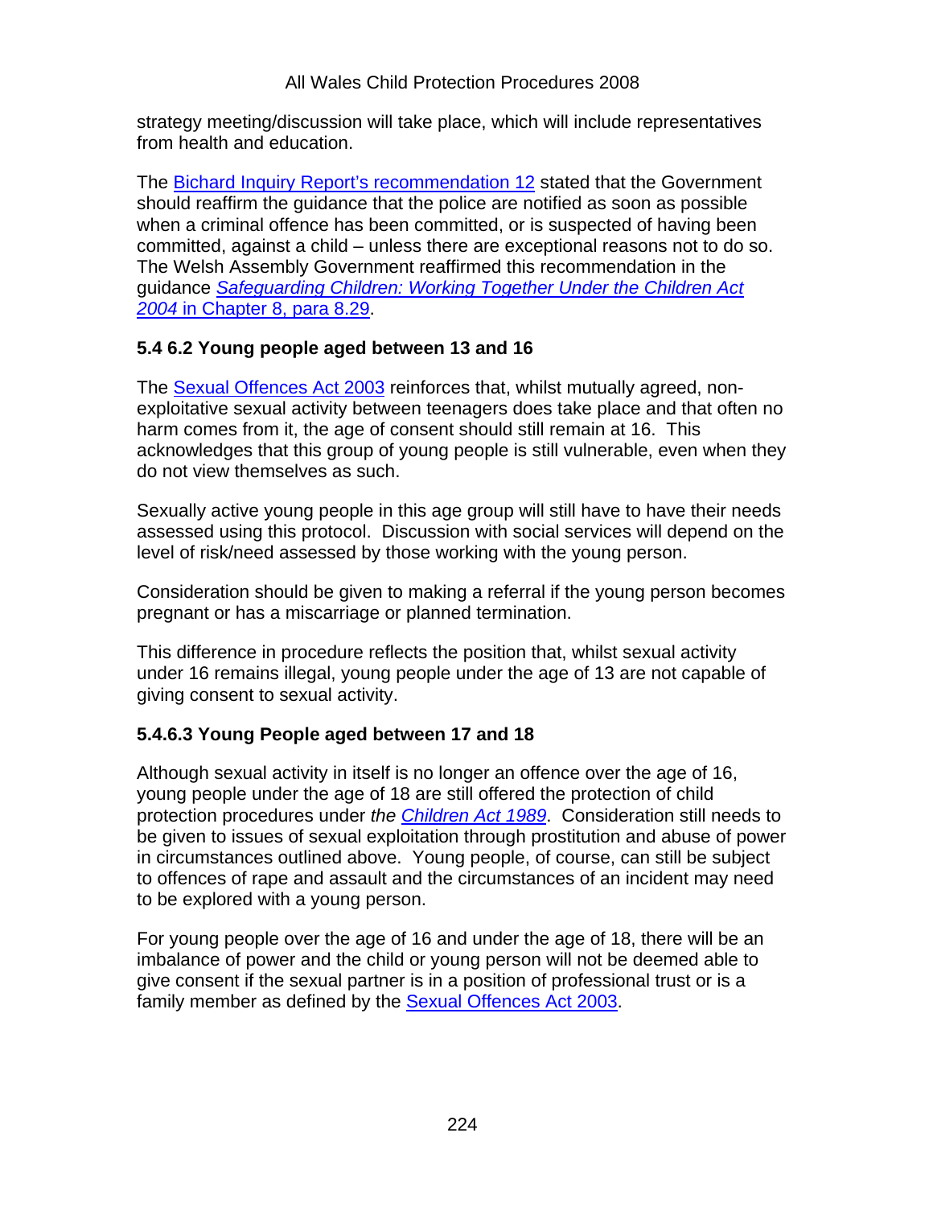strategy meeting/discussion will take place, which will include representatives from health and education.

The Bichard Inquiry Report's recommendation 12 stated that the Government should reaffirm the guidance that the police are notified as soon as possible when a criminal offence has been committed, or is suspected of having been committed, against a child – unless there are exceptional reasons not to do so. The Welsh Assembly Government reaffirmed this recommendation in the guidance *Safeguarding Children: Working Together Under the Children Act 2004* in Chapter 8, para 8.29.

### 5.4 6.2 Young people aged between 13 and 16

The Sexual Offences Act 2003 reinforces that, whilst mutually agreed, non-exploitative sexual activity between teenagers does take place and that often no harm comes from it, the age of consent should still remain at 16. This acknowledges that this group of young people is still vulnerable, even when they do not view themselves as such.

Sexually active young people in this age group will still have to have their needs assessed using this protocol. Discussion with social services will depend on the level of risk/need assessed by those working with the young person.

Consideration should be given to making a referral if the young person becomes pregnant or has a miscarriage or planned termination.

This difference in procedure reflects the position that, whilst sexual activity under 16 remains illegal, young people under the age of 13 are not capable of giving consent to sexual activity.

### 5.4.6.3 Young People aged between 17 and 18

Although sexual activity in itself is no longer an offence over the age of 16, young people under the age of 18 are still offered the protection of child protection procedures under *the Children Act 1989*. Consideration still needs to be given to issues of sexual exploitation through prostitution and abuse of power in circumstances outlined above. Young people, of course, can still be subject to offences of rape and assault and the circumstances of an incident may need to be explored with a young person.

For young people over the age of 16 and under the age of 18, there will be an imbalance of power and the child or young person will not be deemed able to give consent if the sexual partner is in a position of professional trust or is a family member as defined by the Sexual Offences Act 2003.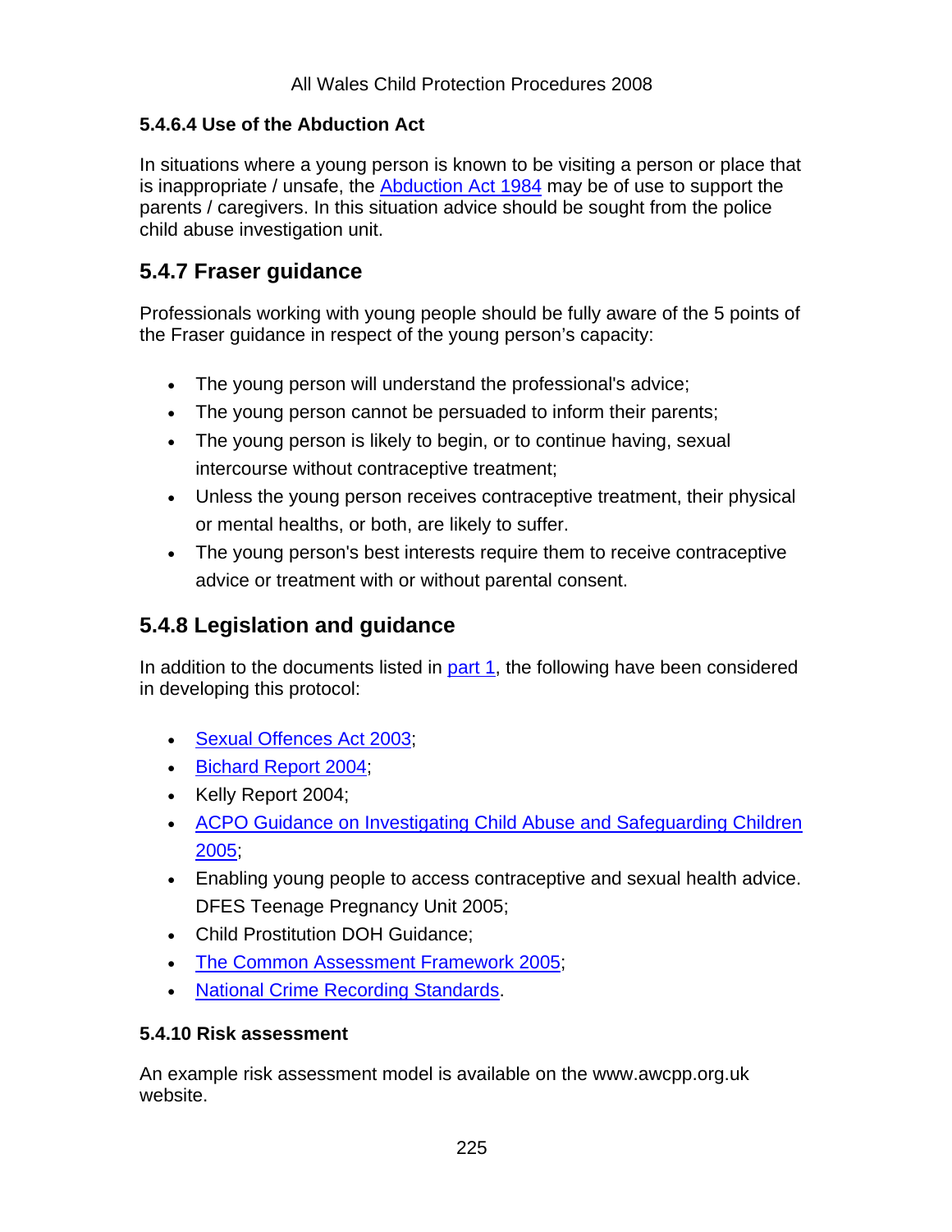#### 5.4.6.4 Use of the Abduction Act

In situations where a young person is known to be visiting a person or place that is inappropriate / unsafe, the Abduction Act 1984 may be of use to support the parents / caregivers. In this situation advice should be sought from the police child abuse investigation unit.

### 5.4.7 Fraser guidance

Professionals working with young people should be fully aware of the 5 points of the Fraser guidance in respect of the young person's capacity:

- The young person will understand the professional's advice;
- The young person cannot be persuaded to inform their parents;
- The young person is likely to begin, or to continue having, sexual intercourse without contraceptive treatment;
- Unless the young person receives contraceptive treatment, their physical or mental healths, or both, are likely to suffer.
- The young person's best interests require them to receive contraceptive advice or treatment with or without parental consent.

### 5.4.8 Legislation and guidance

In addition to the documents listed in part 1, the following have been considered in developing this protocol:

- Sexual Offences Act 2003;
- Bichard Report 2004;
- Kelly Report 2004;
- ACPO Guidance on Investigating Child Abuse and Safeguarding Children 2005;
- Enabling young people to access contraceptive and sexual health advice. DFES Teenage Pregnancy Unit 2005;
- Child Prostitution DOH Guidance;
- The Common Assessment Framework 2005;
- National Crime Recording Standards.

#### 5.4.10 Risk assessment

An example risk assessment model is available on the www.awcpp.org.uk website.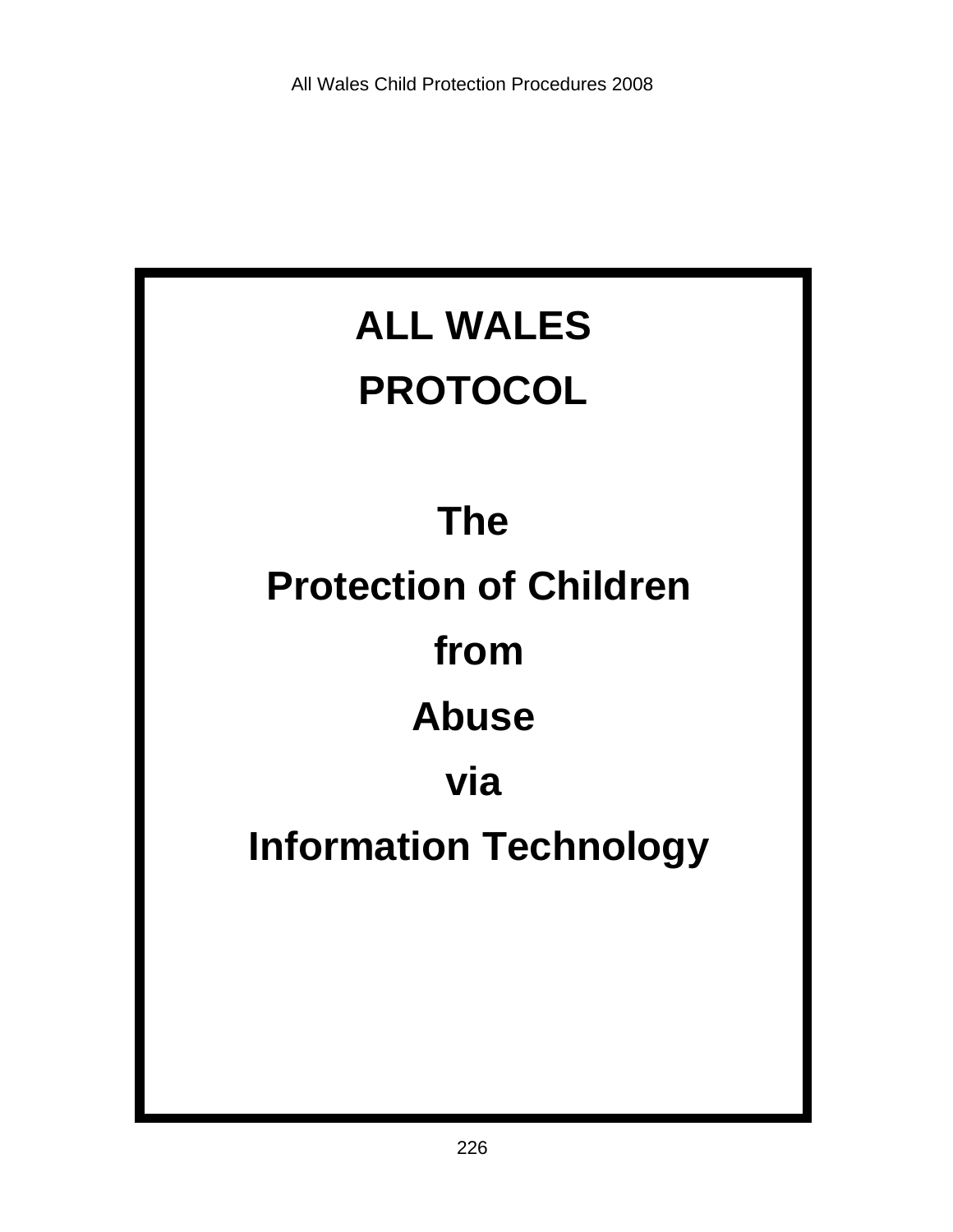# ALL WALES PROTOCOL

# The Protection of Children from Abuse via Information Technology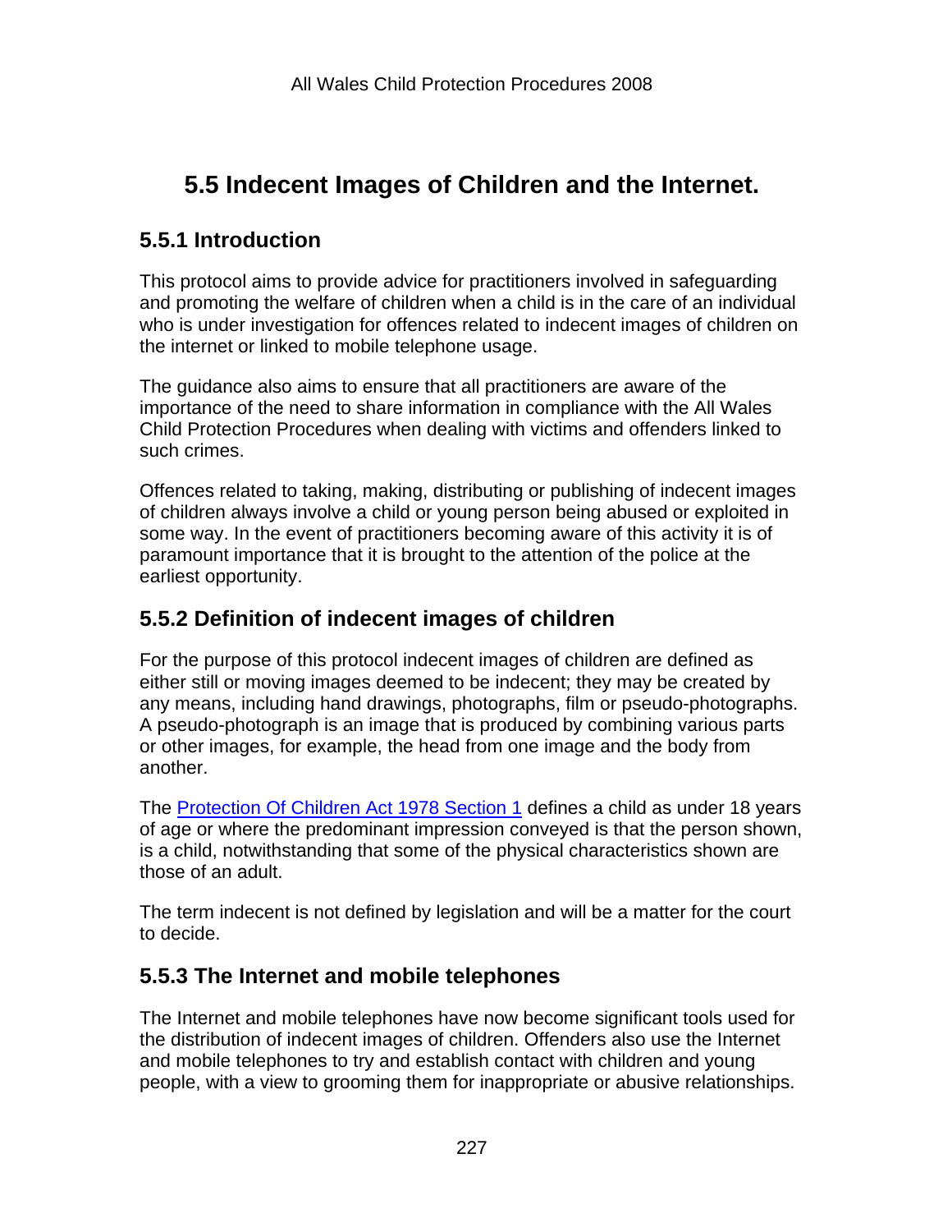# 5.5 Indecent Images of Children and the Internet.

## 5.5.1 Introduction

This protocol aims to provide advice for practitioners involved in safeguarding and promoting the welfare of children when a child is in the care of an individual who is under investigation for offences related to indecent images of children on the internet or linked to mobile telephone usage.

The guidance also aims to ensure that all practitioners are aware of the importance of the need to share information in compliance with the All Wales Child Protection Procedures when dealing with victims and offenders linked to such crimes.

Offences related to taking, making, distributing or publishing of indecent images of children always involve a child or young person being abused or exploited in some way. In the event of practitioners becoming aware of this activity it is of paramount importance that it is brought to the attention of the police at the earliest opportunity.

## 5.5.2 Definition of indecent images of children

For the purpose of this protocol indecent images of children are defined as either still or moving images deemed to be indecent; they may be created by any means, including hand drawings, photographs, film or pseudo-photographs. A pseudo-photograph is an image that is produced by combining various parts or other images, for example, the head from one image and the body from another.

The Protection Of Children Act 1978 Section 1 defines a child as under 18 years of age or where the predominant impression conveyed is that the person shown, is a child, notwithstanding that some of the physical characteristics shown are those of an adult.

The term indecent is not defined by legislation and will be a matter for the court to decide.

## 5.5.3 The Internet and mobile telephones

The Internet and mobile telephones have now become significant tools used for the distribution of indecent images of children. Offenders also use the Internet and mobile telephones to try and establish contact with children and young people, with a view to grooming them for inappropriate or abusive relationships.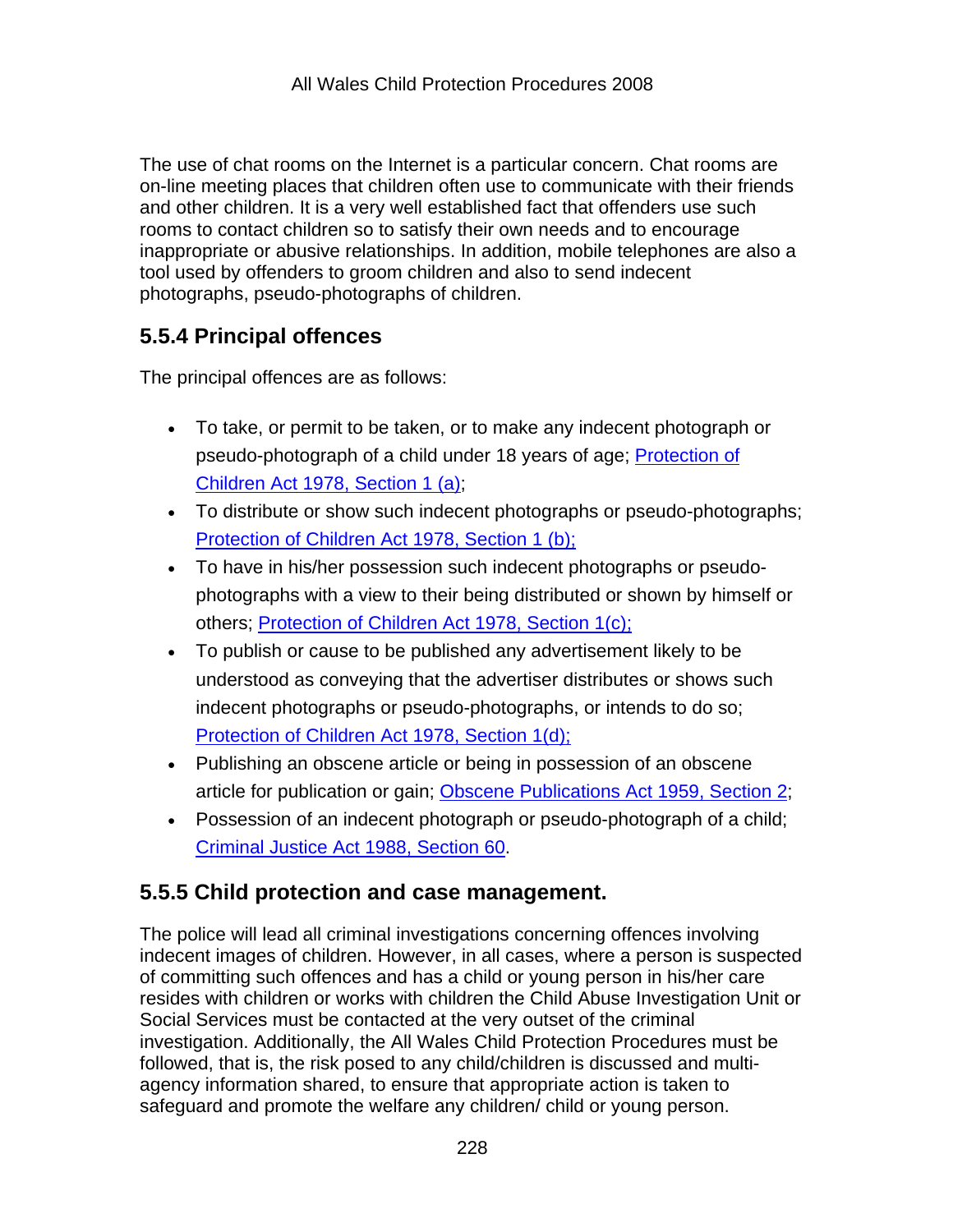The use of chat rooms on the Internet is a particular concern. Chat rooms are on-line meeting places that children often use to communicate with their friends and other children. It is a very well established fact that offenders use such rooms to contact children so to satisfy their own needs and to encourage inappropriate or abusive relationships. In addition, mobile telephones are also a tool used by offenders to groom children and also to send indecent photographs, pseudo-photographs of children.

### 5.5.4 Principal offences

The principal offences are as follows:

- To take, or permit to be taken, or to make any indecent photograph or pseudo-photograph of a child under 18 years of age; Protection of Children Act 1978, Section 1 (a);
- To distribute or show such indecent photographs or pseudo-photographs; Protection of Children Act 1978, Section 1 (b);
- To have in his/her possession such indecent photographs or pseudo-photographs with a view to their being distributed or shown by himself or others; Protection of Children Act 1978, Section 1(c);
- To publish or cause to be published any advertisement likely to be understood as conveying that the advertiser distributes or shows such indecent photographs or pseudo-photographs, or intends to do so; Protection of Children Act 1978, Section 1(d);
- Publishing an obscene article or being in possession of an obscene article for publication or gain; Obscene Publications Act 1959, Section 2;
- Possession of an indecent photograph or pseudo-photograph of a child; Criminal Justice Act 1988, Section 60.

### 5.5.5 Child protection and case management.

The police will lead all criminal investigations concerning offences involving indecent images of children. However, in all cases, where a person is suspected of committing such offences and has a child or young person in his/her care resides with children or works with children the Child Abuse Investigation Unit or Social Services must be contacted at the very outset of the criminal investigation. Additionally, the All Wales Child Protection Procedures must be followed, that is, the risk posed to any child/children is discussed and multi-agency information shared, to ensure that appropriate action is taken to safeguard and promote the welfare any children/ child or young person.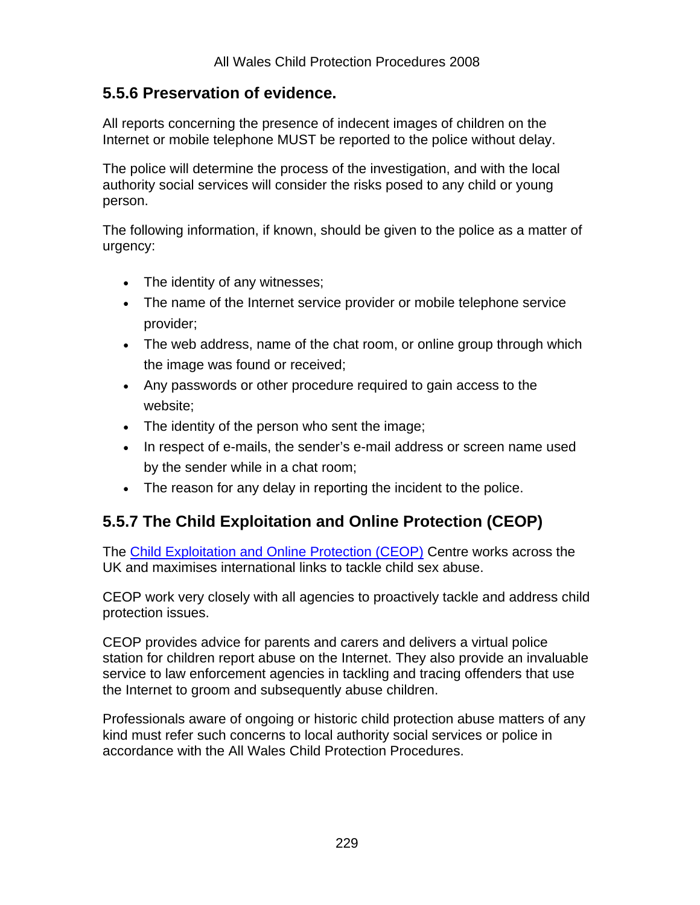## 5.5.6 Preservation of evidence.

All reports concerning the presence of indecent images of children on the Internet or mobile telephone MUST be reported to the police without delay.

The police will determine the process of the investigation, and with the local authority social services will consider the risks posed to any child or young person.

The following information, if known, should be given to the police as a matter of urgency:

- The identity of any witnesses;
- The name of the Internet service provider or mobile telephone service provider;
- The web address, name of the chat room, or online group through which the image was found or received;
- Any passwords or other procedure required to gain access to the website;
- The identity of the person who sent the image;
- In respect of e-mails, the sender's e-mail address or screen name used by the sender while in a chat room;
- The reason for any delay in reporting the incident to the police.

## 5.5.7 The Child Exploitation and Online Protection (CEOP)

The Child Exploitation and Online Protection (CEOP) Centre works across the UK and maximises international links to tackle child sex abuse.

CEOP work very closely with all agencies to proactively tackle and address child protection issues.

CEOP provides advice for parents and carers and delivers a virtual police station for children report abuse on the Internet. They also provide an invaluable service to law enforcement agencies in tackling and tracing offenders that use the Internet to groom and subsequently abuse children.

Professionals aware of ongoing or historic child protection abuse matters of any kind must refer such concerns to local authority social services or police in accordance with the All Wales Child Protection Procedures.